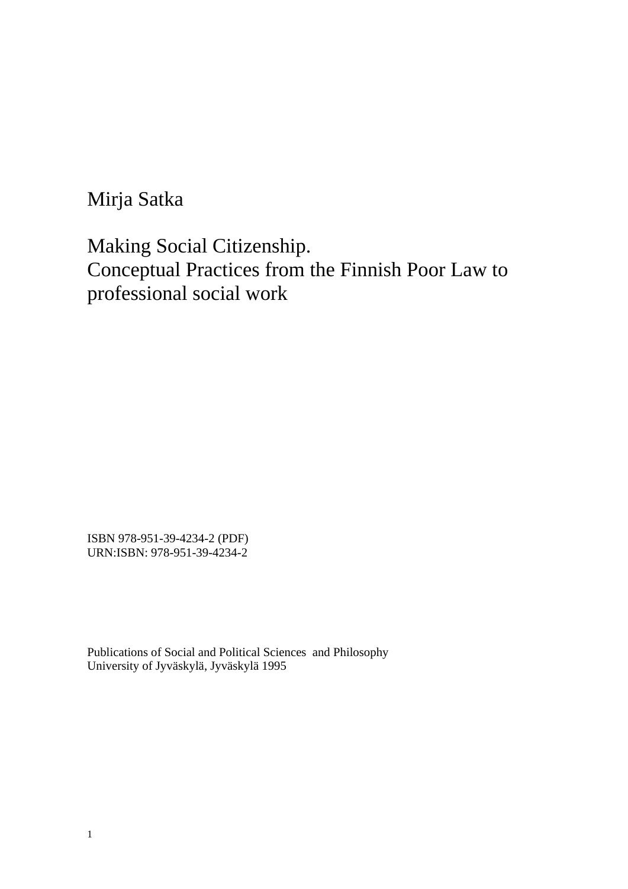Mirja Satka

# Making Social Citizenship.
# Conceptual Practices from the Finnish Poor Law to professional social work

ISBN 978-951-39-4234-2 (PDF)
URN:ISBN: 978-951-39-4234-2

Publications of Social and Political Sciences and Philosophy
University of Jyväskylä, Jyväskylä 1995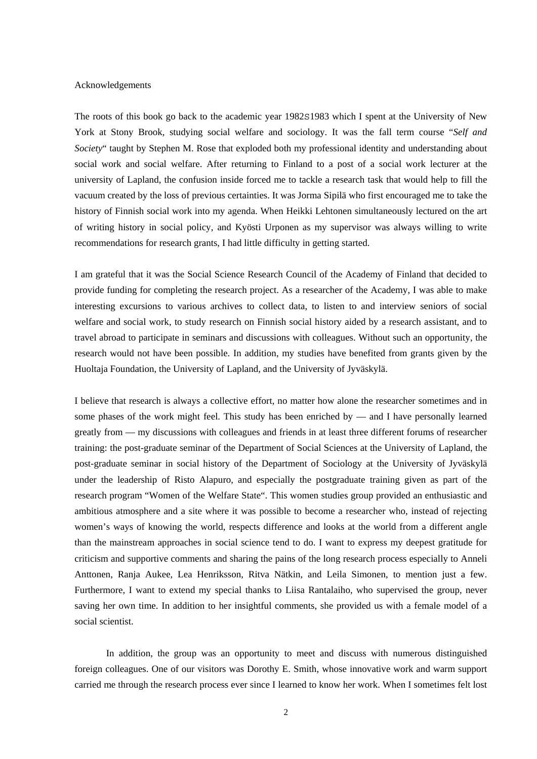# Acknowledgements

The roots of this book go back to the academic year 1982S1983 which I spent at the University of New York at Stony Brook, studying social welfare and sociology. It was the fall term course "*Self and Society*" taught by Stephen M. Rose that exploded both my professional identity and understanding about social work and social welfare. After returning to Finland to a post of a social work lecturer at the university of Lapland, the confusion inside forced me to tackle a research task that would help to fill the vacuum created by the loss of previous certainties. It was Jorma Sipilä who first encouraged me to take the history of Finnish social work into my agenda. When Heikki Lehtonen simultaneously lectured on the art of writing history in social policy, and Kyösti Urponen as my supervisor was always willing to write recommendations for research grants, I had little difficulty in getting started.

I am grateful that it was the Social Science Research Council of the Academy of Finland that decided to provide funding for completing the research project. As a researcher of the Academy, I was able to make interesting excursions to various archives to collect data, to listen to and interview seniors of social welfare and social work, to study research on Finnish social history aided by a research assistant, and to travel abroad to participate in seminars and discussions with colleagues. Without such an opportunity, the research would not have been possible. In addition, my studies have benefited from grants given by the Huoltaja Foundation, the University of Lapland, and the University of Jyväskylä.

I believe that research is always a collective effort, no matter how alone the researcher sometimes and in some phases of the work might feel. This study has been enriched by — and I have personally learned greatly from — my discussions with colleagues and friends in at least three different forums of researcher training: the post-graduate seminar of the Department of Social Sciences at the University of Lapland, the post-graduate seminar in social history of the Department of Sociology at the University of Jyväskylä under the leadership of Risto Alapuro, and especially the postgraduate training given as part of the research program "Women of the Welfare State". This women studies group provided an enthusiastic and ambitious atmosphere and a site where it was possible to become a researcher who, instead of rejecting women's ways of knowing the world, respects difference and looks at the world from a different angle than the mainstream approaches in social science tend to do. I want to express my deepest gratitude for criticism and supportive comments and sharing the pains of the long research process especially to Anneli Anttonen, Ranja Aukee, Lea Henriksson, Ritva Nätkin, and Leila Simonen, to mention just a few. Furthermore, I want to extend my special thanks to Liisa Rantalaiho, who supervised the group, never saving her own time. In addition to her insightful comments, she provided us with a female model of a social scientist.

In addition, the group was an opportunity to meet and discuss with numerous distinguished foreign colleagues. One of our visitors was Dorothy E. Smith, whose innovative work and warm support carried me through the research process ever since I learned to know her work. When I sometimes felt lost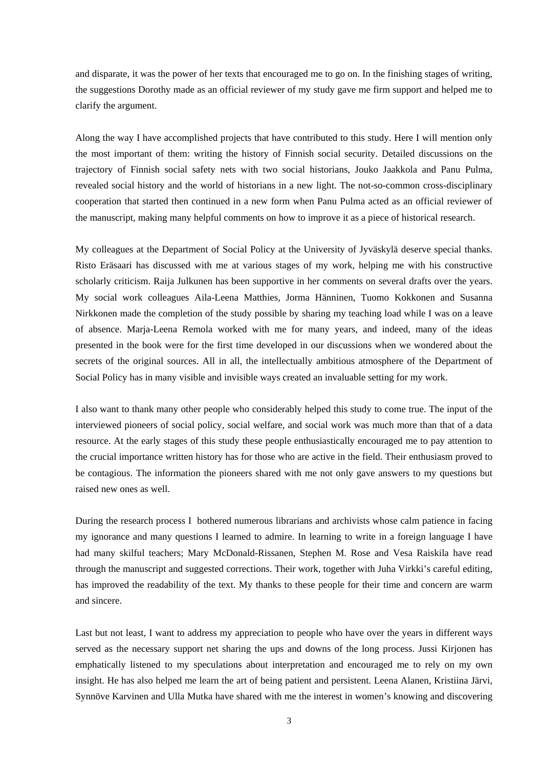and disparate, it was the power of her texts that encouraged me to go on. In the finishing stages of writing, the suggestions Dorothy made as an official reviewer of my study gave me firm support and helped me to clarify the argument.

Along the way I have accomplished projects that have contributed to this study. Here I will mention only the most important of them: writing the history of Finnish social security. Detailed discussions on the trajectory of Finnish social safety nets with two social historians, Jouko Jaakkola and Panu Pulma, revealed social history and the world of historians in a new light. The not-so-common cross-disciplinary cooperation that started then continued in a new form when Panu Pulma acted as an official reviewer of the manuscript, making many helpful comments on how to improve it as a piece of historical research.

My colleagues at the Department of Social Policy at the University of Jyväskylä deserve special thanks. Risto Eräsaari has discussed with me at various stages of my work, helping me with his constructive scholarly criticism. Raija Julkunen has been supportive in her comments on several drafts over the years. My social work colleagues Aila-Leena Matthies, Jorma Hänninen, Tuomo Kokkonen and Susanna Nirkkonen made the completion of the study possible by sharing my teaching load while I was on a leave of absence. Marja-Leena Remola worked with me for many years, and indeed, many of the ideas presented in the book were for the first time developed in our discussions when we wondered about the secrets of the original sources. All in all, the intellectually ambitious atmosphere of the Department of Social Policy has in many visible and invisible ways created an invaluable setting for my work.

I also want to thank many other people who considerably helped this study to come true. The input of the interviewed pioneers of social policy, social welfare, and social work was much more than that of a data resource. At the early stages of this study these people enthusiastically encouraged me to pay attention to the crucial importance written history has for those who are active in the field. Their enthusiasm proved to be contagious. The information the pioneers shared with me not only gave answers to my questions but raised new ones as well.

During the research process I bothered numerous librarians and archivists whose calm patience in facing my ignorance and many questions I learned to admire. In learning to write in a foreign language I have had many skilful teachers; Mary McDonald-Rissanen, Stephen M. Rose and Vesa Raiskila have read through the manuscript and suggested corrections. Their work, together with Juha Virkki's careful editing, has improved the readability of the text. My thanks to these people for their time and concern are warm and sincere.

Last but not least, I want to address my appreciation to people who have over the years in different ways served as the necessary support net sharing the ups and downs of the long process. Jussi Kirjonen has emphatically listened to my speculations about interpretation and encouraged me to rely on my own insight. He has also helped me learn the art of being patient and persistent. Leena Alanen, Kristiina Järvi, Synnöve Karvinen and Ulla Mutka have shared with me the interest in women's knowing and discovering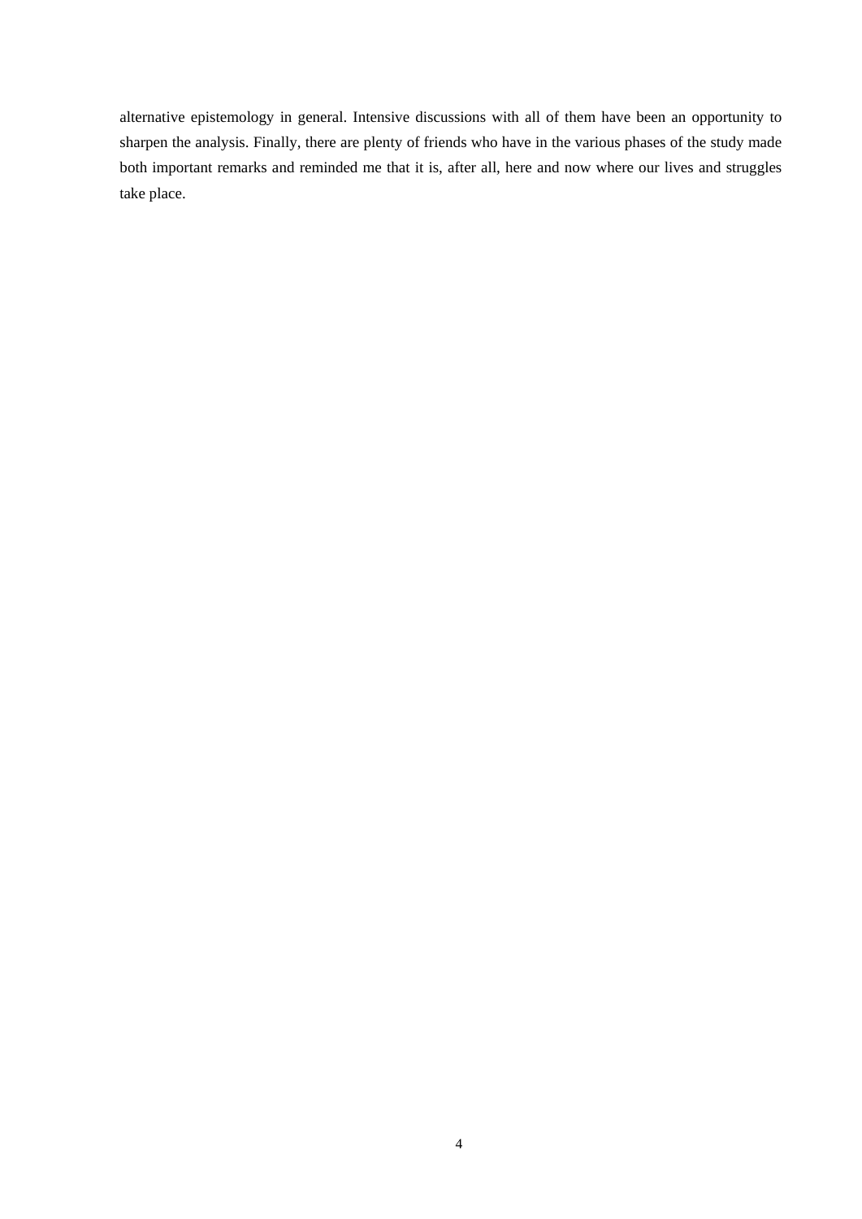alternative epistemology in general. Intensive discussions with all of them have been an opportunity to sharpen the analysis. Finally, there are plenty of friends who have in the various phases of the study made both important remarks and reminded me that it is, after all, here and now where our lives and struggles take place.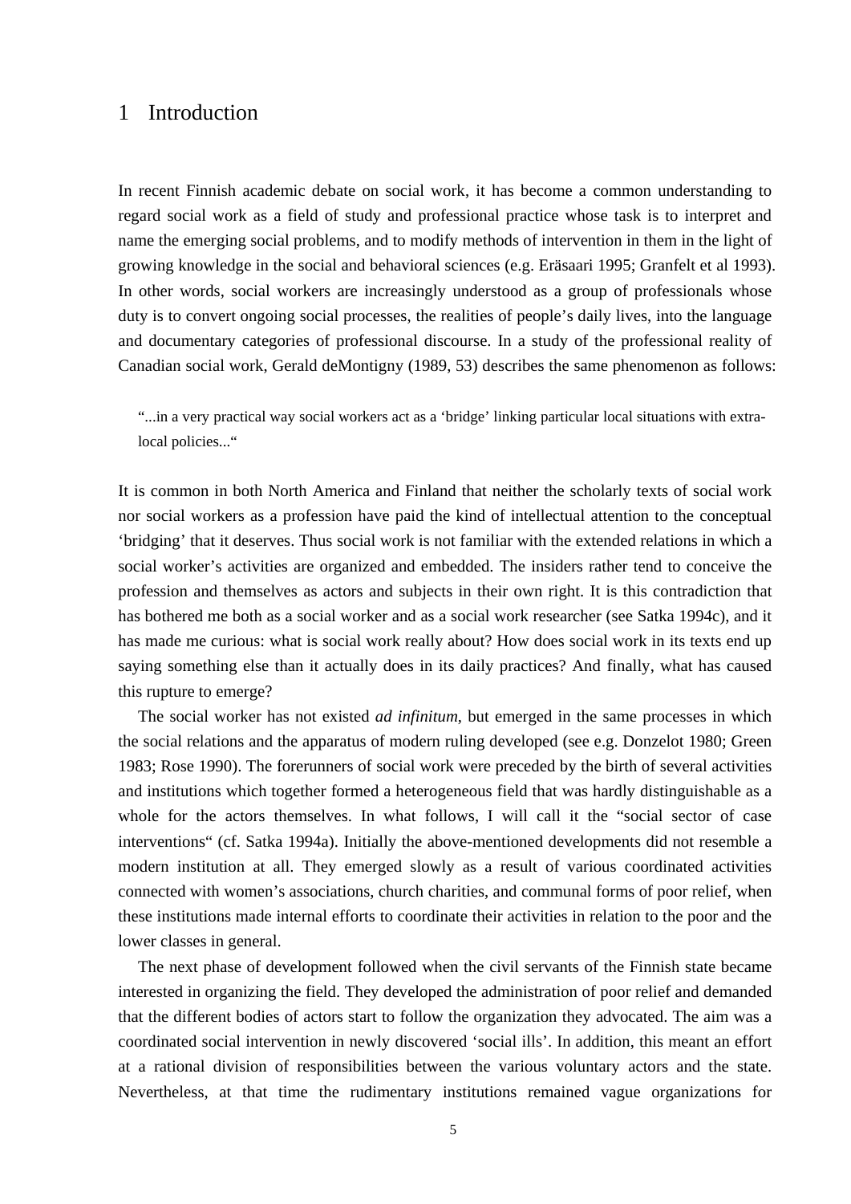# 1 Introduction

In recent Finnish academic debate on social work, it has become a common understanding to regard social work as a field of study and professional practice whose task is to interpret and name the emerging social problems, and to modify methods of intervention in them in the light of growing knowledge in the social and behavioral sciences (e.g. Eräsaari 1995; Granfelt et al 1993). In other words, social workers are increasingly understood as a group of professionals whose duty is to convert ongoing social processes, the realities of people's daily lives, into the language and documentary categories of professional discourse. In a study of the professional reality of Canadian social work, Gerald deMontigny (1989, 53) describes the same phenomenon as follows:

> "...in a very practical way social workers act as a 'bridge' linking particular local situations with extra-local policies..."

It is common in both North America and Finland that neither the scholarly texts of social work nor social workers as a profession have paid the kind of intellectual attention to the conceptual 'bridging' that it deserves. Thus social work is not familiar with the extended relations in which a social worker's activities are organized and embedded. The insiders rather tend to conceive the profession and themselves as actors and subjects in their own right. It is this contradiction that has bothered me both as a social worker and as a social work researcher (see Satka 1994c), and it has made me curious: what is social work really about? How does social work in its texts end up saying something else than it actually does in its daily practices? And finally, what has caused this rupture to emerge?

The social worker has not existed *ad infinitum*, but emerged in the same processes in which the social relations and the apparatus of modern ruling developed (see e.g. Donzelot 1980; Green 1983; Rose 1990). The forerunners of social work were preceded by the birth of several activities and institutions which together formed a heterogeneous field that was hardly distinguishable as a whole for the actors themselves. In what follows, I will call it the "social sector of case interventions" (cf. Satka 1994a). Initially the above-mentioned developments did not resemble a modern institution at all. They emerged slowly as a result of various coordinated activities connected with women's associations, church charities, and communal forms of poor relief, when these institutions made internal efforts to coordinate their activities in relation to the poor and the lower classes in general.

The next phase of development followed when the civil servants of the Finnish state became interested in organizing the field. They developed the administration of poor relief and demanded that the different bodies of actors start to follow the organization they advocated. The aim was a coordinated social intervention in newly discovered 'social ills'. In addition, this meant an effort at a rational division of responsibilities between the various voluntary actors and the state. Nevertheless, at that time the rudimentary institutions remained vague organizations for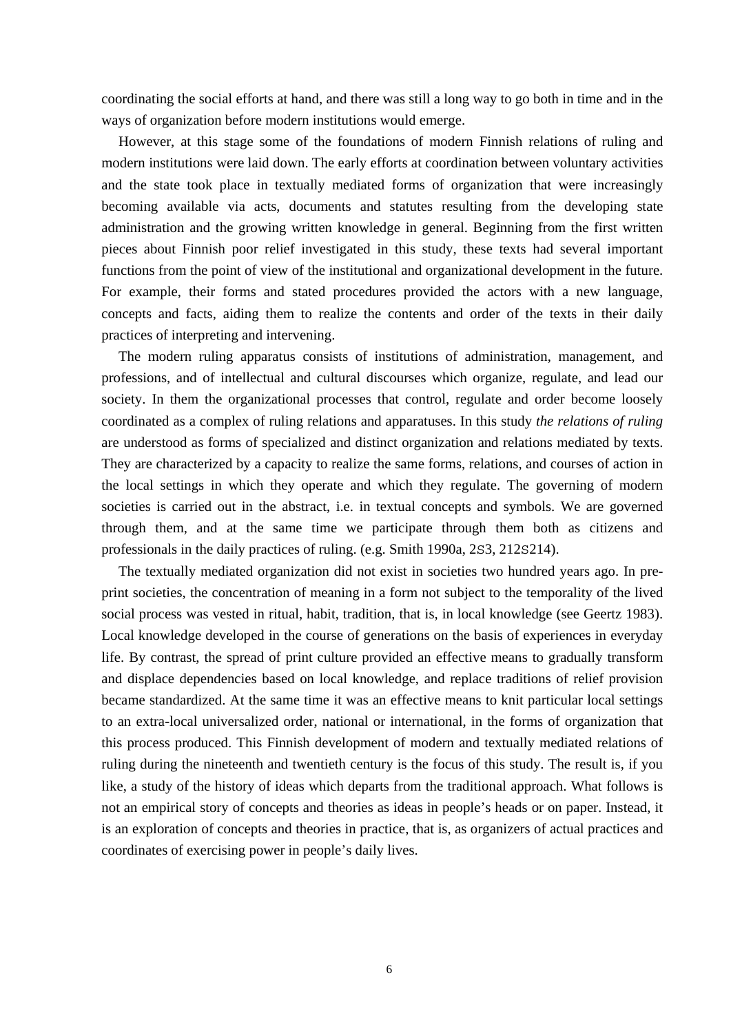coordinating the social efforts at hand, and there was still a long way to go both in time and in the ways of organization before modern institutions would emerge.

However, at this stage some of the foundations of modern Finnish relations of ruling and modern institutions were laid down. The early efforts at coordination between voluntary activities and the state took place in textually mediated forms of organization that were increasingly becoming available via acts, documents and statutes resulting from the developing state administration and the growing written knowledge in general. Beginning from the first written pieces about Finnish poor relief investigated in this study, these texts had several important functions from the point of view of the institutional and organizational development in the future. For example, their forms and stated procedures provided the actors with a new language, concepts and facts, aiding them to realize the contents and order of the texts in their daily practices of interpreting and intervening.

The modern ruling apparatus consists of institutions of administration, management, and professions, and of intellectual and cultural discourses which organize, regulate, and lead our society. In them the organizational processes that control, regulate and order become loosely coordinated as a complex of ruling relations and apparatuses. In this study *the relations of ruling* are understood as forms of specialized and distinct organization and relations mediated by texts. They are characterized by a capacity to realize the same forms, relations, and courses of action in the local settings in which they operate and which they regulate. The governing of modern societies is carried out in the abstract, i.e. in textual concepts and symbols. We are governed through them, and at the same time we participate through them both as citizens and professionals in the daily practices of ruling. (e.g. Smith 1990a, 2S3, 212S214).

The textually mediated organization did not exist in societies two hundred years ago. In pre-print societies, the concentration of meaning in a form not subject to the temporality of the lived social process was vested in ritual, habit, tradition, that is, in local knowledge (see Geertz 1983). Local knowledge developed in the course of generations on the basis of experiences in everyday life. By contrast, the spread of print culture provided an effective means to gradually transform and displace dependencies based on local knowledge, and replace traditions of relief provision became standardized. At the same time it was an effective means to knit particular local settings to an extra-local universalized order, national or international, in the forms of organization that this process produced. This Finnish development of modern and textually mediated relations of ruling during the nineteenth and twentieth century is the focus of this study. The result is, if you like, a study of the history of ideas which departs from the traditional approach. What follows is not an empirical story of concepts and theories as ideas in people's heads or on paper. Instead, it is an exploration of concepts and theories in practice, that is, as organizers of actual practices and coordinates of exercising power in people's daily lives.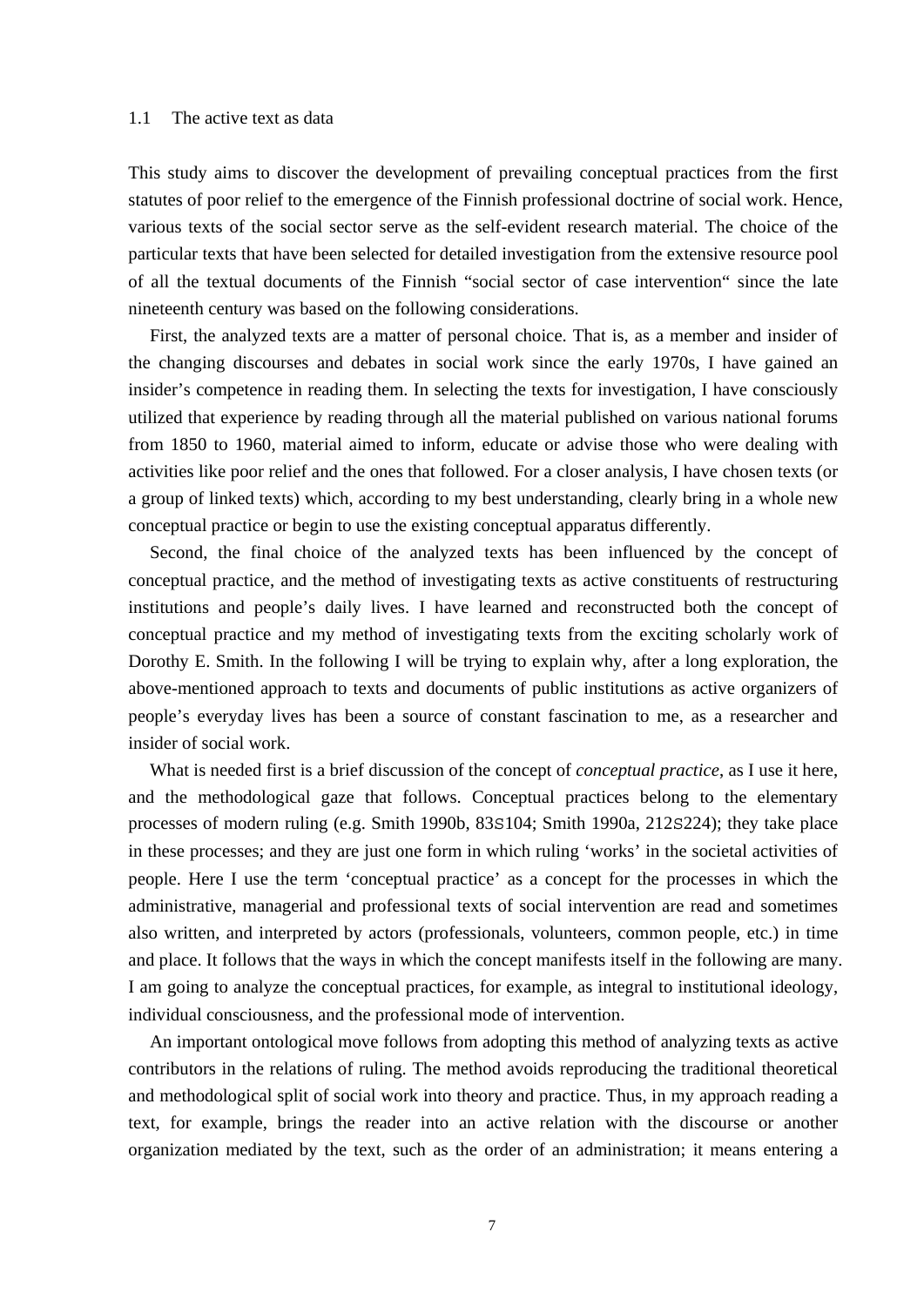## 1.1 The active text as data

This study aims to discover the development of prevailing conceptual practices from the first statutes of poor relief to the emergence of the Finnish professional doctrine of social work. Hence, various texts of the social sector serve as the self-evident research material. The choice of the particular texts that have been selected for detailed investigation from the extensive resource pool of all the textual documents of the Finnish "social sector of case intervention" since the late nineteenth century was based on the following considerations.

First, the analyzed texts are a matter of personal choice. That is, as a member and insider of the changing discourses and debates in social work since the early 1970s, I have gained an insider's competence in reading them. In selecting the texts for investigation, I have consciously utilized that experience by reading through all the material published on various national forums from 1850 to 1960, material aimed to inform, educate or advise those who were dealing with activities like poor relief and the ones that followed. For a closer analysis, I have chosen texts (or a group of linked texts) which, according to my best understanding, clearly bring in a whole new conceptual practice or begin to use the existing conceptual apparatus differently.

Second, the final choice of the analyzed texts has been influenced by the concept of conceptual practice, and the method of investigating texts as active constituents of restructuring institutions and people's daily lives. I have learned and reconstructed both the concept of conceptual practice and my method of investigating texts from the exciting scholarly work of Dorothy E. Smith. In the following I will be trying to explain why, after a long exploration, the above-mentioned approach to texts and documents of public institutions as active organizers of people's everyday lives has been a source of constant fascination to me, as a researcher and insider of social work.

What is needed first is a brief discussion of the concept of *conceptual practice*, as I use it here, and the methodological gaze that follows. Conceptual practices belong to the elementary processes of modern ruling (e.g. Smith 1990b, 83S104; Smith 1990a, 212S224); they take place in these processes; and they are just one form in which ruling 'works' in the societal activities of people. Here I use the term 'conceptual practice' as a concept for the processes in which the administrative, managerial and professional texts of social intervention are read and sometimes also written, and interpreted by actors (professionals, volunteers, common people, etc.) in time and place. It follows that the ways in which the concept manifests itself in the following are many. I am going to analyze the conceptual practices, for example, as integral to institutional ideology, individual consciousness, and the professional mode of intervention.

An important ontological move follows from adopting this method of analyzing texts as active contributors in the relations of ruling. The method avoids reproducing the traditional theoretical and methodological split of social work into theory and practice. Thus, in my approach reading a text, for example, brings the reader into an active relation with the discourse or another organization mediated by the text, such as the order of an administration; it means entering a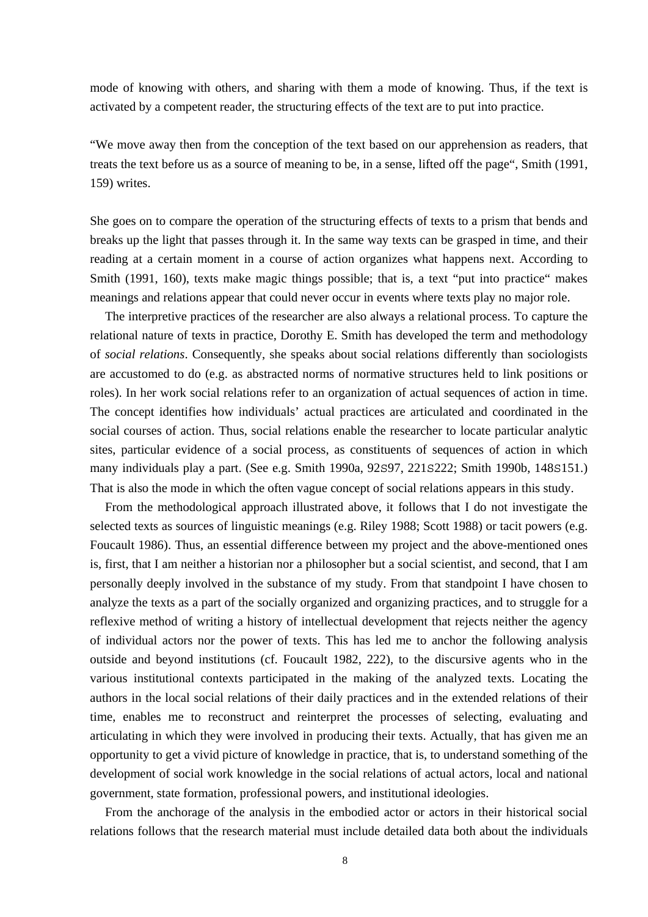mode of knowing with others, and sharing with them a mode of knowing. Thus, if the text is activated by a competent reader, the structuring effects of the text are to put into practice.

"We move away then from the conception of the text based on our apprehension as readers, that treats the text before us as a source of meaning to be, in a sense, lifted off the page", Smith (1991, 159) writes.

She goes on to compare the operation of the structuring effects of texts to a prism that bends and breaks up the light that passes through it. In the same way texts can be grasped in time, and their reading at a certain moment in a course of action organizes what happens next. According to Smith (1991, 160), texts make magic things possible; that is, a text "put into practice" makes meanings and relations appear that could never occur in events where texts play no major role.

The interpretive practices of the researcher are also always a relational process. To capture the relational nature of texts in practice, Dorothy E. Smith has developed the term and methodology of *social relations*. Consequently, she speaks about social relations differently than sociologists are accustomed to do (e.g. as abstracted norms of normative structures held to link positions or roles). In her work social relations refer to an organization of actual sequences of action in time. The concept identifies how individuals' actual practices are articulated and coordinated in the social courses of action. Thus, social relations enable the researcher to locate particular analytic sites, particular evidence of a social process, as constituents of sequences of action in which many individuals play a part. (See e.g. Smith 1990a, 92S97, 221S222; Smith 1990b, 148S151.) That is also the mode in which the often vague concept of social relations appears in this study.

From the methodological approach illustrated above, it follows that I do not investigate the selected texts as sources of linguistic meanings (e.g. Riley 1988; Scott 1988) or tacit powers (e.g. Foucault 1986). Thus, an essential difference between my project and the above-mentioned ones is, first, that I am neither a historian nor a philosopher but a social scientist, and second, that I am personally deeply involved in the substance of my study. From that standpoint I have chosen to analyze the texts as a part of the socially organized and organizing practices, and to struggle for a reflexive method of writing a history of intellectual development that rejects neither the agency of individual actors nor the power of texts. This has led me to anchor the following analysis outside and beyond institutions (cf. Foucault 1982, 222), to the discursive agents who in the various institutional contexts participated in the making of the analyzed texts. Locating the authors in the local social relations of their daily practices and in the extended relations of their time, enables me to reconstruct and reinterpret the processes of selecting, evaluating and articulating in which they were involved in producing their texts. Actually, that has given me an opportunity to get a vivid picture of knowledge in practice, that is, to understand something of the development of social work knowledge in the social relations of actual actors, local and national government, state formation, professional powers, and institutional ideologies.

From the anchorage of the analysis in the embodied actor or actors in their historical social relations follows that the research material must include detailed data both about the individuals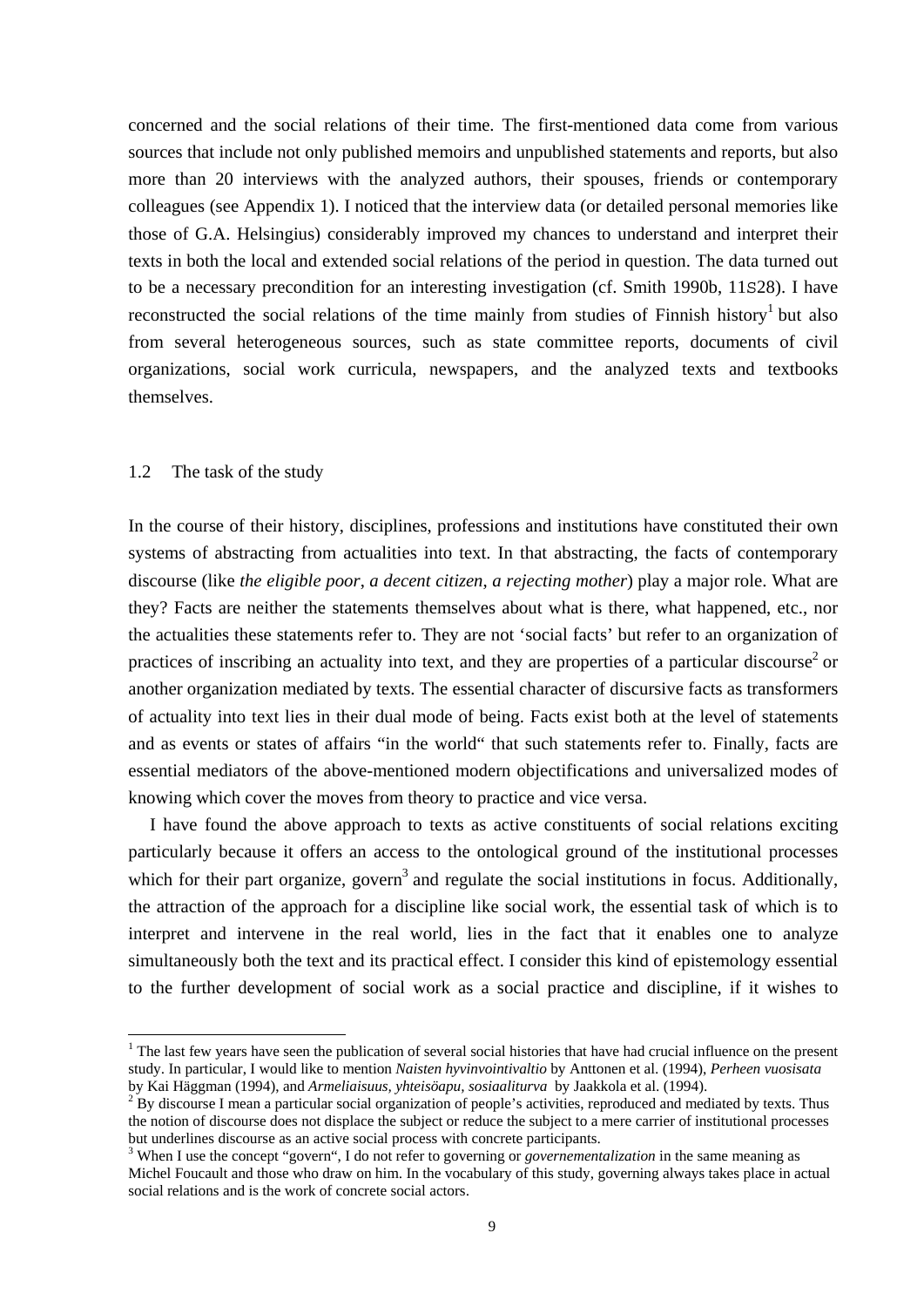concerned and the social relations of their time. The first-mentioned data come from various sources that include not only published memoirs and unpublished statements and reports, but also more than 20 interviews with the analyzed authors, their spouses, friends or contemporary colleagues (see Appendix 1). I noticed that the interview data (or detailed personal memories like those of G.A. Helsingius) considerably improved my chances to understand and interpret their texts in both the local and extended social relations of the period in question. The data turned out to be a necessary precondition for an interesting investigation (cf. Smith 1990b, 11S28). I have reconstructed the social relations of the time mainly from studies of Finnish history[1] but also from several heterogeneous sources, such as state committee reports, documents of civil organizations, social work curricula, newspapers, and the analyzed texts and textbooks themselves.

## 1.2 The task of the study

In the course of their history, disciplines, professions and institutions have constituted their own systems of abstracting from actualities into text. In that abstracting, the facts of contemporary discourse (like *the eligible poor*, *a decent citizen*, *a rejecting mother*) play a major role. What are they? Facts are neither the statements themselves about what is there, what happened, etc., nor the actualities these statements refer to. They are not 'social facts' but refer to an organization of practices of inscribing an actuality into text, and they are properties of a particular discourse[2] or another organization mediated by texts. The essential character of discursive facts as transformers of actuality into text lies in their dual mode of being. Facts exist both at the level of statements and as events or states of affairs "in the world" that such statements refer to. Finally, facts are essential mediators of the above-mentioned modern objectifications and universalized modes of knowing which cover the moves from theory to practice and vice versa.

I have found the above approach to texts as active constituents of social relations exciting particularly because it offers an access to the ontological ground of the institutional processes which for their part organize, govern[3] and regulate the social institutions in focus. Additionally, the attraction of the approach for a discipline like social work, the essential task of which is to interpret and intervene in the real world, lies in the fact that it enables one to analyze simultaneously both the text and its practical effect. I consider this kind of epistemology essential to the further development of social work as a social practice and discipline, if it wishes to

---

[1] The last few years have seen the publication of several social histories that have had crucial influence on the present study. In particular, I would like to mention *Naisten hyvinvointivaltio* by Anttonen et al. (1994), *Perheen vuosisata* by Kai Häggman (1994), and *Armeliaisuus, yhteisöapu, sosiaaliturva* by Jaakkola et al. (1994).

[2] By discourse I mean a particular social organization of people's activities, reproduced and mediated by texts. Thus the notion of discourse does not displace the subject or reduce the subject to a mere carrier of institutional processes but underlines discourse as an active social process with concrete participants.

[3] When I use the concept "govern", I do not refer to governing or *governementalization* in the same meaning as Michel Foucault and those who draw on him. In the vocabulary of this study, governing always takes place in actual social relations and is the work of concrete social actors.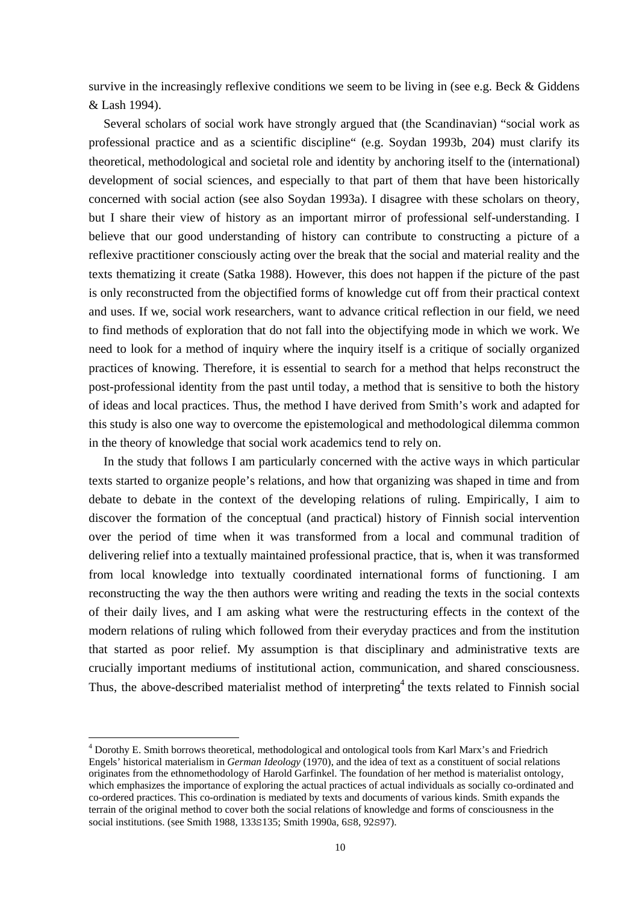survive in the increasingly reflexive conditions we seem to be living in (see e.g. Beck & Giddens & Lash 1994).

Several scholars of social work have strongly argued that (the Scandinavian) "social work as professional practice and as a scientific discipline" (e.g. Soydan 1993b, 204) must clarify its theoretical, methodological and societal role and identity by anchoring itself to the (international) development of social sciences, and especially to that part of them that have been historically concerned with social action (see also Soydan 1993a). I disagree with these scholars on theory, but I share their view of history as an important mirror of professional self-understanding. I believe that our good understanding of history can contribute to constructing a picture of a reflexive practitioner consciously acting over the break that the social and material reality and the texts thematizing it create (Satka 1988). However, this does not happen if the picture of the past is only reconstructed from the objectified forms of knowledge cut off from their practical context and uses. If we, social work researchers, want to advance critical reflection in our field, we need to find methods of exploration that do not fall into the objectifying mode in which we work. We need to look for a method of inquiry where the inquiry itself is a critique of socially organized practices of knowing. Therefore, it is essential to search for a method that helps reconstruct the post-professional identity from the past until today, a method that is sensitive to both the history of ideas and local practices. Thus, the method I have derived from Smith's work and adapted for this study is also one way to overcome the epistemological and methodological dilemma common in the theory of knowledge that social work academics tend to rely on.

In the study that follows I am particularly concerned with the active ways in which particular texts started to organize people's relations, and how that organizing was shaped in time and from debate to debate in the context of the developing relations of ruling. Empirically, I aim to discover the formation of the conceptual (and practical) history of Finnish social intervention over the period of time when it was transformed from a local and communal tradition of delivering relief into a textually maintained professional practice, that is, when it was transformed from local knowledge into textually coordinated international forms of functioning. I am reconstructing the way the then authors were writing and reading the texts in the social contexts of their daily lives, and I am asking what were the restructuring effects in the context of the modern relations of ruling which followed from their everyday practices and from the institution that started as poor relief. My assumption is that disciplinary and administrative texts are crucially important mediums of institutional action, communication, and shared consciousness. Thus, the above-described materialist method of interpreting[4] the texts related to Finnish social

---

[4] Dorothy E. Smith borrows theoretical, methodological and ontological tools from Karl Marx's and Friedrich Engels' historical materialism in *German Ideology* (1970), and the idea of text as a constituent of social relations originates from the ethnomethodology of Harold Garfinkel. The foundation of her method is materialist ontology, which emphasizes the importance of exploring the actual practices of actual individuals as socially co-ordinated and co-ordered practices. This co-ordination is mediated by texts and documents of various kinds. Smith expands the terrain of the original method to cover both the social relations of knowledge and forms of consciousness in the social institutions. (see Smith 1988, 133–135; Smith 1990a, 6–8, 92–97).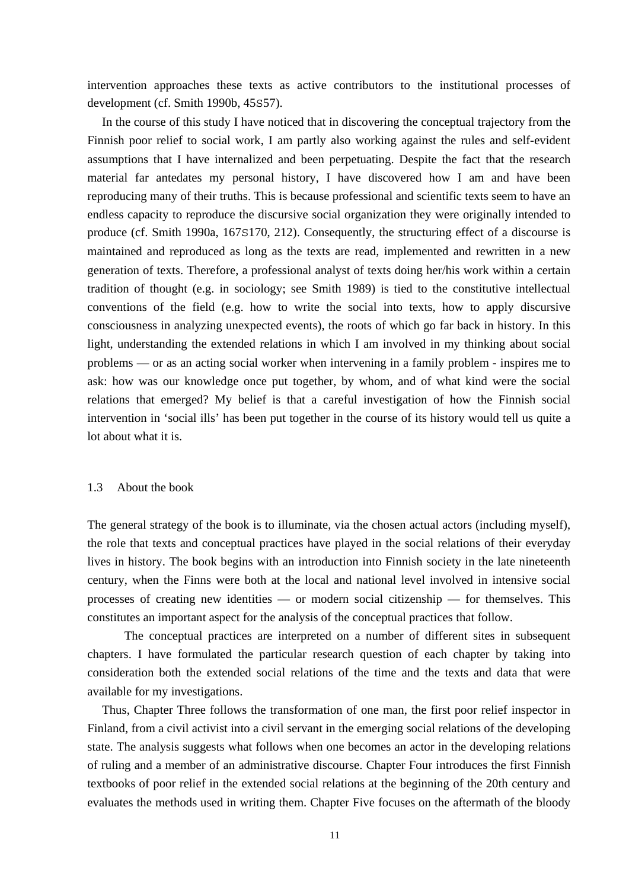intervention approaches these texts as active contributors to the institutional processes of development (cf. Smith 1990b, 45S57).

In the course of this study I have noticed that in discovering the conceptual trajectory from the Finnish poor relief to social work, I am partly also working against the rules and self-evident assumptions that I have internalized and been perpetuating. Despite the fact that the research material far antedates my personal history, I have discovered how I am and have been reproducing many of their truths. This is because professional and scientific texts seem to have an endless capacity to reproduce the discursive social organization they were originally intended to produce (cf. Smith 1990a, 167S170, 212). Consequently, the structuring effect of a discourse is maintained and reproduced as long as the texts are read, implemented and rewritten in a new generation of texts. Therefore, a professional analyst of texts doing her/his work within a certain tradition of thought (e.g. in sociology; see Smith 1989) is tied to the constitutive intellectual conventions of the field (e.g. how to write the social into texts, how to apply discursive consciousness in analyzing unexpected events), the roots of which go far back in history. In this light, understanding the extended relations in which I am involved in my thinking about social problems — or as an acting social worker when intervening in a family problem - inspires me to ask: how was our knowledge once put together, by whom, and of what kind were the social relations that emerged? My belief is that a careful investigation of how the Finnish social intervention in 'social ills' has been put together in the course of its history would tell us quite a lot about what it is.

## 1.3 About the book

The general strategy of the book is to illuminate, via the chosen actual actors (including myself), the role that texts and conceptual practices have played in the social relations of their everyday lives in history. The book begins with an introduction into Finnish society in the late nineteenth century, when the Finns were both at the local and national level involved in intensive social processes of creating new identities — or modern social citizenship — for themselves. This constitutes an important aspect for the analysis of the conceptual practices that follow.

The conceptual practices are interpreted on a number of different sites in subsequent chapters. I have formulated the particular research question of each chapter by taking into consideration both the extended social relations of the time and the texts and data that were available for my investigations.

Thus, Chapter Three follows the transformation of one man, the first poor relief inspector in Finland, from a civil activist into a civil servant in the emerging social relations of the developing state. The analysis suggests what follows when one becomes an actor in the developing relations of ruling and a member of an administrative discourse. Chapter Four introduces the first Finnish textbooks of poor relief in the extended social relations at the beginning of the 20th century and evaluates the methods used in writing them. Chapter Five focuses on the aftermath of the bloody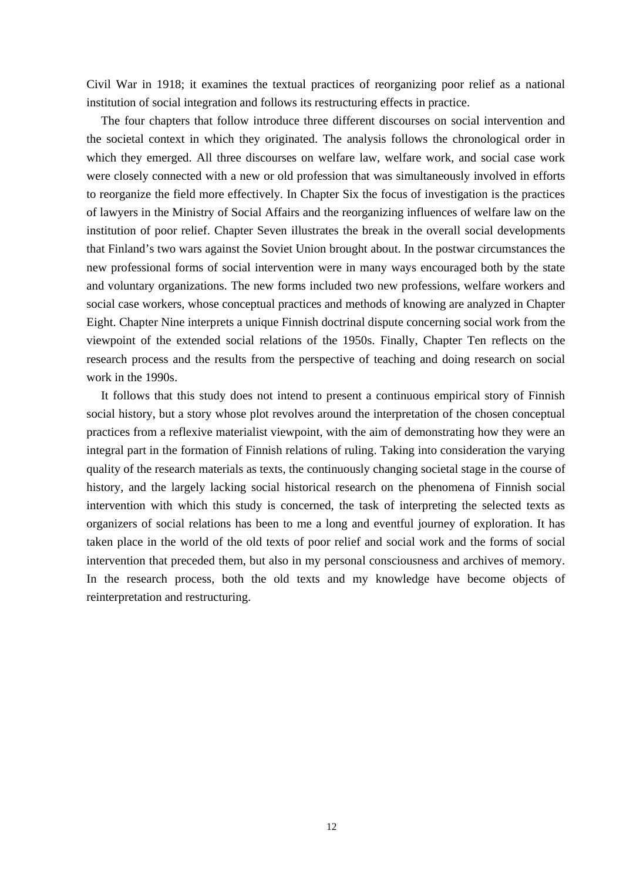Civil War in 1918; it examines the textual practices of reorganizing poor relief as a national institution of social integration and follows its restructuring effects in practice.

The four chapters that follow introduce three different discourses on social intervention and the societal context in which they originated. The analysis follows the chronological order in which they emerged. All three discourses on welfare law, welfare work, and social case work were closely connected with a new or old profession that was simultaneously involved in efforts to reorganize the field more effectively. In Chapter Six the focus of investigation is the practices of lawyers in the Ministry of Social Affairs and the reorganizing influences of welfare law on the institution of poor relief. Chapter Seven illustrates the break in the overall social developments that Finland's two wars against the Soviet Union brought about. In the postwar circumstances the new professional forms of social intervention were in many ways encouraged both by the state and voluntary organizations. The new forms included two new professions, welfare workers and social case workers, whose conceptual practices and methods of knowing are analyzed in Chapter Eight. Chapter Nine interprets a unique Finnish doctrinal dispute concerning social work from the viewpoint of the extended social relations of the 1950s. Finally, Chapter Ten reflects on the research process and the results from the perspective of teaching and doing research on social work in the 1990s.

It follows that this study does not intend to present a continuous empirical story of Finnish social history, but a story whose plot revolves around the interpretation of the chosen conceptual practices from a reflexive materialist viewpoint, with the aim of demonstrating how they were an integral part in the formation of Finnish relations of ruling. Taking into consideration the varying quality of the research materials as texts, the continuously changing societal stage in the course of history, and the largely lacking social historical research on the phenomena of Finnish social intervention with which this study is concerned, the task of interpreting the selected texts as organizers of social relations has been to me a long and eventful journey of exploration. It has taken place in the world of the old texts of poor relief and social work and the forms of social intervention that preceded them, but also in my personal consciousness and archives of memory. In the research process, both the old texts and my knowledge have become objects of reinterpretation and restructuring.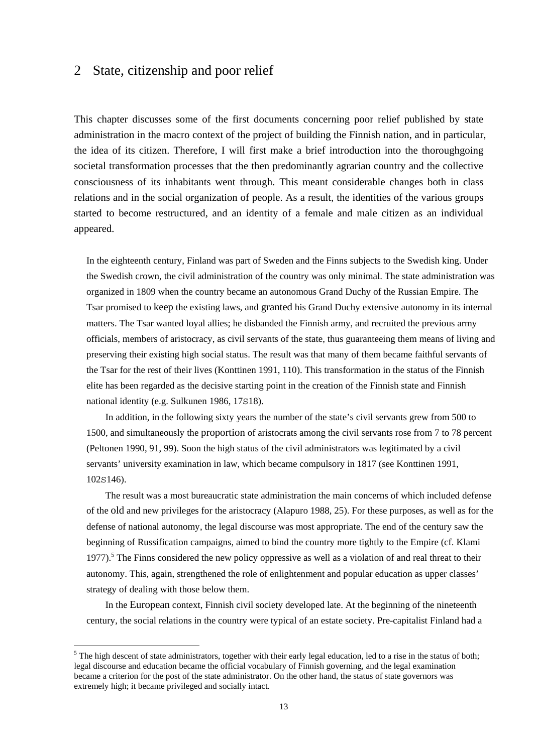## 2 State, citizenship and poor relief

This chapter discusses some of the first documents concerning poor relief published by state administration in the macro context of the project of building the Finnish nation, and in particular, the idea of its citizen. Therefore, I will first make a brief introduction into the thoroughgoing societal transformation processes that the then predominantly agrarian country and the collective consciousness of its inhabitants went through. This meant considerable changes both in class relations and in the social organization of people. As a result, the identities of the various groups started to become restructured, and an identity of a female and male citizen as an individual appeared.

In the eighteenth century, Finland was part of Sweden and the Finns subjects to the Swedish king. Under the Swedish crown, the civil administration of the country was only minimal. The state administration was organized in 1809 when the country became an autonomous Grand Duchy of the Russian Empire. The Tsar promised to keep the existing laws, and granted his Grand Duchy extensive autonomy in its internal matters. The Tsar wanted loyal allies; he disbanded the Finnish army, and recruited the previous army officials, members of aristocracy, as civil servants of the state, thus guaranteeing them means of living and preserving their existing high social status. The result was that many of them became faithful servants of the Tsar for the rest of their lives (Konttinen 1991, 110). This transformation in the status of the Finnish elite has been regarded as the decisive starting point in the creation of the Finnish state and Finnish national identity (e.g. Sulkunen 1986, 17–18).

In addition, in the following sixty years the number of the state's civil servants grew from 500 to 1500, and simultaneously the proportion of aristocrats among the civil servants rose from 7 to 78 percent (Peltonen 1990, 91, 99). Soon the high status of the civil administrators was legitimated by a civil servants' university examination in law, which became compulsory in 1817 (see Konttinen 1991, 102–146).

The result was a most bureaucratic state administration the main concerns of which included defense of the old and new privileges for the aristocracy (Alapuro 1988, 25). For these purposes, as well as for the defense of national autonomy, the legal discourse was most appropriate. The end of the century saw the beginning of Russification campaigns, aimed to bind the country more tightly to the Empire (cf. Klami 1977).[5] The Finns considered the new policy oppressive as well as a violation of and real threat to their autonomy. This, again, strengthened the role of enlightenment and popular education as upper classes' strategy of dealing with those below them.

In the European context, Finnish civil society developed late. At the beginning of the nineteenth century, the social relations in the country were typical of an estate society. Pre-capitalist Finland had a

[5] The high descent of state administrators, together with their early legal education, led to a rise in the status of both; legal discourse and education became the official vocabulary of Finnish governing, and the legal examination became a criterion for the post of the state administrator. On the other hand, the status of state governors was extremely high; it became privileged and socially intact.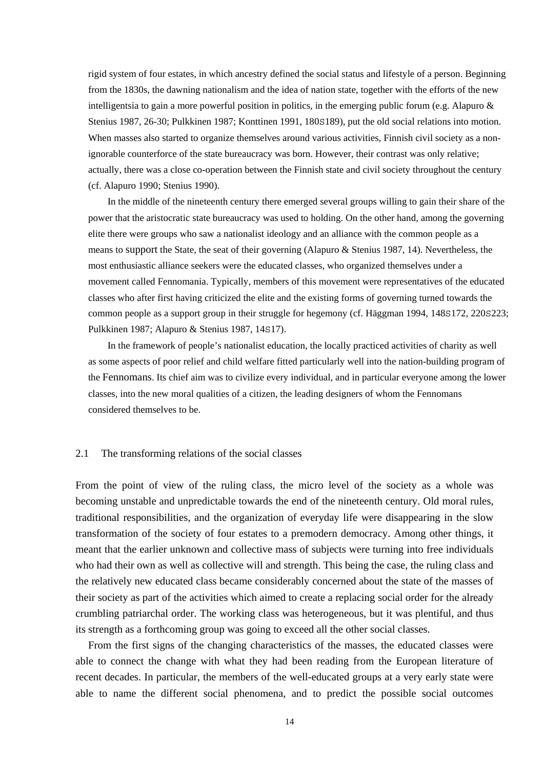rigid system of four estates, in which ancestry defined the social status and lifestyle of a person. Beginning from the 1830s, the dawning nationalism and the idea of nation state, together with the efforts of the new intelligentsia to gain a more powerful position in politics, in the emerging public forum (e.g. Alapuro & Stenius 1987, 26-30; Pulkkinen 1987; Konttinen 1991, 180S189), put the old social relations into motion. When masses also started to organize themselves around various activities, Finnish civil society as a non-ignorable counterforce of the state bureaucracy was born. However, their contrast was only relative; actually, there was a close co-operation between the Finnish state and civil society throughout the century (cf. Alapuro 1990; Stenius 1990).

In the middle of the nineteenth century there emerged several groups willing to gain their share of the power that the aristocratic state bureaucracy was used to holding. On the other hand, among the governing elite there were groups who saw a nationalist ideology and an alliance with the common people as a means to support the State, the seat of their governing (Alapuro & Stenius 1987, 14). Nevertheless, the most enthusiastic alliance seekers were the educated classes, who organized themselves under a movement called Fennomania. Typically, members of this movement were representatives of the educated classes who after first having criticized the elite and the existing forms of governing turned towards the common people as a support group in their struggle for hegemony (cf. Häggman 1994, 148S172, 220S223; Pulkkinen 1987; Alapuro & Stenius 1987, 14S17).

In the framework of people's nationalist education, the locally practiced activities of charity as well as some aspects of poor relief and child welfare fitted particularly well into the nation-building program of the Fennomans. Its chief aim was to civilize every individual, and in particular everyone among the lower classes, into the new moral qualities of a citizen, the leading designers of whom the Fennomans considered themselves to be.

## 2.1 The transforming relations of the social classes

From the point of view of the ruling class, the micro level of the society as a whole was becoming unstable and unpredictable towards the end of the nineteenth century. Old moral rules, traditional responsibilities, and the organization of everyday life were disappearing in the slow transformation of the society of four estates to a premodern democracy. Among other things, it meant that the earlier unknown and collective mass of subjects were turning into free individuals who had their own as well as collective will and strength. This being the case, the ruling class and the relatively new educated class became considerably concerned about the state of the masses of their society as part of the activities which aimed to create a replacing social order for the already crumbling patriarchal order. The working class was heterogeneous, but it was plentiful, and thus its strength as a forthcoming group was going to exceed all the other social classes.

From the first signs of the changing characteristics of the masses, the educated classes were able to connect the change with what they had been reading from the European literature of recent decades. In particular, the members of the well-educated groups at a very early state were able to name the different social phenomena, and to predict the possible social outcomes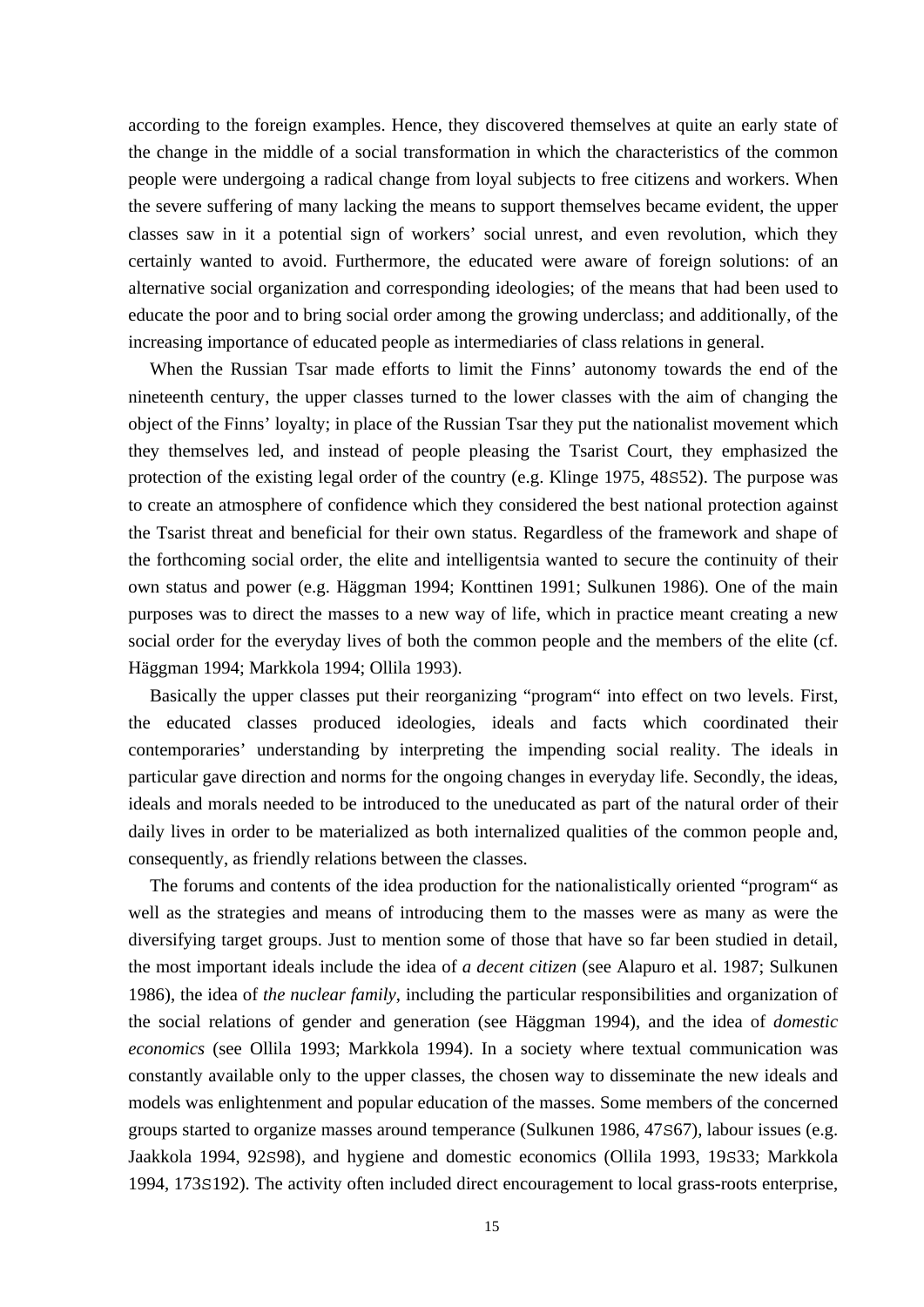according to the foreign examples. Hence, they discovered themselves at quite an early state of the change in the middle of a social transformation in which the characteristics of the common people were undergoing a radical change from loyal subjects to free citizens and workers. When the severe suffering of many lacking the means to support themselves became evident, the upper classes saw in it a potential sign of workers' social unrest, and even revolution, which they certainly wanted to avoid. Furthermore, the educated were aware of foreign solutions: of an alternative social organization and corresponding ideologies; of the means that had been used to educate the poor and to bring social order among the growing underclass; and additionally, of the increasing importance of educated people as intermediaries of class relations in general.

When the Russian Tsar made efforts to limit the Finns' autonomy towards the end of the nineteenth century, the upper classes turned to the lower classes with the aim of changing the object of the Finns' loyalty; in place of the Russian Tsar they put the nationalist movement which they themselves led, and instead of people pleasing the Tsarist Court, they emphasized the protection of the existing legal order of the country (e.g. Klinge 1975, 48S52). The purpose was to create an atmosphere of confidence which they considered the best national protection against the Tsarist threat and beneficial for their own status. Regardless of the framework and shape of the forthcoming social order, the elite and intelligentsia wanted to secure the continuity of their own status and power (e.g. Häggman 1994; Konttinen 1991; Sulkunen 1986). One of the main purposes was to direct the masses to a new way of life, which in practice meant creating a new social order for the everyday lives of both the common people and the members of the elite (cf. Häggman 1994; Markkola 1994; Ollila 1993).

Basically the upper classes put their reorganizing "program" into effect on two levels. First, the educated classes produced ideologies, ideals and facts which coordinated their contemporaries' understanding by interpreting the impending social reality. The ideals in particular gave direction and norms for the ongoing changes in everyday life. Secondly, the ideas, ideals and morals needed to be introduced to the uneducated as part of the natural order of their daily lives in order to be materialized as both internalized qualities of the common people and, consequently, as friendly relations between the classes.

The forums and contents of the idea production for the nationalistically oriented "program" as well as the strategies and means of introducing them to the masses were as many as were the diversifying target groups. Just to mention some of those that have so far been studied in detail, the most important ideals include the idea of *a decent citizen* (see Alapuro et al. 1987; Sulkunen 1986), the idea of *the nuclear family*, including the particular responsibilities and organization of the social relations of gender and generation (see Häggman 1994), and the idea of *domestic economics* (see Ollila 1993; Markkola 1994). In a society where textual communication was constantly available only to the upper classes, the chosen way to disseminate the new ideals and models was enlightenment and popular education of the masses. Some members of the concerned groups started to organize masses around temperance (Sulkunen 1986, 47S67), labour issues (e.g. Jaakkola 1994, 92S98), and hygiene and domestic economics (Ollila 1993, 19S33; Markkola 1994, 173S192). The activity often included direct encouragement to local grass-roots enterprise,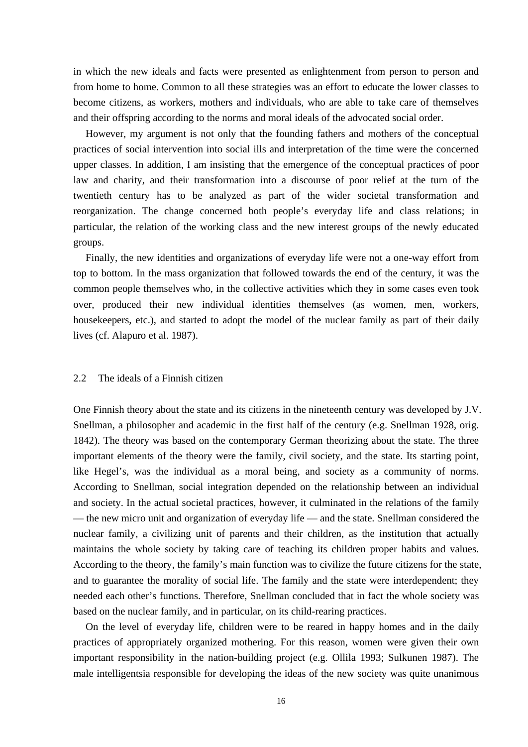in which the new ideals and facts were presented as enlightenment from person to person and from home to home. Common to all these strategies was an effort to educate the lower classes to become citizens, as workers, mothers and individuals, who are able to take care of themselves and their offspring according to the norms and moral ideals of the advocated social order.

However, my argument is not only that the founding fathers and mothers of the conceptual practices of social intervention into social ills and interpretation of the time were the concerned upper classes. In addition, I am insisting that the emergence of the conceptual practices of poor law and charity, and their transformation into a discourse of poor relief at the turn of the twentieth century has to be analyzed as part of the wider societal transformation and reorganization. The change concerned both people's everyday life and class relations; in particular, the relation of the working class and the new interest groups of the newly educated groups.

Finally, the new identities and organizations of everyday life were not a one-way effort from top to bottom. In the mass organization that followed towards the end of the century, it was the common people themselves who, in the collective activities which they in some cases even took over, produced their new individual identities themselves (as women, men, workers, housekeepers, etc.), and started to adopt the model of the nuclear family as part of their daily lives (cf. Alapuro et al. 1987).

## 2.2 The ideals of a Finnish citizen

One Finnish theory about the state and its citizens in the nineteenth century was developed by J.V. Snellman, a philosopher and academic in the first half of the century (e.g. Snellman 1928, orig. 1842). The theory was based on the contemporary German theorizing about the state. The three important elements of the theory were the family, civil society, and the state. Its starting point, like Hegel's, was the individual as a moral being, and society as a community of norms. According to Snellman, social integration depended on the relationship between an individual and society. In the actual societal practices, however, it culminated in the relations of the family — the new micro unit and organization of everyday life — and the state. Snellman considered the nuclear family, a civilizing unit of parents and their children, as the institution that actually maintains the whole society by taking care of teaching its children proper habits and values. According to the theory, the family's main function was to civilize the future citizens for the state, and to guarantee the morality of social life. The family and the state were interdependent; they needed each other's functions. Therefore, Snellman concluded that in fact the whole society was based on the nuclear family, and in particular, on its child-rearing practices.

On the level of everyday life, children were to be reared in happy homes and in the daily practices of appropriately organized mothering. For this reason, women were given their own important responsibility in the nation-building project (e.g. Ollila 1993; Sulkunen 1987). The male intelligentsia responsible for developing the ideas of the new society was quite unanimous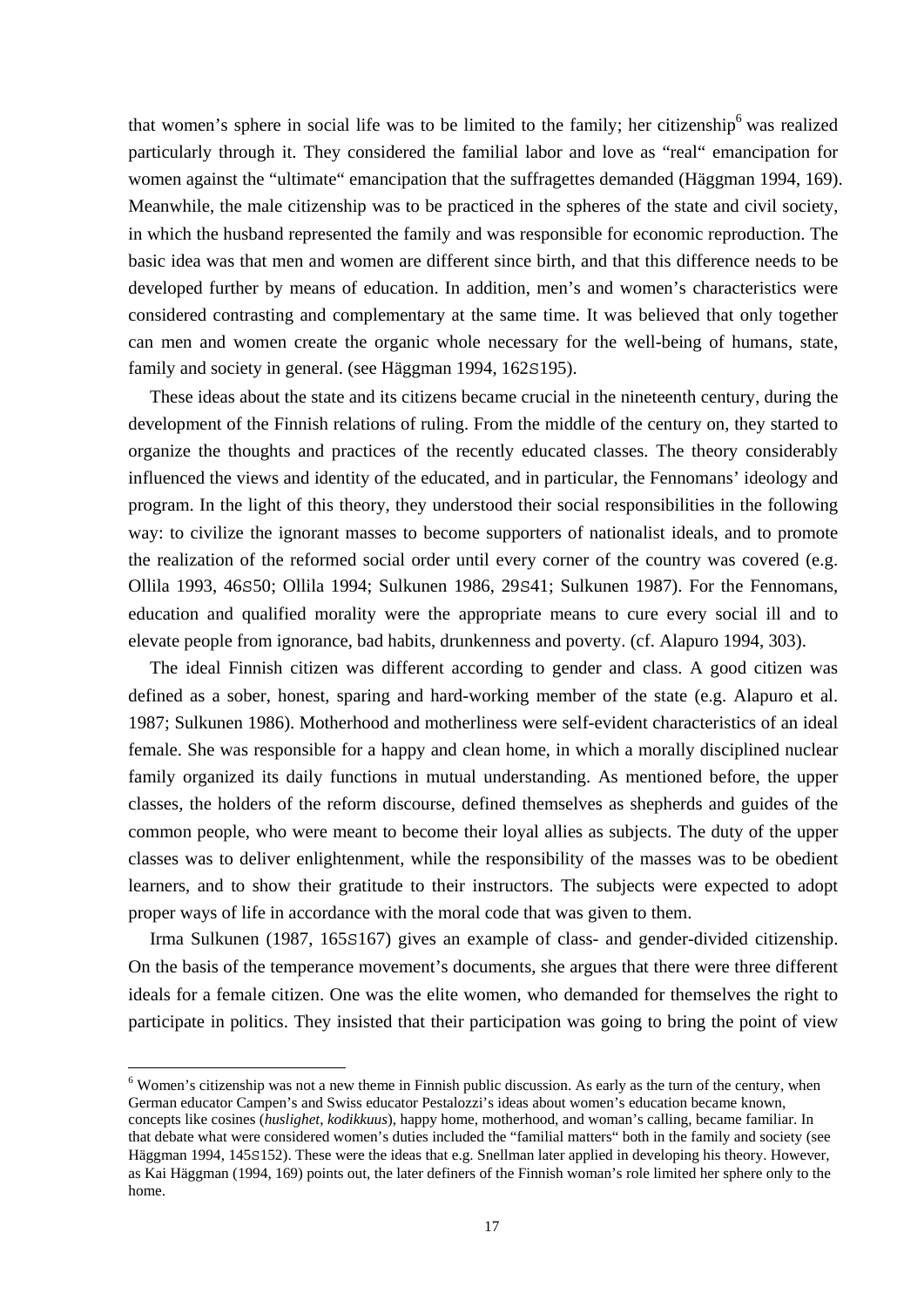that women's sphere in social life was to be limited to the family; her citizenship[6] was realized particularly through it. They considered the familial labor and love as "real" emancipation for women against the "ultimate" emancipation that the suffragettes demanded (Häggman 1994, 169). Meanwhile, the male citizenship was to be practiced in the spheres of the state and civil society, in which the husband represented the family and was responsible for economic reproduction. The basic idea was that men and women are different since birth, and that this difference needs to be developed further by means of education. In addition, men's and women's characteristics were considered contrasting and complementary at the same time. It was believed that only together can men and women create the organic whole necessary for the well-being of humans, state, family and society in general. (see Häggman 1994, 162S195).

These ideas about the state and its citizens became crucial in the nineteenth century, during the development of the Finnish relations of ruling. From the middle of the century on, they started to organize the thoughts and practices of the recently educated classes. The theory considerably influenced the views and identity of the educated, and in particular, the Fennomans' ideology and program. In the light of this theory, they understood their social responsibilities in the following way: to civilize the ignorant masses to become supporters of nationalist ideals, and to promote the realization of the reformed social order until every corner of the country was covered (e.g. Ollila 1993, 46S50; Ollila 1994; Sulkunen 1986, 29S41; Sulkunen 1987). For the Fennomans, education and qualified morality were the appropriate means to cure every social ill and to elevate people from ignorance, bad habits, drunkenness and poverty. (cf. Alapuro 1994, 303).

The ideal Finnish citizen was different according to gender and class. A good citizen was defined as a sober, honest, sparing and hard-working member of the state (e.g. Alapuro et al. 1987; Sulkunen 1986). Motherhood and motherliness were self-evident characteristics of an ideal female. She was responsible for a happy and clean home, in which a morally disciplined nuclear family organized its daily functions in mutual understanding. As mentioned before, the upper classes, the holders of the reform discourse, defined themselves as shepherds and guides of the common people, who were meant to become their loyal allies as subjects. The duty of the upper classes was to deliver enlightenment, while the responsibility of the masses was to be obedient learners, and to show their gratitude to their instructors. The subjects were expected to adopt proper ways of life in accordance with the moral code that was given to them.

Irma Sulkunen (1987, 165S167) gives an example of class- and gender-divided citizenship. On the basis of the temperance movement's documents, she argues that there were three different ideals for a female citizen. One was the elite women, who demanded for themselves the right to participate in politics. They insisted that their participation was going to bring the point of view

[6] Women's citizenship was not a new theme in Finnish public discussion. As early as the turn of the century, when German educator Campen's and Swiss educator Pestalozzi's ideas about women's education became known, concepts like cosines (*huslighet*, *kodikkuus*), happy home, motherhood, and woman's calling, became familiar. In that debate what were considered women's duties included the "familial matters" both in the family and society (see Häggman 1994, 145S152). These were the ideas that e.g. Snellman later applied in developing his theory. However, as Kai Häggman (1994, 169) points out, the later definers of the Finnish woman's role limited her sphere only to the home.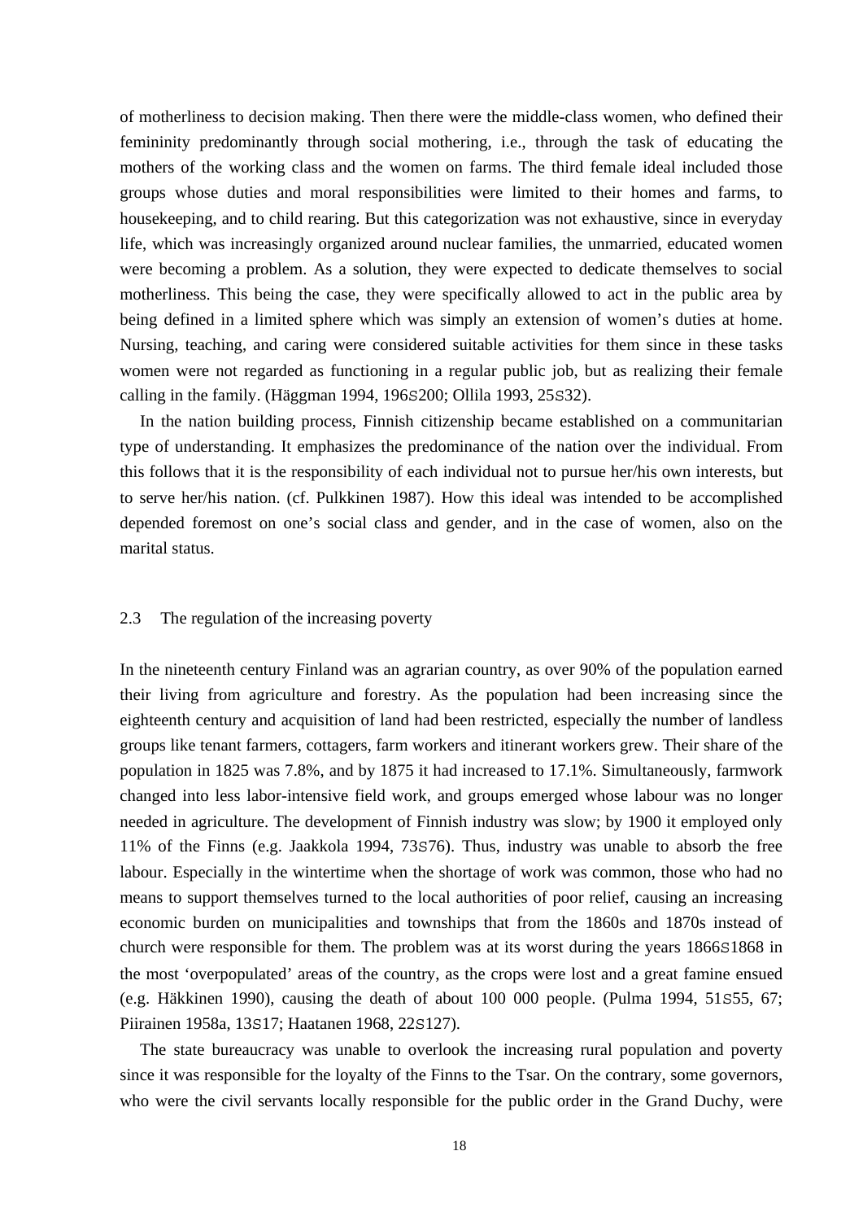of motherliness to decision making. Then there were the middle-class women, who defined their femininity predominantly through social mothering, i.e., through the task of educating the mothers of the working class and the women on farms. The third female ideal included those groups whose duties and moral responsibilities were limited to their homes and farms, to housekeeping, and to child rearing. But this categorization was not exhaustive, since in everyday life, which was increasingly organized around nuclear families, the unmarried, educated women were becoming a problem. As a solution, they were expected to dedicate themselves to social motherliness. This being the case, they were specifically allowed to act in the public area by being defined in a limited sphere which was simply an extension of women's duties at home. Nursing, teaching, and caring were considered suitable activities for them since in these tasks women were not regarded as functioning in a regular public job, but as realizing their female calling in the family. (Häggman 1994, 196S200; Ollila 1993, 25S32).

In the nation building process, Finnish citizenship became established on a communitarian type of understanding. It emphasizes the predominance of the nation over the individual. From this follows that it is the responsibility of each individual not to pursue her/his own interests, but to serve her/his nation. (cf. Pulkkinen 1987). How this ideal was intended to be accomplished depended foremost on one's social class and gender, and in the case of women, also on the marital status.

### 2.3 The regulation of the increasing poverty

In the nineteenth century Finland was an agrarian country, as over 90% of the population earned their living from agriculture and forestry. As the population had been increasing since the eighteenth century and acquisition of land had been restricted, especially the number of landless groups like tenant farmers, cottagers, farm workers and itinerant workers grew. Their share of the population in 1825 was 7.8%, and by 1875 it had increased to 17.1%. Simultaneously, farmwork changed into less labor-intensive field work, and groups emerged whose labour was no longer needed in agriculture. The development of Finnish industry was slow; by 1900 it employed only 11% of the Finns (e.g. Jaakkola 1994, 73S76). Thus, industry was unable to absorb the free labour. Especially in the wintertime when the shortage of work was common, those who had no means to support themselves turned to the local authorities of poor relief, causing an increasing economic burden on municipalities and townships that from the 1860s and 1870s instead of church were responsible for them. The problem was at its worst during the years 1866S1868 in the most 'overpopulated' areas of the country, as the crops were lost and a great famine ensued (e.g. Häkkinen 1990), causing the death of about 100 000 people. (Pulma 1994, 51S55, 67; Piirainen 1958a, 13S17; Haatanen 1968, 22S127).

The state bureaucracy was unable to overlook the increasing rural population and poverty since it was responsible for the loyalty of the Finns to the Tsar. On the contrary, some governors, who were the civil servants locally responsible for the public order in the Grand Duchy, were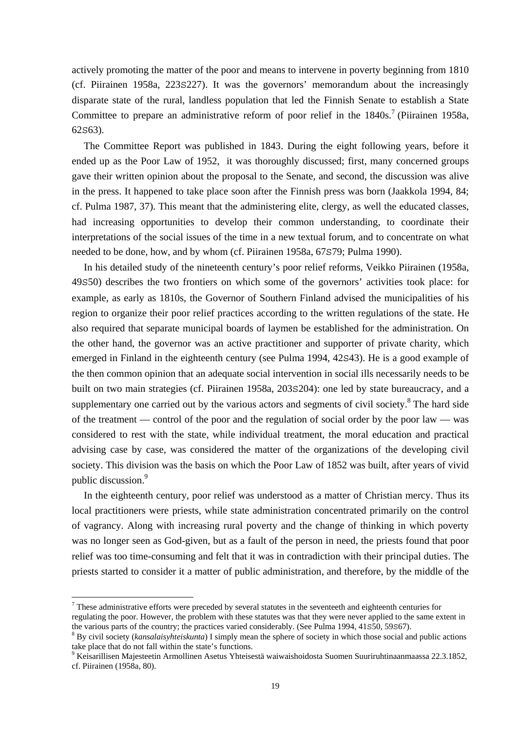actively promoting the matter of the poor and means to intervene in poverty beginning from 1810 (cf. Piirainen 1958a, 223S227). It was the governors' memorandum about the increasingly disparate state of the rural, landless population that led the Finnish Senate to establish a State Committee to prepare an administrative reform of poor relief in the 1840s.[7] (Piirainen 1958a, 62S63).

The Committee Report was published in 1843. During the eight following years, before it ended up as the Poor Law of 1952, it was thoroughly discussed; first, many concerned groups gave their written opinion about the proposal to the Senate, and second, the discussion was alive in the press. It happened to take place soon after the Finnish press was born (Jaakkola 1994, 84; cf. Pulma 1987, 37). This meant that the administering elite, clergy, as well the educated classes, had increasing opportunities to develop their common understanding, to coordinate their interpretations of the social issues of the time in a new textual forum, and to concentrate on what needed to be done, how, and by whom (cf. Piirainen 1958a, 67S79; Pulma 1990).

In his detailed study of the nineteenth century's poor relief reforms, Veikko Piirainen (1958a, 49S50) describes the two frontiers on which some of the governors' activities took place: for example, as early as 1810s, the Governor of Southern Finland advised the municipalities of his region to organize their poor relief practices according to the written regulations of the state. He also required that separate municipal boards of laymen be established for the administration. On the other hand, the governor was an active practitioner and supporter of private charity, which emerged in Finland in the eighteenth century (see Pulma 1994, 42S43). He is a good example of the then common opinion that an adequate social intervention in social ills necessarily needs to be built on two main strategies (cf. Piirainen 1958a, 203S204): one led by state bureaucracy, and a supplementary one carried out by the various actors and segments of civil society.[8] The hard side of the treatment — control of the poor and the regulation of social order by the poor law — was considered to rest with the state, while individual treatment, the moral education and practical advising case by case, was considered the matter of the organizations of the developing civil society. This division was the basis on which the Poor Law of 1852 was built, after years of vivid public discussion.[9]

In the eighteenth century, poor relief was understood as a matter of Christian mercy. Thus its local practitioners were priests, while state administration concentrated primarily on the control of vagrancy. Along with increasing rural poverty and the change of thinking in which poverty was no longer seen as God-given, but as a fault of the person in need, the priests found that poor relief was too time-consuming and felt that it was in contradiction with their principal duties. The priests started to consider it a matter of public administration, and therefore, by the middle of the

---

[7] These administrative efforts were preceded by several statutes in the seventeeth and eighteenth centuries for regulating the poor. However, the problem with these statutes was that they were never applied to the same extent in the various parts of the country; the practices varied considerably. (See Pulma 1994, 41S50, 59S67).

[8] By civil society (*kansalaisyhteiskunta*) I simply mean the sphere of society in which those social and public actions take place that do not fall within the state's functions.

[9] Keisarillisen Majesteetin Armollinen Asetus Yhteisestä waiwaishoidosta Suomen Suuriruhtinaanmaassa 22.3.1852, cf. Piirainen (1958a, 80).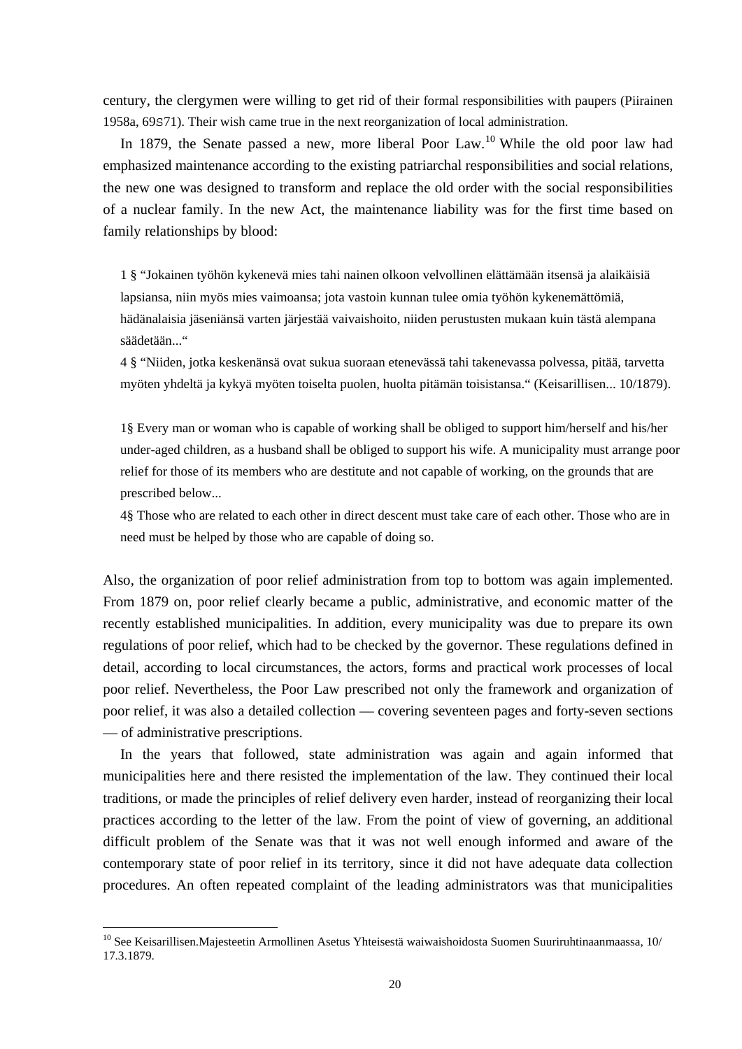century, the clergymen were willing to get rid of their formal responsibilities with paupers (Piirainen 1958a, 69S71). Their wish came true in the next reorganization of local administration.

In 1879, the Senate passed a new, more liberal Poor Law.[10] While the old poor law had emphasized maintenance according to the existing patriarchal responsibilities and social relations, the new one was designed to transform and replace the old order with the social responsibilities of a nuclear family. In the new Act, the maintenance liability was for the first time based on family relationships by blood:

> 1 § "Jokainen työhön kykenevä mies tahi nainen olkoon velvollinen elättämään itsensä ja alaikäisiä lapsiansa, niin myös mies vaimoansa; jota vastoin kunnan tulee omia työhön kykenemättömiä, hädänalaisia jäseniänsä varten järjestää vaivaishoito, niiden perustusten mukaan kuin tästä alempana säädetään..."
>
> 4 § "Niiden, jotka keskenänsä ovat sukua suoraan etenevässä tahi takenevassa polvessa, pitää, tarvetta myöten yhdeltä ja kykyä myöten toiselta puolen, huolta pitämän toisistansa." (Keisarillisen... 10/1879).

> 1§ Every man or woman who is capable of working shall be obliged to support him/herself and his/her under-aged children, as a husband shall be obliged to support his wife. A municipality must arrange poor relief for those of its members who are destitute and not capable of working, on the grounds that are prescribed below...
>
> 4§ Those who are related to each other in direct descent must take care of each other. Those who are in need must be helped by those who are capable of doing so.

Also, the organization of poor relief administration from top to bottom was again implemented. From 1879 on, poor relief clearly became a public, administrative, and economic matter of the recently established municipalities. In addition, every municipality was due to prepare its own regulations of poor relief, which had to be checked by the governor. These regulations defined in detail, according to local circumstances, the actors, forms and practical work processes of local poor relief. Nevertheless, the Poor Law prescribed not only the framework and organization of poor relief, it was also a detailed collection — covering seventeen pages and forty-seven sections — of administrative prescriptions.

In the years that followed, state administration was again and again informed that municipalities here and there resisted the implementation of the law. They continued their local traditions, or made the principles of relief delivery even harder, instead of reorganizing their local practices according to the letter of the law. From the point of view of governing, an additional difficult problem of the Senate was that it was not well enough informed and aware of the contemporary state of poor relief in its territory, since it did not have adequate data collection procedures. An often repeated complaint of the leading administrators was that municipalities

---

[10] See Keisarillisen.Majesteetin Armollinen Asetus Yhteisestä waiwaishoidosta Suomen Suuriruhtinaanmaassa, 10/ 17.3.1879.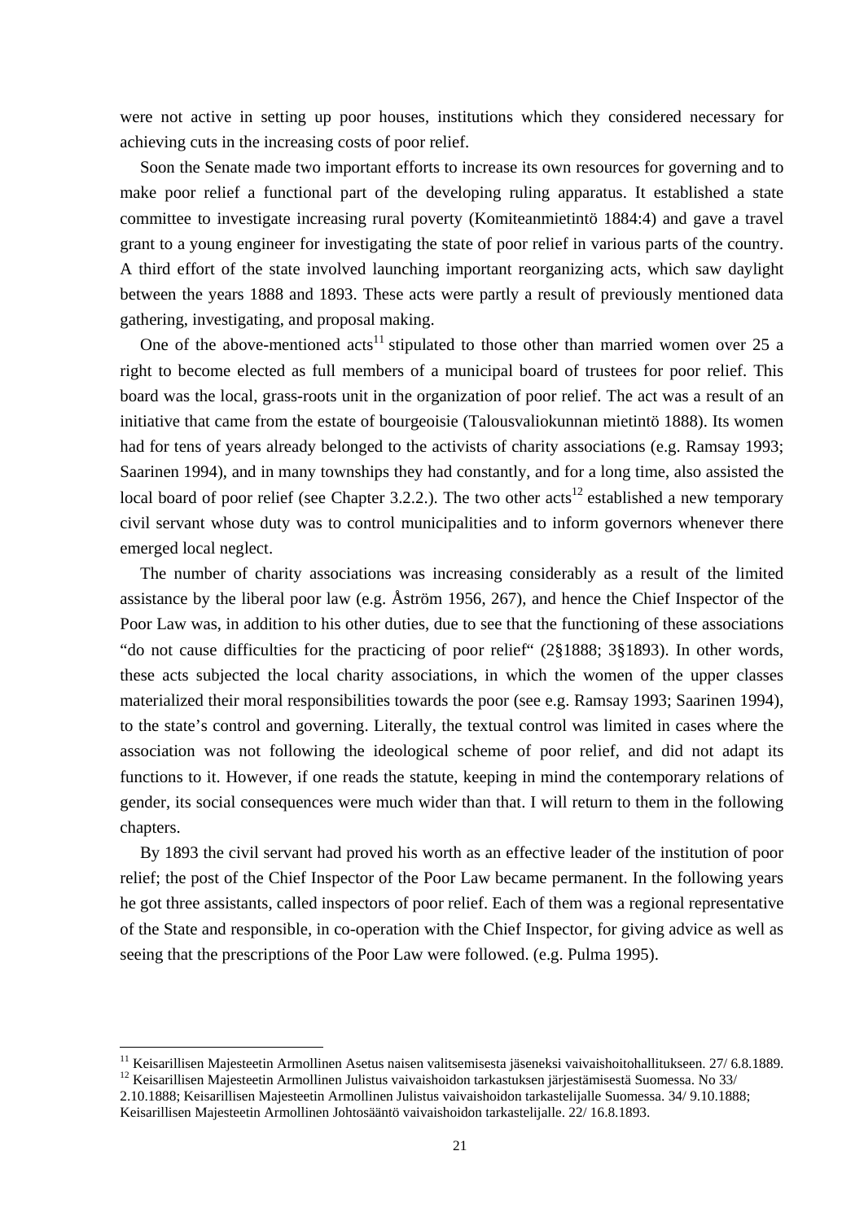were not active in setting up poor houses, institutions which they considered necessary for achieving cuts in the increasing costs of poor relief.

Soon the Senate made two important efforts to increase its own resources for governing and to make poor relief a functional part of the developing ruling apparatus. It established a state committee to investigate increasing rural poverty (Komiteanmietintö 1884:4) and gave a travel grant to a young engineer for investigating the state of poor relief in various parts of the country. A third effort of the state involved launching important reorganizing acts, which saw daylight between the years 1888 and 1893. These acts were partly a result of previously mentioned data gathering, investigating, and proposal making.

One of the above-mentioned acts[11] stipulated to those other than married women over 25 a right to become elected as full members of a municipal board of trustees for poor relief. This board was the local, grass-roots unit in the organization of poor relief. The act was a result of an initiative that came from the estate of bourgeoisie (Talousvaliokunnan mietintö 1888). Its women had for tens of years already belonged to the activists of charity associations (e.g. Ramsay 1993; Saarinen 1994), and in many townships they had constantly, and for a long time, also assisted the local board of poor relief (see Chapter 3.2.2.). The two other acts[12] established a new temporary civil servant whose duty was to control municipalities and to inform governors whenever there emerged local neglect.

The number of charity associations was increasing considerably as a result of the limited assistance by the liberal poor law (e.g. Åström 1956, 267), and hence the Chief Inspector of the Poor Law was, in addition to his other duties, due to see that the functioning of these associations "do not cause difficulties for the practicing of poor relief" (2§1888; 3§1893). In other words, these acts subjected the local charity associations, in which the women of the upper classes materialized their moral responsibilities towards the poor (see e.g. Ramsay 1993; Saarinen 1994), to the state's control and governing. Literally, the textual control was limited in cases where the association was not following the ideological scheme of poor relief, and did not adapt its functions to it. However, if one reads the statute, keeping in mind the contemporary relations of gender, its social consequences were much wider than that. I will return to them in the following chapters.

By 1893 the civil servant had proved his worth as an effective leader of the institution of poor relief; the post of the Chief Inspector of the Poor Law became permanent. In the following years he got three assistants, called inspectors of poor relief. Each of them was a regional representative of the State and responsible, in co-operation with the Chief Inspector, for giving advice as well as seeing that the prescriptions of the Poor Law were followed. (e.g. Pulma 1995).

---

[11] Keisarillisen Majesteetin Armollinen Asetus naisen valitsemisesta jäseneksi vaivaishoitohallitukseen. 27/ 6.8.1889.

[12] Keisarillisen Majesteetin Armollinen Julistus vaivaishoidon tarkastuksen järjestämisestä Suomessa. No 33/ 2.10.1888; Keisarillisen Majesteetin Armollinen Julistus vaivaishoidon tarkastelijalle Suomessa. 34/ 9.10.1888; Keisarillisen Majesteetin Armollinen Johtosääntö vaivaishoidon tarkastelijalle. 22/ 16.8.1893.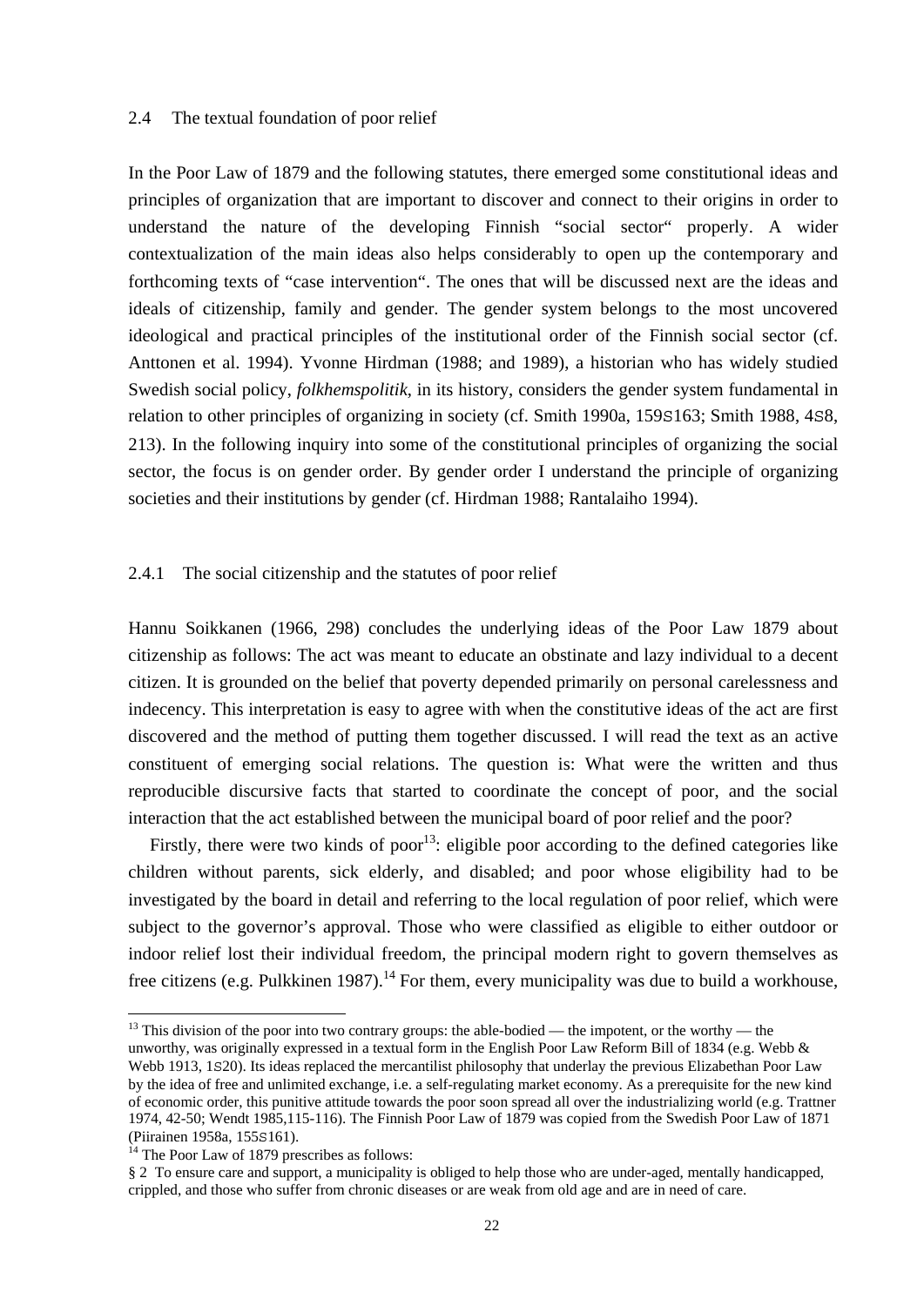### 2.4 The textual foundation of poor relief

In the Poor Law of 1879 and the following statutes, there emerged some constitutional ideas and principles of organization that are important to discover and connect to their origins in order to understand the nature of the developing Finnish "social sector" properly. A wider contextualization of the main ideas also helps considerably to open up the contemporary and forthcoming texts of "case intervention". The ones that will be discussed next are the ideas and ideals of citizenship, family and gender. The gender system belongs to the most uncovered ideological and practical principles of the institutional order of the Finnish social sector (cf. Anttonen et al. 1994). Yvonne Hirdman (1988; and 1989), a historian who has widely studied Swedish social policy, *folkhemspolitik*, in its history, considers the gender system fundamental in relation to other principles of organizing in society (cf. Smith 1990a, 159S163; Smith 1988, 4S8, 213). In the following inquiry into some of the constitutional principles of organizing the social sector, the focus is on gender order. By gender order I understand the principle of organizing societies and their institutions by gender (cf. Hirdman 1988; Rantalaiho 1994).

#### 2.4.1 The social citizenship and the statutes of poor relief

Hannu Soikkanen (1966, 298) concludes the underlying ideas of the Poor Law 1879 about citizenship as follows: The act was meant to educate an obstinate and lazy individual to a decent citizen. It is grounded on the belief that poverty depended primarily on personal carelessness and indecency. This interpretation is easy to agree with when the constitutive ideas of the act are first discovered and the method of putting them together discussed. I will read the text as an active constituent of emerging social relations. The question is: What were the written and thus reproducible discursive facts that started to coordinate the concept of poor, and the social interaction that the act established between the municipal board of poor relief and the poor?

Firstly, there were two kinds of poor[13]: eligible poor according to the defined categories like children without parents, sick elderly, and disabled; and poor whose eligibility had to be investigated by the board in detail and referring to the local regulation of poor relief, which were subject to the governor's approval. Those who were classified as eligible to either outdoor or indoor relief lost their individual freedom, the principal modern right to govern themselves as free citizens (e.g. Pulkkinen 1987).[14] For them, every municipality was due to build a workhouse,

[13] This division of the poor into two contrary groups: the able-bodied — the impotent, or the worthy — the unworthy, was originally expressed in a textual form in the English Poor Law Reform Bill of 1834 (e.g. Webb & Webb 1913, 1S20). Its ideas replaced the mercantilist philosophy that underlay the previous Elizabethan Poor Law by the idea of free and unlimited exchange, i.e. a self-regulating market economy. As a prerequisite for the new kind of economic order, this punitive attitude towards the poor soon spread all over the industrializing world (e.g. Trattner 1974, 42-50; Wendt 1985,115-116). The Finnish Poor Law of 1879 was copied from the Swedish Poor Law of 1871 (Piirainen 1958a, 155S161).

[14] The Poor Law of 1879 prescribes as follows:

§ 2 To ensure care and support, a municipality is obliged to help those who are under-aged, mentally handicapped, crippled, and those who suffer from chronic diseases or are weak from old age and are in need of care.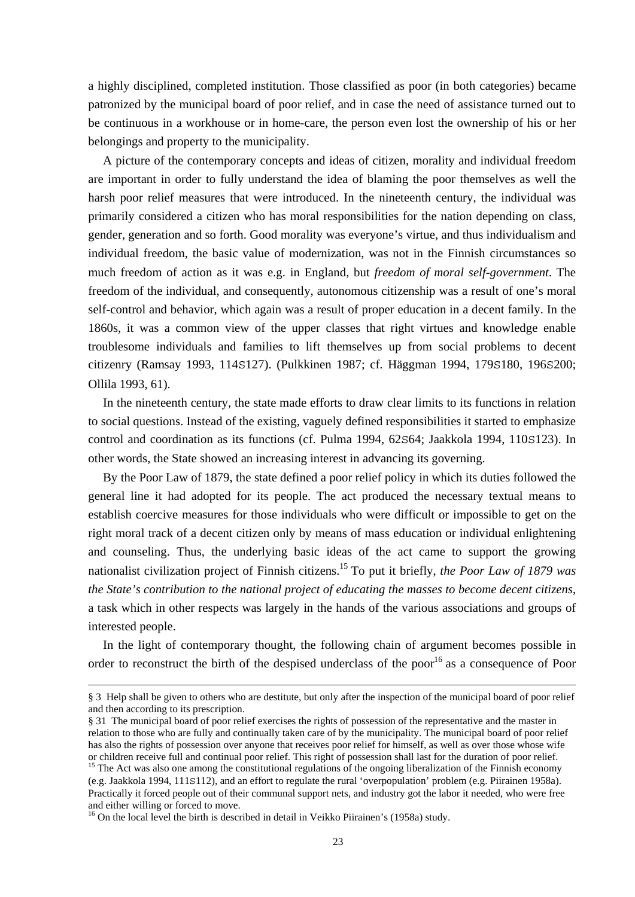a highly disciplined, completed institution. Those classified as poor (in both categories) became patronized by the municipal board of poor relief, and in case the need of assistance turned out to be continuous in a workhouse or in home-care, the person even lost the ownership of his or her belongings and property to the municipality.

A picture of the contemporary concepts and ideas of citizen, morality and individual freedom are important in order to fully understand the idea of blaming the poor themselves as well the harsh poor relief measures that were introduced. In the nineteenth century, the individual was primarily considered a citizen who has moral responsibilities for the nation depending on class, gender, generation and so forth. Good morality was everyone's virtue, and thus individualism and individual freedom, the basic value of modernization, was not in the Finnish circumstances so much freedom of action as it was e.g. in England, but *freedom of moral self-government*. The freedom of the individual, and consequently, autonomous citizenship was a result of one's moral self-control and behavior, which again was a result of proper education in a decent family. In the 1860s, it was a common view of the upper classes that right virtues and knowledge enable troublesome individuals and families to lift themselves up from social problems to decent citizenry (Ramsay 1993, 114S127). (Pulkkinen 1987; cf. Häggman 1994, 179S180, 196S200; Ollila 1993, 61).

In the nineteenth century, the state made efforts to draw clear limits to its functions in relation to social questions. Instead of the existing, vaguely defined responsibilities it started to emphasize control and coordination as its functions (cf. Pulma 1994, 62S64; Jaakkola 1994, 110S123). In other words, the State showed an increasing interest in advancing its governing.

By the Poor Law of 1879, the state defined a poor relief policy in which its duties followed the general line it had adopted for its people. The act produced the necessary textual means to establish coercive measures for those individuals who were difficult or impossible to get on the right moral track of a decent citizen only by means of mass education or individual enlightening and counseling. Thus, the underlying basic ideas of the act came to support the growing nationalist civilization project of Finnish citizens.[15] To put it briefly, *the Poor Law of 1879 was the State's contribution to the national project of educating the masses to become decent citizens*, a task which in other respects was largely in the hands of the various associations and groups of interested people.

In the light of contemporary thought, the following chain of argument becomes possible in order to reconstruct the birth of the despised underclass of the poor[16] as a consequence of Poor

---

§ 3 Help shall be given to others who are destitute, but only after the inspection of the municipal board of poor relief and then according to its prescription.

§ 31 The municipal board of poor relief exercises the rights of possession of the representative and the master in relation to those who are fully and continually taken care of by the municipality. The municipal board of poor relief has also the rights of possession over anyone that receives poor relief for himself, as well as over those whose wife or children receive full and continual poor relief. This right of possession shall last for the duration of poor relief.

[15] The Act was also one among the constitutional regulations of the ongoing liberalization of the Finnish economy (e.g. Jaakkola 1994, 111S112), and an effort to regulate the rural 'overpopulation' problem (e.g. Piirainen 1958a). Practically it forced people out of their communal support nets, and industry got the labor it needed, who were free and either willing or forced to move.

[16] On the local level the birth is described in detail in Veikko Piirainen's (1958a) study.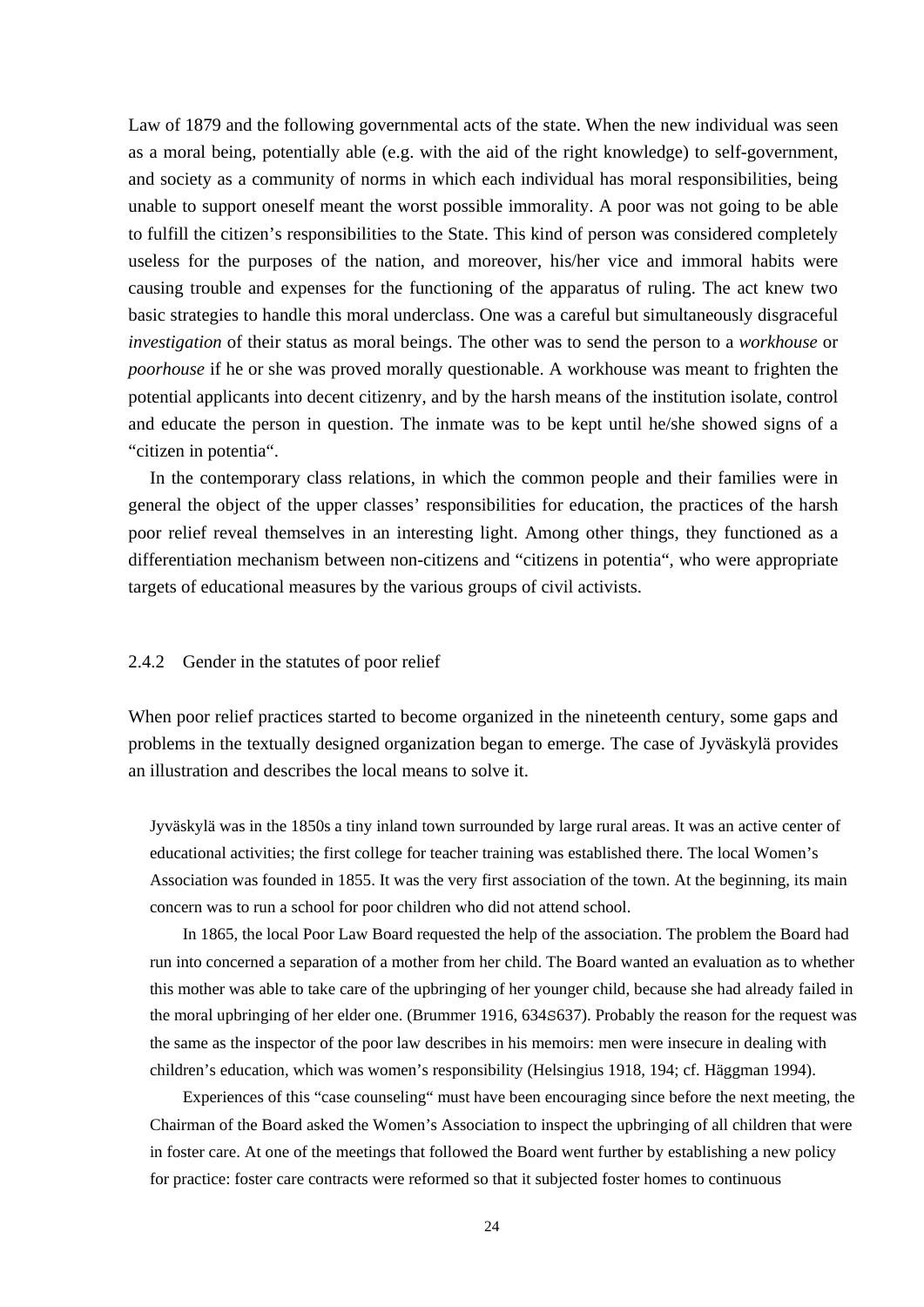Law of 1879 and the following governmental acts of the state. When the new individual was seen as a moral being, potentially able (e.g. with the aid of the right knowledge) to self-government, and society as a community of norms in which each individual has moral responsibilities, being unable to support oneself meant the worst possible immorality. A poor was not going to be able to fulfill the citizen's responsibilities to the State. This kind of person was considered completely useless for the purposes of the nation, and moreover, his/her vice and immoral habits were causing trouble and expenses for the functioning of the apparatus of ruling. The act knew two basic strategies to handle this moral underclass. One was a careful but simultaneously disgraceful *investigation* of their status as moral beings. The other was to send the person to a *workhouse* or *poorhouse* if he or she was proved morally questionable. A workhouse was meant to frighten the potential applicants into decent citizenry, and by the harsh means of the institution isolate, control and educate the person in question. The inmate was to be kept until he/she showed signs of a "citizen in potentia".

In the contemporary class relations, in which the common people and their families were in general the object of the upper classes' responsibilities for education, the practices of the harsh poor relief reveal themselves in an interesting light. Among other things, they functioned as a differentiation mechanism between non-citizens and "citizens in potentia", who were appropriate targets of educational measures by the various groups of civil activists.

### 2.4.2 Gender in the statutes of poor relief

When poor relief practices started to become organized in the nineteenth century, some gaps and problems in the textually designed organization began to emerge. The case of Jyväskylä provides an illustration and describes the local means to solve it.

> Jyväskylä was in the 1850s a tiny inland town surrounded by large rural areas. It was an active center of educational activities; the first college for teacher training was established there. The local Women's Association was founded in 1855. It was the very first association of the town. At the beginning, its main concern was to run a school for poor children who did not attend school.
>
> In 1865, the local Poor Law Board requested the help of the association. The problem the Board had run into concerned a separation of a mother from her child. The Board wanted an evaluation as to whether this mother was able to take care of the upbringing of her younger child, because she had already failed in the moral upbringing of her elder one. (Brummer 1916, 634S637). Probably the reason for the request was the same as the inspector of the poor law describes in his memoirs: men were insecure in dealing with children's education, which was women's responsibility (Helsingius 1918, 194; cf. Häggman 1994).
>
> Experiences of this "case counseling" must have been encouraging since before the next meeting, the Chairman of the Board asked the Women's Association to inspect the upbringing of all children that were in foster care. At one of the meetings that followed the Board went further by establishing a new policy for practice: foster care contracts were reformed so that it subjected foster homes to continuous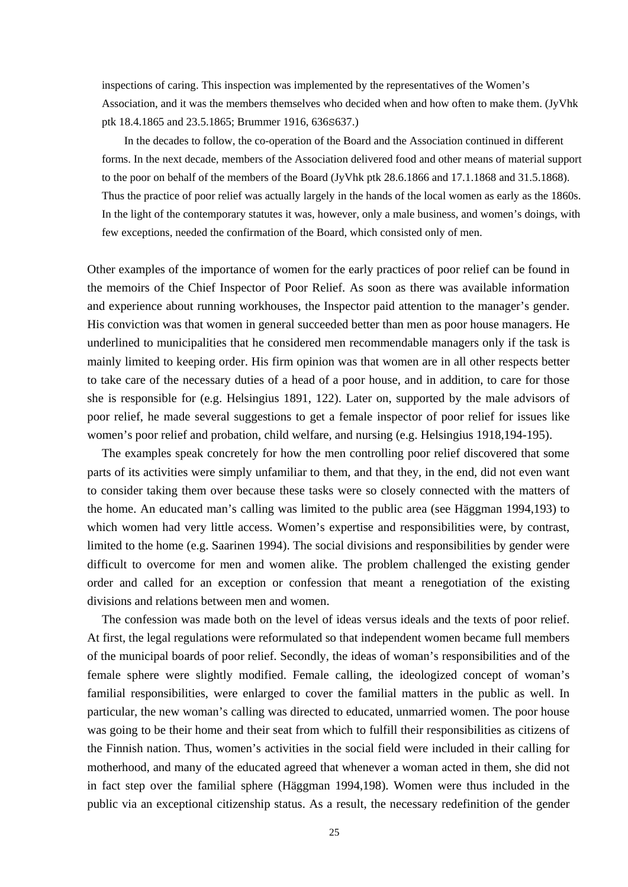inspections of caring. This inspection was implemented by the representatives of the Women's Association, and it was the members themselves who decided when and how often to make them. (JyVhk ptk 18.4.1865 and 23.5.1865; Brummer 1916, 636S637.)

In the decades to follow, the co-operation of the Board and the Association continued in different forms. In the next decade, members of the Association delivered food and other means of material support to the poor on behalf of the members of the Board (JyVhk ptk 28.6.1866 and 17.1.1868 and 31.5.1868). Thus the practice of poor relief was actually largely in the hands of the local women as early as the 1860s. In the light of the contemporary statutes it was, however, only a male business, and women's doings, with few exceptions, needed the confirmation of the Board, which consisted only of men.

Other examples of the importance of women for the early practices of poor relief can be found in the memoirs of the Chief Inspector of Poor Relief. As soon as there was available information and experience about running workhouses, the Inspector paid attention to the manager's gender. His conviction was that women in general succeeded better than men as poor house managers. He underlined to municipalities that he considered men recommendable managers only if the task is mainly limited to keeping order. His firm opinion was that women are in all other respects better to take care of the necessary duties of a head of a poor house, and in addition, to care for those she is responsible for (e.g. Helsingius 1891, 122). Later on, supported by the male advisors of poor relief, he made several suggestions to get a female inspector of poor relief for issues like women's poor relief and probation, child welfare, and nursing (e.g. Helsingius 1918,194-195).

The examples speak concretely for how the men controlling poor relief discovered that some parts of its activities were simply unfamiliar to them, and that they, in the end, did not even want to consider taking them over because these tasks were so closely connected with the matters of the home. An educated man's calling was limited to the public area (see Häggman 1994,193) to which women had very little access. Women's expertise and responsibilities were, by contrast, limited to the home (e.g. Saarinen 1994). The social divisions and responsibilities by gender were difficult to overcome for men and women alike. The problem challenged the existing gender order and called for an exception or confession that meant a renegotiation of the existing divisions and relations between men and women.

The confession was made both on the level of ideas versus ideals and the texts of poor relief. At first, the legal regulations were reformulated so that independent women became full members of the municipal boards of poor relief. Secondly, the ideas of woman's responsibilities and of the female sphere were slightly modified. Female calling, the ideologized concept of woman's familial responsibilities, were enlarged to cover the familial matters in the public as well. In particular, the new woman's calling was directed to educated, unmarried women. The poor house was going to be their home and their seat from which to fulfill their responsibilities as citizens of the Finnish nation. Thus, women's activities in the social field were included in their calling for motherhood, and many of the educated agreed that whenever a woman acted in them, she did not in fact step over the familial sphere (Häggman 1994,198). Women were thus included in the public via an exceptional citizenship status. As a result, the necessary redefinition of the gender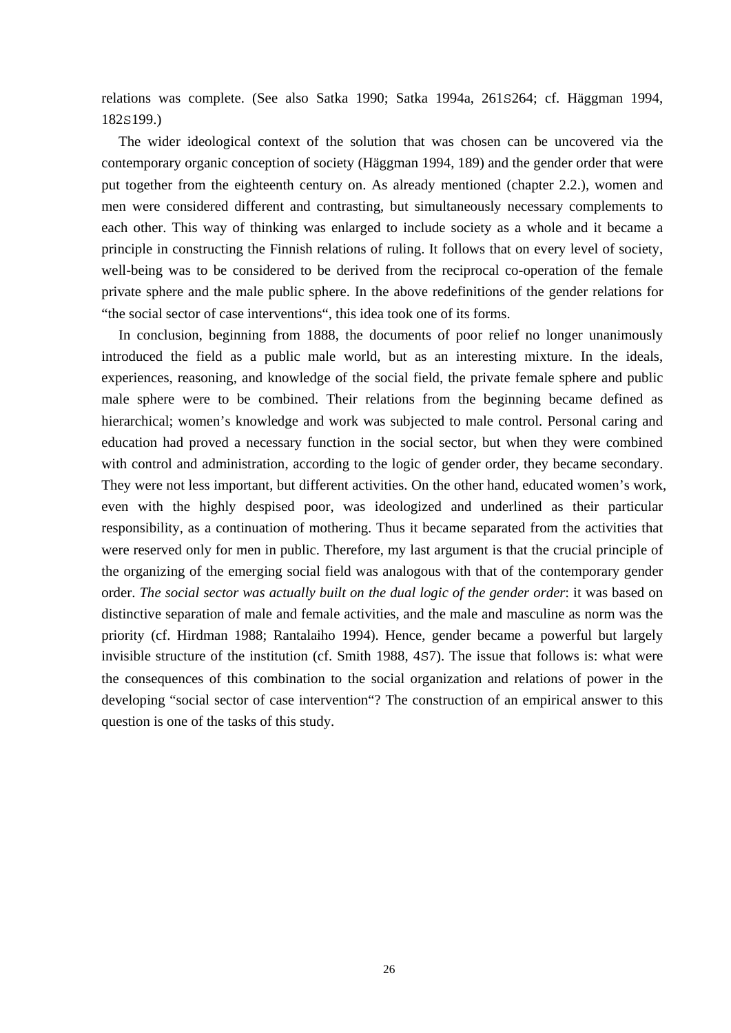relations was complete. (See also Satka 1990; Satka 1994a, 261S264; cf. Häggman 1994, 182S199.)

The wider ideological context of the solution that was chosen can be uncovered via the contemporary organic conception of society (Häggman 1994, 189) and the gender order that were put together from the eighteenth century on. As already mentioned (chapter 2.2.), women and men were considered different and contrasting, but simultaneously necessary complements to each other. This way of thinking was enlarged to include society as a whole and it became a principle in constructing the Finnish relations of ruling. It follows that on every level of society, well-being was to be considered to be derived from the reciprocal co-operation of the female private sphere and the male public sphere. In the above redefinitions of the gender relations for "the social sector of case interventions", this idea took one of its forms.

In conclusion, beginning from 1888, the documents of poor relief no longer unanimously introduced the field as a public male world, but as an interesting mixture. In the ideals, experiences, reasoning, and knowledge of the social field, the private female sphere and public male sphere were to be combined. Their relations from the beginning became defined as hierarchical; women's knowledge and work was subjected to male control. Personal caring and education had proved a necessary function in the social sector, but when they were combined with control and administration, according to the logic of gender order, they became secondary. They were not less important, but different activities. On the other hand, educated women's work, even with the highly despised poor, was ideologized and underlined as their particular responsibility, as a continuation of mothering. Thus it became separated from the activities that were reserved only for men in public. Therefore, my last argument is that the crucial principle of the organizing of the emerging social field was analogous with that of the contemporary gender order. *The social sector was actually built on the dual logic of the gender order*: it was based on distinctive separation of male and female activities, and the male and masculine as norm was the priority (cf. Hirdman 1988; Rantalaiho 1994). Hence, gender became a powerful but largely invisible structure of the institution (cf. Smith 1988, 4S7). The issue that follows is: what were the consequences of this combination to the social organization and relations of power in the developing "social sector of case intervention"? The construction of an empirical answer to this question is one of the tasks of this study.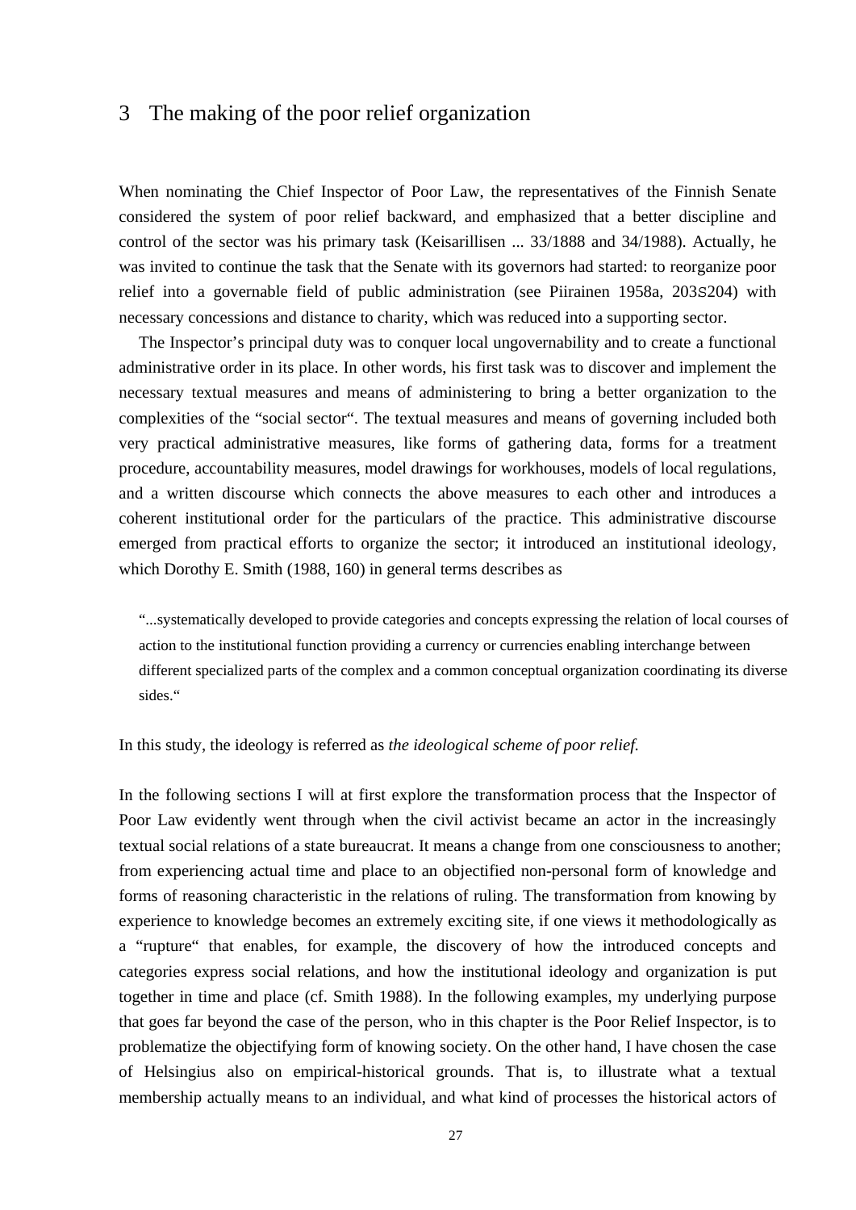# 3 The making of the poor relief organization

When nominating the Chief Inspector of Poor Law, the representatives of the Finnish Senate considered the system of poor relief backward, and emphasized that a better discipline and control of the sector was his primary task (Keisarillisen ... 33/1888 and 34/1988). Actually, he was invited to continue the task that the Senate with its governors had started: to reorganize poor relief into a governable field of public administration (see Piirainen 1958a, 203S204) with necessary concessions and distance to charity, which was reduced into a supporting sector.

The Inspector's principal duty was to conquer local ungovernability and to create a functional administrative order in its place. In other words, his first task was to discover and implement the necessary textual measures and means of administering to bring a better organization to the complexities of the "social sector". The textual measures and means of governing included both very practical administrative measures, like forms of gathering data, forms for a treatment procedure, accountability measures, model drawings for workhouses, models of local regulations, and a written discourse which connects the above measures to each other and introduces a coherent institutional order for the particulars of the practice. This administrative discourse emerged from practical efforts to organize the sector; it introduced an institutional ideology, which Dorothy E. Smith (1988, 160) in general terms describes as

> "...systematically developed to provide categories and concepts expressing the relation of local courses of action to the institutional function providing a currency or currencies enabling interchange between different specialized parts of the complex and a common conceptual organization coordinating its diverse sides."

In this study, the ideology is referred as *the ideological scheme of poor relief.*

In the following sections I will at first explore the transformation process that the Inspector of Poor Law evidently went through when the civil activist became an actor in the increasingly textual social relations of a state bureaucrat. It means a change from one consciousness to another; from experiencing actual time and place to an objectified non-personal form of knowledge and forms of reasoning characteristic in the relations of ruling. The transformation from knowing by experience to knowledge becomes an extremely exciting site, if one views it methodologically as a "rupture" that enables, for example, the discovery of how the introduced concepts and categories express social relations, and how the institutional ideology and organization is put together in time and place (cf. Smith 1988). In the following examples, my underlying purpose that goes far beyond the case of the person, who in this chapter is the Poor Relief Inspector, is to problematize the objectifying form of knowing society. On the other hand, I have chosen the case of Helsingius also on empirical-historical grounds. That is, to illustrate what a textual membership actually means to an individual, and what kind of processes the historical actors of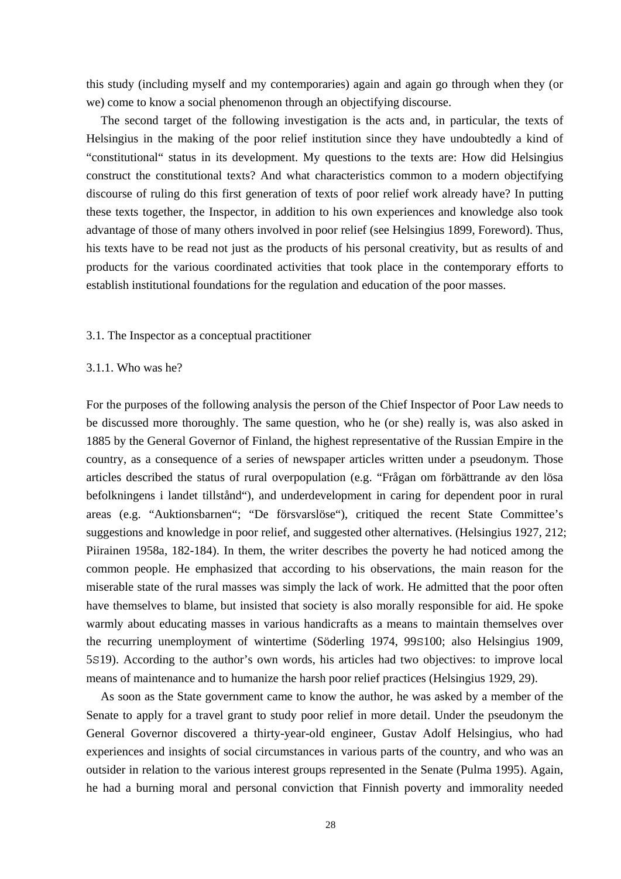this study (including myself and my contemporaries) again and again go through when they (or we) come to know a social phenomenon through an objectifying discourse.

The second target of the following investigation is the acts and, in particular, the texts of Helsingius in the making of the poor relief institution since they have undoubtedly a kind of "constitutional" status in its development. My questions to the texts are: How did Helsingius construct the constitutional texts? And what characteristics common to a modern objectifying discourse of ruling do this first generation of texts of poor relief work already have? In putting these texts together, the Inspector, in addition to his own experiences and knowledge also took advantage of those of many others involved in poor relief (see Helsingius 1899, Foreword). Thus, his texts have to be read not just as the products of his personal creativity, but as results of and products for the various coordinated activities that took place in the contemporary efforts to establish institutional foundations for the regulation and education of the poor masses.

## 3.1. The Inspector as a conceptual practitioner

### 3.1.1. Who was he?

For the purposes of the following analysis the person of the Chief Inspector of Poor Law needs to be discussed more thoroughly. The same question, who he (or she) really is, was also asked in 1885 by the General Governor of Finland, the highest representative of the Russian Empire in the country, as a consequence of a series of newspaper articles written under a pseudonym. Those articles described the status of rural overpopulation (e.g. "Frågan om förbättrande av den lösa befolkningens i landet tillstånd"), and underdevelopment in caring for dependent poor in rural areas (e.g. "Auktionsbarnen"; "De försvarslöse"), critiqued the recent State Committee's suggestions and knowledge in poor relief, and suggested other alternatives. (Helsingius 1927, 212; Piirainen 1958a, 182-184). In them, the writer describes the poverty he had noticed among the common people. He emphasized that according to his observations, the main reason for the miserable state of the rural masses was simply the lack of work. He admitted that the poor often have themselves to blame, but insisted that society is also morally responsible for aid. He spoke warmly about educating masses in various handicrafts as a means to maintain themselves over the recurring unemployment of wintertime (Söderling 1974, 99S100; also Helsingius 1909, 5S19). According to the author's own words, his articles had two objectives: to improve local means of maintenance and to humanize the harsh poor relief practices (Helsingius 1929, 29).

As soon as the State government came to know the author, he was asked by a member of the Senate to apply for a travel grant to study poor relief in more detail. Under the pseudonym the General Governor discovered a thirty-year-old engineer, Gustav Adolf Helsingius, who had experiences and insights of social circumstances in various parts of the country, and who was an outsider in relation to the various interest groups represented in the Senate (Pulma 1995). Again, he had a burning moral and personal conviction that Finnish poverty and immorality needed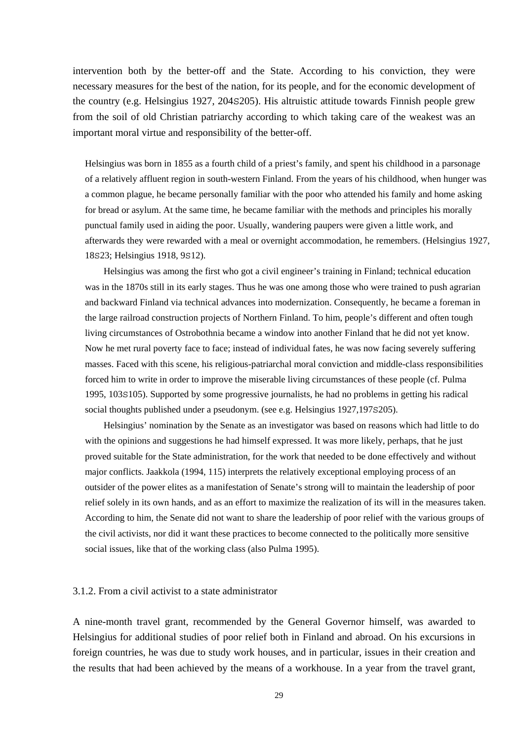intervention both by the better-off and the State. According to his conviction, they were necessary measures for the best of the nation, for its people, and for the economic development of the country (e.g. Helsingius 1927, 204S205). His altruistic attitude towards Finnish people grew from the soil of old Christian patriarchy according to which taking care of the weakest was an important moral virtue and responsibility of the better-off.

> Helsingius was born in 1855 as a fourth child of a priest's family, and spent his childhood in a parsonage of a relatively affluent region in south-western Finland. From the years of his childhood, when hunger was a common plague, he became personally familiar with the poor who attended his family and home asking for bread or asylum. At the same time, he became familiar with the methods and principles his morally punctual family used in aiding the poor. Usually, wandering paupers were given a little work, and afterwards they were rewarded with a meal or overnight accommodation, he remembers. (Helsingius 1927, 18S23; Helsingius 1918, 9S12).
>
> Helsingius was among the first who got a civil engineer's training in Finland; technical education was in the 1870s still in its early stages. Thus he was one among those who were trained to push agrarian and backward Finland via technical advances into modernization. Consequently, he became a foreman in the large railroad construction projects of Northern Finland. To him, people's different and often tough living circumstances of Ostrobothnia became a window into another Finland that he did not yet know. Now he met rural poverty face to face; instead of individual fates, he was now facing severely suffering masses. Faced with this scene, his religious-patriarchal moral conviction and middle-class responsibilities forced him to write in order to improve the miserable living circumstances of these people (cf. Pulma 1995, 103S105). Supported by some progressive journalists, he had no problems in getting his radical social thoughts published under a pseudonym. (see e.g. Helsingius 1927,197S205).
>
> Helsingius' nomination by the Senate as an investigator was based on reasons which had little to do with the opinions and suggestions he had himself expressed. It was more likely, perhaps, that he just proved suitable for the State administration, for the work that needed to be done effectively and without major conflicts. Jaakkola (1994, 115) interprets the relatively exceptional employing process of an outsider of the power elites as a manifestation of Senate's strong will to maintain the leadership of poor relief solely in its own hands, and as an effort to maximize the realization of its will in the measures taken. According to him, the Senate did not want to share the leadership of poor relief with the various groups of the civil activists, nor did it want these practices to become connected to the politically more sensitive social issues, like that of the working class (also Pulma 1995).

### 3.1.2. From a civil activist to a state administrator

A nine-month travel grant, recommended by the General Governor himself, was awarded to Helsingius for additional studies of poor relief both in Finland and abroad. On his excursions in foreign countries, he was due to study work houses, and in particular, issues in their creation and the results that had been achieved by the means of a workhouse. In a year from the travel grant,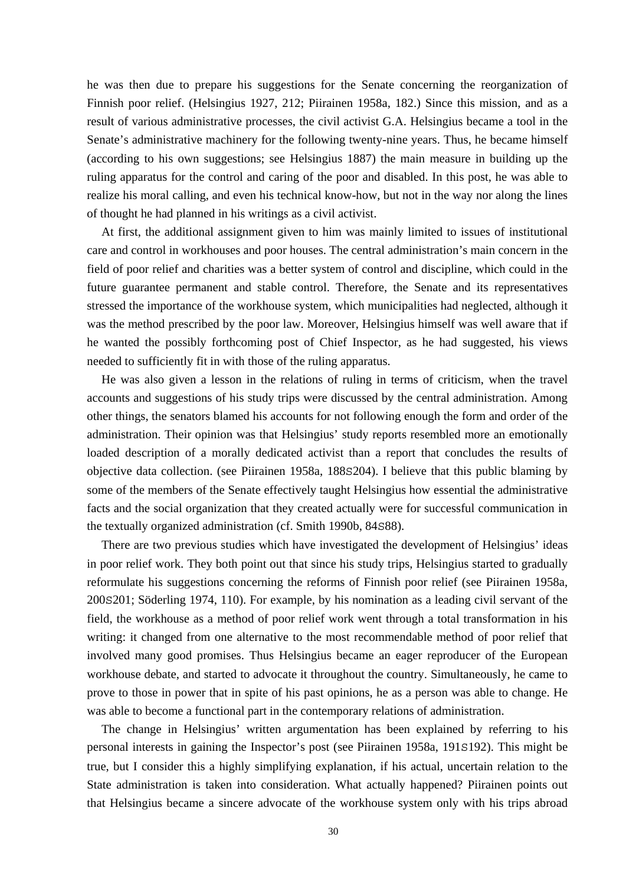he was then due to prepare his suggestions for the Senate concerning the reorganization of Finnish poor relief. (Helsingius 1927, 212; Piirainen 1958a, 182.) Since this mission, and as a result of various administrative processes, the civil activist G.A. Helsingius became a tool in the Senate's administrative machinery for the following twenty-nine years. Thus, he became himself (according to his own suggestions; see Helsingius 1887) the main measure in building up the ruling apparatus for the control and caring of the poor and disabled. In this post, he was able to realize his moral calling, and even his technical know-how, but not in the way nor along the lines of thought he had planned in his writings as a civil activist.

At first, the additional assignment given to him was mainly limited to issues of institutional care and control in workhouses and poor houses. The central administration's main concern in the field of poor relief and charities was a better system of control and discipline, which could in the future guarantee permanent and stable control. Therefore, the Senate and its representatives stressed the importance of the workhouse system, which municipalities had neglected, although it was the method prescribed by the poor law. Moreover, Helsingius himself was well aware that if he wanted the possibly forthcoming post of Chief Inspector, as he had suggested, his views needed to sufficiently fit in with those of the ruling apparatus.

He was also given a lesson in the relations of ruling in terms of criticism, when the travel accounts and suggestions of his study trips were discussed by the central administration. Among other things, the senators blamed his accounts for not following enough the form and order of the administration. Their opinion was that Helsingius' study reports resembled more an emotionally loaded description of a morally dedicated activist than a report that concludes the results of objective data collection. (see Piirainen 1958a, 188–204). I believe that this public blaming by some of the members of the Senate effectively taught Helsingius how essential the administrative facts and the social organization that they created actually were for successful communication in the textually organized administration (cf. Smith 1990b, 84–88).

There are two previous studies which have investigated the development of Helsingius' ideas in poor relief work. They both point out that since his study trips, Helsingius started to gradually reformulate his suggestions concerning the reforms of Finnish poor relief (see Piirainen 1958a, 200–201; Söderling 1974, 110). For example, by his nomination as a leading civil servant of the field, the workhouse as a method of poor relief work went through a total transformation in his writing: it changed from one alternative to the most recommendable method of poor relief that involved many good promises. Thus Helsingius became an eager reproducer of the European workhouse debate, and started to advocate it throughout the country. Simultaneously, he came to prove to those in power that in spite of his past opinions, he as a person was able to change. He was able to become a functional part in the contemporary relations of administration.

The change in Helsingius' written argumentation has been explained by referring to his personal interests in gaining the Inspector's post (see Piirainen 1958a, 191–192). This might be true, but I consider this a highly simplifying explanation, if his actual, uncertain relation to the State administration is taken into consideration. What actually happened? Piirainen points out that Helsingius became a sincere advocate of the workhouse system only with his trips abroad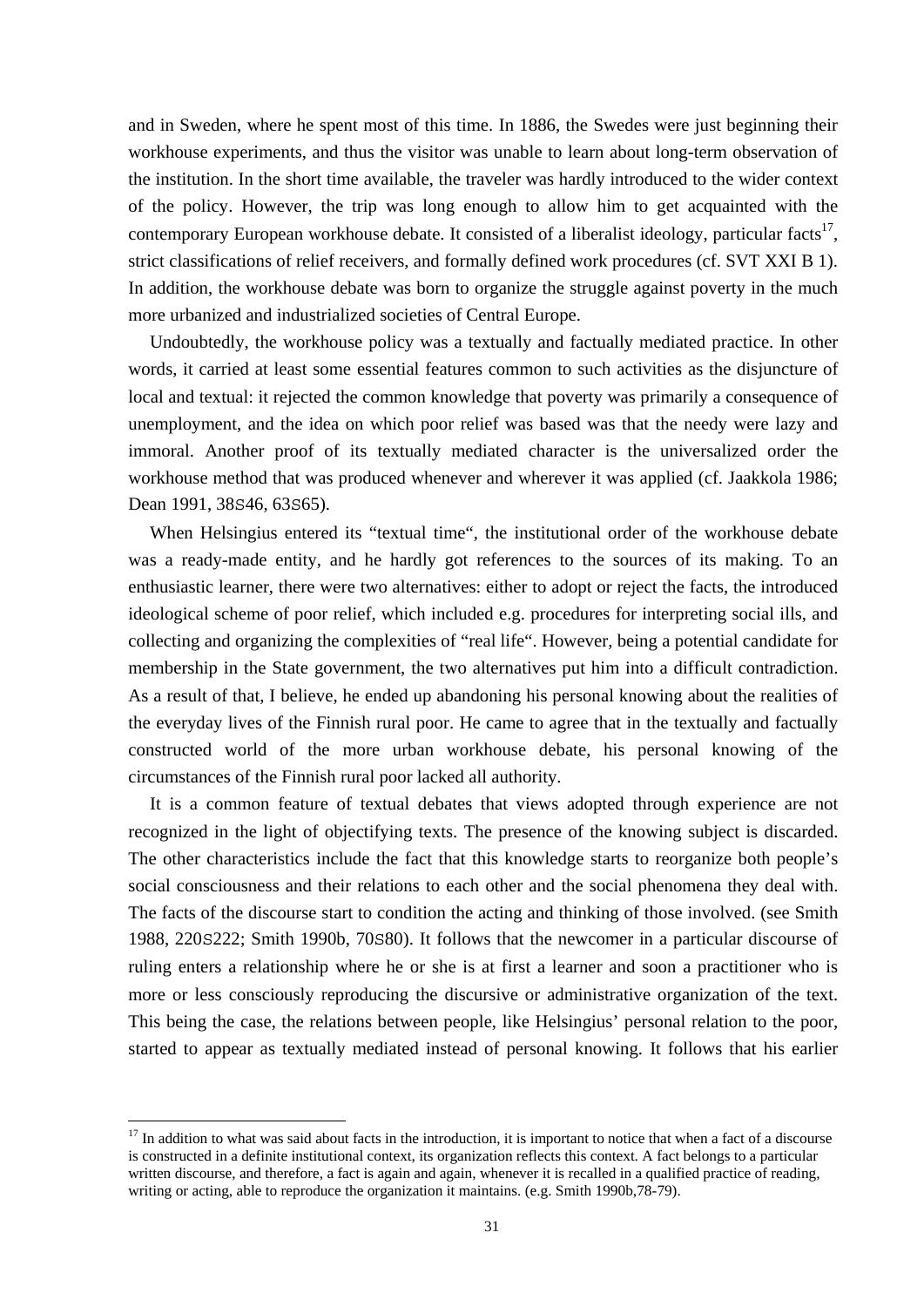and in Sweden, where he spent most of this time. In 1886, the Swedes were just beginning their workhouse experiments, and thus the visitor was unable to learn about long-term observation of the institution. In the short time available, the traveler was hardly introduced to the wider context of the policy. However, the trip was long enough to allow him to get acquainted with the contemporary European workhouse debate. It consisted of a liberalist ideology, particular facts[17], strict classifications of relief receivers, and formally defined work procedures (cf. SVT XXI B 1). In addition, the workhouse debate was born to organize the struggle against poverty in the much more urbanized and industrialized societies of Central Europe.

Undoubtedly, the workhouse policy was a textually and factually mediated practice. In other words, it carried at least some essential features common to such activities as the disjuncture of local and textual: it rejected the common knowledge that poverty was primarily a consequence of unemployment, and the idea on which poor relief was based was that the needy were lazy and immoral. Another proof of its textually mediated character is the universalized order the workhouse method that was produced whenever and wherever it was applied (cf. Jaakkola 1986; Dean 1991, 38S46, 63S65).

When Helsingius entered its "textual time", the institutional order of the workhouse debate was a ready-made entity, and he hardly got references to the sources of its making. To an enthusiastic learner, there were two alternatives: either to adopt or reject the facts, the introduced ideological scheme of poor relief, which included e.g. procedures for interpreting social ills, and collecting and organizing the complexities of "real life". However, being a potential candidate for membership in the State government, the two alternatives put him into a difficult contradiction. As a result of that, I believe, he ended up abandoning his personal knowing about the realities of the everyday lives of the Finnish rural poor. He came to agree that in the textually and factually constructed world of the more urban workhouse debate, his personal knowing of the circumstances of the Finnish rural poor lacked all authority.

It is a common feature of textual debates that views adopted through experience are not recognized in the light of objectifying texts. The presence of the knowing subject is discarded. The other characteristics include the fact that this knowledge starts to reorganize both people's social consciousness and their relations to each other and the social phenomena they deal with. The facts of the discourse start to condition the acting and thinking of those involved. (see Smith 1988, 220S222; Smith 1990b, 70S80). It follows that the newcomer in a particular discourse of ruling enters a relationship where he or she is at first a learner and soon a practitioner who is more or less consciously reproducing the discursive or administrative organization of the text. This being the case, the relations between people, like Helsingius' personal relation to the poor, started to appear as textually mediated instead of personal knowing. It follows that his earlier

[17] In addition to what was said about facts in the introduction, it is important to notice that when a fact of a discourse is constructed in a definite institutional context, its organization reflects this context. A fact belongs to a particular written discourse, and therefore, a fact is again and again, whenever it is recalled in a qualified practice of reading, writing or acting, able to reproduce the organization it maintains. (e.g. Smith 1990b,78-79).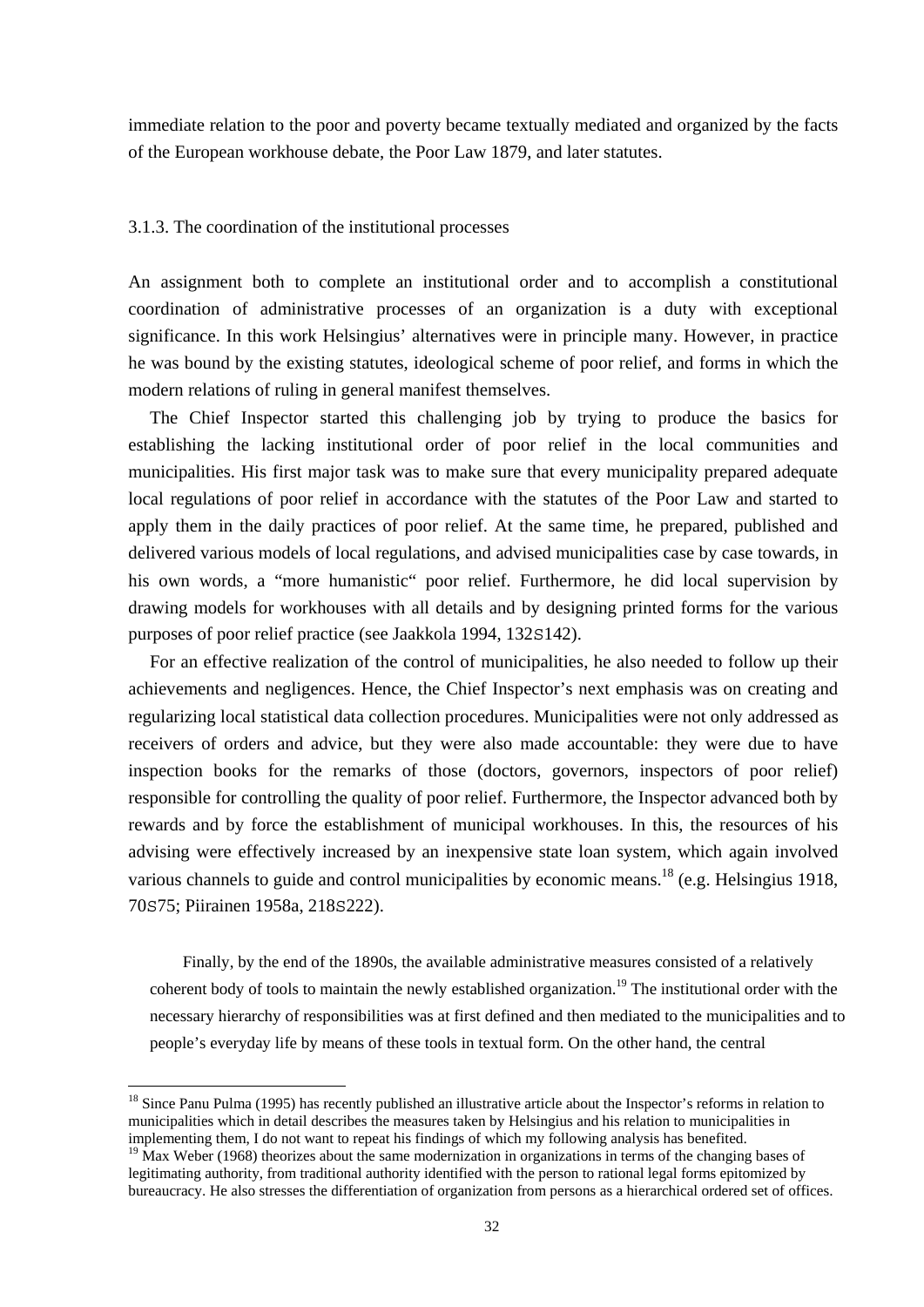immediate relation to the poor and poverty became textually mediated and organized by the facts of the European workhouse debate, the Poor Law 1879, and later statutes.

### 3.1.3. The coordination of the institutional processes

An assignment both to complete an institutional order and to accomplish a constitutional coordination of administrative processes of an organization is a duty with exceptional significance. In this work Helsingius' alternatives were in principle many. However, in practice he was bound by the existing statutes, ideological scheme of poor relief, and forms in which the modern relations of ruling in general manifest themselves.

The Chief Inspector started this challenging job by trying to produce the basics for establishing the lacking institutional order of poor relief in the local communities and municipalities. His first major task was to make sure that every municipality prepared adequate local regulations of poor relief in accordance with the statutes of the Poor Law and started to apply them in the daily practices of poor relief. At the same time, he prepared, published and delivered various models of local regulations, and advised municipalities case by case towards, in his own words, a "more humanistic" poor relief. Furthermore, he did local supervision by drawing models for workhouses with all details and by designing printed forms for the various purposes of poor relief practice (see Jaakkola 1994, 132S142).

For an effective realization of the control of municipalities, he also needed to follow up their achievements and negligences. Hence, the Chief Inspector's next emphasis was on creating and regularizing local statistical data collection procedures. Municipalities were not only addressed as receivers of orders and advice, but they were also made accountable: they were due to have inspection books for the remarks of those (doctors, governors, inspectors of poor relief) responsible for controlling the quality of poor relief. Furthermore, the Inspector advanced both by rewards and by force the establishment of municipal workhouses. In this, the resources of his advising were effectively increased by an inexpensive state loan system, which again involved various channels to guide and control municipalities by economic means.[18] (e.g. Helsingius 1918, 70S75; Piirainen 1958a, 218S222).

Finally, by the end of the 1890s, the available administrative measures consisted of a relatively coherent body of tools to maintain the newly established organization.[19] The institutional order with the necessary hierarchy of responsibilities was at first defined and then mediated to the municipalities and to people's everyday life by means of these tools in textual form. On the other hand, the central

---

[18] Since Panu Pulma (1995) has recently published an illustrative article about the Inspector's reforms in relation to municipalities which in detail describes the measures taken by Helsingius and his relation to municipalities in implementing them, I do not want to repeat his findings of which my following analysis has benefited.

[19] Max Weber (1968) theorizes about the same modernization in organizations in terms of the changing bases of legitimating authority, from traditional authority identified with the person to rational legal forms epitomized by bureaucracy. He also stresses the differentiation of organization from persons as a hierarchical ordered set of offices.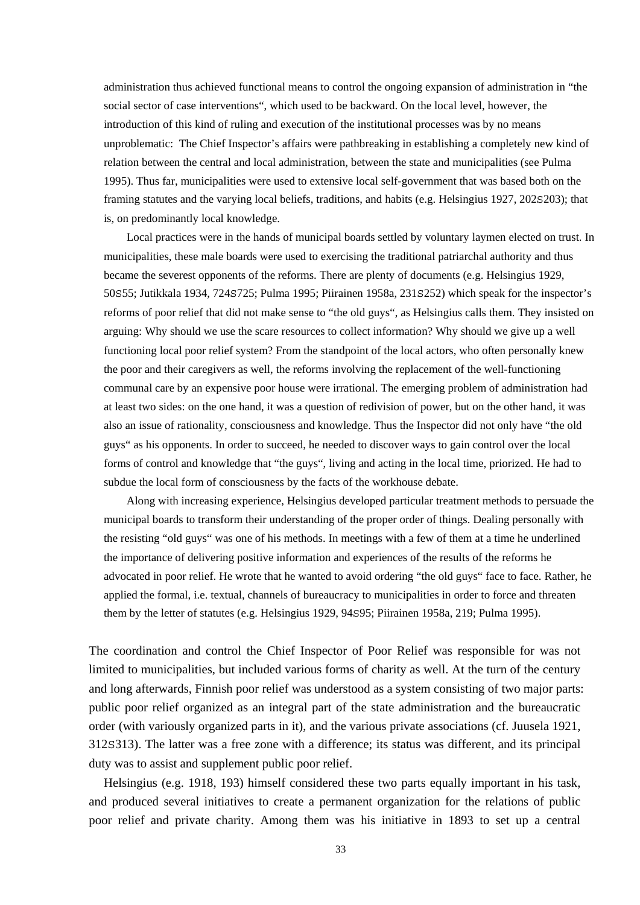administration thus achieved functional means to control the ongoing expansion of administration in "the social sector of case interventions", which used to be backward. On the local level, however, the introduction of this kind of ruling and execution of the institutional processes was by no means unproblematic: The Chief Inspector's affairs were pathbreaking in establishing a completely new kind of relation between the central and local administration, between the state and municipalities (see Pulma 1995). Thus far, municipalities were used to extensive local self-government that was based both on the framing statutes and the varying local beliefs, traditions, and habits (e.g. Helsingius 1927, 202S203); that is, on predominantly local knowledge.

Local practices were in the hands of municipal boards settled by voluntary laymen elected on trust. In municipalities, these male boards were used to exercising the traditional patriarchal authority and thus became the severest opponents of the reforms. There are plenty of documents (e.g. Helsingius 1929, 50S55; Jutikkala 1934, 724S725; Pulma 1995; Piirainen 1958a, 231S252) which speak for the inspector's reforms of poor relief that did not make sense to "the old guys", as Helsingius calls them. They insisted on arguing: Why should we use the scare resources to collect information? Why should we give up a well functioning local poor relief system? From the standpoint of the local actors, who often personally knew the poor and their caregivers as well, the reforms involving the replacement of the well-functioning communal care by an expensive poor house were irrational. The emerging problem of administration had at least two sides: on the one hand, it was a question of redivision of power, but on the other hand, it was also an issue of rationality, consciousness and knowledge. Thus the Inspector did not only have "the old guys" as his opponents. In order to succeed, he needed to discover ways to gain control over the local forms of control and knowledge that "the guys", living and acting in the local time, priorized. He had to subdue the local form of consciousness by the facts of the workhouse debate.

Along with increasing experience, Helsingius developed particular treatment methods to persuade the municipal boards to transform their understanding of the proper order of things. Dealing personally with the resisting "old guys" was one of his methods. In meetings with a few of them at a time he underlined the importance of delivering positive information and experiences of the results of the reforms he advocated in poor relief. He wrote that he wanted to avoid ordering "the old guys" face to face. Rather, he applied the formal, i.e. textual, channels of bureaucracy to municipalities in order to force and threaten them by the letter of statutes (e.g. Helsingius 1929, 94S95; Piirainen 1958a, 219; Pulma 1995).

The coordination and control the Chief Inspector of Poor Relief was responsible for was not limited to municipalities, but included various forms of charity as well. At the turn of the century and long afterwards, Finnish poor relief was understood as a system consisting of two major parts: public poor relief organized as an integral part of the state administration and the bureaucratic order (with variously organized parts in it), and the various private associations (cf. Juusela 1921, 312S313). The latter was a free zone with a difference; its status was different, and its principal duty was to assist and supplement public poor relief.

Helsingius (e.g. 1918, 193) himself considered these two parts equally important in his task, and produced several initiatives to create a permanent organization for the relations of public poor relief and private charity. Among them was his initiative in 1893 to set up a central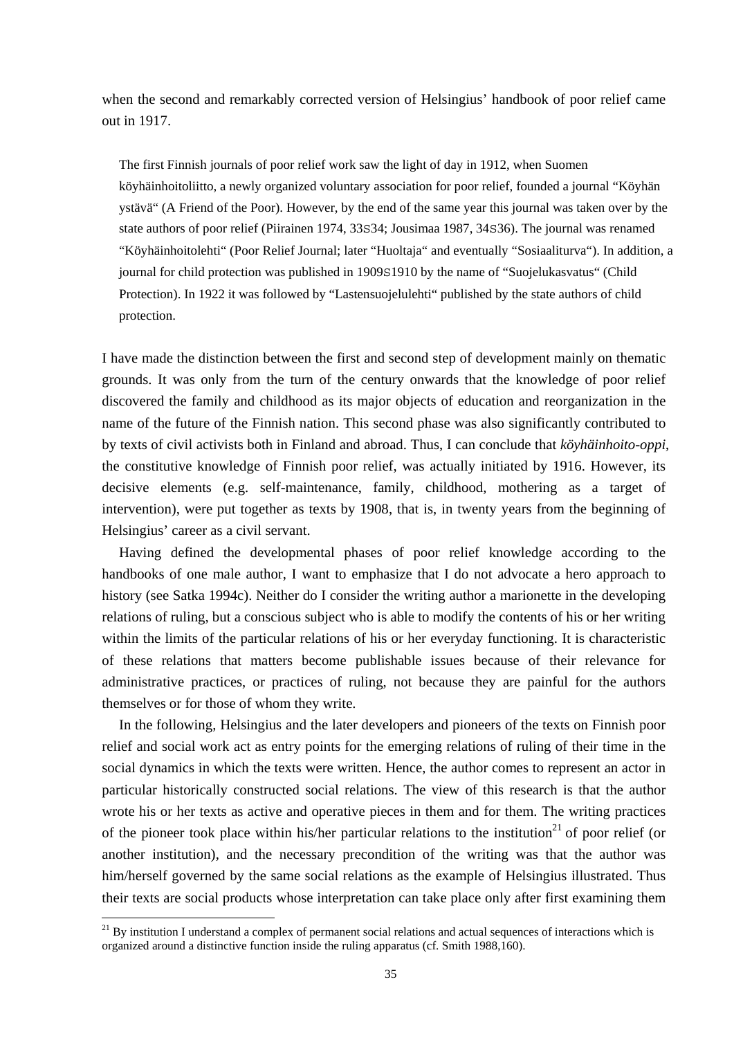when the second and remarkably corrected version of Helsingius' handbook of poor relief came out in 1917.

> The first Finnish journals of poor relief work saw the light of day in 1912, when Suomen köyhäinhoitoliitto, a newly organized voluntary association for poor relief, founded a journal "Köyhän ystävä" (A Friend of the Poor). However, by the end of the same year this journal was taken over by the state authors of poor relief (Piirainen 1974, 33S34; Jousimaa 1987, 34S36). The journal was renamed "Köyhäinhoitolehti" (Poor Relief Journal; later "Huoltaja" and eventually "Sosiaaliturva"). In addition, a journal for child protection was published in 1909S1910 by the name of "Suojelukasvatus" (Child Protection). In 1922 it was followed by "Lastensuojelulehti" published by the state authors of child protection.

I have made the distinction between the first and second step of development mainly on thematic grounds. It was only from the turn of the century onwards that the knowledge of poor relief discovered the family and childhood as its major objects of education and reorganization in the name of the future of the Finnish nation. This second phase was also significantly contributed to by texts of civil activists both in Finland and abroad. Thus, I can conclude that *köyhäinhoito-oppi*, the constitutive knowledge of Finnish poor relief, was actually initiated by 1916. However, its decisive elements (e.g. self-maintenance, family, childhood, mothering as a target of intervention), were put together as texts by 1908, that is, in twenty years from the beginning of Helsingius' career as a civil servant.

Having defined the developmental phases of poor relief knowledge according to the handbooks of one male author, I want to emphasize that I do not advocate a hero approach to history (see Satka 1994c). Neither do I consider the writing author a marionette in the developing relations of ruling, but a conscious subject who is able to modify the contents of his or her writing within the limits of the particular relations of his or her everyday functioning. It is characteristic of these relations that matters become publishable issues because of their relevance for administrative practices, or practices of ruling, not because they are painful for the authors themselves or for those of whom they write.

In the following, Helsingius and the later developers and pioneers of the texts on Finnish poor relief and social work act as entry points for the emerging relations of ruling of their time in the social dynamics in which the texts were written. Hence, the author comes to represent an actor in particular historically constructed social relations. The view of this research is that the author wrote his or her texts as active and operative pieces in them and for them. The writing practices of the pioneer took place within his/her particular relations to the institution[21] of poor relief (or another institution), and the necessary precondition of the writing was that the author was him/herself governed by the same social relations as the example of Helsingius illustrated. Thus their texts are social products whose interpretation can take place only after first examining them

[21] By institution I understand a complex of permanent social relations and actual sequences of interactions which is organized around a distinctive function inside the ruling apparatus (cf. Smith 1988,160).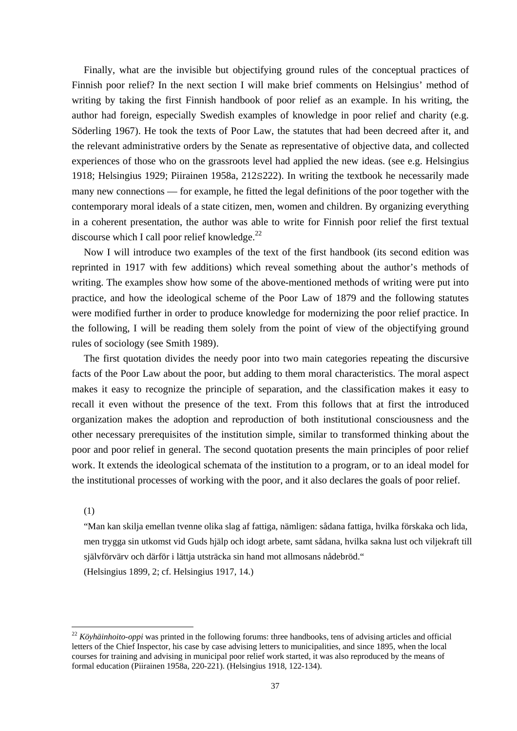Finally, what are the invisible but objectifying ground rules of the conceptual practices of Finnish poor relief? In the next section I will make brief comments on Helsingius' method of writing by taking the first Finnish handbook of poor relief as an example. In his writing, the author had foreign, especially Swedish examples of knowledge in poor relief and charity (e.g. Söderling 1967). He took the texts of Poor Law, the statutes that had been decreed after it, and the relevant administrative orders by the Senate as representative of objective data, and collected experiences of those who on the grassroots level had applied the new ideas. (see e.g. Helsingius 1918; Helsingius 1929; Piirainen 1958a, 212S222). In writing the textbook he necessarily made many new connections — for example, he fitted the legal definitions of the poor together with the contemporary moral ideals of a state citizen, men, women and children. By organizing everything in a coherent presentation, the author was able to write for Finnish poor relief the first textual discourse which I call poor relief knowledge.[22]

Now I will introduce two examples of the text of the first handbook (its second edition was reprinted in 1917 with few additions) which reveal something about the author's methods of writing. The examples show how some of the above-mentioned methods of writing were put into practice, and how the ideological scheme of the Poor Law of 1879 and the following statutes were modified further in order to produce knowledge for modernizing the poor relief practice. In the following, I will be reading them solely from the point of view of the objectifying ground rules of sociology (see Smith 1989).

The first quotation divides the needy poor into two main categories repeating the discursive facts of the Poor Law about the poor, but adding to them moral characteristics. The moral aspect makes it easy to recognize the principle of separation, and the classification makes it easy to recall it even without the presence of the text. From this follows that at first the introduced organization makes the adoption and reproduction of both institutional consciousness and the other necessary prerequisites of the institution simple, similar to transformed thinking about the poor and poor relief in general. The second quotation presents the main principles of poor relief work. It extends the ideological schemata of the institution to a program, or to an ideal model for the institutional processes of working with the poor, and it also declares the goals of poor relief.

(1)

"Man kan skilja emellan tvenne olika slag af fattiga, nämligen: sådana fattiga, hvilka förskaka och lida, men trygga sin utkomst vid Guds hjälp och idogt arbete, samt sådana, hvilka sakna lust och viljekraft till självförvärv och därför i lättja utsträcka sin hand mot allmosans nådebröd."
(Helsingius 1899, 2; cf. Helsingius 1917, 14.)

---

[22] *Köyhäinhoito-oppi* was printed in the following forums: three handbooks, tens of advising articles and official letters of the Chief Inspector, his case by case advising letters to municipalities, and since 1895, when the local courses for training and advising in municipal poor relief work started, it was also reproduced by the means of formal education (Piirainen 1958a, 220-221). (Helsingius 1918, 122-134).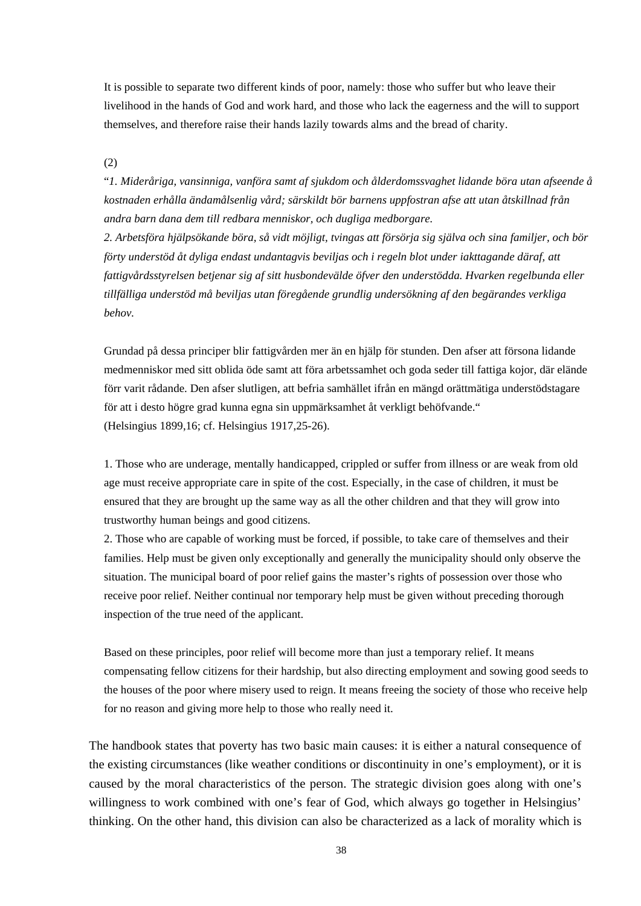It is possible to separate two different kinds of poor, namely: those who suffer but who leave their livelihood in the hands of God and work hard, and those who lack the eagerness and the will to support themselves, and therefore raise their hands lazily towards alms and the bread of charity.

(2)

"*1. Mideråriga, vansinniga, vanföra samt af sjukdom och ålderdomssvaghet lidande böra utan afseende å kostnaden erhålla ändamålsenlig vård; särskildt bör barnens uppfostran afse att utan åtskillnad från andra barn dana dem till redbara menniskor, och dugliga medborgare.*
*2. Arbetsföra hjälpsökande böra, så vidt möjligt, tvingas att försörja sig själva och sina familjer, och bör förty understöd åt dyliga endast undantagvis beviljas och i regeln blot under iakttagande däraf, att fattigvårdsstyrelsen betjenar sig af sitt husbondevälde öfver den understödda. Hvarken regelbunda eller tillfälliga understöd må beviljas utan föregående grundlig undersökning af den begärandes verkliga behov.*

Grundad på dessa principer blir fattigvården mer än en hjälp för stunden. Den afser att försona lidande medmenniskor med sitt oblida öde samt att föra arbetssamhet och goda seder till fattiga kojor, där elände förr varit rådande. Den afser slutligen, att befria samhället ifrån en mängd orättmätiga understödstagare för att i desto högre grad kunna egna sin uppmärksamhet åt verkligt behöfvande."
(Helsingius 1899,16; cf. Helsingius 1917,25-26).

1. Those who are underage, mentally handicapped, crippled or suffer from illness or are weak from old age must receive appropriate care in spite of the cost. Especially, in the case of children, it must be ensured that they are brought up the same way as all the other children and that they will grow into trustworthy human beings and good citizens.
2. Those who are capable of working must be forced, if possible, to take care of themselves and their families. Help must be given only exceptionally and generally the municipality should only observe the situation. The municipal board of poor relief gains the master's rights of possession over those who receive poor relief. Neither continual nor temporary help must be given without preceding thorough inspection of the true need of the applicant.

Based on these principles, poor relief will become more than just a temporary relief. It means compensating fellow citizens for their hardship, but also directing employment and sowing good seeds to the houses of the poor where misery used to reign. It means freeing the society of those who receive help for no reason and giving more help to those who really need it.

The handbook states that poverty has two basic main causes: it is either a natural consequence of the existing circumstances (like weather conditions or discontinuity in one's employment), or it is caused by the moral characteristics of the person. The strategic division goes along with one's willingness to work combined with one's fear of God, which always go together in Helsingius' thinking. On the other hand, this division can also be characterized as a lack of morality which is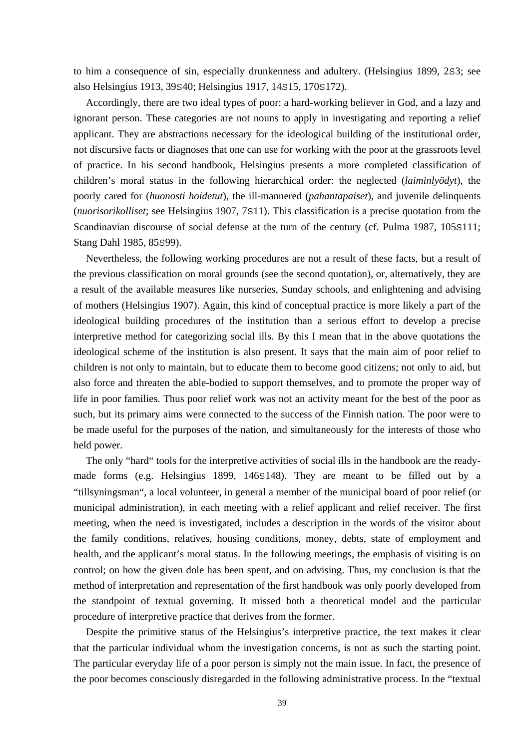to him a consequence of sin, especially drunkenness and adultery. (Helsingius 1899, 2S3; see also Helsingius 1913, 39S40; Helsingius 1917, 14S15, 170S172).

Accordingly, there are two ideal types of poor: a hard-working believer in God, and a lazy and ignorant person. These categories are not nouns to apply in investigating and reporting a relief applicant. They are abstractions necessary for the ideological building of the institutional order, not discursive facts or diagnoses that one can use for working with the poor at the grassroots level of practice. In his second handbook, Helsingius presents a more completed classification of children's moral status in the following hierarchical order: the neglected (*laiminlyödyt*), the poorly cared for (*huonosti hoidetut*), the ill-mannered (*pahantapaiset*), and juvenile delinquents (*nuorisorikolliset*; see Helsingius 1907, 7S11). This classification is a precise quotation from the Scandinavian discourse of social defense at the turn of the century (cf. Pulma 1987, 105S111; Stang Dahl 1985, 85S99).

Nevertheless, the following working procedures are not a result of these facts, but a result of the previous classification on moral grounds (see the second quotation), or, alternatively, they are a result of the available measures like nurseries, Sunday schools, and enlightening and advising of mothers (Helsingius 1907). Again, this kind of conceptual practice is more likely a part of the ideological building procedures of the institution than a serious effort to develop a precise interpretive method for categorizing social ills. By this I mean that in the above quotations the ideological scheme of the institution is also present. It says that the main aim of poor relief to children is not only to maintain, but to educate them to become good citizens; not only to aid, but also force and threaten the able-bodied to support themselves, and to promote the proper way of life in poor families. Thus poor relief work was not an activity meant for the best of the poor as such, but its primary aims were connected to the success of the Finnish nation. The poor were to be made useful for the purposes of the nation, and simultaneously for the interests of those who held power.

The only "hard" tools for the interpretive activities of social ills in the handbook are the ready-made forms (e.g. Helsingius 1899, 146S148). They are meant to be filled out by a "tillsyningsman", a local volunteer, in general a member of the municipal board of poor relief (or municipal administration), in each meeting with a relief applicant and relief receiver. The first meeting, when the need is investigated, includes a description in the words of the visitor about the family conditions, relatives, housing conditions, money, debts, state of employment and health, and the applicant's moral status. In the following meetings, the emphasis of visiting is on control; on how the given dole has been spent, and on advising. Thus, my conclusion is that the method of interpretation and representation of the first handbook was only poorly developed from the standpoint of textual governing. It missed both a theoretical model and the particular procedure of interpretive practice that derives from the former.

Despite the primitive status of the Helsingius's interpretive practice, the text makes it clear that the particular individual whom the investigation concerns, is not as such the starting point. The particular everyday life of a poor person is simply not the main issue. In fact, the presence of the poor becomes consciously disregarded in the following administrative process. In the "textual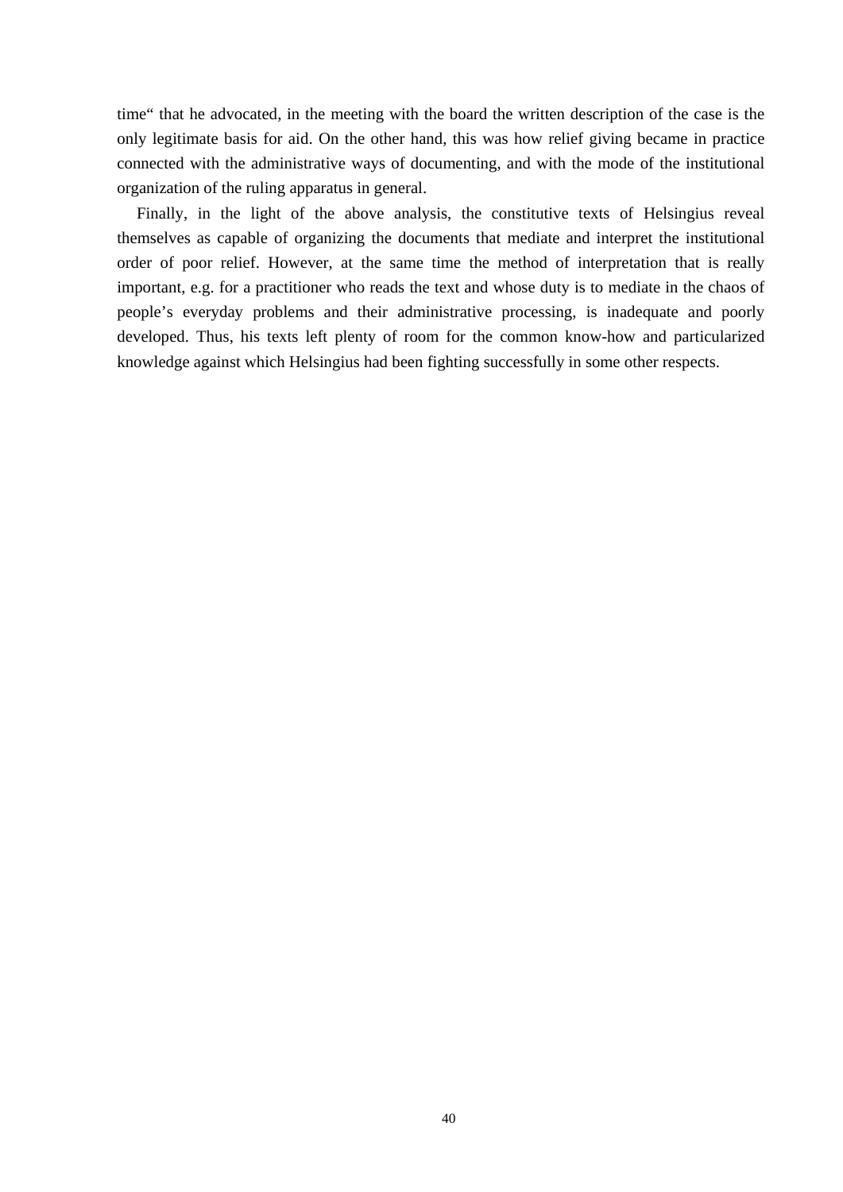time“ that he advocated, in the meeting with the board the written description of the case is the only legitimate basis for aid. On the other hand, this was how relief giving became in practice connected with the administrative ways of documenting, and with the mode of the institutional organization of the ruling apparatus in general.

Finally, in the light of the above analysis, the constitutive texts of Helsingius reveal themselves as capable of organizing the documents that mediate and interpret the institutional order of poor relief. However, at the same time the method of interpretation that is really important, e.g. for a practitioner who reads the text and whose duty is to mediate in the chaos of people’s everyday problems and their administrative processing, is inadequate and poorly developed. Thus, his texts left plenty of room for the common know-how and particularized knowledge against which Helsingius had been fighting successfully in some other respects.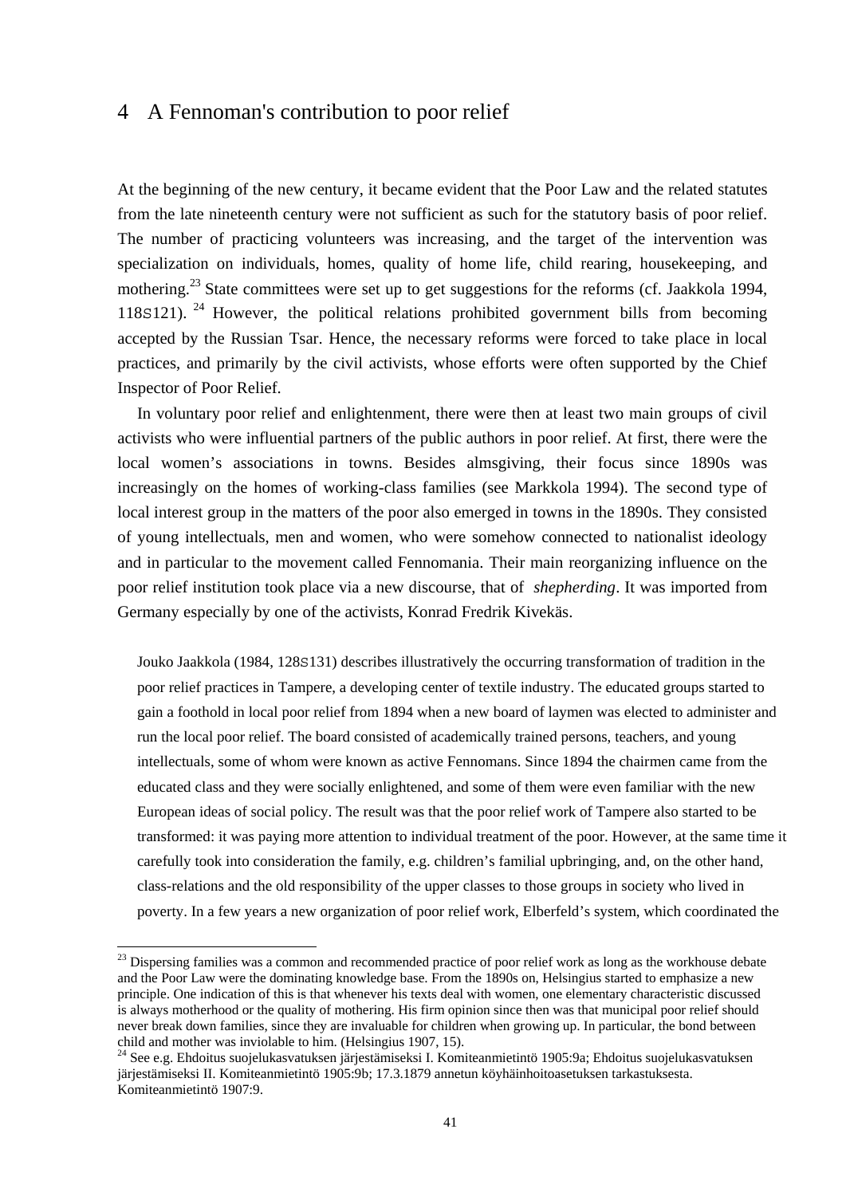# 4 A Fennoman's contribution to poor relief

At the beginning of the new century, it became evident that the Poor Law and the related statutes from the late nineteenth century were not sufficient as such for the statutory basis of poor relief. The number of practicing volunteers was increasing, and the target of the intervention was specialization on individuals, homes, quality of home life, child rearing, housekeeping, and mothering.[23] State committees were set up to get suggestions for the reforms (cf. Jaakkola 1994, 118S121).[24] However, the political relations prohibited government bills from becoming accepted by the Russian Tsar. Hence, the necessary reforms were forced to take place in local practices, and primarily by the civil activists, whose efforts were often supported by the Chief Inspector of Poor Relief.

In voluntary poor relief and enlightenment, there were then at least two main groups of civil activists who were influential partners of the public authors in poor relief. At first, there were the local women's associations in towns. Besides almsgiving, their focus since 1890s was increasingly on the homes of working-class families (see Markkola 1994). The second type of local interest group in the matters of the poor also emerged in towns in the 1890s. They consisted of young intellectuals, men and women, who were somehow connected to nationalist ideology and in particular to the movement called Fennomania. Their main reorganizing influence on the poor relief institution took place via a new discourse, that of *shepherding*. It was imported from Germany especially by one of the activists, Konrad Fredrik Kivekäs.

> Jouko Jaakkola (1984, 128S131) describes illustratively the occurring transformation of tradition in the poor relief practices in Tampere, a developing center of textile industry. The educated groups started to gain a foothold in local poor relief from 1894 when a new board of laymen was elected to administer and run the local poor relief. The board consisted of academically trained persons, teachers, and young intellectuals, some of whom were known as active Fennomans. Since 1894 the chairmen came from the educated class and they were socially enlightened, and some of them were even familiar with the new European ideas of social policy. The result was that the poor relief work of Tampere also started to be transformed: it was paying more attention to individual treatment of the poor. However, at the same time it carefully took into consideration the family, e.g. children's familial upbringing, and, on the other hand, class-relations and the old responsibility of the upper classes to those groups in society who lived in poverty. In a few years a new organization of poor relief work, Elberfeld's system, which coordinated the

---

[23] Dispersing families was a common and recommended practice of poor relief work as long as the workhouse debate and the Poor Law were the dominating knowledge base. From the 1890s on, Helsingius started to emphasize a new principle. One indication of this is that whenever his texts deal with women, one elementary characteristic discussed is always motherhood or the quality of mothering. His firm opinion since then was that municipal poor relief should never break down families, since they are invaluable for children when growing up. In particular, the bond between child and mother was inviolable to him. (Helsingius 1907, 15).

[24] See e.g. Ehdoitus suojelukasvatuksen järjestämiseksi I. Komiteanmietintö 1905:9a; Ehdoitus suojelukasvatuksen järjestämiseksi II. Komiteanmietintö 1905:9b; 17.3.1879 annetun köyhäinhoitoasetuksen tarkastuksesta. Komiteanmietintö 1907:9.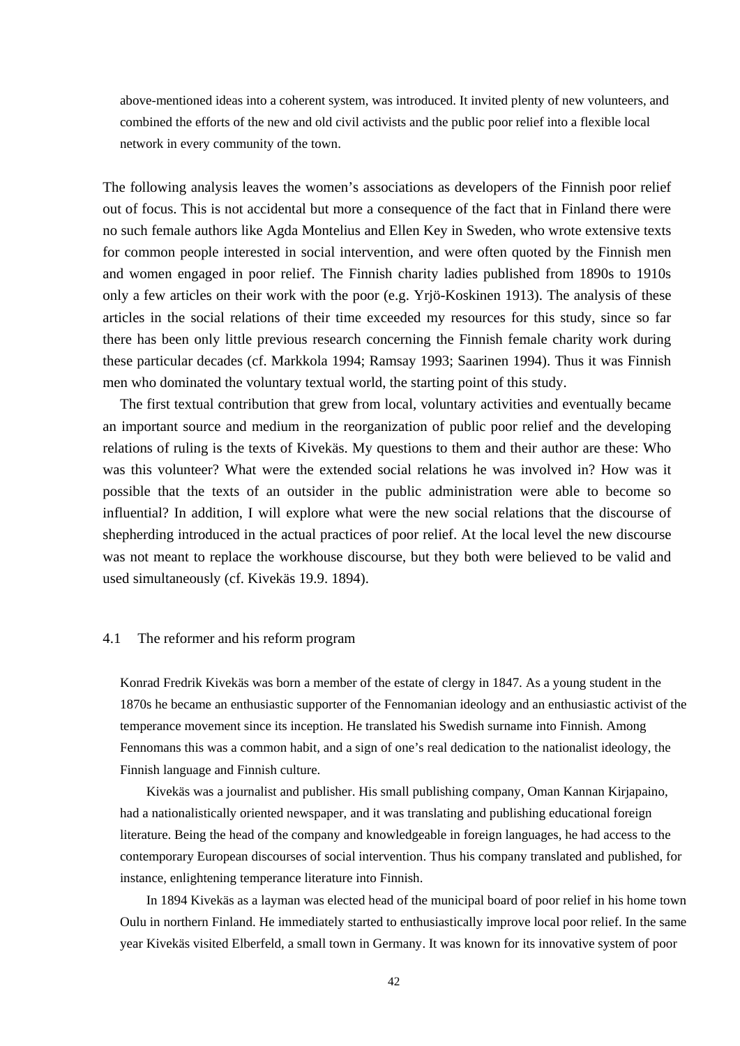above-mentioned ideas into a coherent system, was introduced. It invited plenty of new volunteers, and combined the efforts of the new and old civil activists and the public poor relief into a flexible local network in every community of the town.

The following analysis leaves the women's associations as developers of the Finnish poor relief out of focus. This is not accidental but more a consequence of the fact that in Finland there were no such female authors like Agda Montelius and Ellen Key in Sweden, who wrote extensive texts for common people interested in social intervention, and were often quoted by the Finnish men and women engaged in poor relief. The Finnish charity ladies published from 1890s to 1910s only a few articles on their work with the poor (e.g. Yrjö-Koskinen 1913). The analysis of these articles in the social relations of their time exceeded my resources for this study, since so far there has been only little previous research concerning the Finnish female charity work during these particular decades (cf. Markkola 1994; Ramsay 1993; Saarinen 1994). Thus it was Finnish men who dominated the voluntary textual world, the starting point of this study.

The first textual contribution that grew from local, voluntary activities and eventually became an important source and medium in the reorganization of public poor relief and the developing relations of ruling is the texts of Kivekäs. My questions to them and their author are these: Who was this volunteer? What were the extended social relations he was involved in? How was it possible that the texts of an outsider in the public administration were able to become so influential? In addition, I will explore what were the new social relations that the discourse of shepherding introduced in the actual practices of poor relief. At the local level the new discourse was not meant to replace the workhouse discourse, but they both were believed to be valid and used simultaneously (cf. Kivekäs 19.9. 1894).

## 4.1 The reformer and his reform program

Konrad Fredrik Kivekäs was born a member of the estate of clergy in 1847. As a young student in the 1870s he became an enthusiastic supporter of the Fennomanian ideology and an enthusiastic activist of the temperance movement since its inception. He translated his Swedish surname into Finnish. Among Fennomans this was a common habit, and a sign of one's real dedication to the nationalist ideology, the Finnish language and Finnish culture.

Kivekäs was a journalist and publisher. His small publishing company, Oman Kannan Kirjapaino, had a nationalistically oriented newspaper, and it was translating and publishing educational foreign literature. Being the head of the company and knowledgeable in foreign languages, he had access to the contemporary European discourses of social intervention. Thus his company translated and published, for instance, enlightening temperance literature into Finnish.

In 1894 Kivekäs as a layman was elected head of the municipal board of poor relief in his home town Oulu in northern Finland. He immediately started to enthusiastically improve local poor relief. In the same year Kivekäs visited Elberfeld, a small town in Germany. It was known for its innovative system of poor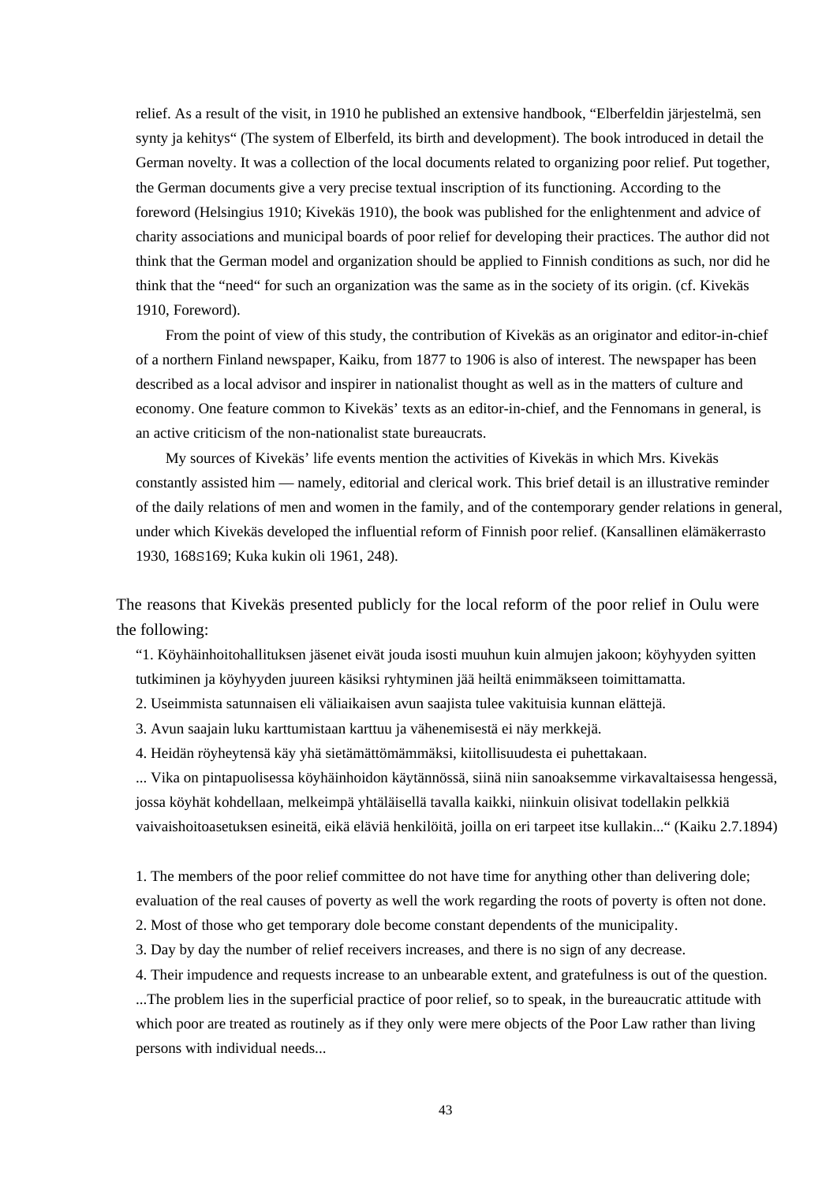relief. As a result of the visit, in 1910 he published an extensive handbook, "Elberfeldin järjestelmä, sen synty ja kehitys" (The system of Elberfeld, its birth and development). The book introduced in detail the German novelty. It was a collection of the local documents related to organizing poor relief. Put together, the German documents give a very precise textual inscription of its functioning. According to the foreword (Helsingius 1910; Kivekäs 1910), the book was published for the enlightenment and advice of charity associations and municipal boards of poor relief for developing their practices. The author did not think that the German model and organization should be applied to Finnish conditions as such, nor did he think that the "need" for such an organization was the same as in the society of its origin. (cf. Kivekäs 1910, Foreword).

From the point of view of this study, the contribution of Kivekäs as an originator and editor-in-chief of a northern Finland newspaper, Kaiku, from 1877 to 1906 is also of interest. The newspaper has been described as a local advisor and inspirer in nationalist thought as well as in the matters of culture and economy. One feature common to Kivekäs' texts as an editor-in-chief, and the Fennomans in general, is an active criticism of the non-nationalist state bureaucrats.

My sources of Kivekäs' life events mention the activities of Kivekäs in which Mrs. Kivekäs constantly assisted him — namely, editorial and clerical work. This brief detail is an illustrative reminder of the daily relations of men and women in the family, and of the contemporary gender relations in general, under which Kivekäs developed the influential reform of Finnish poor relief. (Kansallinen elämäkerrasto 1930, 168S169; Kuka kukin oli 1961, 248).

The reasons that Kivekäs presented publicly for the local reform of the poor relief in Oulu were the following:

"1. Köyhäinhoitohallituksen jäsenet eivät jouda isosti muuhun kuin almujen jakoon; köyhyyden syitten tutkiminen ja köyhyyden juureen käsiksi ryhtyminen jää heiltä enimmäkseen toimittamatta.

2. Useimmista satunnaisen eli väliaikaisen avun saajista tulee vakituisia kunnan elättejä.

3. Avun saajain luku karttumistaan karttuu ja vähenemisestä ei näy merkkejä.

4. Heidän röyheytensä käy yhä sietämättömämmäksi, kiitollisuudesta ei puhettakaan.

... Vika on pintapuolisessa köyhäinhoidon käytännössä, siinä niin sanoaksemme virkavaltaisessa hengessä, jossa köyhät kohdellaan, melkeimpä yhtäläisellä tavalla kaikki, niinkuin olisivat todellakin pelkkiä vaivaishoitoasetuksen esineitä, eikä eläviä henkilöitä, joilla on eri tarpeet itse kullakin..." (Kaiku 2.7.1894)

1. The members of the poor relief committee do not have time for anything other than delivering dole; evaluation of the real causes of poverty as well the work regarding the roots of poverty is often not done.

2. Most of those who get temporary dole become constant dependents of the municipality.

3. Day by day the number of relief receivers increases, and there is no sign of any decrease.

4. Their impudence and requests increase to an unbearable extent, and gratefulness is out of the question.

...The problem lies in the superficial practice of poor relief, so to speak, in the bureaucratic attitude with which poor are treated as routinely as if they only were mere objects of the Poor Law rather than living persons with individual needs...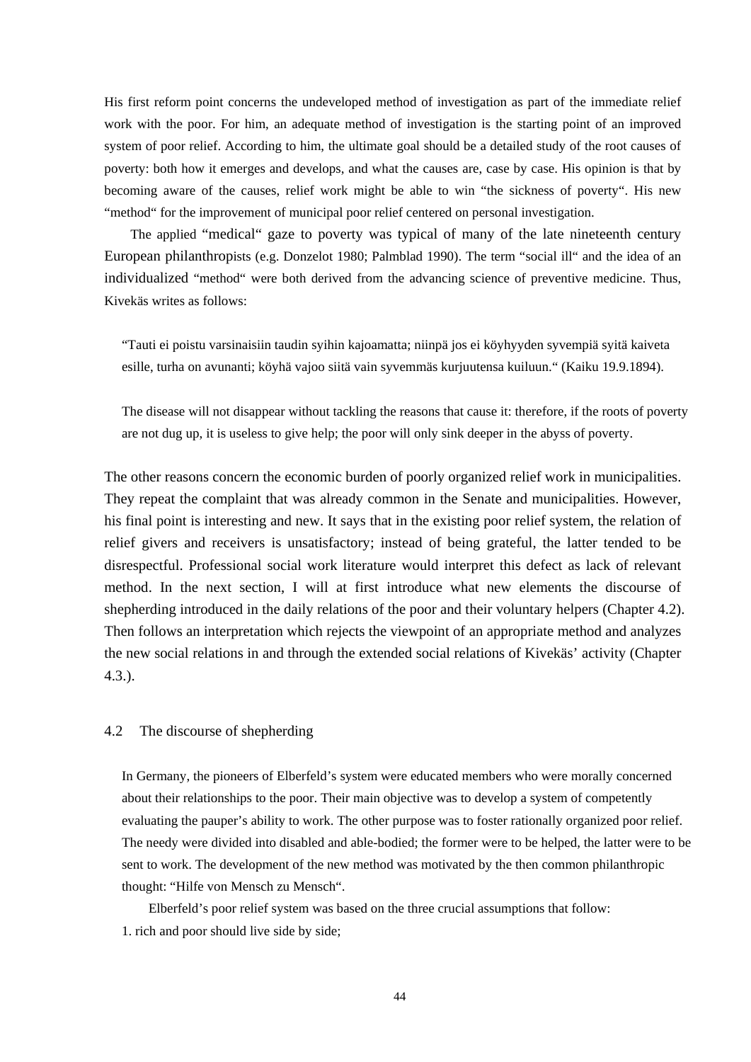His first reform point concerns the undeveloped method of investigation as part of the immediate relief work with the poor. For him, an adequate method of investigation is the starting point of an improved system of poor relief. According to him, the ultimate goal should be a detailed study of the root causes of poverty: both how it emerges and develops, and what the causes are, case by case. His opinion is that by becoming aware of the causes, relief work might be able to win "the sickness of poverty". His new "method" for the improvement of municipal poor relief centered on personal investigation.

The applied "medical" gaze to poverty was typical of many of the late nineteenth century European philanthropists (e.g. Donzelot 1980; Palmblad 1990). The term "social ill" and the idea of an individualized "method" were both derived from the advancing science of preventive medicine. Thus, Kivekäs writes as follows:

> "Tauti ei poistu varsinaisiin taudin syihin kajoamatta; niinpä jos ei köyhyyden syvempiä syitä kaiveta esille, turha on avunanti; köyhä vajoo siitä vain syvemmäs kurjuutensa kuiluun." (Kaiku 19.9.1894).
>
> The disease will not disappear without tackling the reasons that cause it: therefore, if the roots of poverty are not dug up, it is useless to give help; the poor will only sink deeper in the abyss of poverty.

The other reasons concern the economic burden of poorly organized relief work in municipalities. They repeat the complaint that was already common in the Senate and municipalities. However, his final point is interesting and new. It says that in the existing poor relief system, the relation of relief givers and receivers is unsatisfactory; instead of being grateful, the latter tended to be disrespectful. Professional social work literature would interpret this defect as lack of relevant method. In the next section, I will at first introduce what new elements the discourse of shepherding introduced in the daily relations of the poor and their voluntary helpers (Chapter 4.2). Then follows an interpretation which rejects the viewpoint of an appropriate method and analyzes the new social relations in and through the extended social relations of Kivekäs' activity (Chapter 4.3.).

## 4.2 The discourse of shepherding

In Germany, the pioneers of Elberfeld's system were educated members who were morally concerned about their relationships to the poor. Their main objective was to develop a system of competently evaluating the pauper's ability to work. The other purpose was to foster rationally organized poor relief. The needy were divided into disabled and able-bodied; the former were to be helped, the latter were to be sent to work. The development of the new method was motivated by the then common philanthropic thought: "Hilfe von Mensch zu Mensch".

Elberfeld's poor relief system was based on the three crucial assumptions that follow:

1. rich and poor should live side by side;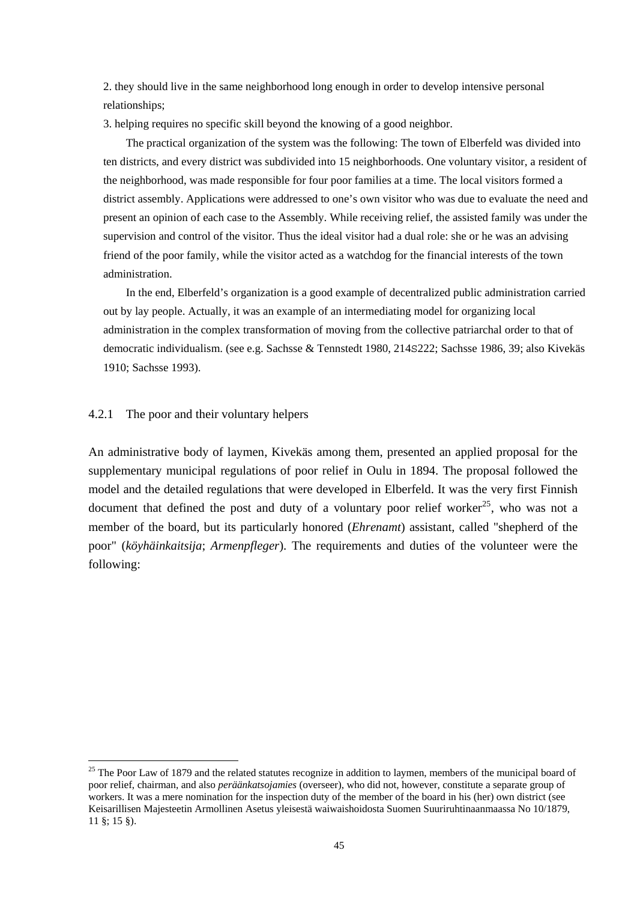2. they should live in the same neighborhood long enough in order to develop intensive personal relationships;

3. helping requires no specific skill beyond the knowing of a good neighbor.

The practical organization of the system was the following: The town of Elberfeld was divided into ten districts, and every district was subdivided into 15 neighborhoods. One voluntary visitor, a resident of the neighborhood, was made responsible for four poor families at a time. The local visitors formed a district assembly. Applications were addressed to one's own visitor who was due to evaluate the need and present an opinion of each case to the Assembly. While receiving relief, the assisted family was under the supervision and control of the visitor. Thus the ideal visitor had a dual role: she or he was an advising friend of the poor family, while the visitor acted as a watchdog for the financial interests of the town administration.

In the end, Elberfeld's organization is a good example of decentralized public administration carried out by lay people. Actually, it was an example of an intermediating model for organizing local administration in the complex transformation of moving from the collective patriarchal order to that of democratic individualism. (see e.g. Sachsse & Tennstedt 1980, 214S222; Sachsse 1986, 39; also Kivekäs 1910; Sachsse 1993).

### 4.2.1 The poor and their voluntary helpers

An administrative body of laymen, Kivekäs among them, presented an applied proposal for the supplementary municipal regulations of poor relief in Oulu in 1894. The proposal followed the model and the detailed regulations that were developed in Elberfeld. It was the very first Finnish document that defined the post and duty of a voluntary poor relief worker[25], who was not a member of the board, but its particularly honored (*Ehrenamt*) assistant, called "shepherd of the poor" (*köyhäinkaitsija*; *Armenpfleger*). The requirements and duties of the volunteer were the following:

[25] The Poor Law of 1879 and the related statutes recognize in addition to laymen, members of the municipal board of poor relief, chairman, and also *peräänkatsojamies* (overseer), who did not, however, constitute a separate group of workers. It was a mere nomination for the inspection duty of the member of the board in his (her) own district (see Keisarillisen Majesteetin Armollinen Asetus yleisestä waiwaishoidosta Suomen Suuriruhtinaanmaassa No 10/1879, 11 §; 15 §).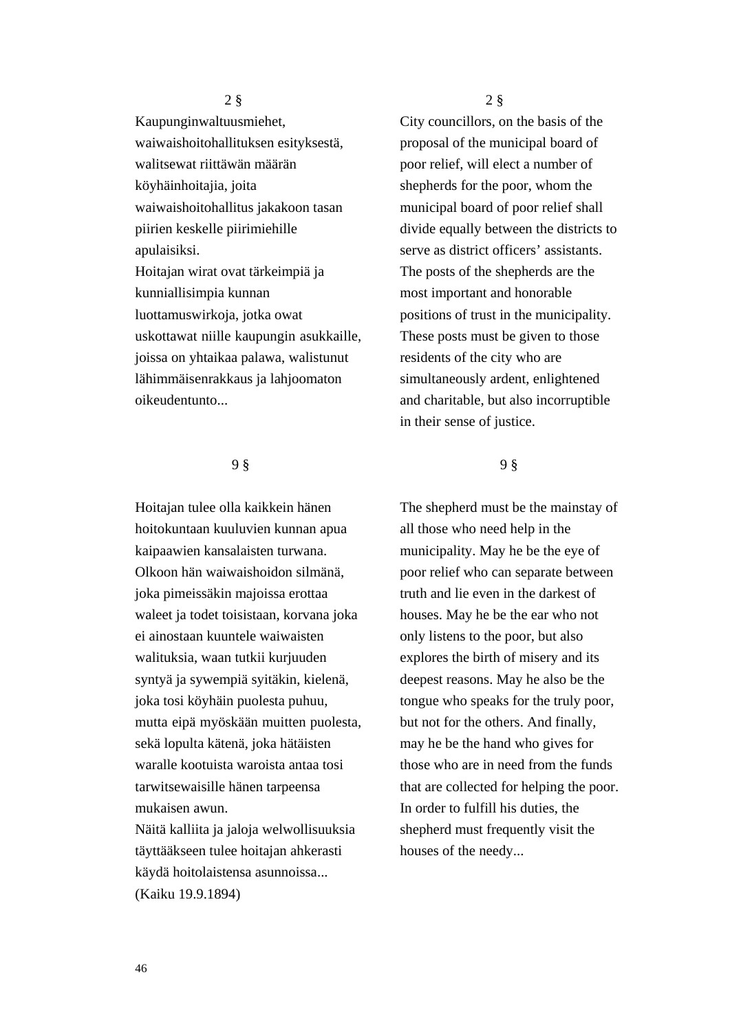2 §

Kaupunginwaltuusmiehet, waiwaishoitohallituksen esityksestä, walitsewat riittäwän määrän köyhäinhoitajia, joita waiwaishoitohallitus jakakoon tasan piirien keskelle piirimiehille apulaisiksi.
Hoitajan wirat ovat tärkeimpiä ja kunniallisimpia kunnan luottamuswirkoja, jotka owat uskottawat niille kaupungin asukkaille, joissa on yhtaikaa palawa, walistunut lähimmäisenrakkaus ja lahjoomaton oikeudentunto...

2 §

City councillors, on the basis of the proposal of the municipal board of poor relief, will elect a number of shepherds for the poor, whom the municipal board of poor relief shall divide equally between the districts to serve as district officers' assistants. The posts of the shepherds are the most important and honorable positions of trust in the municipality. These posts must be given to those residents of the city who are simultaneously ardent, enlightened and charitable, but also incorruptible in their sense of justice.

9 §

Hoitajan tulee olla kaikkein hänen hoitokuntaan kuuluvien kunnan apua kaipaawien kansalaisten turwana. Olkoon hän waiwaishoidon silmänä, joka pimeissäkin majoissa erottaa waleet ja todet toisistaan, korvana joka ei ainostaan kuuntele waiwaisten walituksia, waan tutkii kurjuuden syntyä ja sywempiä syitäkin, kielenä, joka tosi köyhäin puolesta puhuu, mutta eipä myöskään muitten puolesta, sekä lopulta kätenä, joka hätäisten waralle kootuista waroista antaa tosi tarwitsewaisille hänen tarpeensa mukaisen awun.
Näitä kalliita ja jaloja welwollisuuksia täyttääkseen tulee hoitajan ahkerasti käydä hoitolaistensa asunnoissa...
(Kaiku 19.9.1894)

9 §

The shepherd must be the mainstay of all those who need help in the municipality. May he be the eye of poor relief who can separate between truth and lie even in the darkest of houses. May he be the ear who not only listens to the poor, but also explores the birth of misery and its deepest reasons. May he also be the tongue who speaks for the truly poor, but not for the others. And finally, may he be the hand who gives for those who are in need from the funds that are collected for helping the poor. In order to fulfill his duties, the shepherd must frequently visit the houses of the needy...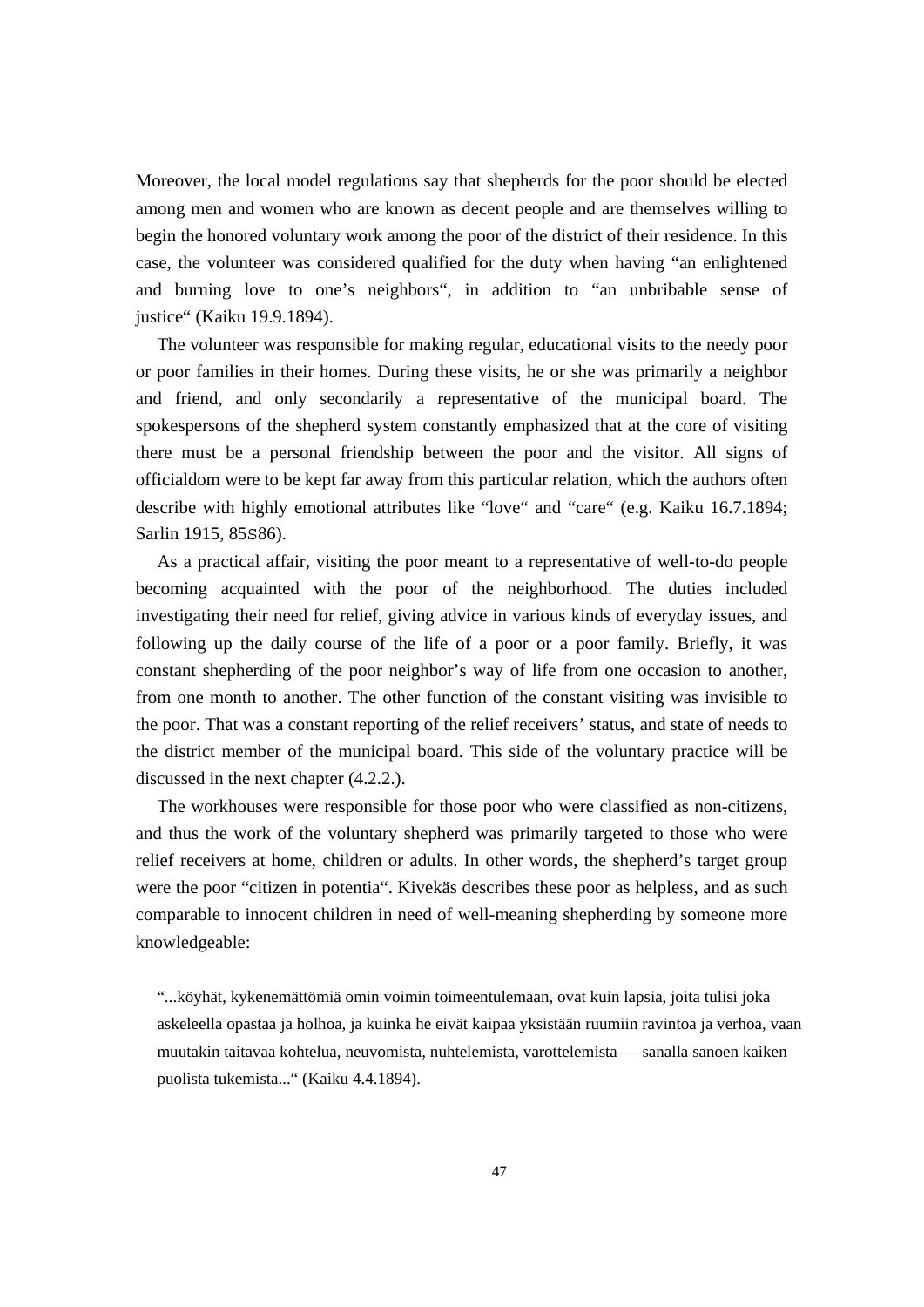Moreover, the local model regulations say that shepherds for the poor should be elected among men and women who are known as decent people and are themselves willing to begin the honored voluntary work among the poor of the district of their residence. In this case, the volunteer was considered qualified for the duty when having "an enlightened and burning love to one's neighbors", in addition to "an unbribable sense of justice" (Kaiku 19.9.1894).

The volunteer was responsible for making regular, educational visits to the needy poor or poor families in their homes. During these visits, he or she was primarily a neighbor and friend, and only secondarily a representative of the municipal board. The spokespersons of the shepherd system constantly emphasized that at the core of visiting there must be a personal friendship between the poor and the visitor. All signs of officialdom were to be kept far away from this particular relation, which the authors often describe with highly emotional attributes like "love" and "care" (e.g. Kaiku 16.7.1894; Sarlin 1915, 85S86).

As a practical affair, visiting the poor meant to a representative of well-to-do people becoming acquainted with the poor of the neighborhood. The duties included investigating their need for relief, giving advice in various kinds of everyday issues, and following up the daily course of the life of a poor or a poor family. Briefly, it was constant shepherding of the poor neighbor's way of life from one occasion to another, from one month to another. The other function of the constant visiting was invisible to the poor. That was a constant reporting of the relief receivers' status, and state of needs to the district member of the municipal board. This side of the voluntary practice will be discussed in the next chapter (4.2.2.).

The workhouses were responsible for those poor who were classified as non-citizens, and thus the work of the voluntary shepherd was primarily targeted to those who were relief receivers at home, children or adults. In other words, the shepherd's target group were the poor "citizen in potentia". Kivekäs describes these poor as helpless, and as such comparable to innocent children in need of well-meaning shepherding by someone more knowledgeable:

> "...köyhät, kykenemättömiä omin voimin toimeentulemaan, ovat kuin lapsia, joita tulisi joka askeleella opastaa ja holhoa, ja kuinka he eivät kaipaa yksistään ruumiin ravintoa ja verhoa, vaan muutakin taitavaa kohtelua, neuvomista, nuhtelemista, varottelemista — sanalla sanoen kaiken puolista tukemista..." (Kaiku 4.4.1894).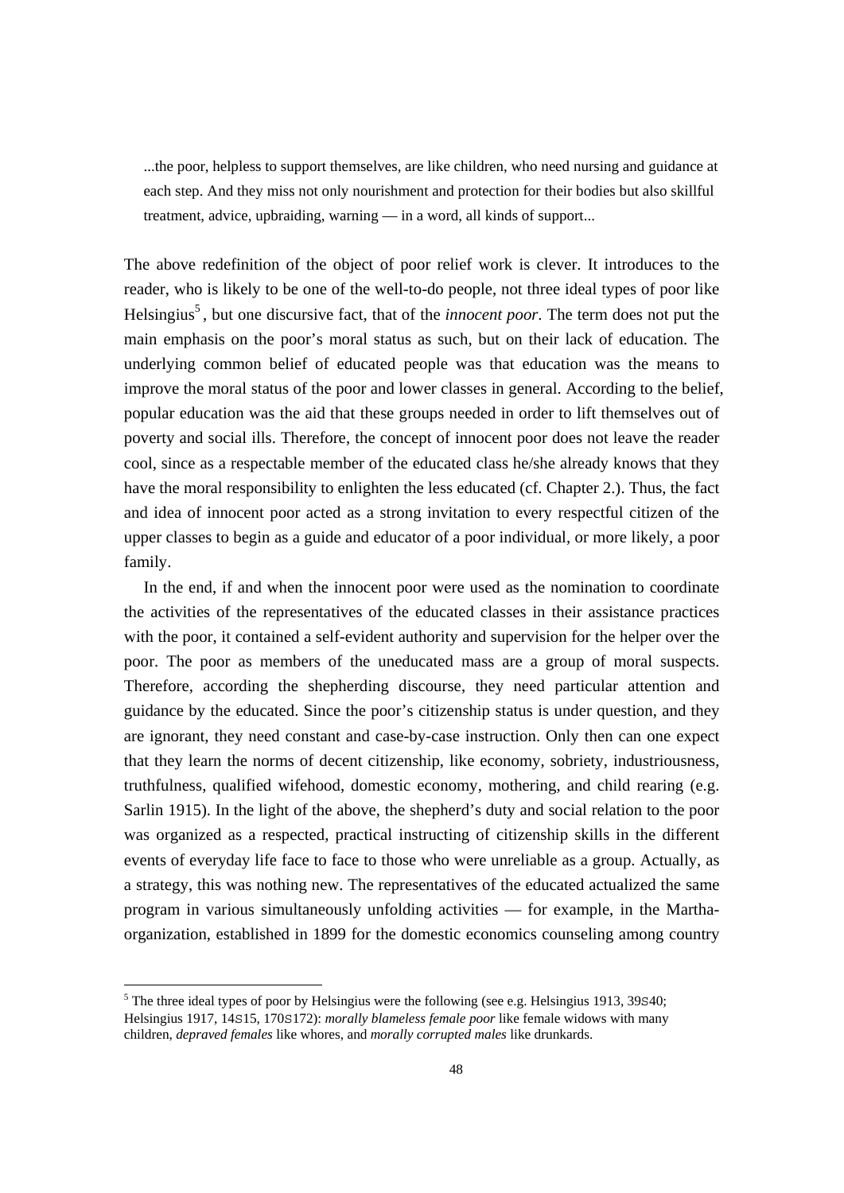> ...the poor, helpless to support themselves, are like children, who need nursing and guidance at each step. And they miss not only nourishment and protection for their bodies but also skillful treatment, advice, upbraiding, warning — in a word, all kinds of support...

The above redefinition of the object of poor relief work is clever. It introduces to the reader, who is likely to be one of the well-to-do people, not three ideal types of poor like Helsingius[5], but one discursive fact, that of the *innocent poor*. The term does not put the main emphasis on the poor's moral status as such, but on their lack of education. The underlying common belief of educated people was that education was the means to improve the moral status of the poor and lower classes in general. According to the belief, popular education was the aid that these groups needed in order to lift themselves out of poverty and social ills. Therefore, the concept of innocent poor does not leave the reader cool, since as a respectable member of the educated class he/she already knows that they have the moral responsibility to enlighten the less educated (cf. Chapter 2.). Thus, the fact and idea of innocent poor acted as a strong invitation to every respectful citizen of the upper classes to begin as a guide and educator of a poor individual, or more likely, a poor family.

In the end, if and when the innocent poor were used as the nomination to coordinate the activities of the representatives of the educated classes in their assistance practices with the poor, it contained a self-evident authority and supervision for the helper over the poor. The poor as members of the uneducated mass are a group of moral suspects. Therefore, according the shepherding discourse, they need particular attention and guidance by the educated. Since the poor's citizenship status is under question, and they are ignorant, they need constant and case-by-case instruction. Only then can one expect that they learn the norms of decent citizenship, like economy, sobriety, industriousness, truthfulness, qualified wifehood, domestic economy, mothering, and child rearing (e.g. Sarlin 1915). In the light of the above, the shepherd's duty and social relation to the poor was organized as a respected, practical instructing of citizenship skills in the different events of everyday life face to face to those who were unreliable as a group. Actually, as a strategy, this was nothing new. The representatives of the educated actualized the same program in various simultaneously unfolding activities — for example, in the Martha-organization, established in 1899 for the domestic economics counseling among country

---

[5] The three ideal types of poor by Helsingius were the following (see e.g. Helsingius 1913, 39S40; Helsingius 1917, 14S15, 170S172): *morally blameless female poor* like female widows with many children, *depraved females* like whores, and *morally corrupted males* like drunkards.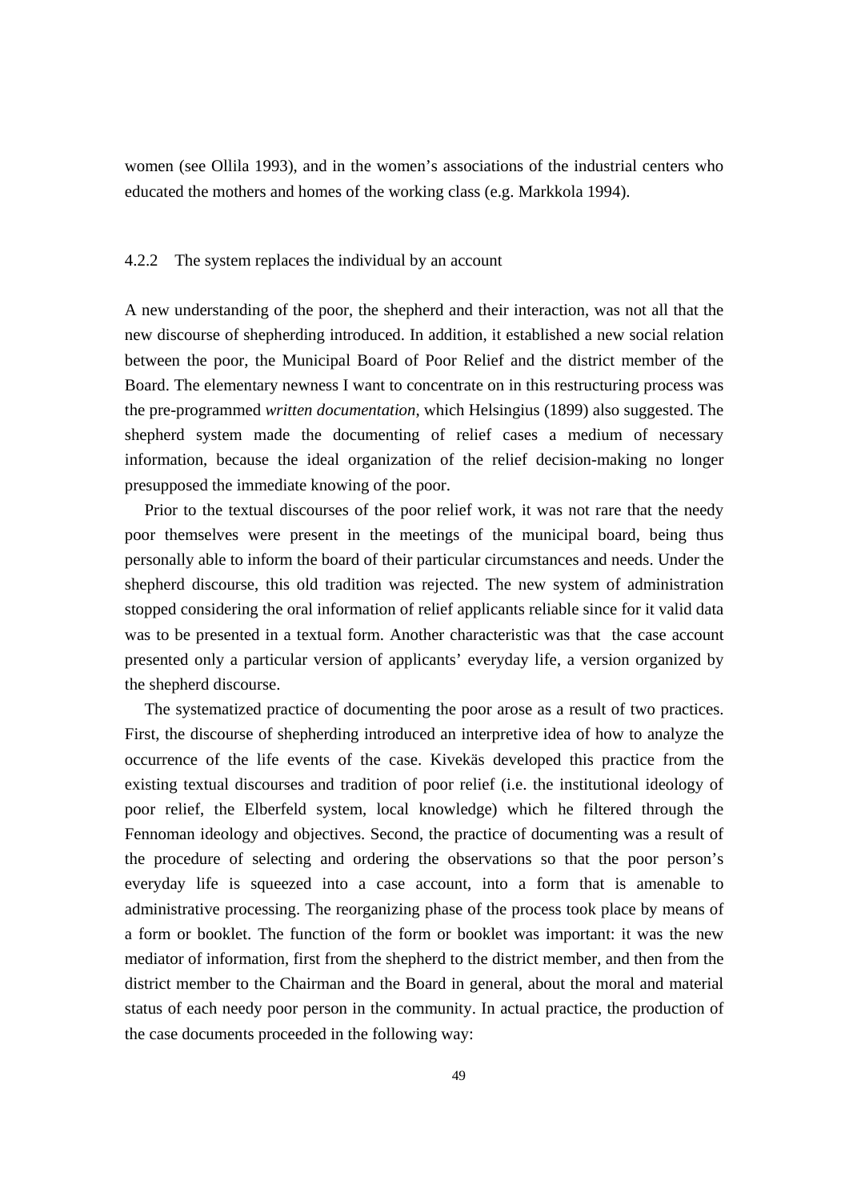women (see Ollila 1993), and in the women's associations of the industrial centers who educated the mothers and homes of the working class (e.g. Markkola 1994).

### 4.2.2 The system replaces the individual by an account

A new understanding of the poor, the shepherd and their interaction, was not all that the new discourse of shepherding introduced. In addition, it established a new social relation between the poor, the Municipal Board of Poor Relief and the district member of the Board. The elementary newness I want to concentrate on in this restructuring process was the pre-programmed *written documentation*, which Helsingius (1899) also suggested. The shepherd system made the documenting of relief cases a medium of necessary information, because the ideal organization of the relief decision-making no longer presupposed the immediate knowing of the poor.

Prior to the textual discourses of the poor relief work, it was not rare that the needy poor themselves were present in the meetings of the municipal board, being thus personally able to inform the board of their particular circumstances and needs. Under the shepherd discourse, this old tradition was rejected. The new system of administration stopped considering the oral information of relief applicants reliable since for it valid data was to be presented in a textual form. Another characteristic was that the case account presented only a particular version of applicants' everyday life, a version organized by the shepherd discourse.

The systematized practice of documenting the poor arose as a result of two practices. First, the discourse of shepherding introduced an interpretive idea of how to analyze the occurrence of the life events of the case. Kivekäs developed this practice from the existing textual discourses and tradition of poor relief (i.e. the institutional ideology of poor relief, the Elberfeld system, local knowledge) which he filtered through the Fennoman ideology and objectives. Second, the practice of documenting was a result of the procedure of selecting and ordering the observations so that the poor person's everyday life is squeezed into a case account, into a form that is amenable to administrative processing. The reorganizing phase of the process took place by means of a form or booklet. The function of the form or booklet was important: it was the new mediator of information, first from the shepherd to the district member, and then from the district member to the Chairman and the Board in general, about the moral and material status of each needy poor person in the community. In actual practice, the production of the case documents proceeded in the following way: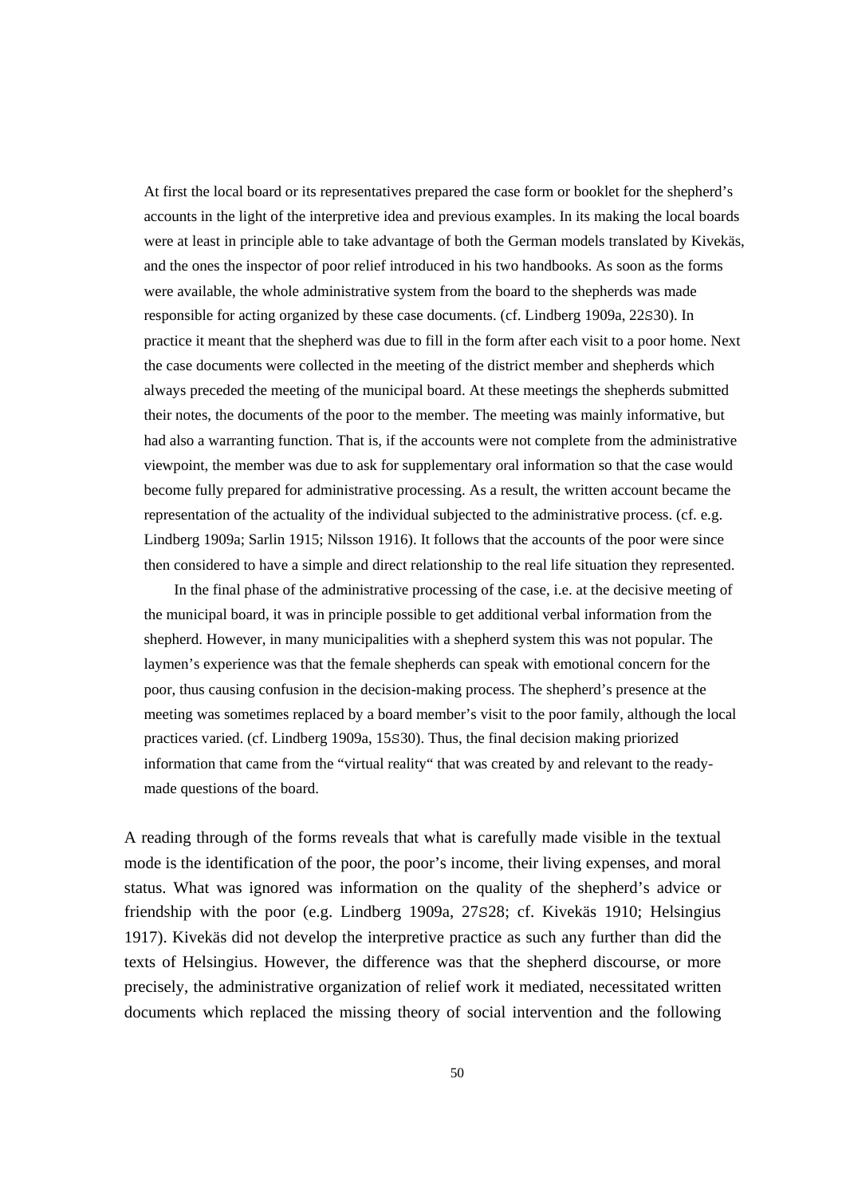> At first the local board or its representatives prepared the case form or booklet for the shepherd's accounts in the light of the interpretive idea and previous examples. In its making the local boards were at least in principle able to take advantage of both the German models translated by Kivekäs, and the ones the inspector of poor relief introduced in his two handbooks. As soon as the forms were available, the whole administrative system from the board to the shepherds was made responsible for acting organized by these case documents. (cf. Lindberg 1909a, 22S30). In practice it meant that the shepherd was due to fill in the form after each visit to a poor home. Next the case documents were collected in the meeting of the district member and shepherds which always preceded the meeting of the municipal board. At these meetings the shepherds submitted their notes, the documents of the poor to the member. The meeting was mainly informative, but had also a warranting function. That is, if the accounts were not complete from the administrative viewpoint, the member was due to ask for supplementary oral information so that the case would become fully prepared for administrative processing. As a result, the written account became the representation of the actuality of the individual subjected to the administrative process. (cf. e.g. Lindberg 1909a; Sarlin 1915; Nilsson 1916). It follows that the accounts of the poor were since then considered to have a simple and direct relationship to the real life situation they represented.
>
> In the final phase of the administrative processing of the case, i.e. at the decisive meeting of the municipal board, it was in principle possible to get additional verbal information from the shepherd. However, in many municipalities with a shepherd system this was not popular. The laymen's experience was that the female shepherds can speak with emotional concern for the poor, thus causing confusion in the decision-making process. The shepherd's presence at the meeting was sometimes replaced by a board member's visit to the poor family, although the local practices varied. (cf. Lindberg 1909a, 15S30). Thus, the final decision making priorized information that came from the "virtual reality" that was created by and relevant to the ready-made questions of the board.

A reading through of the forms reveals that what is carefully made visible in the textual mode is the identification of the poor, the poor's income, their living expenses, and moral status. What was ignored was information on the quality of the shepherd's advice or friendship with the poor (e.g. Lindberg 1909a, 27S28; cf. Kivekäs 1910; Helsingius 1917). Kivekäs did not develop the interpretive practice as such any further than did the texts of Helsingius. However, the difference was that the shepherd discourse, or more precisely, the administrative organization of relief work it mediated, necessitated written documents which replaced the missing theory of social intervention and the following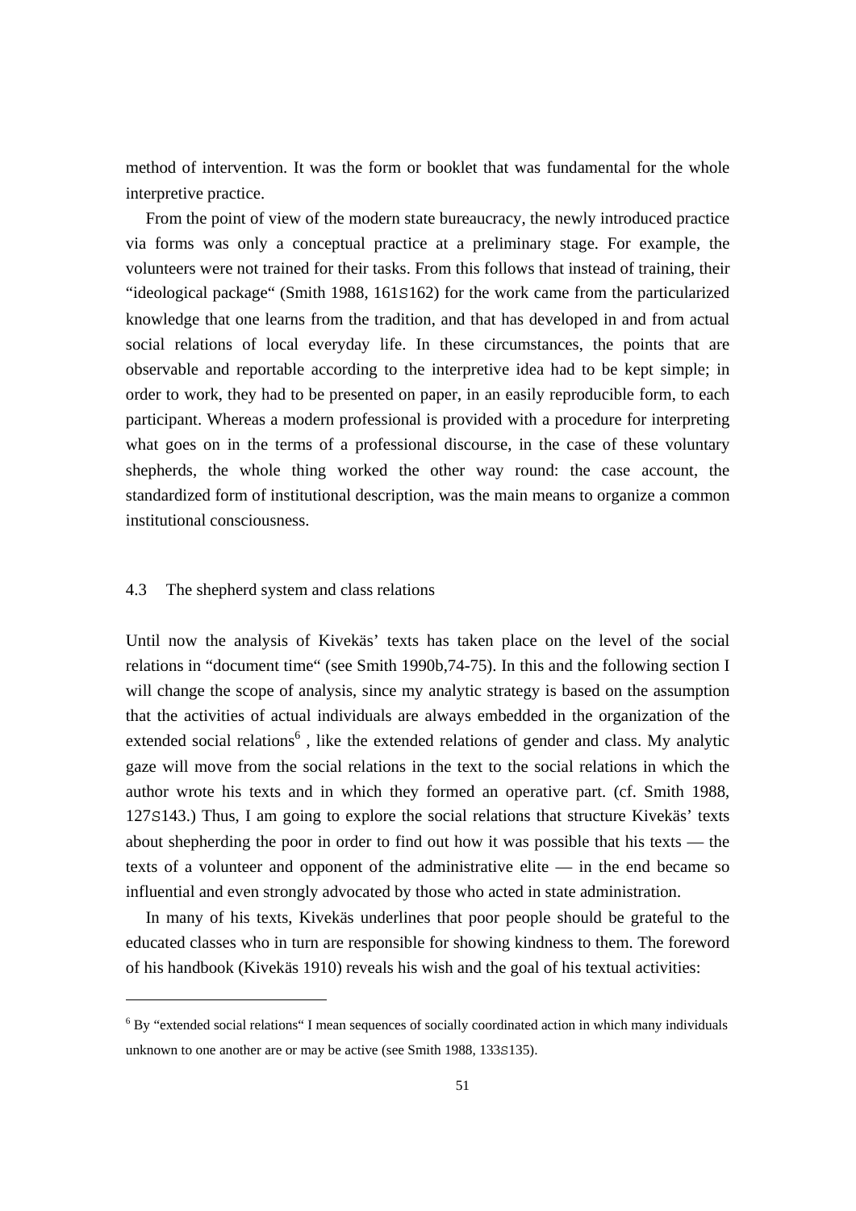method of intervention. It was the form or booklet that was fundamental for the whole interpretive practice.

From the point of view of the modern state bureaucracy, the newly introduced practice via forms was only a conceptual practice at a preliminary stage. For example, the volunteers were not trained for their tasks. From this follows that instead of training, their "ideological package" (Smith 1988, 161S162) for the work came from the particularized knowledge that one learns from the tradition, and that has developed in and from actual social relations of local everyday life. In these circumstances, the points that are observable and reportable according to the interpretive idea had to be kept simple; in order to work, they had to be presented on paper, in an easily reproducible form, to each participant. Whereas a modern professional is provided with a procedure for interpreting what goes on in the terms of a professional discourse, in the case of these voluntary shepherds, the whole thing worked the other way round: the case account, the standardized form of institutional description, was the main means to organize a common institutional consciousness.

## 4.3 The shepherd system and class relations

Until now the analysis of Kivekäs' texts has taken place on the level of the social relations in "document time" (see Smith 1990b,74-75). In this and the following section I will change the scope of analysis, since my analytic strategy is based on the assumption that the activities of actual individuals are always embedded in the organization of the extended social relations[6] , like the extended relations of gender and class. My analytic gaze will move from the social relations in the text to the social relations in which the author wrote his texts and in which they formed an operative part. (cf. Smith 1988, 127S143.) Thus, I am going to explore the social relations that structure Kivekäs' texts about shepherding the poor in order to find out how it was possible that his texts — the texts of a volunteer and opponent of the administrative elite — in the end became so influential and even strongly advocated by those who acted in state administration.

In many of his texts, Kivekäs underlines that poor people should be grateful to the educated classes who in turn are responsible for showing kindness to them. The foreword of his handbook (Kivekäs 1910) reveals his wish and the goal of his textual activities:

[6] By "extended social relations" I mean sequences of socially coordinated action in which many individuals unknown to one another are or may be active (see Smith 1988, 133S135).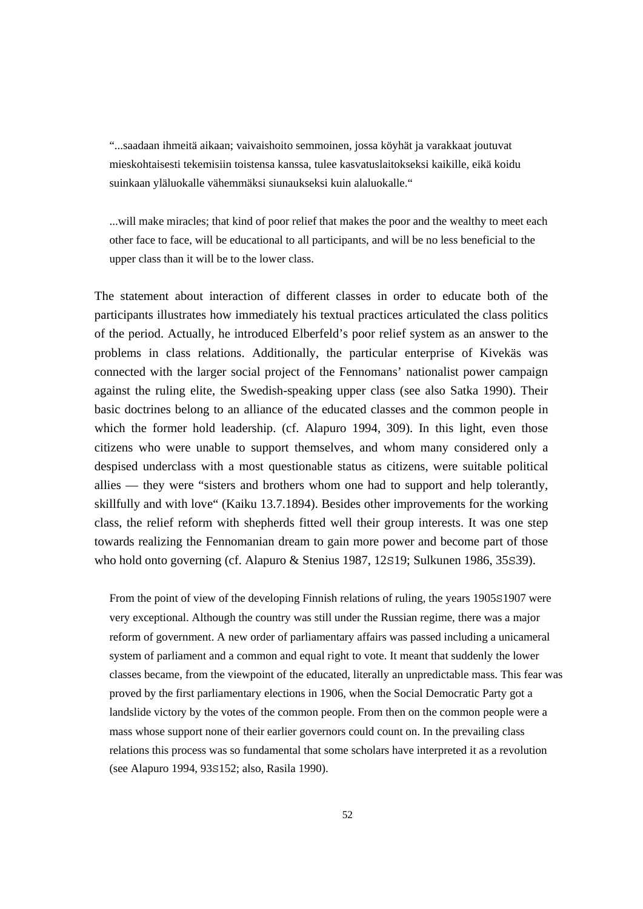> “...saadaan ihmeitä aikaan; vaivaishoito semmoinen, jossa köyhät ja varakkaat joutuvat mieskohtaisesti tekemisiin toistensa kanssa, tulee kasvatuslaitokseksi kaikille, eikä koidu suinkaan yläluokalle vähemmäksi siunaukseksi kuin alaluokalle.“
>
> ...will make miracles; that kind of poor relief that makes the poor and the wealthy to meet each other face to face, will be educational to all participants, and will be no less beneficial to the upper class than it will be to the lower class.

The statement about interaction of different classes in order to educate both of the participants illustrates how immediately his textual practices articulated the class politics of the period. Actually, he introduced Elberfeld’s poor relief system as an answer to the problems in class relations. Additionally, the particular enterprise of Kivekäs was connected with the larger social project of the Fennomans’ nationalist power campaign against the ruling elite, the Swedish-speaking upper class (see also Satka 1990). Their basic doctrines belong to an alliance of the educated classes and the common people in which the former hold leadership. (cf. Alapuro 1994, 309). In this light, even those citizens who were unable to support themselves, and whom many considered only a despised underclass with a most questionable status as citizens, were suitable political allies — they were “sisters and brothers whom one had to support and help tolerantly, skillfully and with love“ (Kaiku 13.7.1894). Besides other improvements for the working class, the relief reform with shepherds fitted well their group interests. It was one step towards realizing the Fennomanian dream to gain more power and become part of those who hold onto governing (cf. Alapuro & Stenius 1987, 12–19; Sulkunen 1986, 35–39).

> From the point of view of the developing Finnish relations of ruling, the years 1905–1907 were very exceptional. Although the country was still under the Russian regime, there was a major reform of government. A new order of parliamentary affairs was passed including a unicameral system of parliament and a common and equal right to vote. It meant that suddenly the lower classes became, from the viewpoint of the educated, literally an unpredictable mass. This fear was proved by the first parliamentary elections in 1906, when the Social Democratic Party got a landslide victory by the votes of the common people. From then on the common people were a mass whose support none of their earlier governors could count on. In the prevailing class relations this process was so fundamental that some scholars have interpreted it as a revolution (see Alapuro 1994, 93–152; also, Rasila 1990).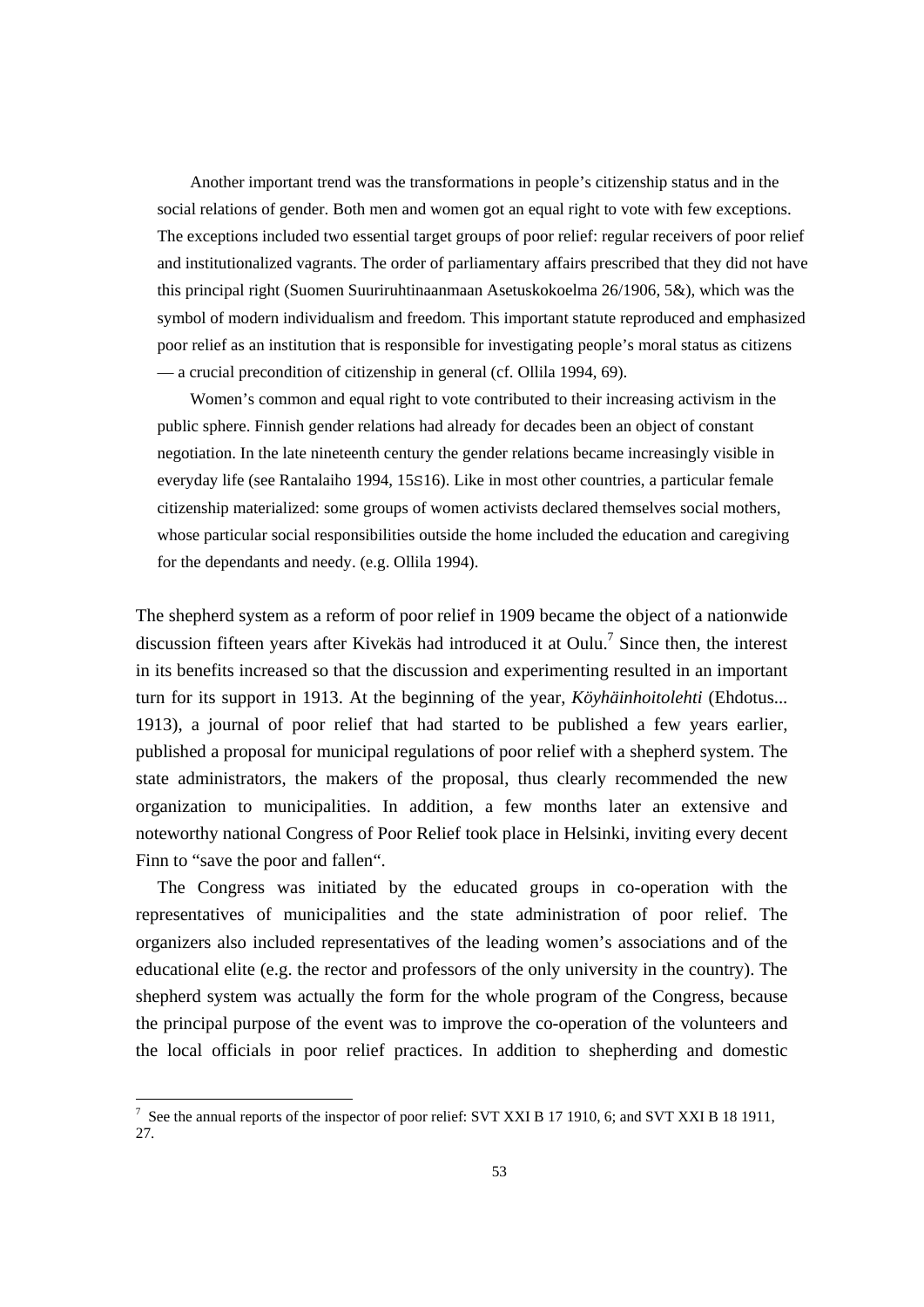Another important trend was the transformations in people's citizenship status and in the social relations of gender. Both men and women got an equal right to vote with few exceptions. The exceptions included two essential target groups of poor relief: regular receivers of poor relief and institutionalized vagrants. The order of parliamentary affairs prescribed that they did not have this principal right (Suomen Suuriruhtinaanmaan Asetuskokoelma 26/1906, 5&), which was the symbol of modern individualism and freedom. This important statute reproduced and emphasized poor relief as an institution that is responsible for investigating people's moral status as citizens — a crucial precondition of citizenship in general (cf. Ollila 1994, 69).

Women's common and equal right to vote contributed to their increasing activism in the public sphere. Finnish gender relations had already for decades been an object of constant negotiation. In the late nineteenth century the gender relations became increasingly visible in everyday life (see Rantalaiho 1994, 15S16). Like in most other countries, a particular female citizenship materialized: some groups of women activists declared themselves social mothers, whose particular social responsibilities outside the home included the education and caregiving for the dependants and needy. (e.g. Ollila 1994).

The shepherd system as a reform of poor relief in 1909 became the object of a nationwide discussion fifteen years after Kivekäs had introduced it at Oulu.[7] Since then, the interest in its benefits increased so that the discussion and experimenting resulted in an important turn for its support in 1913. At the beginning of the year, *Köyhäinhoitolehti* (Ehdotus... 1913), a journal of poor relief that had started to be published a few years earlier, published a proposal for municipal regulations of poor relief with a shepherd system. The state administrators, the makers of the proposal, thus clearly recommended the new organization to municipalities. In addition, a few months later an extensive and noteworthy national Congress of Poor Relief took place in Helsinki, inviting every decent Finn to "save the poor and fallen".

The Congress was initiated by the educated groups in co-operation with the representatives of municipalities and the state administration of poor relief. The organizers also included representatives of the leading women's associations and of the educational elite (e.g. the rector and professors of the only university in the country). The shepherd system was actually the form for the whole program of the Congress, because the principal purpose of the event was to improve the co-operation of the volunteers and the local officials in poor relief practices. In addition to shepherding and domestic

[7] See the annual reports of the inspector of poor relief: SVT XXI B 17 1910, 6; and SVT XXI B 18 1911, 27.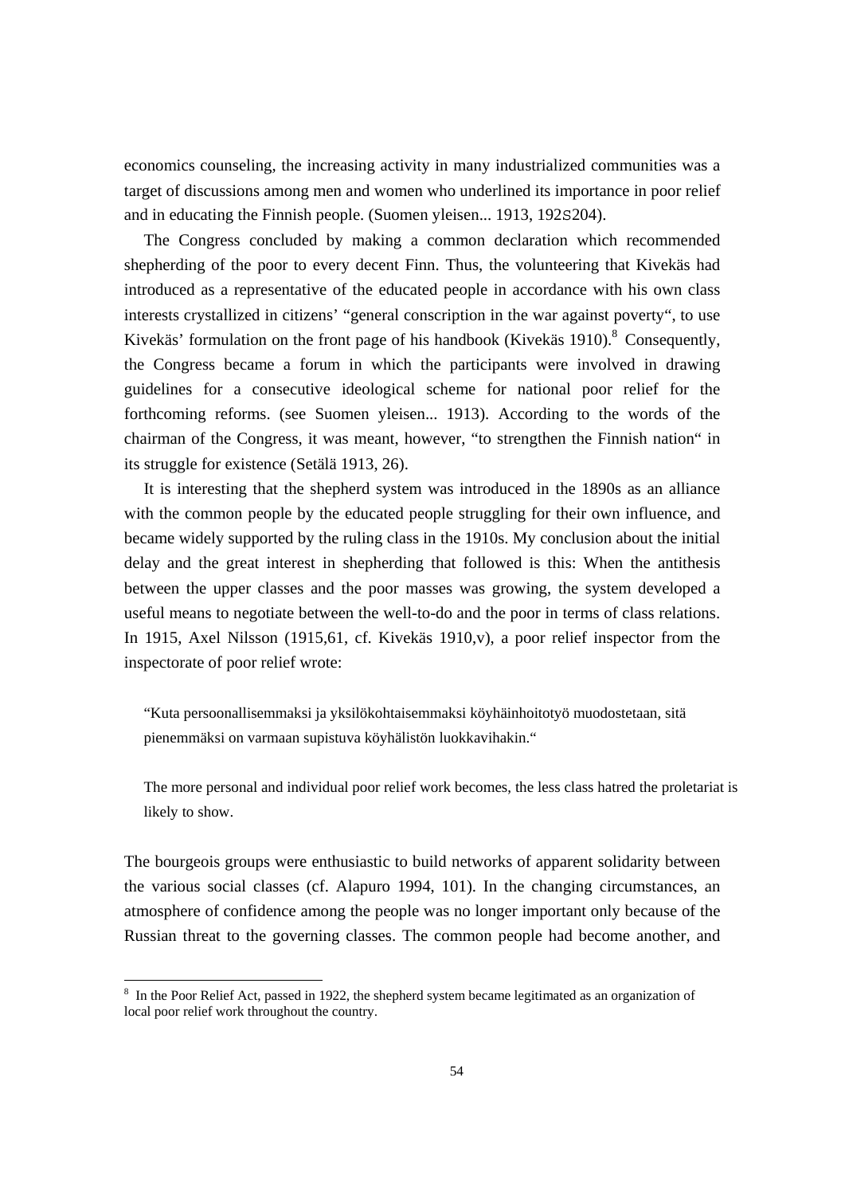economics counseling, the increasing activity in many industrialized communities was a target of discussions among men and women who underlined its importance in poor relief and in educating the Finnish people. (Suomen yleisen... 1913, 192S204).

The Congress concluded by making a common declaration which recommended shepherding of the poor to every decent Finn. Thus, the volunteering that Kivekäs had introduced as a representative of the educated people in accordance with his own class interests crystallized in citizens' "general conscription in the war against poverty", to use Kivekäs' formulation on the front page of his handbook (Kivekäs 1910).[8] Consequently, the Congress became a forum in which the participants were involved in drawing guidelines for a consecutive ideological scheme for national poor relief for the forthcoming reforms. (see Suomen yleisen... 1913). According to the words of the chairman of the Congress, it was meant, however, "to strengthen the Finnish nation" in its struggle for existence (Setälä 1913, 26).

It is interesting that the shepherd system was introduced in the 1890s as an alliance with the common people by the educated people struggling for their own influence, and became widely supported by the ruling class in the 1910s. My conclusion about the initial delay and the great interest in shepherding that followed is this: When the antithesis between the upper classes and the poor masses was growing, the system developed a useful means to negotiate between the well-to-do and the poor in terms of class relations. In 1915, Axel Nilsson (1915,61, cf. Kivekäs 1910,v), a poor relief inspector from the inspectorate of poor relief wrote:

> "Kuta persoonallisemmaksi ja yksilökohtaisemmaksi köyhäinhoitotyö muodostetaan, sitä pienemmäksi on varmaan supistuva köyhälistön luokkavihakin."
>
> The more personal and individual poor relief work becomes, the less class hatred the proletariat is likely to show.

The bourgeois groups were enthusiastic to build networks of apparent solidarity between the various social classes (cf. Alapuro 1994, 101). In the changing circumstances, an atmosphere of confidence among the people was no longer important only because of the Russian threat to the governing classes. The common people had become another, and

[8] In the Poor Relief Act, passed in 1922, the shepherd system became legitimated as an organization of local poor relief work throughout the country.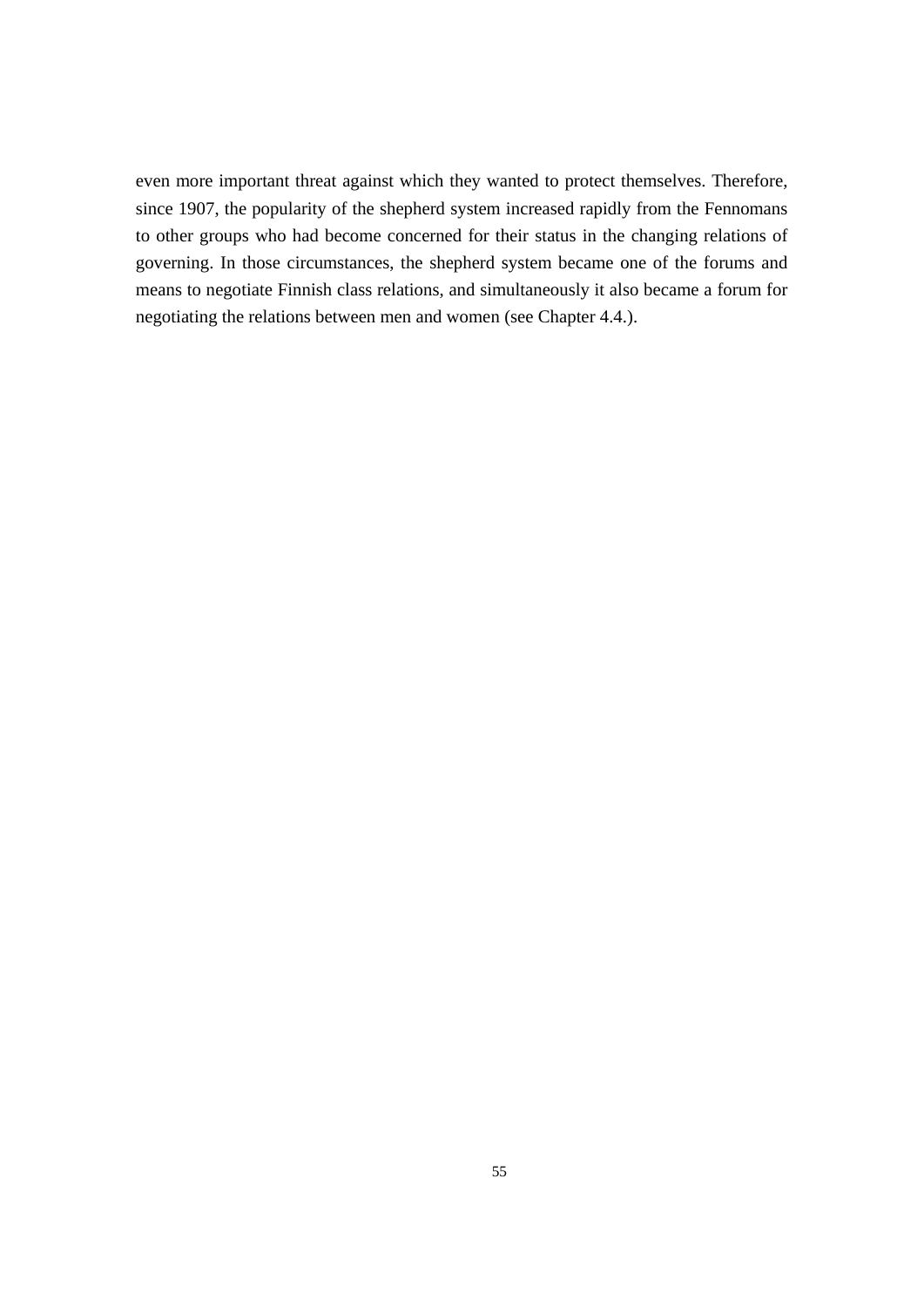even more important threat against which they wanted to protect themselves. Therefore, since 1907, the popularity of the shepherd system increased rapidly from the Fennomans to other groups who had become concerned for their status in the changing relations of governing. In those circumstances, the shepherd system became one of the forums and means to negotiate Finnish class relations, and simultaneously it also became a forum for negotiating the relations between men and women (see Chapter 4.4.).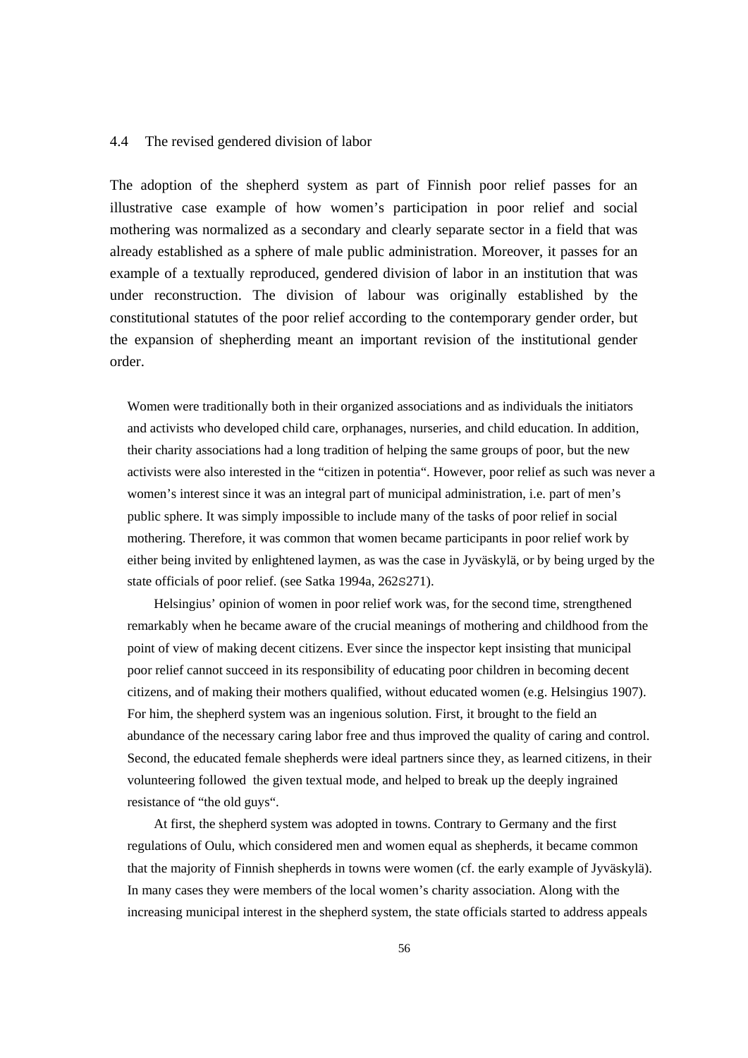## 4.4 The revised gendered division of labor

The adoption of the shepherd system as part of Finnish poor relief passes for an illustrative case example of how women's participation in poor relief and social mothering was normalized as a secondary and clearly separate sector in a field that was already established as a sphere of male public administration. Moreover, it passes for an example of a textually reproduced, gendered division of labor in an institution that was under reconstruction. The division of labour was originally established by the constitutional statutes of the poor relief according to the contemporary gender order, but the expansion of shepherding meant an important revision of the institutional gender order.

> Women were traditionally both in their organized associations and as individuals the initiators and activists who developed child care, orphanages, nurseries, and child education. In addition, their charity associations had a long tradition of helping the same groups of poor, but the new activists were also interested in the "citizen in potentia". However, poor relief as such was never a women's interest since it was an integral part of municipal administration, i.e. part of men's public sphere. It was simply impossible to include many of the tasks of poor relief in social mothering. Therefore, it was common that women became participants in poor relief work by either being invited by enlightened laymen, as was the case in Jyväskylä, or by being urged by the state officials of poor relief. (see Satka 1994a, 262S271).
>
> Helsingius' opinion of women in poor relief work was, for the second time, strengthened remarkably when he became aware of the crucial meanings of mothering and childhood from the point of view of making decent citizens. Ever since the inspector kept insisting that municipal poor relief cannot succeed in its responsibility of educating poor children in becoming decent citizens, and of making their mothers qualified, without educated women (e.g. Helsingius 1907). For him, the shepherd system was an ingenious solution. First, it brought to the field an abundance of the necessary caring labor free and thus improved the quality of caring and control. Second, the educated female shepherds were ideal partners since they, as learned citizens, in their volunteering followed the given textual mode, and helped to break up the deeply ingrained resistance of "the old guys".
>
> At first, the shepherd system was adopted in towns. Contrary to Germany and the first regulations of Oulu, which considered men and women equal as shepherds, it became common that the majority of Finnish shepherds in towns were women (cf. the early example of Jyväskylä). In many cases they were members of the local women's charity association. Along with the increasing municipal interest in the shepherd system, the state officials started to address appeals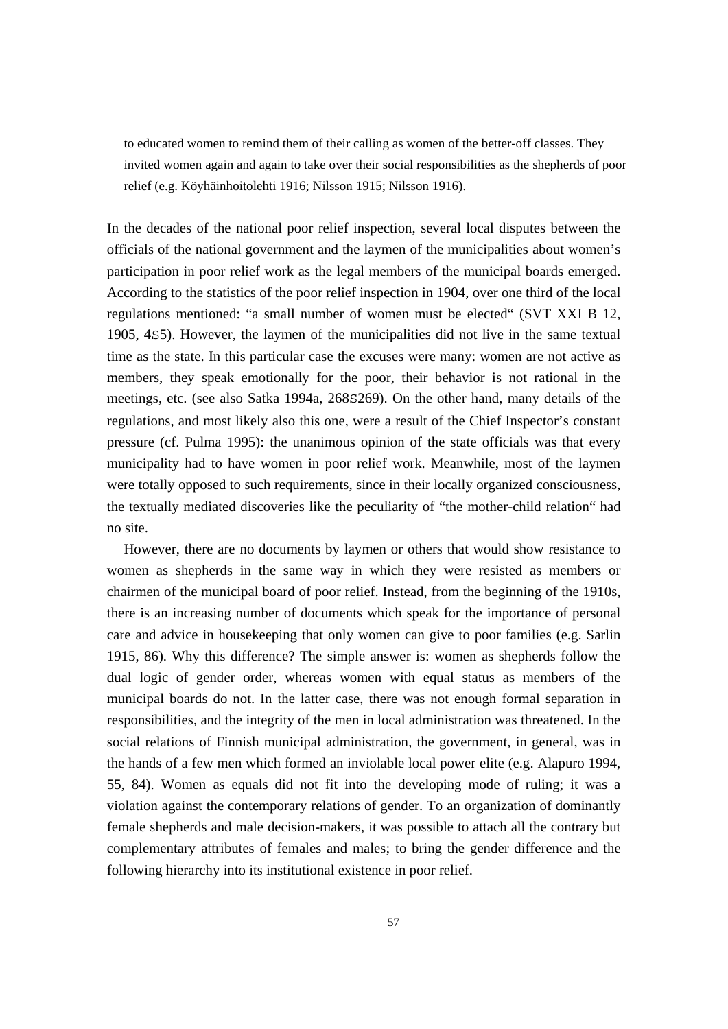to educated women to remind them of their calling as women of the better-off classes. They invited women again and again to take over their social responsibilities as the shepherds of poor relief (e.g. Köyhäinhoitolehti 1916; Nilsson 1915; Nilsson 1916).

In the decades of the national poor relief inspection, several local disputes between the officials of the national government and the laymen of the municipalities about women's participation in poor relief work as the legal members of the municipal boards emerged. According to the statistics of the poor relief inspection in 1904, over one third of the local regulations mentioned: "a small number of women must be elected" (SVT XXI B 12, 1905, 4S5). However, the laymen of the municipalities did not live in the same textual time as the state. In this particular case the excuses were many: women are not active as members, they speak emotionally for the poor, their behavior is not rational in the meetings, etc. (see also Satka 1994a, 268S269). On the other hand, many details of the regulations, and most likely also this one, were a result of the Chief Inspector's constant pressure (cf. Pulma 1995): the unanimous opinion of the state officials was that every municipality had to have women in poor relief work. Meanwhile, most of the laymen were totally opposed to such requirements, since in their locally organized consciousness, the textually mediated discoveries like the peculiarity of "the mother-child relation" had no site.

However, there are no documents by laymen or others that would show resistance to women as shepherds in the same way in which they were resisted as members or chairmen of the municipal board of poor relief. Instead, from the beginning of the 1910s, there is an increasing number of documents which speak for the importance of personal care and advice in housekeeping that only women can give to poor families (e.g. Sarlin 1915, 86). Why this difference? The simple answer is: women as shepherds follow the dual logic of gender order, whereas women with equal status as members of the municipal boards do not. In the latter case, there was not enough formal separation in responsibilities, and the integrity of the men in local administration was threatened. In the social relations of Finnish municipal administration, the government, in general, was in the hands of a few men which formed an inviolable local power elite (e.g. Alapuro 1994, 55, 84). Women as equals did not fit into the developing mode of ruling; it was a violation against the contemporary relations of gender. To an organization of dominantly female shepherds and male decision-makers, it was possible to attach all the contrary but complementary attributes of females and males; to bring the gender difference and the following hierarchy into its institutional existence in poor relief.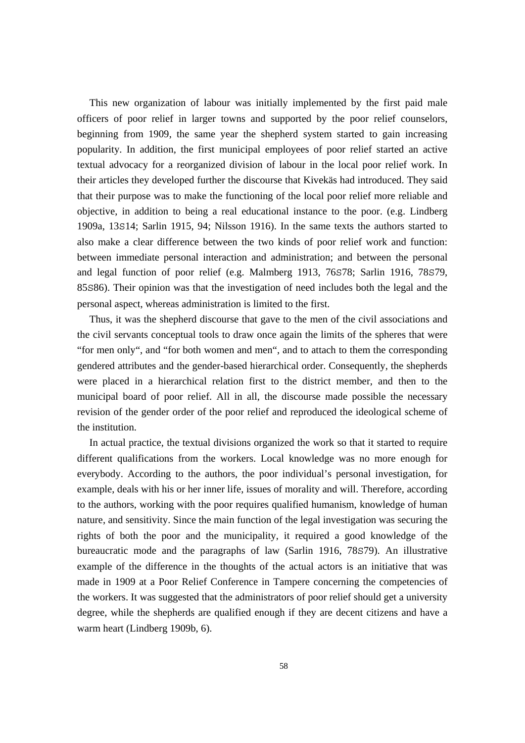This new organization of labour was initially implemented by the first paid male officers of poor relief in larger towns and supported by the poor relief counselors, beginning from 1909, the same year the shepherd system started to gain increasing popularity. In addition, the first municipal employees of poor relief started an active textual advocacy for a reorganized division of labour in the local poor relief work. In their articles they developed further the discourse that Kivekäs had introduced. They said that their purpose was to make the functioning of the local poor relief more reliable and objective, in addition to being a real educational instance to the poor. (e.g. Lindberg 1909a, 13S14; Sarlin 1915, 94; Nilsson 1916). In the same texts the authors started to also make a clear difference between the two kinds of poor relief work and function: between immediate personal interaction and administration; and between the personal and legal function of poor relief (e.g. Malmberg 1913, 76S78; Sarlin 1916, 78S79, 85S86). Their opinion was that the investigation of need includes both the legal and the personal aspect, whereas administration is limited to the first.

Thus, it was the shepherd discourse that gave to the men of the civil associations and the civil servants conceptual tools to draw once again the limits of the spheres that were "for men only", and "for both women and men", and to attach to them the corresponding gendered attributes and the gender-based hierarchical order. Consequently, the shepherds were placed in a hierarchical relation first to the district member, and then to the municipal board of poor relief. All in all, the discourse made possible the necessary revision of the gender order of the poor relief and reproduced the ideological scheme of the institution.

In actual practice, the textual divisions organized the work so that it started to require different qualifications from the workers. Local knowledge was no more enough for everybody. According to the authors, the poor individual's personal investigation, for example, deals with his or her inner life, issues of morality and will. Therefore, according to the authors, working with the poor requires qualified humanism, knowledge of human nature, and sensitivity. Since the main function of the legal investigation was securing the rights of both the poor and the municipality, it required a good knowledge of the bureaucratic mode and the paragraphs of law (Sarlin 1916, 78S79). An illustrative example of the difference in the thoughts of the actual actors is an initiative that was made in 1909 at a Poor Relief Conference in Tampere concerning the competencies of the workers. It was suggested that the administrators of poor relief should get a university degree, while the shepherds are qualified enough if they are decent citizens and have a warm heart (Lindberg 1909b, 6).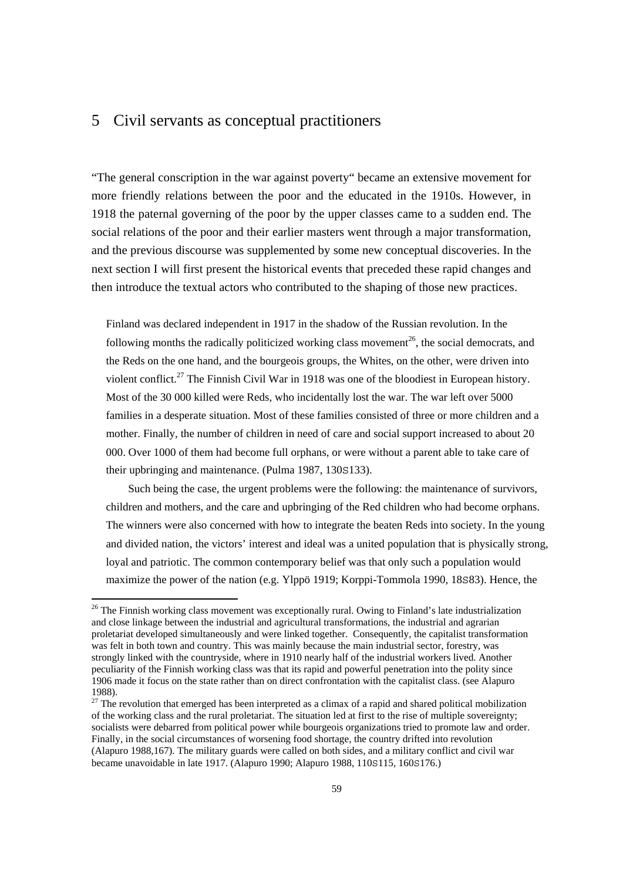# 5 Civil servants as conceptual practitioners

"The general conscription in the war against poverty" became an extensive movement for more friendly relations between the poor and the educated in the 1910s. However, in 1918 the paternal governing of the poor by the upper classes came to a sudden end. The social relations of the poor and their earlier masters went through a major transformation, and the previous discourse was supplemented by some new conceptual discoveries. In the next section I will first present the historical events that preceded these rapid changes and then introduce the textual actors who contributed to the shaping of those new practices.

Finland was declared independent in 1917 in the shadow of the Russian revolution. In the following months the radically politicized working class movement[26], the social democrats, and the Reds on the one hand, and the bourgeois groups, the Whites, on the other, were driven into violent conflict.[27] The Finnish Civil War in 1918 was one of the bloodiest in European history. Most of the 30 000 killed were Reds, who incidentally lost the war. The war left over 5000 families in a desperate situation. Most of these families consisted of three or more children and a mother. Finally, the number of children in need of care and social support increased to about 20 000. Over 1000 of them had become full orphans, or were without a parent able to take care of their upbringing and maintenance. (Pulma 1987, 130S133).

Such being the case, the urgent problems were the following: the maintenance of survivors, children and mothers, and the care and upbringing of the Red children who had become orphans. The winners were also concerned with how to integrate the beaten Reds into society. In the young and divided nation, the victors' interest and ideal was a united population that is physically strong, loyal and patriotic. The common contemporary belief was that only such a population would maximize the power of the nation (e.g. Ylppö 1919; Korppi-Tommola 1990, 18S83). Hence, the

[26] The Finnish working class movement was exceptionally rural. Owing to Finland's late industrialization and close linkage between the industrial and agricultural transformations, the industrial and agrarian proletariat developed simultaneously and were linked together. Consequently, the capitalist transformation was felt in both town and country. This was mainly because the main industrial sector, forestry, was strongly linked with the countryside, where in 1910 nearly half of the industrial workers lived. Another peculiarity of the Finnish working class was that its rapid and powerful penetration into the polity since 1906 made it focus on the state rather than on direct confrontation with the capitalist class. (see Alapuro 1988).

[27] The revolution that emerged has been interpreted as a climax of a rapid and shared political mobilization of the working class and the rural proletariat. The situation led at first to the rise of multiple sovereignty; socialists were debarred from political power while bourgeois organizations tried to promote law and order. Finally, in the social circumstances of worsening food shortage, the country drifted into revolution (Alapuro 1988,167). The military guards were called on both sides, and a military conflict and civil war became unavoidable in late 1917. (Alapuro 1990; Alapuro 1988, 110S115, 160S176.)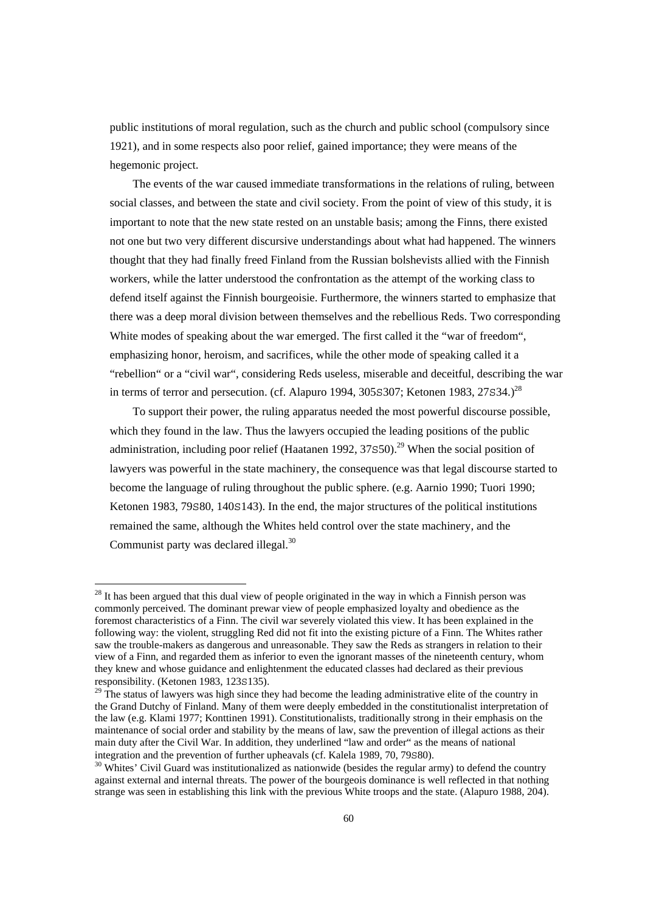public institutions of moral regulation, such as the church and public school (compulsory since 1921), and in some respects also poor relief, gained importance; they were means of the hegemonic project.

The events of the war caused immediate transformations in the relations of ruling, between social classes, and between the state and civil society. From the point of view of this study, it is important to note that the new state rested on an unstable basis; among the Finns, there existed not one but two very different discursive understandings about what had happened. The winners thought that they had finally freed Finland from the Russian bolshevists allied with the Finnish workers, while the latter understood the confrontation as the attempt of the working class to defend itself against the Finnish bourgeoisie. Furthermore, the winners started to emphasize that there was a deep moral division between themselves and the rebellious Reds. Two corresponding White modes of speaking about the war emerged. The first called it the "war of freedom", emphasizing honor, heroism, and sacrifices, while the other mode of speaking called it a "rebellion" or a "civil war", considering Reds useless, miserable and deceitful, describing the war in terms of terror and persecution. (cf. Alapuro 1994, 305S307; Ketonen 1983, 27S34.)[28]

To support their power, the ruling apparatus needed the most powerful discourse possible, which they found in the law. Thus the lawyers occupied the leading positions of the public administration, including poor relief (Haatanen 1992, 37S50).[29] When the social position of lawyers was powerful in the state machinery, the consequence was that legal discourse started to become the language of ruling throughout the public sphere. (e.g. Aarnio 1990; Tuori 1990; Ketonen 1983, 79S80, 140S143). In the end, the major structures of the political institutions remained the same, although the Whites held control over the state machinery, and the Communist party was declared illegal.[30]

---

[28] It has been argued that this dual view of people originated in the way in which a Finnish person was commonly perceived. The dominant prewar view of people emphasized loyalty and obedience as the foremost characteristics of a Finn. The civil war severely violated this view. It has been explained in the following way: the violent, struggling Red did not fit into the existing picture of a Finn. The Whites rather saw the trouble-makers as dangerous and unreasonable. They saw the Reds as strangers in relation to their view of a Finn, and regarded them as inferior to even the ignorant masses of the nineteenth century, whom they knew and whose guidance and enlightenment the educated classes had declared as their previous responsibility. (Ketonen 1983, 123S135).

[29] The status of lawyers was high since they had become the leading administrative elite of the country in the Grand Dutchy of Finland. Many of them were deeply embedded in the constitutionalist interpretation of the law (e.g. Klami 1977; Konttinen 1991). Constitutionalists, traditionally strong in their emphasis on the maintenance of social order and stability by the means of law, saw the prevention of illegal actions as their main duty after the Civil War. In addition, they underlined "law and order" as the means of national integration and the prevention of further upheavals (cf. Kalela 1989, 70, 79S80).

[30] Whites' Civil Guard was institutionalized as nationwide (besides the regular army) to defend the country against external and internal threats. The power of the bourgeois dominance is well reflected in that nothing strange was seen in establishing this link with the previous White troops and the state. (Alapuro 1988, 204).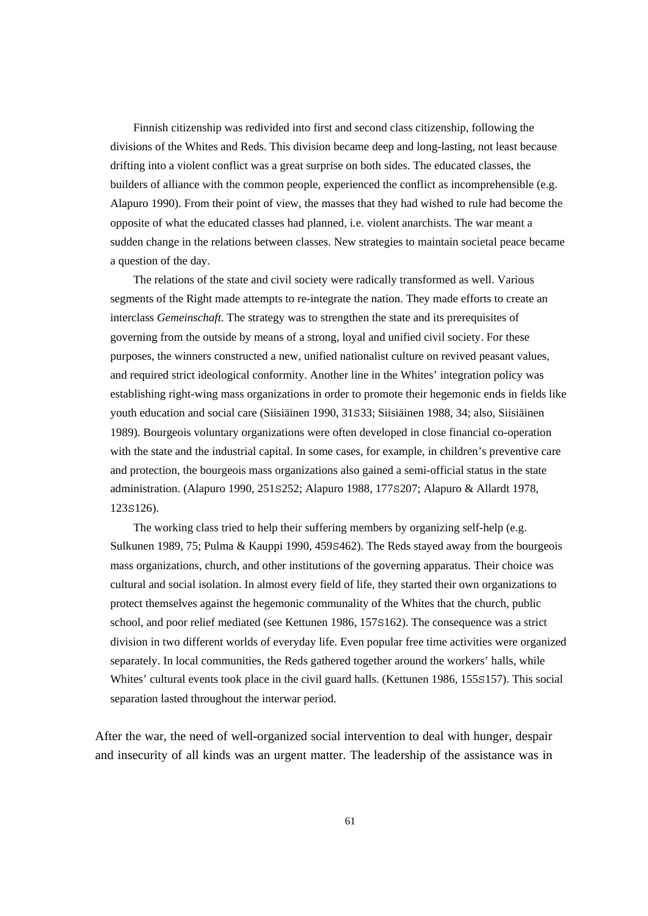Finnish citizenship was redivided into first and second class citizenship, following the divisions of the Whites and Reds. This division became deep and long-lasting, not least because drifting into a violent conflict was a great surprise on both sides. The educated classes, the builders of alliance with the common people, experienced the conflict as incomprehensible (e.g. Alapuro 1990). From their point of view, the masses that they had wished to rule had become the opposite of what the educated classes had planned, i.e. violent anarchists. The war meant a sudden change in the relations between classes. New strategies to maintain societal peace became a question of the day.

The relations of the state and civil society were radically transformed as well. Various segments of the Right made attempts to re-integrate the nation. They made efforts to create an interclass *Gemeinschaft.* The strategy was to strengthen the state and its prerequisites of governing from the outside by means of a strong, loyal and unified civil society. For these purposes, the winners constructed a new, unified nationalist culture on revived peasant values, and required strict ideological conformity. Another line in the Whites' integration policy was establishing right-wing mass organizations in order to promote their hegemonic ends in fields like youth education and social care (Siisiäinen 1990, 31S33; Siisiäinen 1988, 34; also, Siisiäinen 1989). Bourgeois voluntary organizations were often developed in close financial co-operation with the state and the industrial capital. In some cases, for example, in children's preventive care and protection, the bourgeois mass organizations also gained a semi-official status in the state administration. (Alapuro 1990, 251S252; Alapuro 1988, 177S207; Alapuro & Allardt 1978, 123S126).

The working class tried to help their suffering members by organizing self-help (e.g. Sulkunen 1989, 75; Pulma & Kauppi 1990, 459S462). The Reds stayed away from the bourgeois mass organizations, church, and other institutions of the governing apparatus. Their choice was cultural and social isolation. In almost every field of life, they started their own organizations to protect themselves against the hegemonic communality of the Whites that the church, public school, and poor relief mediated (see Kettunen 1986, 157S162). The consequence was a strict division in two different worlds of everyday life. Even popular free time activities were organized separately. In local communities, the Reds gathered together around the workers' halls, while Whites' cultural events took place in the civil guard halls. (Kettunen 1986, 155S157). This social separation lasted throughout the interwar period.

After the war, the need of well-organized social intervention to deal with hunger, despair and insecurity of all kinds was an urgent matter. The leadership of the assistance was in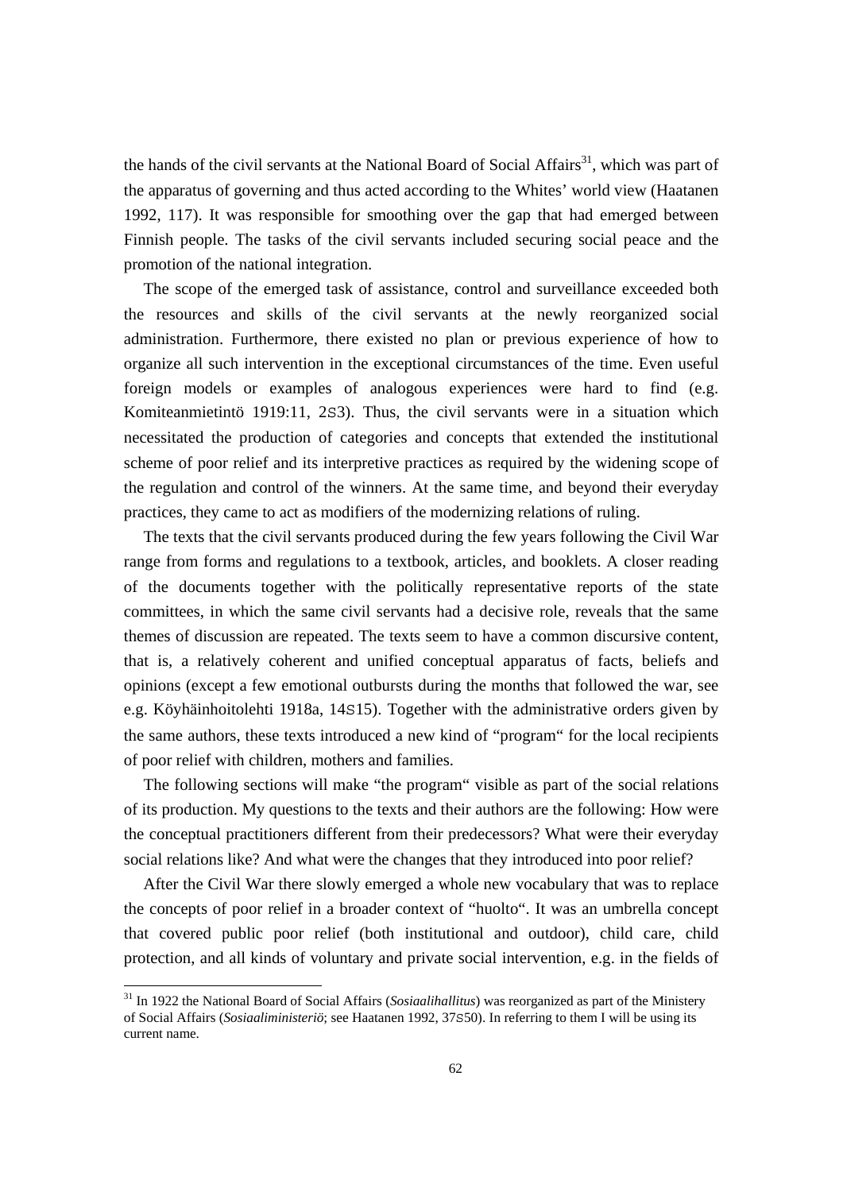the hands of the civil servants at the National Board of Social Affairs[31], which was part of the apparatus of governing and thus acted according to the Whites' world view (Haatanen 1992, 117). It was responsible for smoothing over the gap that had emerged between Finnish people. The tasks of the civil servants included securing social peace and the promotion of the national integration.

The scope of the emerged task of assistance, control and surveillance exceeded both the resources and skills of the civil servants at the newly reorganized social administration. Furthermore, there existed no plan or previous experience of how to organize all such intervention in the exceptional circumstances of the time. Even useful foreign models or examples of analogous experiences were hard to find (e.g. Komiteanmietintö 1919:11, 2S3). Thus, the civil servants were in a situation which necessitated the production of categories and concepts that extended the institutional scheme of poor relief and its interpretive practices as required by the widening scope of the regulation and control of the winners. At the same time, and beyond their everyday practices, they came to act as modifiers of the modernizing relations of ruling.

The texts that the civil servants produced during the few years following the Civil War range from forms and regulations to a textbook, articles, and booklets. A closer reading of the documents together with the politically representative reports of the state committees, in which the same civil servants had a decisive role, reveals that the same themes of discussion are repeated. The texts seem to have a common discursive content, that is, a relatively coherent and unified conceptual apparatus of facts, beliefs and opinions (except a few emotional outbursts during the months that followed the war, see e.g. Köyhäinhoitolehti 1918a, 14S15). Together with the administrative orders given by the same authors, these texts introduced a new kind of "program" for the local recipients of poor relief with children, mothers and families.

The following sections will make "the program" visible as part of the social relations of its production. My questions to the texts and their authors are the following: How were the conceptual practitioners different from their predecessors? What were their everyday social relations like? And what were the changes that they introduced into poor relief?

After the Civil War there slowly emerged a whole new vocabulary that was to replace the concepts of poor relief in a broader context of "huolto". It was an umbrella concept that covered public poor relief (both institutional and outdoor), child care, child protection, and all kinds of voluntary and private social intervention, e.g. in the fields of

[31] In 1922 the National Board of Social Affairs (*Sosiaalihallitus*) was reorganized as part of the Ministery of Social Affairs (*Sosiaaliministeriö*; see Haatanen 1992, 37S50). In referring to them I will be using its current name.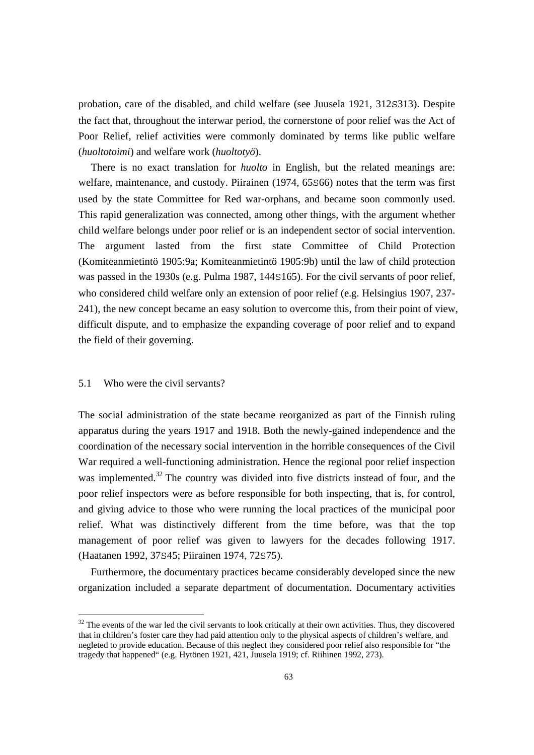probation, care of the disabled, and child welfare (see Juusela 1921, 312S313). Despite the fact that, throughout the interwar period, the cornerstone of poor relief was the Act of Poor Relief, relief activities were commonly dominated by terms like public welfare (*huoltotoimi*) and welfare work (*huoltotyö*).

There is no exact translation for *huolto* in English, but the related meanings are: welfare, maintenance, and custody. Piirainen (1974, 65S66) notes that the term was first used by the state Committee for Red war-orphans, and became soon commonly used. This rapid generalization was connected, among other things, with the argument whether child welfare belongs under poor relief or is an independent sector of social intervention. The argument lasted from the first state Committee of Child Protection (Komiteanmietintö 1905:9a; Komiteanmietintö 1905:9b) until the law of child protection was passed in the 1930s (e.g. Pulma 1987, 144S165). For the civil servants of poor relief, who considered child welfare only an extension of poor relief (e.g. Helsingius 1907, 237-241), the new concept became an easy solution to overcome this, from their point of view, difficult dispute, and to emphasize the expanding coverage of poor relief and to expand the field of their governing.

## 5.1 Who were the civil servants?

The social administration of the state became reorganized as part of the Finnish ruling apparatus during the years 1917 and 1918. Both the newly-gained independence and the coordination of the necessary social intervention in the horrible consequences of the Civil War required a well-functioning administration. Hence the regional poor relief inspection was implemented.[32] The country was divided into five districts instead of four, and the poor relief inspectors were as before responsible for both inspecting, that is, for control, and giving advice to those who were running the local practices of the municipal poor relief. What was distinctively different from the time before, was that the top management of poor relief was given to lawyers for the decades following 1917. (Haatanen 1992, 37S45; Piirainen 1974, 72S75).

Furthermore, the documentary practices became considerably developed since the new organization included a separate department of documentation. Documentary activities

[32] The events of the war led the civil servants to look critically at their own activities. Thus, they discovered that in children's foster care they had paid attention only to the physical aspects of children's welfare, and negleted to provide education. Because of this neglect they considered poor relief also responsible for "the tragedy that happened" (e.g. Hytönen 1921, 421, Juusela 1919; cf. Riihinen 1992, 273).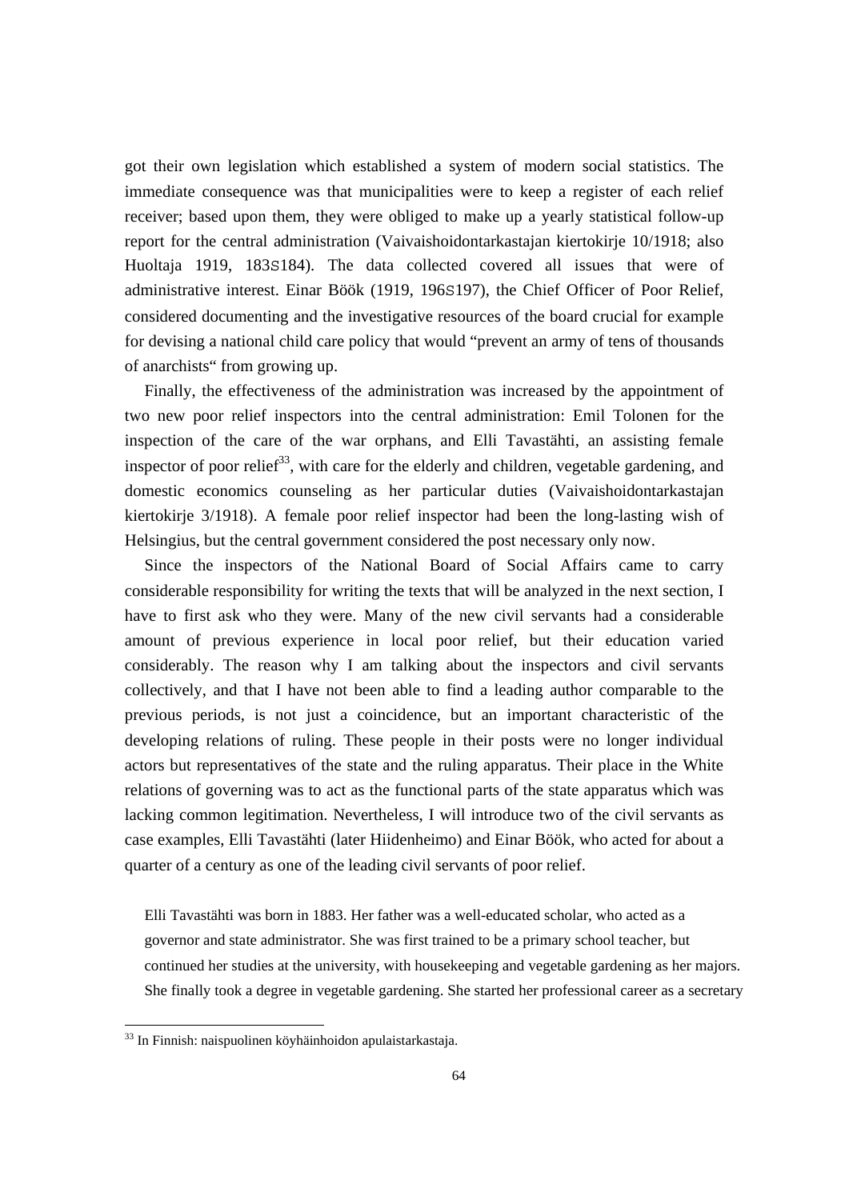got their own legislation which established a system of modern social statistics. The immediate consequence was that municipalities were to keep a register of each relief receiver; based upon them, they were obliged to make up a yearly statistical follow-up report for the central administration (Vaivaishoidontarkastajan kiertokirje 10/1918; also Huoltaja 1919, 183S184). The data collected covered all issues that were of administrative interest. Einar Böök (1919, 196S197), the Chief Officer of Poor Relief, considered documenting and the investigative resources of the board crucial for example for devising a national child care policy that would "prevent an army of tens of thousands of anarchists" from growing up.

Finally, the effectiveness of the administration was increased by the appointment of two new poor relief inspectors into the central administration: Emil Tolonen for the inspection of the care of the war orphans, and Elli Tavastähti, an assisting female inspector of poor relief[33], with care for the elderly and children, vegetable gardening, and domestic economics counseling as her particular duties (Vaivaishoidontarkastajan kiertokirje 3/1918). A female poor relief inspector had been the long-lasting wish of Helsingius, but the central government considered the post necessary only now.

Since the inspectors of the National Board of Social Affairs came to carry considerable responsibility for writing the texts that will be analyzed in the next section, I have to first ask who they were. Many of the new civil servants had a considerable amount of previous experience in local poor relief, but their education varied considerably. The reason why I am talking about the inspectors and civil servants collectively, and that I have not been able to find a leading author comparable to the previous periods, is not just a coincidence, but an important characteristic of the developing relations of ruling. These people in their posts were no longer individual actors but representatives of the state and the ruling apparatus. Their place in the White relations of governing was to act as the functional parts of the state apparatus which was lacking common legitimation. Nevertheless, I will introduce two of the civil servants as case examples, Elli Tavastähti (later Hiidenheimo) and Einar Böök, who acted for about a quarter of a century as one of the leading civil servants of poor relief.

> Elli Tavastähti was born in 1883. Her father was a well-educated scholar, who acted as a governor and state administrator. She was first trained to be a primary school teacher, but continued her studies at the university, with housekeeping and vegetable gardening as her majors. She finally took a degree in vegetable gardening. She started her professional career as a secretary

---

[33] In Finnish: naispuolinen köyhäinhoidon apulaistarkastaja.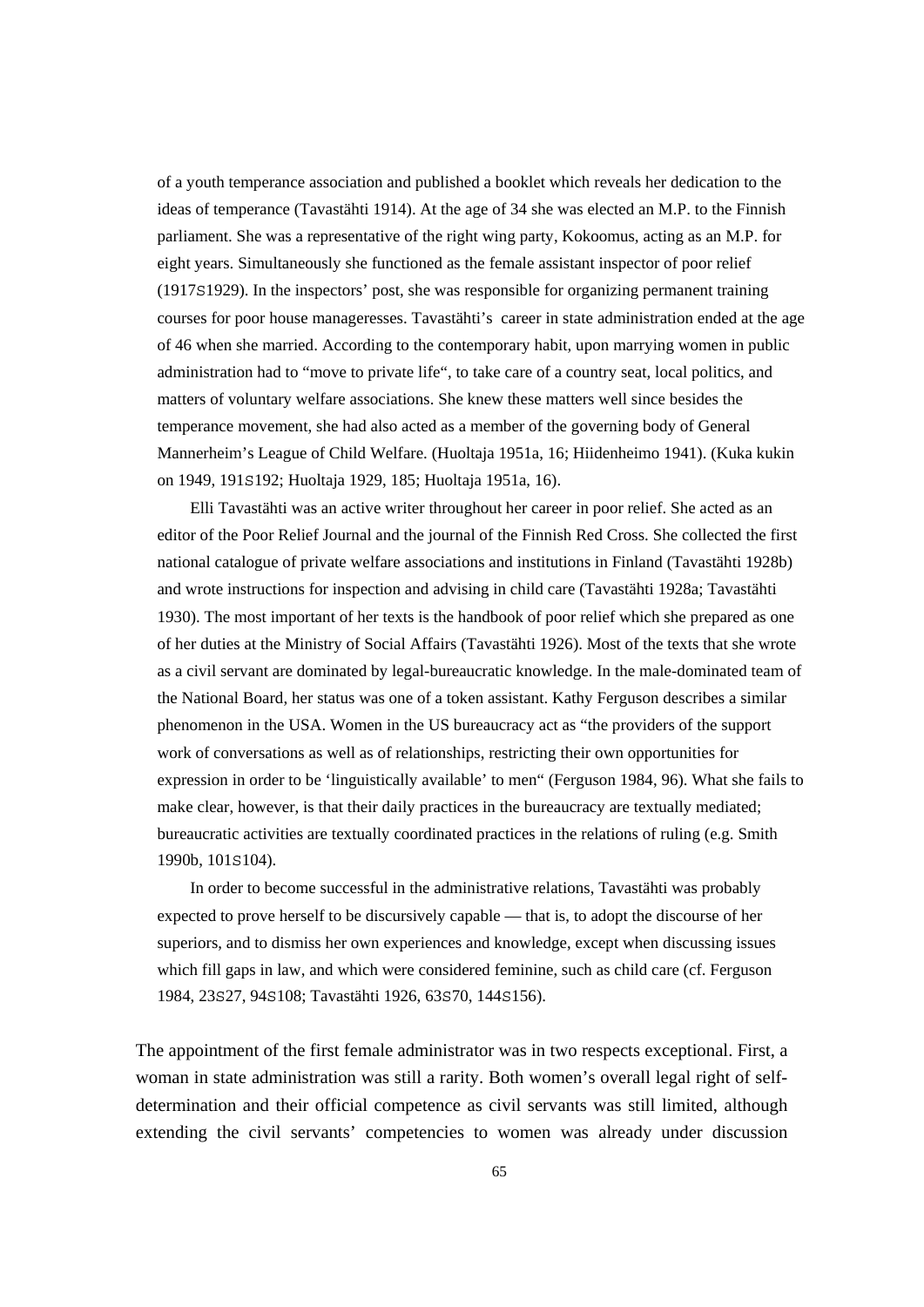of a youth temperance association and published a booklet which reveals her dedication to the ideas of temperance (Tavastähti 1914). At the age of 34 she was elected an M.P. to the Finnish parliament. She was a representative of the right wing party, Kokoomus, acting as an M.P. for eight years. Simultaneously she functioned as the female assistant inspector of poor relief (1917S1929). In the inspectors' post, she was responsible for organizing permanent training courses for poor house manageresses. Tavastähti's career in state administration ended at the age of 46 when she married. According to the contemporary habit, upon marrying women in public administration had to "move to private life", to take care of a country seat, local politics, and matters of voluntary welfare associations. She knew these matters well since besides the temperance movement, she had also acted as a member of the governing body of General Mannerheim's League of Child Welfare. (Huoltaja 1951a, 16; Hiidenheimo 1941). (Kuka kukin on 1949, 191S192; Huoltaja 1929, 185; Huoltaja 1951a, 16).

Elli Tavastähti was an active writer throughout her career in poor relief. She acted as an editor of the Poor Relief Journal and the journal of the Finnish Red Cross. She collected the first national catalogue of private welfare associations and institutions in Finland (Tavastähti 1928b) and wrote instructions for inspection and advising in child care (Tavastähti 1928a; Tavastähti 1930). The most important of her texts is the handbook of poor relief which she prepared as one of her duties at the Ministry of Social Affairs (Tavastähti 1926). Most of the texts that she wrote as a civil servant are dominated by legal-bureaucratic knowledge. In the male-dominated team of the National Board, her status was one of a token assistant. Kathy Ferguson describes a similar phenomenon in the USA. Women in the US bureaucracy act as "the providers of the support work of conversations as well as of relationships, restricting their own opportunities for expression in order to be 'linguistically available' to men" (Ferguson 1984, 96). What she fails to make clear, however, is that their daily practices in the bureaucracy are textually mediated; bureaucratic activities are textually coordinated practices in the relations of ruling (e.g. Smith 1990b, 101S104).

In order to become successful in the administrative relations, Tavastähti was probably expected to prove herself to be discursively capable — that is, to adopt the discourse of her superiors, and to dismiss her own experiences and knowledge, except when discussing issues which fill gaps in law, and which were considered feminine, such as child care (cf. Ferguson 1984, 23S27, 94S108; Tavastähti 1926, 63S70, 144S156).

The appointment of the first female administrator was in two respects exceptional. First, a woman in state administration was still a rarity. Both women's overall legal right of self-determination and their official competence as civil servants was still limited, although extending the civil servants' competencies to women was already under discussion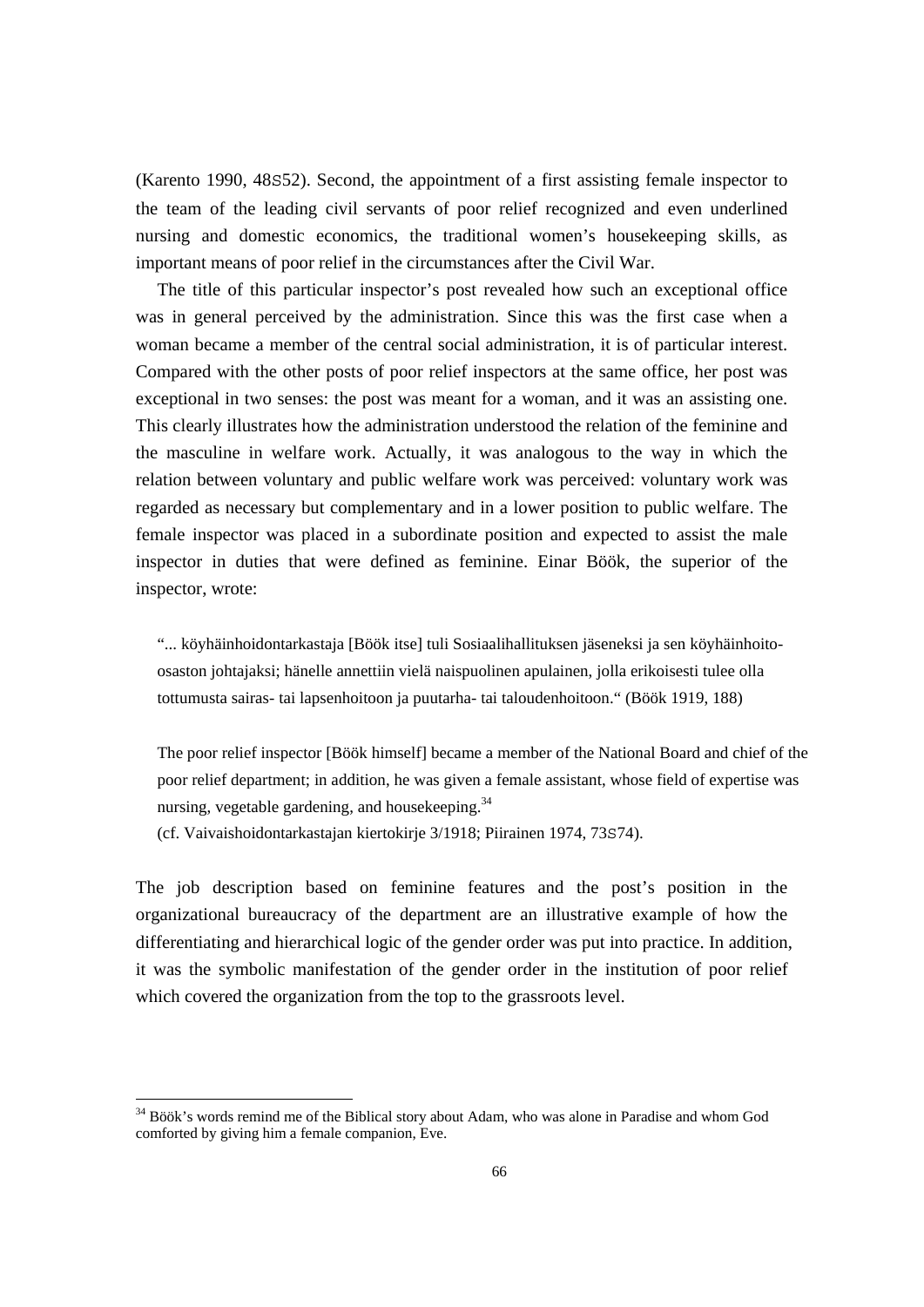(Karento 1990, 48–52). Second, the appointment of a first assisting female inspector to the team of the leading civil servants of poor relief recognized and even underlined nursing and domestic economics, the traditional women's housekeeping skills, as important means of poor relief in the circumstances after the Civil War.

The title of this particular inspector's post revealed how such an exceptional office was in general perceived by the administration. Since this was the first case when a woman became a member of the central social administration, it is of particular interest. Compared with the other posts of poor relief inspectors at the same office, her post was exceptional in two senses: the post was meant for a woman, and it was an assisting one. This clearly illustrates how the administration understood the relation of the feminine and the masculine in welfare work. Actually, it was analogous to the way in which the relation between voluntary and public welfare work was perceived: voluntary work was regarded as necessary but complementary and in a lower position to public welfare. The female inspector was placed in a subordinate position and expected to assist the male inspector in duties that were defined as feminine. Einar Böök, the superior of the inspector, wrote:

> "... köyhäinhoidontarkastaja [Böök itse] tuli Sosiaalihallituksen jäseneksi ja sen köyhäinhoito-osaston johtajaksi; hänelle annettiin vielä naispuolinen apulainen, jolla erikoisesti tulee olla tottumusta sairas- tai lapsenhoitoon ja puutarha- tai taloudenhoitoon." (Böök 1919, 188)
>
> The poor relief inspector [Böök himself] became a member of the National Board and chief of the poor relief department; in addition, he was given a female assistant, whose field of expertise was nursing, vegetable gardening, and housekeeping.[34]
>
> (cf. Vaivaishoidontarkastajan kiertokirje 3/1918; Piirainen 1974, 73–74).

The job description based on feminine features and the post's position in the organizational bureaucracy of the department are an illustrative example of how the differentiating and hierarchical logic of the gender order was put into practice. In addition, it was the symbolic manifestation of the gender order in the institution of poor relief which covered the organization from the top to the grassroots level.

---

[34] Böök's words remind me of the Biblical story about Adam, who was alone in Paradise and whom God comforted by giving him a female companion, Eve.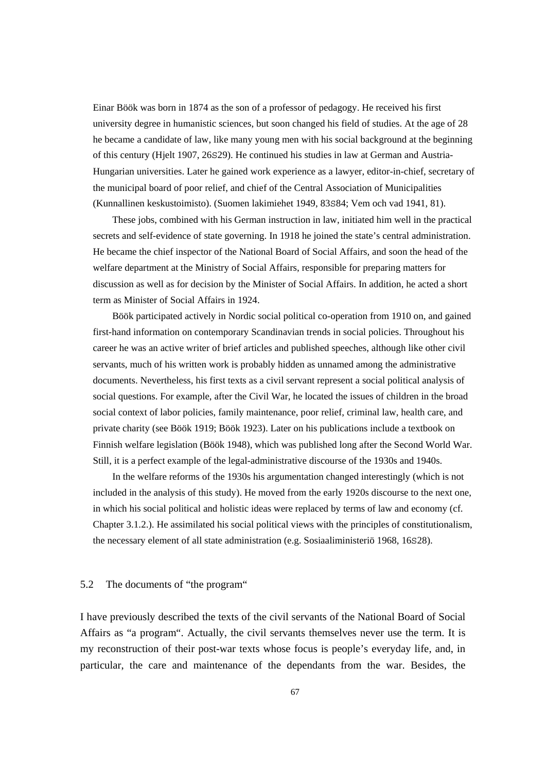Einar Böök was born in 1874 as the son of a professor of pedagogy. He received his first university degree in humanistic sciences, but soon changed his field of studies. At the age of 28 he became a candidate of law, like many young men with his social background at the beginning of this century (Hjelt 1907, 26S29). He continued his studies in law at German and Austria-Hungarian universities. Later he gained work experience as a lawyer, editor-in-chief, secretary of the municipal board of poor relief, and chief of the Central Association of Municipalities (Kunnallinen keskustoimisto). (Suomen lakimiehet 1949, 83S84; Vem och vad 1941, 81).

These jobs, combined with his German instruction in law, initiated him well in the practical secrets and self-evidence of state governing. In 1918 he joined the state's central administration. He became the chief inspector of the National Board of Social Affairs, and soon the head of the welfare department at the Ministry of Social Affairs, responsible for preparing matters for discussion as well as for decision by the Minister of Social Affairs. In addition, he acted a short term as Minister of Social Affairs in 1924.

Böök participated actively in Nordic social political co-operation from 1910 on, and gained first-hand information on contemporary Scandinavian trends in social policies. Throughout his career he was an active writer of brief articles and published speeches, although like other civil servants, much of his written work is probably hidden as unnamed among the administrative documents. Nevertheless, his first texts as a civil servant represent a social political analysis of social questions. For example, after the Civil War, he located the issues of children in the broad social context of labor policies, family maintenance, poor relief, criminal law, health care, and private charity (see Böök 1919; Böök 1923). Later on his publications include a textbook on Finnish welfare legislation (Böök 1948), which was published long after the Second World War. Still, it is a perfect example of the legal-administrative discourse of the 1930s and 1940s.

In the welfare reforms of the 1930s his argumentation changed interestingly (which is not included in the analysis of this study). He moved from the early 1920s discourse to the next one, in which his social political and holistic ideas were replaced by terms of law and economy (cf. Chapter 3.1.2.). He assimilated his social political views with the principles of constitutionalism, the necessary element of all state administration (e.g. Sosiaaliministeriö 1968, 16S28).

## 5.2 The documents of "the program"

I have previously described the texts of the civil servants of the National Board of Social Affairs as "a program". Actually, the civil servants themselves never use the term. It is my reconstruction of their post-war texts whose focus is people's everyday life, and, in particular, the care and maintenance of the dependants from the war. Besides, the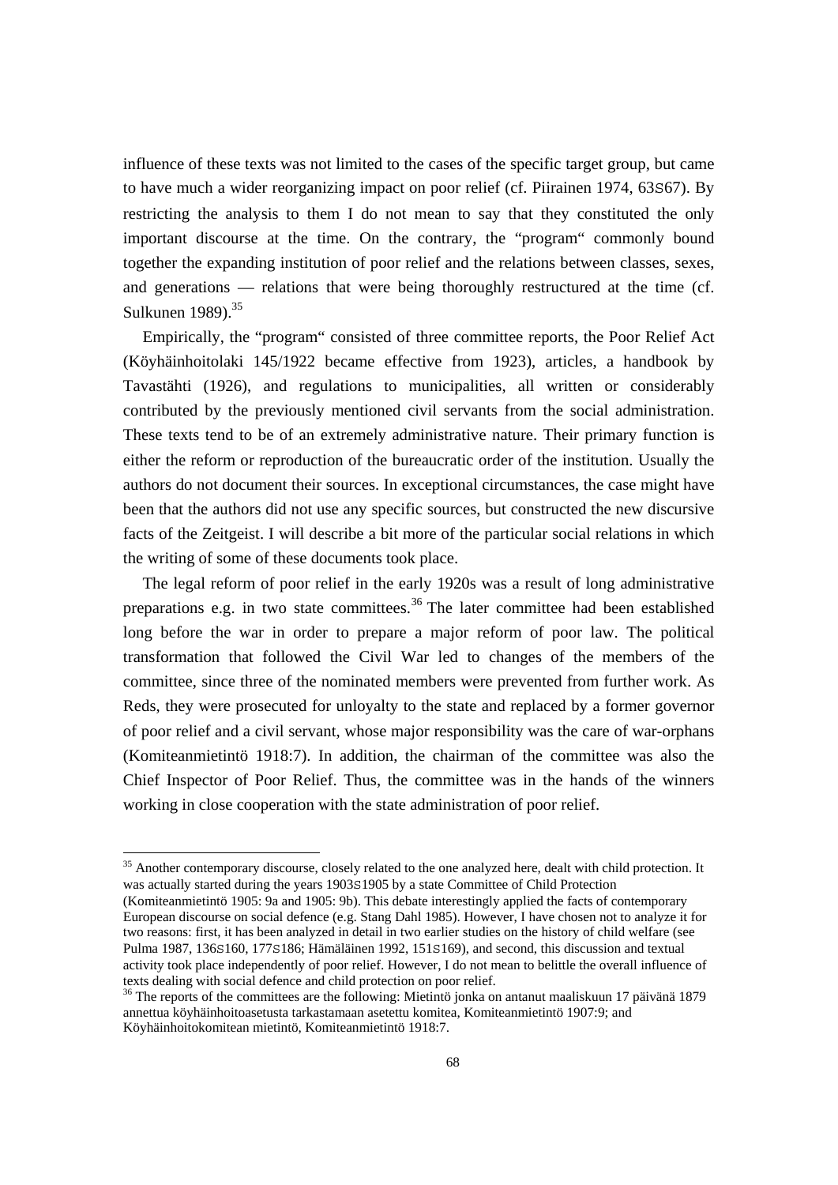influence of these texts was not limited to the cases of the specific target group, but came to have much a wider reorganizing impact on poor relief (cf. Piirainen 1974, 63S67). By restricting the analysis to them I do not mean to say that they constituted the only important discourse at the time. On the contrary, the "program" commonly bound together the expanding institution of poor relief and the relations between classes, sexes, and generations — relations that were being thoroughly restructured at the time (cf. Sulkunen 1989).[35]

Empirically, the "program" consisted of three committee reports, the Poor Relief Act (Köyhäinhoitolaki 145/1922 became effective from 1923), articles, a handbook by Tavastähti (1926), and regulations to municipalities, all written or considerably contributed by the previously mentioned civil servants from the social administration. These texts tend to be of an extremely administrative nature. Their primary function is either the reform or reproduction of the bureaucratic order of the institution. Usually the authors do not document their sources. In exceptional circumstances, the case might have been that the authors did not use any specific sources, but constructed the new discursive facts of the Zeitgeist. I will describe a bit more of the particular social relations in which the writing of some of these documents took place.

The legal reform of poor relief in the early 1920s was a result of long administrative preparations e.g. in two state committees.[36] The later committee had been established long before the war in order to prepare a major reform of poor law. The political transformation that followed the Civil War led to changes of the members of the committee, since three of the nominated members were prevented from further work. As Reds, they were prosecuted for unloyalty to the state and replaced by a former governor of poor relief and a civil servant, whose major responsibility was the care of war-orphans (Komiteanmietintö 1918:7). In addition, the chairman of the committee was also the Chief Inspector of Poor Relief. Thus, the committee was in the hands of the winners working in close cooperation with the state administration of poor relief.

---

[35] Another contemporary discourse, closely related to the one analyzed here, dealt with child protection. It was actually started during the years 1903S1905 by a state Committee of Child Protection (Komiteanmietintö 1905: 9a and 1905: 9b). This debate interestingly applied the facts of contemporary European discourse on social defence (e.g. Stang Dahl 1985). However, I have chosen not to analyze it for two reasons: first, it has been analyzed in detail in two earlier studies on the history of child welfare (see Pulma 1987, 136S160, 177S186; Hämäläinen 1992, 151S169), and second, this discussion and textual activity took place independently of poor relief. However, I do not mean to belittle the overall influence of texts dealing with social defence and child protection on poor relief.

[36] The reports of the committees are the following: Mietintö jonka on antanut maaliskuun 17 päivänä 1879 annettua köyhäinhoitoasetusta tarkastamaan asetettu komitea, Komiteanmietintö 1907:9; and Köyhäinhoitokomitean mietintö, Komiteanmietintö 1918:7.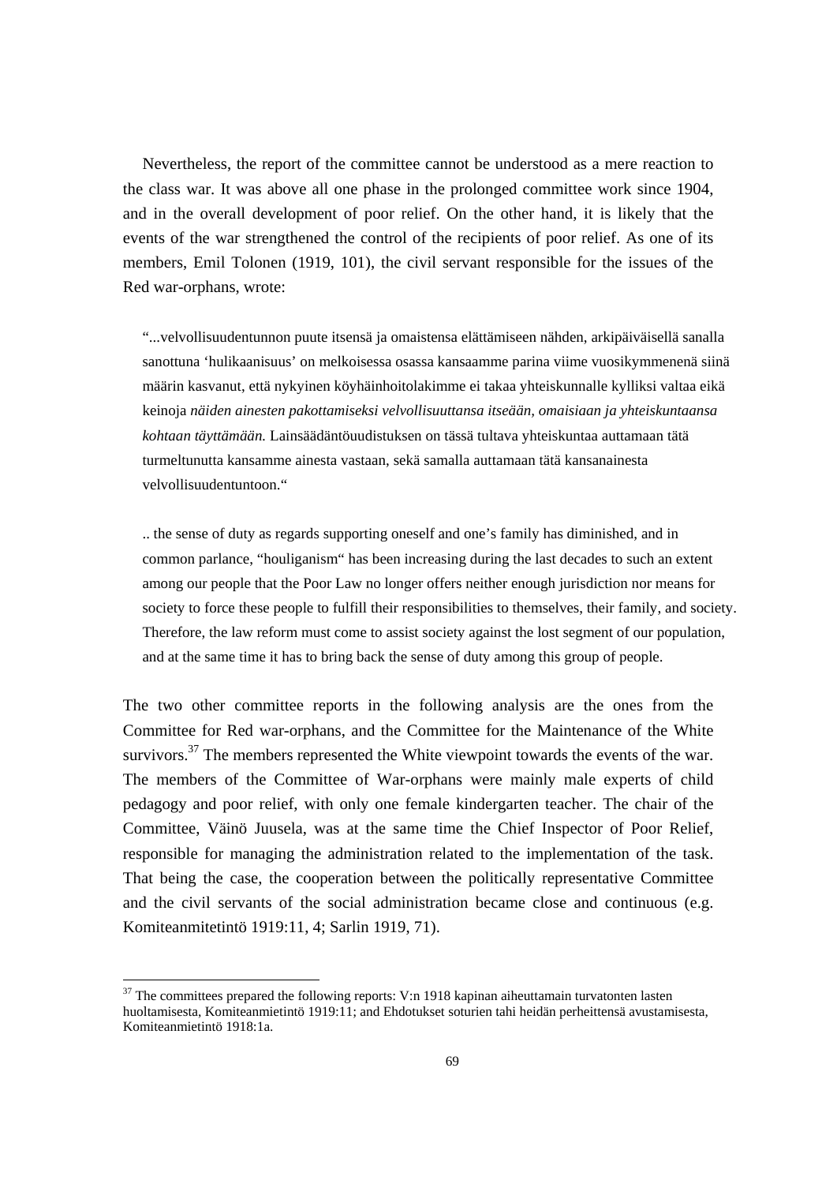Nevertheless, the report of the committee cannot be understood as a mere reaction to the class war. It was above all one phase in the prolonged committee work since 1904, and in the overall development of poor relief. On the other hand, it is likely that the events of the war strengthened the control of the recipients of poor relief. As one of its members, Emil Tolonen (1919, 101), the civil servant responsible for the issues of the Red war-orphans, wrote:

> "...velvollisuudentunnon puute itsensä ja omaistensa elättämiseen nähden, arkipäiväisellä sanalla sanottuna 'hulikaanisuus' on melkoisessa osassa kansaamme parina viime vuosikymmenenä siinä määrin kasvanut, että nykyinen köyhäinhoitolakimme ei takaa yhteiskunnalle kylliksi valtaa eikä keinoja *näiden ainesten pakottamiseksi velvollisuuttansa itseään, omaisiaan ja yhteiskuntaansa kohtaan täyttämään.* Lainsäädäntöuudistuksen on tässä tultava yhteiskuntaa auttamaan tätä turmeltunutta kansamme ainesta vastaan, sekä samalla auttamaan tätä kansanainesta velvollisuudentuntoon."

> .. the sense of duty as regards supporting oneself and one's family has diminished, and in common parlance, "houliganism" has been increasing during the last decades to such an extent among our people that the Poor Law no longer offers neither enough jurisdiction nor means for society to force these people to fulfill their responsibilities to themselves, their family, and society. Therefore, the law reform must come to assist society against the lost segment of our population, and at the same time it has to bring back the sense of duty among this group of people.

The two other committee reports in the following analysis are the ones from the Committee for Red war-orphans, and the Committee for the Maintenance of the White survivors.[37] The members represented the White viewpoint towards the events of the war. The members of the Committee of War-orphans were mainly male experts of child pedagogy and poor relief, with only one female kindergarten teacher. The chair of the Committee, Väinö Juusela, was at the same time the Chief Inspector of Poor Relief, responsible for managing the administration related to the implementation of the task. That being the case, the cooperation between the politically representative Committee and the civil servants of the social administration became close and continuous (e.g. Komiteanmitetintö 1919:11, 4; Sarlin 1919, 71).

---

[37] The committees prepared the following reports: V:n 1918 kapinan aiheuttamain turvatonten lasten huoltamisesta, Komiteanmietintö 1919:11; and Ehdotukset soturien tahi heidän perheittensä avustamisesta, Komiteanmietintö 1918:1a.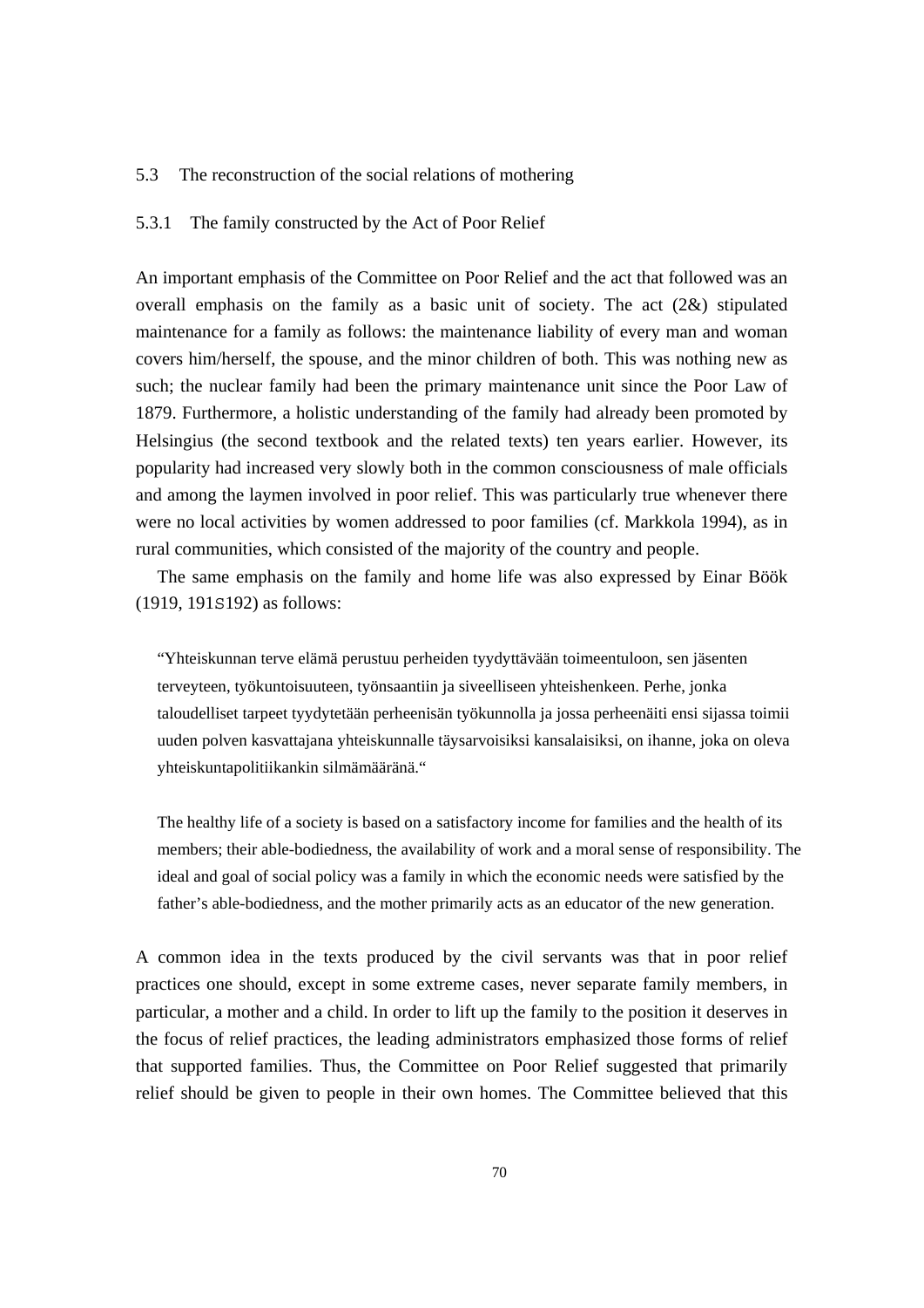### 5.3 The reconstruction of the social relations of mothering

#### 5.3.1 The family constructed by the Act of Poor Relief

An important emphasis of the Committee on Poor Relief and the act that followed was an overall emphasis on the family as a basic unit of society. The act (2&) stipulated maintenance for a family as follows: the maintenance liability of every man and woman covers him/herself, the spouse, and the minor children of both. This was nothing new as such; the nuclear family had been the primary maintenance unit since the Poor Law of 1879. Furthermore, a holistic understanding of the family had already been promoted by Helsingius (the second textbook and the related texts) ten years earlier. However, its popularity had increased very slowly both in the common consciousness of male officials and among the laymen involved in poor relief. This was particularly true whenever there were no local activities by women addressed to poor families (cf. Markkola 1994), as in rural communities, which consisted of the majority of the country and people.

The same emphasis on the family and home life was also expressed by Einar Böök (1919, 191S192) as follows:

> "Yhteiskunnan terve elämä perustuu perheiden tyydyttävään toimeentuloon, sen jäsenten terveyteen, työkuntoisuuteen, työnsaantiin ja siveelliseen yhteishenkeen. Perhe, jonka taloudelliset tarpeet tyydytetään perheenisän työkunnolla ja jossa perheenäiti ensi sijassa toimii uuden polven kasvattajana yhteiskunnalle täysarvoisiksi kansalaisiksi, on ihanne, joka on oleva yhteiskuntapolitiikankin silmämääränä."
>
> The healthy life of a society is based on a satisfactory income for families and the health of its members; their able-bodiedness, the availability of work and a moral sense of responsibility. The ideal and goal of social policy was a family in which the economic needs were satisfied by the father's able-bodiedness, and the mother primarily acts as an educator of the new generation.

A common idea in the texts produced by the civil servants was that in poor relief practices one should, except in some extreme cases, never separate family members, in particular, a mother and a child. In order to lift up the family to the position it deserves in the focus of relief practices, the leading administrators emphasized those forms of relief that supported families. Thus, the Committee on Poor Relief suggested that primarily relief should be given to people in their own homes. The Committee believed that this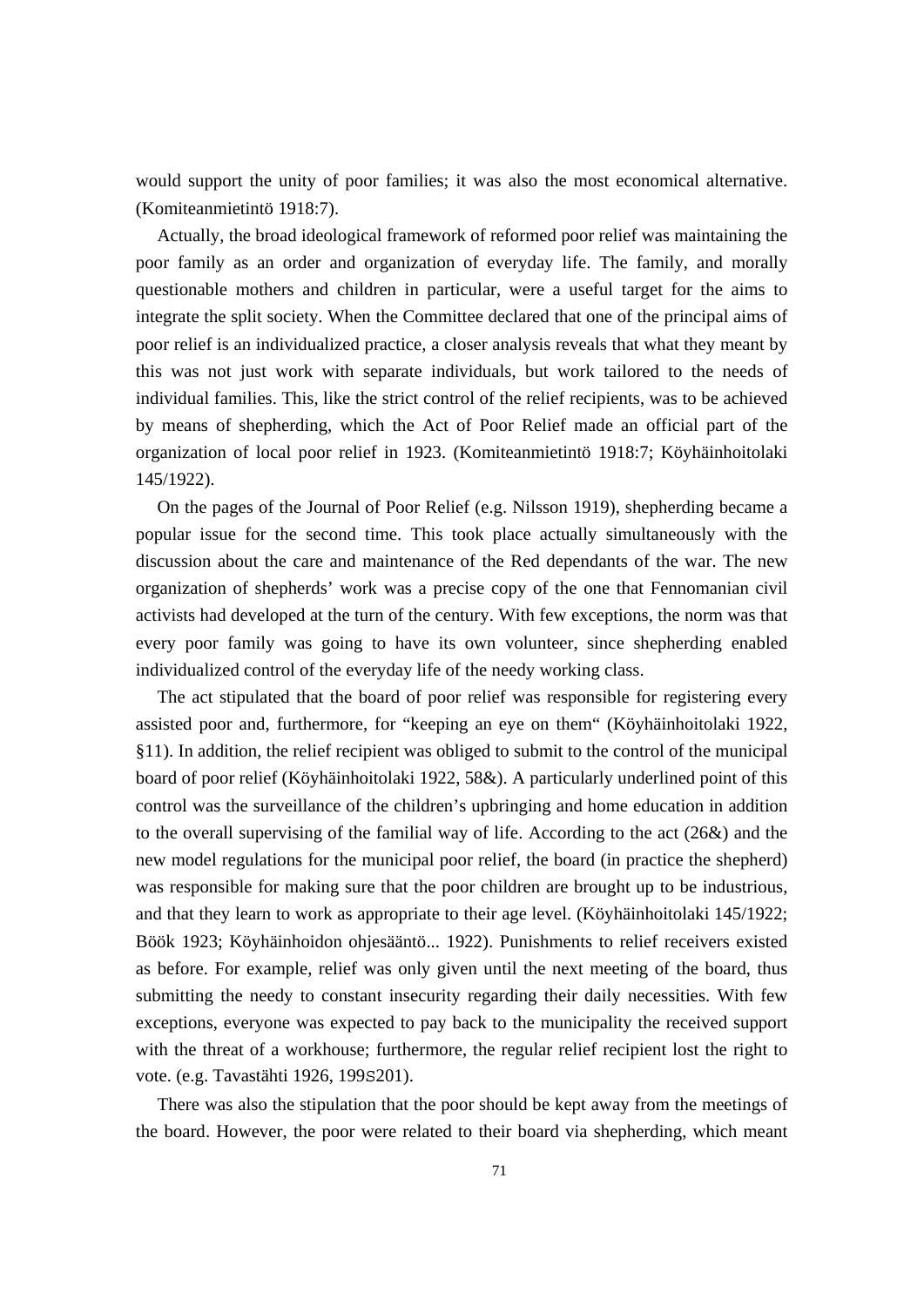would support the unity of poor families; it was also the most economical alternative. (Komiteanmietintö 1918:7).

Actually, the broad ideological framework of reformed poor relief was maintaining the poor family as an order and organization of everyday life. The family, and morally questionable mothers and children in particular, were a useful target for the aims to integrate the split society. When the Committee declared that one of the principal aims of poor relief is an individualized practice, a closer analysis reveals that what they meant by this was not just work with separate individuals, but work tailored to the needs of individual families. This, like the strict control of the relief recipients, was to be achieved by means of shepherding, which the Act of Poor Relief made an official part of the organization of local poor relief in 1923. (Komiteanmietintö 1918:7; Köyhäinhoitolaki 145/1922).

On the pages of the Journal of Poor Relief (e.g. Nilsson 1919), shepherding became a popular issue for the second time. This took place actually simultaneously with the discussion about the care and maintenance of the Red dependants of the war. The new organization of shepherds' work was a precise copy of the one that Fennomanian civil activists had developed at the turn of the century. With few exceptions, the norm was that every poor family was going to have its own volunteer, since shepherding enabled individualized control of the everyday life of the needy working class.

The act stipulated that the board of poor relief was responsible for registering every assisted poor and, furthermore, for "keeping an eye on them" (Köyhäinhoitolaki 1922, §11). In addition, the relief recipient was obliged to submit to the control of the municipal board of poor relief (Köyhäinhoitolaki 1922, 58&). A particularly underlined point of this control was the surveillance of the children's upbringing and home education in addition to the overall supervising of the familial way of life. According to the act (26&) and the new model regulations for the municipal poor relief, the board (in practice the shepherd) was responsible for making sure that the poor children are brought up to be industrious, and that they learn to work as appropriate to their age level. (Köyhäinhoitolaki 145/1922; Böök 1923; Köyhäinhoidon ohjesääntö... 1922). Punishments to relief receivers existed as before. For example, relief was only given until the next meeting of the board, thus submitting the needy to constant insecurity regarding their daily necessities. With few exceptions, everyone was expected to pay back to the municipality the received support with the threat of a workhouse; furthermore, the regular relief recipient lost the right to vote. (e.g. Tavastähti 1926, 199S201).

There was also the stipulation that the poor should be kept away from the meetings of the board. However, the poor were related to their board via shepherding, which meant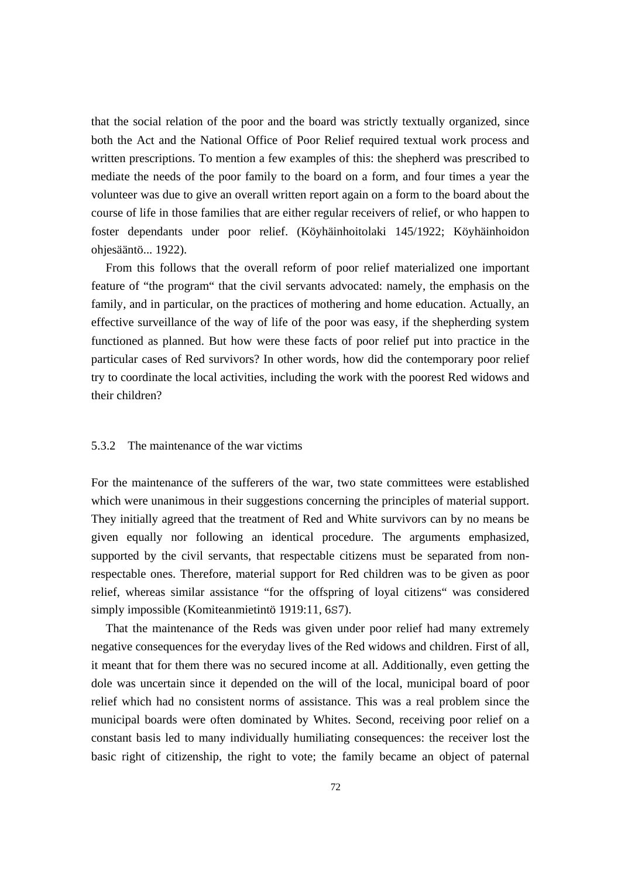that the social relation of the poor and the board was strictly textually organized, since both the Act and the National Office of Poor Relief required textual work process and written prescriptions. To mention a few examples of this: the shepherd was prescribed to mediate the needs of the poor family to the board on a form, and four times a year the volunteer was due to give an overall written report again on a form to the board about the course of life in those families that are either regular receivers of relief, or who happen to foster dependants under poor relief. (Köyhäinhoitolaki 145/1922; Köyhäinhoidon ohjesääntö... 1922).

From this follows that the overall reform of poor relief materialized one important feature of "the program" that the civil servants advocated: namely, the emphasis on the family, and in particular, on the practices of mothering and home education. Actually, an effective surveillance of the way of life of the poor was easy, if the shepherding system functioned as planned. But how were these facts of poor relief put into practice in the particular cases of Red survivors? In other words, how did the contemporary poor relief try to coordinate the local activities, including the work with the poorest Red widows and their children?

### 5.3.2 The maintenance of the war victims

For the maintenance of the sufferers of the war, two state committees were established which were unanimous in their suggestions concerning the principles of material support. They initially agreed that the treatment of Red and White survivors can by no means be given equally nor following an identical procedure. The arguments emphasized, supported by the civil servants, that respectable citizens must be separated from non-respectable ones. Therefore, material support for Red children was to be given as poor relief, whereas similar assistance "for the offspring of loyal citizens" was considered simply impossible (Komiteanmietintö 1919:11, 6S7).

That the maintenance of the Reds was given under poor relief had many extremely negative consequences for the everyday lives of the Red widows and children. First of all, it meant that for them there was no secured income at all. Additionally, even getting the dole was uncertain since it depended on the will of the local, municipal board of poor relief which had no consistent norms of assistance. This was a real problem since the municipal boards were often dominated by Whites. Second, receiving poor relief on a constant basis led to many individually humiliating consequences: the receiver lost the basic right of citizenship, the right to vote; the family became an object of paternal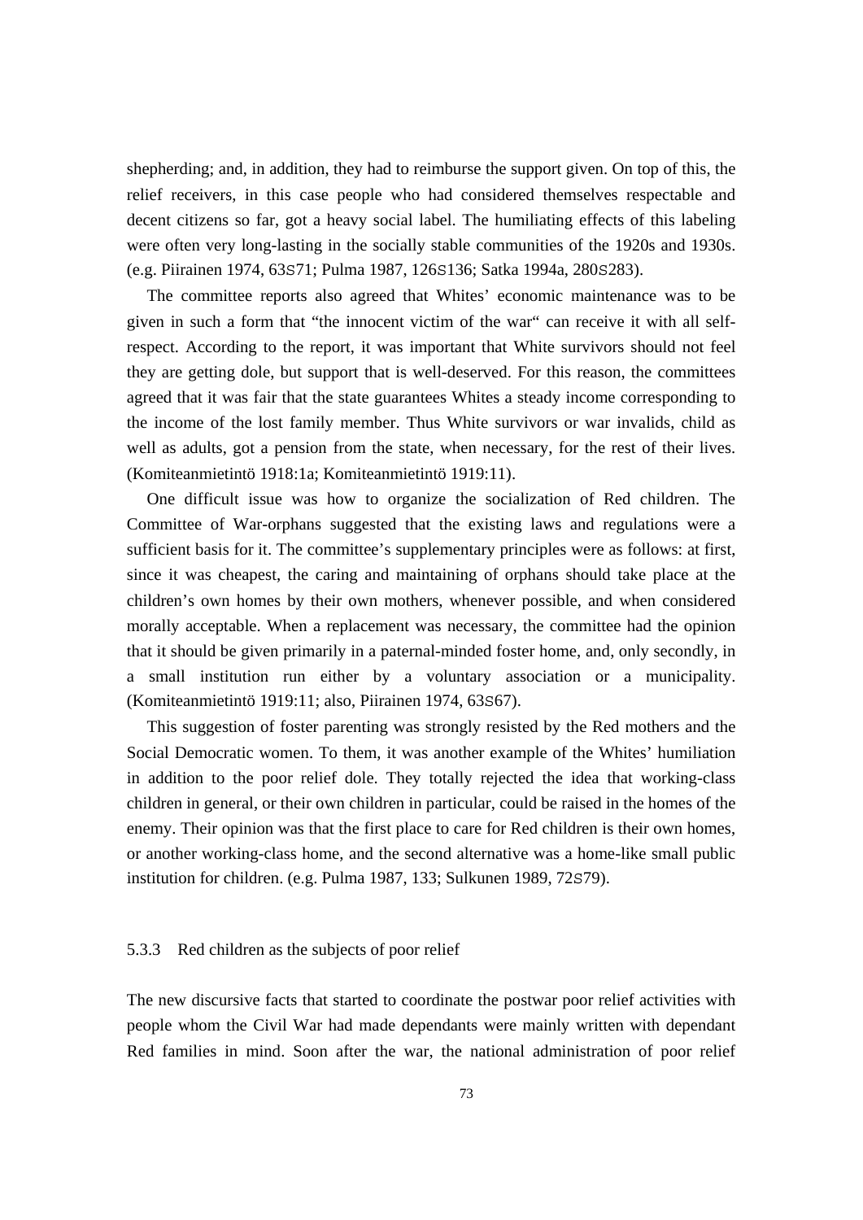shepherding; and, in addition, they had to reimburse the support given. On top of this, the relief receivers, in this case people who had considered themselves respectable and decent citizens so far, got a heavy social label. The humiliating effects of this labeling were often very long-lasting in the socially stable communities of the 1920s and 1930s. (e.g. Piirainen 1974, 63S71; Pulma 1987, 126S136; Satka 1994a, 280S283).

The committee reports also agreed that Whites' economic maintenance was to be given in such a form that "the innocent victim of the war" can receive it with all self-respect. According to the report, it was important that White survivors should not feel they are getting dole, but support that is well-deserved. For this reason, the committees agreed that it was fair that the state guarantees Whites a steady income corresponding to the income of the lost family member. Thus White survivors or war invalids, child as well as adults, got a pension from the state, when necessary, for the rest of their lives. (Komiteanmietintö 1918:1a; Komiteanmietintö 1919:11).

One difficult issue was how to organize the socialization of Red children. The Committee of War-orphans suggested that the existing laws and regulations were a sufficient basis for it. The committee's supplementary principles were as follows: at first, since it was cheapest, the caring and maintaining of orphans should take place at the children's own homes by their own mothers, whenever possible, and when considered morally acceptable. When a replacement was necessary, the committee had the opinion that it should be given primarily in a paternal-minded foster home, and, only secondly, in a small institution run either by a voluntary association or a municipality. (Komiteanmietintö 1919:11; also, Piirainen 1974, 63S67).

This suggestion of foster parenting was strongly resisted by the Red mothers and the Social Democratic women. To them, it was another example of the Whites' humiliation in addition to the poor relief dole. They totally rejected the idea that working-class children in general, or their own children in particular, could be raised in the homes of the enemy. Their opinion was that the first place to care for Red children is their own homes, or another working-class home, and the second alternative was a home-like small public institution for children. (e.g. Pulma 1987, 133; Sulkunen 1989, 72S79).

### 5.3.3 Red children as the subjects of poor relief

The new discursive facts that started to coordinate the postwar poor relief activities with people whom the Civil War had made dependants were mainly written with dependant Red families in mind. Soon after the war, the national administration of poor relief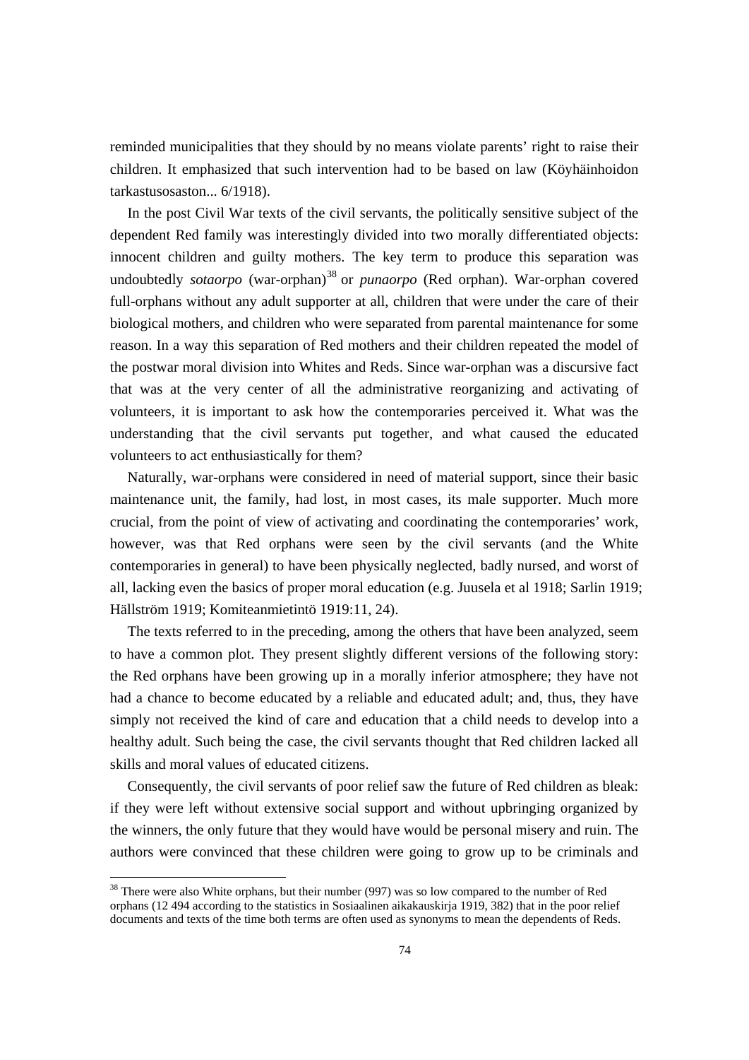reminded municipalities that they should by no means violate parents' right to raise their children. It emphasized that such intervention had to be based on law (Köyhäinhoidon tarkastusosaston... 6/1918).

In the post Civil War texts of the civil servants, the politically sensitive subject of the dependent Red family was interestingly divided into two morally differentiated objects: innocent children and guilty mothers. The key term to produce this separation was undoubtedly *sotaorpo* (war-orphan)[38] or *punaorpo* (Red orphan). War-orphan covered full-orphans without any adult supporter at all, children that were under the care of their biological mothers, and children who were separated from parental maintenance for some reason. In a way this separation of Red mothers and their children repeated the model of the postwar moral division into Whites and Reds. Since war-orphan was a discursive fact that was at the very center of all the administrative reorganizing and activating of volunteers, it is important to ask how the contemporaries perceived it. What was the understanding that the civil servants put together, and what caused the educated volunteers to act enthusiastically for them?

Naturally, war-orphans were considered in need of material support, since their basic maintenance unit, the family, had lost, in most cases, its male supporter. Much more crucial, from the point of view of activating and coordinating the contemporaries' work, however, was that Red orphans were seen by the civil servants (and the White contemporaries in general) to have been physically neglected, badly nursed, and worst of all, lacking even the basics of proper moral education (e.g. Juusela et al 1918; Sarlin 1919; Hällström 1919; Komiteanmietintö 1919:11, 24).

The texts referred to in the preceding, among the others that have been analyzed, seem to have a common plot. They present slightly different versions of the following story: the Red orphans have been growing up in a morally inferior atmosphere; they have not had a chance to become educated by a reliable and educated adult; and, thus, they have simply not received the kind of care and education that a child needs to develop into a healthy adult. Such being the case, the civil servants thought that Red children lacked all skills and moral values of educated citizens.

Consequently, the civil servants of poor relief saw the future of Red children as bleak: if they were left without extensive social support and without upbringing organized by the winners, the only future that they would have would be personal misery and ruin. The authors were convinced that these children were going to grow up to be criminals and

---

[38] There were also White orphans, but their number (997) was so low compared to the number of Red orphans (12 494 according to the statistics in Sosiaalinen aikakauskirja 1919, 382) that in the poor relief documents and texts of the time both terms are often used as synonyms to mean the dependents of Reds.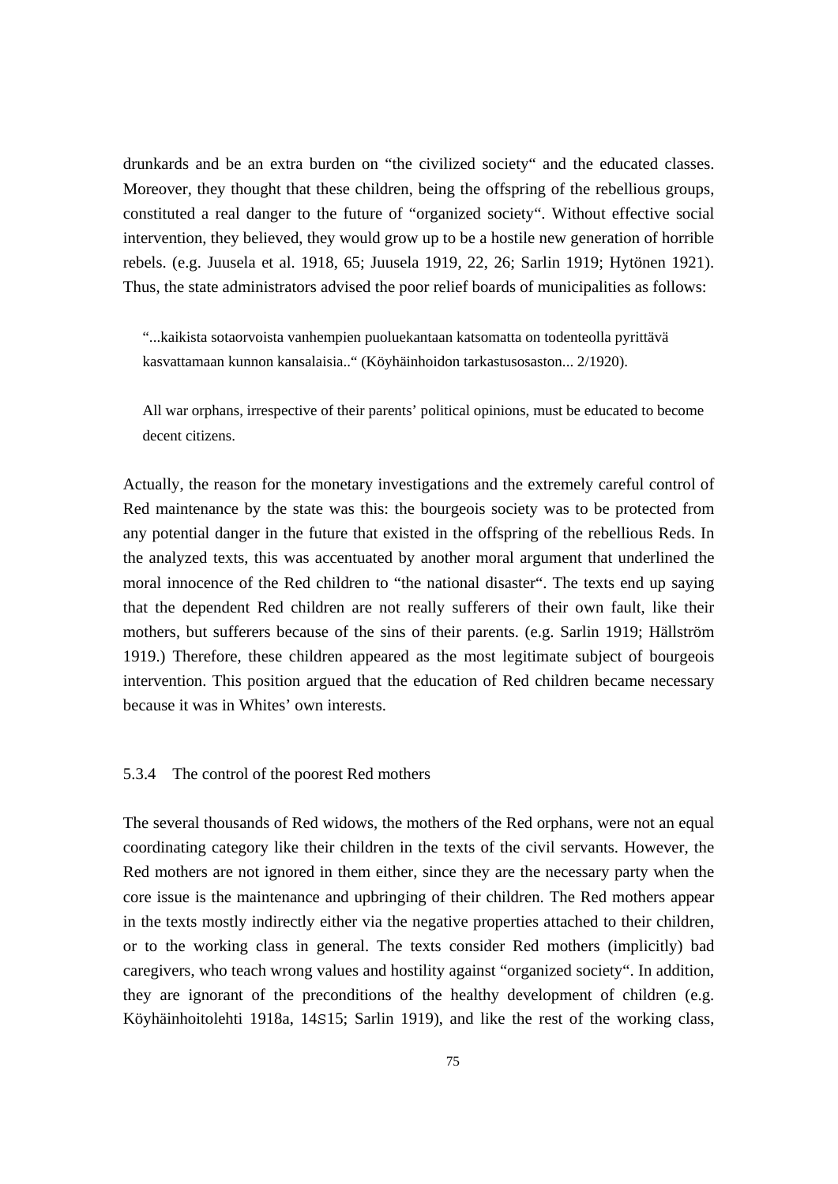drunkards and be an extra burden on "the civilized society" and the educated classes. Moreover, they thought that these children, being the offspring of the rebellious groups, constituted a real danger to the future of "organized society". Without effective social intervention, they believed, they would grow up to be a hostile new generation of horrible rebels. (e.g. Juusela et al. 1918, 65; Juusela 1919, 22, 26; Sarlin 1919; Hytönen 1921). Thus, the state administrators advised the poor relief boards of municipalities as follows:

> "...kaikista sotaorvoista vanhempien puoluekantaan katsomatta on todenteolla pyrittävä kasvattamaan kunnon kansalaisia.." (Köyhäinhoidon tarkastusosaston... 2/1920).
>
> All war orphans, irrespective of their parents' political opinions, must be educated to become decent citizens.

Actually, the reason for the monetary investigations and the extremely careful control of Red maintenance by the state was this: the bourgeois society was to be protected from any potential danger in the future that existed in the offspring of the rebellious Reds. In the analyzed texts, this was accentuated by another moral argument that underlined the moral innocence of the Red children to "the national disaster". The texts end up saying that the dependent Red children are not really sufferers of their own fault, like their mothers, but sufferers because of the sins of their parents. (e.g. Sarlin 1919; Hällström 1919.) Therefore, these children appeared as the most legitimate subject of bourgeois intervention. This position argued that the education of Red children became necessary because it was in Whites' own interests.

### 5.3.4 The control of the poorest Red mothers

The several thousands of Red widows, the mothers of the Red orphans, were not an equal coordinating category like their children in the texts of the civil servants. However, the Red mothers are not ignored in them either, since they are the necessary party when the core issue is the maintenance and upbringing of their children. The Red mothers appear in the texts mostly indirectly either via the negative properties attached to their children, or to the working class in general. The texts consider Red mothers (implicitly) bad caregivers, who teach wrong values and hostility against "organized society". In addition, they are ignorant of the preconditions of the healthy development of children (e.g. Köyhäinhoitolehti 1918a, 14S15; Sarlin 1919), and like the rest of the working class,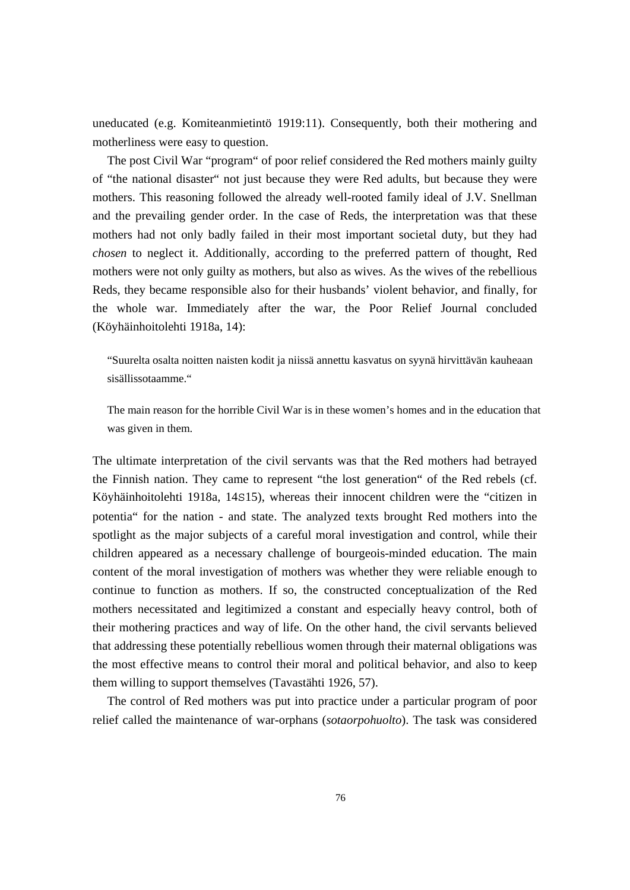uneducated (e.g. Komiteanmietintö 1919:11). Consequently, both their mothering and motherliness were easy to question.

The post Civil War "program" of poor relief considered the Red mothers mainly guilty of "the national disaster" not just because they were Red adults, but because they were mothers. This reasoning followed the already well-rooted family ideal of J.V. Snellman and the prevailing gender order. In the case of Reds, the interpretation was that these mothers had not only badly failed in their most important societal duty, but they had *chosen* to neglect it. Additionally, according to the preferred pattern of thought, Red mothers were not only guilty as mothers, but also as wives. As the wives of the rebellious Reds, they became responsible also for their husbands' violent behavior, and finally, for the whole war. Immediately after the war, the Poor Relief Journal concluded (Köyhäinhoitolehti 1918a, 14):

> "Suurelta osalta noitten naisten kodit ja niissä annettu kasvatus on syynä hirvittävän kauheaan sisällissotaamme."
>
> The main reason for the horrible Civil War is in these women's homes and in the education that was given in them.

The ultimate interpretation of the civil servants was that the Red mothers had betrayed the Finnish nation. They came to represent "the lost generation" of the Red rebels (cf. Köyhäinhoitolehti 1918a, 14S15), whereas their innocent children were the "citizen in potentia" for the nation - and state. The analyzed texts brought Red mothers into the spotlight as the major subjects of a careful moral investigation and control, while their children appeared as a necessary challenge of bourgeois-minded education. The main content of the moral investigation of mothers was whether they were reliable enough to continue to function as mothers. If so, the constructed conceptualization of the Red mothers necessitated and legitimized a constant and especially heavy control, both of their mothering practices and way of life. On the other hand, the civil servants believed that addressing these potentially rebellious women through their maternal obligations was the most effective means to control their moral and political behavior, and also to keep them willing to support themselves (Tavastähti 1926, 57).

The control of Red mothers was put into practice under a particular program of poor relief called the maintenance of war-orphans (*sotaorpohuolto*). The task was considered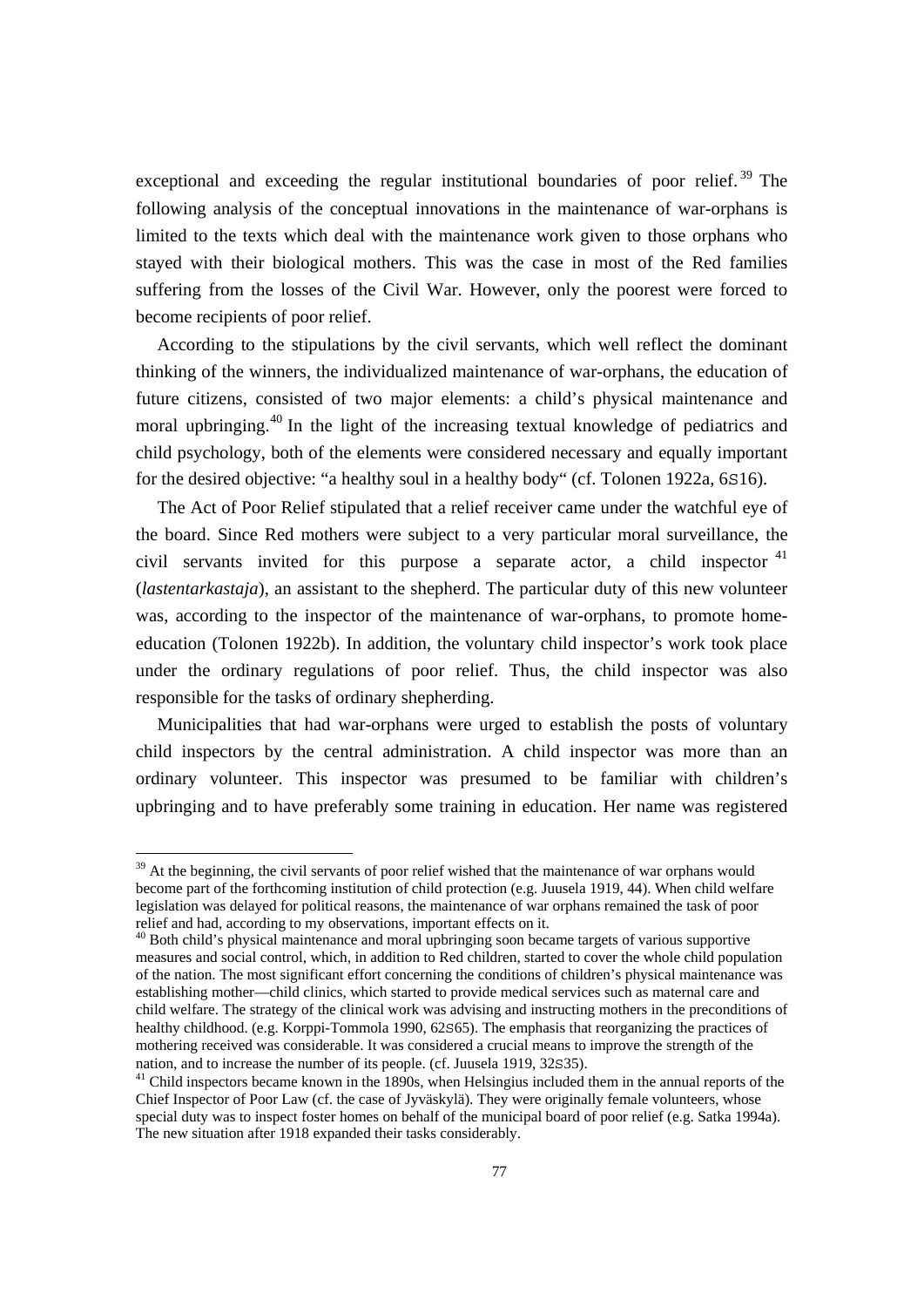exceptional and exceeding the regular institutional boundaries of poor relief.[39] The following analysis of the conceptual innovations in the maintenance of war-orphans is limited to the texts which deal with the maintenance work given to those orphans who stayed with their biological mothers. This was the case in most of the Red families suffering from the losses of the Civil War. However, only the poorest were forced to become recipients of poor relief.

According to the stipulations by the civil servants, which well reflect the dominant thinking of the winners, the individualized maintenance of war-orphans, the education of future citizens, consisted of two major elements: a child's physical maintenance and moral upbringing.[40] In the light of the increasing textual knowledge of pediatrics and child psychology, both of the elements were considered necessary and equally important for the desired objective: "a healthy soul in a healthy body" (cf. Tolonen 1922a, 6S16).

The Act of Poor Relief stipulated that a relief receiver came under the watchful eye of the board. Since Red mothers were subject to a very particular moral surveillance, the civil servants invited for this purpose a separate actor, a child inspector [41] (*lastentarkastaja*), an assistant to the shepherd. The particular duty of this new volunteer was, according to the inspector of the maintenance of war-orphans, to promote home-education (Tolonen 1922b). In addition, the voluntary child inspector's work took place under the ordinary regulations of poor relief. Thus, the child inspector was also responsible for the tasks of ordinary shepherding.

Municipalities that had war-orphans were urged to establish the posts of voluntary child inspectors by the central administration. A child inspector was more than an ordinary volunteer. This inspector was presumed to be familiar with children's upbringing and to have preferably some training in education. Her name was registered

---

[39] At the beginning, the civil servants of poor relief wished that the maintenance of war orphans would become part of the forthcoming institution of child protection (e.g. Juusela 1919, 44). When child welfare legislation was delayed for political reasons, the maintenance of war orphans remained the task of poor relief and had, according to my observations, important effects on it.

[40] Both child's physical maintenance and moral upbringing soon became targets of various supportive measures and social control, which, in addition to Red children, started to cover the whole child population of the nation. The most significant effort concerning the conditions of children's physical maintenance was establishing mother—child clinics, which started to provide medical services such as maternal care and child welfare. The strategy of the clinical work was advising and instructing mothers in the preconditions of healthy childhood. (e.g. Korppi-Tommola 1990, 62S65). The emphasis that reorganizing the practices of mothering received was considerable. It was considered a crucial means to improve the strength of the nation, and to increase the number of its people. (cf. Juusela 1919, 32S35).

[41] Child inspectors became known in the 1890s, when Helsingius included them in the annual reports of the Chief Inspector of Poor Law (cf. the case of Jyväskylä). They were originally female volunteers, whose special duty was to inspect foster homes on behalf of the municipal board of poor relief (e.g. Satka 1994a). The new situation after 1918 expanded their tasks considerably.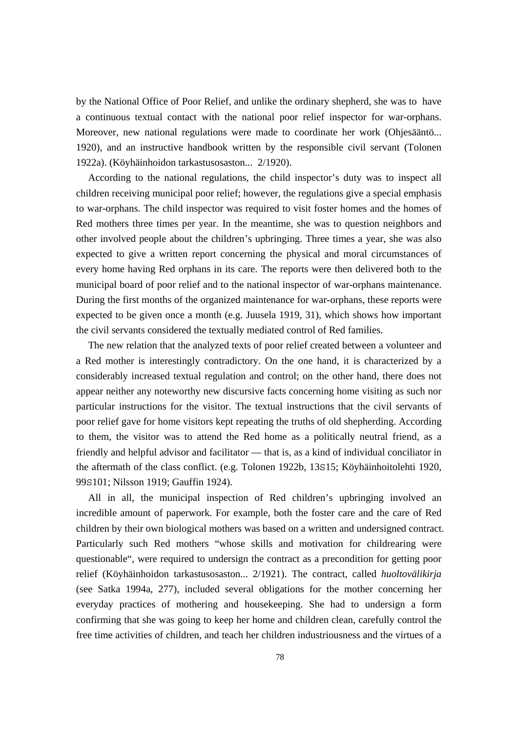by the National Office of Poor Relief, and unlike the ordinary shepherd, she was to have a continuous textual contact with the national poor relief inspector for war-orphans. Moreover, new national regulations were made to coordinate her work (Ohjesääntö... 1920), and an instructive handbook written by the responsible civil servant (Tolonen 1922a). (Köyhäinhoidon tarkastusosaston... 2/1920).

According to the national regulations, the child inspector's duty was to inspect all children receiving municipal poor relief; however, the regulations give a special emphasis to war-orphans. The child inspector was required to visit foster homes and the homes of Red mothers three times per year. In the meantime, she was to question neighbors and other involved people about the children's upbringing. Three times a year, she was also expected to give a written report concerning the physical and moral circumstances of every home having Red orphans in its care. The reports were then delivered both to the municipal board of poor relief and to the national inspector of war-orphans maintenance. During the first months of the organized maintenance for war-orphans, these reports were expected to be given once a month (e.g. Juusela 1919, 31), which shows how important the civil servants considered the textually mediated control of Red families.

The new relation that the analyzed texts of poor relief created between a volunteer and a Red mother is interestingly contradictory. On the one hand, it is characterized by a considerably increased textual regulation and control; on the other hand, there does not appear neither any noteworthy new discursive facts concerning home visiting as such nor particular instructions for the visitor. The textual instructions that the civil servants of poor relief gave for home visitors kept repeating the truths of old shepherding. According to them, the visitor was to attend the Red home as a politically neutral friend, as a friendly and helpful advisor and facilitator — that is, as a kind of individual conciliator in the aftermath of the class conflict. (e.g. Tolonen 1922b, 13S15; Köyhäinhoitolehti 1920, 99S101; Nilsson 1919; Gauffin 1924).

All in all, the municipal inspection of Red children's upbringing involved an incredible amount of paperwork. For example, both the foster care and the care of Red children by their own biological mothers was based on a written and undersigned contract. Particularly such Red mothers "whose skills and motivation for childrearing were questionable", were required to undersign the contract as a precondition for getting poor relief (Köyhäinhoidon tarkastusosaston... 2/1921). The contract, called *huoltovälikirja* (see Satka 1994a, 277), included several obligations for the mother concerning her everyday practices of mothering and housekeeping. She had to undersign a form confirming that she was going to keep her home and children clean, carefully control the free time activities of children, and teach her children industriousness and the virtues of a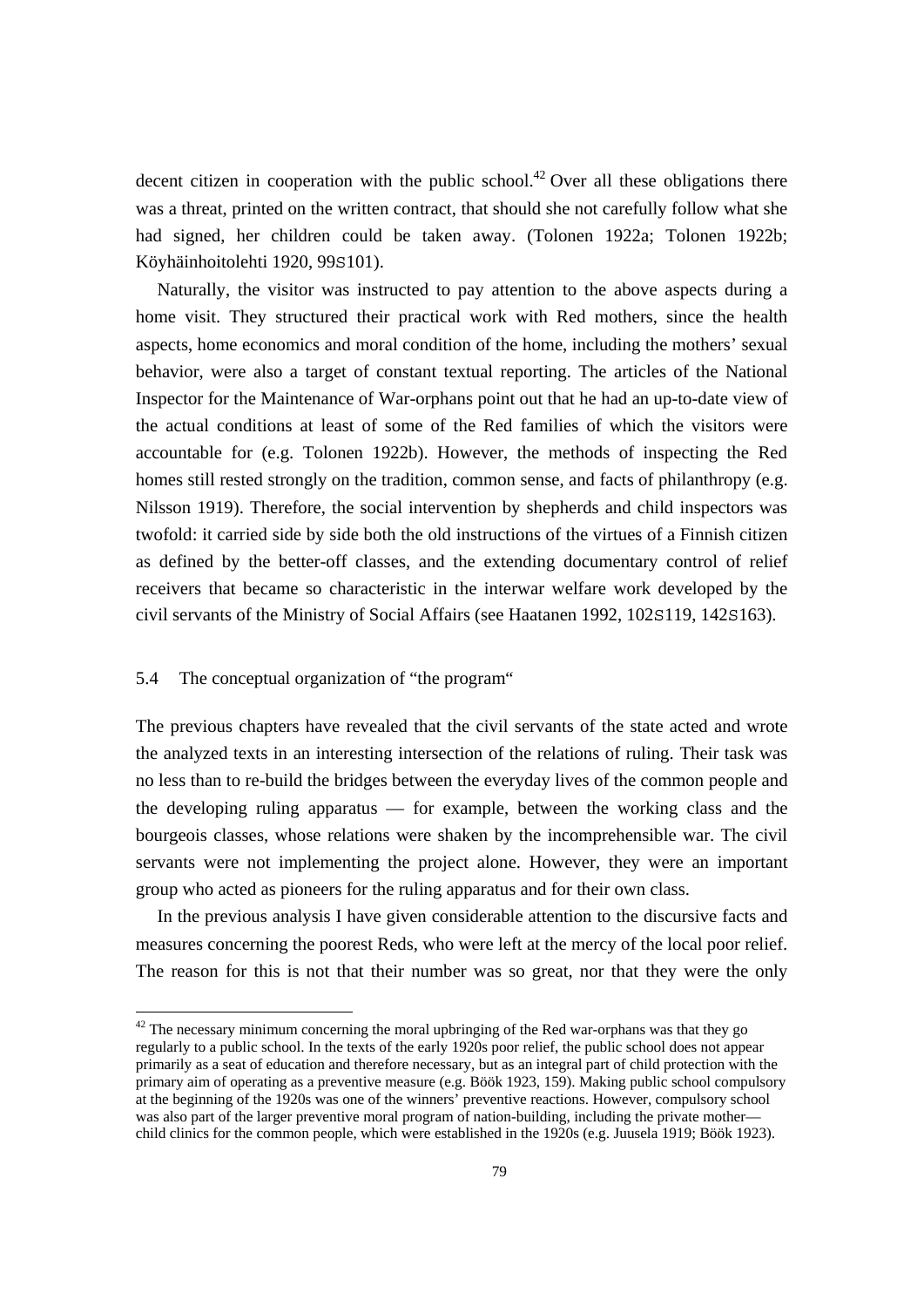decent citizen in cooperation with the public school.[42] Over all these obligations there was a threat, printed on the written contract, that should she not carefully follow what she had signed, her children could be taken away. (Tolonen 1922a; Tolonen 1922b; Köyhäinhoitolehti 1920, 99S101).

Naturally, the visitor was instructed to pay attention to the above aspects during a home visit. They structured their practical work with Red mothers, since the health aspects, home economics and moral condition of the home, including the mothers' sexual behavior, were also a target of constant textual reporting. The articles of the National Inspector for the Maintenance of War-orphans point out that he had an up-to-date view of the actual conditions at least of some of the Red families of which the visitors were accountable for (e.g. Tolonen 1922b). However, the methods of inspecting the Red homes still rested strongly on the tradition, common sense, and facts of philanthropy (e.g. Nilsson 1919). Therefore, the social intervention by shepherds and child inspectors was twofold: it carried side by side both the old instructions of the virtues of a Finnish citizen as defined by the better-off classes, and the extending documentary control of relief receivers that became so characteristic in the interwar welfare work developed by the civil servants of the Ministry of Social Affairs (see Haatanen 1992, 102S119, 142S163).

### 5.4 The conceptual organization of "the program"

The previous chapters have revealed that the civil servants of the state acted and wrote the analyzed texts in an interesting intersection of the relations of ruling. Their task was no less than to re-build the bridges between the everyday lives of the common people and the developing ruling apparatus — for example, between the working class and the bourgeois classes, whose relations were shaken by the incomprehensible war. The civil servants were not implementing the project alone. However, they were an important group who acted as pioneers for the ruling apparatus and for their own class.

In the previous analysis I have given considerable attention to the discursive facts and measures concerning the poorest Reds, who were left at the mercy of the local poor relief. The reason for this is not that their number was so great, nor that they were the only

[42] The necessary minimum concerning the moral upbringing of the Red war-orphans was that they go regularly to a public school. In the texts of the early 1920s poor relief, the public school does not appear primarily as a seat of education and therefore necessary, but as an integral part of child protection with the primary aim of operating as a preventive measure (e.g. Böök 1923, 159). Making public school compulsory at the beginning of the 1920s was one of the winners' preventive reactions. However, compulsory school was also part of the larger preventive moral program of nation-building, including the private mother—child clinics for the common people, which were established in the 1920s (e.g. Juusela 1919; Böök 1923).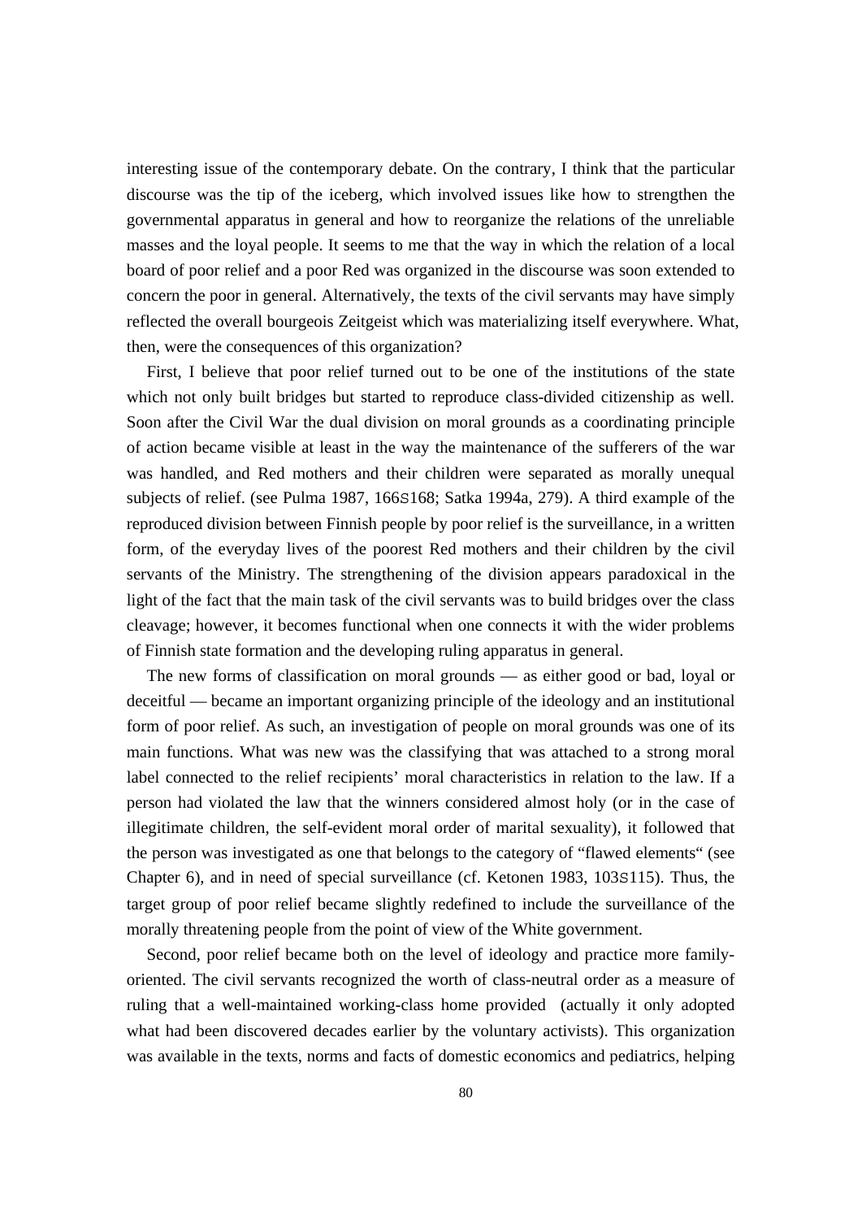interesting issue of the contemporary debate. On the contrary, I think that the particular discourse was the tip of the iceberg, which involved issues like how to strengthen the governmental apparatus in general and how to reorganize the relations of the unreliable masses and the loyal people. It seems to me that the way in which the relation of a local board of poor relief and a poor Red was organized in the discourse was soon extended to concern the poor in general. Alternatively, the texts of the civil servants may have simply reflected the overall bourgeois Zeitgeist which was materializing itself everywhere. What, then, were the consequences of this organization?

First, I believe that poor relief turned out to be one of the institutions of the state which not only built bridges but started to reproduce class-divided citizenship as well. Soon after the Civil War the dual division on moral grounds as a coordinating principle of action became visible at least in the way the maintenance of the sufferers of the war was handled, and Red mothers and their children were separated as morally unequal subjects of relief. (see Pulma 1987, 166S168; Satka 1994a, 279). A third example of the reproduced division between Finnish people by poor relief is the surveillance, in a written form, of the everyday lives of the poorest Red mothers and their children by the civil servants of the Ministry. The strengthening of the division appears paradoxical in the light of the fact that the main task of the civil servants was to build bridges over the class cleavage; however, it becomes functional when one connects it with the wider problems of Finnish state formation and the developing ruling apparatus in general.

The new forms of classification on moral grounds — as either good or bad, loyal or deceitful — became an important organizing principle of the ideology and an institutional form of poor relief. As such, an investigation of people on moral grounds was one of its main functions. What was new was the classifying that was attached to a strong moral label connected to the relief recipients' moral characteristics in relation to the law. If a person had violated the law that the winners considered almost holy (or in the case of illegitimate children, the self-evident moral order of marital sexuality), it followed that the person was investigated as one that belongs to the category of "flawed elements" (see Chapter 6), and in need of special surveillance (cf. Ketonen 1983, 103S115). Thus, the target group of poor relief became slightly redefined to include the surveillance of the morally threatening people from the point of view of the White government.

Second, poor relief became both on the level of ideology and practice more family-oriented. The civil servants recognized the worth of class-neutral order as a measure of ruling that a well-maintained working-class home provided (actually it only adopted what had been discovered decades earlier by the voluntary activists). This organization was available in the texts, norms and facts of domestic economics and pediatrics, helping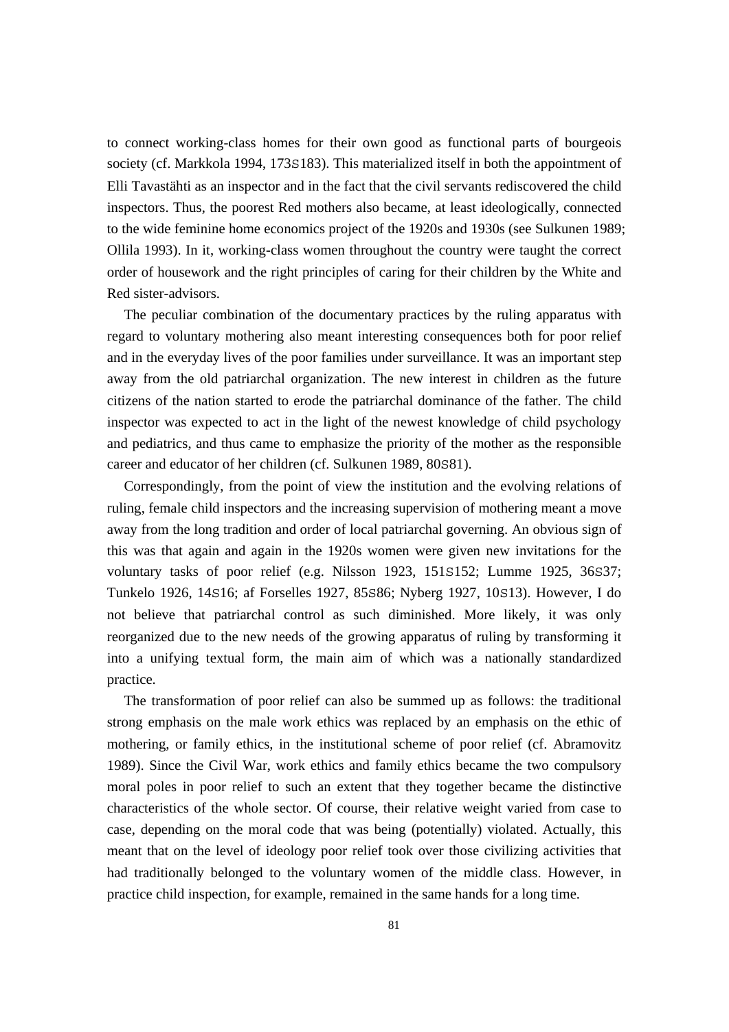to connect working-class homes for their own good as functional parts of bourgeois society (cf. Markkola 1994, 173S183). This materialized itself in both the appointment of Elli Tavastähti as an inspector and in the fact that the civil servants rediscovered the child inspectors. Thus, the poorest Red mothers also became, at least ideologically, connected to the wide feminine home economics project of the 1920s and 1930s (see Sulkunen 1989; Ollila 1993). In it, working-class women throughout the country were taught the correct order of housework and the right principles of caring for their children by the White and Red sister-advisors.

The peculiar combination of the documentary practices by the ruling apparatus with regard to voluntary mothering also meant interesting consequences both for poor relief and in the everyday lives of the poor families under surveillance. It was an important step away from the old patriarchal organization. The new interest in children as the future citizens of the nation started to erode the patriarchal dominance of the father. The child inspector was expected to act in the light of the newest knowledge of child psychology and pediatrics, and thus came to emphasize the priority of the mother as the responsible career and educator of her children (cf. Sulkunen 1989, 80S81).

Correspondingly, from the point of view the institution and the evolving relations of ruling, female child inspectors and the increasing supervision of mothering meant a move away from the long tradition and order of local patriarchal governing. An obvious sign of this was that again and again in the 1920s women were given new invitations for the voluntary tasks of poor relief (e.g. Nilsson 1923, 151S152; Lumme 1925, 36S37; Tunkelo 1926, 14S16; af Forselles 1927, 85S86; Nyberg 1927, 10S13). However, I do not believe that patriarchal control as such diminished. More likely, it was only reorganized due to the new needs of the growing apparatus of ruling by transforming it into a unifying textual form, the main aim of which was a nationally standardized practice.

The transformation of poor relief can also be summed up as follows: the traditional strong emphasis on the male work ethics was replaced by an emphasis on the ethic of mothering, or family ethics, in the institutional scheme of poor relief (cf. Abramovitz 1989). Since the Civil War, work ethics and family ethics became the two compulsory moral poles in poor relief to such an extent that they together became the distinctive characteristics of the whole sector. Of course, their relative weight varied from case to case, depending on the moral code that was being (potentially) violated. Actually, this meant that on the level of ideology poor relief took over those civilizing activities that had traditionally belonged to the voluntary women of the middle class. However, in practice child inspection, for example, remained in the same hands for a long time.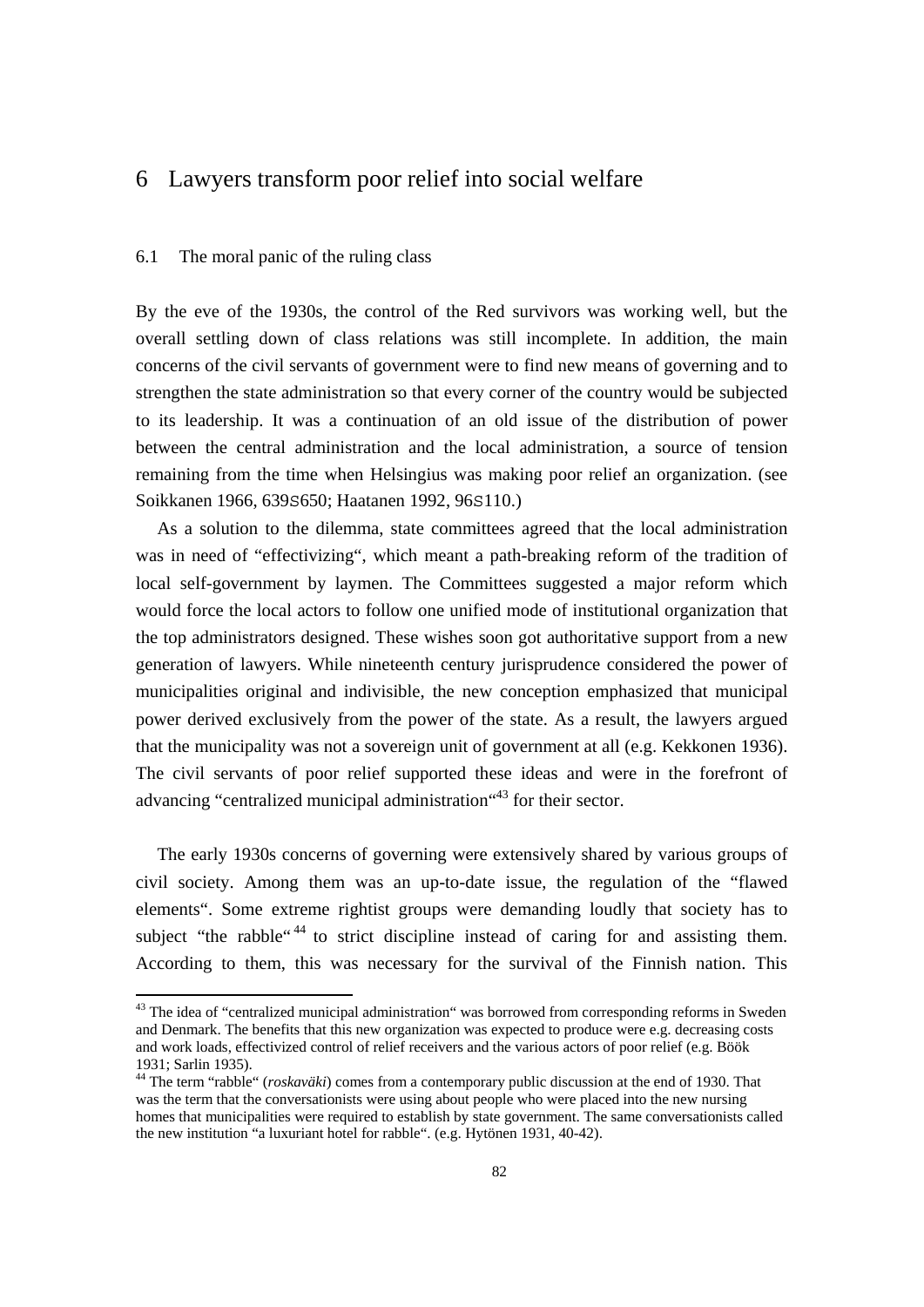# 6 Lawyers transform poor relief into social welfare

## 6.1 The moral panic of the ruling class

By the eve of the 1930s, the control of the Red survivors was working well, but the overall settling down of class relations was still incomplete. In addition, the main concerns of the civil servants of government were to find new means of governing and to strengthen the state administration so that every corner of the country would be subjected to its leadership. It was a continuation of an old issue of the distribution of power between the central administration and the local administration, a source of tension remaining from the time when Helsingius was making poor relief an organization. (see Soikkanen 1966, 639S650; Haatanen 1992, 96S110.)

As a solution to the dilemma, state committees agreed that the local administration was in need of "effectivizing", which meant a path-breaking reform of the tradition of local self-government by laymen. The Committees suggested a major reform which would force the local actors to follow one unified mode of institutional organization that the top administrators designed. These wishes soon got authoritative support from a new generation of lawyers. While nineteenth century jurisprudence considered the power of municipalities original and indivisible, the new conception emphasized that municipal power derived exclusively from the power of the state. As a result, the lawyers argued that the municipality was not a sovereign unit of government at all (e.g. Kekkonen 1936). The civil servants of poor relief supported these ideas and were in the forefront of advancing "centralized municipal administration"[43] for their sector.

The early 1930s concerns of governing were extensively shared by various groups of civil society. Among them was an up-to-date issue, the regulation of the "flawed elements". Some extreme rightist groups were demanding loudly that society has to subject "the rabble"[44] to strict discipline instead of caring for and assisting them. According to them, this was necessary for the survival of the Finnish nation. This

---

[43] The idea of "centralized municipal administration" was borrowed from corresponding reforms in Sweden and Denmark. The benefits that this new organization was expected to produce were e.g. decreasing costs and work loads, effectivized control of relief receivers and the various actors of poor relief (e.g. Böök 1931; Sarlin 1935).

[44] The term "rabble" (*roskaväki*) comes from a contemporary public discussion at the end of 1930. That was the term that the conversationists were using about people who were placed into the new nursing homes that municipalities were required to establish by state government. The same conversationists called the new institution "a luxuriant hotel for rabble". (e.g. Hytönen 1931, 40-42).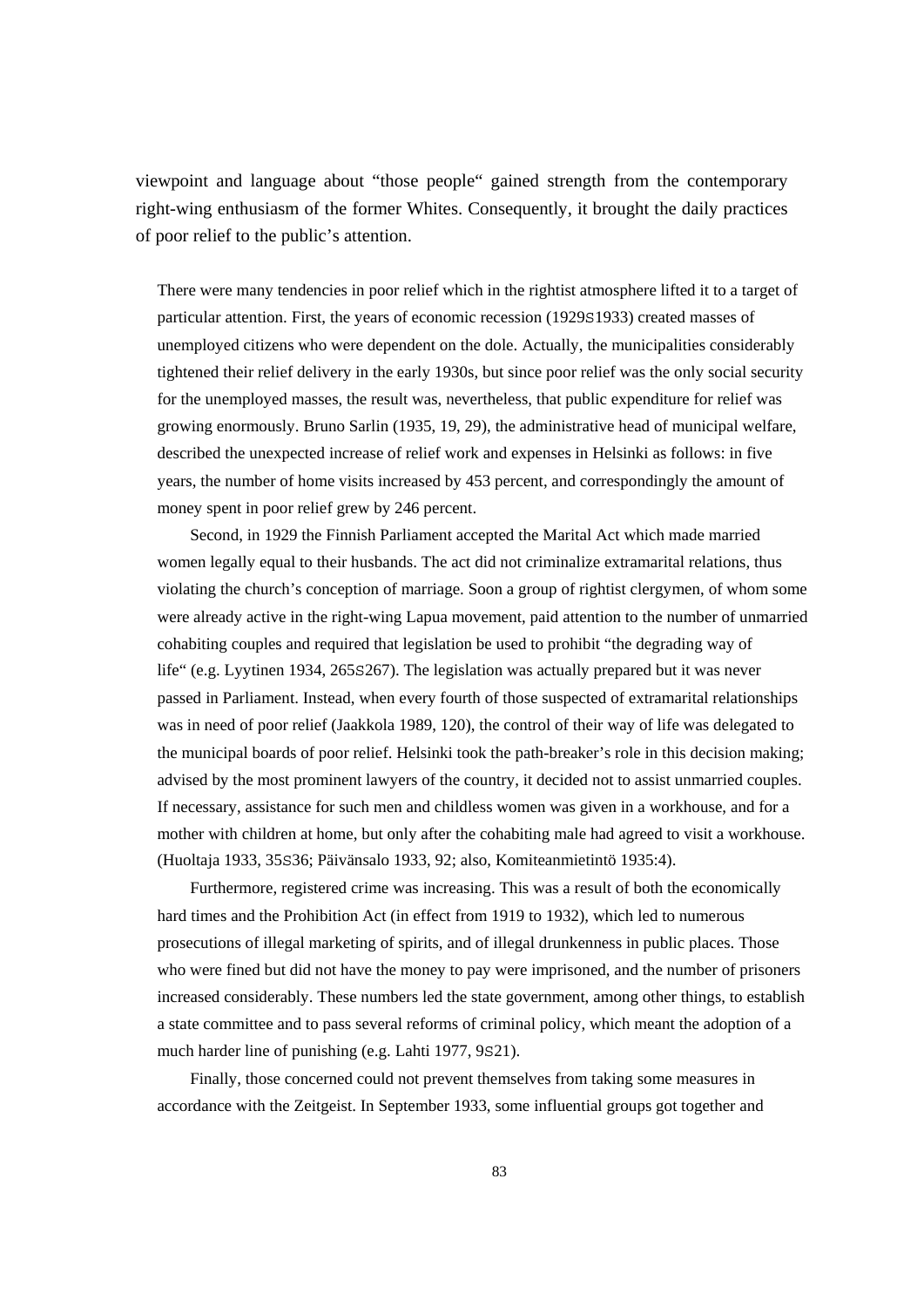viewpoint and language about “those people“ gained strength from the contemporary right-wing enthusiasm of the former Whites. Consequently, it brought the daily practices of poor relief to the public’s attention.

> There were many tendencies in poor relief which in the rightist atmosphere lifted it to a target of particular attention. First, the years of economic recession (1929S1933) created masses of unemployed citizens who were dependent on the dole. Actually, the municipalities considerably tightened their relief delivery in the early 1930s, but since poor relief was the only social security for the unemployed masses, the result was, nevertheless, that public expenditure for relief was growing enormously. Bruno Sarlin (1935, 19, 29), the administrative head of municipal welfare, described the unexpected increase of relief work and expenses in Helsinki as follows: in five years, the number of home visits increased by 453 percent, and correspondingly the amount of money spent in poor relief grew by 246 percent.
>
> Second, in 1929 the Finnish Parliament accepted the Marital Act which made married women legally equal to their husbands. The act did not criminalize extramarital relations, thus violating the church’s conception of marriage. Soon a group of rightist clergymen, of whom some were already active in the right-wing Lapua movement, paid attention to the number of unmarried cohabiting couples and required that legislation be used to prohibit “the degrading way of life“ (e.g. Lyytinen 1934, 265S267). The legislation was actually prepared but it was never passed in Parliament. Instead, when every fourth of those suspected of extramarital relationships was in need of poor relief (Jaakkola 1989, 120), the control of their way of life was delegated to the municipal boards of poor relief. Helsinki took the path-breaker’s role in this decision making; advised by the most prominent lawyers of the country, it decided not to assist unmarried couples. If necessary, assistance for such men and childless women was given in a workhouse, and for a mother with children at home, but only after the cohabiting male had agreed to visit a workhouse. (Huoltaja 1933, 35S36; Päivänsalo 1933, 92; also, Komiteanmietintö 1935:4).
>
> Furthermore, registered crime was increasing. This was a result of both the economically hard times and the Prohibition Act (in effect from 1919 to 1932), which led to numerous prosecutions of illegal marketing of spirits, and of illegal drunkenness in public places. Those who were fined but did not have the money to pay were imprisoned, and the number of prisoners increased considerably. These numbers led the state government, among other things, to establish a state committee and to pass several reforms of criminal policy, which meant the adoption of a much harder line of punishing (e.g. Lahti 1977, 9S21).
>
> Finally, those concerned could not prevent themselves from taking some measures in accordance with the Zeitgeist. In September 1933, some influential groups got together and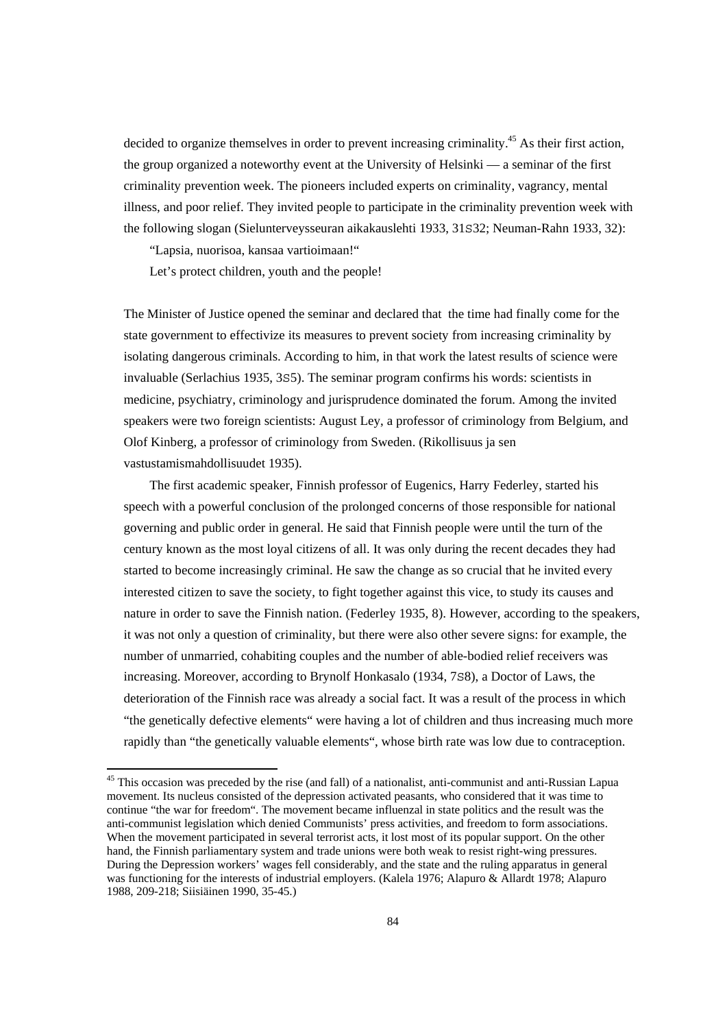decided to organize themselves in order to prevent increasing criminality.[45] As their first action, the group organized a noteworthy event at the University of Helsinki — a seminar of the first criminality prevention week. The pioneers included experts on criminality, vagrancy, mental illness, and poor relief. They invited people to participate in the criminality prevention week with the following slogan (Sielunterveysseuran aikakauslehti 1933, 31S32; Neuman-Rahn 1933, 32):

“Lapsia, nuorisoa, kansaa vartioimaan!“

Let’s protect children, youth and the people!

The Minister of Justice opened the seminar and declared that the time had finally come for the state government to effectivize its measures to prevent society from increasing criminality by isolating dangerous criminals. According to him, in that work the latest results of science were invaluable (Serlachius 1935, 3S5). The seminar program confirms his words: scientists in medicine, psychiatry, criminology and jurisprudence dominated the forum. Among the invited speakers were two foreign scientists: August Ley, a professor of criminology from Belgium, and Olof Kinberg, a professor of criminology from Sweden. (Rikollisuus ja sen vastustamismahdollisuudet 1935).

The first academic speaker, Finnish professor of Eugenics, Harry Federley, started his speech with a powerful conclusion of the prolonged concerns of those responsible for national governing and public order in general. He said that Finnish people were until the turn of the century known as the most loyal citizens of all. It was only during the recent decades they had started to become increasingly criminal. He saw the change as so crucial that he invited every interested citizen to save the society, to fight together against this vice, to study its causes and nature in order to save the Finnish nation. (Federley 1935, 8). However, according to the speakers, it was not only a question of criminality, but there were also other severe signs: for example, the number of unmarried, cohabiting couples and the number of able-bodied relief receivers was increasing. Moreover, according to Brynolf Honkasalo (1934, 7S8), a Doctor of Laws, the deterioration of the Finnish race was already a social fact. It was a result of the process in which “the genetically defective elements“ were having a lot of children and thus increasing much more rapidly than “the genetically valuable elements“, whose birth rate was low due to contraception.

[45] This occasion was preceded by the rise (and fall) of a nationalist, anti-communist and anti-Russian Lapua movement. Its nucleus consisted of the depression activated peasants, who considered that it was time to continue “the war for freedom“. The movement became influenzal in state politics and the result was the anti-communist legislation which denied Communists’ press activities, and freedom to form associations. When the movement participated in several terrorist acts, it lost most of its popular support. On the other hand, the Finnish parliamentary system and trade unions were both weak to resist right-wing pressures. During the Depression workers’ wages fell considerably, and the state and the ruling apparatus in general was functioning for the interests of industrial employers. (Kalela 1976; Alapuro & Allardt 1978; Alapuro 1988, 209-218; Siisiäinen 1990, 35-45.)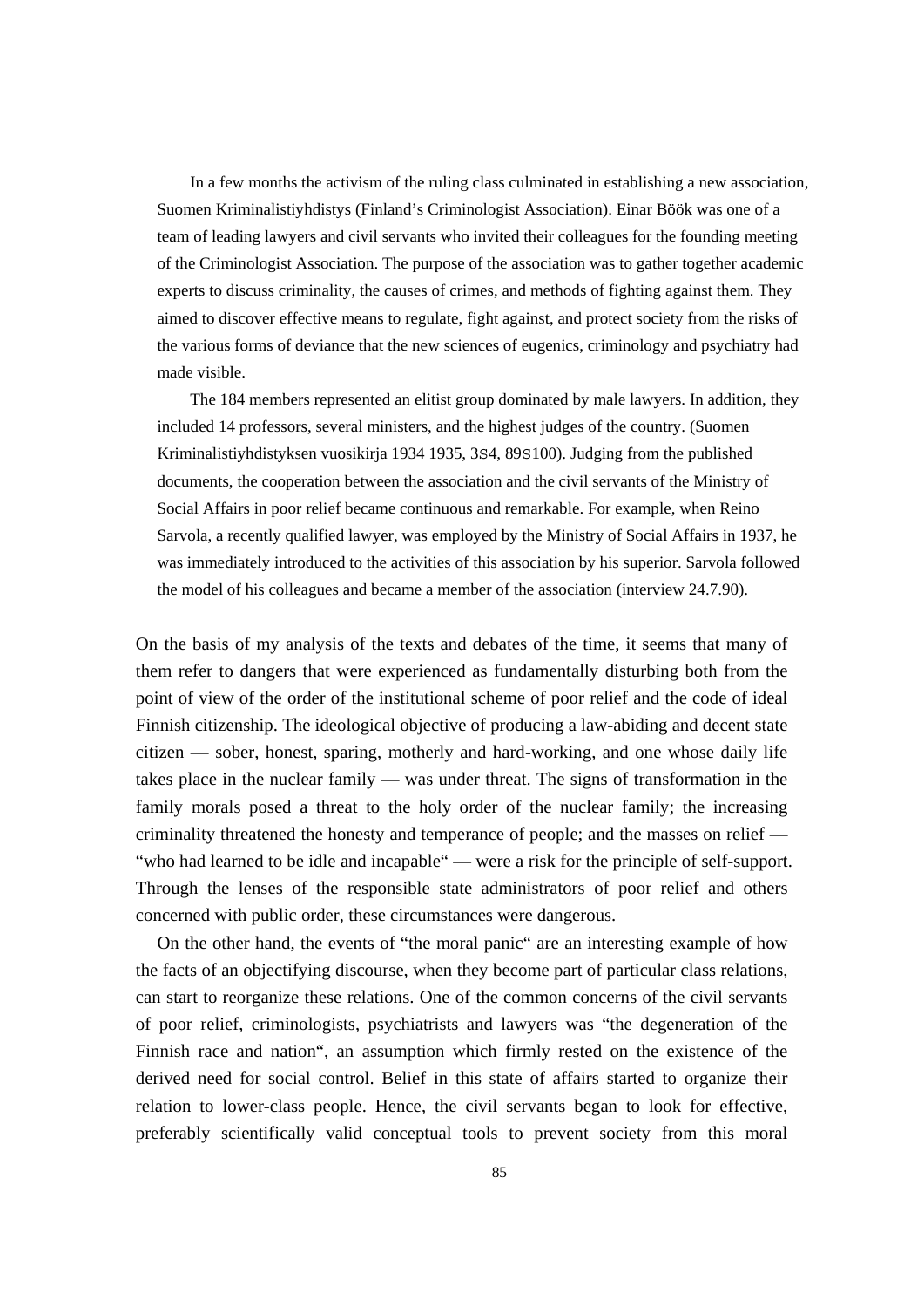In a few months the activism of the ruling class culminated in establishing a new association, Suomen Kriminalistiyhdistys (Finland's Criminologist Association). EinarBöök was one of a team of leading lawyers and civil servants who invited their colleagues for the founding meeting of the Criminologist Association. The purpose of the association was to gather together academic experts to discuss criminality, the causes of crimes, and methods of fighting against them. They aimed to discover effective means to regulate, fight against, and protect society from the risks of the various forms of deviance that the new sciences of eugenics, criminology and psychiatry had made visible.

The 184 members represented an elitist group dominated by male lawyers. In addition, they included 14 professors, several ministers, and the highest judges of the country. (Suomen Kriminalistiyhdistyksen vuosikirja 1934 1935, 3S4, 89S100). Judging from the published documents, the cooperation between the association and the civil servants of the Ministry of Social Affairs in poor relief became continuous and remarkable. For example, when Reino Sarvola, a recently qualified lawyer, was employed by the Ministry of Social Affairs in 1937, he was immediately introduced to the activities of this association by his superior. Sarvola followed the model of his colleagues and became a member of the association (interview 24.7.90).

On the basis of my analysis of the texts and debates of the time, it seems that many of them refer to dangers that were experienced as fundamentally disturbing both from the point of view of the order of the institutional scheme of poor relief and the code of ideal Finnish citizenship. The ideological objective of producing a law-abiding and decent state citizen — sober, honest, sparing, motherly and hard-working, and one whose daily life takes place in the nuclear family — was under threat. The signs of transformation in the family morals posed a threat to the holy order of the nuclear family; the increasing criminality threatened the honesty and temperance of people; and the masses on relief — "who had learned to be idle and incapable" — were a risk for the principle of self-support. Through the lenses of the responsible state administrators of poor relief and others concerned with public order, these circumstances were dangerous.

On the other hand, the events of "the moral panic" are an interesting example of how the facts of an objectifying discourse, when they become part of particular class relations, can start to reorganize these relations. One of the common concerns of the civil servants of poor relief, criminologists, psychiatrists and lawyers was "the degeneration of the Finnish race and nation", an assumption which firmly rested on the existence of the derived need for social control. Belief in this state of affairs started to organize their relation to lower-class people. Hence, the civil servants began to look for effective, preferably scientifically valid conceptual tools to prevent society from this moral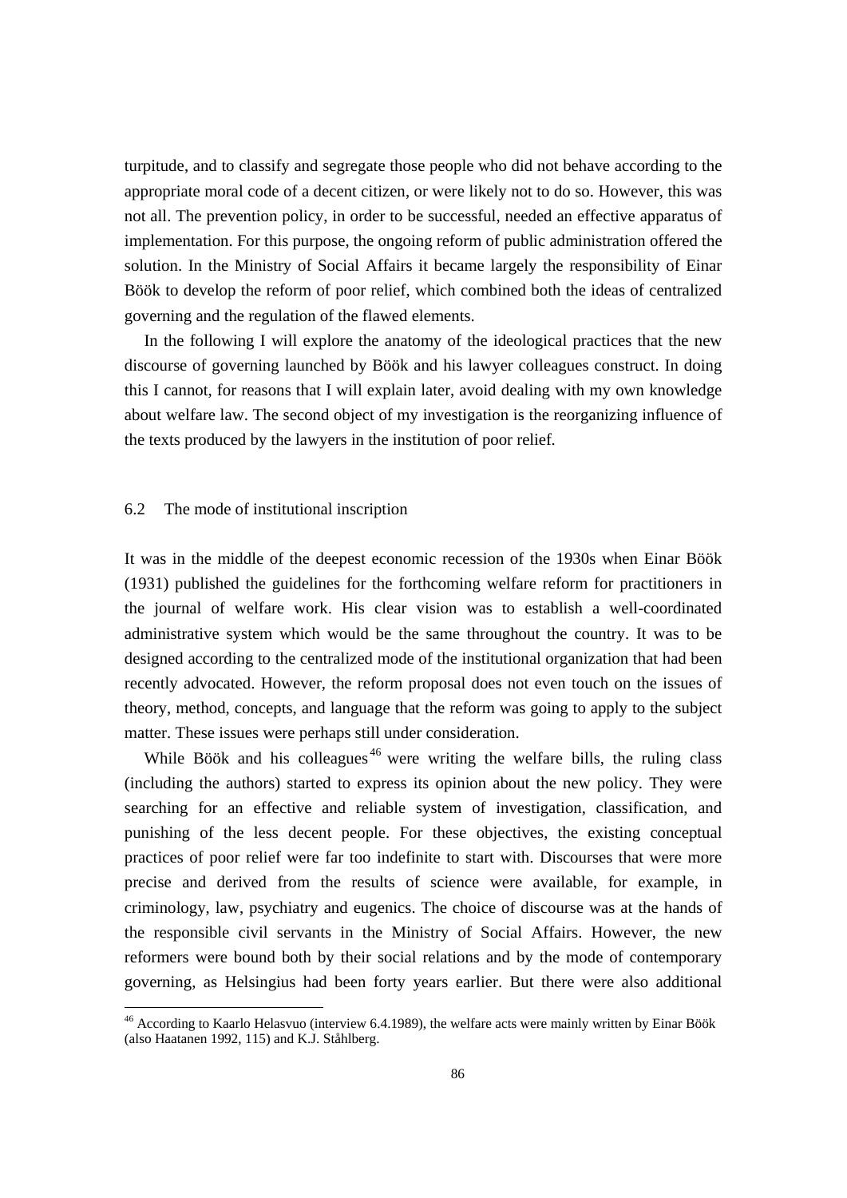turpitude, and to classify and segregate those people who did not behave according to the appropriate moral code of a decent citizen, or were likely not to do so. However, this was not all. The prevention policy, in order to be successful, needed an effective apparatus of implementation. For this purpose, the ongoing reform of public administration offered the solution. In the Ministry of Social Affairs it became largely the responsibility of Einar Böök to develop the reform of poor relief, which combined both the ideas of centralized governing and the regulation of the flawed elements.

In the following I will explore the anatomy of the ideological practices that the new discourse of governing launched by Böök and his lawyer colleagues construct. In doing this I cannot, for reasons that I will explain later, avoid dealing with my own knowledge about welfare law. The second object of my investigation is the reorganizing influence of the texts produced by the lawyers in the institution of poor relief.

### 6.2 The mode of institutional inscription

It was in the middle of the deepest economic recession of the 1930s when Einar Böök (1931) published the guidelines for the forthcoming welfare reform for practitioners in the journal of welfare work. His clear vision was to establish a well-coordinated administrative system which would be the same throughout the country. It was to be designed according to the centralized mode of the institutional organization that had been recently advocated. However, the reform proposal does not even touch on the issues of theory, method, concepts, and language that the reform was going to apply to the subject matter. These issues were perhaps still under consideration.

While Böök and his colleagues[46] were writing the welfare bills, the ruling class (including the authors) started to express its opinion about the new policy. They were searching for an effective and reliable system of investigation, classification, and punishing of the less decent people. For these objectives, the existing conceptual practices of poor relief were far too indefinite to start with. Discourses that were more precise and derived from the results of science were available, for example, in criminology, law, psychiatry and eugenics. The choice of discourse was at the hands of the responsible civil servants in the Ministry of Social Affairs. However, the new reformers were bound both by their social relations and by the mode of contemporary governing, as Helsingius had been forty years earlier. But there were also additional

[46] According to Kaarlo Helasvuo (interview 6.4.1989), the welfare acts were mainly written by Einar Böök (also Haatanen 1992, 115) and K.J. Ståhlberg.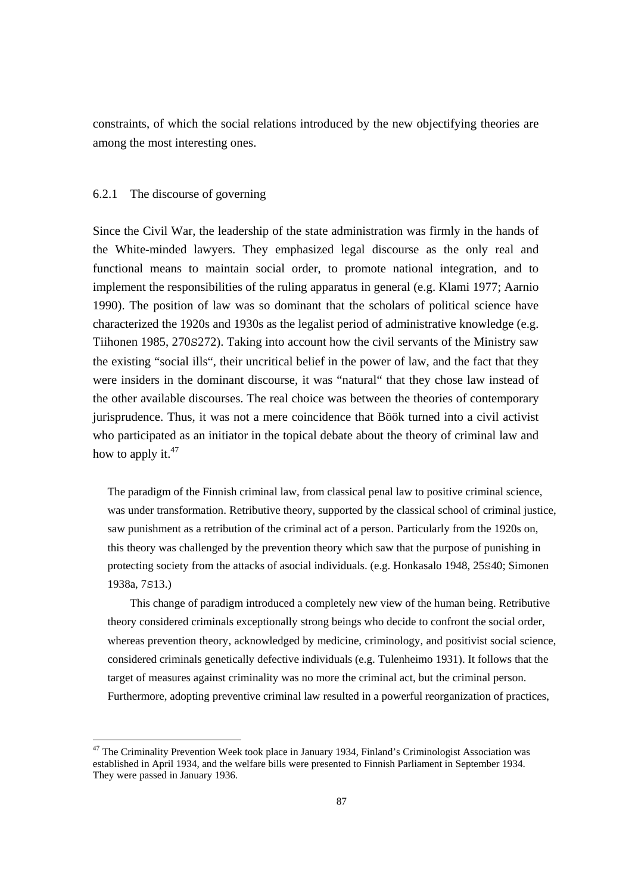constraints, of which the social relations introduced by the new objectifying theories are among the most interesting ones.

### 6.2.1 The discourse of governing

Since the Civil War, the leadership of the state administration was firmly in the hands of the White-minded lawyers. They emphasized legal discourse as the only real and functional means to maintain social order, to promote national integration, and to implement the responsibilities of the ruling apparatus in general (e.g. Klami 1977; Aarnio 1990). The position of law was so dominant that the scholars of political science have characterized the 1920s and 1930s as the legalist period of administrative knowledge (e.g. Tiihonen 1985, 270S272). Taking into account how the civil servants of the Ministry saw the existing "social ills", their uncritical belief in the power of law, and the fact that they were insiders in the dominant discourse, it was "natural" that they chose law instead of the other available discourses. The real choice was between the theories of contemporary jurisprudence. Thus, it was not a mere coincidence that Böök turned into a civil activist who participated as an initiator in the topical debate about the theory of criminal law and how to apply it.[47]

> The paradigm of the Finnish criminal law, from classical penal law to positive criminal science, was under transformation. Retributive theory, supported by the classical school of criminal justice, saw punishment as a retribution of the criminal act of a person. Particularly from the 1920s on, this theory was challenged by the prevention theory which saw that the purpose of punishing in protecting society from the attacks of asocial individuals. (e.g. Honkasalo 1948, 25S40; Simonen 1938a, 7S13.)
>
> This change of paradigm introduced a completely new view of the human being. Retributive theory considered criminals exceptionally strong beings who decide to confront the social order, whereas prevention theory, acknowledged by medicine, criminology, and positivist social science, considered criminals genetically defective individuals (e.g. Tulenheimo 1931). It follows that the target of measures against criminality was no more the criminal act, but the criminal person. Furthermore, adopting preventive criminal law resulted in a powerful reorganization of practices,

[47] The Criminality Prevention Week took place in January 1934, Finland's Criminologist Association was established in April 1934, and the welfare bills were presented to Finnish Parliament in September 1934. They were passed in January 1936.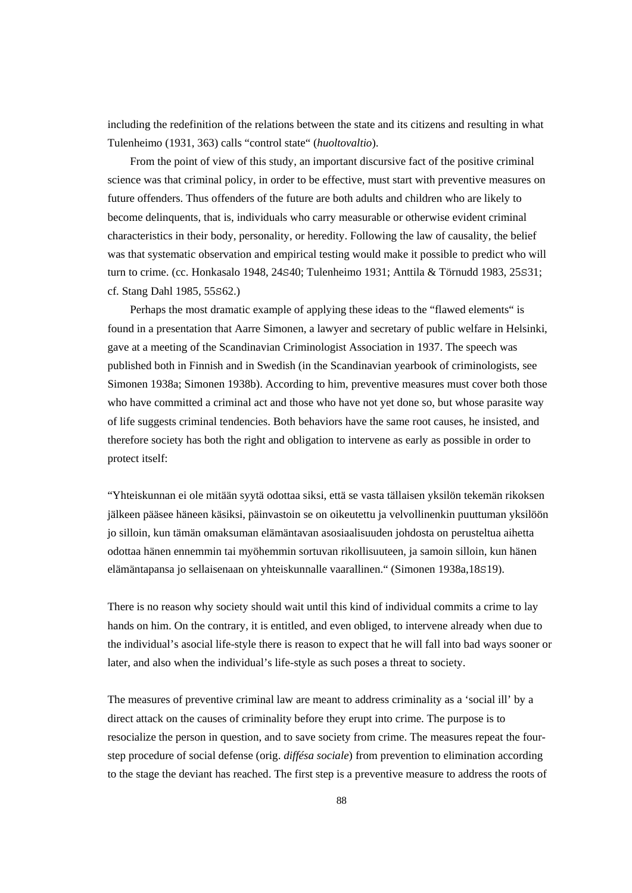including the redefinition of the relations between the state and its citizens and resulting in what Tulenheimo (1931, 363) calls "control state" (*huoltovaltio*).

From the point of view of this study, an important discursive fact of the positive criminal science was that criminal policy, in order to be effective, must start with preventive measures on future offenders. Thus offenders of the future are both adults and children who are likely to become delinquents, that is, individuals who carry measurable or otherwise evident criminal characteristics in their body, personality, or heredity. Following the law of causality, the belief was that systematic observation and empirical testing would make it possible to predict who will turn to crime. (cc. Honkasalo 1948, 24S40; Tulenheimo 1931; Anttila & Törnudd 1983, 25S31; cf. Stang Dahl 1985, 55S62.)

Perhaps the most dramatic example of applying these ideas to the "flawed elements" is found in a presentation that Aarre Simonen, a lawyer and secretary of public welfare in Helsinki, gave at a meeting of the Scandinavian Criminologist Association in 1937. The speech was published both in Finnish and in Swedish (in the Scandinavian yearbook of criminologists, see Simonen 1938a; Simonen 1938b). According to him, preventive measures must cover both those who have committed a criminal act and those who have not yet done so, but whose parasite way of life suggests criminal tendencies. Both behaviors have the same root causes, he insisted, and therefore society has both the right and obligation to intervene as early as possible in order to protect itself:

"Yhteiskunnan ei ole mitään syytä odottaa siksi, että se vasta tällaisen yksilön tekemän rikoksen jälkeen pääsee häneen käsiksi, päinvastoin se on oikeutettu ja velvollinenkin puuttuman yksilöön jo silloin, kun tämän omaksuman elämäntavan asosiaalisuuden johdosta on perusteltua aihetta odottaa hänen ennemmin tai myöhemmin sortuvan rikollisuuteen, ja samoin silloin, kun hänen elämäntapansa jo sellaisenaan on yhteiskunnalle vaarallinen." (Simonen 1938a,18S19).

There is no reason why society should wait until this kind of individual commits a crime to lay hands on him. On the contrary, it is entitled, and even obliged, to intervene already when due to the individual's asocial life-style there is reason to expect that he will fall into bad ways sooner or later, and also when the individual's life-style as such poses a threat to society.

The measures of preventive criminal law are meant to address criminality as a 'social ill' by a direct attack on the causes of criminality before they erupt into crime. The purpose is to resocialize the person in question, and to save society from crime. The measures repeat the four-step procedure of social defense (orig. *diffésa sociale*) from prevention to elimination according to the stage the deviant has reached. The first step is a preventive measure to address the roots of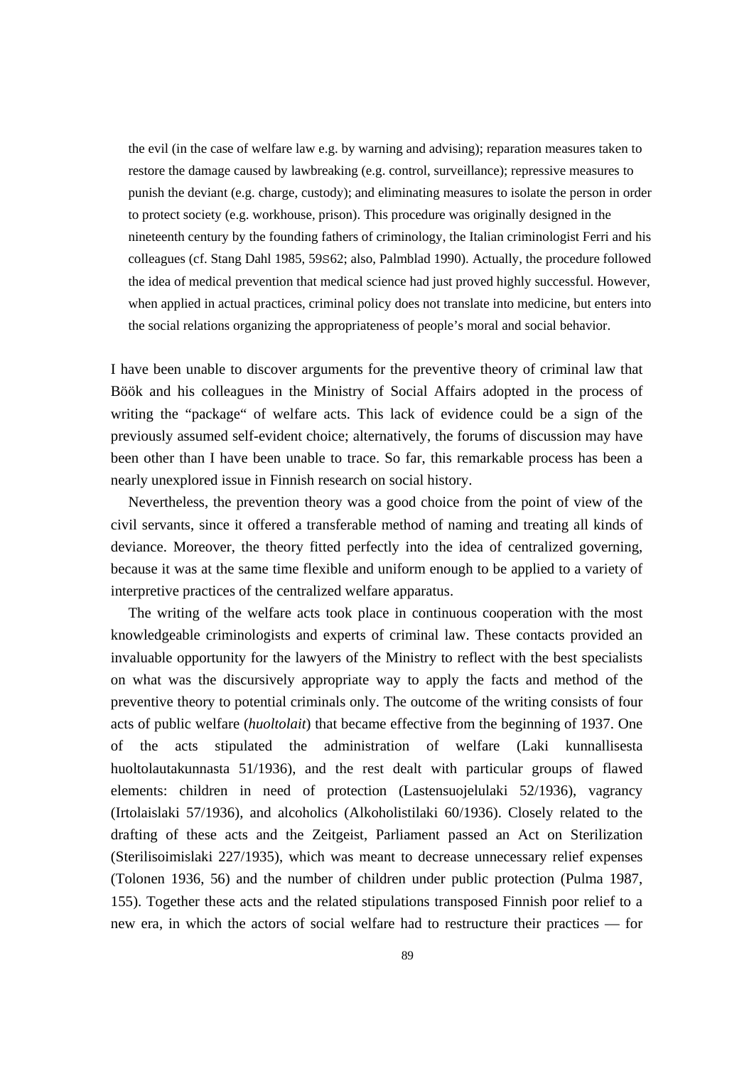the evil (in the case of welfare law e.g. by warning and advising); reparation measures taken to restore the damage caused by lawbreaking (e.g. control, surveillance); repressive measures to punish the deviant (e.g. charge, custody); and eliminating measures to isolate the person in order to protect society (e.g. workhouse, prison). This procedure was originally designed in the nineteenth century by the founding fathers of criminology, the Italian criminologist Ferri and his colleagues (cf. Stang Dahl 1985, 59S62; also, Palmblad 1990). Actually, the procedure followed the idea of medical prevention that medical science had just proved highly successful. However, when applied in actual practices, criminal policy does not translate into medicine, but enters into the social relations organizing the appropriateness of people's moral and social behavior.

I have been unable to discover arguments for the preventive theory of criminal law that Böök and his colleagues in the Ministry of Social Affairs adopted in the process of writing the "package" of welfare acts. This lack of evidence could be a sign of the previously assumed self-evident choice; alternatively, the forums of discussion may have been other than I have been unable to trace. So far, this remarkable process has been a nearly unexplored issue in Finnish research on social history.

Nevertheless, the prevention theory was a good choice from the point of view of the civil servants, since it offered a transferable method of naming and treating all kinds of deviance. Moreover, the theory fitted perfectly into the idea of centralized governing, because it was at the same time flexible and uniform enough to be applied to a variety of interpretive practices of the centralized welfare apparatus.

The writing of the welfare acts took place in continuous cooperation with the most knowledgeable criminologists and experts of criminal law. These contacts provided an invaluable opportunity for the lawyers of the Ministry to reflect with the best specialists on what was the discursively appropriate way to apply the facts and method of the preventive theory to potential criminals only. The outcome of the writing consists of four acts of public welfare (*huoltolait*) that became effective from the beginning of 1937. One of the acts stipulated the administration of welfare (Laki kunnallisesta huoltolautakunnasta 51/1936), and the rest dealt with particular groups of flawed elements: children in need of protection (Lastensuojelulaki 52/1936), vagrancy (Irtolaislaki 57/1936), and alcoholics (Alkoholistilaki 60/1936). Closely related to the drafting of these acts and the Zeitgeist, Parliament passed an Act on Sterilization (Sterilisoimislaki 227/1935), which was meant to decrease unnecessary relief expenses (Tolonen 1936, 56) and the number of children under public protection (Pulma 1987, 155). Together these acts and the related stipulations transposed Finnish poor relief to a new era, in which the actors of social welfare had to restructure their practices — for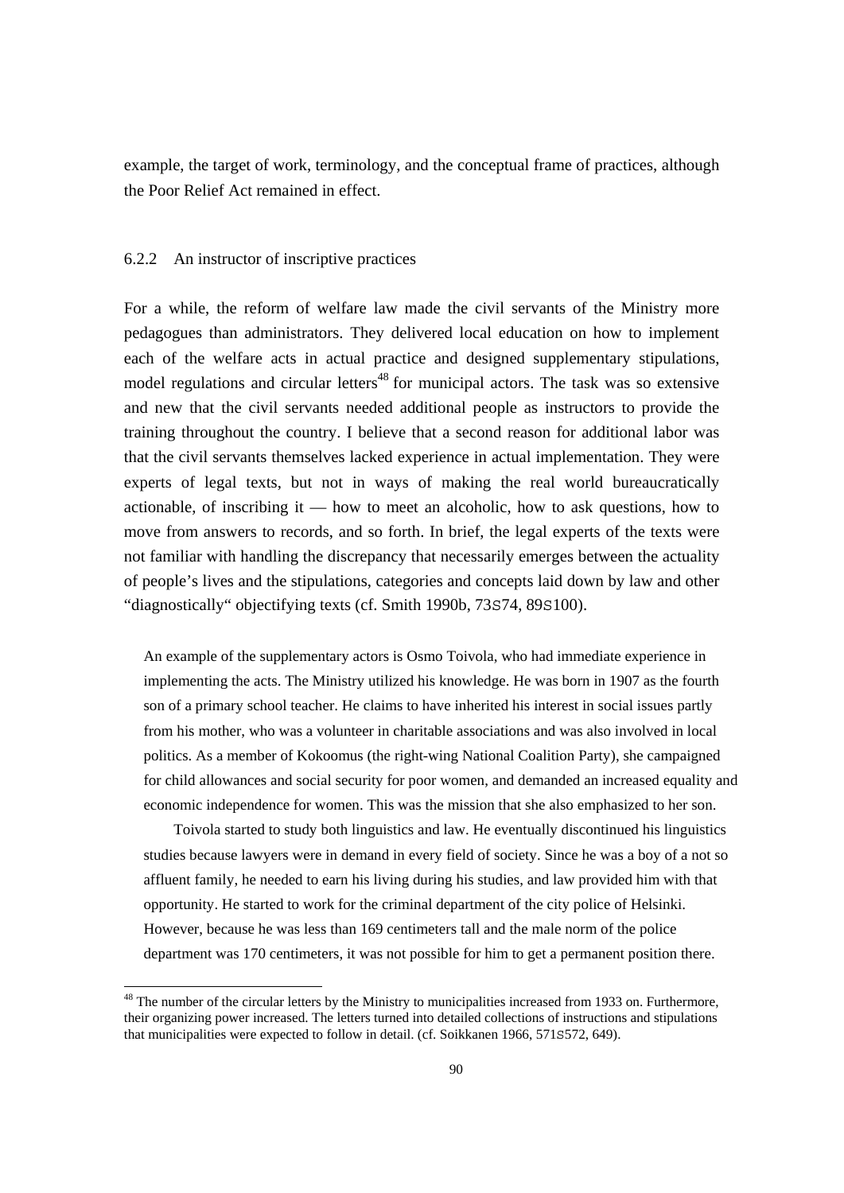example, the target of work, terminology, and the conceptual frame of practices, although the Poor Relief Act remained in effect.

### 6.2.2 An instructor of inscriptive practices

For a while, the reform of welfare law made the civil servants of the Ministry more pedagogues than administrators. They delivered local education on how to implement each of the welfare acts in actual practice and designed supplementary stipulations, model regulations and circular letters[48] for municipal actors. The task was so extensive and new that the civil servants needed additional people as instructors to provide the training throughout the country. I believe that a second reason for additional labor was that the civil servants themselves lacked experience in actual implementation. They were experts of legal texts, but not in ways of making the real world bureaucratically actionable, of inscribing it — how to meet an alcoholic, how to ask questions, how to move from answers to records, and so forth. In brief, the legal experts of the texts were not familiar with handling the discrepancy that necessarily emerges between the actuality of people's lives and the stipulations, categories and concepts laid down by law and other "diagnostically" objectifying texts (cf. Smith 1990b, 73S74, 89S100).

> An example of the supplementary actors is Osmo Toivola, who had immediate experience in implementing the acts. The Ministry utilized his knowledge. He was born in 1907 as the fourth son of a primary school teacher. He claims to have inherited his interest in social issues partly from his mother, who was a volunteer in charitable associations and was also involved in local politics. As a member of Kokoomus (the right-wing National Coalition Party), she campaigned for child allowances and social security for poor women, and demanded an increased equality and economic independence for women. This was the mission that she also emphasized to her son.
>
> Toivola started to study both linguistics and law. He eventually discontinued his linguistics studies because lawyers were in demand in every field of society. Since he was a boy of a not so affluent family, he needed to earn his living during his studies, and law provided him with that opportunity. He started to work for the criminal department of the city police of Helsinki. However, because he was less than 169 centimeters tall and the male norm of the police department was 170 centimeters, it was not possible for him to get a permanent position there.

[48] The number of the circular letters by the Ministry to municipalities increased from 1933 on. Furthermore, their organizing power increased. The letters turned into detailed collections of instructions and stipulations that municipalities were expected to follow in detail. (cf. Soikkanen 1966, 571S572, 649).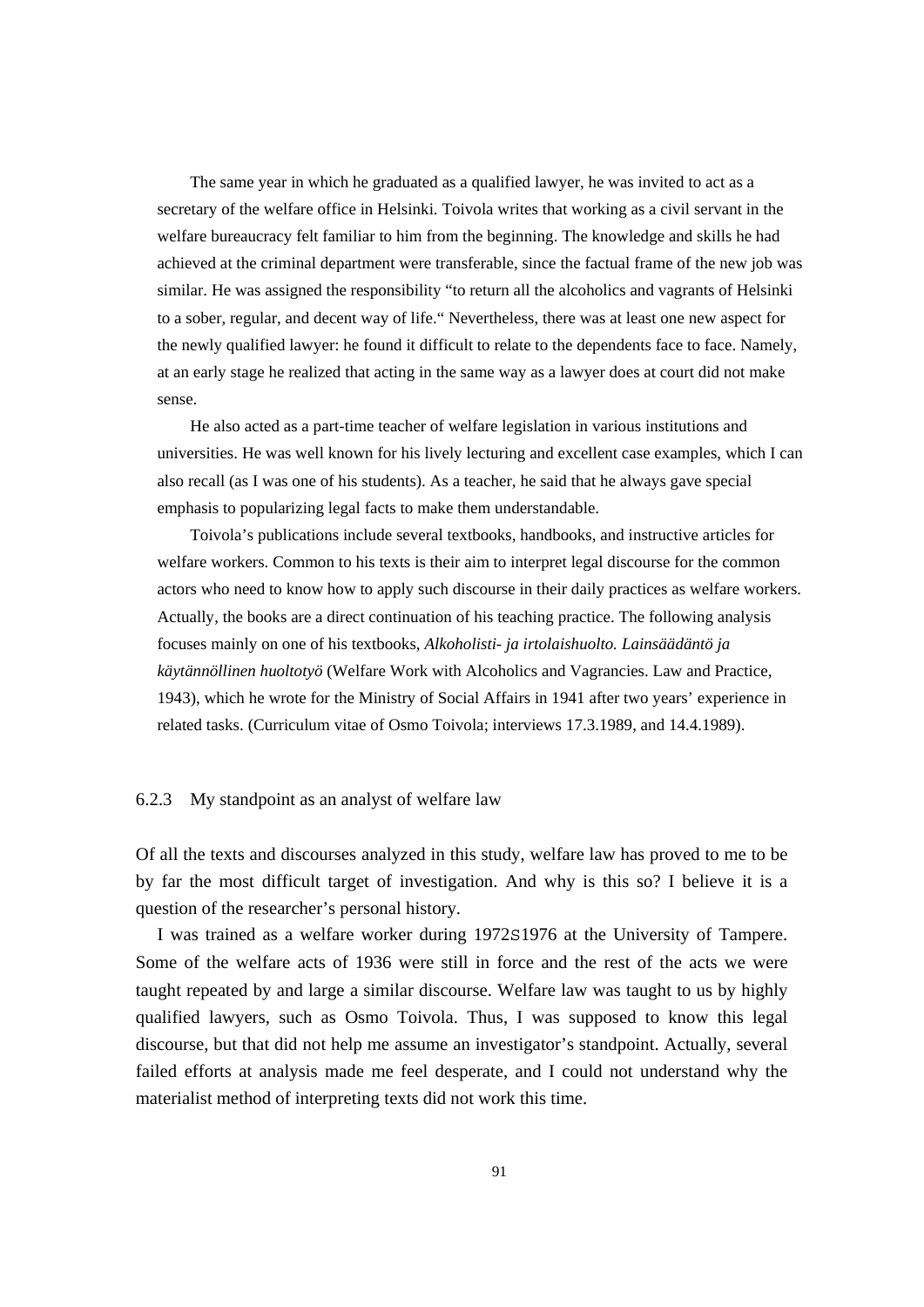The same year in which he graduated as a qualified lawyer, he was invited to act as a secretary of the welfare office in Helsinki. Toivola writes that working as a civil servant in the welfare bureaucracy felt familiar to him from the beginning. The knowledge and skills he had achieved at the criminal department were transferable, since the factual frame of the new job was similar. He was assigned the responsibility "to return all the alcoholics and vagrants of Helsinki to a sober, regular, and decent way of life." Nevertheless, there was at least one new aspect for the newly qualified lawyer: he found it difficult to relate to the dependents face to face. Namely, at an early stage he realized that acting in the same way as a lawyer does at court did not make sense.

He also acted as a part-time teacher of welfare legislation in various institutions and universities. He was well known for his lively lecturing and excellent case examples, which I can also recall (as I was one of his students). As a teacher, he said that he always gave special emphasis to popularizing legal facts to make them understandable.

Toivola's publications include several textbooks, handbooks, and instructive articles for welfare workers. Common to his texts is their aim to interpret legal discourse for the common actors who need to know how to apply such discourse in their daily practices as welfare workers. Actually, the books are a direct continuation of his teaching practice. The following analysis focuses mainly on one of his textbooks, *Alkoholisti- ja irtolaishuolto. Lainsäädäntö ja käytännöllinen huoltotyö* (Welfare Work with Alcoholics and Vagrancies. Law and Practice, 1943), which he wrote for the Ministry of Social Affairs in 1941 after two years' experience in related tasks. (Curriculum vitae of Osmo Toivola; interviews 17.3.1989, and 14.4.1989).

### 6.2.3 My standpoint as an analyst of welfare law

Of all the texts and discourses analyzed in this study, welfare law has proved to me to be by far the most difficult target of investigation. And why is this so? I believe it is a question of the researcher's personal history.

I was trained as a welfare worker during 1972S1976 at the University of Tampere. Some of the welfare acts of 1936 were still in force and the rest of the acts we were taught repeated by and large a similar discourse. Welfare law was taught to us by highly qualified lawyers, such as Osmo Toivola. Thus, I was supposed to know this legal discourse, but that did not help me assume an investigator's standpoint. Actually, several failed efforts at analysis made me feel desperate, and I could not understand why the materialist method of interpreting texts did not work this time.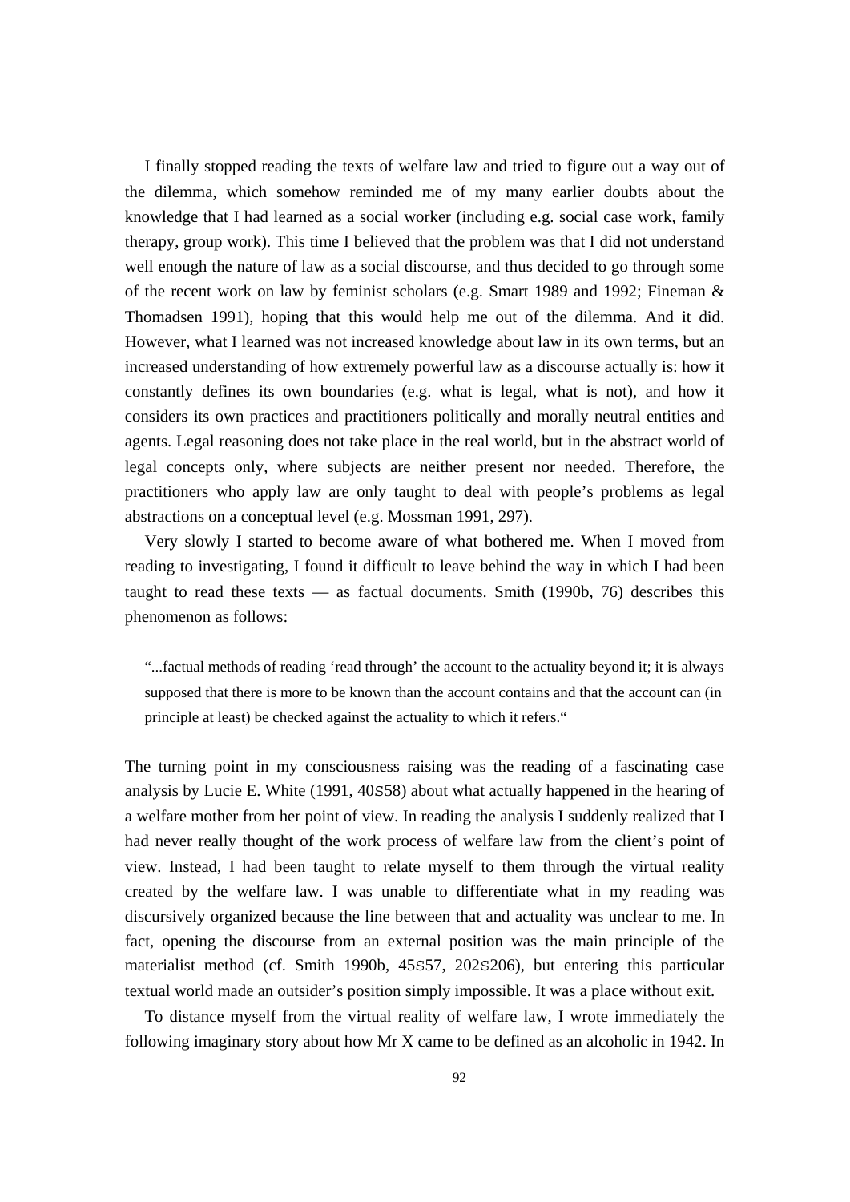I finally stopped reading the texts of welfare law and tried to figure out a way out of the dilemma, which somehow reminded me of my many earlier doubts about the knowledge that I had learned as a social worker (including e.g. social case work, family therapy, group work). This time I believed that the problem was that I did not understand well enough the nature of law as a social discourse, and thus decided to go through some of the recent work on law by feminist scholars (e.g. Smart 1989 and 1992; Fineman & Thomadsen 1991), hoping that this would help me out of the dilemma. And it did. However, what I learned was not increased knowledge about law in its own terms, but an increased understanding of how extremely powerful law as a discourse actually is: how it constantly defines its own boundaries (e.g. what is legal, what is not), and how it considers its own practices and practitioners politically and morally neutral entities and agents. Legal reasoning does not take place in the real world, but in the abstract world of legal concepts only, where subjects are neither present nor needed. Therefore, the practitioners who apply law are only taught to deal with people's problems as legal abstractions on a conceptual level (e.g. Mossman 1991, 297).

Very slowly I started to become aware of what bothered me. When I moved from reading to investigating, I found it difficult to leave behind the way in which I had been taught to read these texts — as factual documents. Smith (1990b, 76) describes this phenomenon as follows:

> "...factual methods of reading 'read through' the account to the actuality beyond it; it is always supposed that there is more to be known than the account contains and that the account can (in principle at least) be checked against the actuality to which it refers."

The turning point in my consciousness raising was the reading of a fascinating case analysis by Lucie E. White (1991, 40–58) about what actually happened in the hearing of a welfare mother from her point of view. In reading the analysis I suddenly realized that I had never really thought of the work process of welfare law from the client's point of view. Instead, I had been taught to relate myself to them through the virtual reality created by the welfare law. I was unable to differentiate what in my reading was discursively organized because the line between that and actuality was unclear to me. In fact, opening the discourse from an external position was the main principle of the materialist method (cf. Smith 1990b, 45–57, 202–206), but entering this particular textual world made an outsider's position simply impossible. It was a place without exit.

To distance myself from the virtual reality of welfare law, I wrote immediately the following imaginary story about how Mr X came to be defined as an alcoholic in 1942. In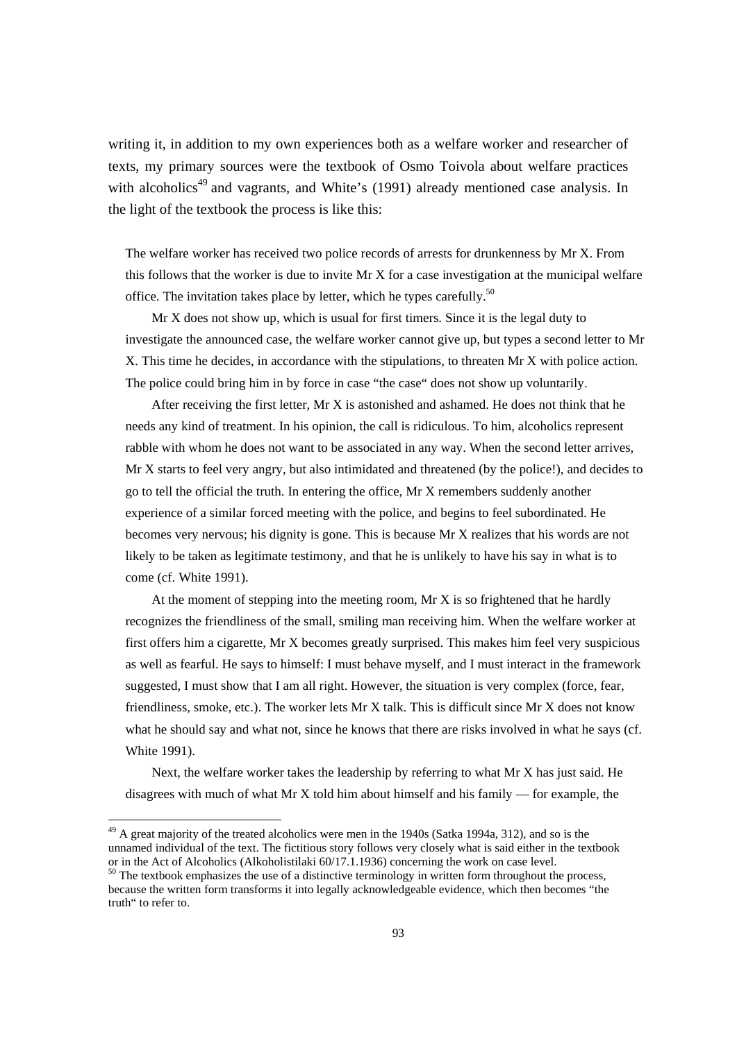writing it, in addition to my own experiences both as a welfare worker and researcher of texts, my primary sources were the textbook of Osmo Toivola about welfare practices with alcoholics[49] and vagrants, and White's (1991) already mentioned case analysis. In the light of the textbook the process is like this:

> The welfare worker has received two police records of arrests for drunkenness by Mr X. From this follows that the worker is due to invite Mr X for a case investigation at the municipal welfare office. The invitation takes place by letter, which he types carefully.[50]
>
> Mr X does not show up, which is usual for first timers. Since it is the legal duty to investigate the announced case, the welfare worker cannot give up, but types a second letter to Mr X. This time he decides, in accordance with the stipulations, to threaten Mr X with police action. The police could bring him in by force in case "the case" does not show up voluntarily.
>
> After receiving the first letter, Mr X is astonished and ashamed. He does not think that he needs any kind of treatment. In his opinion, the call is ridiculous. To him, alcoholics represent rabble with whom he does not want to be associated in any way. When the second letter arrives, Mr X starts to feel very angry, but also intimidated and threatened (by the police!), and decides to go to tell the official the truth. In entering the office, Mr X remembers suddenly another experience of a similar forced meeting with the police, and begins to feel subordinated. He becomes very nervous; his dignity is gone. This is because Mr X realizes that his words are not likely to be taken as legitimate testimony, and that he is unlikely to have his say in what is to come (cf. White 1991).
>
> At the moment of stepping into the meeting room, Mr X is so frightened that he hardly recognizes the friendliness of the small, smiling man receiving him. When the welfare worker at first offers him a cigarette, Mr X becomes greatly surprised. This makes him feel very suspicious as well as fearful. He says to himself: I must behave myself, and I must interact in the framework suggested, I must show that I am all right. However, the situation is very complex (force, fear, friendliness, smoke, etc.). The worker lets Mr X talk. This is difficult since Mr X does not know what he should say and what not, since he knows that there are risks involved in what he says (cf. White 1991).
>
> Next, the welfare worker takes the leadership by referring to what Mr X has just said. He disagrees with much of what Mr X told him about himself and his family — for example, the

[49] A great majority of the treated alcoholics were men in the 1940s (Satka 1994a, 312), and so is the unnamed individual of the text. The fictitious story follows very closely what is said either in the textbook or in the Act of Alcoholics (Alkoholistilaki 60/17.1.1936) concerning the work on case level.

[50] The textbook emphasizes the use of a distinctive terminology in written form throughout the process, because the written form transforms it into legally acknowledgeable evidence, which then becomes "the truth" to refer to.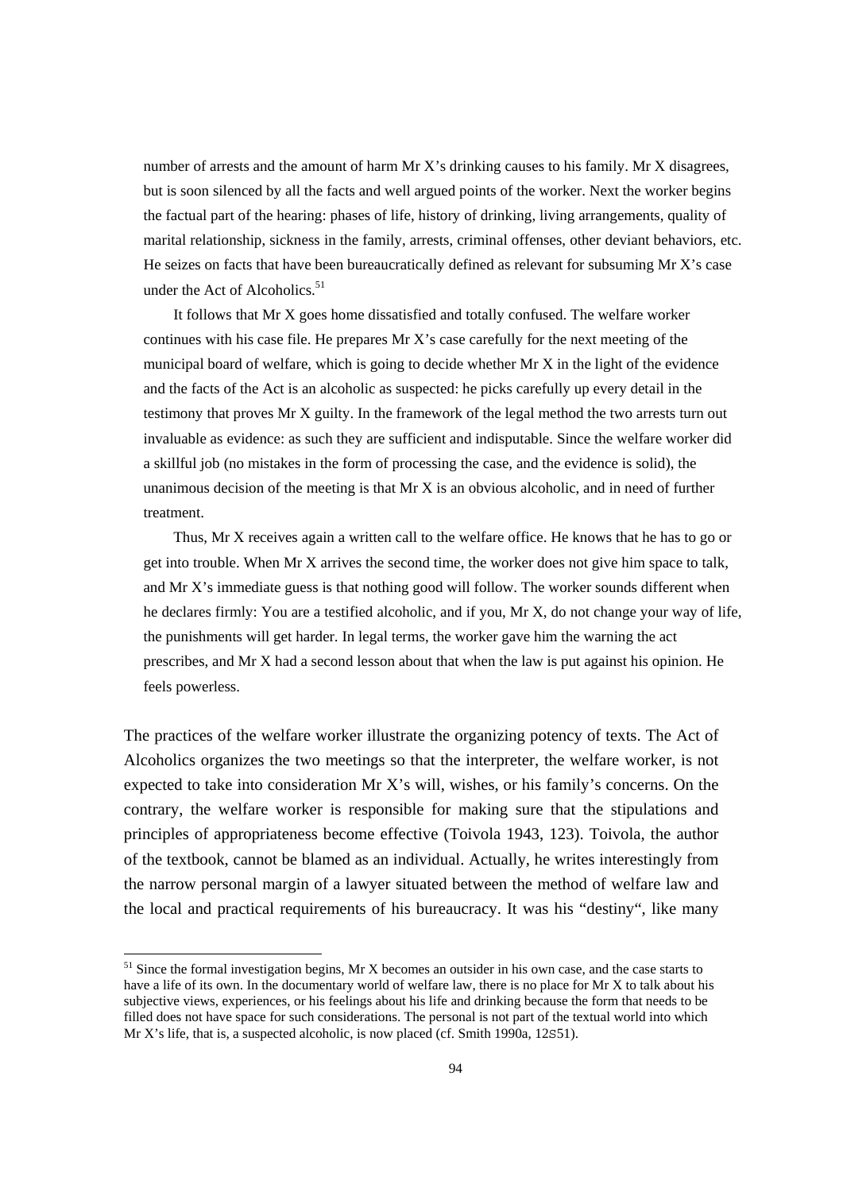number of arrests and the amount of harm Mr X's drinking causes to his family. Mr X disagrees, but is soon silenced by all the facts and well argued points of the worker. Next the worker begins the factual part of the hearing: phases of life, history of drinking, living arrangements, quality of marital relationship, sickness in the family, arrests, criminal offenses, other deviant behaviors, etc. He seizes on facts that have been bureaucratically defined as relevant for subsuming Mr X's case under the Act of Alcoholics.[51]

It follows that Mr X goes home dissatisfied and totally confused. The welfare worker continues with his case file. He prepares Mr X's case carefully for the next meeting of the municipal board of welfare, which is going to decide whether Mr X in the light of the evidence and the facts of the Act is an alcoholic as suspected: he picks carefully up every detail in the testimony that proves Mr X guilty. In the framework of the legal method the two arrests turn out invaluable as evidence: as such they are sufficient and indisputable. Since the welfare worker did a skillful job (no mistakes in the form of processing the case, and the evidence is solid), the unanimous decision of the meeting is that Mr X is an obvious alcoholic, and in need of further treatment.

Thus, Mr X receives again a written call to the welfare office. He knows that he has to go or get into trouble. When Mr X arrives the second time, the worker does not give him space to talk, and Mr X's immediate guess is that nothing good will follow. The worker sounds different when he declares firmly: You are a testified alcoholic, and if you, Mr X, do not change your way of life, the punishments will get harder. In legal terms, the worker gave him the warning the act prescribes, and Mr X had a second lesson about that when the law is put against his opinion. He feels powerless.

The practices of the welfare worker illustrate the organizing potency of texts. The Act of Alcoholics organizes the two meetings so that the interpreter, the welfare worker, is not expected to take into consideration Mr X's will, wishes, or his family's concerns. On the contrary, the welfare worker is responsible for making sure that the stipulations and principles of appropriateness become effective (Toivola 1943, 123). Toivola, the author of the textbook, cannot be blamed as an individual. Actually, he writes interestingly from the narrow personal margin of a lawyer situated between the method of welfare law and the local and practical requirements of his bureaucracy. It was his "destiny", like many

[51] Since the formal investigation begins, Mr X becomes an outsider in his own case, and the case starts to have a life of its own. In the documentary world of welfare law, there is no place for Mr X to talk about his subjective views, experiences, or his feelings about his life and drinking because the form that needs to be filled does not have space for such considerations. The personal is not part of the textual world into which Mr X's life, that is, a suspected alcoholic, is now placed (cf. Smith 1990a, 12S51).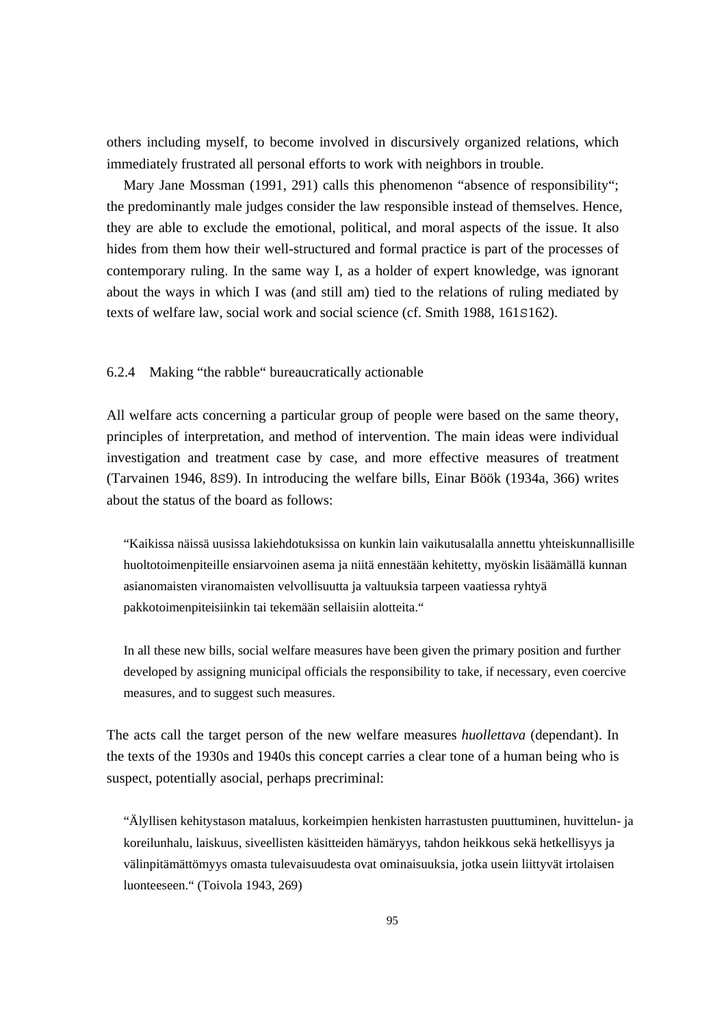others including myself, to become involved in discursively organized relations, which immediately frustrated all personal efforts to work with neighbors in trouble.

Mary Jane Mossman (1991, 291) calls this phenomenon "absence of responsibility"; the predominantly male judges consider the law responsible instead of themselves. Hence, they are able to exclude the emotional, political, and moral aspects of the issue. It also hides from them how their well-structured and formal practice is part of the processes of contemporary ruling. In the same way I, as a holder of expert knowledge, was ignorant about the ways in which I was (and still am) tied to the relations of ruling mediated by texts of welfare law, social work and social science (cf. Smith 1988, 161S162).

#### 6.2.4 Making "the rabble" bureaucratically actionable

All welfare acts concerning a particular group of people were based on the same theory, principles of interpretation, and method of intervention. The main ideas were individual investigation and treatment case by case, and more effective measures of treatment (Tarvainen 1946, 8S9). In introducing the welfare bills, Einar Böök (1934a, 366) writes about the status of the board as follows:

> "Kaikissa näissä uusissa lakiehdotuksissa on kunkin lain vaikutusalalla annettu yhteiskunnallisille huoltotoimenpiteille ensiarvoinen asema ja niitä ennestään kehitetty, myöskin lisäämällä kunnan asianomaisten viranomaisten velvollisuutta ja valtuuksia tarpeen vaatiessa ryhtyä pakkotoimenpiteisiinkin tai tekemään sellaisiin alotteita."

> In all these new bills, social welfare measures have been given the primary position and further developed by assigning municipal officials the responsibility to take, if necessary, even coercive measures, and to suggest such measures.

The acts call the target person of the new welfare measures *huollettava* (dependant). In the texts of the 1930s and 1940s this concept carries a clear tone of a human being who is suspect, potentially asocial, perhaps precriminal:

> "Älyllisen kehitystason mataluus, korkeimpien henkisten harrastusten puuttuminen, huvittelun- ja koreilunhalu, laiskuus, siveellisten käsitteiden hämäryys, tahdon heikkous sekä hetkellisyys ja välinpitämättömyys omasta tulevaisuudesta ovat ominaisuuksia, jotka usein liittyvät irtolaisen luonteeseen." (Toivola 1943, 269)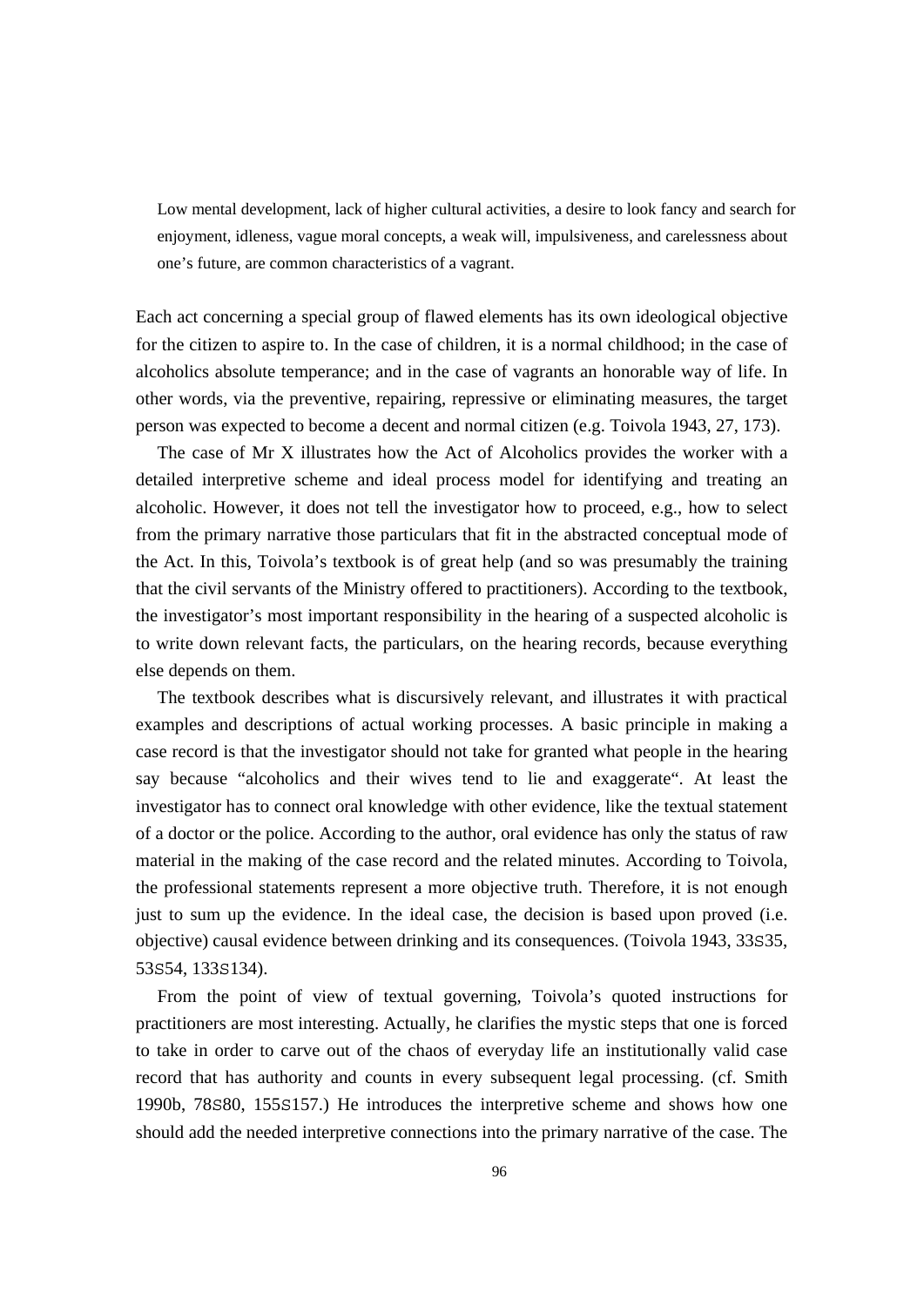> Low mental development, lack of higher cultural activities, a desire to look fancy and search for enjoyment, idleness, vague moral concepts, a weak will, impulsiveness, and carelessness about one's future, are common characteristics of a vagrant.

Each act concerning a special group of flawed elements has its own ideological objective for the citizen to aspire to. In the case of children, it is a normal childhood; in the case of alcoholics absolute temperance; and in the case of vagrants an honorable way of life. In other words, via the preventive, repairing, repressive or eliminating measures, the target person was expected to become a decent and normal citizen (e.g. Toivola 1943, 27, 173).

The case of Mr X illustrates how the Act of Alcoholics provides the worker with a detailed interpretive scheme and ideal process model for identifying and treating an alcoholic. However, it does not tell the investigator how to proceed, e.g., how to select from the primary narrative those particulars that fit in the abstracted conceptual mode of the Act. In this, Toivola's textbook is of great help (and so was presumably the training that the civil servants of the Ministry offered to practitioners). According to the textbook, the investigator's most important responsibility in the hearing of a suspected alcoholic is to write down relevant facts, the particulars, on the hearing records, because everything else depends on them.

The textbook describes what is discursively relevant, and illustrates it with practical examples and descriptions of actual working processes. A basic principle in making a case record is that the investigator should not take for granted what people in the hearing say because "alcoholics and their wives tend to lie and exaggerate". At least the investigator has to connect oral knowledge with other evidence, like the textual statement of a doctor or the police. According to the author, oral evidence has only the status of raw material in the making of the case record and the related minutes. According to Toivola, the professional statements represent a more objective truth. Therefore, it is not enough just to sum up the evidence. In the ideal case, the decision is based upon proved (i.e. objective) causal evidence between drinking and its consequences. (Toivola 1943, 33S35, 53S54, 133S134).

From the point of view of textual governing, Toivola's quoted instructions for practitioners are most interesting. Actually, he clarifies the mystic steps that one is forced to take in order to carve out of the chaos of everyday life an institutionally valid case record that has authority and counts in every subsequent legal processing. (cf. Smith 1990b, 78S80, 155S157.) He introduces the interpretive scheme and shows how one should add the needed interpretive connections into the primary narrative of the case. The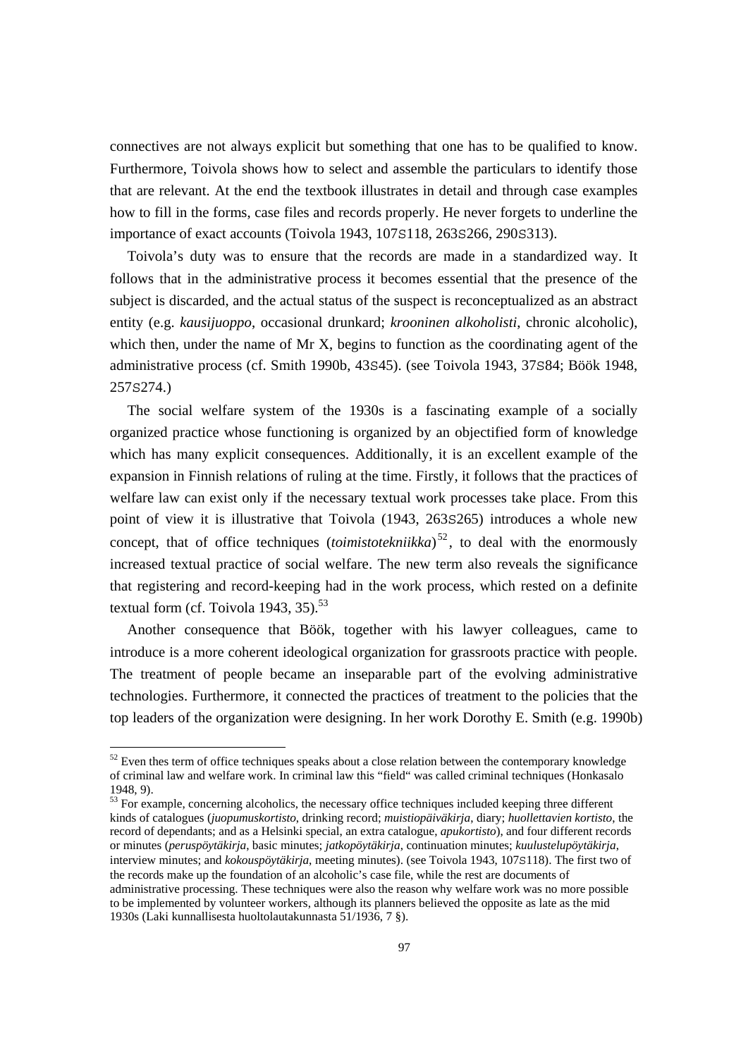connectives are not always explicit but something that one has to be qualified to know. Furthermore, Toivola shows how to select and assemble the particulars to identify those that are relevant. At the end the textbook illustrates in detail and through case examples how to fill in the forms, case files and records properly. He never forgets to underline the importance of exact accounts (Toivola 1943, 107S118, 263S266, 290S313).

Toivola's duty was to ensure that the records are made in a standardized way. It follows that in the administrative process it becomes essential that the presence of the subject is discarded, and the actual status of the suspect is reconceptualized as an abstract entity (e.g. *kausijuoppo*, occasional drunkard; *krooninen alkoholisti*, chronic alcoholic), which then, under the name of Mr X, begins to function as the coordinating agent of the administrative process (cf. Smith 1990b, 43S45). (see Toivola 1943, 37S84; Böök 1948, 257S274.)

The social welfare system of the 1930s is a fascinating example of a socially organized practice whose functioning is organized by an objectified form of knowledge which has many explicit consequences. Additionally, it is an excellent example of the expansion in Finnish relations of ruling at the time. Firstly, it follows that the practices of welfare law can exist only if the necessary textual work processes take place. From this point of view it is illustrative that Toivola (1943, 263S265) introduces a whole new concept, that of office techniques (*toimistotekniikka*)[52], to deal with the enormously increased textual practice of social welfare. The new term also reveals the significance that registering and record-keeping had in the work process, which rested on a definite textual form (cf. Toivola 1943, 35).[53]

Another consequence that Böök, together with his lawyer colleagues, came to introduce is a more coherent ideological organization for grassroots practice with people. The treatment of people became an inseparable part of the evolving administrative technologies. Furthermore, it connected the practices of treatment to the policies that the top leaders of the organization were designing. In her work Dorothy E. Smith (e.g. 1990b)

---

[52] Even thes term of office techniques speaks about a close relation between the contemporary knowledge of criminal law and welfare work. In criminal law this "field" was called criminal techniques (Honkasalo 1948, 9).

[53] For example, concerning alcoholics, the necessary office techniques included keeping three different kinds of catalogues (*juopumuskortisto*, drinking record; *muistiopäiväkirja*, diary; *huollettavien kortisto*, the record of dependants; and as a Helsinki special, an extra catalogue, *apukortisto*), and four different records or minutes (*peruspöytäkirja*, basic minutes; *jatkopöytäkirja*, continuation minutes; *kuulustelupöytäkirja*, interview minutes; and *kokouspöytäkirja*, meeting minutes). (see Toivola 1943, 107S118). The first two of the records make up the foundation of an alcoholic's case file, while the rest are documents of administrative processing. These techniques were also the reason why welfare work was no more possible to be implemented by volunteer workers, although its planners believed the opposite as late as the mid 1930s (Laki kunnallisesta huoltolautakunnasta 51/1936, 7 §).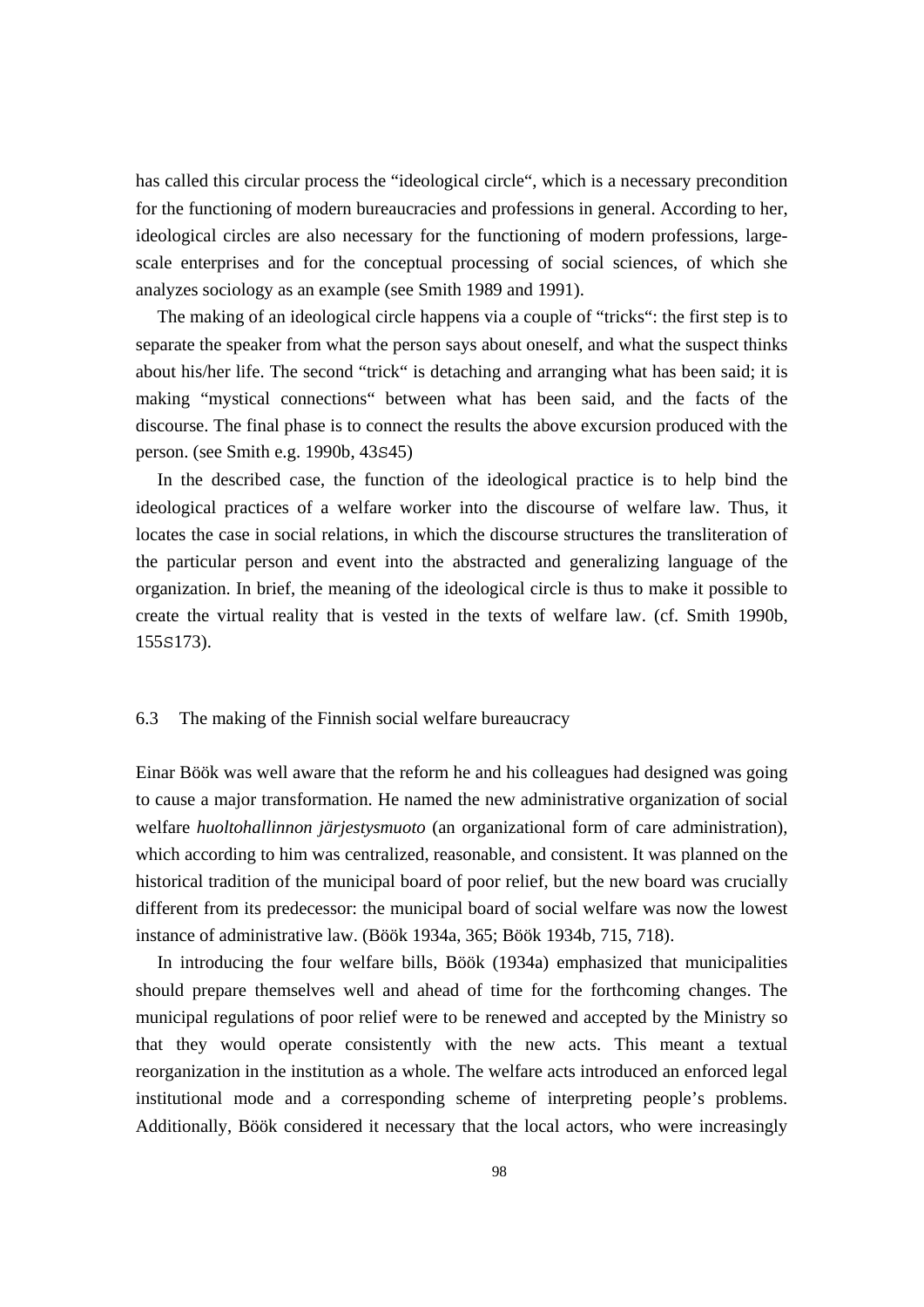has called this circular process the "ideological circle", which is a necessary precondition for the functioning of modern bureaucracies and professions in general. According to her, ideological circles are also necessary for the functioning of modern professions, large-scale enterprises and for the conceptual processing of social sciences, of which she analyzes sociology as an example (see Smith 1989 and 1991).

The making of an ideological circle happens via a couple of "tricks": the first step is to separate the speaker from what the person says about oneself, and what the suspect thinks about his/her life. The second "trick" is detaching and arranging what has been said; it is making "mystical connections" between what has been said, and the facts of the discourse. The final phase is to connect the results the above excursion produced with the person. (see Smith e.g. 1990b, 43S45)

In the described case, the function of the ideological practice is to help bind the ideological practices of a welfare worker into the discourse of welfare law. Thus, it locates the case in social relations, in which the discourse structures the transliteration of the particular person and event into the abstracted and generalizing language of the organization. In brief, the meaning of the ideological circle is thus to make it possible to create the virtual reality that is vested in the texts of welfare law. (cf. Smith 1990b, 155S173).

## 6.3 The making of the Finnish social welfare bureaucracy

Einar Böök was well aware that the reform he and his colleagues had designed was going to cause a major transformation. He named the new administrative organization of social welfare *huoltohallinnon järjestysmuoto* (an organizational form of care administration), which according to him was centralized, reasonable, and consistent. It was planned on the historical tradition of the municipal board of poor relief, but the new board was crucially different from its predecessor: the municipal board of social welfare was now the lowest instance of administrative law. (Böök 1934a, 365; Böök 1934b, 715, 718).

In introducing the four welfare bills, Böök (1934a) emphasized that municipalities should prepare themselves well and ahead of time for the forthcoming changes. The municipal regulations of poor relief were to be renewed and accepted by the Ministry so that they would operate consistently with the new acts. This meant a textual reorganization in the institution as a whole. The welfare acts introduced an enforced legal institutional mode and a corresponding scheme of interpreting people's problems. Additionally, Böök considered it necessary that the local actors, who were increasingly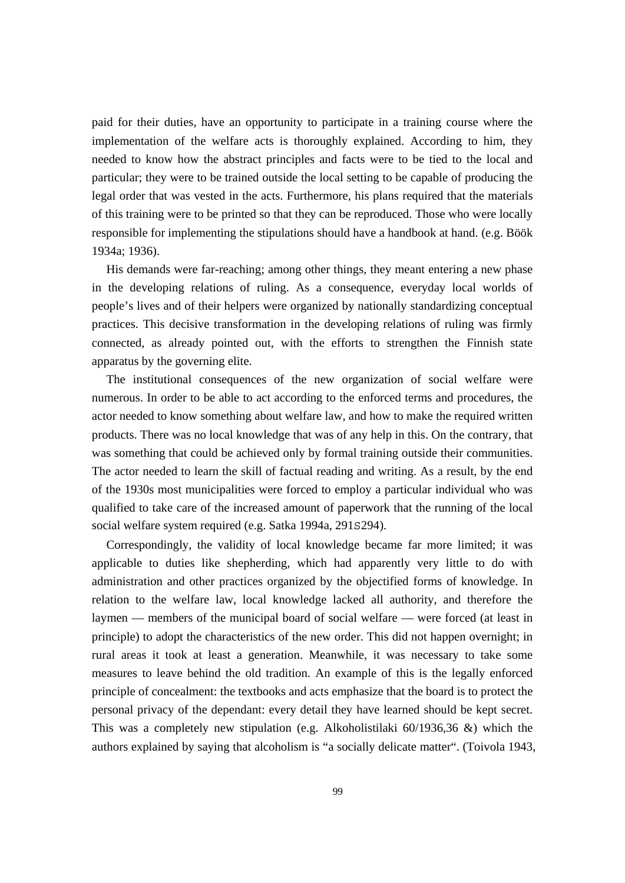paid for their duties, have an opportunity to participate in a training course where the implementation of the welfare acts is thoroughly explained. According to him, they needed to know how the abstract principles and facts were to be tied to the local and particular; they were to be trained outside the local setting to be capable of producing the legal order that was vested in the acts. Furthermore, his plans required that the materials of this training were to be printed so that they can be reproduced. Those who were locally responsible for implementing the stipulations should have a handbook at hand. (e.g. Böök 1934a; 1936).

His demands were far-reaching; among other things, they meant entering a new phase in the developing relations of ruling. As a consequence, everyday local worlds of people's lives and of their helpers were organized by nationally standardizing conceptual practices. This decisive transformation in the developing relations of ruling was firmly connected, as already pointed out, with the efforts to strengthen the Finnish state apparatus by the governing elite.

The institutional consequences of the new organization of social welfare were numerous. In order to be able to act according to the enforced terms and procedures, the actor needed to know something about welfare law, and how to make the required written products. There was no local knowledge that was of any help in this. On the contrary, that was something that could be achieved only by formal training outside their communities. The actor needed to learn the skill of factual reading and writing. As a result, by the end of the 1930s most municipalities were forced to employ a particular individual who was qualified to take care of the increased amount of paperwork that the running of the local social welfare system required (e.g. Satka 1994a, 291S294).

Correspondingly, the validity of local knowledge became far more limited; it was applicable to duties like shepherding, which had apparently very little to do with administration and other practices organized by the objectified forms of knowledge. In relation to the welfare law, local knowledge lacked all authority, and therefore the laymen — members of the municipal board of social welfare — were forced (at least in principle) to adopt the characteristics of the new order. This did not happen overnight; in rural areas it took at least a generation. Meanwhile, it was necessary to take some measures to leave behind the old tradition. An example of this is the legally enforced principle of concealment: the textbooks and acts emphasize that the board is to protect the personal privacy of the dependant: every detail they have learned should be kept secret. This was a completely new stipulation (e.g. Alkoholistilaki 60/1936,36 &) which the authors explained by saying that alcoholism is "a socially delicate matter". (Toivola 1943,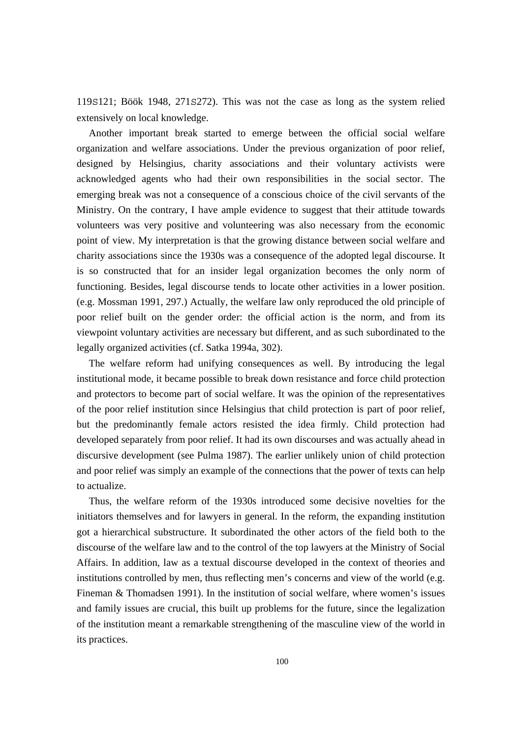119S121; Böök 1948, 271S272). This was not the case as long as the system relied extensively on local knowledge.

Another important break started to emerge between the official social welfare organization and welfare associations. Under the previous organization of poor relief, designed by Helsingius, charity associations and their voluntary activists were acknowledged agents who had their own responsibilities in the social sector. The emerging break was not a consequence of a conscious choice of the civil servants of the Ministry. On the contrary, I have ample evidence to suggest that their attitude towards volunteers was very positive and volunteering was also necessary from the economic point of view. My interpretation is that the growing distance between social welfare and charity associations since the 1930s was a consequence of the adopted legal discourse. It is so constructed that for an insider legal organization becomes the only norm of functioning. Besides, legal discourse tends to locate other activities in a lower position. (e.g. Mossman 1991, 297.) Actually, the welfare law only reproduced the old principle of poor relief built on the gender order: the official action is the norm, and from its viewpoint voluntary activities are necessary but different, and as such subordinated to the legally organized activities (cf. Satka 1994a, 302).

The welfare reform had unifying consequences as well. By introducing the legal institutional mode, it became possible to break down resistance and force child protection and protectors to become part of social welfare. It was the opinion of the representatives of the poor relief institution since Helsingius that child protection is part of poor relief, but the predominantly female actors resisted the idea firmly. Child protection had developed separately from poor relief. It had its own discourses and was actually ahead in discursive development (see Pulma 1987). The earlier unlikely union of child protection and poor relief was simply an example of the connections that the power of texts can help to actualize.

Thus, the welfare reform of the 1930s introduced some decisive novelties for the initiators themselves and for lawyers in general. In the reform, the expanding institution got a hierarchical substructure. It subordinated the other actors of the field both to the discourse of the welfare law and to the control of the top lawyers at the Ministry of Social Affairs. In addition, law as a textual discourse developed in the context of theories and institutions controlled by men, thus reflecting men's concerns and view of the world (e.g. Fineman & Thomadsen 1991). In the institution of social welfare, where women's issues and family issues are crucial, this built up problems for the future, since the legalization of the institution meant a remarkable strengthening of the masculine view of the world in its practices.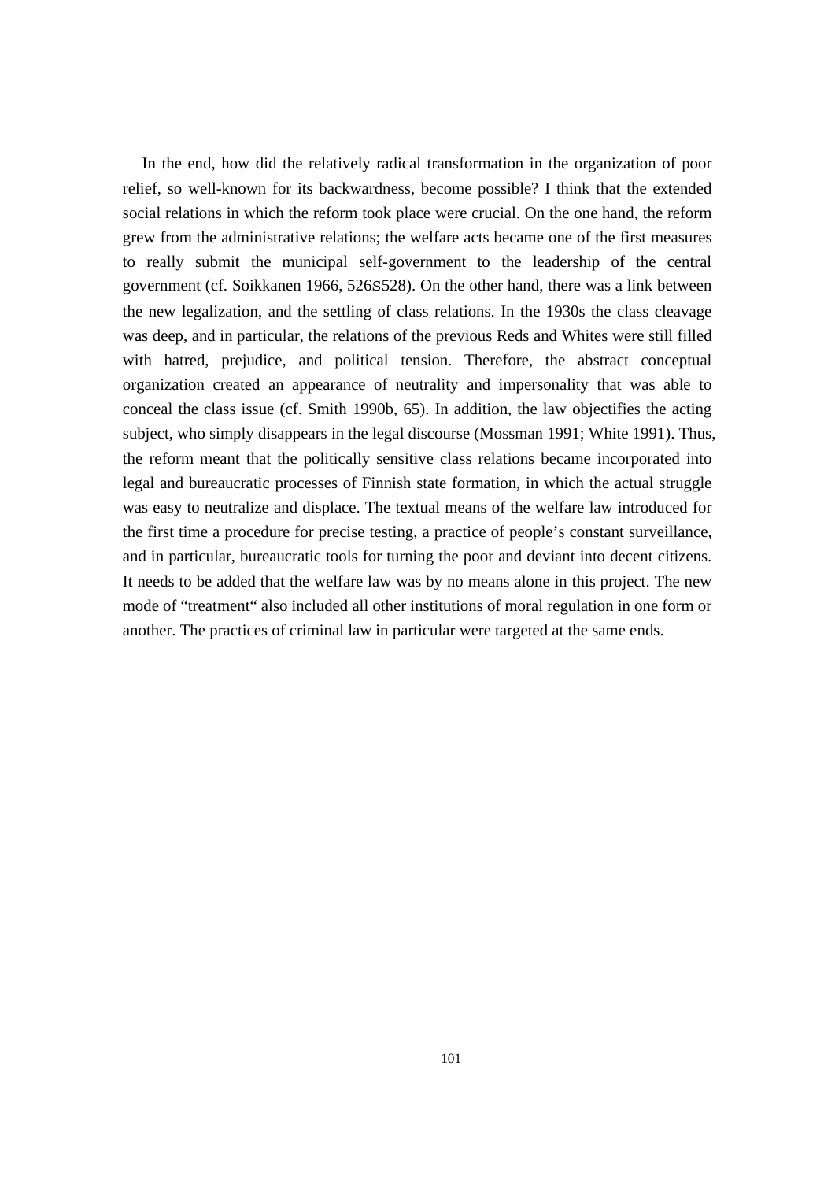In the end, how did the relatively radical transformation in the organization of poor relief, so well-known for its backwardness, become possible? I think that the extended social relations in which the reform took place were crucial. On the one hand, the reform grew from the administrative relations; the welfare acts became one of the first measures to really submit the municipal self-government to the leadership of the central government (cf. Soikkanen 1966, 526S528). On the other hand, there was a link between the new legalization, and the settling of class relations. In the 1930s the class cleavage was deep, and in particular, the relations of the previous Reds and Whites were still filled with hatred, prejudice, and political tension. Therefore, the abstract conceptual organization created an appearance of neutrality and impersonality that was able to conceal the class issue (cf. Smith 1990b, 65). In addition, the law objectifies the acting subject, who simply disappears in the legal discourse (Mossman 1991; White 1991). Thus, the reform meant that the politically sensitive class relations became incorporated into legal and bureaucratic processes of Finnish state formation, in which the actual struggle was easy to neutralize and displace. The textual means of the welfare law introduced for the first time a procedure for precise testing, a practice of people's constant surveillance, and in particular, bureaucratic tools for turning the poor and deviant into decent citizens. It needs to be added that the welfare law was by no means alone in this project. The new mode of "treatment" also included all other institutions of moral regulation in one form or another. The practices of criminal law in particular were targeted at the same ends.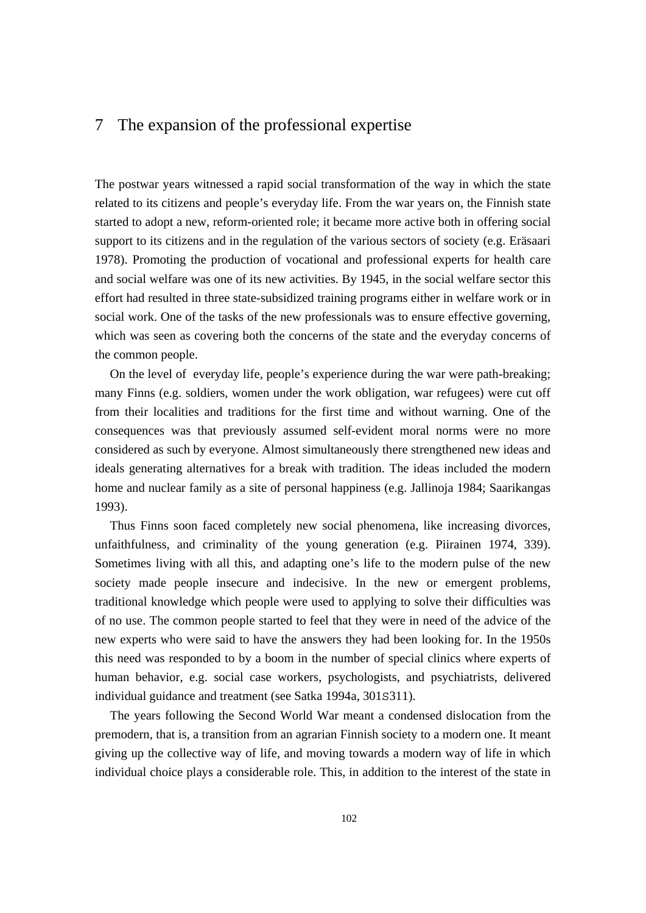# 7 The expansion of the professional expertise

The postwar years witnessed a rapid social transformation of the way in which the state related to its citizens and people's everyday life. From the war years on, the Finnish state started to adopt a new, reform-oriented role; it became more active both in offering social support to its citizens and in the regulation of the various sectors of society (e.g. Eräsaari 1978). Promoting the production of vocational and professional experts for health care and social welfare was one of its new activities. By 1945, in the social welfare sector this effort had resulted in three state-subsidized training programs either in welfare work or in social work. One of the tasks of the new professionals was to ensure effective governing, which was seen as covering both the concerns of the state and the everyday concerns of the common people.

On the level of everyday life, people's experience during the war were path-breaking; many Finns (e.g. soldiers, women under the work obligation, war refugees) were cut off from their localities and traditions for the first time and without warning. One of the consequences was that previously assumed self-evident moral norms were no more considered as such by everyone. Almost simultaneously there strengthened new ideas and ideals generating alternatives for a break with tradition. The ideas included the modern home and nuclear family as a site of personal happiness (e.g. Jallinoja 1984; Saarikangas 1993).

Thus Finns soon faced completely new social phenomena, like increasing divorces, unfaithfulness, and criminality of the young generation (e.g. Piirainen 1974, 339). Sometimes living with all this, and adapting one's life to the modern pulse of the new society made people insecure and indecisive. In the new or emergent problems, traditional knowledge which people were used to applying to solve their difficulties was of no use. The common people started to feel that they were in need of the advice of the new experts who were said to have the answers they had been looking for. In the 1950s this need was responded to by a boom in the number of special clinics where experts of human behavior, e.g. social case workers, psychologists, and psychiatrists, delivered individual guidance and treatment (see Satka 1994a, 301S311).

The years following the Second World War meant a condensed dislocation from the premodern, that is, a transition from an agrarian Finnish society to a modern one. It meant giving up the collective way of life, and moving towards a modern way of life in which individual choice plays a considerable role. This, in addition to the interest of the state in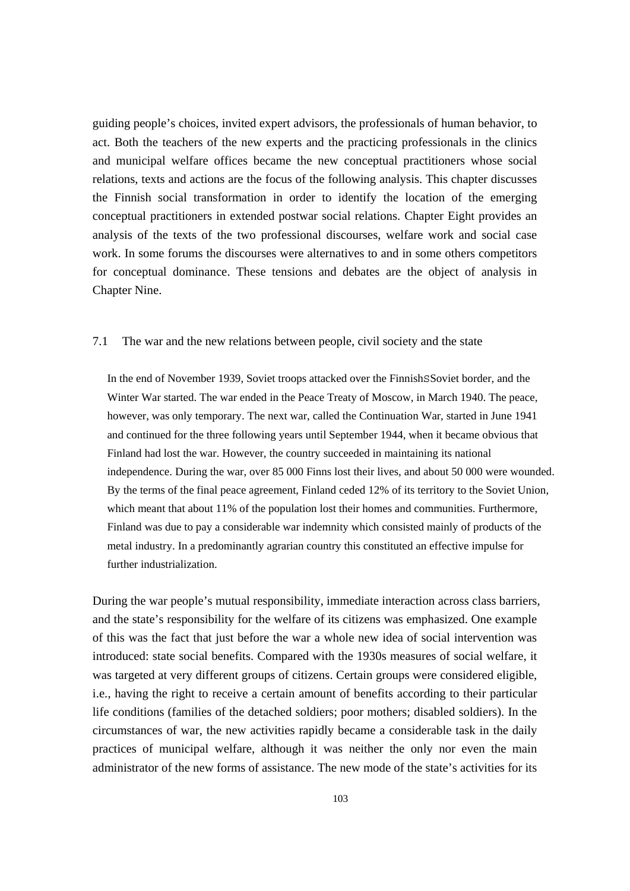guiding people's choices, invited expert advisors, the professionals of human behavior, to act. Both the teachers of the new experts and the practicing professionals in the clinics and municipal welfare offices became the new conceptual practitioners whose social relations, texts and actions are the focus of the following analysis. This chapter discusses the Finnish social transformation in order to identify the location of the emerging conceptual practitioners in extended postwar social relations. Chapter Eight provides an analysis of the texts of the two professional discourses, welfare work and social case work. In some forums the discourses were alternatives to and in some others competitors for conceptual dominance. These tensions and debates are the object of analysis in Chapter Nine.

## 7.1 The war and the new relations between people, civil society and the state

> In the end of November 1939, Soviet troops attacked over the FinnishSSoviet border, and the Winter War started. The war ended in the Peace Treaty of Moscow, in March 1940. The peace, however, was only temporary. The next war, called the Continuation War, started in June 1941 and continued for the three following years until September 1944, when it became obvious that Finland had lost the war. However, the country succeeded in maintaining its national independence. During the war, over 85 000 Finns lost their lives, and about 50 000 were wounded. By the terms of the final peace agreement, Finland ceded 12% of its territory to the Soviet Union, which meant that about 11% of the population lost their homes and communities. Furthermore, Finland was due to pay a considerable war indemnity which consisted mainly of products of the metal industry. In a predominantly agrarian country this constituted an effective impulse for further industrialization.

During the war people's mutual responsibility, immediate interaction across class barriers, and the state's responsibility for the welfare of its citizens was emphasized. One example of this was the fact that just before the war a whole new idea of social intervention was introduced: state social benefits. Compared with the 1930s measures of social welfare, it was targeted at very different groups of citizens. Certain groups were considered eligible, i.e., having the right to receive a certain amount of benefits according to their particular life conditions (families of the detached soldiers; poor mothers; disabled soldiers). In the circumstances of war, the new activities rapidly became a considerable task in the daily practices of municipal welfare, although it was neither the only nor even the main administrator of the new forms of assistance. The new mode of the state's activities for its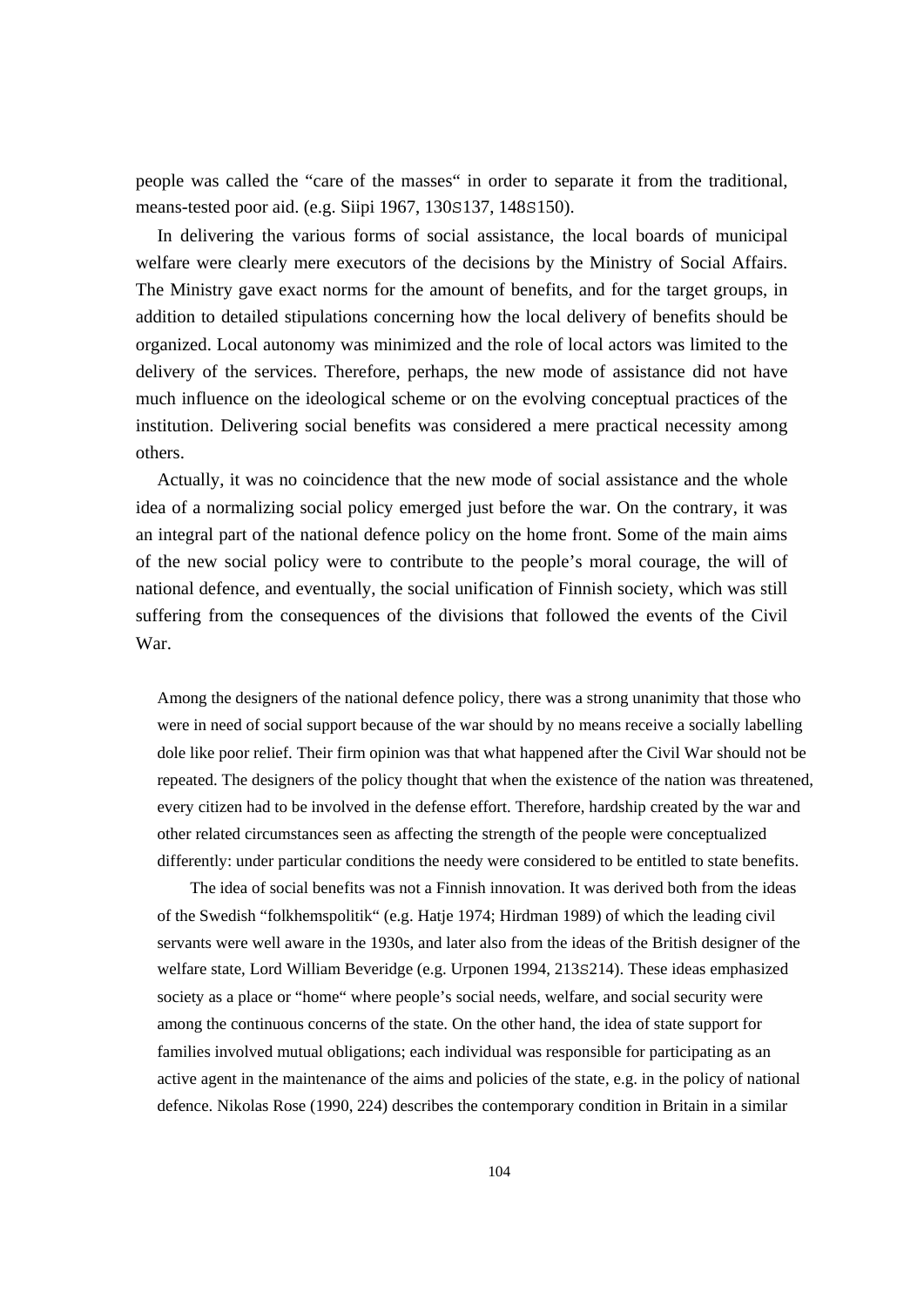people was called the "care of the masses" in order to separate it from the traditional, means-tested poor aid. (e.g. Siipi 1967, 130S137, 148S150).

In delivering the various forms of social assistance, the local boards of municipal welfare were clearly mere executors of the decisions by the Ministry of Social Affairs. The Ministry gave exact norms for the amount of benefits, and for the target groups, in addition to detailed stipulations concerning how the local delivery of benefits should be organized. Local autonomy was minimized and the role of local actors was limited to the delivery of the services. Therefore, perhaps, the new mode of assistance did not have much influence on the ideological scheme or on the evolving conceptual practices of the institution. Delivering social benefits was considered a mere practical necessity among others.

Actually, it was no coincidence that the new mode of social assistance and the whole idea of a normalizing social policy emerged just before the war. On the contrary, it was an integral part of the national defence policy on the home front. Some of the main aims of the new social policy were to contribute to the people's moral courage, the will of national defence, and eventually, the social unification of Finnish society, which was still suffering from the consequences of the divisions that followed the events of the Civil War.

> Among the designers of the national defence policy, there was a strong unanimity that those who were in need of social support because of the war should by no means receive a socially labelling dole like poor relief. Their firm opinion was that what happened after the Civil War should not be repeated. The designers of the policy thought that when the existence of the nation was threatened, every citizen had to be involved in the defense effort. Therefore, hardship created by the war and other related circumstances seen as affecting the strength of the people were conceptualized differently: under particular conditions the needy were considered to be entitled to state benefits.
>
> The idea of social benefits was not a Finnish innovation. It was derived both from the ideas of the Swedish "folkhemspolitik" (e.g. Hatje 1974; Hirdman 1989) of which the leading civil servants were well aware in the 1930s, and later also from the ideas of the British designer of the welfare state, Lord William Beveridge (e.g. Urponen 1994, 213S214). These ideas emphasized society as a place or "home" where people's social needs, welfare, and social security were among the continuous concerns of the state. On the other hand, the idea of state support for families involved mutual obligations; each individual was responsible for participating as an active agent in the maintenance of the aims and policies of the state, e.g. in the policy of national defence. Nikolas Rose (1990, 224) describes the contemporary condition in Britain in a similar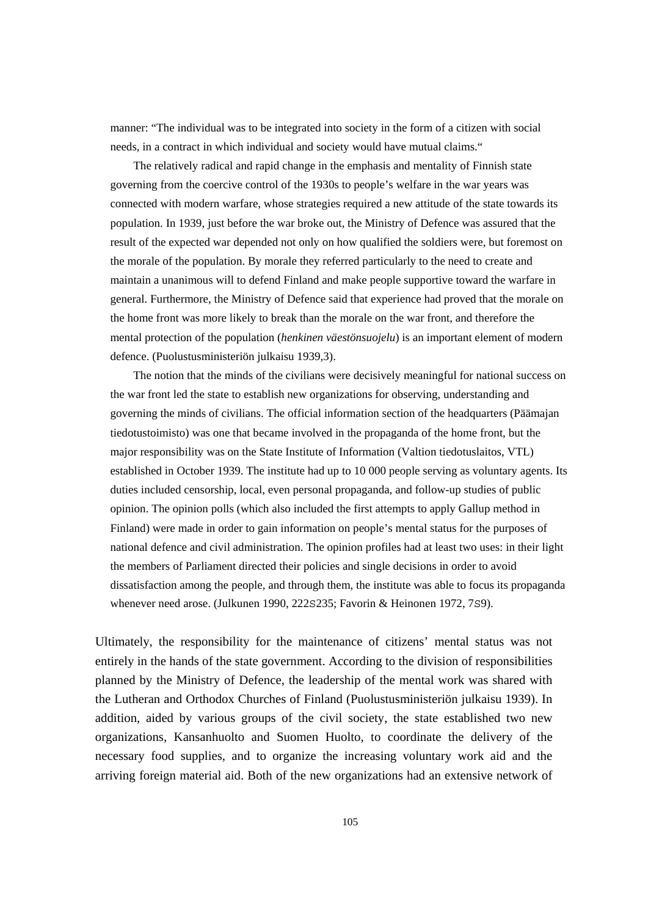manner: “The individual was to be integrated into society in the form of a citizen with social needs, in a contract in which individual and society would have mutual claims.“

The relatively radical and rapid change in the emphasis and mentality of Finnish state governing from the coercive control of the 1930s to people’s welfare in the war years was connected with modern warfare, whose strategies required a new attitude of the state towards its population. In 1939, just before the war broke out, the Ministry of Defence was assured that the result of the expected war depended not only on how qualified the soldiers were, but foremost on the morale of the population. By morale they referred particularly to the need to create and maintain a unanimous will to defend Finland and make people supportive toward the warfare in general. Furthermore, the Ministry of Defence said that experience had proved that the morale on the home front was more likely to break than the morale on the war front, and therefore the mental protection of the population (*henkinen väestönsuojelu*) is an important element of modern defence. (Puolustusministeriön julkaisu 1939,3).

The notion that the minds of the civilians were decisively meaningful for national success on the war front led the state to establish new organizations for observing, understanding and governing the minds of civilians. The official information section of the headquarters (Päämajan tiedotustoimisto) was one that became involved in the propaganda of the home front, but the major responsibility was on the State Institute of Information (Valtion tiedotuslaitos, VTL) established in October 1939. The institute had up to 10 000 people serving as voluntary agents. Its duties included censorship, local, even personal propaganda, and follow-up studies of public opinion. The opinion polls (which also included the first attempts to apply Gallup method in Finland) were made in order to gain information on people’s mental status for the purposes of national defence and civil administration. The opinion profiles had at least two uses: in their light the members of Parliament directed their policies and single decisions in order to avoid dissatisfaction among the people, and through them, the institute was able to focus its propaganda whenever need arose. (Julkunen 1990, 222S235; Favorin & Heinonen 1972, 7S9).

Ultimately, the responsibility for the maintenance of citizens’ mental status was not entirely in the hands of the state government. According to the division of responsibilities planned by the Ministry of Defence, the leadership of the mental work was shared with the Lutheran and Orthodox Churches of Finland (Puolustusministeriön julkaisu 1939). In addition, aided by various groups of the civil society, the state established two new organizations, Kansanhuolto and Suomen Huolto, to coordinate the delivery of the necessary food supplies, and to organize the increasing voluntary work aid and the arriving foreign material aid. Both of the new organizations had an extensive network of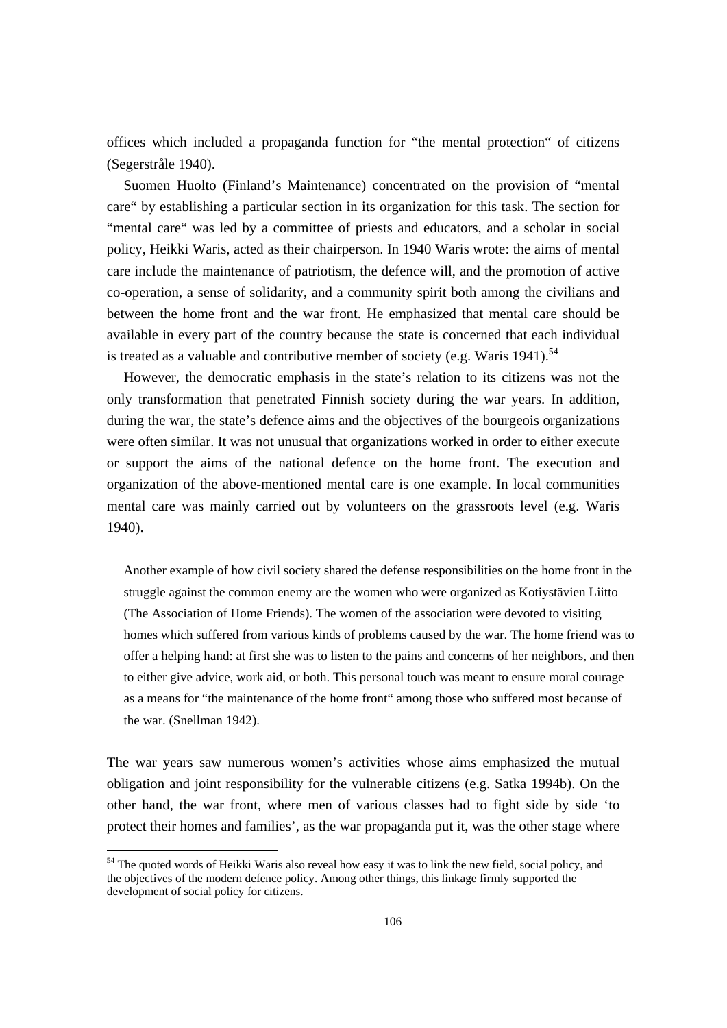offices which included a propaganda function for "the mental protection" of citizens (Segerstråle 1940).

Suomen Huolto (Finland's Maintenance) concentrated on the provision of "mental care" by establishing a particular section in its organization for this task. The section for "mental care" was led by a committee of priests and educators, and a scholar in social policy, Heikki Waris, acted as their chairperson. In 1940 Waris wrote: the aims of mental care include the maintenance of patriotism, the defence will, and the promotion of active co-operation, a sense of solidarity, and a community spirit both among the civilians and between the home front and the war front. He emphasized that mental care should be available in every part of the country because the state is concerned that each individual is treated as a valuable and contributive member of society (e.g. Waris 1941).[54]

However, the democratic emphasis in the state's relation to its citizens was not the only transformation that penetrated Finnish society during the war years. In addition, during the war, the state's defence aims and the objectives of the bourgeois organizations were often similar. It was not unusual that organizations worked in order to either execute or support the aims of the national defence on the home front. The execution and organization of the above-mentioned mental care is one example. In local communities mental care was mainly carried out by volunteers on the grassroots level (e.g. Waris 1940).

> Another example of how civil society shared the defense responsibilities on the home front in the struggle against the common enemy are the women who were organized as Kotiystävien Liitto (The Association of Home Friends). The women of the association were devoted to visiting homes which suffered from various kinds of problems caused by the war. The home friend was to offer a helping hand: at first she was to listen to the pains and concerns of her neighbors, and then to either give advice, work aid, or both. This personal touch was meant to ensure moral courage as a means for "the maintenance of the home front" among those who suffered most because of the war. (Snellman 1942).

The war years saw numerous women's activities whose aims emphasized the mutual obligation and joint responsibility for the vulnerable citizens (e.g. Satka 1994b). On the other hand, the war front, where men of various classes had to fight side by side 'to protect their homes and families', as the war propaganda put it, was the other stage where

---

[54] The quoted words of Heikki Waris also reveal how easy it was to link the new field, social policy, and the objectives of the modern defence policy. Among other things, this linkage firmly supported the development of social policy for citizens.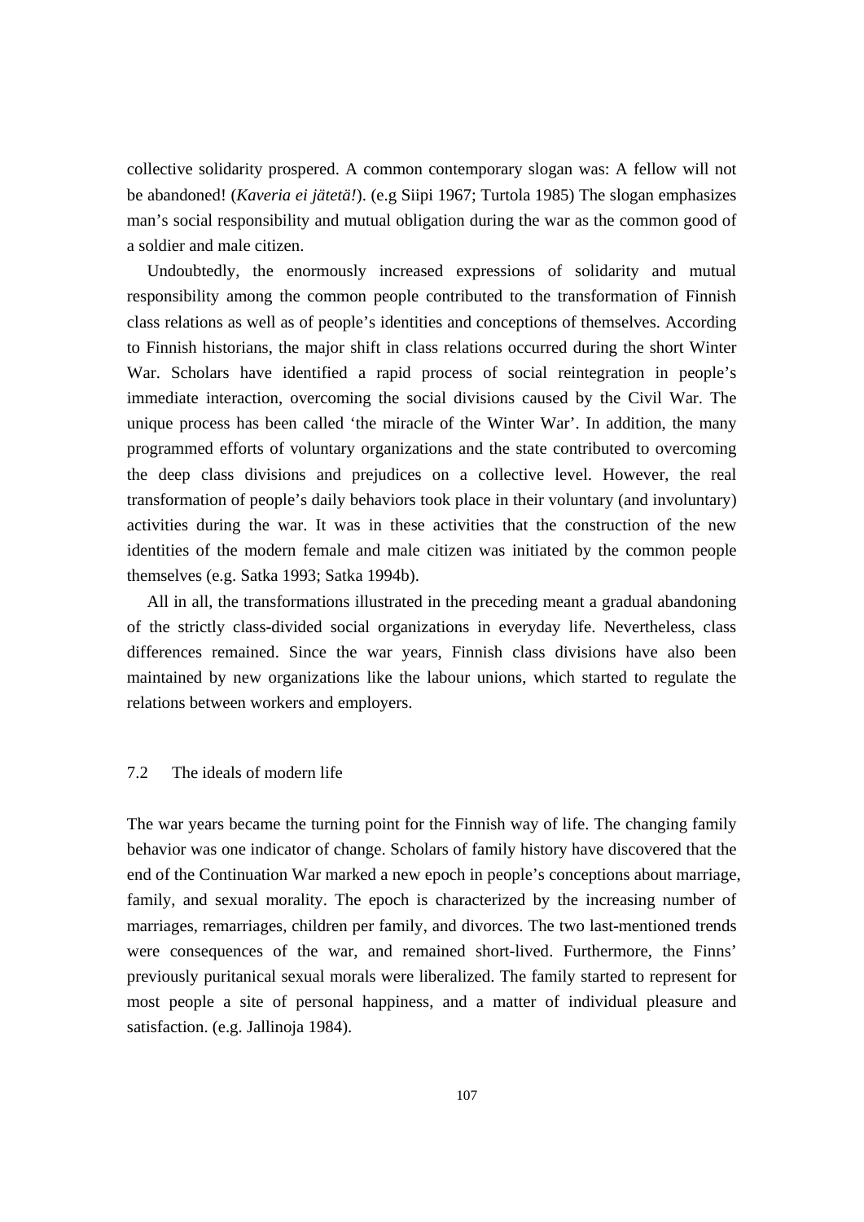collective solidarity prospered. A common contemporary slogan was: A fellow will not be abandoned! (*Kaveria ei jätetä!*). (e.g Siipi 1967; Turtola 1985) The slogan emphasizes man's social responsibility and mutual obligation during the war as the common good of a soldier and male citizen.

Undoubtedly, the enormously increased expressions of solidarity and mutual responsibility among the common people contributed to the transformation of Finnish class relations as well as of people's identities and conceptions of themselves. According to Finnish historians, the major shift in class relations occurred during the short Winter War. Scholars have identified a rapid process of social reintegration in people's immediate interaction, overcoming the social divisions caused by the Civil War. The unique process has been called 'the miracle of the Winter War'. In addition, the many programmed efforts of voluntary organizations and the state contributed to overcoming the deep class divisions and prejudices on a collective level. However, the real transformation of people's daily behaviors took place in their voluntary (and involuntary) activities during the war. It was in these activities that the construction of the new identities of the modern female and male citizen was initiated by the common people themselves (e.g. Satka 1993; Satka 1994b).

All in all, the transformations illustrated in the preceding meant a gradual abandoning of the strictly class-divided social organizations in everyday life. Nevertheless, class differences remained. Since the war years, Finnish class divisions have also been maintained by new organizations like the labour unions, which started to regulate the relations between workers and employers.

### 7.2 The ideals of modern life

The war years became the turning point for the Finnish way of life. The changing family behavior was one indicator of change. Scholars of family history have discovered that the end of the Continuation War marked a new epoch in people's conceptions about marriage, family, and sexual morality. The epoch is characterized by the increasing number of marriages, remarriages, children per family, and divorces. The two last-mentioned trends were consequences of the war, and remained short-lived. Furthermore, the Finns' previously puritanical sexual morals were liberalized. The family started to represent for most people a site of personal happiness, and a matter of individual pleasure and satisfaction. (e.g. Jallinoja 1984).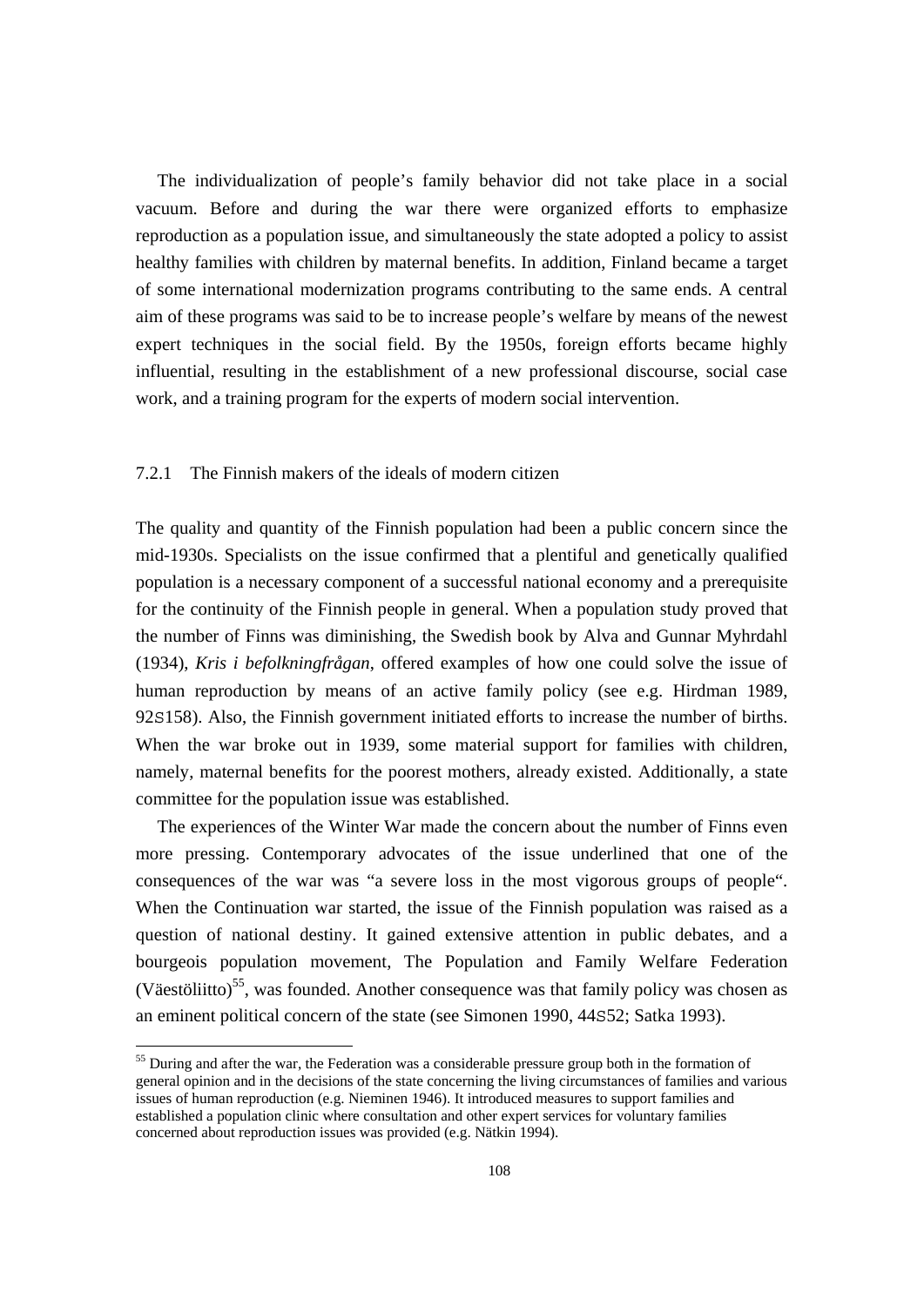The individualization of people's family behavior did not take place in a social vacuum. Before and during the war there were organized efforts to emphasize reproduction as a population issue, and simultaneously the state adopted a policy to assist healthy families with children by maternal benefits. In addition, Finland became a target of some international modernization programs contributing to the same ends. A central aim of these programs was said to be to increase people's welfare by means of the newest expert techniques in the social field. By the 1950s, foreign efforts became highly influential, resulting in the establishment of a new professional discourse, social case work, and a training program for the experts of modern social intervention.

### 7.2.1 The Finnish makers of the ideals of modern citizen

The quality and quantity of the Finnish population had been a public concern since the mid-1930s. Specialists on the issue confirmed that a plentiful and genetically qualified population is a necessary component of a successful national economy and a prerequisite for the continuity of the Finnish people in general. When a population study proved that the number of Finns was diminishing, the Swedish book by Alva and Gunnar Myhrdahl (1934), *Kris i befolkningfrågan*, offered examples of how one could solve the issue of human reproduction by means of an active family policy (see e.g. Hirdman 1989, 92S158). Also, the Finnish government initiated efforts to increase the number of births. When the war broke out in 1939, some material support for families with children, namely, maternal benefits for the poorest mothers, already existed. Additionally, a state committee for the population issue was established.

The experiences of the Winter War made the concern about the number of Finns even more pressing. Contemporary advocates of the issue underlined that one of the consequences of the war was "a severe loss in the most vigorous groups of people". When the Continuation war started, the issue of the Finnish population was raised as a question of national destiny. It gained extensive attention in public debates, and a bourgeois population movement, The Population and Family Welfare Federation (Väestöliitto)[55], was founded. Another consequence was that family policy was chosen as an eminent political concern of the state (see Simonen 1990, 44S52; Satka 1993).

[55] During and after the war, the Federation was a considerable pressure group both in the formation of general opinion and in the decisions of the state concerning the living circumstances of families and various issues of human reproduction (e.g. Nieminen 1946). It introduced measures to support families and established a population clinic where consultation and other expert services for voluntary families concerned about reproduction issues was provided (e.g. Nätkin 1994).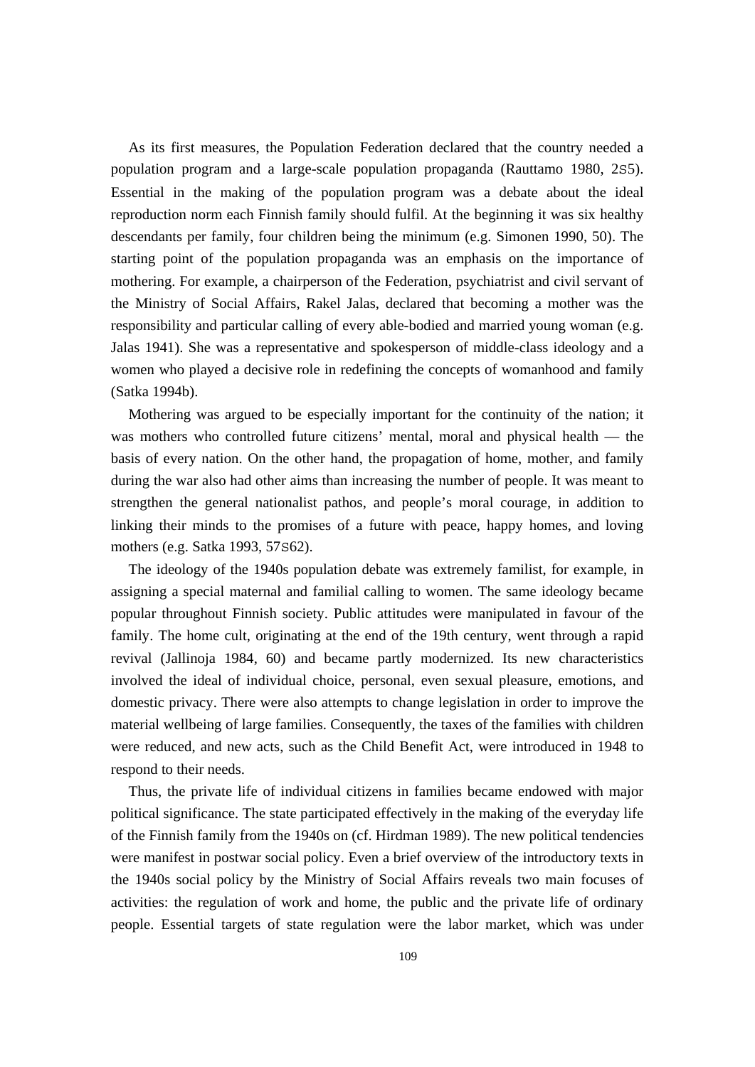As its first measures, the Population Federation declared that the country needed a population program and a large-scale population propaganda (Rauttamo 1980, 2S5). Essential in the making of the population program was a debate about the ideal reproduction norm each Finnish family should fulfil. At the beginning it was six healthy descendants per family, four children being the minimum (e.g. Simonen 1990, 50). The starting point of the population propaganda was an emphasis on the importance of mothering. For example, a chairperson of the Federation, psychiatrist and civil servant of the Ministry of Social Affairs, Rakel Jalas, declared that becoming a mother was the responsibility and particular calling of every able-bodied and married young woman (e.g. Jalas 1941). She was a representative and spokesperson of middle-class ideology and a women who played a decisive role in redefining the concepts of womanhood and family (Satka 1994b).

Mothering was argued to be especially important for the continuity of the nation; it was mothers who controlled future citizens' mental, moral and physical health — the basis of every nation. On the other hand, the propagation of home, mother, and family during the war also had other aims than increasing the number of people. It was meant to strengthen the general nationalist pathos, and people's moral courage, in addition to linking their minds to the promises of a future with peace, happy homes, and loving mothers (e.g. Satka 1993, 57S62).

The ideology of the 1940s population debate was extremely familist, for example, in assigning a special maternal and familial calling to women. The same ideology became popular throughout Finnish society. Public attitudes were manipulated in favour of the family. The home cult, originating at the end of the 19th century, went through a rapid revival (Jallinoja 1984, 60) and became partly modernized. Its new characteristics involved the ideal of individual choice, personal, even sexual pleasure, emotions, and domestic privacy. There were also attempts to change legislation in order to improve the material wellbeing of large families. Consequently, the taxes of the families with children were reduced, and new acts, such as the Child Benefit Act, were introduced in 1948 to respond to their needs.

Thus, the private life of individual citizens in families became endowed with major political significance. The state participated effectively in the making of the everyday life of the Finnish family from the 1940s on (cf. Hirdman 1989). The new political tendencies were manifest in postwar social policy. Even a brief overview of the introductory texts in the 1940s social policy by the Ministry of Social Affairs reveals two main focuses of activities: the regulation of work and home, the public and the private life of ordinary people. Essential targets of state regulation were the labor market, which was under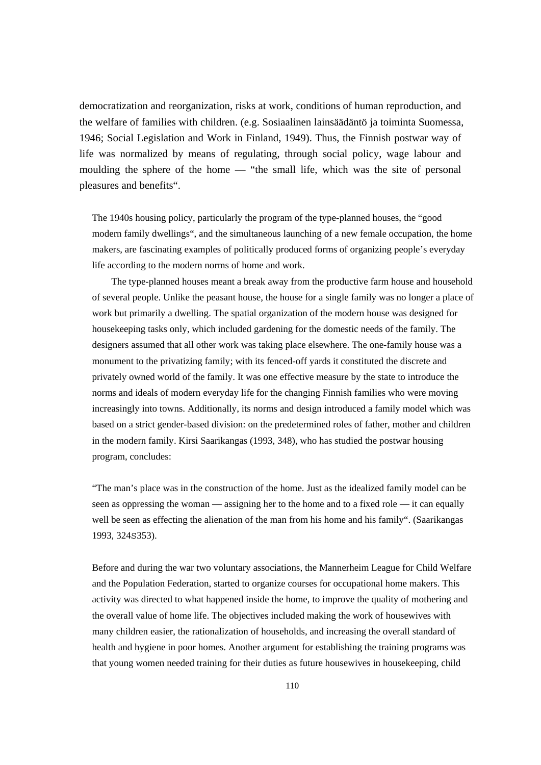democratization and reorganization, risks at work, conditions of human reproduction, and the welfare of families with children. (e.g. Sosiaalinen lainsäädäntö ja toiminta Suomessa, 1946; Social Legislation and Work in Finland, 1949). Thus, the Finnish postwar way of life was normalized by means of regulating, through social policy, wage labour and moulding the sphere of the home — "the small life, which was the site of personal pleasures and benefits".

The 1940s housing policy, particularly the program of the type-planned houses, the "good modern family dwellings", and the simultaneous launching of a new female occupation, the home makers, are fascinating examples of politically produced forms of organizing people's everyday life according to the modern norms of home and work.

The type-planned houses meant a break away from the productive farm house and household of several people. Unlike the peasant house, the house for a single family was no longer a place of work but primarily a dwelling. The spatial organization of the modern house was designed for housekeeping tasks only, which included gardening for the domestic needs of the family. The designers assumed that all other work was taking place elsewhere. The one-family house was a monument to the privatizing family; with its fenced-off yards it constituted the discrete and privately owned world of the family. It was one effective measure by the state to introduce the norms and ideals of modern everyday life for the changing Finnish families who were moving increasingly into towns. Additionally, its norms and design introduced a family model which was based on a strict gender-based division: on the predetermined roles of father, mother and children in the modern family. Kirsi Saarikangas (1993, 348), who has studied the postwar housing program, concludes:

"The man's place was in the construction of the home. Just as the idealized family model can be seen as oppressing the woman — assigning her to the home and to a fixed role — it can equally well be seen as effecting the alienation of the man from his home and his family". (Saarikangas 1993, 324S353).

Before and during the war two voluntary associations, the Mannerheim League for Child Welfare and the Population Federation, started to organize courses for occupational home makers. This activity was directed to what happened inside the home, to improve the quality of mothering and the overall value of home life. The objectives included making the work of housewives with many children easier, the rationalization of households, and increasing the overall standard of health and hygiene in poor homes. Another argument for establishing the training programs was that young women needed training for their duties as future housewives in housekeeping, child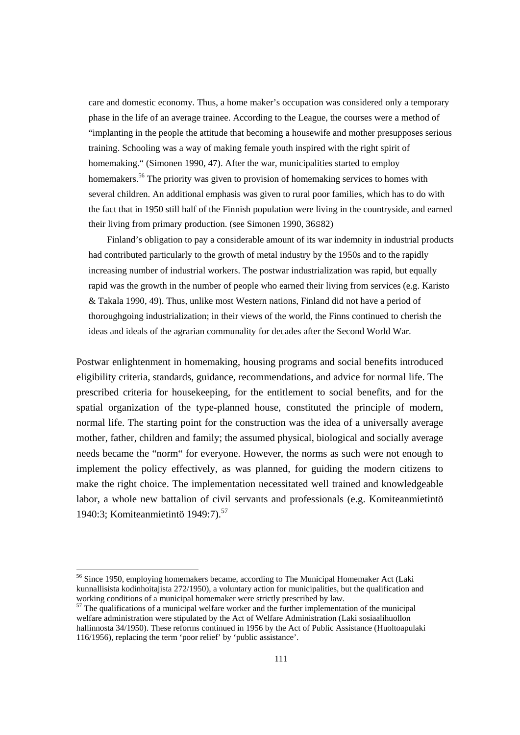care and domestic economy. Thus, a home maker's occupation was considered only a temporary phase in the life of an average trainee. According to the League, the courses were a method of "implanting in the people the attitude that becoming a housewife and mother presupposes serious training. Schooling was a way of making female youth inspired with the right spirit of homemaking." (Simonen 1990, 47). After the war, municipalities started to employ homemakers.[56] The priority was given to provision of homemaking services to homes with several children. An additional emphasis was given to rural poor families, which has to do with the fact that in 1950 still half of the Finnish population were living in the countryside, and earned their living from primary production. (see Simonen 1990, 36S82)

Finland's obligation to pay a considerable amount of its war indemnity in industrial products had contributed particularly to the growth of metal industry by the 1950s and to the rapidly increasing number of industrial workers. The postwar industrialization was rapid, but equally rapid was the growth in the number of people who earned their living from services (e.g. Karisto & Takala 1990, 49). Thus, unlike most Western nations, Finland did not have a period of thoroughgoing industrialization; in their views of the world, the Finns continued to cherish the ideas and ideals of the agrarian communality for decades after the Second World War.

Postwar enlightenment in homemaking, housing programs and social benefits introduced eligibility criteria, standards, guidance, recommendations, and advice for normal life. The prescribed criteria for housekeeping, for the entitlement to social benefits, and for the spatial organization of the type-planned house, constituted the principle of modern, normal life. The starting point for the construction was the idea of a universally average mother, father, children and family; the assumed physical, biological and socially average needs became the "norm" for everyone. However, the norms as such were not enough to implement the policy effectively, as was planned, for guiding the modern citizens to make the right choice. The implementation necessitated well trained and knowledgeable labor, a whole new battalion of civil servants and professionals (e.g. Komiteanmietintö 1940:3; Komiteanmietintö 1949:7).[57]

---

[56] Since 1950, employing homemakers became, according to The Municipal Homemaker Act (Laki kunnallisista kodinhoitajista 272/1950), a voluntary action for municipalities, but the qualification and working conditions of a municipal homemaker were strictly prescribed by law.

[57] The qualifications of a municipal welfare worker and the further implementation of the municipal welfare administration were stipulated by the Act of Welfare Administration (Laki sosiaalihuollon hallinnosta 34/1950). These reforms continued in 1956 by the Act of Public Assistance (Huoltoapulaki 116/1956), replacing the term 'poor relief' by 'public assistance'.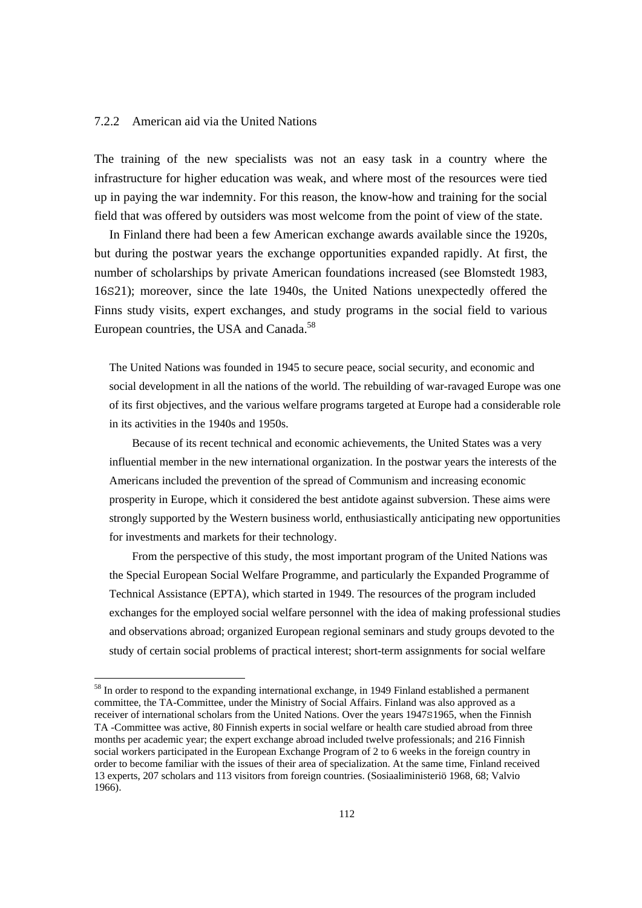### 7.2.2 American aid via the United Nations

The training of the new specialists was not an easy task in a country where the infrastructure for higher education was weak, and where most of the resources were tied up in paying the war indemnity. For this reason, the know-how and training for the social field that was offered by outsiders was most welcome from the point of view of the state.

In Finland there had been a few American exchange awards available since the 1920s, but during the postwar years the exchange opportunities expanded rapidly. At first, the number of scholarships by private American foundations increased (see Blomstedt 1983, 16S21); moreover, since the late 1940s, the United Nations unexpectedly offered the Finns study visits, expert exchanges, and study programs in the social field to various European countries, the USA and Canada.[58]

> The United Nations was founded in 1945 to secure peace, social security, and economic and social development in all the nations of the world. The rebuilding of war-ravaged Europe was one of its first objectives, and the various welfare programs targeted at Europe had a considerable role in its activities in the 1940s and 1950s.
>
> Because of its recent technical and economic achievements, the United States was a very influential member in the new international organization. In the postwar years the interests of the Americans included the prevention of the spread of Communism and increasing economic prosperity in Europe, which it considered the best antidote against subversion. These aims were strongly supported by the Western business world, enthusiastically anticipating new opportunities for investments and markets for their technology.
>
> From the perspective of this study, the most important program of the United Nations was the Special European Social Welfare Programme, and particularly the Expanded Programme of Technical Assistance (EPTA), which started in 1949. The resources of the program included exchanges for the employed social welfare personnel with the idea of making professional studies and observations abroad; organized European regional seminars and study groups devoted to the study of certain social problems of practical interest; short-term assignments for social welfare

[58] In order to respond to the expanding international exchange, in 1949 Finland established a permanent committee, the TA-Committee, under the Ministry of Social Affairs. Finland was also approved as a receiver of international scholars from the United Nations. Over the years 1947S1965, when the Finnish TA -Committee was active, 80 Finnish experts in social welfare or health care studied abroad from three months per academic year; the expert exchange abroad included twelve professionals; and 216 Finnish social workers participated in the European Exchange Program of 2 to 6 weeks in the foreign country in order to become familiar with the issues of their area of specialization. At the same time, Finland received 13 experts, 207 scholars and 113 visitors from foreign countries. (Sosiaaliministeriö 1968, 68; Valvio 1966).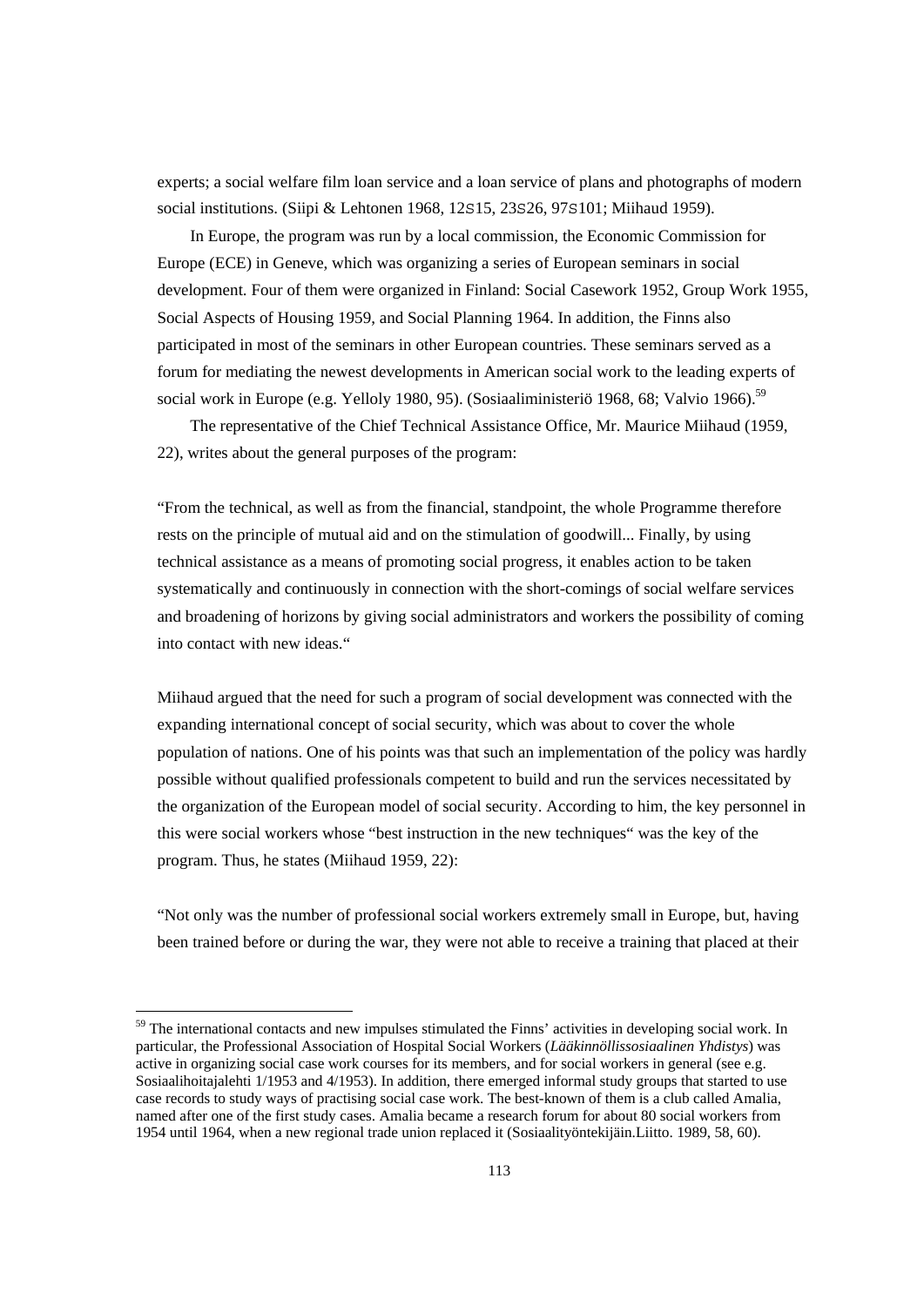experts; a social welfare film loan service and a loan service of plans and photographs of modern social institutions. (Siipi & Lehtonen 1968, 12S15, 23S26, 97S101; Miihaud 1959).

In Europe, the program was run by a local commission, the Economic Commission for Europe (ECE) in Geneve, which was organizing a series of European seminars in social development. Four of them were organized in Finland: Social Casework 1952, Group Work 1955, Social Aspects of Housing 1959, and Social Planning 1964. In addition, the Finns also participated in most of the seminars in other European countries. These seminars served as a forum for mediating the newest developments in American social work to the leading experts of social work in Europe (e.g. Yelloly 1980, 95). (Sosiaaliministeriö 1968, 68; Valvio 1966).[59]

The representative of the Chief Technical Assistance Office, Mr. Maurice Miihaud (1959, 22), writes about the general purposes of the program:

“From the technical, as well as from the financial, standpoint, the whole Programme therefore rests on the principle of mutual aid and on the stimulation of goodwill... Finally, by using technical assistance as a means of promoting social progress, it enables action to be taken systematically and continuously in connection with the short-comings of social welfare services and broadening of horizons by giving social administrators and workers the possibility of coming into contact with new ideas.“

Miihaud argued that the need for such a program of social development was connected with the expanding international concept of social security, which was about to cover the whole population of nations. One of his points was that such an implementation of the policy was hardly possible without qualified professionals competent to build and run the services necessitated by the organization of the European model of social security. According to him, the key personnel in this were social workers whose “best instruction in the new techniques“ was the key of the program. Thus, he states (Miihaud 1959, 22):

“Not only was the number of professional social workers extremely small in Europe, but, having been trained before or during the war, they were not able to receive a training that placed at their

---

[59] The international contacts and new impulses stimulated the Finns' activities in developing social work. In particular, the Professional Association of Hospital Social Workers (*Lääkinnöllissosiaalinen Yhdistys*) was active in organizing social case work courses for its members, and for social workers in general (see e.g. Sosiaalihoitajalehti 1/1953 and 4/1953). In addition, there emerged informal study groups that started to use case records to study ways of practising social case work. The best-known of them is a club called Amalia, named after one of the first study cases. Amalia became a research forum for about 80 social workers from 1954 until 1964, when a new regional trade union replaced it (Sosiaalityöntekijäin.Liitto. 1989, 58, 60).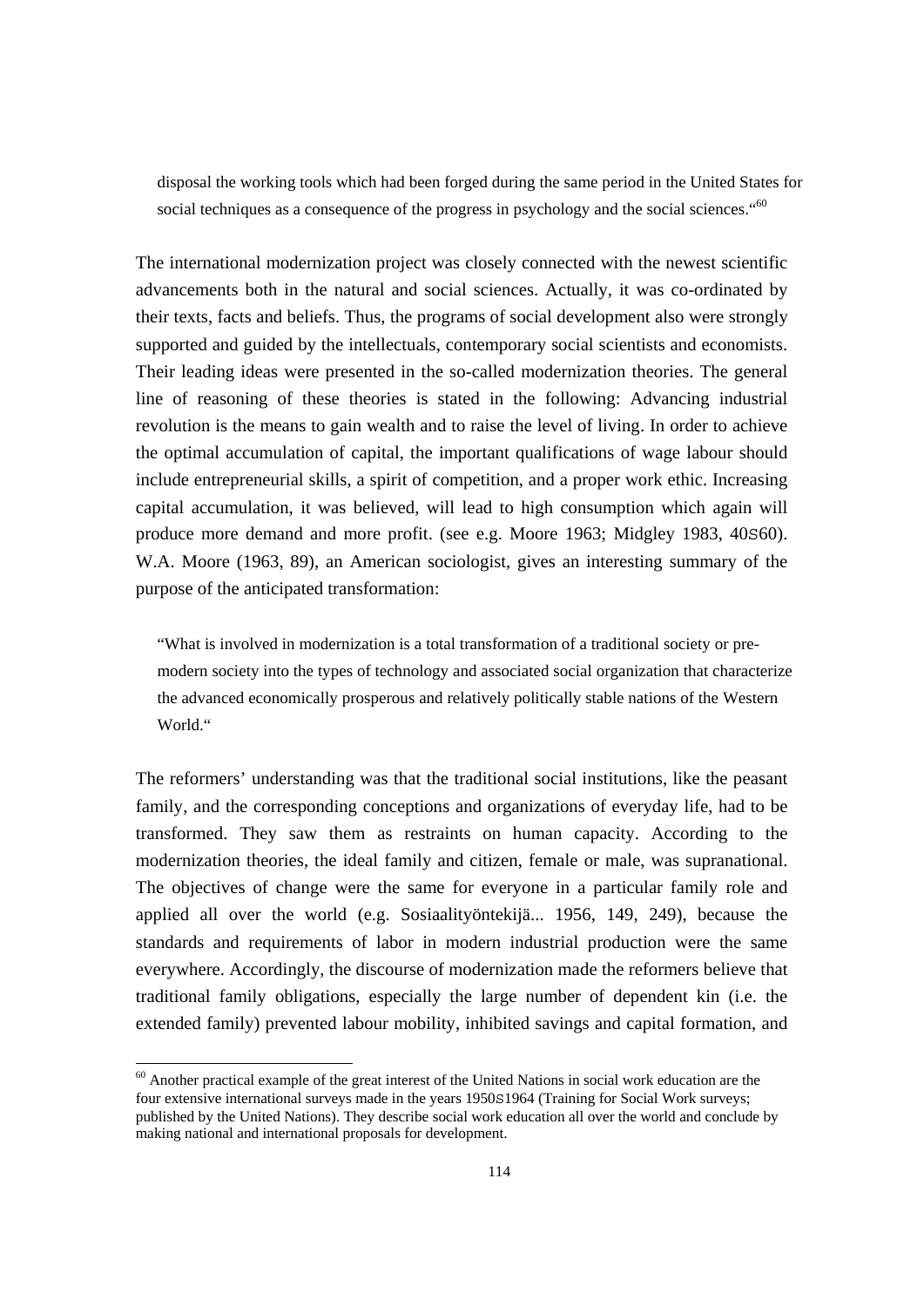> disposal the working tools which had been forged during the same period in the United States for social techniques as a consequence of the progress in psychology and the social sciences."[60]

The international modernization project was closely connected with the newest scientific advancements both in the natural and social sciences. Actually, it was co-ordinated by their texts, facts and beliefs. Thus, the programs of social development also were strongly supported and guided by the intellectuals, contemporary social scientists and economists. Their leading ideas were presented in the so-called modernization theories. The general line of reasoning of these theories is stated in the following: Advancing industrial revolution is the means to gain wealth and to raise the level of living. In order to achieve the optimal accumulation of capital, the important qualifications of wage labour should include entrepreneurial skills, a spirit of competition, and a proper work ethic. Increasing capital accumulation, it was believed, will lead to high consumption which again will produce more demand and more profit. (see e.g. Moore 1963; Midgley 1983, 40S60). W.A. Moore (1963, 89), an American sociologist, gives an interesting summary of the purpose of the anticipated transformation:

> "What is involved in modernization is a total transformation of a traditional society or pre-modern society into the types of technology and associated social organization that characterize the advanced economically prosperous and relatively politically stable nations of the Western World."

The reformers' understanding was that the traditional social institutions, like the peasant family, and the corresponding conceptions and organizations of everyday life, had to be transformed. They saw them as restraints on human capacity. According to the modernization theories, the ideal family and citizen, female or male, was supranational. The objectives of change were the same for everyone in a particular family role and applied all over the world (e.g. Sosiaalityöntekijä... 1956, 149, 249), because the standards and requirements of labor in modern industrial production were the same everywhere. Accordingly, the discourse of modernization made the reformers believe that traditional family obligations, especially the large number of dependent kin (i.e. the extended family) prevented labour mobility, inhibited savings and capital formation, and

[60] Another practical example of the great interest of the United Nations in social work education are the four extensive international surveys made in the years 1950S1964 (Training for Social Work surveys; published by the United Nations). They describe social work education all over the world and conclude by making national and international proposals for development.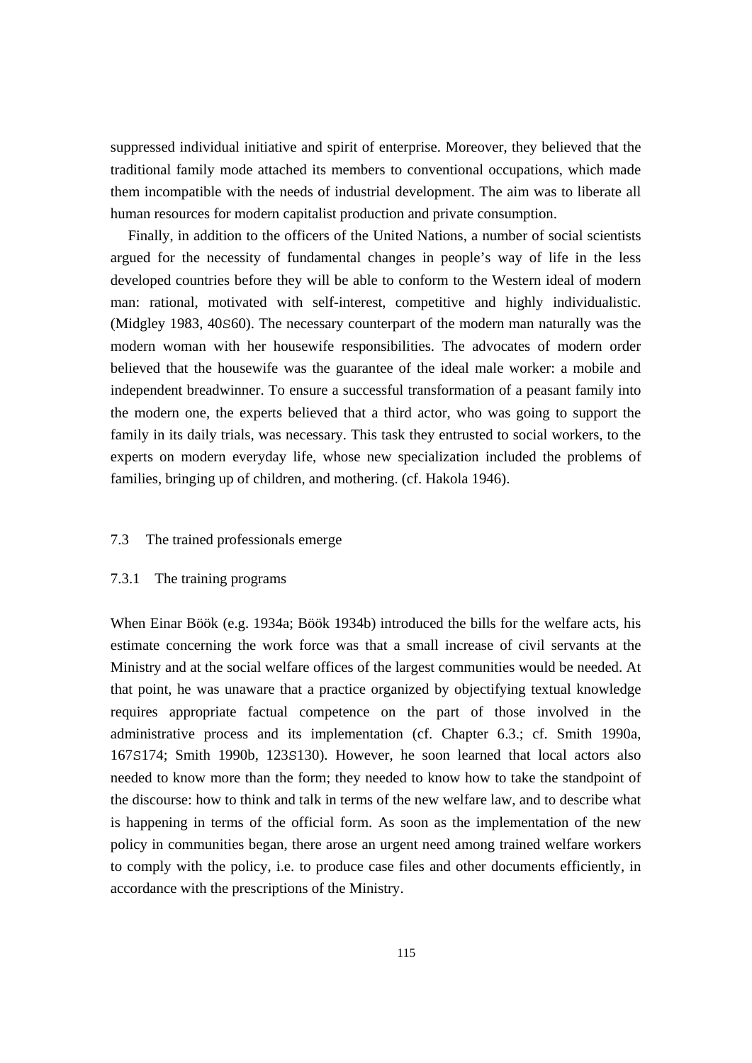suppressed individual initiative and spirit of enterprise. Moreover, they believed that the traditional family mode attached its members to conventional occupations, which made them incompatible with the needs of industrial development. The aim was to liberate all human resources for modern capitalist production and private consumption.

Finally, in addition to the officers of the United Nations, a number of social scientists argued for the necessity of fundamental changes in people's way of life in the less developed countries before they will be able to conform to the Western ideal of modern man: rational, motivated with self-interest, competitive and highly individualistic. (Midgley 1983, 40S60). The necessary counterpart of the modern man naturally was the modern woman with her housewife responsibilities. The advocates of modern order believed that the housewife was the guarantee of the ideal male worker: a mobile and independent breadwinner. To ensure a successful transformation of a peasant family into the modern one, the experts believed that a third actor, who was going to support the family in its daily trials, was necessary. This task they entrusted to social workers, to the experts on modern everyday life, whose new specialization included the problems of families, bringing up of children, and mothering. (cf. Hakola 1946).

## 7.3 The trained professionals emerge

### 7.3.1 The training programs

When Einar Böök (e.g. 1934a; Böök 1934b) introduced the bills for the welfare acts, his estimate concerning the work force was that a small increase of civil servants at the Ministry and at the social welfare offices of the largest communities would be needed. At that point, he was unaware that a practice organized by objectifying textual knowledge requires appropriate factual competence on the part of those involved in the administrative process and its implementation (cf. Chapter 6.3.; cf. Smith 1990a, 167S174; Smith 1990b, 123S130). However, he soon learned that local actors also needed to know more than the form; they needed to know how to take the standpoint of the discourse: how to think and talk in terms of the new welfare law, and to describe what is happening in terms of the official form. As soon as the implementation of the new policy in communities began, there arose an urgent need among trained welfare workers to comply with the policy, i.e. to produce case files and other documents efficiently, in accordance with the prescriptions of the Ministry.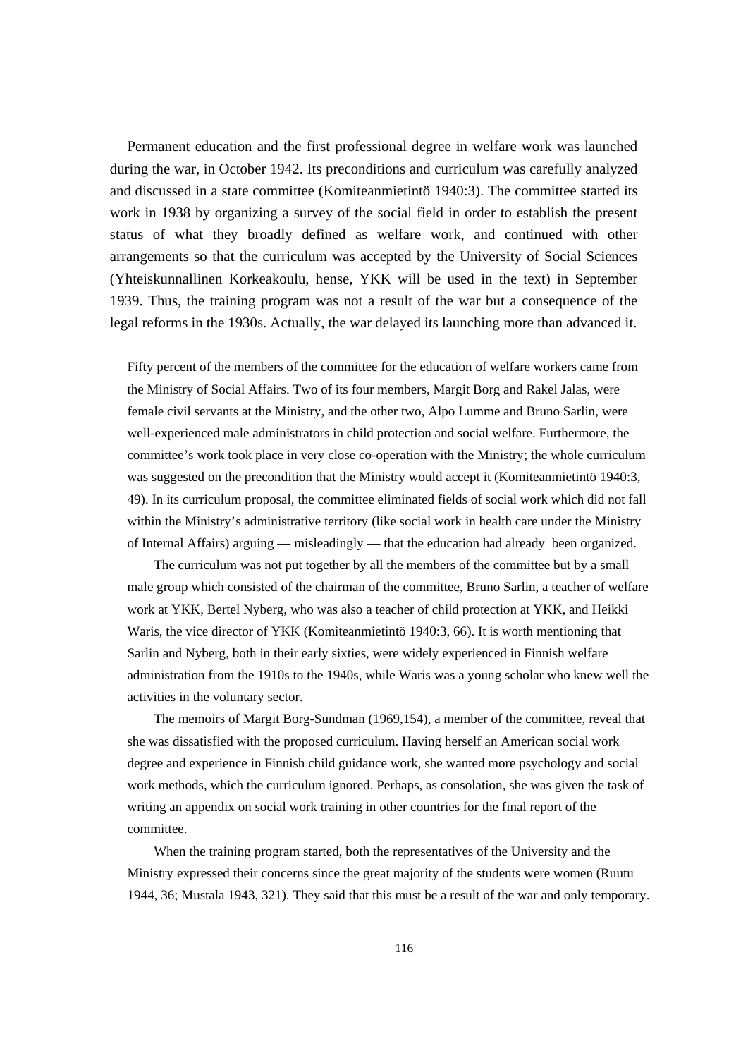Permanent education and the first professional degree in welfare work was launched during the war, in October 1942. Its preconditions and curriculum was carefully analyzed and discussed in a state committee (Komiteanmietintö 1940:3). The committee started its work in 1938 by organizing a survey of the social field in order to establish the present status of what they broadly defined as welfare work, and continued with other arrangements so that the curriculum was accepted by the University of Social Sciences (Yhteiskunnallinen Korkeakoulu, hense, YKK will be used in the text) in September 1939. Thus, the training program was not a result of the war but a consequence of the legal reforms in the 1930s. Actually, the war delayed its launching more than advanced it.

Fifty percent of the members of the committee for the education of welfare workers came from the Ministry of Social Affairs. Two of its four members, Margit Borg and Rakel Jalas, were female civil servants at the Ministry, and the other two, Alpo Lumme and Bruno Sarlin, were well-experienced male administrators in child protection and social welfare. Furthermore, the committee's work took place in very close co-operation with the Ministry; the whole curriculum was suggested on the precondition that the Ministry would accept it (Komiteanmietintö 1940:3, 49). In its curriculum proposal, the committee eliminated fields of social work which did not fall within the Ministry's administrative territory (like social work in health care under the Ministry of Internal Affairs) arguing — misleadingly — that the education had already been organized.

The curriculum was not put together by all the members of the committee but by a small male group which consisted of the chairman of the committee, Bruno Sarlin, a teacher of welfare work at YKK, Bertel Nyberg, who was also a teacher of child protection at YKK, and Heikki Waris, the vice director of YKK (Komiteanmietintö 1940:3, 66). It is worth mentioning that Sarlin and Nyberg, both in their early sixties, were widely experienced in Finnish welfare administration from the 1910s to the 1940s, while Waris was a young scholar who knew well the activities in the voluntary sector.

The memoirs of Margit Borg-Sundman (1969,154), a member of the committee, reveal that she was dissatisfied with the proposed curriculum. Having herself an American social work degree and experience in Finnish child guidance work, she wanted more psychology and social work methods, which the curriculum ignored. Perhaps, as consolation, she was given the task of writing an appendix on social work training in other countries for the final report of the committee.

When the training program started, both the representatives of the University and the Ministry expressed their concerns since the great majority of the students were women (Ruutu 1944, 36; Mustala 1943, 321). They said that this must be a result of the war and only temporary.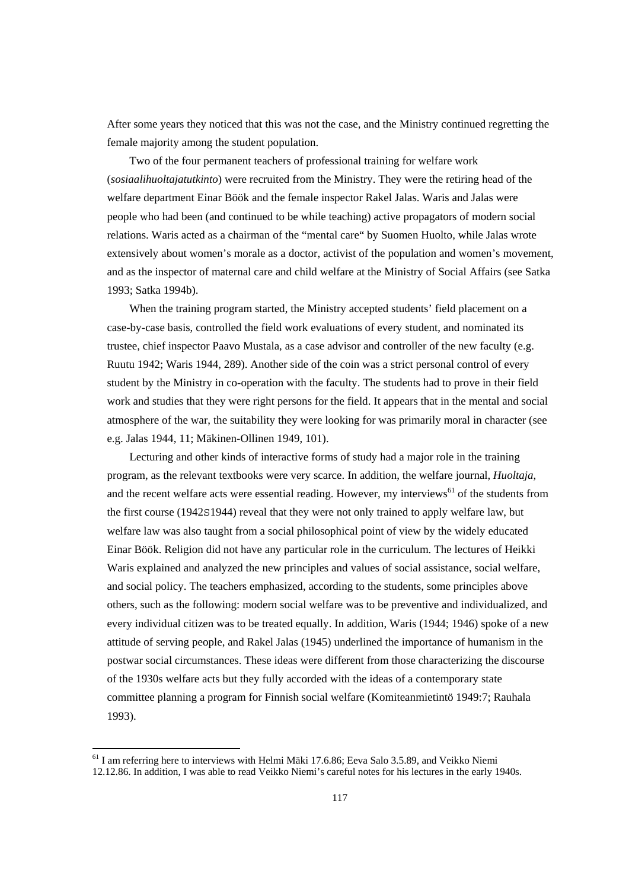After some years they noticed that this was not the case, and the Ministry continued regretting the female majority among the student population.

Two of the four permanent teachers of professional training for welfare work (*sosiaalihuoltajatutkinto*) were recruited from the Ministry. They were the retiring head of the welfare department Einar Böök and the female inspector Rakel Jalas. Waris and Jalas were people who had been (and continued to be while teaching) active propagators of modern social relations. Waris acted as a chairman of the "mental care" by Suomen Huolto, while Jalas wrote extensively about women's morale as a doctor, activist of the population and women's movement, and as the inspector of maternal care and child welfare at the Ministry of Social Affairs (see Satka 1993; Satka 1994b).

When the training program started, the Ministry accepted students' field placement on a case-by-case basis, controlled the field work evaluations of every student, and nominated its trustee, chief inspector Paavo Mustala, as a case advisor and controller of the new faculty (e.g. Ruutu 1942; Waris 1944, 289). Another side of the coin was a strict personal control of every student by the Ministry in co-operation with the faculty. The students had to prove in their field work and studies that they were right persons for the field. It appears that in the mental and social atmosphere of the war, the suitability they were looking for was primarily moral in character (see e.g. Jalas 1944, 11; Mäkinen-Ollinen 1949, 101).

Lecturing and other kinds of interactive forms of study had a major role in the training program, as the relevant textbooks were very scarce. In addition, the welfare journal, *Huoltaja*, and the recent welfare acts were essential reading. However, my interviews[61] of the students from the first course (1942S1944) reveal that they were not only trained to apply welfare law, but welfare law was also taught from a social philosophical point of view by the widely educated Einar Böök. Religion did not have any particular role in the curriculum. The lectures of Heikki Waris explained and analyzed the new principles and values of social assistance, social welfare, and social policy. The teachers emphasized, according to the students, some principles above others, such as the following: modern social welfare was to be preventive and individualized, and every individual citizen was to be treated equally. In addition, Waris (1944; 1946) spoke of a new attitude of serving people, and Rakel Jalas (1945) underlined the importance of humanism in the postwar social circumstances. These ideas were different from those characterizing the discourse of the 1930s welfare acts but they fully accorded with the ideas of a contemporary state committee planning a program for Finnish social welfare (Komiteanmietintö 1949:7; Rauhala 1993).

---

[61] I am referring here to interviews with Helmi Mäki 17.6.86; Eeva Salo 3.5.89, and Veikko Niemi 12.12.86. In addition, I was able to read Veikko Niemi's careful notes for his lectures in the early 1940s.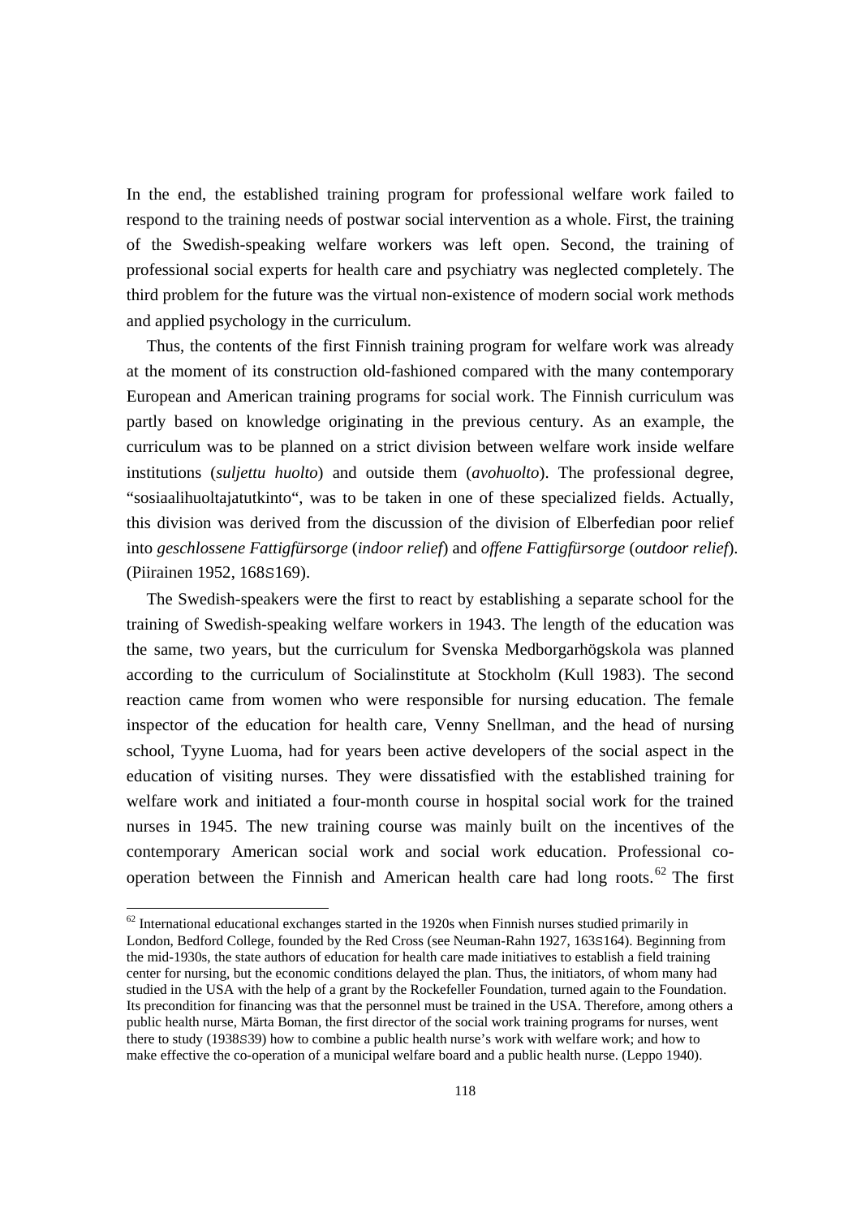In the end, the established training program for professional welfare work failed to respond to the training needs of postwar social intervention as a whole. First, the training of the Swedish-speaking welfare workers was left open. Second, the training of professional social experts for health care and psychiatry was neglected completely. The third problem for the future was the virtual non-existence of modern social work methods and applied psychology in the curriculum.

Thus, the contents of the first Finnish training program for welfare work was already at the moment of its construction old-fashioned compared with the many contemporary European and American training programs for social work. The Finnish curriculum was partly based on knowledge originating in the previous century. As an example, the curriculum was to be planned on a strict division between welfare work inside welfare institutions (*suljettu huolto*) and outside them (*avohuolto*). The professional degree, "sosiaalihuoltajatutkinto", was to be taken in one of these specialized fields. Actually, this division was derived from the discussion of the division of Elberfedian poor relief into *geschlossene Fattigfürsorge* (*indoor relief*) and *offene Fattigfürsorge* (*outdoor relief*). (Piirainen 1952, 168S169).

The Swedish-speakers were the first to react by establishing a separate school for the training of Swedish-speaking welfare workers in 1943. The length of the education was the same, two years, but the curriculum for Svenska Medborgarhögskola was planned according to the curriculum of Socialinstitute at Stockholm (Kull 1983). The second reaction came from women who were responsible for nursing education. The female inspector of the education for health care, Venny Snellman, and the head of nursing school, Tyyne Luoma, had for years been active developers of the social aspect in the education of visiting nurses. They were dissatisfied with the established training for welfare work and initiated a four-month course in hospital social work for the trained nurses in 1945. The new training course was mainly built on the incentives of the contemporary American social work and social work education. Professional co-operation between the Finnish and American health care had long roots.[62] The first

[62] International educational exchanges started in the 1920s when Finnish nurses studied primarily in London, Bedford College, founded by the Red Cross (see Neuman-Rahn 1927, 163S164). Beginning from the mid-1930s, the state authors of education for health care made initiatives to establish a field training center for nursing, but the economic conditions delayed the plan. Thus, the initiators, of whom many had studied in the USA with the help of a grant by the Rockefeller Foundation, turned again to the Foundation. Its precondition for financing was that the personnel must be trained in the USA. Therefore, among others a public health nurse, Märta Boman, the first director of the social work training programs for nurses, went there to study (1938S39) how to combine a public health nurse's work with welfare work; and how to make effective the co-operation of a municipal welfare board and a public health nurse. (Leppo 1940).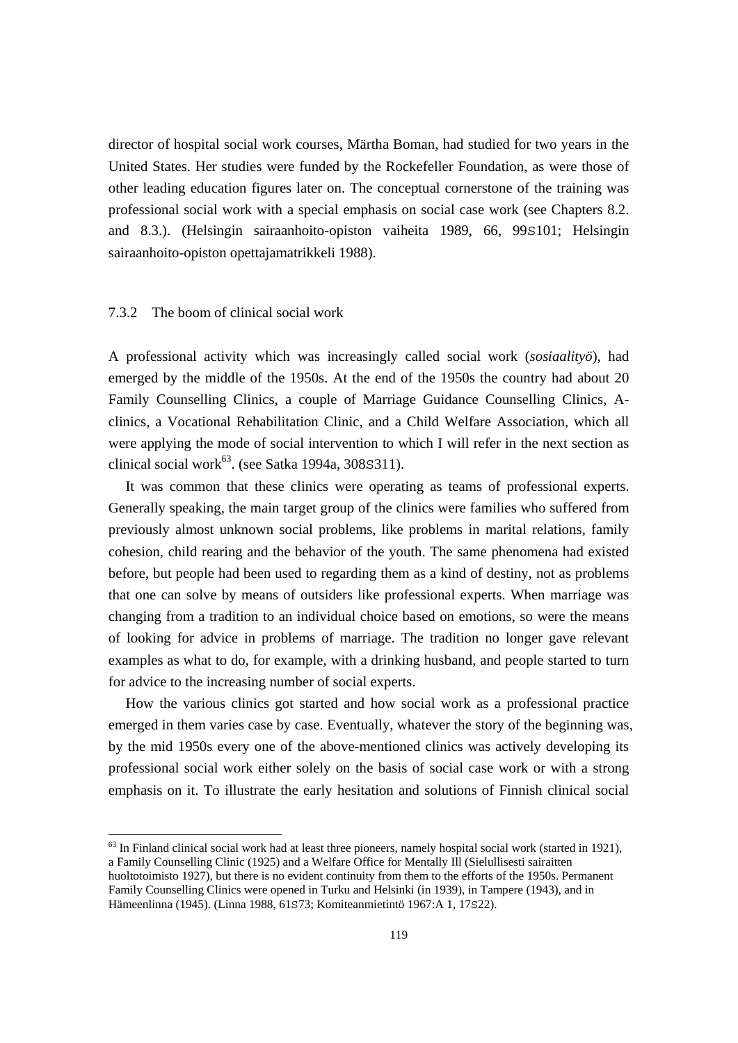director of hospital social work courses, Märtha Boman, had studied for two years in the United States. Her studies were funded by the Rockefeller Foundation, as were those of other leading education figures later on. The conceptual cornerstone of the training was professional social work with a special emphasis on social case work (see Chapters 8.2. and 8.3.). (Helsingin sairaanhoito-opiston vaiheita 1989, 66, 99S101; Helsingin sairaanhoito-opiston opettajamatrikkeli 1988).

### 7.3.2 The boom of clinical social work

A professional activity which was increasingly called social work (*sosiaalityö*), had emerged by the middle of the 1950s. At the end of the 1950s the country had about 20 Family Counselling Clinics, a couple of Marriage Guidance Counselling Clinics, A-clinics, a Vocational Rehabilitation Clinic, and a Child Welfare Association, which all were applying the mode of social intervention to which I will refer in the next section as clinical social work[63]. (see Satka 1994a, 308S311).

It was common that these clinics were operating as teams of professional experts. Generally speaking, the main target group of the clinics were families who suffered from previously almost unknown social problems, like problems in marital relations, family cohesion, child rearing and the behavior of the youth. The same phenomena had existed before, but people had been used to regarding them as a kind of destiny, not as problems that one can solve by means of outsiders like professional experts. When marriage was changing from a tradition to an individual choice based on emotions, so were the means of looking for advice in problems of marriage. The tradition no longer gave relevant examples as what to do, for example, with a drinking husband, and people started to turn for advice to the increasing number of social experts.

How the various clinics got started and how social work as a professional practice emerged in them varies case by case. Eventually, whatever the story of the beginning was, by the mid 1950s every one of the above-mentioned clinics was actively developing its professional social work either solely on the basis of social case work or with a strong emphasis on it. To illustrate the early hesitation and solutions of Finnish clinical social

---

[63] In Finland clinical social work had at least three pioneers, namely hospital social work (started in 1921), a Family Counselling Clinic (1925) and a Welfare Office for Mentally Ill (Sielullisesti sairaitten huoltotoimisto 1927), but there is no evident continuity from them to the efforts of the 1950s. Permanent Family Counselling Clinics were opened in Turku and Helsinki (in 1939), in Tampere (1943), and in Hämeenlinna (1945). (Linna 1988, 61S73; Komiteanmietintö 1967:A 1, 17S22).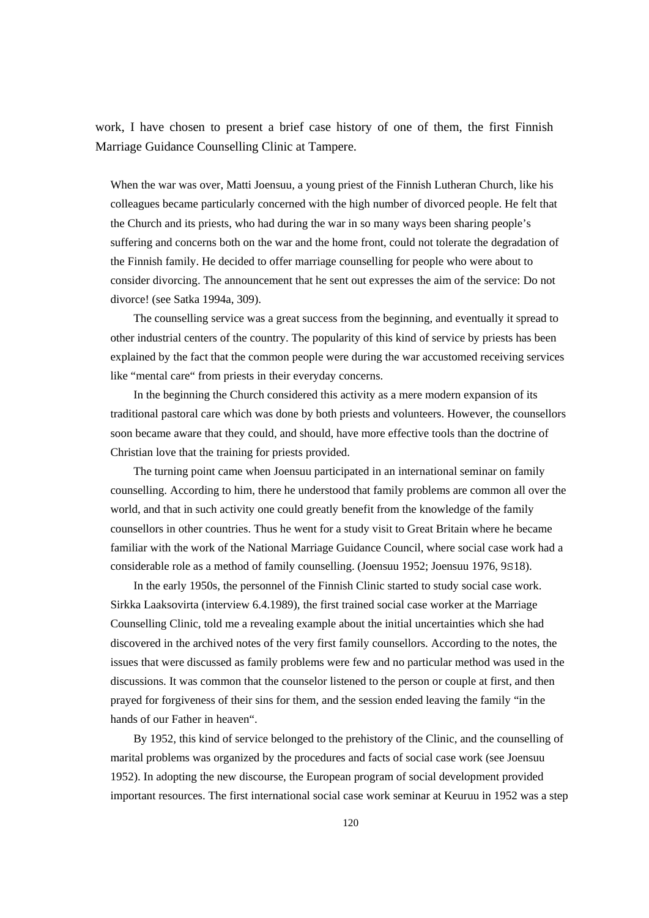work, I have chosen to present a brief case history of one of them, the first Finnish Marriage Guidance Counselling Clinic at Tampere.

> When the war was over, Matti Joensuu, a young priest of the Finnish Lutheran Church, like his colleagues became particularly concerned with the high number of divorced people. He felt that the Church and its priests, who had during the war in so many ways been sharing people's suffering and concerns both on the war and the home front, could not tolerate the degradation of the Finnish family. He decided to offer marriage counselling for people who were about to consider divorcing. The announcement that he sent out expresses the aim of the service: Do not divorce! (see Satka 1994a, 309).
>
> The counselling service was a great success from the beginning, and eventually it spread to other industrial centers of the country. The popularity of this kind of service by priests has been explained by the fact that the common people were during the war accustomed receiving services like "mental care" from priests in their everyday concerns.
>
> In the beginning the Church considered this activity as a mere modern expansion of its traditional pastoral care which was done by both priests and volunteers. However, the counsellors soon became aware that they could, and should, have more effective tools than the doctrine of Christian love that the training for priests provided.
>
> The turning point came when Joensuu participated in an international seminar on family counselling. According to him, there he understood that family problems are common all over the world, and that in such activity one could greatly benefit from the knowledge of the family counsellors in other countries. Thus he went for a study visit to Great Britain where he became familiar with the work of the National Marriage Guidance Council, where social case work had a considerable role as a method of family counselling. (Joensuu 1952; Joensuu 1976, 9S18).
>
> In the early 1950s, the personnel of the Finnish Clinic started to study social case work. Sirkka Laaksovirta (interview 6.4.1989), the first trained social case worker at the Marriage Counselling Clinic, told me a revealing example about the initial uncertainties which she had discovered in the archived notes of the very first family counsellors. According to the notes, the issues that were discussed as family problems were few and no particular method was used in the discussions. It was common that the counselor listened to the person or couple at first, and then prayed for forgiveness of their sins for them, and the session ended leaving the family "in the hands of our Father in heaven".
>
> By 1952, this kind of service belonged to the prehistory of the Clinic, and the counselling of marital problems was organized by the procedures and facts of social case work (see Joensuu 1952). In adopting the new discourse, the European program of social development provided important resources. The first international social case work seminar at Keuruu in 1952 was a step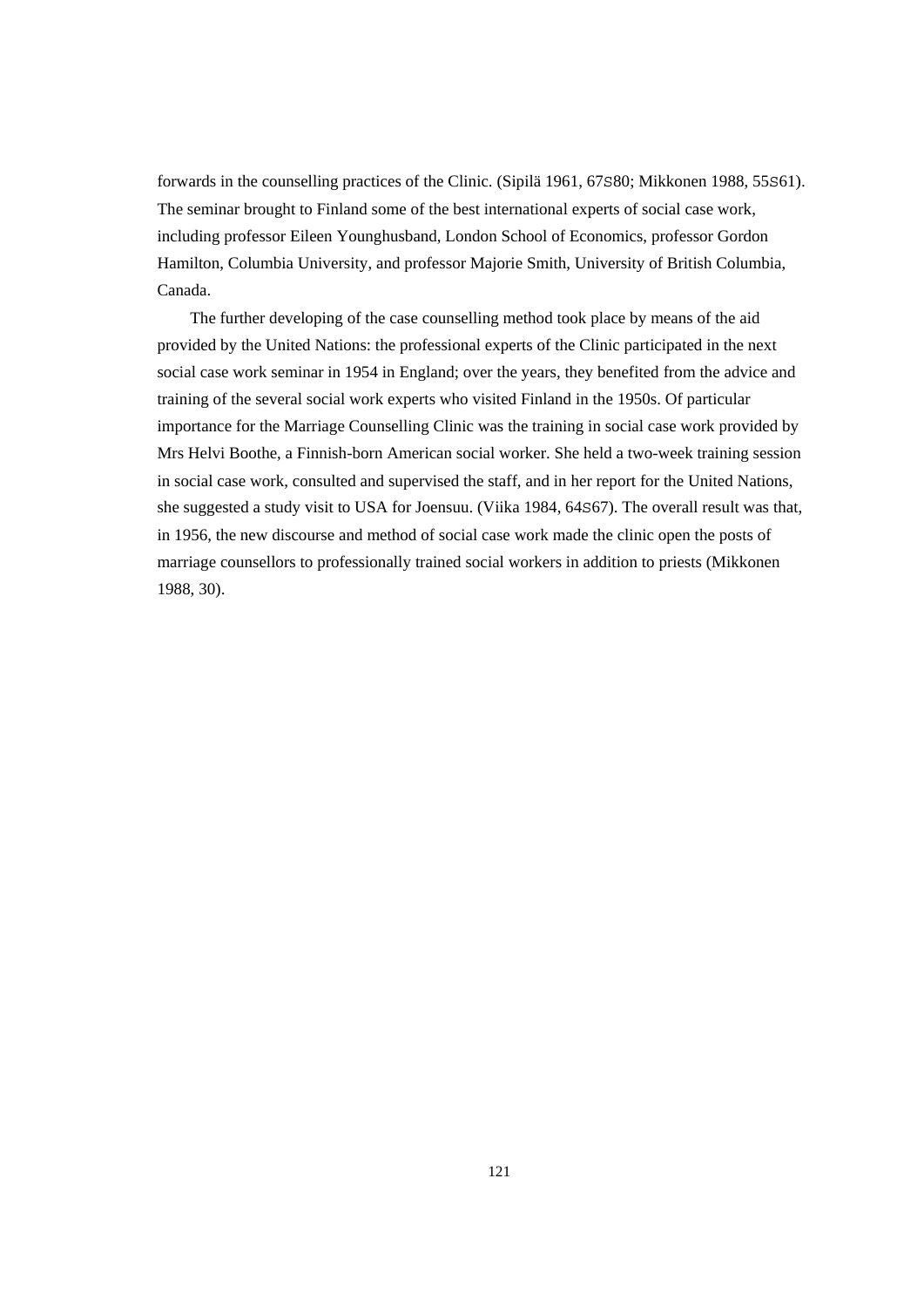forwards in the counselling practices of the Clinic. (Sipilä 1961, 67S80; Mikkonen 1988, 55S61). The seminar brought to Finland some of the best international experts of social case work, including professor Eileen Younghusband, London School of Economics, professor Gordon Hamilton, Columbia University, and professor Majorie Smith, University of British Columbia, Canada.

The further developing of the case counselling method took place by means of the aid provided by the United Nations: the professional experts of the Clinic participated in the next social case work seminar in 1954 in England; over the years, they benefited from the advice and training of the several social work experts who visited Finland in the 1950s. Of particular importance for the Marriage Counselling Clinic was the training in social case work provided by Mrs Helvi Boothe, a Finnish-born American social worker. She held a two-week training session in social case work, consulted and supervised the staff, and in her report for the United Nations, she suggested a study visit to USA for Joensuu. (Viika 1984, 64S67). The overall result was that, in 1956, the new discourse and method of social case work made the clinic open the posts of marriage counsellors to professionally trained social workers in addition to priests (Mikkonen 1988, 30).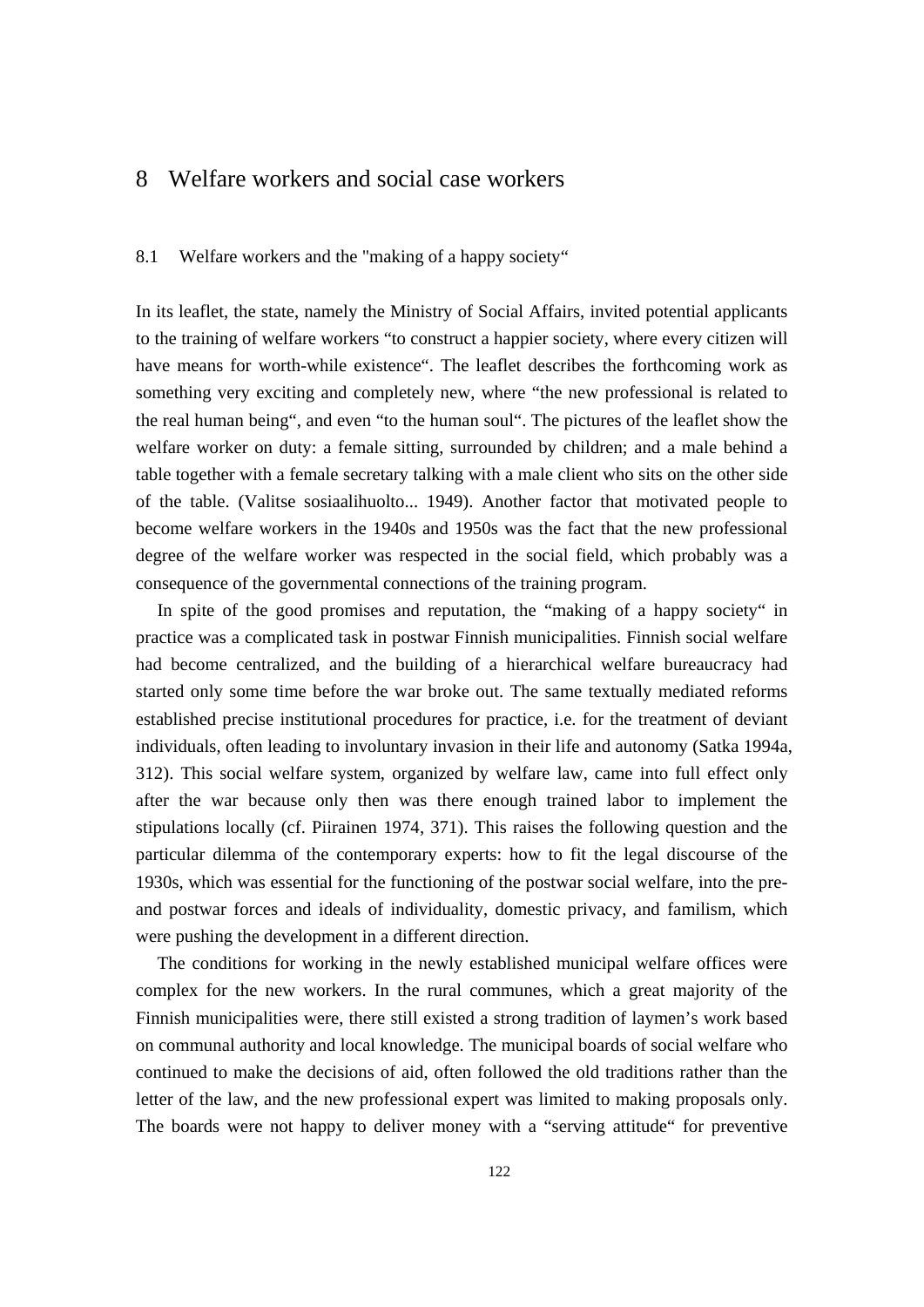# 8 Welfare workers and social case workers

## 8.1 Welfare workers and the "making of a happy society"

In its leaflet, the state, namely the Ministry of Social Affairs, invited potential applicants to the training of welfare workers "to construct a happier society, where every citizen will have means for worth-while existence". The leaflet describes the forthcoming work as something very exciting and completely new, where "the new professional is related to the real human being", and even "to the human soul". The pictures of the leaflet show the welfare worker on duty: a female sitting, surrounded by children; and a male behind a table together with a female secretary talking with a male client who sits on the other side of the table. (Valitse sosiaalihuolto... 1949). Another factor that motivated people to become welfare workers in the 1940s and 1950s was the fact that the new professional degree of the welfare worker was respected in the social field, which probably was a consequence of the governmental connections of the training program.

In spite of the good promises and reputation, the "making of a happy society" in practice was a complicated task in postwar Finnish municipalities. Finnish social welfare had become centralized, and the building of a hierarchical welfare bureaucracy had started only some time before the war broke out. The same textually mediated reforms established precise institutional procedures for practice, i.e. for the treatment of deviant individuals, often leading to involuntary invasion in their life and autonomy (Satka 1994a, 312). This social welfare system, organized by welfare law, came into full effect only after the war because only then was there enough trained labor to implement the stipulations locally (cf. Piirainen 1974, 371). This raises the following question and the particular dilemma of the contemporary experts: how to fit the legal discourse of the 1930s, which was essential for the functioning of the postwar social welfare, into the pre- and postwar forces and ideals of individuality, domestic privacy, and familism, which were pushing the development in a different direction.

The conditions for working in the newly established municipal welfare offices were complex for the new workers. In the rural communes, which a great majority of the Finnish municipalities were, there still existed a strong tradition of laymen's work based on communal authority and local knowledge. The municipal boards of social welfare who continued to make the decisions of aid, often followed the old traditions rather than the letter of the law, and the new professional expert was limited to making proposals only. The boards were not happy to deliver money with a "serving attitude" for preventive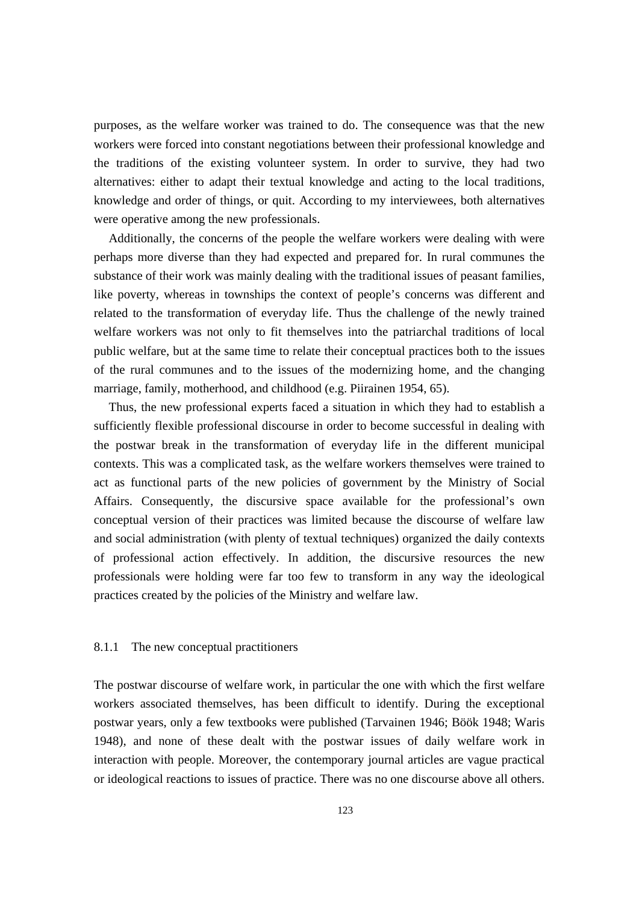purposes, as the welfare worker was trained to do. The consequence was that the new workers were forced into constant negotiations between their professional knowledge and the traditions of the existing volunteer system. In order to survive, they had two alternatives: either to adapt their textual knowledge and acting to the local traditions, knowledge and order of things, or quit. According to my interviewees, both alternatives were operative among the new professionals.

Additionally, the concerns of the people the welfare workers were dealing with were perhaps more diverse than they had expected and prepared for. In rural communes the substance of their work was mainly dealing with the traditional issues of peasant families, like poverty, whereas in townships the context of people's concerns was different and related to the transformation of everyday life. Thus the challenge of the newly trained welfare workers was not only to fit themselves into the patriarchal traditions of local public welfare, but at the same time to relate their conceptual practices both to the issues of the rural communes and to the issues of the modernizing home, and the changing marriage, family, motherhood, and childhood (e.g. Piirainen 1954, 65).

Thus, the new professional experts faced a situation in which they had to establish a sufficiently flexible professional discourse in order to become successful in dealing with the postwar break in the transformation of everyday life in the different municipal contexts. This was a complicated task, as the welfare workers themselves were trained to act as functional parts of the new policies of government by the Ministry of Social Affairs. Consequently, the discursive space available for the professional's own conceptual version of their practices was limited because the discourse of welfare law and social administration (with plenty of textual techniques) organized the daily contexts of professional action effectively. In addition, the discursive resources the new professionals were holding were far too few to transform in any way the ideological practices created by the policies of the Ministry and welfare law.

### 8.1.1 The new conceptual practitioners

The postwar discourse of welfare work, in particular the one with which the first welfare workers associated themselves, has been difficult to identify. During the exceptional postwar years, only a few textbooks were published (Tarvainen 1946; Böök 1948; Waris 1948), and none of these dealt with the postwar issues of daily welfare work in interaction with people. Moreover, the contemporary journal articles are vague practical or ideological reactions to issues of practice. There was no one discourse above all others.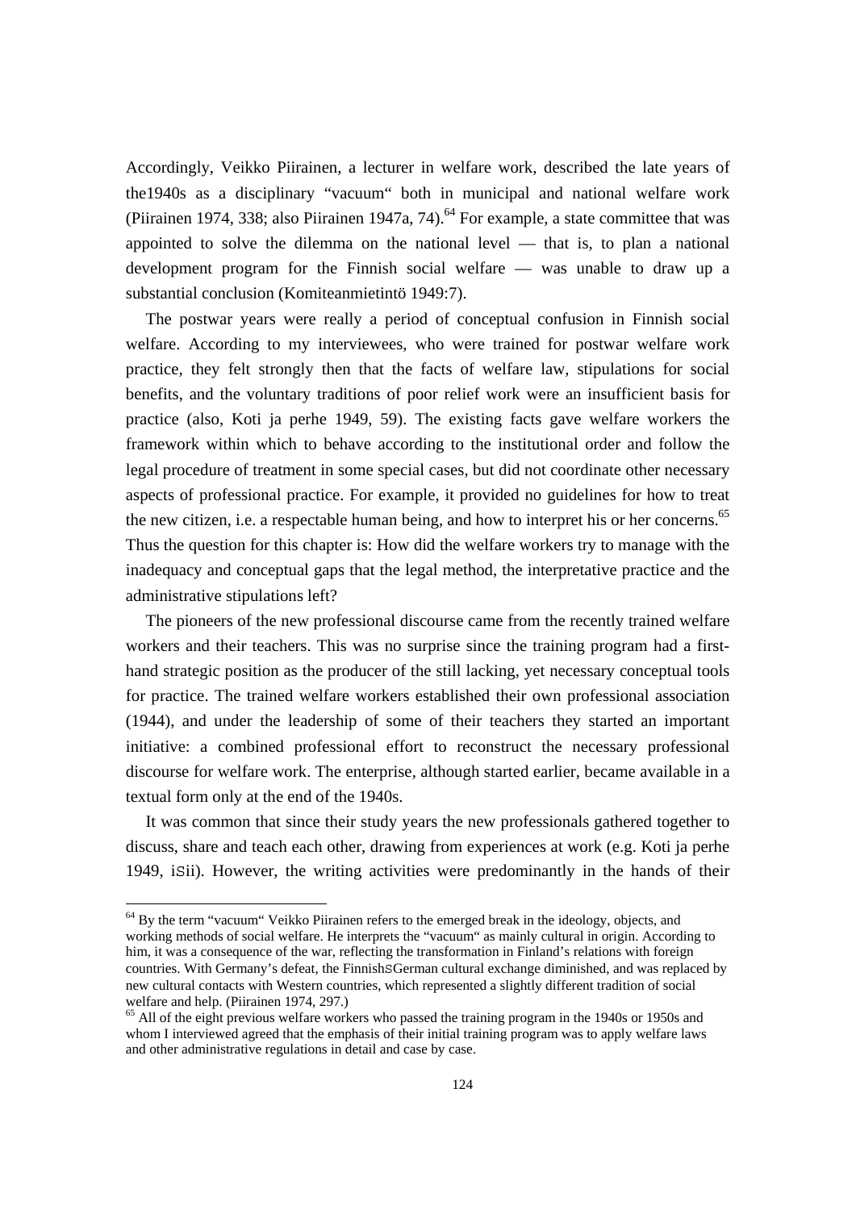Accordingly, Veikko Piirainen, a lecturer in welfare work, described the late years of the1940s as a disciplinary "vacuum" both in municipal and national welfare work (Piirainen 1974, 338; also Piirainen 1947a, 74).[64] For example, a state committee that was appointed to solve the dilemma on the national level — that is, to plan a national development program for the Finnish social welfare — was unable to draw up a substantial conclusion (Komiteanmietintö 1949:7).

The postwar years were really a period of conceptual confusion in Finnish social welfare. According to my interviewees, who were trained for postwar welfare work practice, they felt strongly then that the facts of welfare law, stipulations for social benefits, and the voluntary traditions of poor relief work were an insufficient basis for practice (also, Koti ja perhe 1949, 59). The existing facts gave welfare workers the framework within which to behave according to the institutional order and follow the legal procedure of treatment in some special cases, but did not coordinate other necessary aspects of professional practice. For example, it provided no guidelines for how to treat the new citizen, i.e. a respectable human being, and how to interpret his or her concerns.[65] Thus the question for this chapter is: How did the welfare workers try to manage with the inadequacy and conceptual gaps that the legal method, the interpretative practice and the administrative stipulations left?

The pioneers of the new professional discourse came from the recently trained welfare workers and their teachers. This was no surprise since the training program had a first-hand strategic position as the producer of the still lacking, yet necessary conceptual tools for practice. The trained welfare workers established their own professional association (1944), and under the leadership of some of their teachers they started an important initiative: a combined professional effort to reconstruct the necessary professional discourse for welfare work. The enterprise, although started earlier, became available in a textual form only at the end of the 1940s.

It was common that since their study years the new professionals gathered together to discuss, share and teach each other, drawing from experiences at work (e.g. Koti ja perhe 1949, iSii). However, the writing activities were predominantly in the hands of their

[64] By the term "vacuum" Veikko Piirainen refers to the emerged break in the ideology, objects, and working methods of social welfare. He interprets the "vacuum" as mainly cultural in origin. According to him, it was a consequence of the war, reflecting the transformation in Finland's relations with foreign countries. With Germany's defeat, the FinnishSGerman cultural exchange diminished, and was replaced by new cultural contacts with Western countries, which represented a slightly different tradition of social welfare and help. (Piirainen 1974, 297.)

[65] All of the eight previous welfare workers who passed the training program in the 1940s or 1950s and whom I interviewed agreed that the emphasis of their initial training program was to apply welfare laws and other administrative regulations in detail and case by case.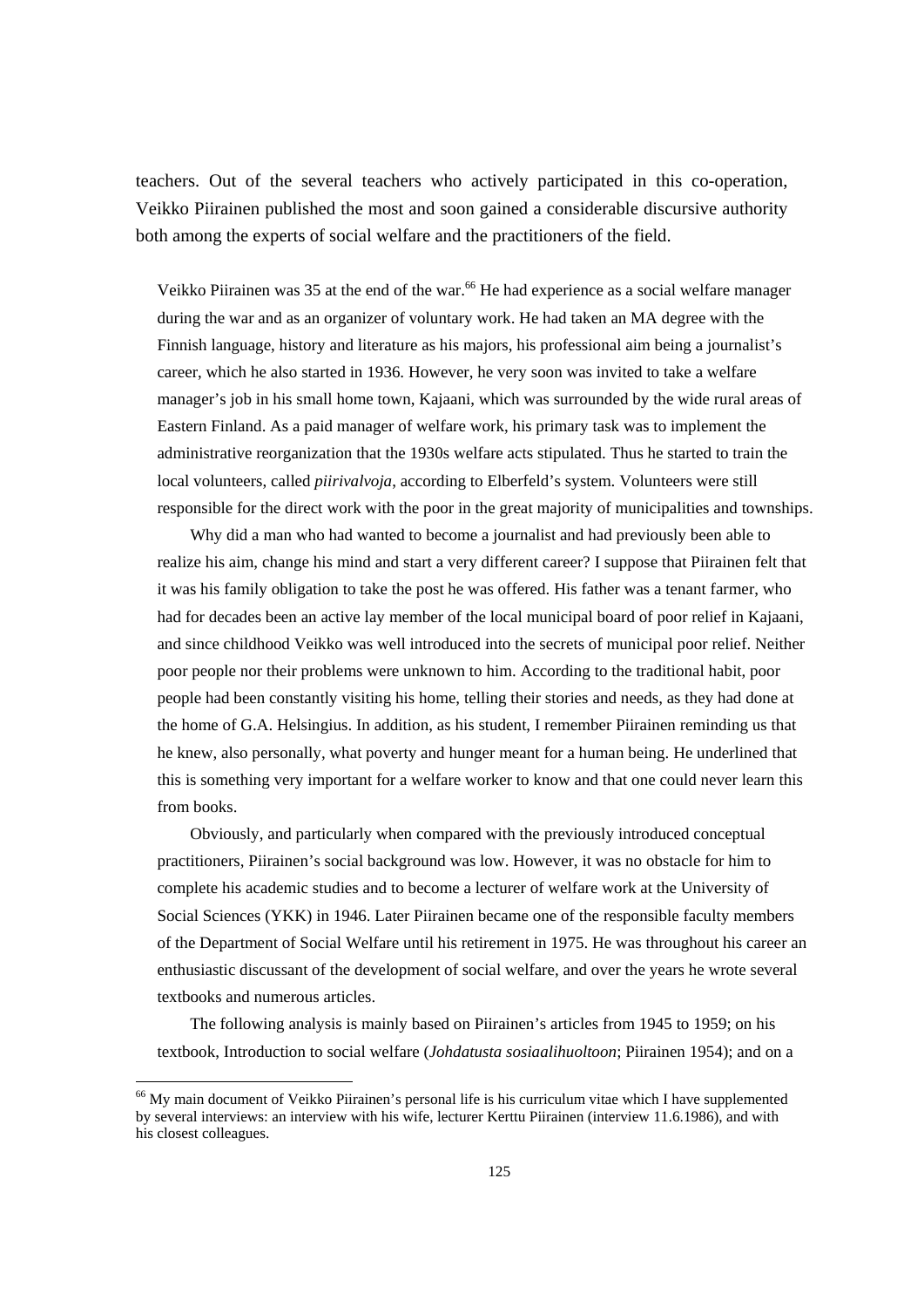teachers. Out of the several teachers who actively participated in this co-operation, Veikko Piirainen published the most and soon gained a considerable discursive authority both among the experts of social welfare and the practitioners of the field.

Veikko Piirainen was 35 at the end of the war.[66] He had experience as a social welfare manager during the war and as an organizer of voluntary work. He had taken an MA degree with the Finnish language, history and literature as his majors, his professional aim being a journalist's career, which he also started in 1936. However, he very soon was invited to take a welfare manager's job in his small home town, Kajaani, which was surrounded by the wide rural areas of Eastern Finland. As a paid manager of welfare work, his primary task was to implement the administrative reorganization that the 1930s welfare acts stipulated. Thus he started to train the local volunteers, called *piirivalvoja*, according to Elberfeld's system. Volunteers were still responsible for the direct work with the poor in the great majority of municipalities and townships.

Why did a man who had wanted to become a journalist and had previously been able to realize his aim, change his mind and start a very different career? I suppose that Piirainen felt that it was his family obligation to take the post he was offered. His father was a tenant farmer, who had for decades been an active lay member of the local municipal board of poor relief in Kajaani, and since childhood Veikko was well introduced into the secrets of municipal poor relief. Neither poor people nor their problems were unknown to him. According to the traditional habit, poor people had been constantly visiting his home, telling their stories and needs, as they had done at the home of G.A. Helsingius. In addition, as his student, I remember Piirainen reminding us that he knew, also personally, what poverty and hunger meant for a human being. He underlined that this is something very important for a welfare worker to know and that one could never learn this from books.

Obviously, and particularly when compared with the previously introduced conceptual practitioners, Piirainen's social background was low. However, it was no obstacle for him to complete his academic studies and to become a lecturer of welfare work at the University of Social Sciences (YKK) in 1946. Later Piirainen became one of the responsible faculty members of the Department of Social Welfare until his retirement in 1975. He was throughout his career an enthusiastic discussant of the development of social welfare, and over the years he wrote several textbooks and numerous articles.

The following analysis is mainly based on Piirainen's articles from 1945 to 1959; on his textbook, Introduction to social welfare (*Johdatusta sosiaalihuoltoon*; Piirainen 1954); and on a

---

[66] My main document of Veikko Piirainen's personal life is his curriculum vitae which I have supplemented by several interviews: an interview with his wife, lecturer Kerttu Piirainen (interview 11.6.1986), and with his closest colleagues.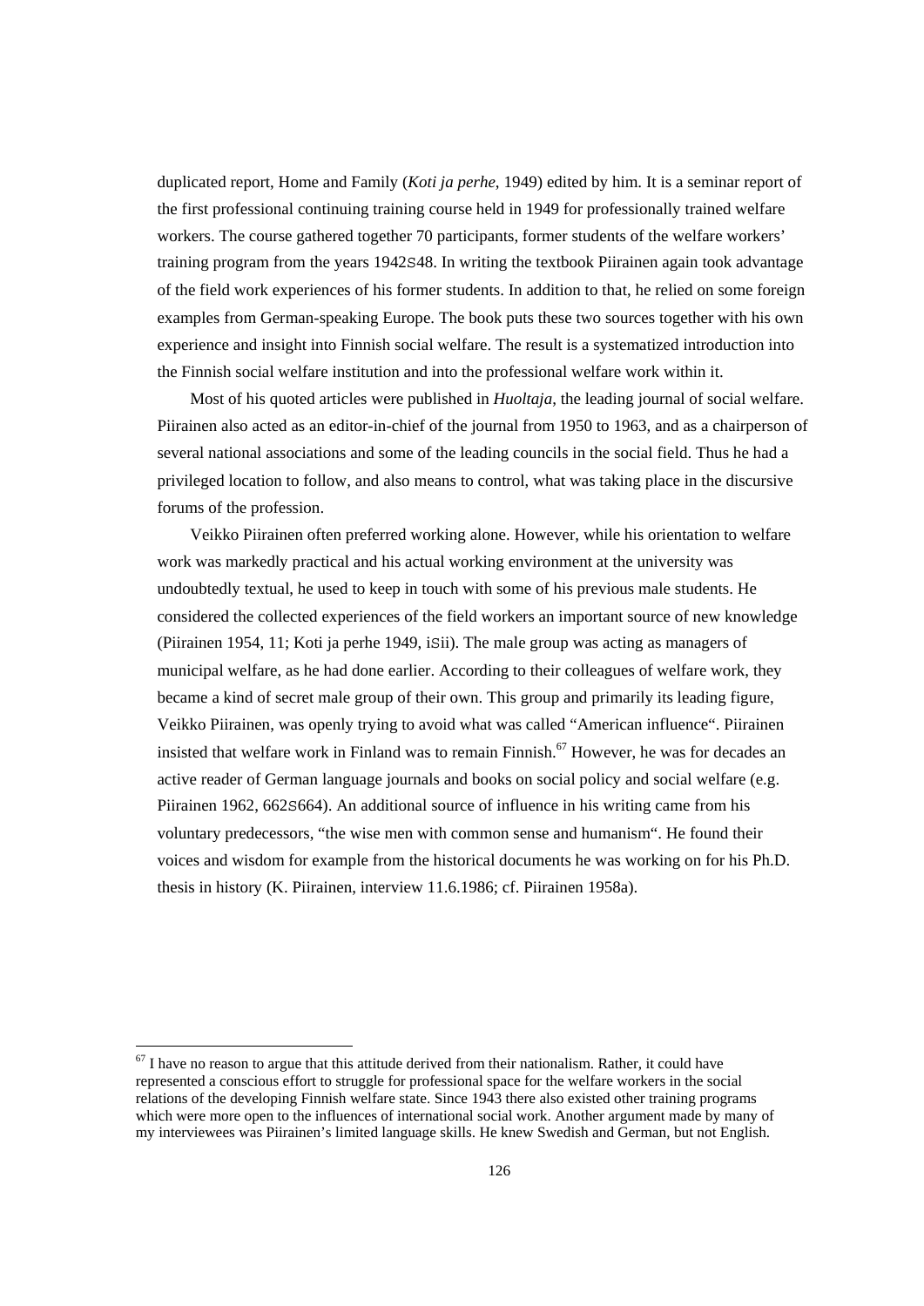duplicated report, Home and Family (*Koti ja perhe*, 1949) edited by him. It is a seminar report of the first professional continuing training course held in 1949 for professionally trained welfare workers. The course gathered together 70 participants, former students of the welfare workers' training program from the years 1942S48. In writing the textbook Piirainen again took advantage of the field work experiences of his former students. In addition to that, he relied on some foreign examples from German-speaking Europe. The book puts these two sources together with his own experience and insight into Finnish social welfare. The result is a systematized introduction into the Finnish social welfare institution and into the professional welfare work within it.

Most of his quoted articles were published in *Huoltaja*, the leading journal of social welfare. Piirainen also acted as an editor-in-chief of the journal from 1950 to 1963, and as a chairperson of several national associations and some of the leading councils in the social field. Thus he had a privileged location to follow, and also means to control, what was taking place in the discursive forums of the profession.

Veikko Piirainen often preferred working alone. However, while his orientation to welfare work was markedly practical and his actual working environment at the university was undoubtedly textual, he used to keep in touch with some of his previous male students. He considered the collected experiences of the field workers an important source of new knowledge (Piirainen 1954, 11; Koti ja perhe 1949, iSii). The male group was acting as managers of municipal welfare, as he had done earlier. According to their colleagues of welfare work, they became a kind of secret male group of their own. This group and primarily its leading figure, Veikko Piirainen, was openly trying to avoid what was called "American influence". Piirainen insisted that welfare work in Finland was to remain Finnish.[67] However, he was for decades an active reader of German language journals and books on social policy and social welfare (e.g. Piirainen 1962, 662S664). An additional source of influence in his writing came from his voluntary predecessors, "the wise men with common sense and humanism". He found their voices and wisdom for example from the historical documents he was working on for his Ph.D. thesis in history (K. Piirainen, interview 11.6.1986; cf. Piirainen 1958a).

[67] I have no reason to argue that this attitude derived from their nationalism. Rather, it could have represented a conscious effort to struggle for professional space for the welfare workers in the social relations of the developing Finnish welfare state. Since 1943 there also existed other training programs which were more open to the influences of international social work. Another argument made by many of my interviewees was Piirainen's limited language skills. He knew Swedish and German, but not English.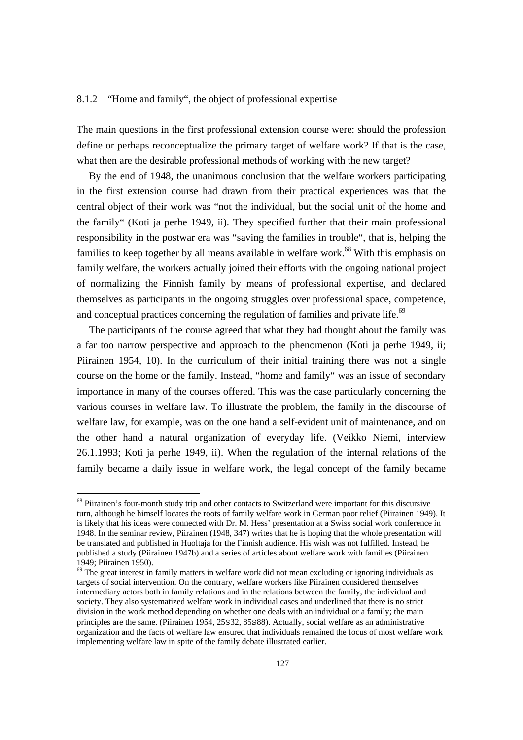### 8.1.2 "Home and family", the object of professional expertise

The main questions in the first professional extension course were: should the profession define or perhaps reconceptualize the primary target of welfare work? If that is the case, what then are the desirable professional methods of working with the new target?

By the end of 1948, the unanimous conclusion that the welfare workers participating in the first extension course had drawn from their practical experiences was that the central object of their work was "not the individual, but the social unit of the home and the family" (Koti ja perhe 1949, ii). They specified further that their main professional responsibility in the postwar era was "saving the families in trouble", that is, helping the families to keep together by all means available in welfare work.[68] With this emphasis on family welfare, the workers actually joined their efforts with the ongoing national project of normalizing the Finnish family by means of professional expertise, and declared themselves as participants in the ongoing struggles over professional space, competence, and conceptual practices concerning the regulation of families and private life.[69]

The participants of the course agreed that what they had thought about the family was a far too narrow perspective and approach to the phenomenon (Koti ja perhe 1949, ii; Piirainen 1954, 10). In the curriculum of their initial training there was not a single course on the home or the family. Instead, "home and family" was an issue of secondary importance in many of the courses offered. This was the case particularly concerning the various courses in welfare law. To illustrate the problem, the family in the discourse of welfare law, for example, was on the one hand a self-evident unit of maintenance, and on the other hand a natural organization of everyday life. (Veikko Niemi, interview 26.1.1993; Koti ja perhe 1949, ii). When the regulation of the internal relations of the family became a daily issue in welfare work, the legal concept of the family became

---

[68] Piirainen's four-month study trip and other contacts to Switzerland were important for this discursive turn, although he himself locates the roots of family welfare work in German poor relief (Piirainen 1949). It is likely that his ideas were connected with Dr. M. Hess' presentation at a Swiss social work conference in 1948. In the seminar review, Piirainen (1948, 347) writes that he is hoping that the whole presentation will be translated and published in Huoltaja for the Finnish audience. His wish was not fulfilled. Instead, he published a study (Piirainen 1947b) and a series of articles about welfare work with families (Piirainen 1949; Piirainen 1950).

[69] The great interest in family matters in welfare work did not mean excluding or ignoring individuals as targets of social intervention. On the contrary, welfare workers like Piirainen considered themselves intermediary actors both in family relations and in the relations between the family, the individual and society. They also systematized welfare work in individual cases and underlined that there is no strict division in the work method depending on whether one deals with an individual or a family; the main principles are the same. (Piirainen 1954, 25‑32, 85‑88). Actually, social welfare as an administrative organization and the facts of welfare law ensured that individuals remained the focus of most welfare work implementing welfare law in spite of the family debate illustrated earlier.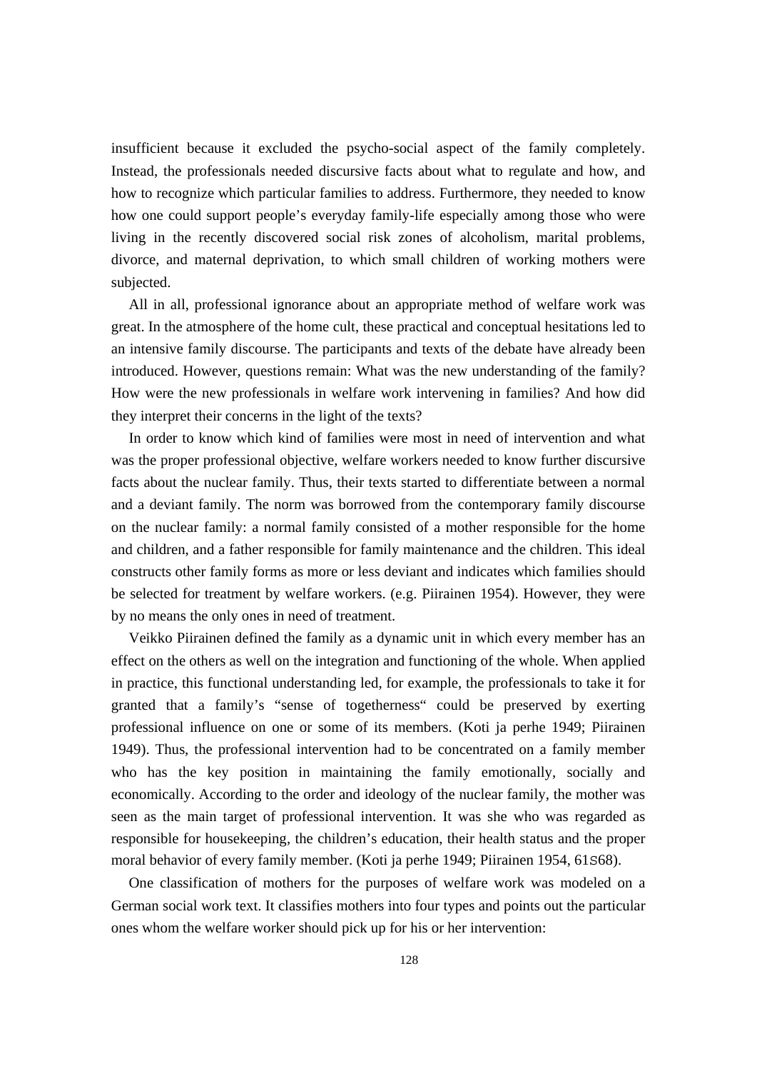insufficient because it excluded the psycho-social aspect of the family completely. Instead, the professionals needed discursive facts about what to regulate and how, and how to recognize which particular families to address. Furthermore, they needed to know how one could support people's everyday family-life especially among those who were living in the recently discovered social risk zones of alcoholism, marital problems, divorce, and maternal deprivation, to which small children of working mothers were subjected.

All in all, professional ignorance about an appropriate method of welfare work was great. In the atmosphere of the home cult, these practical and conceptual hesitations led to an intensive family discourse. The participants and texts of the debate have already been introduced. However, questions remain: What was the new understanding of the family? How were the new professionals in welfare work intervening in families? And how did they interpret their concerns in the light of the texts?

In order to know which kind of families were most in need of intervention and what was the proper professional objective, welfare workers needed to know further discursive facts about the nuclear family. Thus, their texts started to differentiate between a normal and a deviant family. The norm was borrowed from the contemporary family discourse on the nuclear family: a normal family consisted of a mother responsible for the home and children, and a father responsible for family maintenance and the children. This ideal constructs other family forms as more or less deviant and indicates which families should be selected for treatment by welfare workers. (e.g. Piirainen 1954). However, they were by no means the only ones in need of treatment.

Veikko Piirainen defined the family as a dynamic unit in which every member has an effect on the others as well on the integration and functioning of the whole. When applied in practice, this functional understanding led, for example, the professionals to take it for granted that a family's "sense of togetherness" could be preserved by exerting professional influence on one or some of its members. (Koti ja perhe 1949; Piirainen 1949). Thus, the professional intervention had to be concentrated on a family member who has the key position in maintaining the family emotionally, socially and economically. According to the order and ideology of the nuclear family, the mother was seen as the main target of professional intervention. It was she who was regarded as responsible for housekeeping, the children's education, their health status and the proper moral behavior of every family member. (Koti ja perhe 1949; Piirainen 1954, 61S68).

One classification of mothers for the purposes of welfare work was modeled on a German social work text. It classifies mothers into four types and points out the particular ones whom the welfare worker should pick up for his or her intervention: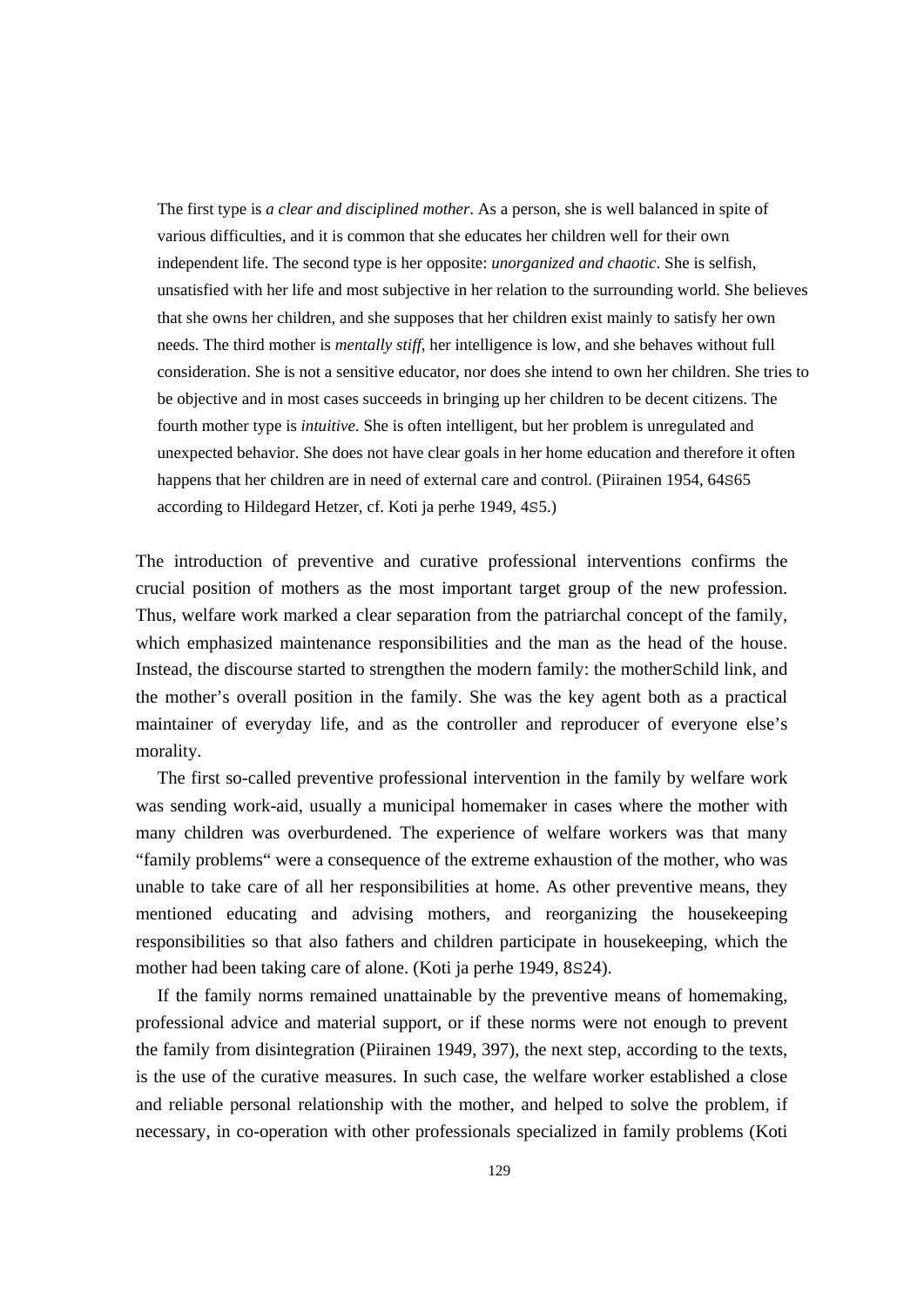> The first type is *a clear and disciplined mother*. As a person, she is well balanced in spite of various difficulties, and it is common that she educates her children well for their own independent life. The second type is her opposite: *unorganized and chaotic*. She is selfish, unsatisfied with her life and most subjective in her relation to the surrounding world. She believes that she owns her children, and she supposes that her children exist mainly to satisfy her own needs. The third mother is *mentally stiff*, her intelligence is low, and she behaves without full consideration. She is not a sensitive educator, nor does she intend to own her children. She tries to be objective and in most cases succeeds in bringing up her children to be decent citizens. The fourth mother type is *intuitive*. She is often intelligent, but her problem is unregulated and unexpected behavior. She does not have clear goals in her home education and therefore it often happens that her children are in need of external care and control. (Piirainen 1954, 64S65 according to Hildegard Hetzer, cf. Koti ja perhe 1949, 4S5.)

The introduction of preventive and curative professional interventions confirms the crucial position of mothers as the most important target group of the new profession. Thus, welfare work marked a clear separation from the patriarchal concept of the family, which emphasized maintenance responsibilities and the man as the head of the house. Instead, the discourse started to strengthen the modern family: the motherSchild link, and the mother's overall position in the family. She was the key agent both as a practical maintainer of everyday life, and as the controller and reproducer of everyone else's morality.

The first so-called preventive professional intervention in the family by welfare work was sending work-aid, usually a municipal homemaker in cases where the mother with many children was overburdened. The experience of welfare workers was that many "family problems" were a consequence of the extreme exhaustion of the mother, who was unable to take care of all her responsibilities at home. As other preventive means, they mentioned educating and advising mothers, and reorganizing the housekeeping responsibilities so that also fathers and children participate in housekeeping, which the mother had been taking care of alone. (Koti ja perhe 1949, 8S24).

If the family norms remained unattainable by the preventive means of homemaking, professional advice and material support, or if these norms were not enough to prevent the family from disintegration (Piirainen 1949, 397), the next step, according to the texts, is the use of the curative measures. In such case, the welfare worker established a close and reliable personal relationship with the mother, and helped to solve the problem, if necessary, in co-operation with other professionals specialized in family problems (Koti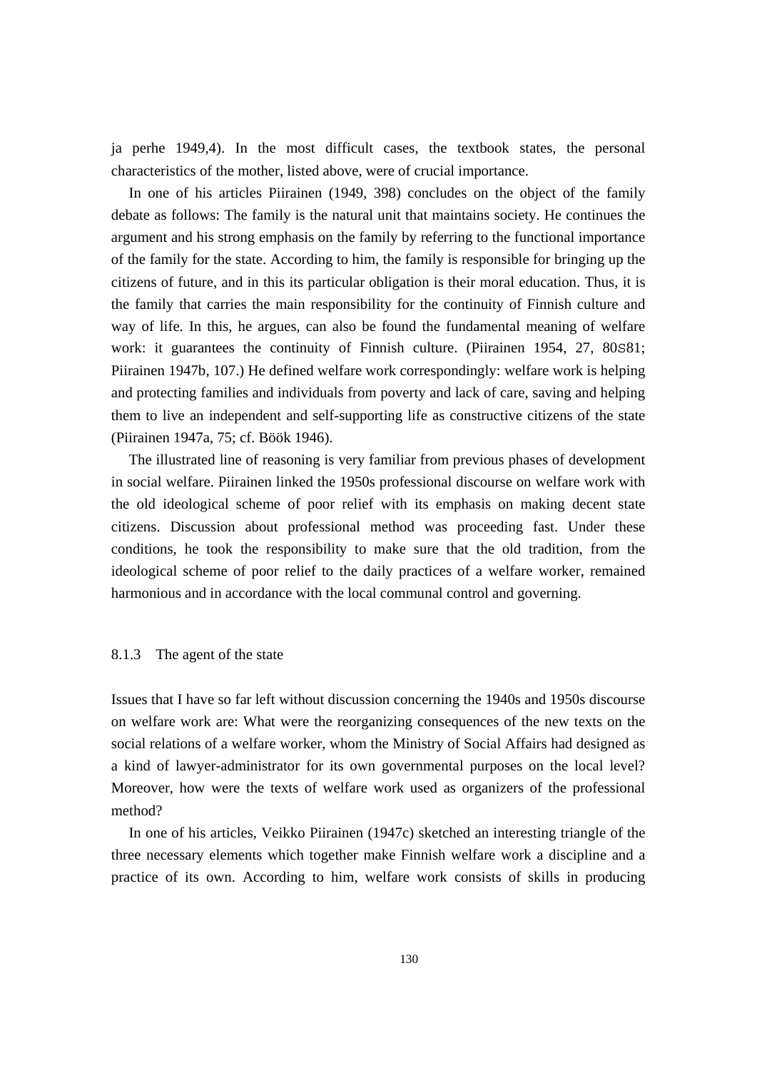ja perhe 1949,4). In the most difficult cases, the textbook states, the personal characteristics of the mother, listed above, were of crucial importance.

In one of his articles Piirainen (1949, 398) concludes on the object of the family debate as follows: The family is the natural unit that maintains society. He continues the argument and his strong emphasis on the family by referring to the functional importance of the family for the state. According to him, the family is responsible for bringing up the citizens of future, and in this its particular obligation is their moral education. Thus, it is the family that carries the main responsibility for the continuity of Finnish culture and way of life. In this, he argues, can also be found the fundamental meaning of welfare work: it guarantees the continuity of Finnish culture. (Piirainen 1954, 27, 80S81; Piirainen 1947b, 107.) He defined welfare work correspondingly: welfare work is helping and protecting families and individuals from poverty and lack of care, saving and helping them to live an independent and self-supporting life as constructive citizens of the state (Piirainen 1947a, 75; cf.Böök 1946).

The illustrated line of reasoning is very familiar from previous phases of development in social welfare. Piirainen linked the 1950s professional discourse on welfare work with the old ideological scheme of poor relief with its emphasis on making decent state citizens. Discussion about professional method was proceeding fast. Under these conditions, he took the responsibility to make sure that the old tradition, from the ideological scheme of poor relief to the daily practices of a welfare worker, remained harmonious and in accordance with the local communal control and governing.

### 8.1.3 The agent of the state

Issues that I have so far left without discussion concerning the 1940s and 1950s discourse on welfare work are: What were the reorganizing consequences of the new texts on the social relations of a welfare worker, whom the Ministry of Social Affairs had designed as a kind of lawyer-administrator for its own governmental purposes on the local level? Moreover, how were the texts of welfare work used as organizers of the professional method?

In one of his articles, Veikko Piirainen (1947c) sketched an interesting triangle of the three necessary elements which together make Finnish welfare work a discipline and a practice of its own. According to him, welfare work consists of skills in producing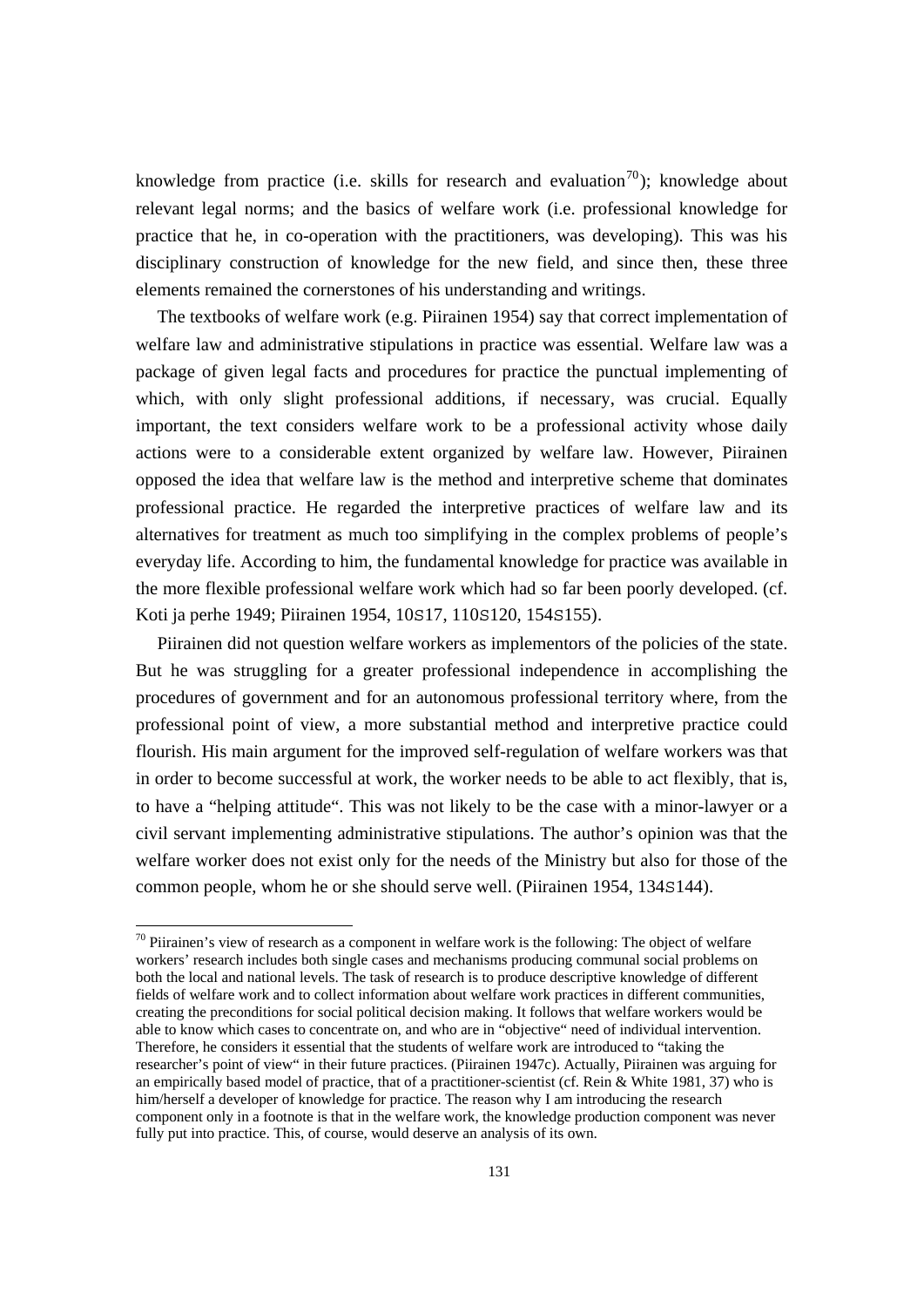knowledge from practice (i.e. skills for research and evaluation[70]); knowledge about relevant legal norms; and the basics of welfare work (i.e. professional knowledge for practice that he, in co-operation with the practitioners, was developing). This was his disciplinary construction of knowledge for the new field, and since then, these three elements remained the cornerstones of his understanding and writings.

The textbooks of welfare work (e.g. Piirainen 1954) say that correct implementation of welfare law and administrative stipulations in practice was essential. Welfare law was a package of given legal facts and procedures for practice the punctual implementing of which, with only slight professional additions, if necessary, was crucial. Equally important, the text considers welfare work to be a professional activity whose daily actions were to a considerable extent organized by welfare law. However, Piirainen opposed the idea that welfare law is the method and interpretive scheme that dominates professional practice. He regarded the interpretive practices of welfare law and its alternatives for treatment as much too simplifying in the complex problems of people's everyday life. According to him, the fundamental knowledge for practice was available in the more flexible professional welfare work which had so far been poorly developed. (cf. Koti ja perhe 1949; Piirainen 1954, 10S17, 110S120, 154S155).

Piirainen did not question welfare workers as implementors of the policies of the state. But he was struggling for a greater professional independence in accomplishing the procedures of government and for an autonomous professional territory where, from the professional point of view, a more substantial method and interpretive practice could flourish. His main argument for the improved self-regulation of welfare workers was that in order to become successful at work, the worker needs to be able to act flexibly, that is, to have a "helping attitude". This was not likely to be the case with a minor-lawyer or a civil servant implementing administrative stipulations. The author's opinion was that the welfare worker does not exist only for the needs of the Ministry but also for those of the common people, whom he or she should serve well. (Piirainen 1954, 134S144).

---

[70] Piirainen's view of research as a component in welfare work is the following: The object of welfare workers' research includes both single cases and mechanisms producing communal social problems on both the local and national levels. The task of research is to produce descriptive knowledge of different fields of welfare work and to collect information about welfare work practices in different communities, creating the preconditions for social political decision making. It follows that welfare workers would be able to know which cases to concentrate on, and who are in "objective" need of individual intervention. Therefore, he considers it essential that the students of welfare work are introduced to "taking the researcher's point of view" in their future practices. (Piirainen 1947c). Actually, Piirainen was arguing for an empirically based model of practice, that of a practitioner-scientist (cf. Rein & White 1981, 37) who is him/herself a developer of knowledge for practice. The reason why I am introducing the research component only in a footnote is that in the welfare work, the knowledge production component was never fully put into practice. This, of course, would deserve an analysis of its own.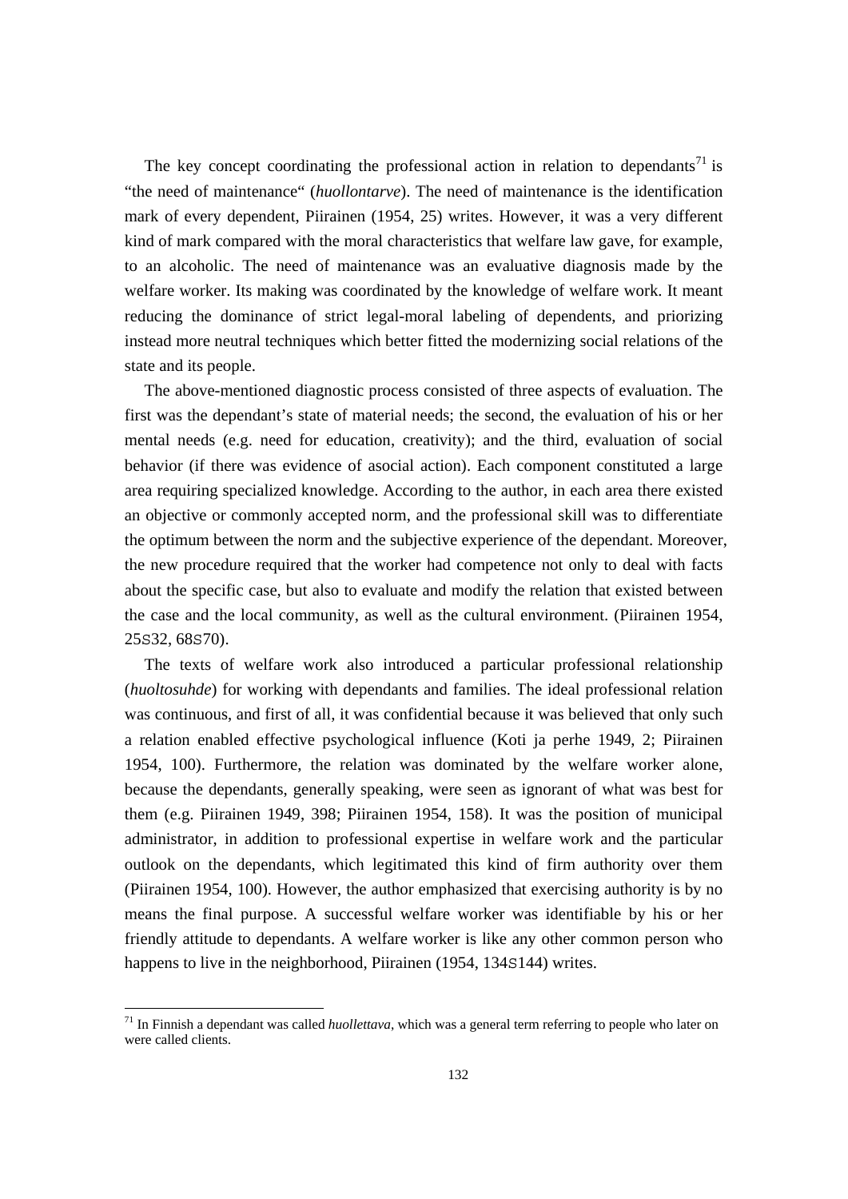The key concept coordinating the professional action in relation to dependants[71] is "the need of maintenance" (*huollontarve*). The need of maintenance is the identification mark of every dependent, Piirainen (1954, 25) writes. However, it was a very different kind of mark compared with the moral characteristics that welfare law gave, for example, to an alcoholic. The need of maintenance was an evaluative diagnosis made by the welfare worker. Its making was coordinated by the knowledge of welfare work. It meant reducing the dominance of strict legal-moral labeling of dependents, and priorizing instead more neutral techniques which better fitted the modernizing social relations of the state and its people.

The above-mentioned diagnostic process consisted of three aspects of evaluation. The first was the dependant's state of material needs; the second, the evaluation of his or her mental needs (e.g. need for education, creativity); and the third, evaluation of social behavior (if there was evidence of asocial action). Each component constituted a large area requiring specialized knowledge. According to the author, in each area there existed an objective or commonly accepted norm, and the professional skill was to differentiate the optimum between the norm and the subjective experience of the dependant. Moreover, the new procedure required that the worker had competence not only to deal with facts about the specific case, but also to evaluate and modify the relation that existed between the case and the local community, as well as the cultural environment. (Piirainen 1954, 25S32, 68S70).

The texts of welfare work also introduced a particular professional relationship (*huoltosuhde*) for working with dependants and families. The ideal professional relation was continuous, and first of all, it was confidential because it was believed that only such a relation enabled effective psychological influence (Koti ja perhe 1949, 2; Piirainen 1954, 100). Furthermore, the relation was dominated by the welfare worker alone, because the dependants, generally speaking, were seen as ignorant of what was best for them (e.g. Piirainen 1949, 398; Piirainen 1954, 158). It was the position of municipal administrator, in addition to professional expertise in welfare work and the particular outlook on the dependants, which legitimated this kind of firm authority over them (Piirainen 1954, 100). However, the author emphasized that exercising authority is by no means the final purpose. A successful welfare worker was identifiable by his or her friendly attitude to dependants. A welfare worker is like any other common person who happens to live in the neighborhood, Piirainen (1954, 134S144) writes.

[71] In Finnish a dependant was called *huollettava*, which was a general term referring to people who later on were called clients.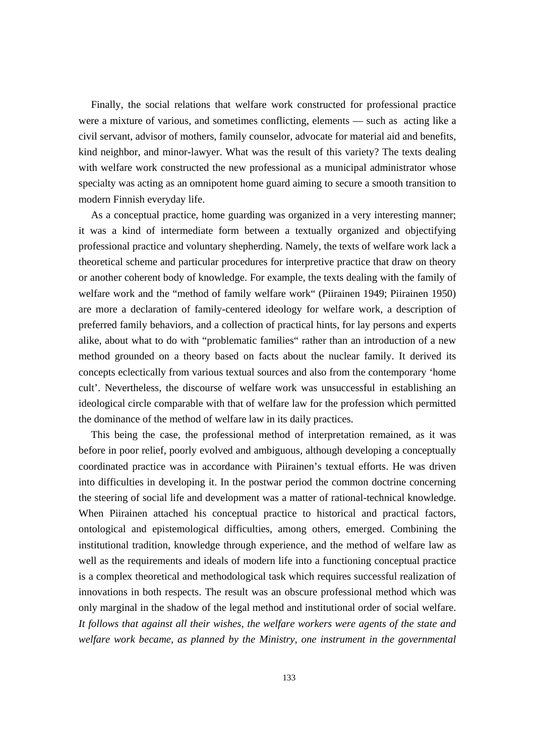Finally, the social relations that welfare work constructed for professional practice were a mixture of various, and sometimes conflicting, elements — such as acting like a civil servant, advisor of mothers, family counselor, advocate for material aid and benefits, kind neighbor, and minor-lawyer. What was the result of this variety? The texts dealing with welfare work constructed the new professional as a municipal administrator whose specialty was acting as an omnipotent home guard aiming to secure a smooth transition to modern Finnish everyday life.

As a conceptual practice, home guarding was organized in a very interesting manner; it was a kind of intermediate form between a textually organized and objectifying professional practice and voluntary shepherding. Namely, the texts of welfare work lack a theoretical scheme and particular procedures for interpretive practice that draw on theory or another coherent body of knowledge. For example, the texts dealing with the family of welfare work and the "method of family welfare work" (Piirainen 1949; Piirainen 1950) are more a declaration of family-centered ideology for welfare work, a description of preferred family behaviors, and a collection of practical hints, for lay persons and experts alike, about what to do with "problematic families" rather than an introduction of a new method grounded on a theory based on facts about the nuclear family. It derived its concepts eclectically from various textual sources and also from the contemporary 'home cult'. Nevertheless, the discourse of welfare work was unsuccessful in establishing an ideological circle comparable with that of welfare law for the profession which permitted the dominance of the method of welfare law in its daily practices.

This being the case, the professional method of interpretation remained, as it was before in poor relief, poorly evolved and ambiguous, although developing a conceptually coordinated practice was in accordance with Piirainen's textual efforts. He was driven into difficulties in developing it. In the postwar period the common doctrine concerning the steering of social life and development was a matter of rational-technical knowledge. When Piirainen attached his conceptual practice to historical and practical factors, ontological and epistemological difficulties, among others, emerged. Combining the institutional tradition, knowledge through experience, and the method of welfare law as well as the requirements and ideals of modern life into a functioning conceptual practice is a complex theoretical and methodological task which requires successful realization of innovations in both respects. The result was an obscure professional method which was only marginal in the shadow of the legal method and institutional order of social welfare. *It follows that against all their wishes, the welfare workers were agents of the state and welfare work became, as planned by the Ministry, one instrument in the governmental*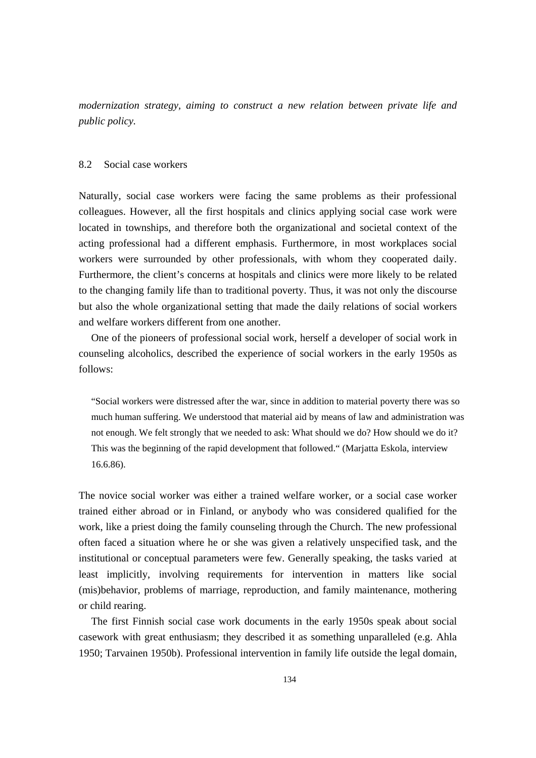*modernization strategy, aiming to construct a new relation between private life and public policy.*

## 8.2 Social case workers

Naturally, social case workers were facing the same problems as their professional colleagues. However, all the first hospitals and clinics applying social case work were located in townships, and therefore both the organizational and societal context of the acting professional had a different emphasis. Furthermore, in most workplaces social workers were surrounded by other professionals, with whom they cooperated daily. Furthermore, the client's concerns at hospitals and clinics were more likely to be related to the changing family life than to traditional poverty. Thus, it was not only the discourse but also the whole organizational setting that made the daily relations of social workers and welfare workers different from one another.

One of the pioneers of professional social work, herself a developer of social work in counseling alcoholics, described the experience of social workers in the early 1950s as follows:

> "Social workers were distressed after the war, since in addition to material poverty there was so much human suffering. We understood that material aid by means of law and administration was not enough. We felt strongly that we needed to ask: What should we do? How should we do it? This was the beginning of the rapid development that followed." (Marjatta Eskola, interview 16.6.86).

The novice social worker was either a trained welfare worker, or a social case worker trained either abroad or in Finland, or anybody who was considered qualified for the work, like a priest doing the family counseling through the Church. The new professional often faced a situation where he or she was given a relatively unspecified task, and the institutional or conceptual parameters were few. Generally speaking, the tasks varied at least implicitly, involving requirements for intervention in matters like social (mis)behavior, problems of marriage, reproduction, and family maintenance, mothering or child rearing.

The first Finnish social case work documents in the early 1950s speak about social casework with great enthusiasm; they described it as something unparalleled (e.g. Ahla 1950; Tarvainen 1950b). Professional intervention in family life outside the legal domain,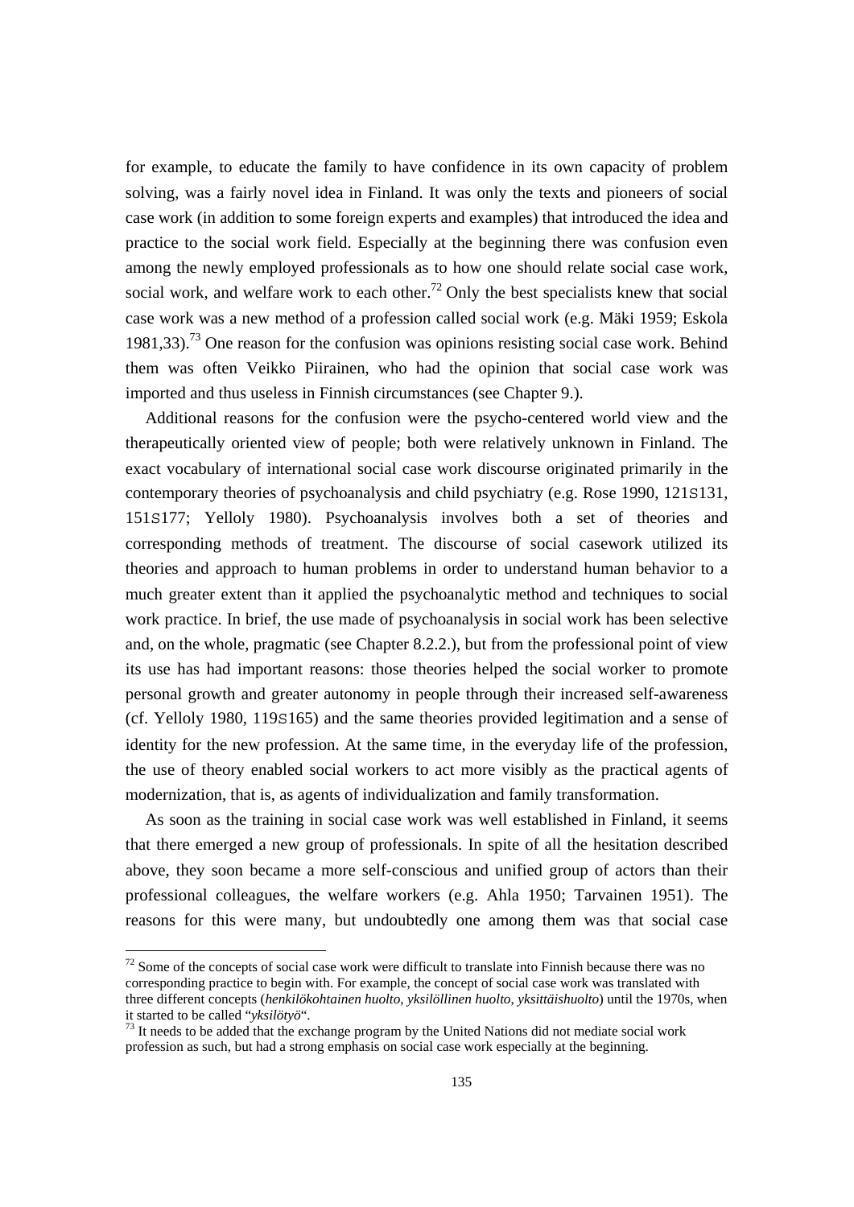for example, to educate the family to have confidence in its own capacity of problem solving, was a fairly novel idea in Finland. It was only the texts and pioneers of social case work (in addition to some foreign experts and examples) that introduced the idea and practice to the social work field. Especially at the beginning there was confusion even among the newly employed professionals as to how one should relate social case work, social work, and welfare work to each other.[72] Only the best specialists knew that social case work was a new method of a profession called social work (e.g. Mäki 1959; Eskola 1981,33).[73] One reason for the confusion was opinions resisting social case work. Behind them was often Veikko Piirainen, who had the opinion that social case work was imported and thus useless in Finnish circumstances (see Chapter 9.).

Additional reasons for the confusion were the psycho-centered world view and the therapeutically oriented view of people; both were relatively unknown in Finland. The exact vocabulary of international social case work discourse originated primarily in the contemporary theories of psychoanalysis and child psychiatry (e.g. Rose 1990, 121S131, 151S177; Yelloly 1980). Psychoanalysis involves both a set of theories and corresponding methods of treatment. The discourse of social casework utilized its theories and approach to human problems in order to understand human behavior to a much greater extent than it applied the psychoanalytic method and techniques to social work practice. In brief, the use made of psychoanalysis in social work has been selective and, on the whole, pragmatic (see Chapter 8.2.2.), but from the professional point of view its use has had important reasons: those theories helped the social worker to promote personal growth and greater autonomy in people through their increased self-awareness (cf. Yelloly 1980, 119S165) and the same theories provided legitimation and a sense of identity for the new profession. At the same time, in the everyday life of the profession, the use of theory enabled social workers to act more visibly as the practical agents of modernization, that is, as agents of individualization and family transformation.

As soon as the training in social case work was well established in Finland, it seems that there emerged a new group of professionals. In spite of all the hesitation described above, they soon became a more self-conscious and unified group of actors than their professional colleagues, the welfare workers (e.g. Ahla 1950; Tarvainen 1951). The reasons for this were many, but undoubtedly one among them was that social case

---

[72] Some of the concepts of social case work were difficult to translate into Finnish because there was no corresponding practice to begin with. For example, the concept of social case work was translated with three different concepts (*henkilökohtainen huolto, yksilöllinen huolto, yksittäishuolto*) until the 1970s, when it started to be called "*yksilötyö*".

[73] It needs to be added that the exchange program by the United Nations did not mediate social work profession as such, but had a strong emphasis on social case work especially at the beginning.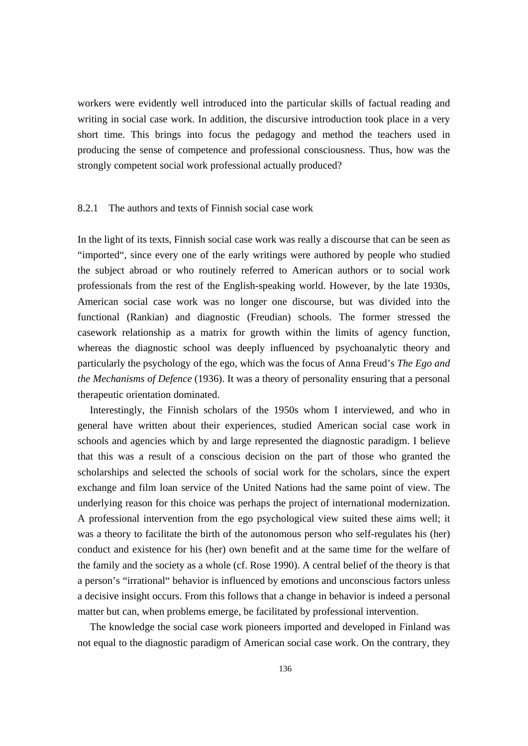workers were evidently well introduced into the particular skills of factual reading and writing in social case work. In addition, the discursive introduction took place in a very short time. This brings into focus the pedagogy and method the teachers used in producing the sense of competence and professional consciousness. Thus, how was the strongly competent social work professional actually produced?

### 8.2.1 The authors and texts of Finnish social case work

In the light of its texts, Finnish social case work was really a discourse that can be seen as "imported", since every one of the early writings were authored by people who studied the subject abroad or who routinely referred to American authors or to social work professionals from the rest of the English-speaking world. However, by the late 1930s, American social case work was no longer one discourse, but was divided into the functional (Rankian) and diagnostic (Freudian) schools. The former stressed the casework relationship as a matrix for growth within the limits of agency function, whereas the diagnostic school was deeply influenced by psychoanalytic theory and particularly the psychology of the ego, which was the focus of Anna Freud's *The Ego and the Mechanisms of Defence* (1936). It was a theory of personality ensuring that a personal therapeutic orientation dominated.

Interestingly, the Finnish scholars of the 1950s whom I interviewed, and who in general have written about their experiences, studied American social case work in schools and agencies which by and large represented the diagnostic paradigm. I believe that this was a result of a conscious decision on the part of those who granted the scholarships and selected the schools of social work for the scholars, since the expert exchange and film loan service of the United Nations had the same point of view. The underlying reason for this choice was perhaps the project of international modernization. A professional intervention from the ego psychological view suited these aims well; it was a theory to facilitate the birth of the autonomous person who self-regulates his (her) conduct and existence for his (her) own benefit and at the same time for the welfare of the family and the society as a whole (cf. Rose 1990). A central belief of the theory is that a person's "irrational" behavior is influenced by emotions and unconscious factors unless a decisive insight occurs. From this follows that a change in behavior is indeed a personal matter but can, when problems emerge, be facilitated by professional intervention.

The knowledge the social case work pioneers imported and developed in Finland was not equal to the diagnostic paradigm of American social case work. On the contrary, they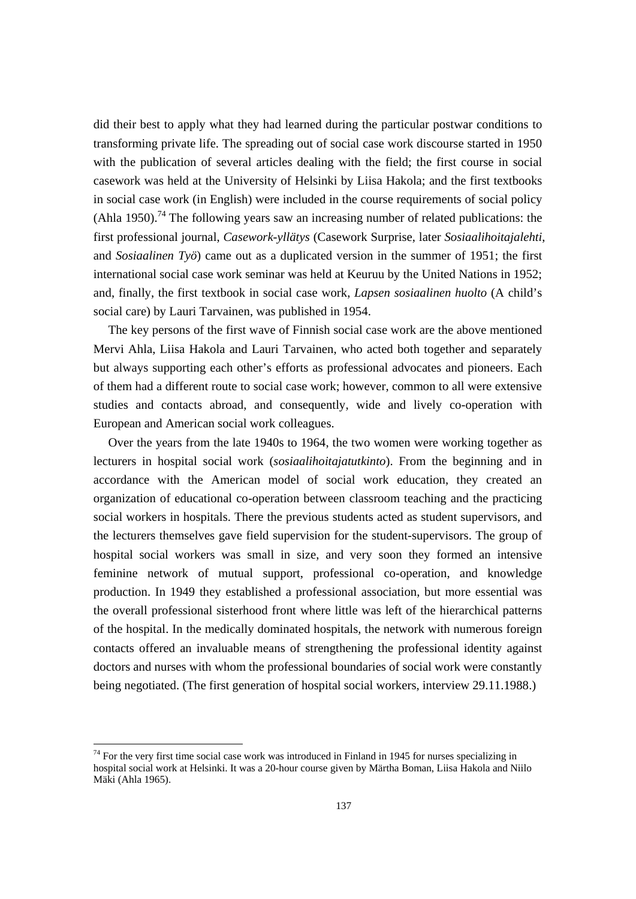did their best to apply what they had learned during the particular postwar conditions to transforming private life. The spreading out of social case work discourse started in 1950 with the publication of several articles dealing with the field; the first course in social casework was held at the University of Helsinki by Liisa Hakola; and the first textbooks in social case work (in English) were included in the course requirements of social policy (Ahla 1950).[74] The following years saw an increasing number of related publications: the first professional journal, *Casework-yllätys* (Casework Surprise, later *Sosiaalihoitajalehti*, and *Sosiaalinen Työ*) came out as a duplicated version in the summer of 1951; the first international social case work seminar was held at Keuruu by the United Nations in 1952; and, finally, the first textbook in social case work, *Lapsen sosiaalinen huolto* (A child's social care) by Lauri Tarvainen, was published in 1954.

The key persons of the first wave of Finnish social case work are the above mentioned Mervi Ahla, Liisa Hakola and Lauri Tarvainen, who acted both together and separately but always supporting each other's efforts as professional advocates and pioneers. Each of them had a different route to social case work; however, common to all were extensive studies and contacts abroad, and consequently, wide and lively co-operation with European and American social work colleagues.

Over the years from the late 1940s to 1964, the two women were working together as lecturers in hospital social work (*sosiaalihoitajatutkinto*). From the beginning and in accordance with the American model of social work education, they created an organization of educational co-operation between classroom teaching and the practicing social workers in hospitals. There the previous students acted as student supervisors, and the lecturers themselves gave field supervision for the student-supervisors. The group of hospital social workers was small in size, and very soon they formed an intensive feminine network of mutual support, professional co-operation, and knowledge production. In 1949 they established a professional association, but more essential was the overall professional sisterhood front where little was left of the hierarchical patterns of the hospital. In the medically dominated hospitals, the network with numerous foreign contacts offered an invaluable means of strengthening the professional identity against doctors and nurses with whom the professional boundaries of social work were constantly being negotiated. (The first generation of hospital social workers, interview 29.11.1988.)

---

[74] For the very first time social case work was introduced in Finland in 1945 for nurses specializing in hospital social work at Helsinki. It was a 20-hour course given by Märtha Boman, Liisa Hakola and Niilo Mäki (Ahla 1965).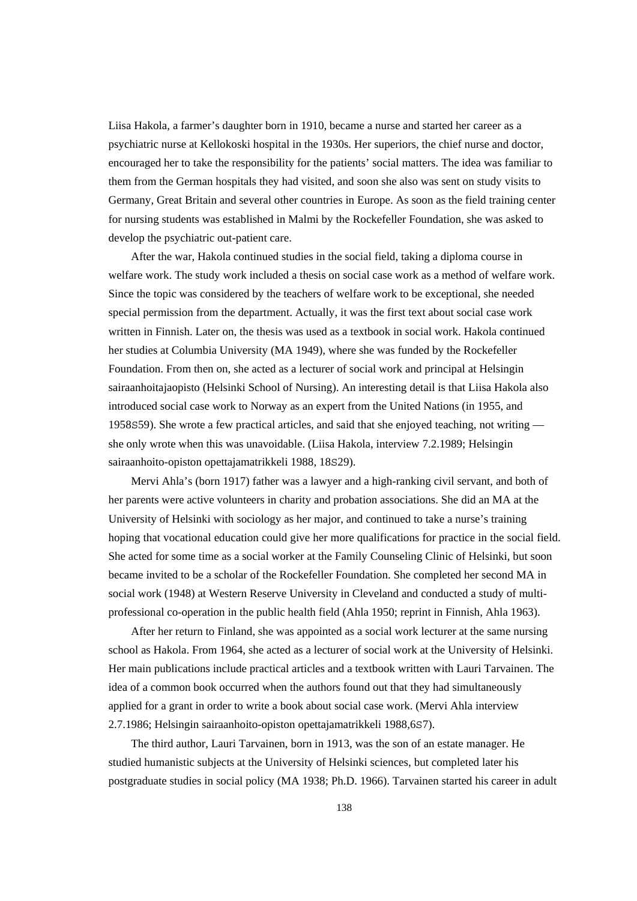Liisa Hakola, a farmer's daughter born in 1910, became a nurse and started her career as a psychiatric nurse at Kellokoski hospital in the 1930s. Her superiors, the chief nurse and doctor, encouraged her to take the responsibility for the patients' social matters. The idea was familiar to them from the German hospitals they had visited, and soon she also was sent on study visits to Germany, Great Britain and several other countries in Europe. As soon as the field training center for nursing students was established in Malmi by the Rockefeller Foundation, she was asked to develop the psychiatric out-patient care.

After the war, Hakola continued studies in the social field, taking a diploma course in welfare work. The study work included a thesis on social case work as a method of welfare work. Since the topic was considered by the teachers of welfare work to be exceptional, she needed special permission from the department. Actually, it was the first text about social case work written in Finnish. Later on, the thesis was used as a textbook in social work. Hakola continued her studies at Columbia University (MA 1949), where she was funded by the Rockefeller Foundation. From then on, she acted as a lecturer of social work and principal at Helsingin sairaanhoitajaopisto (Helsinki School of Nursing). An interesting detail is that Liisa Hakola also introduced social case work to Norway as an expert from the United Nations (in 1955, and 1958S59). She wrote a few practical articles, and said that she enjoyed teaching, not writing — she only wrote when this was unavoidable. (Liisa Hakola, interview 7.2.1989; Helsingin sairaanhoito-opiston opettajamatrikkeli 1988, 18S29).

Mervi Ahla's (born 1917) father was a lawyer and a high-ranking civil servant, and both of her parents were active volunteers in charity and probation associations. She did an MA at the University of Helsinki with sociology as her major, and continued to take a nurse's training hoping that vocational education could give her more qualifications for practice in the social field. She acted for some time as a social worker at the Family Counseling Clinic of Helsinki, but soon became invited to be a scholar of the Rockefeller Foundation. She completed her second MA in social work (1948) at Western Reserve University in Cleveland and conducted a study of multi-professional co-operation in the public health field (Ahla 1950; reprint in Finnish, Ahla 1963).

After her return to Finland, she was appointed as a social work lecturer at the same nursing school as Hakola. From 1964, she acted as a lecturer of social work at the University of Helsinki. Her main publications include practical articles and a textbook written with Lauri Tarvainen. The idea of a common book occurred when the authors found out that they had simultaneously applied for a grant in order to write a book about social case work. (Mervi Ahla interview 2.7.1986; Helsingin sairaanhoito-opiston opettajamatrikkeli 1988,6S7).

The third author, Lauri Tarvainen, born in 1913, was the son of an estate manager. He studied humanistic subjects at the University of Helsinki sciences, but completed later his postgraduate studies in social policy (MA 1938; Ph.D. 1966). Tarvainen started his career in adult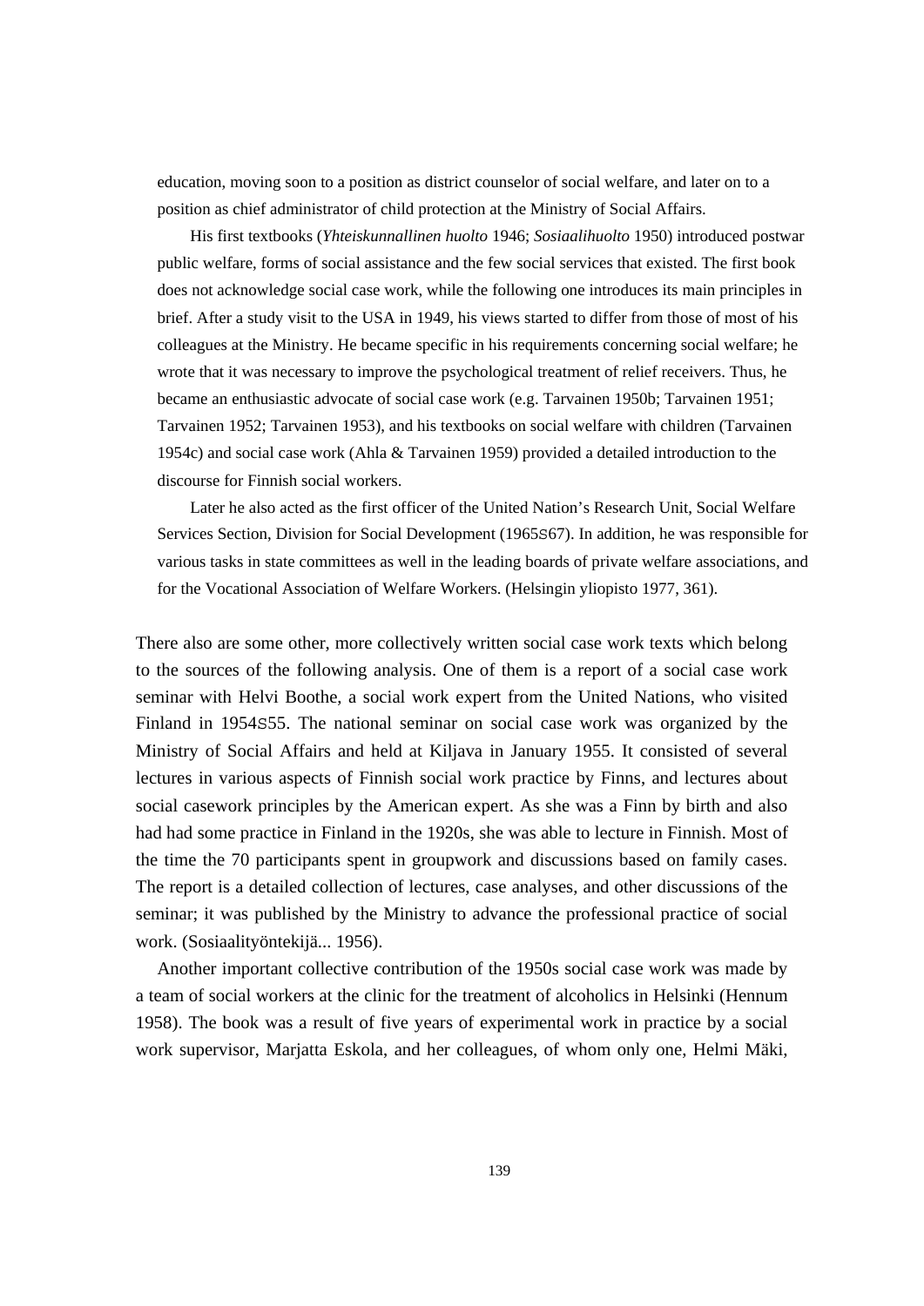education, moving soon to a position as district counselor of social welfare, and later on to a position as chief administrator of child protection at the Ministry of Social Affairs.

His first textbooks (*Yhteiskunnallinen huolto* 1946; *Sosiaalihuolto* 1950) introduced postwar public welfare, forms of social assistance and the few social services that existed. The first book does not acknowledge social case work, while the following one introduces its main principles in brief. After a study visit to the USA in 1949, his views started to differ from those of most of his colleagues at the Ministry. He became specific in his requirements concerning social welfare; he wrote that it was necessary to improve the psychological treatment of relief receivers. Thus, he became an enthusiastic advocate of social case work (e.g. Tarvainen 1950b; Tarvainen 1951; Tarvainen 1952; Tarvainen 1953), and his textbooks on social welfare with children (Tarvainen 1954c) and social case work (Ahla & Tarvainen 1959) provided a detailed introduction to the discourse for Finnish social workers.

Later he also acted as the first officer of the United Nation's Research Unit, Social Welfare Services Section, Division for Social Development (1965S67). In addition, he was responsible for various tasks in state committees as well in the leading boards of private welfare associations, and for the Vocational Association of Welfare Workers. (Helsingin yliopisto 1977, 361).

There also are some other, more collectively written social case work texts which belong to the sources of the following analysis. One of them is a report of a social case work seminar with Helvi Boothe, a social work expert from the United Nations, who visited Finland in 1954S55. The national seminar on social case work was organized by the Ministry of Social Affairs and held at Kiljava in January 1955. It consisted of several lectures in various aspects of Finnish social work practice by Finns, and lectures about social casework principles by the American expert. As she was a Finn by birth and also had had some practice in Finland in the 1920s, she was able to lecture in Finnish. Most of the time the 70 participants spent in groupwork and discussions based on family cases. The report is a detailed collection of lectures, case analyses, and other discussions of the seminar; it was published by the Ministry to advance the professional practice of social work. (Sosiaalityöntekijä... 1956).

Another important collective contribution of the 1950s social case work was made by a team of social workers at the clinic for the treatment of alcoholics in Helsinki (Hennum 1958). The book was a result of five years of experimental work in practice by a social work supervisor, Marjatta Eskola, and her colleagues, of whom only one, Helmi Mäki,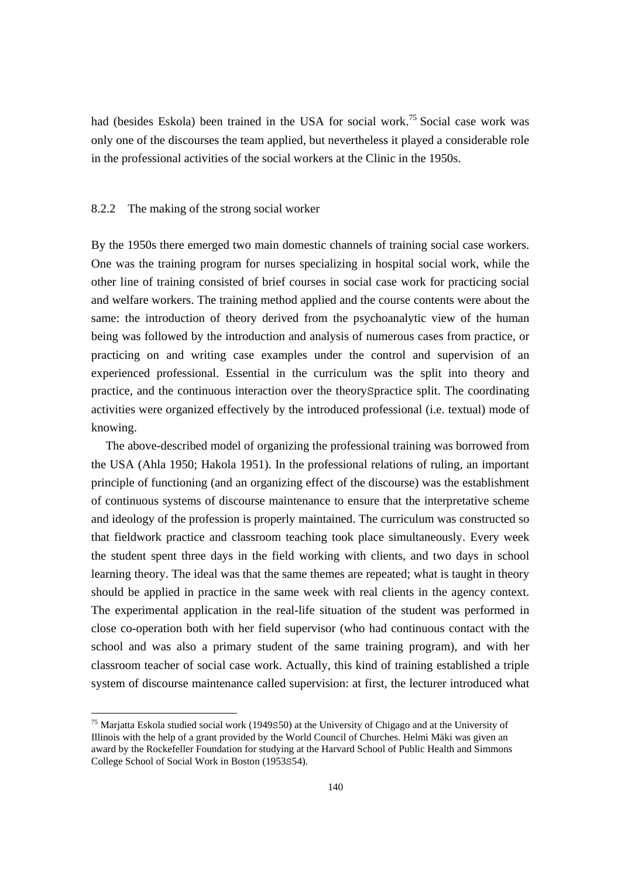had (besides Eskola) been trained in the USA for social work.[75] Social case work was only one of the discourses the team applied, but nevertheless it played a considerable role in the professional activities of the social workers at the Clinic in the 1950s.

### 8.2.2 The making of the strong social worker

By the 1950s there emerged two main domestic channels of training social case workers. One was the training program for nurses specializing in hospital social work, while the other line of training consisted of brief courses in social case work for practicing social and welfare workers. The training method applied and the course contents were about the same: the introduction of theory derived from the psychoanalytic view of the human being was followed by the introduction and analysis of numerous cases from practice, or practicing on and writing case examples under the control and supervision of an experienced professional. Essential in the curriculum was the split into theory and practice, and the continuous interaction over the theorySpractice split. The coordinating activities were organized effectively by the introduced professional (i.e. textual) mode of knowing.

The above-described model of organizing the professional training was borrowed from the USA (Ahla 1950; Hakola 1951). In the professional relations of ruling, an important principle of functioning (and an organizing effect of the discourse) was the establishment of continuous systems of discourse maintenance to ensure that the interpretative scheme and ideology of the profession is properly maintained. The curriculum was constructed so that fieldwork practice and classroom teaching took place simultaneously. Every week the student spent three days in the field working with clients, and two days in school learning theory. The ideal was that the same themes are repeated; what is taught in theory should be applied in practice in the same week with real clients in the agency context. The experimental application in the real-life situation of the student was performed in close co-operation both with her field supervisor (who had continuous contact with the school and was also a primary student of the same training program), and with her classroom teacher of social case work. Actually, this kind of training established a triple system of discourse maintenance called supervision: at first, the lecturer introduced what

---

[75] Marjatta Eskola studied social work (1949S50) at the University of Chigago and at the University of Illinois with the help of a grant provided by the World Council of Churches. Helmi Mäki was given an award by the Rockefeller Foundation for studying at the Harvard School of Public Health and Simmons College School of Social Work in Boston (1953S54).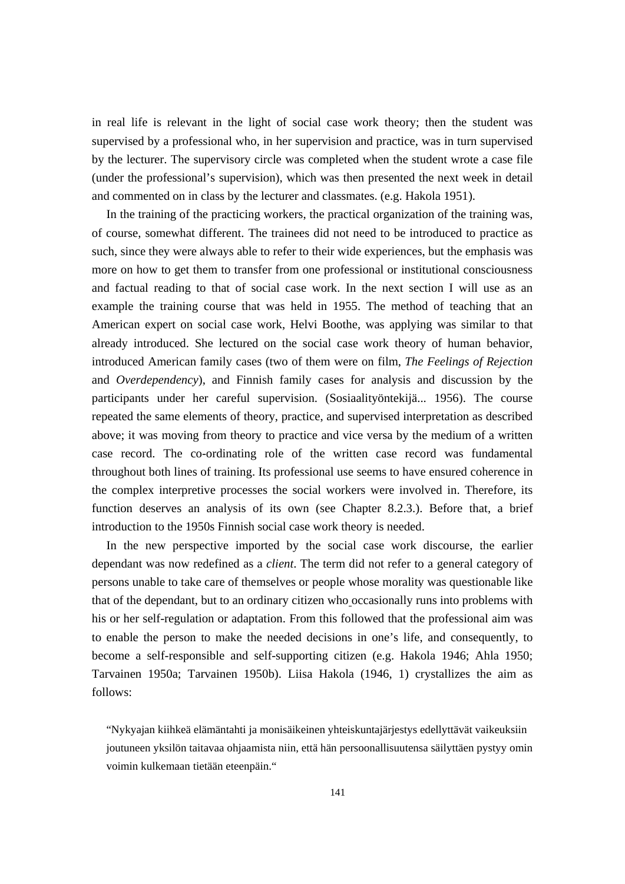in real life is relevant in the light of social case work theory; then the student was supervised by a professional who, in her supervision and practice, was in turn supervised by the lecturer. The supervisory circle was completed when the student wrote a case file (under the professional's supervision), which was then presented the next week in detail and commented on in class by the lecturer and classmates. (e.g. Hakola 1951).

In the training of the practicing workers, the practical organization of the training was, of course, somewhat different. The trainees did not need to be introduced to practice as such, since they were always able to refer to their wide experiences, but the emphasis was more on how to get them to transfer from one professional or institutional consciousness and factual reading to that of social case work. In the next section I will use as an example the training course that was held in 1955. The method of teaching that an American expert on social case work, Helvi Boothe, was applying was similar to that already introduced. She lectured on the social case work theory of human behavior, introduced American family cases (two of them were on film, *The Feelings of Rejection* and *Overdependency*), and Finnish family cases for analysis and discussion by the participants under her careful supervision. (Sosiaalityöntekijä... 1956). The course repeated the same elements of theory, practice, and supervised interpretation as described above; it was moving from theory to practice and vice versa by the medium of a written case record. The co-ordinating role of the written case record was fundamental throughout both lines of training. Its professional use seems to have ensured coherence in the complex interpretive processes the social workers were involved in. Therefore, its function deserves an analysis of its own (see Chapter 8.2.3.). Before that, a brief introduction to the 1950s Finnish social case work theory is needed.

In the new perspective imported by the social case work discourse, the earlier dependant was now redefined as a *client*. The term did not refer to a general category of persons unable to take care of themselves or people whose morality was questionable like that of the dependant, but to an ordinary citizen who occasionally runs into problems with his or her self-regulation or adaptation. From this followed that the professional aim was to enable the person to make the needed decisions in one's life, and consequently, to become a self-responsible and self-supporting citizen (e.g. Hakola 1946; Ahla 1950; Tarvainen 1950a; Tarvainen 1950b). Liisa Hakola (1946, 1) crystallizes the aim as follows:

> "Nykyajan kiihkeä elämäntahti ja monisäikeinen yhteiskuntajärjestys edellyttävät vaikeuksiin joutuneen yksilön taitavaa ohjaamista niin, että hän persoonallisuutensa säilyttäen pystyy omin voimin kulkemaan tietään eteenpäin."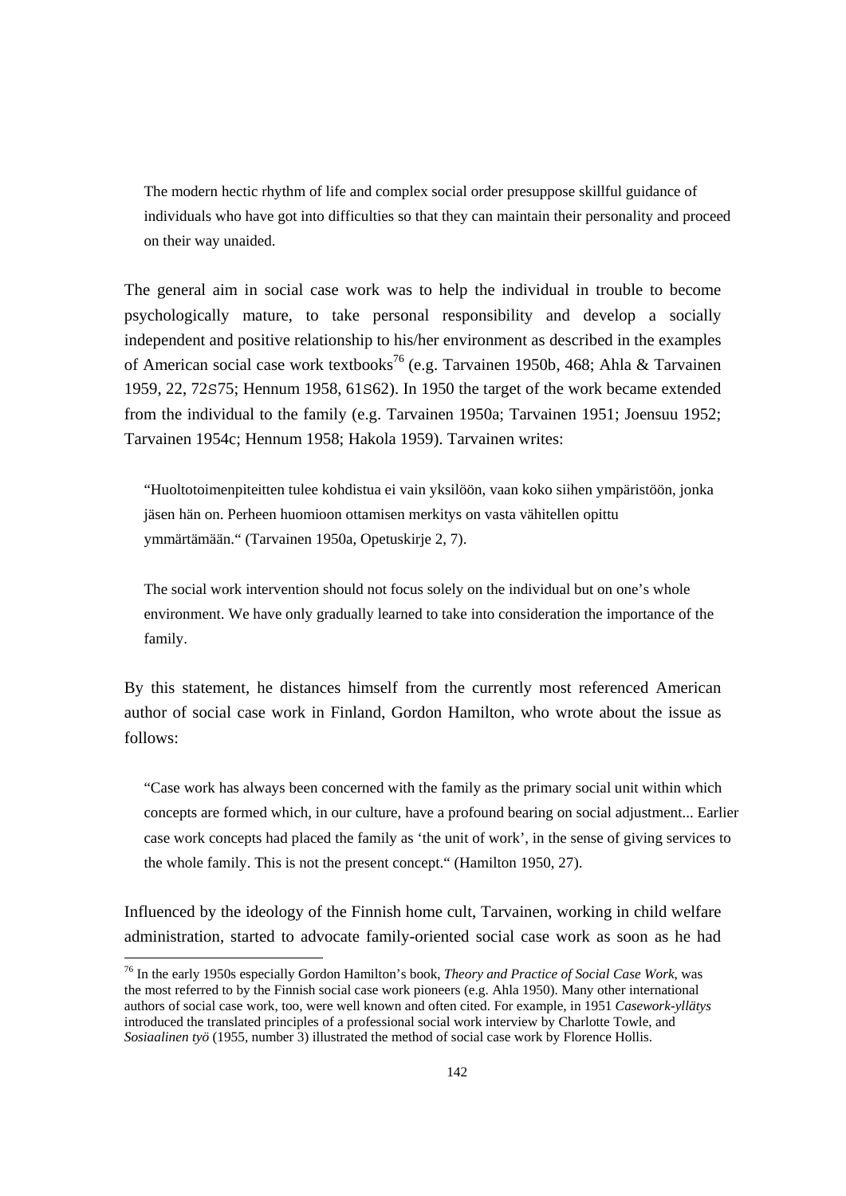The modern hectic rhythm of life and complex social order presuppose skillful guidance of individuals who have got into difficulties so that they can maintain their personality and proceed on their way unaided.

The general aim in social case work was to help the individual in trouble to become psychologically mature, to take personal responsibility and develop a socially independent and positive relationship to his/her environment as described in the examples of American social case work textbooks[76] (e.g. Tarvainen 1950b, 468; Ahla & Tarvainen 1959, 22, 72S75; Hennum 1958, 61S62). In 1950 the target of the work became extended from the individual to the family (e.g. Tarvainen 1950a; Tarvainen 1951; Joensuu 1952; Tarvainen 1954c; Hennum 1958; Hakola 1959). Tarvainen writes:

> "Huoltotoimenpiteitten tulee kohdistua ei vain yksilöön, vaan koko siihen ympäristöön, jonka jäsen hän on. Perheen huomioon ottamisen merkitys on vasta vähitellen opittu ymmärtämään." (Tarvainen 1950a, Opetuskirje 2, 7).

> The social work intervention should not focus solely on the individual but on one's whole environment. We have only gradually learned to take into consideration the importance of the family.

By this statement, he distances himself from the currently most referenced American author of social case work in Finland, Gordon Hamilton, who wrote about the issue as follows:

> "Case work has always been concerned with the family as the primary social unit within which concepts are formed which, in our culture, have a profound bearing on social adjustment... Earlier case work concepts had placed the family as 'the unit of work', in the sense of giving services to the whole family. This is not the present concept." (Hamilton 1950, 27).

Influenced by the ideology of the Finnish home cult, Tarvainen, working in child welfare administration, started to advocate family-oriented social case work as soon as he had

[76] In the early 1950s especially Gordon Hamilton's book, *Theory and Practice of Social Case Work*, was the most referred to by the Finnish social case work pioneers (e.g. Ahla 1950). Many other international authors of social case work, too, were well known and often cited. For example, in 1951 *Casework-yllätys* introduced the translated principles of a professional social work interview by Charlotte Towle, and *Sosiaalinen työ* (1955, number 3) illustrated the method of social case work by Florence Hollis.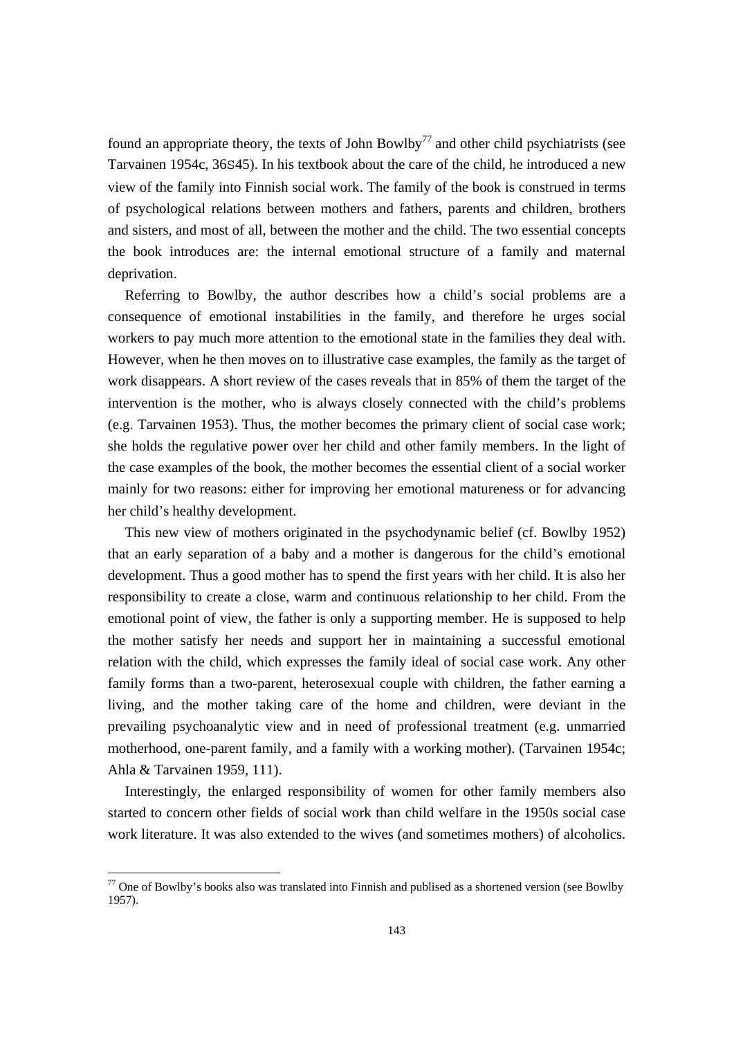found an appropriate theory, the texts of John Bowlby[77] and other child psychiatrists (see Tarvainen 1954c, 36S45). In his textbook about the care of the child, he introduced a new view of the family into Finnish social work. The family of the book is construed in terms of psychological relations between mothers and fathers, parents and children, brothers and sisters, and most of all, between the mother and the child. The two essential concepts the book introduces are: the internal emotional structure of a family and maternal deprivation.

Referring to Bowlby, the author describes how a child's social problems are a consequence of emotional instabilities in the family, and therefore he urges social workers to pay much more attention to the emotional state in the families they deal with. However, when he then moves on to illustrative case examples, the family as the target of work disappears. A short review of the cases reveals that in 85% of them the target of the intervention is the mother, who is always closely connected with the child's problems (e.g. Tarvainen 1953). Thus, the mother becomes the primary client of social case work; she holds the regulative power over her child and other family members. In the light of the case examples of the book, the mother becomes the essential client of a social worker mainly for two reasons: either for improving her emotional matureness or for advancing her child's healthy development.

This new view of mothers originated in the psychodynamic belief (cf. Bowlby 1952) that an early separation of a baby and a mother is dangerous for the child's emotional development. Thus a good mother has to spend the first years with her child. It is also her responsibility to create a close, warm and continuous relationship to her child. From the emotional point of view, the father is only a supporting member. He is supposed to help the mother satisfy her needs and support her in maintaining a successful emotional relation with the child, which expresses the family ideal of social case work. Any other family forms than a two-parent, heterosexual couple with children, the father earning a living, and the mother taking care of the home and children, were deviant in the prevailing psychoanalytic view and in need of professional treatment (e.g. unmarried motherhood, one-parent family, and a family with a working mother). (Tarvainen 1954c; Ahla & Tarvainen 1959, 111).

Interestingly, the enlarged responsibility of women for other family members also started to concern other fields of social work than child welfare in the 1950s social case work literature. It was also extended to the wives (and sometimes mothers) of alcoholics.

[77] One of Bowlby's books also was translated into Finnish and publised as a shortened version (see Bowlby 1957).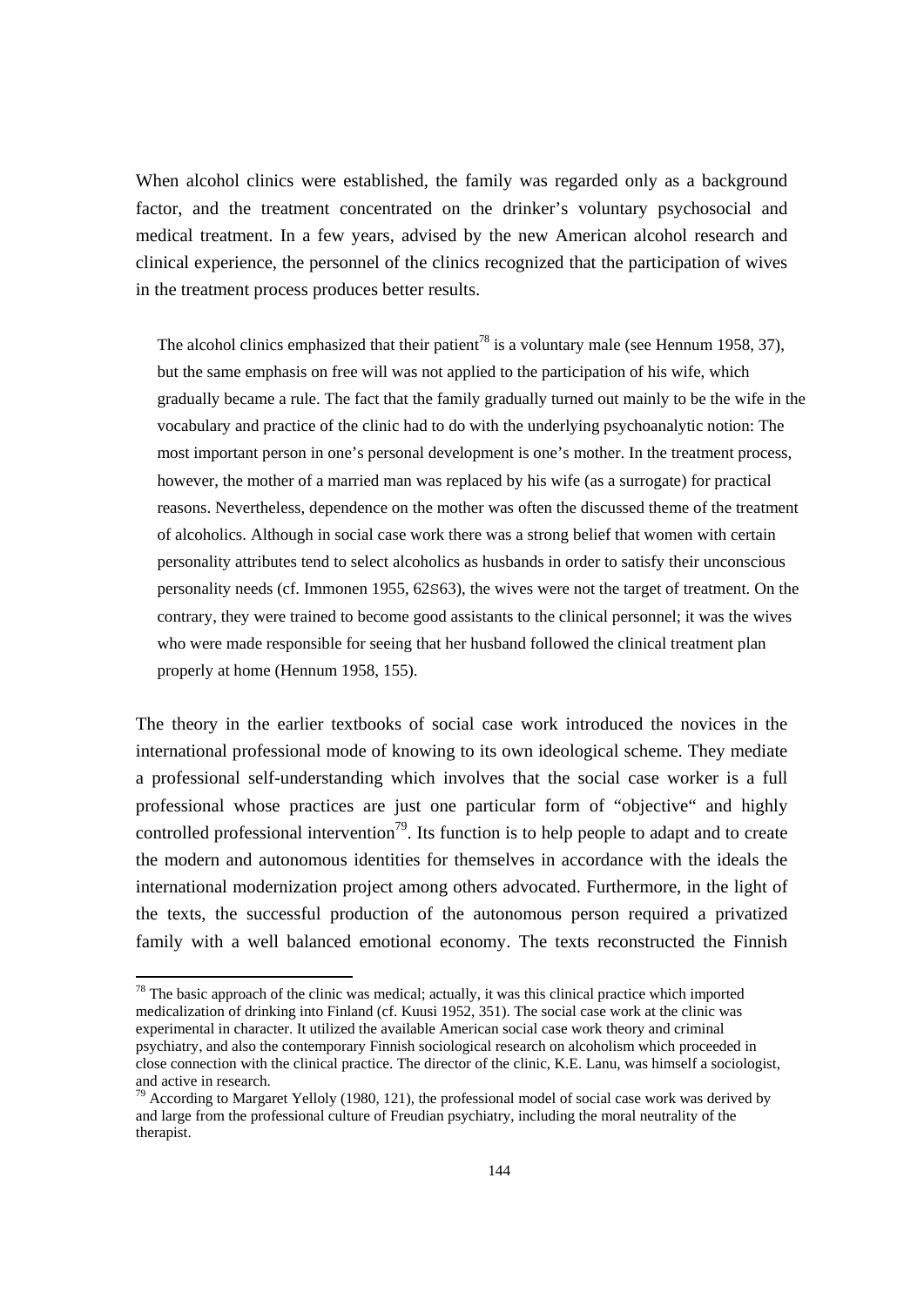When alcohol clinics were established, the family was regarded only as a background factor, and the treatment concentrated on the drinker's voluntary psychosocial and medical treatment. In a few years, advised by the new American alcohol research and clinical experience, the personnel of the clinics recognized that the participation of wives in the treatment process produces better results.

> The alcohol clinics emphasized that their patient[78] is a voluntary male (see Hennum 1958, 37), but the same emphasis on free will was not applied to the participation of his wife, which gradually became a rule. The fact that the family gradually turned out mainly to be the wife in the vocabulary and practice of the clinic had to do with the underlying psychoanalytic notion: The most important person in one's personal development is one's mother. In the treatment process, however, the mother of a married man was replaced by his wife (as a surrogate) for practical reasons. Nevertheless, dependence on the mother was often the discussed theme of the treatment of alcoholics. Although in social case work there was a strong belief that women with certain personality attributes tend to select alcoholics as husbands in order to satisfy their unconscious personality needs (cf. Immonen 1955, 62S63), the wives were not the target of treatment. On the contrary, they were trained to become good assistants to the clinical personnel; it was the wives who were made responsible for seeing that her husband followed the clinical treatment plan properly at home (Hennum 1958, 155).

The theory in the earlier textbooks of social case work introduced the novices in the international professional mode of knowing to its own ideological scheme. They mediate a professional self-understanding which involves that the social case worker is a full professional whose practices are just one particular form of "objective" and highly controlled professional intervention[79]. Its function is to help people to adapt and to create the modern and autonomous identities for themselves in accordance with the ideals the international modernization project among others advocated. Furthermore, in the light of the texts, the successful production of the autonomous person required a privatized family with a well balanced emotional economy. The texts reconstructed the Finnish

---

[78] The basic approach of the clinic was medical; actually, it was this clinical practice which imported medicalization of drinking into Finland (cf. Kuusi 1952, 351). The social case work at the clinic was experimental in character. It utilized the available American social case work theory and criminal psychiatry, and also the contemporary Finnish sociological research on alcoholism which proceeded in close connection with the clinical practice. The director of the clinic, K.E. Lanu, was himself a sociologist, and active in research.

[79] According to Margaret Yelloly (1980, 121), the professional model of social case work was derived by and large from the professional culture of Freudian psychiatry, including the moral neutrality of the therapist.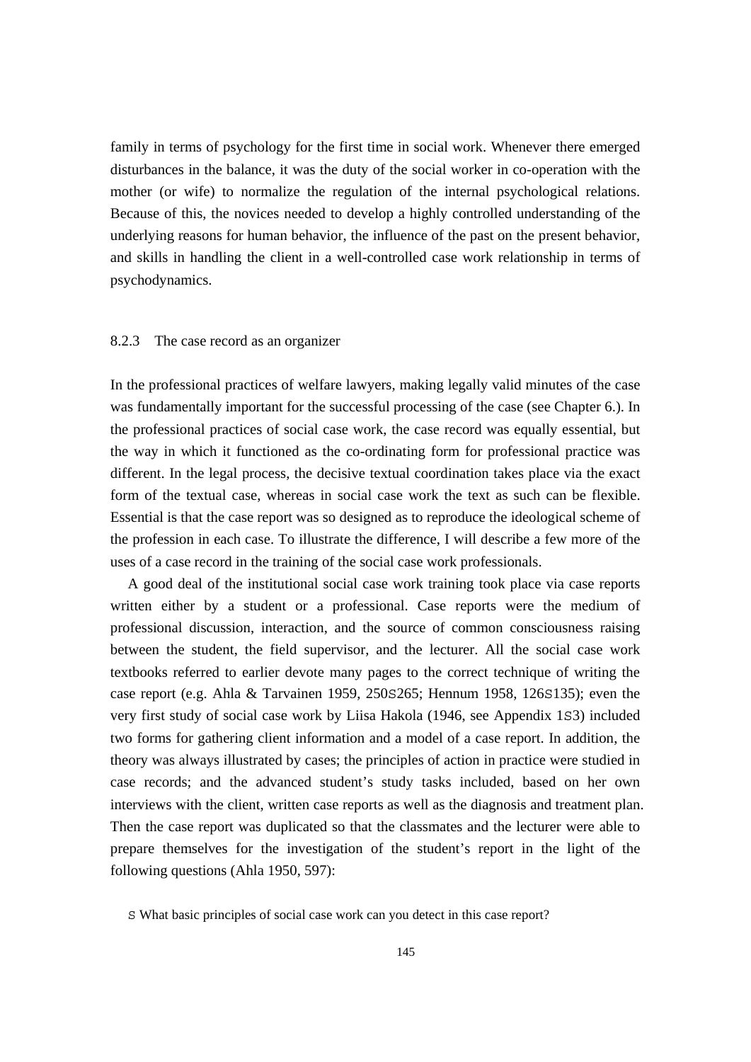family in terms of psychology for the first time in social work. Whenever there emerged disturbances in the balance, it was the duty of the social worker in co-operation with the mother (or wife) to normalize the regulation of the internal psychological relations. Because of this, the novices needed to develop a highly controlled understanding of the underlying reasons for human behavior, the influence of the past on the present behavior, and skills in handling the client in a well-controlled case work relationship in terms of psychodynamics.

### 8.2.3 The case record as an organizer

In the professional practices of welfare lawyers, making legally valid minutes of the case was fundamentally important for the successful processing of the case (see Chapter 6.). In the professional practices of social case work, the case record was equally essential, but the way in which it functioned as the co-ordinating form for professional practice was different. In the legal process, the decisive textual coordination takes place via the exact form of the textual case, whereas in social case work the text as such can be flexible. Essential is that the case report was so designed as to reproduce the ideological scheme of the profession in each case. To illustrate the difference, I will describe a few more of the uses of a case record in the training of the social case work professionals.

A good deal of the institutional social case work training took place via case reports written either by a student or a professional. Case reports were the medium of professional discussion, interaction, and the source of common consciousness raising between the student, the field supervisor, and the lecturer. All the social case work textbooks referred to earlier devote many pages to the correct technique of writing the case report (e.g. Ahla & Tarvainen 1959, 250S265; Hennum 1958, 126S135); even the very first study of social case work by Liisa Hakola (1946, see Appendix 1S3) included two forms for gathering client information and a model of a case report. In addition, the theory was always illustrated by cases; the principles of action in practice were studied in case records; and the advanced student's study tasks included, based on her own interviews with the client, written case reports as well as the diagnosis and treatment plan. Then the case report was duplicated so that the classmates and the lecturer were able to prepare themselves for the investigation of the student's report in the light of the following questions (Ahla 1950, 597):

S What basic principles of social case work can you detect in this case report?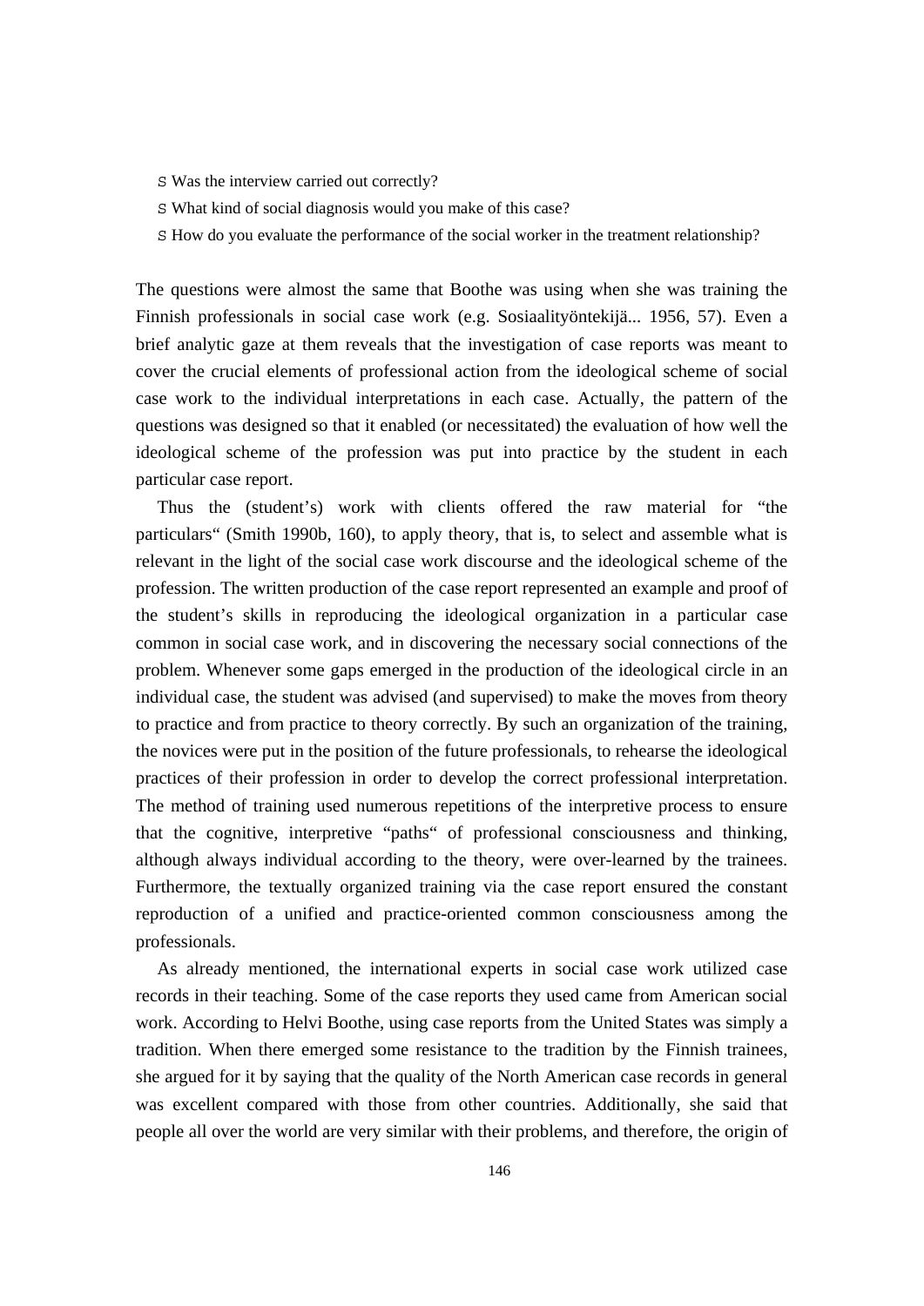- Was the interview carried out correctly?
- What kind of social diagnosis would you make of this case?
- How do you evaluate the performance of the social worker in the treatment relationship?

The questions were almost the same that Boothe was using when she was training the Finnish professionals in social case work (e.g. Sosiaalityöntekijä... 1956, 57). Even a brief analytic gaze at them reveals that the investigation of case reports was meant to cover the crucial elements of professional action from the ideological scheme of social case work to the individual interpretations in each case. Actually, the pattern of the questions was designed so that it enabled (or necessitated) the evaluation of how well the ideological scheme of the profession was put into practice by the student in each particular case report.

Thus the (student's) work with clients offered the raw material for "the particulars" (Smith 1990b, 160), to apply theory, that is, to select and assemble what is relevant in the light of the social case work discourse and the ideological scheme of the profession. The written production of the case report represented an example and proof of the student's skills in reproducing the ideological organization in a particular case common in social case work, and in discovering the necessary social connections of the problem. Whenever some gaps emerged in the production of the ideological circle in an individual case, the student was advised (and supervised) to make the moves from theory to practice and from practice to theory correctly. By such an organization of the training, the novices were put in the position of the future professionals, to rehearse the ideological practices of their profession in order to develop the correct professional interpretation. The method of training used numerous repetitions of the interpretive process to ensure that the cognitive, interpretive "paths" of professional consciousness and thinking, although always individual according to the theory, were over-learned by the trainees. Furthermore, the textually organized training via the case report ensured the constant reproduction of a unified and practice-oriented common consciousness among the professionals.

As already mentioned, the international experts in social case work utilized case records in their teaching. Some of the case reports they used came from American social work. According to Helvi Boothe, using case reports from the United States was simply a tradition. When there emerged some resistance to the tradition by the Finnish trainees, she argued for it by saying that the quality of the North American case records in general was excellent compared with those from other countries. Additionally, she said that people all over the world are very similar with their problems, and therefore, the origin of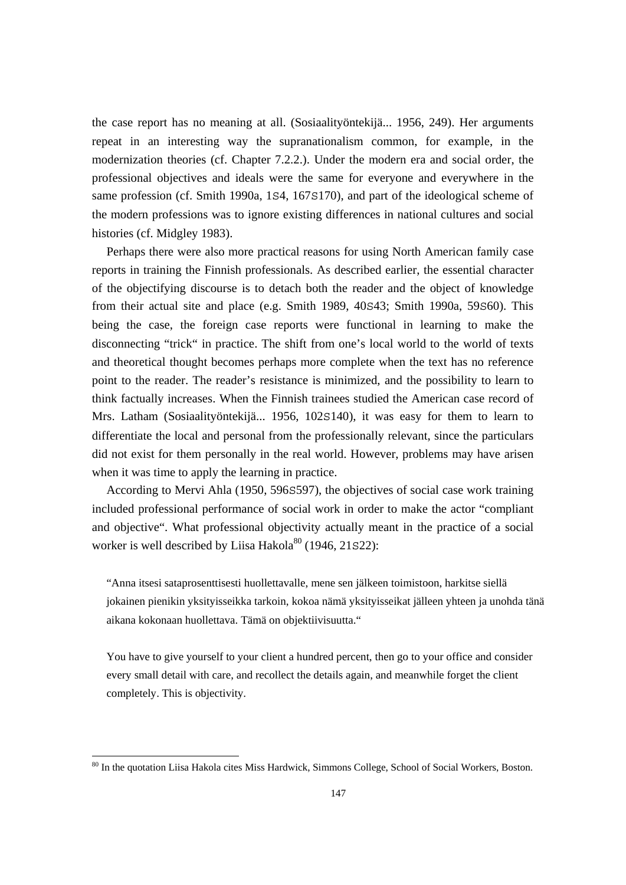the case report has no meaning at all. (Sosiaalityöntekijä... 1956, 249). Her arguments repeat in an interesting way the supranationalism common, for example, in the modernization theories (cf. Chapter 7.2.2.). Under the modern era and social order, the professional objectives and ideals were the same for everyone and everywhere in the same profession (cf. Smith 1990a, 1S4, 167S170), and part of the ideological scheme of the modern professions was to ignore existing differences in national cultures and social histories (cf. Midgley 1983).

Perhaps there were also more practical reasons for using North American family case reports in training the Finnish professionals. As described earlier, the essential character of the objectifying discourse is to detach both the reader and the object of knowledge from their actual site and place (e.g. Smith 1989, 40S43; Smith 1990a, 59S60). This being the case, the foreign case reports were functional in learning to make the disconnecting "trick" in practice. The shift from one's local world to the world of texts and theoretical thought becomes perhaps more complete when the text has no reference point to the reader. The reader's resistance is minimized, and the possibility to learn to think factually increases. When the Finnish trainees studied the American case record of Mrs. Latham (Sosiaalityöntekijä... 1956, 102S140), it was easy for them to learn to differentiate the local and personal from the professionally relevant, since the particulars did not exist for them personally in the real world. However, problems may have arisen when it was time to apply the learning in practice.

According to Mervi Ahla (1950, 596S597), the objectives of social case work training included professional performance of social work in order to make the actor "compliant and objective". What professional objectivity actually meant in the practice of a social worker is well described by Liisa Hakola[80] (1946, 21S22):

> "Anna itsesi sataprosenttisesti huollettavalle, mene sen jälkeen toimistoon, harkitse siellä jokainen pienikin yksityisseikka tarkoin, kokoa nämä yksityisseikat jälleen yhteen ja unohda tänä aikana kokonaan huollettava. Tämä on objektiivisuutta."
>
> You have to give yourself to your client a hundred percent, then go to your office and consider every small detail with care, and recollect the details again, and meanwhile forget the client completely. This is objectivity.

---

[80] In the quotation Liisa Hakola cites Miss Hardwick, Simmons College, School of Social Workers, Boston.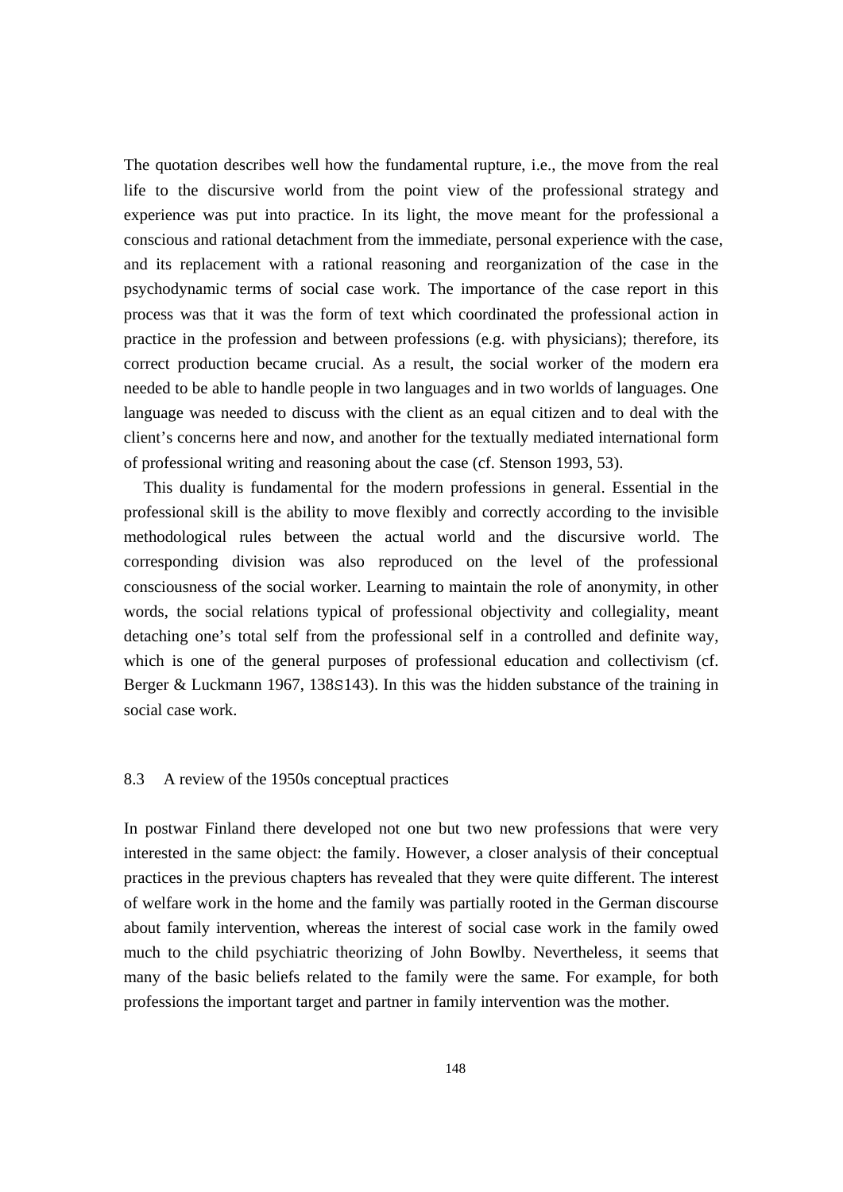The quotation describes well how the fundamental rupture, i.e., the move from the real life to the discursive world from the point view of the professional strategy and experience was put into practice. In its light, the move meant for the professional a conscious and rational detachment from the immediate, personal experience with the case, and its replacement with a rational reasoning and reorganization of the case in the psychodynamic terms of social case work. The importance of the case report in this process was that it was the form of text which coordinated the professional action in practice in the profession and between professions (e.g. with physicians); therefore, its correct production became crucial. As a result, the social worker of the modern era needed to be able to handle people in two languages and in two worlds of languages. One language was needed to discuss with the client as an equal citizen and to deal with the client's concerns here and now, and another for the textually mediated international form of professional writing and reasoning about the case (cf. Stenson 1993, 53).

This duality is fundamental for the modern professions in general. Essential in the professional skill is the ability to move flexibly and correctly according to the invisible methodological rules between the actual world and the discursive world. The corresponding division was also reproduced on the level of the professional consciousness of the social worker. Learning to maintain the role of anonymity, in other words, the social relations typical of professional objectivity and collegiality, meant detaching one's total self from the professional self in a controlled and definite way, which is one of the general purposes of professional education and collectivism (cf. Berger & Luckmann 1967, 138S143). In this was the hidden substance of the training in social case work.

### 8.3 A review of the 1950s conceptual practices

In postwar Finland there developed not one but two new professions that were very interested in the same object: the family. However, a closer analysis of their conceptual practices in the previous chapters has revealed that they were quite different. The interest of welfare work in the home and the family was partially rooted in the German discourse about family intervention, whereas the interest of social case work in the family owed much to the child psychiatric theorizing of John Bowlby. Nevertheless, it seems that many of the basic beliefs related to the family were the same. For example, for both professions the important target and partner in family intervention was the mother.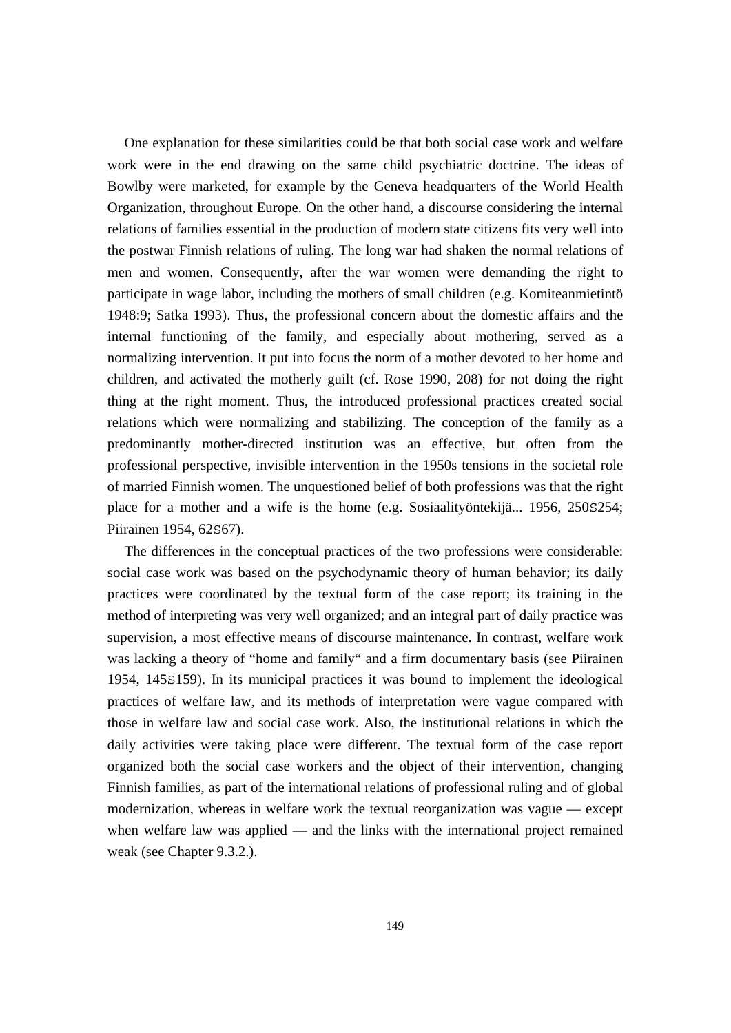One explanation for these similarities could be that both social case work and welfare work were in the end drawing on the same child psychiatric doctrine. The ideas of Bowlby were marketed, for example by the Geneva headquarters of the World Health Organization, throughout Europe. On the other hand, a discourse considering the internal relations of families essential in the production of modern state citizens fits very well into the postwar Finnish relations of ruling. The long war had shaken the normal relations of men and women. Consequently, after the war women were demanding the right to participate in wage labor, including the mothers of small children (e.g. Komiteanmietintö 1948:9; Satka 1993). Thus, the professional concern about the domestic affairs and the internal functioning of the family, and especially about mothering, served as a normalizing intervention. It put into focus the norm of a mother devoted to her home and children, and activated the motherly guilt (cf. Rose 1990, 208) for not doing the right thing at the right moment. Thus, the introduced professional practices created social relations which were normalizing and stabilizing. The conception of the family as a predominantly mother-directed institution was an effective, but often from the professional perspective, invisible intervention in the 1950s tensions in the societal role of married Finnish women. The unquestioned belief of both professions was that the right place for a mother and a wife is the home (e.g. Sosiaalityöntekijä... 1956, 250S254; Piirainen 1954, 62S67).

The differences in the conceptual practices of the two professions were considerable: social case work was based on the psychodynamic theory of human behavior; its daily practices were coordinated by the textual form of the case report; its training in the method of interpreting was very well organized; and an integral part of daily practice was supervision, a most effective means of discourse maintenance. In contrast, welfare work was lacking a theory of "home and family" and a firm documentary basis (see Piirainen 1954, 145S159). In its municipal practices it was bound to implement the ideological practices of welfare law, and its methods of interpretation were vague compared with those in welfare law and social case work. Also, the institutional relations in which the daily activities were taking place were different. The textual form of the case report organized both the social case workers and the object of their intervention, changing Finnish families, as part of the international relations of professional ruling and of global modernization, whereas in welfare work the textual reorganization was vague — except when welfare law was applied — and the links with the international project remained weak (see Chapter 9.3.2.).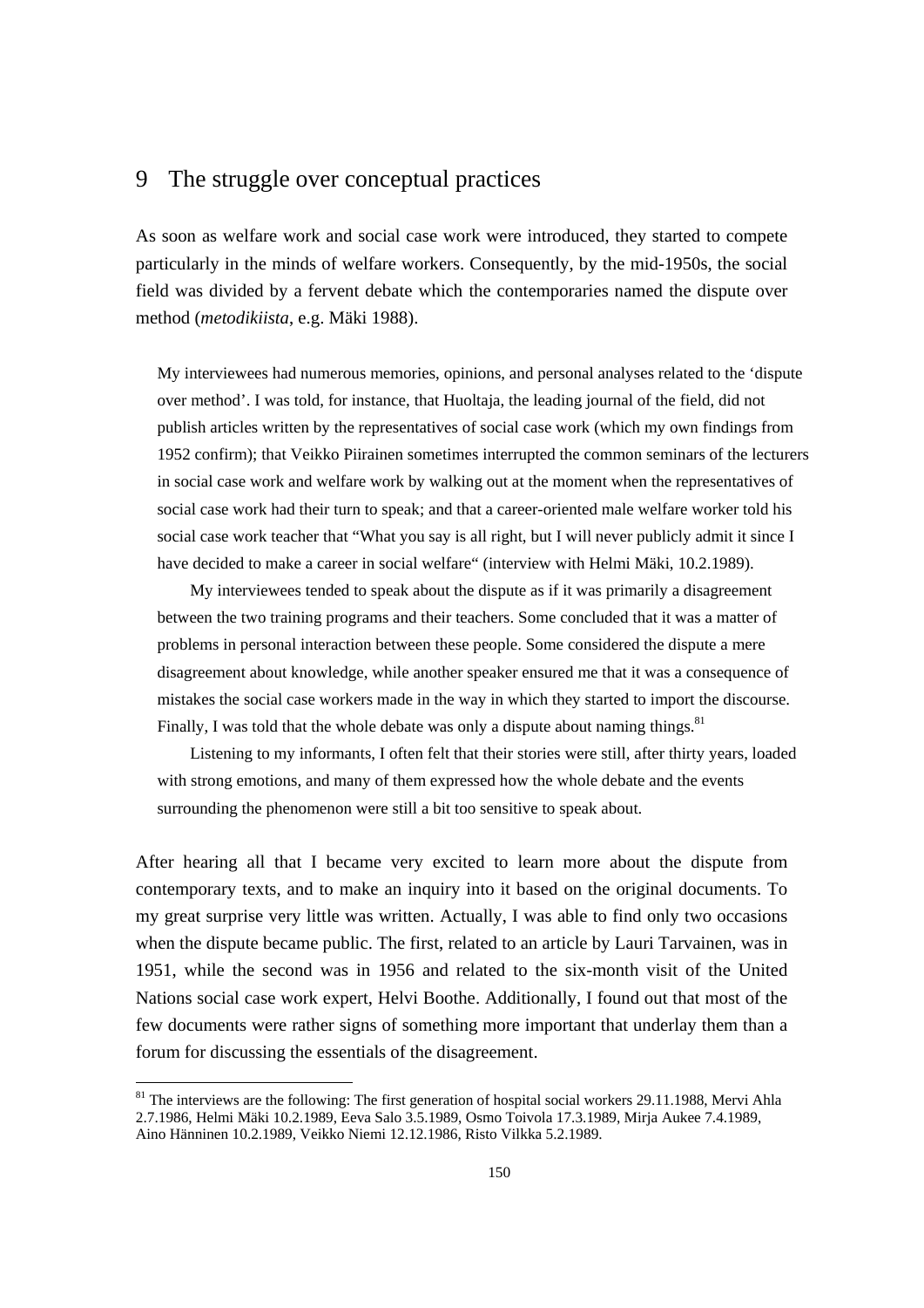# 9 The struggle over conceptual practices

As soon as welfare work and social case work were introduced, they started to compete particularly in the minds of welfare workers. Consequently, by the mid-1950s, the social field was divided by a fervent debate which the contemporaries named the dispute over method (*metodikiista*, e.g. Mäki 1988).

> My interviewees had numerous memories, opinions, and personal analyses related to the 'dispute over method'. I was told, for instance, that Huoltaja, the leading journal of the field, did not publish articles written by the representatives of social case work (which my own findings from 1952 confirm); that Veikko Piirainen sometimes interrupted the common seminars of the lecturers in social case work and welfare work by walking out at the moment when the representatives of social case work had their turn to speak; and that a career-oriented male welfare worker told his social case work teacher that "What you say is all right, but I will never publicly admit it since I have decided to make a career in social welfare" (interview with Helmi Mäki, 10.2.1989).
>
> My interviewees tended to speak about the dispute as if it was primarily a disagreement between the two training programs and their teachers. Some concluded that it was a matter of problems in personal interaction between these people. Some considered the dispute a mere disagreement about knowledge, while another speaker ensured me that it was a consequence of mistakes the social case workers made in the way in which they started to import the discourse. Finally, I was told that the whole debate was only a dispute about naming things.[81]
>
> Listening to my informants, I often felt that their stories were still, after thirty years, loaded with strong emotions, and many of them expressed how the whole debate and the events surrounding the phenomenon were still a bit too sensitive to speak about.

After hearing all that I became very excited to learn more about the dispute from contemporary texts, and to make an inquiry into it based on the original documents. To my great surprise very little was written. Actually, I was able to find only two occasions when the dispute became public. The first, related to an article by Lauri Tarvainen, was in 1951, while the second was in 1956 and related to the six-month visit of the United Nations social case work expert, Helvi Boothe. Additionally, I found out that most of the few documents were rather signs of something more important that underlay them than a forum for discussing the essentials of the disagreement.

[81] The interviews are the following: The first generation of hospital social workers 29.11.1988, Mervi Ahla 2.7.1986, Helmi Mäki 10.2.1989, Eeva Salo 3.5.1989, Osmo Toivola 17.3.1989, Mirja Aukee 7.4.1989, Aino Hänninen 10.2.1989, Veikko Niemi 12.12.1986, Risto Vilkka 5.2.1989.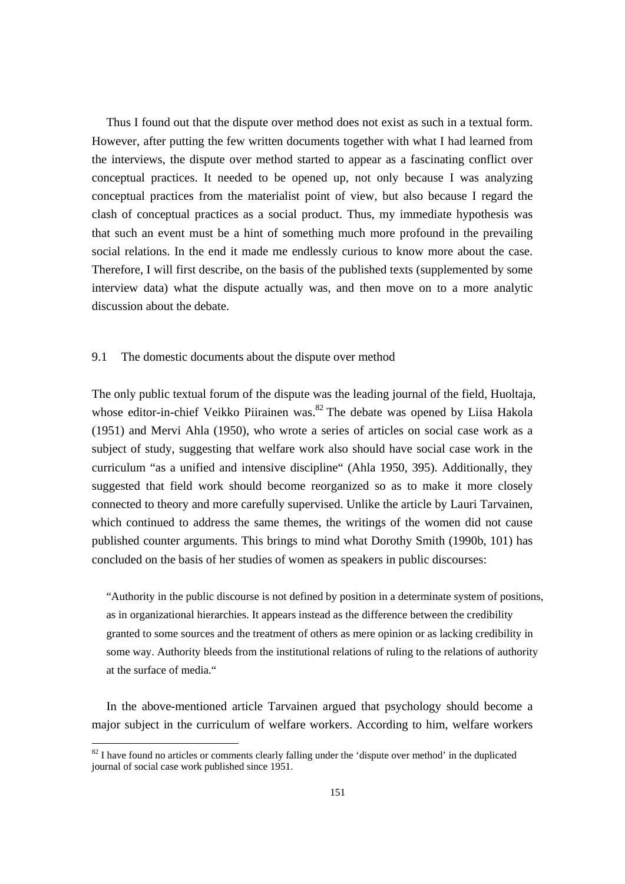Thus I found out that the dispute over method does not exist as such in a textual form. However, after putting the few written documents together with what I had learned from the interviews, the dispute over method started to appear as a fascinating conflict over conceptual practices. It needed to be opened up, not only because I was analyzing conceptual practices from the materialist point of view, but also because I regard the clash of conceptual practices as a social product. Thus, my immediate hypothesis was that such an event must be a hint of something much more profound in the prevailing social relations. In the end it made me endlessly curious to know more about the case. Therefore, I will first describe, on the basis of the published texts (supplemented by some interview data) what the dispute actually was, and then move on to a more analytic discussion about the debate.

## 9.1 The domestic documents about the dispute over method

The only public textual forum of the dispute was the leading journal of the field, Huoltaja, whose editor-in-chief Veikko Piirainen was.[82] The debate was opened by Liisa Hakola (1951) and Mervi Ahla (1950), who wrote a series of articles on social case work as a subject of study, suggesting that welfare work also should have social case work in the curriculum "as a unified and intensive discipline" (Ahla 1950, 395). Additionally, they suggested that field work should become reorganized so as to make it more closely connected to theory and more carefully supervised. Unlike the article by Lauri Tarvainen, which continued to address the same themes, the writings of the women did not cause published counter arguments. This brings to mind what Dorothy Smith (1990b, 101) has concluded on the basis of her studies of women as speakers in public discourses:

> "Authority in the public discourse is not defined by position in a determinate system of positions, as in organizational hierarchies. It appears instead as the difference between the credibility granted to some sources and the treatment of others as mere opinion or as lacking credibility in some way. Authority bleeds from the institutional relations of ruling to the relations of authority at the surface of media."

In the above-mentioned article Tarvainen argued that psychology should become a major subject in the curriculum of welfare workers. According to him, welfare workers

[82] I have found no articles or comments clearly falling under the 'dispute over method' in the duplicated journal of social case work published since 1951.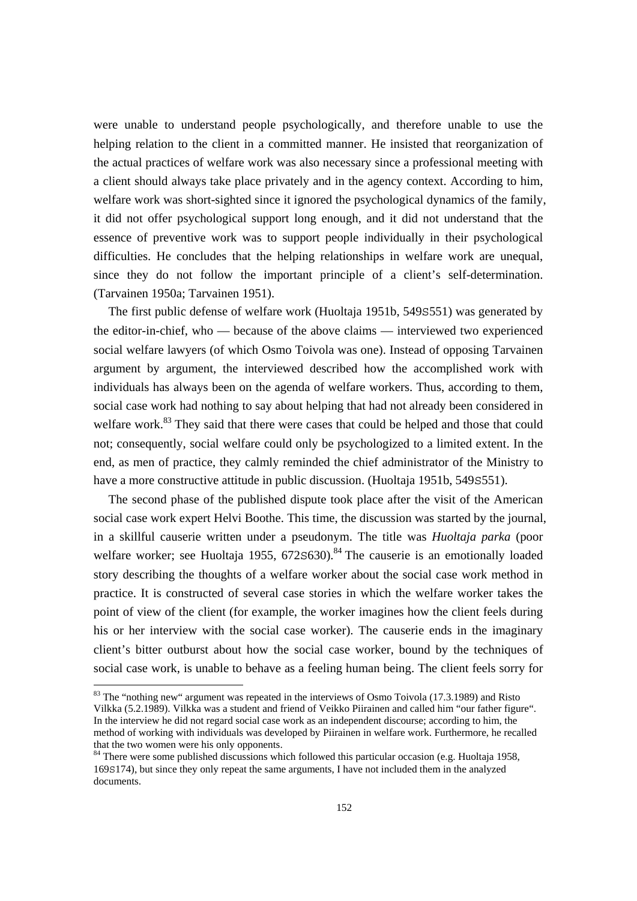were unable to understand people psychologically, and therefore unable to use the helping relation to the client in a committed manner. He insisted that reorganization of the actual practices of welfare work was also necessary since a professional meeting with a client should always take place privately and in the agency context. According to him, welfare work was short-sighted since it ignored the psychological dynamics of the family, it did not offer psychological support long enough, and it did not understand that the essence of preventive work was to support people individually in their psychological difficulties. He concludes that the helping relationships in welfare work are unequal, since they do not follow the important principle of a client's self-determination. (Tarvainen 1950a; Tarvainen 1951).

The first public defense of welfare work (Huoltaja 1951b, 549S551) was generated by the editor-in-chief, who — because of the above claims — interviewed two experienced social welfare lawyers (of which Osmo Toivola was one). Instead of opposing Tarvainen argument by argument, the interviewed described how the accomplished work with individuals has always been on the agenda of welfare workers. Thus, according to them, social case work had nothing to say about helping that had not already been considered in welfare work.[83] They said that there were cases that could be helped and those that could not; consequently, social welfare could only be psychologized to a limited extent. In the end, as men of practice, they calmly reminded the chief administrator of the Ministry to have a more constructive attitude in public discussion. (Huoltaja 1951b, 549S551).

The second phase of the published dispute took place after the visit of the American social case work expert Helvi Boothe. This time, the discussion was started by the journal, in a skillful causerie written under a pseudonym. The title was *Huoltaja parka* (poor welfare worker; see Huoltaja 1955, 672S630).[84] The causerie is an emotionally loaded story describing the thoughts of a welfare worker about the social case work method in practice. It is constructed of several case stories in which the welfare worker takes the point of view of the client (for example, the worker imagines how the client feels during his or her interview with the social case worker). The causerie ends in the imaginary client's bitter outburst about how the social case worker, bound by the techniques of social case work, is unable to behave as a feeling human being. The client feels sorry for

---

[83] The "nothing new" argument was repeated in the interviews of Osmo Toivola (17.3.1989) and Risto Vilkka (5.2.1989). Vilkka was a student and friend of Veikko Piirainen and called him "our father figure". In the interview he did not regard social case work as an independent discourse; according to him, the method of working with individuals was developed by Piirainen in welfare work. Furthermore, he recalled that the two women were his only opponents.

[84] There were some published discussions which followed this particular occasion (e.g. Huoltaja 1958, 169S174), but since they only repeat the same arguments, I have not included them in the analyzed documents.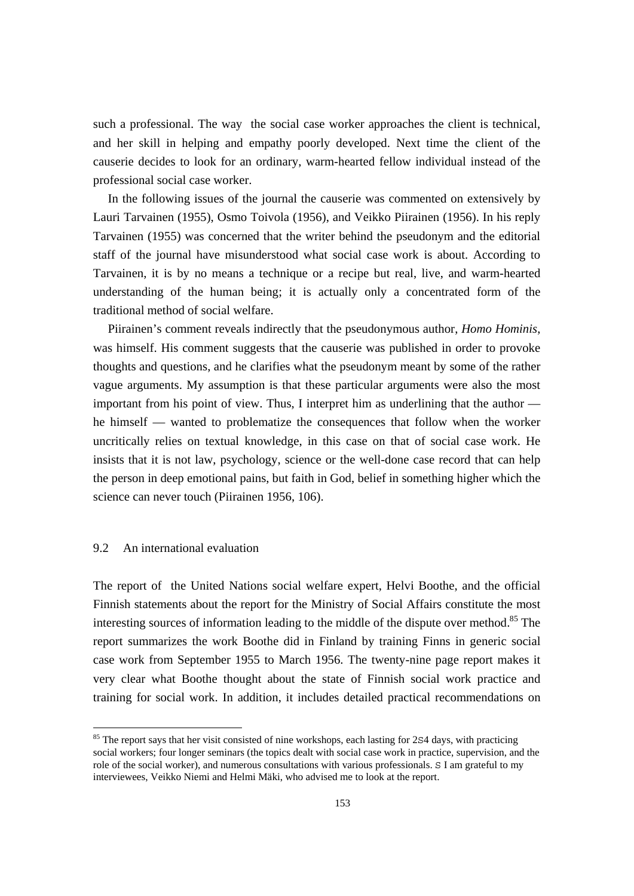such a professional. The way the social case worker approaches the client is technical, and her skill in helping and empathy poorly developed. Next time the client of the causerie decides to look for an ordinary, warm-hearted fellow individual instead of the professional social case worker.

In the following issues of the journal the causerie was commented on extensively by Lauri Tarvainen (1955), Osmo Toivola (1956), and Veikko Piirainen (1956). In his reply Tarvainen (1955) was concerned that the writer behind the pseudonym and the editorial staff of the journal have misunderstood what social case work is about. According to Tarvainen, it is by no means a technique or a recipe but real, live, and warm-hearted understanding of the human being; it is actually only a concentrated form of the traditional method of social welfare.

Piirainen's comment reveals indirectly that the pseudonymous author, *Homo Hominis*, was himself. His comment suggests that the causerie was published in order to provoke thoughts and questions, and he clarifies what the pseudonym meant by some of the rather vague arguments. My assumption is that these particular arguments were also the most important from his point of view. Thus, I interpret him as underlining that the author — he himself — wanted to problematize the consequences that follow when the worker uncritically relies on textual knowledge, in this case on that of social case work. He insists that it is not law, psychology, science or the well-done case record that can help the person in deep emotional pains, but faith in God, belief in something higher which the science can never touch (Piirainen 1956, 106).

## 9.2 An international evaluation

The report of the United Nations social welfare expert, Helvi Boothe, and the official Finnish statements about the report for the Ministry of Social Affairs constitute the most interesting sources of information leading to the middle of the dispute over method.[85] The report summarizes the work Boothe did in Finland by training Finns in generic social case work from September 1955 to March 1956. The twenty-nine page report makes it very clear what Boothe thought about the state of Finnish social work practice and training for social work. In addition, it includes detailed practical recommendations on

[85] The report says that her visit consisted of nine workshops, each lasting for 2–4 days, with practicing social workers; four longer seminars (the topics dealt with social case work in practice, supervision, and the role of the social worker), and numerous consultations with various professionals. – I am grateful to my interviewees, Veikko Niemi and Helmi Mäki, who advised me to look at the report.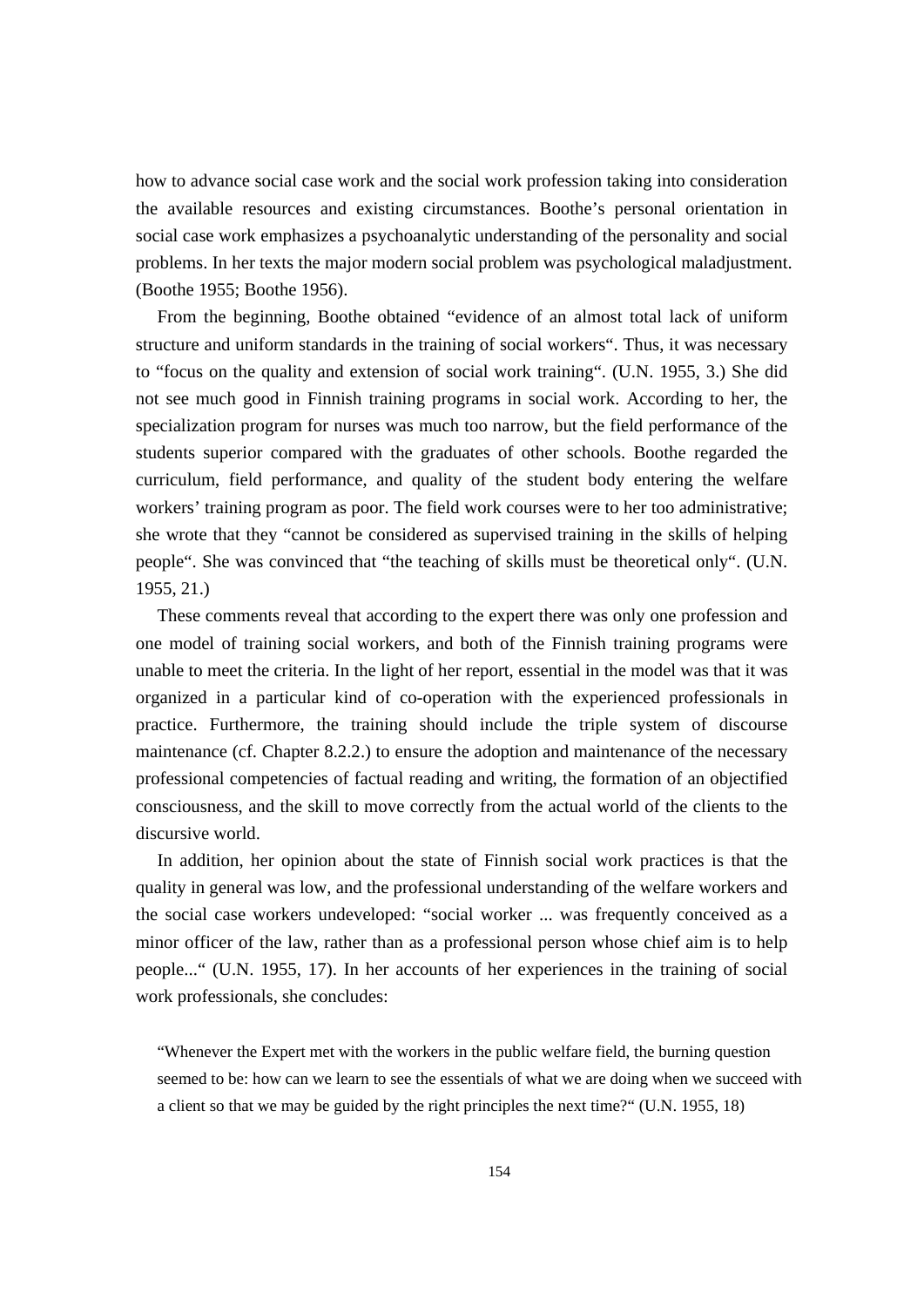how to advance social case work and the social work profession taking into consideration the available resources and existing circumstances. Boothe's personal orientation in social case work emphasizes a psychoanalytic understanding of the personality and social problems. In her texts the major modern social problem was psychological maladjustment. (Boothe 1955; Boothe 1956).

From the beginning, Boothe obtained "evidence of an almost total lack of uniform structure and uniform standards in the training of social workers". Thus, it was necessary to "focus on the quality and extension of social work training". (U.N. 1955, 3.) She did not see much good in Finnish training programs in social work. According to her, the specialization program for nurses was much too narrow, but the field performance of the students superior compared with the graduates of other schools. Boothe regarded the curriculum, field performance, and quality of the student body entering the welfare workers' training program as poor. The field work courses were to her too administrative; she wrote that they "cannot be considered as supervised training in the skills of helping people". She was convinced that "the teaching of skills must be theoretical only". (U.N. 1955, 21.)

These comments reveal that according to the expert there was only one profession and one model of training social workers, and both of the Finnish training programs were unable to meet the criteria. In the light of her report, essential in the model was that it was organized in a particular kind of co-operation with the experienced professionals in practice. Furthermore, the training should include the triple system of discourse maintenance (cf. Chapter 8.2.2.) to ensure the adoption and maintenance of the necessary professional competencies of factual reading and writing, the formation of an objectified consciousness, and the skill to move correctly from the actual world of the clients to the discursive world.

In addition, her opinion about the state of Finnish social work practices is that the quality in general was low, and the professional understanding of the welfare workers and the social case workers undeveloped: "social worker ... was frequently conceived as a minor officer of the law, rather than as a professional person whose chief aim is to help people..." (U.N. 1955, 17). In her accounts of her experiences in the training of social work professionals, she concludes:

> "Whenever the Expert met with the workers in the public welfare field, the burning question seemed to be: how can we learn to see the essentials of what we are doing when we succeed with a client so that we may be guided by the right principles the next time?" (U.N. 1955, 18)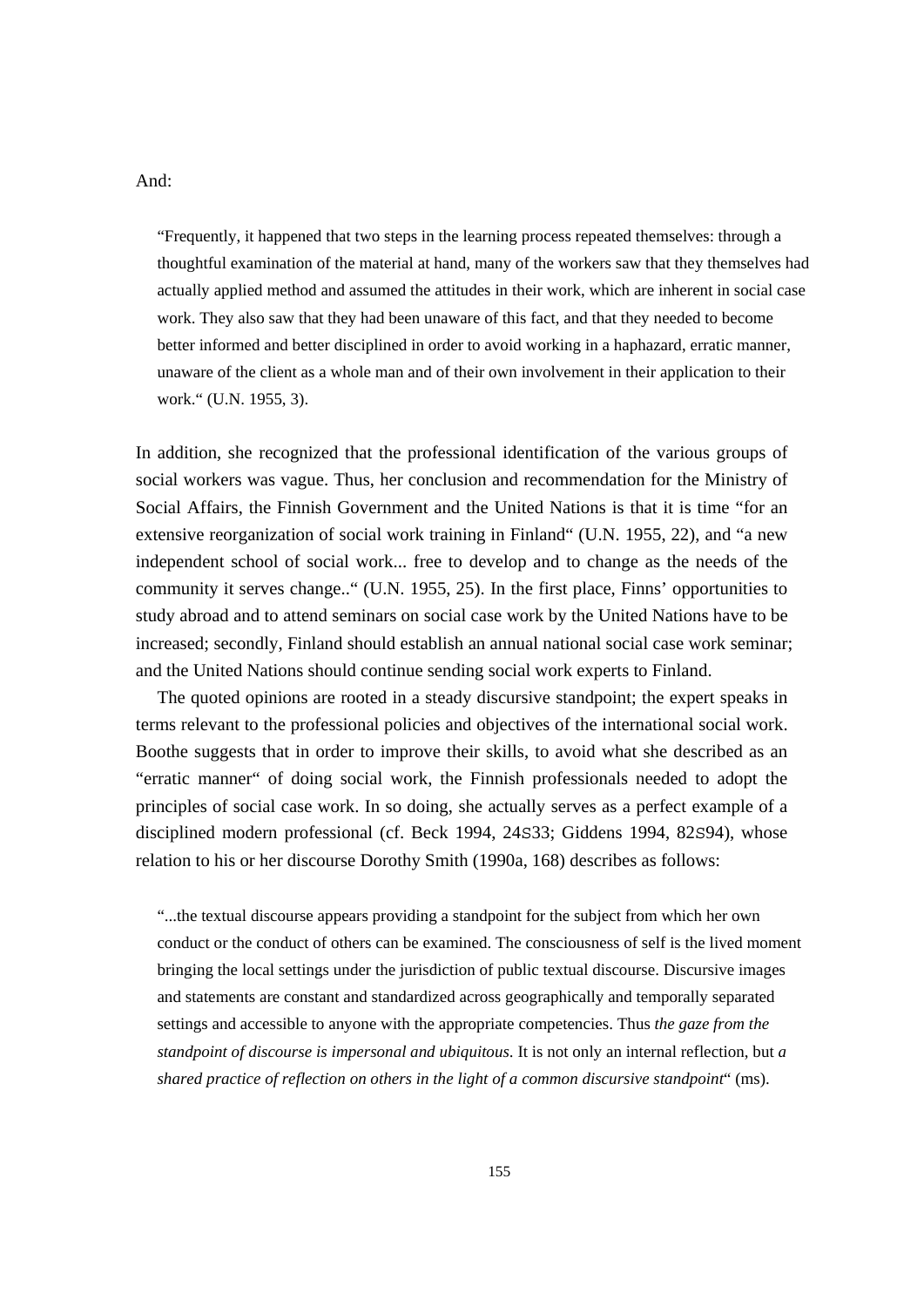And:

> "Frequently, it happened that two steps in the learning process repeated themselves: through a thoughtful examination of the material at hand, many of the workers saw that they themselves had actually applied method and assumed the attitudes in their work, which are inherent in social case work. They also saw that they had been unaware of this fact, and that they needed to become better informed and better disciplined in order to avoid working in a haphazard, erratic manner, unaware of the client as a whole man and of their own involvement in their application to their work." (U.N. 1955, 3).

In addition, she recognized that the professional identification of the various groups of social workers was vague. Thus, her conclusion and recommendation for the Ministry of Social Affairs, the Finnish Government and the United Nations is that it is time "for an extensive reorganization of social work training in Finland" (U.N. 1955, 22), and "a new independent school of social work... free to develop and to change as the needs of the community it serves change.." (U.N. 1955, 25). In the first place, Finns' opportunities to study abroad and to attend seminars on social case work by the United Nations have to be increased; secondly, Finland should establish an annual national social case work seminar; and the United Nations should continue sending social work experts to Finland.

The quoted opinions are rooted in a steady discursive standpoint; the expert speaks in terms relevant to the professional policies and objectives of the international social work. Boothe suggests that in order to improve their skills, to avoid what she described as an "erratic manner" of doing social work, the Finnish professionals needed to adopt the principles of social case work. In so doing, she actually serves as a perfect example of a disciplined modern professional (cf. Beck 1994, 24S33; Giddens 1994, 82S94), whose relation to his or her discourse Dorothy Smith (1990a, 168) describes as follows:

> "...the textual discourse appears providing a standpoint for the subject from which her own conduct or the conduct of others can be examined. The consciousness of self is the lived moment bringing the local settings under the jurisdiction of public textual discourse. Discursive images and statements are constant and standardized across geographically and temporally separated settings and accessible to anyone with the appropriate competencies. Thus *the gaze from the standpoint of discourse is impersonal and ubiquitous*. It is not only an internal reflection, but *a shared practice of reflection on others in the light of a common discursive standpoint*" (ms).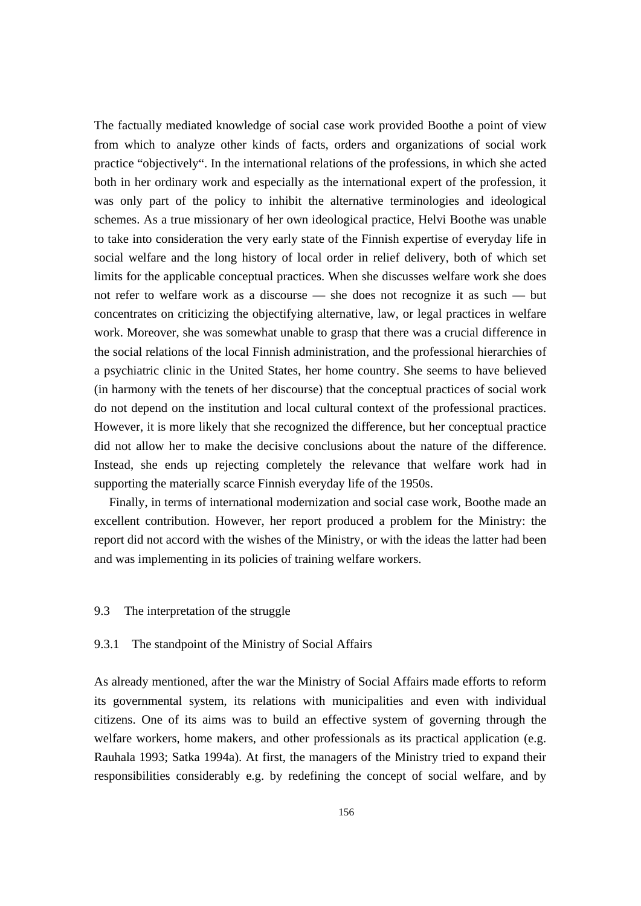The factually mediated knowledge of social case work provided Boothe a point of view from which to analyze other kinds of facts, orders and organizations of social work practice "objectively". In the international relations of the professions, in which she acted both in her ordinary work and especially as the international expert of the profession, it was only part of the policy to inhibit the alternative terminologies and ideological schemes. As a true missionary of her own ideological practice, Helvi Boothe was unable to take into consideration the very early state of the Finnish expertise of everyday life in social welfare and the long history of local order in relief delivery, both of which set limits for the applicable conceptual practices. When she discusses welfare work she does not refer to welfare work as a discourse — she does not recognize it as such — but concentrates on criticizing the objectifying alternative, law, or legal practices in welfare work. Moreover, she was somewhat unable to grasp that there was a crucial difference in the social relations of the local Finnish administration, and the professional hierarchies of a psychiatric clinic in the United States, her home country. She seems to have believed (in harmony with the tenets of her discourse) that the conceptual practices of social work do not depend on the institution and local cultural context of the professional practices. However, it is more likely that she recognized the difference, but her conceptual practice did not allow her to make the decisive conclusions about the nature of the difference. Instead, she ends up rejecting completely the relevance that welfare work had in supporting the materially scarce Finnish everyday life of the 1950s.

Finally, in terms of international modernization and social case work, Boothe made an excellent contribution. However, her report produced a problem for the Ministry: the report did not accord with the wishes of the Ministry, or with the ideas the latter had been and was implementing in its policies of training welfare workers.

## 9.3 The interpretation of the struggle

### 9.3.1 The standpoint of the Ministry of Social Affairs

As already mentioned, after the war the Ministry of Social Affairs made efforts to reform its governmental system, its relations with municipalities and even with individual citizens. One of its aims was to build an effective system of governing through the welfare workers, home makers, and other professionals as its practical application (e.g. Rauhala 1993; Satka 1994a). At first, the managers of the Ministry tried to expand their responsibilities considerably e.g. by redefining the concept of social welfare, and by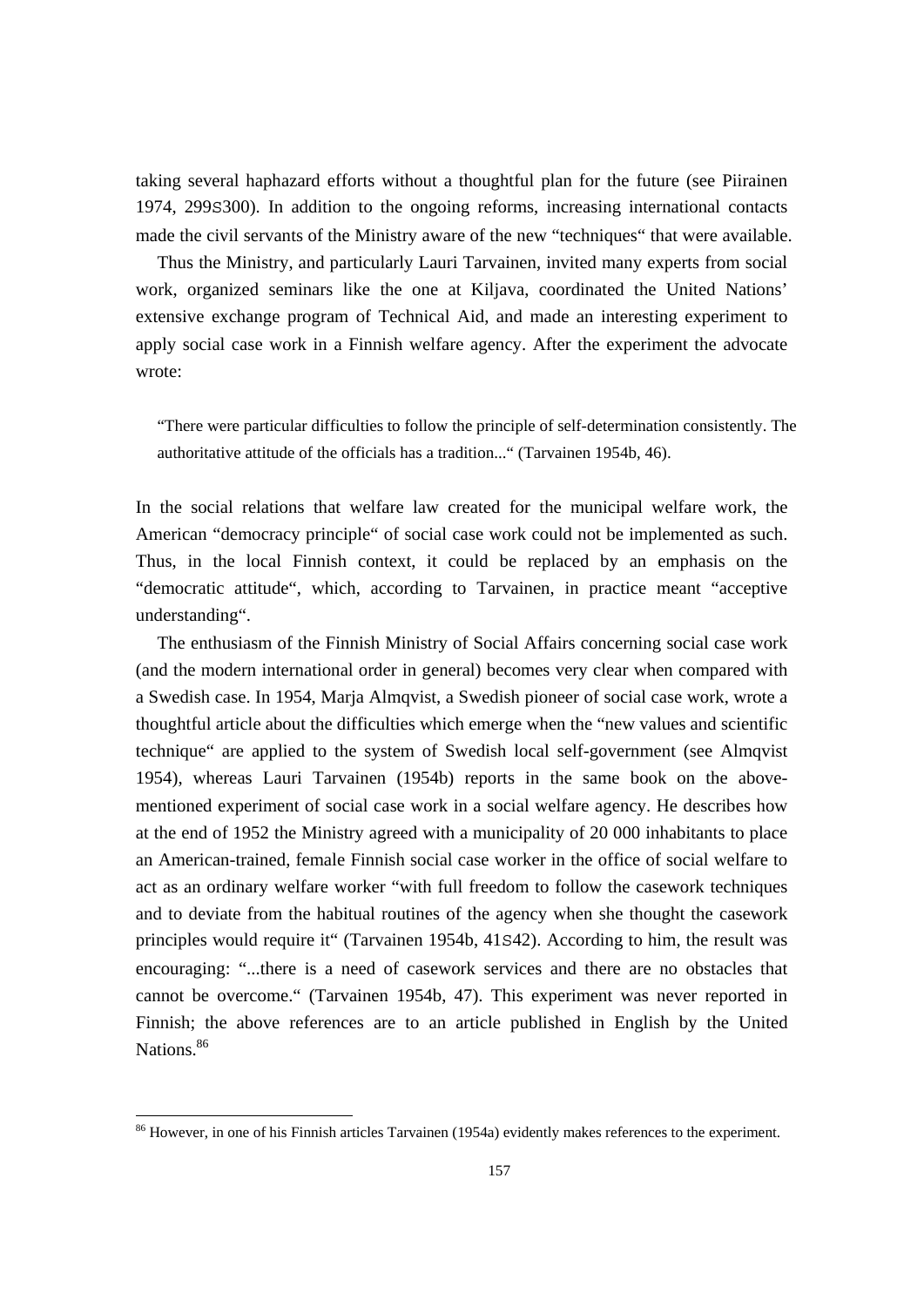taking several haphazard efforts without a thoughtful plan for the future (see Piirainen 1974, 299S300). In addition to the ongoing reforms, increasing international contacts made the civil servants of the Ministry aware of the new "techniques" that were available.

Thus the Ministry, and particularly Lauri Tarvainen, invited many experts from social work, organized seminars like the one at Kiljava, coordinated the United Nations' extensive exchange program of Technical Aid, and made an interesting experiment to apply social case work in a Finnish welfare agency. After the experiment the advocate wrote:

> "There were particular difficulties to follow the principle of self-determination consistently. The authoritative attitude of the officials has a tradition..." (Tarvainen 1954b, 46).

In the social relations that welfare law created for the municipal welfare work, the American "democracy principle" of social case work could not be implemented as such. Thus, in the local Finnish context, it could be replaced by an emphasis on the "democratic attitude", which, according to Tarvainen, in practice meant "acceptive understanding".

The enthusiasm of the Finnish Ministry of Social Affairs concerning social case work (and the modern international order in general) becomes very clear when compared with a Swedish case. In 1954, Marja Almqvist, a Swedish pioneer of social case work, wrote a thoughtful article about the difficulties which emerge when the "new values and scientific technique" are applied to the system of Swedish local self-government (see Almqvist 1954), whereas Lauri Tarvainen (1954b) reports in the same book on the above-mentioned experiment of social case work in a social welfare agency. He describes how at the end of 1952 the Ministry agreed with a municipality of 20 000 inhabitants to place an American-trained, female Finnish social case worker in the office of social welfare to act as an ordinary welfare worker "with full freedom to follow the casework techniques and to deviate from the habitual routines of the agency when she thought the casework principles would require it" (Tarvainen 1954b, 41S42). According to him, the result was encouraging: "...there is a need of casework services and there are no obstacles that cannot be overcome." (Tarvainen 1954b, 47). This experiment was never reported in Finnish; the above references are to an article published in English by the United Nations.[86]

[86] However, in one of his Finnish articles Tarvainen (1954a) evidently makes references to the experiment.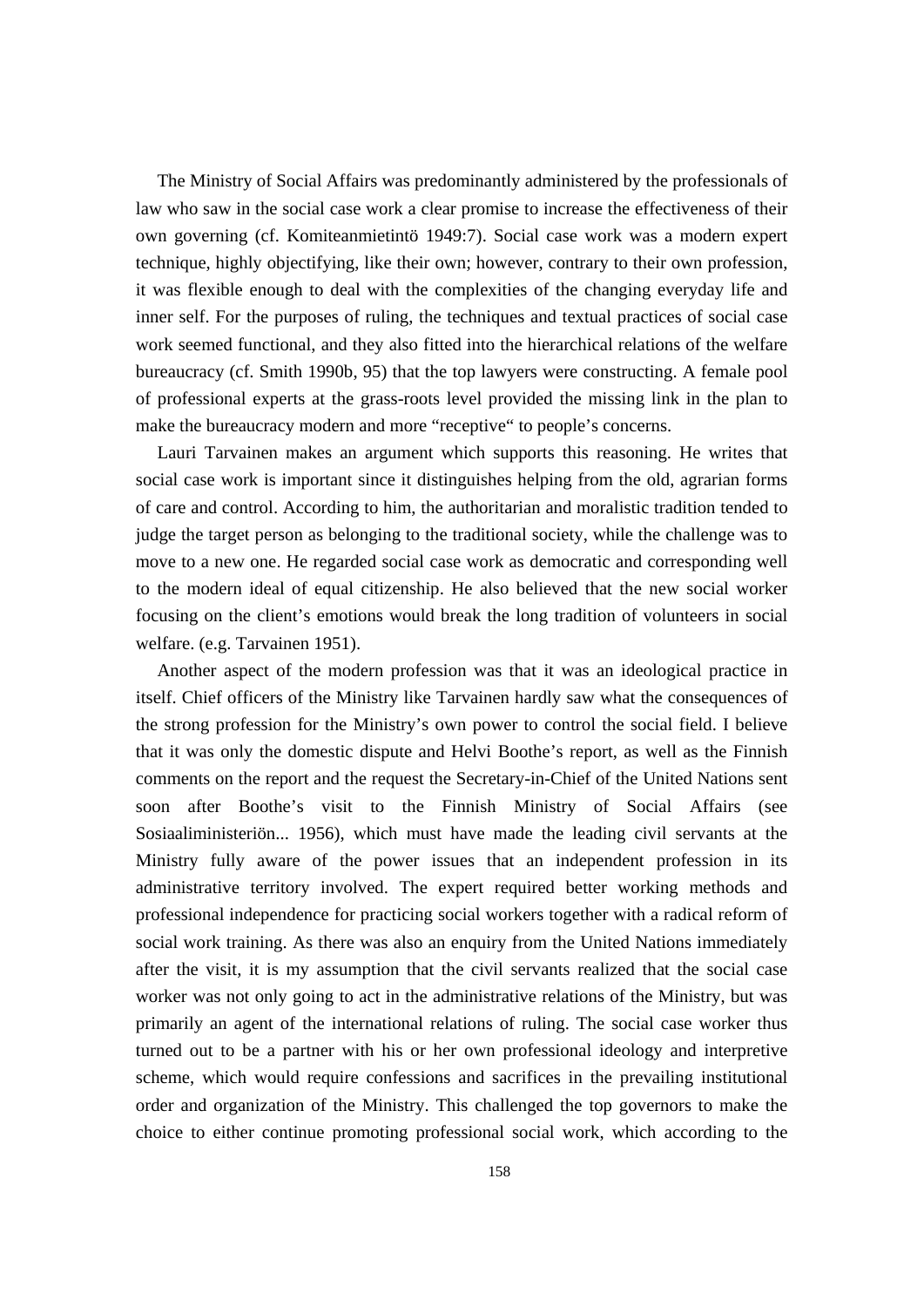The Ministry of Social Affairs was predominantly administered by the professionals of law who saw in the social case work a clear promise to increase the effectiveness of their own governing (cf. Komiteanmietintö 1949:7). Social case work was a modern expert technique, highly objectifying, like their own; however, contrary to their own profession, it was flexible enough to deal with the complexities of the changing everyday life and inner self. For the purposes of ruling, the techniques and textual practices of social case work seemed functional, and they also fitted into the hierarchical relations of the welfare bureaucracy (cf. Smith 1990b, 95) that the top lawyers were constructing. A female pool of professional experts at the grass-roots level provided the missing link in the plan to make the bureaucracy modern and more "receptive" to people's concerns.

Lauri Tarvainen makes an argument which supports this reasoning. He writes that social case work is important since it distinguishes helping from the old, agrarian forms of care and control. According to him, the authoritarian and moralistic tradition tended to judge the target person as belonging to the traditional society, while the challenge was to move to a new one. He regarded social case work as democratic and corresponding well to the modern ideal of equal citizenship. He also believed that the new social worker focusing on the client's emotions would break the long tradition of volunteers in social welfare. (e.g. Tarvainen 1951).

Another aspect of the modern profession was that it was an ideological practice in itself. Chief officers of the Ministry like Tarvainen hardly saw what the consequences of the strong profession for the Ministry's own power to control the social field. I believe that it was only the domestic dispute and Helvi Boothe's report, as well as the Finnish comments on the report and the request the Secretary-in-Chief of the United Nations sent soon after Boothe's visit to the Finnish Ministry of Social Affairs (see Sosiaaliministeriön... 1956), which must have made the leading civil servants at the Ministry fully aware of the power issues that an independent profession in its administrative territory involved. The expert required better working methods and professional independence for practicing social workers together with a radical reform of social work training. As there was also an enquiry from the United Nations immediately after the visit, it is my assumption that the civil servants realized that the social case worker was not only going to act in the administrative relations of the Ministry, but was primarily an agent of the international relations of ruling. The social case worker thus turned out to be a partner with his or her own professional ideology and interpretive scheme, which would require confessions and sacrifices in the prevailing institutional order and organization of the Ministry. This challenged the top governors to make the choice to either continue promoting professional social work, which according to the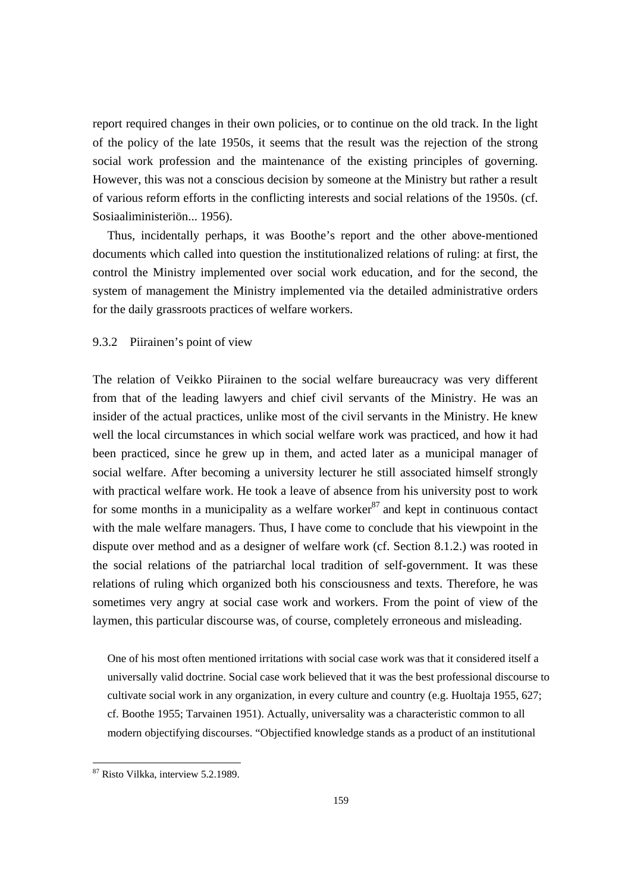report required changes in their own policies, or to continue on the old track. In the light of the policy of the late 1950s, it seems that the result was the rejection of the strong social work profession and the maintenance of the existing principles of governing. However, this was not a conscious decision by someone at the Ministry but rather a result of various reform efforts in the conflicting interests and social relations of the 1950s. (cf. Sosiaaliministeriön... 1956).

Thus, incidentally perhaps, it was Boothe's report and the other above-mentioned documents which called into question the institutionalized relations of ruling: at first, the control the Ministry implemented over social work education, and for the second, the system of management the Ministry implemented via the detailed administrative orders for the daily grassroots practices of welfare workers.

### 9.3.2 Piirainen's point of view

The relation of Veikko Piirainen to the social welfare bureaucracy was very different from that of the leading lawyers and chief civil servants of the Ministry. He was an insider of the actual practices, unlike most of the civil servants in the Ministry. He knew well the local circumstances in which social welfare work was practiced, and how it had been practiced, since he grew up in them, and acted later as a municipal manager of social welfare. After becoming a university lecturer he still associated himself strongly with practical welfare work. He took a leave of absence from his university post to work for some months in a municipality as a welfare worker[87] and kept in continuous contact with the male welfare managers. Thus, I have come to conclude that his viewpoint in the dispute over method and as a designer of welfare work (cf. Section 8.1.2.) was rooted in the social relations of the patriarchal local tradition of self-government. It was these relations of ruling which organized both his consciousness and texts. Therefore, he was sometimes very angry at social case work and workers. From the point of view of the laymen, this particular discourse was, of course, completely erroneous and misleading.

> One of his most often mentioned irritations with social case work was that it considered itself a universally valid doctrine. Social case work believed that it was the best professional discourse to cultivate social work in any organization, in every culture and country (e.g. Huoltaja 1955, 627; cf. Boothe 1955; Tarvainen 1951). Actually, universality was a characteristic common to all modern objectifying discourses. "Objectified knowledge stands as a product of an institutional

---

[87] Risto Vilkka, interview 5.2.1989.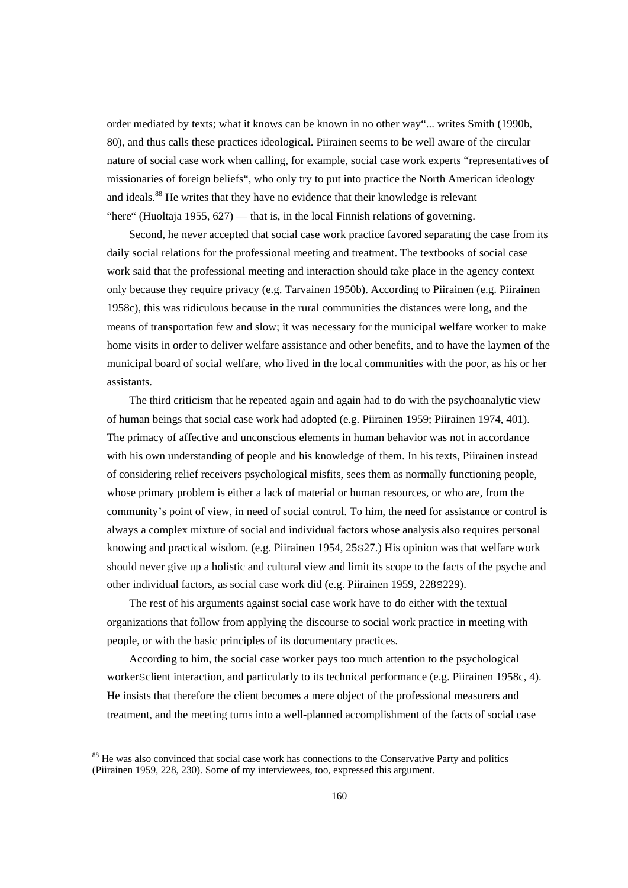order mediated by texts; what it knows can be known in no other way"... writes Smith (1990b, 80), and thus calls these practices ideological. Piirainen seems to be well aware of the circular nature of social case work when calling, for example, social case work experts "representatives of missionaries of foreign beliefs", who only try to put into practice the North American ideology and ideals.[88] He writes that they have no evidence that their knowledge is relevant "here" (Huoltaja 1955, 627) — that is, in the local Finnish relations of governing.

Second, he never accepted that social case work practice favored separating the case from its daily social relations for the professional meeting and treatment. The textbooks of social case work said that the professional meeting and interaction should take place in the agency context only because they require privacy (e.g. Tarvainen 1950b). According to Piirainen (e.g. Piirainen 1958c), this was ridiculous because in the rural communities the distances were long, and the means of transportation few and slow; it was necessary for the municipal welfare worker to make home visits in order to deliver welfare assistance and other benefits, and to have the laymen of the municipal board of social welfare, who lived in the local communities with the poor, as his or her assistants.

The third criticism that he repeated again and again had to do with the psychoanalytic view of human beings that social case work had adopted (e.g. Piirainen 1959; Piirainen 1974, 401). The primacy of affective and unconscious elements in human behavior was not in accordance with his own understanding of people and his knowledge of them. In his texts, Piirainen instead of considering relief receivers psychological misfits, sees them as normally functioning people, whose primary problem is either a lack of material or human resources, or who are, from the community's point of view, in need of social control. To him, the need for assistance or control is always a complex mixture of social and individual factors whose analysis also requires personal knowing and practical wisdom. (e.g. Piirainen 1954, 25S27.) His opinion was that welfare work should never give up a holistic and cultural view and limit its scope to the facts of the psyche and other individual factors, as social case work did (e.g. Piirainen 1959, 228S229).

The rest of his arguments against social case work have to do either with the textual organizations that follow from applying the discourse to social work practice in meeting with people, or with the basic principles of its documentary practices.

According to him, the social case worker pays too much attention to the psychological workerSclient interaction, and particularly to its technical performance (e.g. Piirainen 1958c, 4). He insists that therefore the client becomes a mere object of the professional measurers and treatment, and the meeting turns into a well-planned accomplishment of the facts of social case

[88] He was also convinced that social case work has connections to the Conservative Party and politics (Piirainen 1959, 228, 230). Some of my interviewees, too, expressed this argument.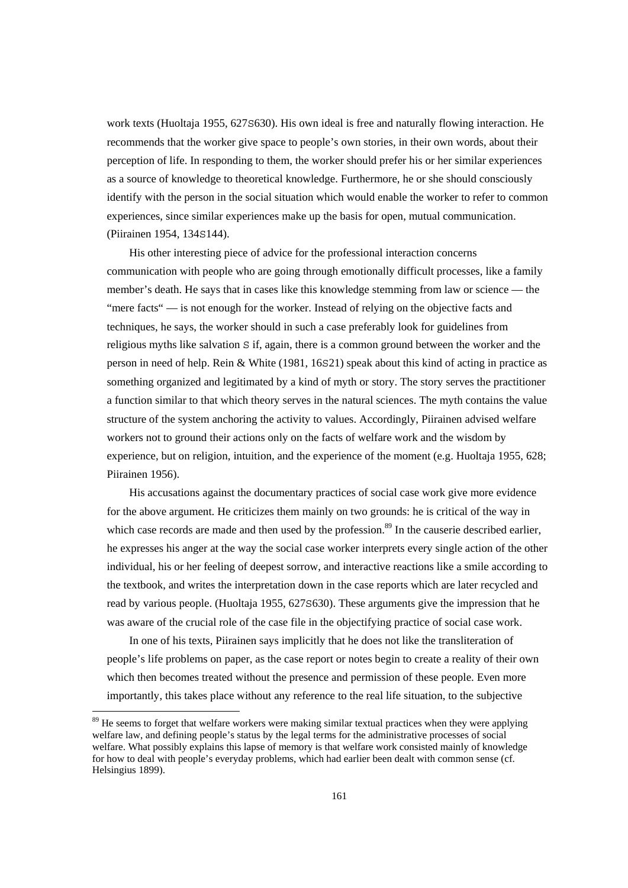work texts (Huoltaja 1955, 627S630). His own ideal is free and naturally flowing interaction. He recommends that the worker give space to people's own stories, in their own words, about their perception of life. In responding to them, the worker should prefer his or her similar experiences as a source of knowledge to theoretical knowledge. Furthermore, he or she should consciously identify with the person in the social situation which would enable the worker to refer to common experiences, since similar experiences make up the basis for open, mutual communication. (Piirainen 1954, 134S144).

His other interesting piece of advice for the professional interaction concerns communication with people who are going through emotionally difficult processes, like a family member's death. He says that in cases like this knowledge stemming from law or science — the "mere facts" — is not enough for the worker. Instead of relying on the objective facts and techniques, he says, the worker should in such a case preferably look for guidelines from religious myths like salvation S if, again, there is a common ground between the worker and the person in need of help. Rein & White (1981, 16S21) speak about this kind of acting in practice as something organized and legitimated by a kind of myth or story. The story serves the practitioner a function similar to that which theory serves in the natural sciences. The myth contains the value structure of the system anchoring the activity to values. Accordingly, Piirainen advised welfare workers not to ground their actions only on the facts of welfare work and the wisdom by experience, but on religion, intuition, and the experience of the moment (e.g. Huoltaja 1955, 628; Piirainen 1956).

His accusations against the documentary practices of social case work give more evidence for the above argument. He criticizes them mainly on two grounds: he is critical of the way in which case records are made and then used by the profession.[89] In the causerie described earlier, he expresses his anger at the way the social case worker interprets every single action of the other individual, his or her feeling of deepest sorrow, and interactive reactions like a smile according to the textbook, and writes the interpretation down in the case reports which are later recycled and read by various people. (Huoltaja 1955, 627S630). These arguments give the impression that he was aware of the crucial role of the case file in the objectifying practice of social case work.

In one of his texts, Piirainen says implicitly that he does not like the transliteration of people's life problems on paper, as the case report or notes begin to create a reality of their own which then becomes treated without the presence and permission of these people. Even more importantly, this takes place without any reference to the real life situation, to the subjective

[89] He seems to forget that welfare workers were making similar textual practices when they were applying welfare law, and defining people's status by the legal terms for the administrative processes of social welfare. What possibly explains this lapse of memory is that welfare work consisted mainly of knowledge for how to deal with people's everyday problems, which had earlier been dealt with common sense (cf. Helsingius 1899).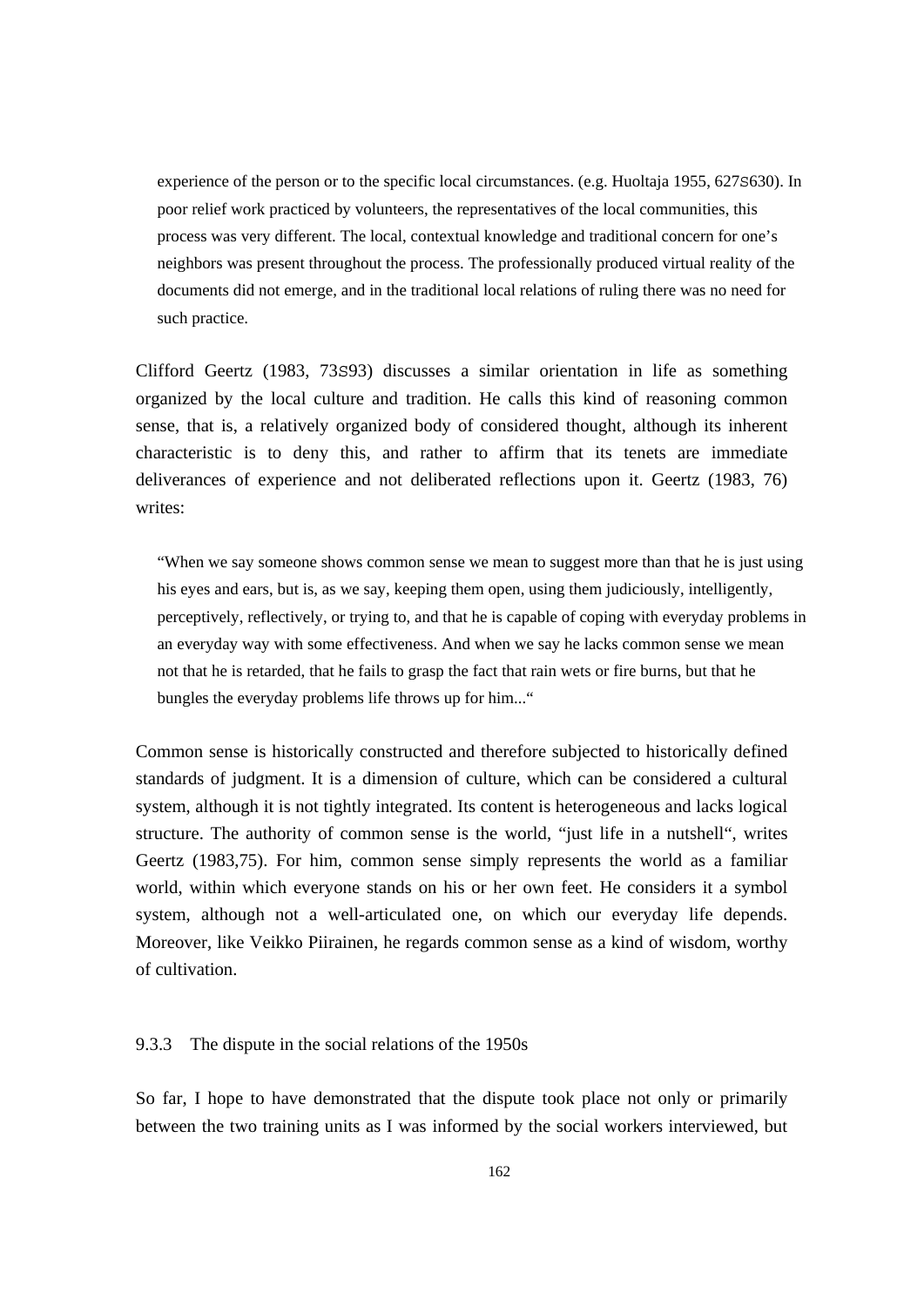> experience of the person or to the specific local circumstances. (e.g. Huoltaja 1955, 627S630). In poor relief work practiced by volunteers, the representatives of the local communities, this process was very different. The local, contextual knowledge and traditional concern for one's neighbors was present throughout the process. The professionally produced virtual reality of the documents did not emerge, and in the traditional local relations of ruling there was no need for such practice.

Clifford Geertz (1983, 73S93) discusses a similar orientation in life as something organized by the local culture and tradition. He calls this kind of reasoning common sense, that is, a relatively organized body of considered thought, although its inherent characteristic is to deny this, and rather to affirm that its tenets are immediate deliverances of experience and not deliberated reflections upon it. Geertz (1983, 76) writes:

> "When we say someone shows common sense we mean to suggest more than that he is just using his eyes and ears, but is, as we say, keeping them open, using them judiciously, intelligently, perceptively, reflectively, or trying to, and that he is capable of coping with everyday problems in an everyday way with some effectiveness. And when we say he lacks common sense we mean not that he is retarded, that he fails to grasp the fact that rain wets or fire burns, but that he bungles the everyday problems life throws up for him..."

Common sense is historically constructed and therefore subjected to historically defined standards of judgment. It is a dimension of culture, which can be considered a cultural system, although it is not tightly integrated. Its content is heterogeneous and lacks logical structure. The authority of common sense is the world, "just life in a nutshell", writes Geertz (1983,75). For him, common sense simply represents the world as a familiar world, within which everyone stands on his or her own feet. He considers it a symbol system, although not a well-articulated one, on which our everyday life depends. Moreover, like Veikko Piirainen, he regards common sense as a kind of wisdom, worthy of cultivation.

### 9.3.3 The dispute in the social relations of the 1950s

So far, I hope to have demonstrated that the dispute took place not only or primarily between the two training units as I was informed by the social workers interviewed, but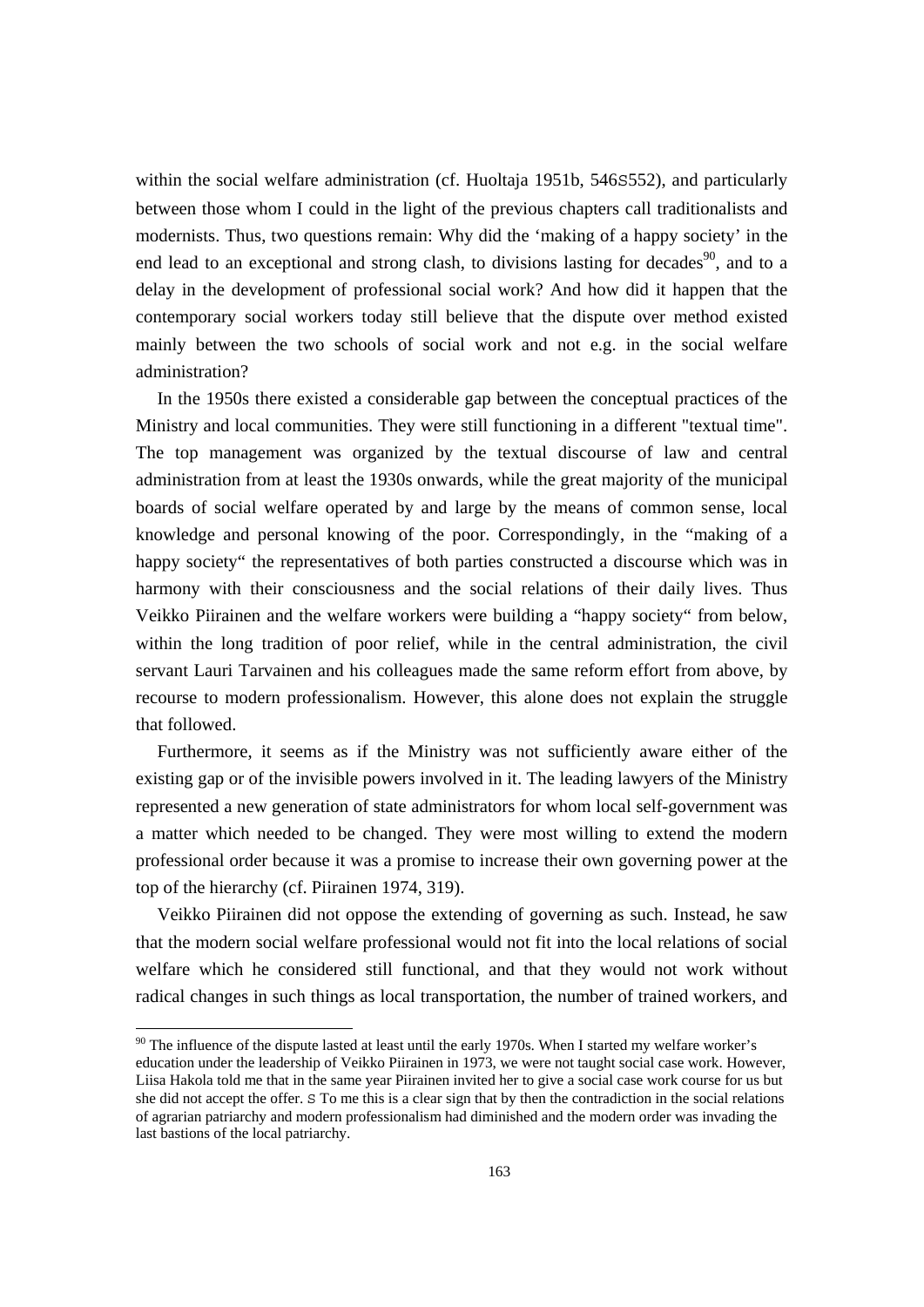within the social welfare administration (cf. Huoltaja 1951b, 546S552), and particularly between those whom I could in the light of the previous chapters call traditionalists and modernists. Thus, two questions remain: Why did the 'making of a happy society' in the end lead to an exceptional and strong clash, to divisions lasting for decades[90], and to a delay in the development of professional social work? And how did it happen that the contemporary social workers today still believe that the dispute over method existed mainly between the two schools of social work and not e.g. in the social welfare administration?

In the 1950s there existed a considerable gap between the conceptual practices of the Ministry and local communities. They were still functioning in a different "textual time". The top management was organized by the textual discourse of law and central administration from at least the 1930s onwards, while the great majority of the municipal boards of social welfare operated by and large by the means of common sense, local knowledge and personal knowing of the poor. Correspondingly, in the "making of a happy society" the representatives of both parties constructed a discourse which was in harmony with their consciousness and the social relations of their daily lives. Thus Veikko Piirainen and the welfare workers were building a "happy society" from below, within the long tradition of poor relief, while in the central administration, the civil servant Lauri Tarvainen and his colleagues made the same reform effort from above, by recourse to modern professionalism. However, this alone does not explain the struggle that followed.

Furthermore, it seems as if the Ministry was not sufficiently aware either of the existing gap or of the invisible powers involved in it. The leading lawyers of the Ministry represented a new generation of state administrators for whom local self-government was a matter which needed to be changed. They were most willing to extend the modern professional order because it was a promise to increase their own governing power at the top of the hierarchy (cf. Piirainen 1974, 319).

Veikko Piirainen did not oppose the extending of governing as such. Instead, he saw that the modern social welfare professional would not fit into the local relations of social welfare which he considered still functional, and that they would not work without radical changes in such things as local transportation, the number of trained workers, and

---

[90] The influence of the dispute lasted at least until the early 1970s. When I started my welfare worker's education under the leadership of Veikko Piirainen in 1973, we were not taught social case work. However, Liisa Hakola told me that in the same year Piirainen invited her to give a social case work course for us but she did not accept the offer. S To me this is a clear sign that by then the contradiction in the social relations of agrarian patriarchy and modern professionalism had diminished and the modern order was invading the last bastions of the local patriarchy.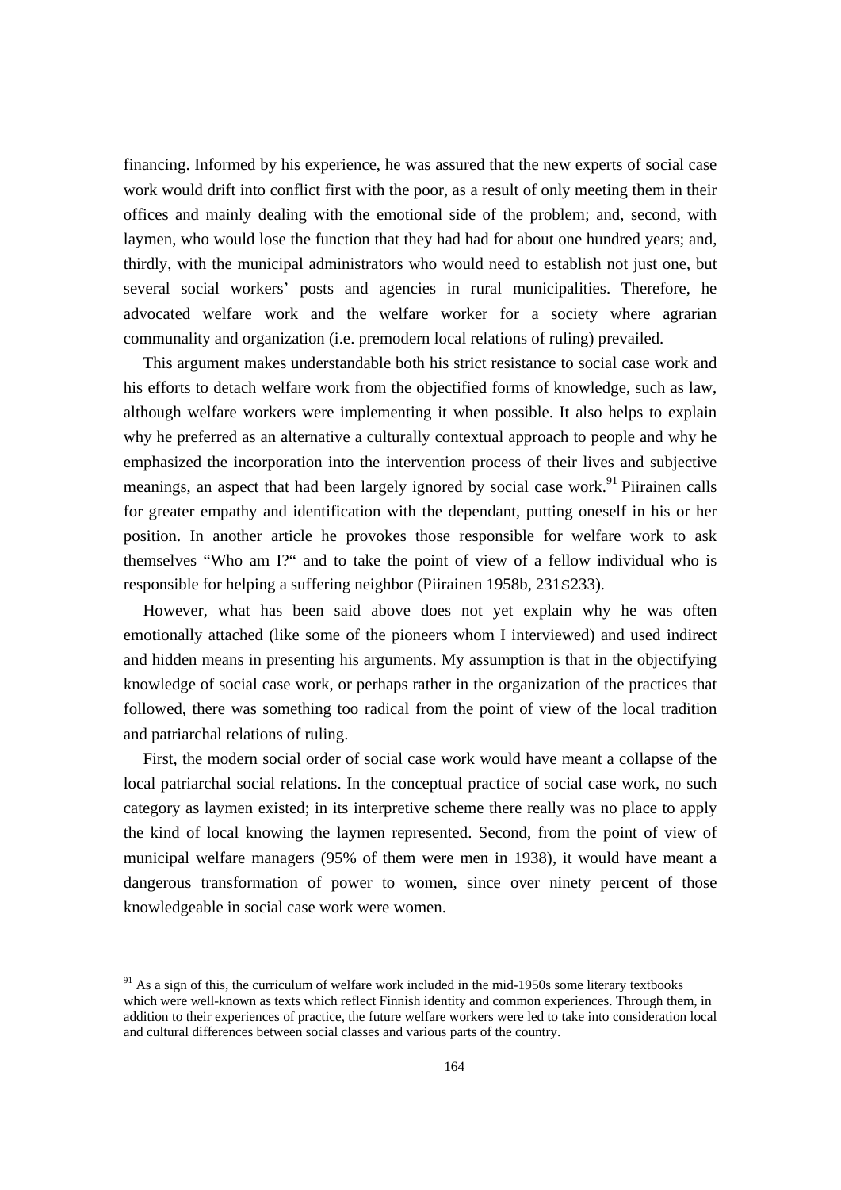financing. Informed by his experience, he was assured that the new experts of social case work would drift into conflict first with the poor, as a result of only meeting them in their offices and mainly dealing with the emotional side of the problem; and, second, with laymen, who would lose the function that they had had for about one hundred years; and, thirdly, with the municipal administrators who would need to establish not just one, but several social workers' posts and agencies in rural municipalities. Therefore, he advocated welfare work and the welfare worker for a society where agrarian communality and organization (i.e. premodern local relations of ruling) prevailed.

This argument makes understandable both his strict resistance to social case work and his efforts to detach welfare work from the objectified forms of knowledge, such as law, although welfare workers were implementing it when possible. It also helps to explain why he preferred as an alternative a culturally contextual approach to people and why he emphasized the incorporation into the intervention process of their lives and subjective meanings, an aspect that had been largely ignored by social case work.[91] Piirainen calls for greater empathy and identification with the dependant, putting oneself in his or her position. In another article he provokes those responsible for welfare work to ask themselves "Who am I?" and to take the point of view of a fellow individual who is responsible for helping a suffering neighbor (Piirainen 1958b, 231S233).

However, what has been said above does not yet explain why he was often emotionally attached (like some of the pioneers whom I interviewed) and used indirect and hidden means in presenting his arguments. My assumption is that in the objectifying knowledge of social case work, or perhaps rather in the organization of the practices that followed, there was something too radical from the point of view of the local tradition and patriarchal relations of ruling.

First, the modern social order of social case work would have meant a collapse of the local patriarchal social relations. In the conceptual practice of social case work, no such category as laymen existed; in its interpretive scheme there really was no place to apply the kind of local knowing the laymen represented. Second, from the point of view of municipal welfare managers (95% of them were men in 1938), it would have meant a dangerous transformation of power to women, since over ninety percent of those knowledgeable in social case work were women.

---

[91] As a sign of this, the curriculum of welfare work included in the mid-1950s some literary textbooks which were well-known as texts which reflect Finnish identity and common experiences. Through them, in addition to their experiences of practice, the future welfare workers were led to take into consideration local and cultural differences between social classes and various parts of the country.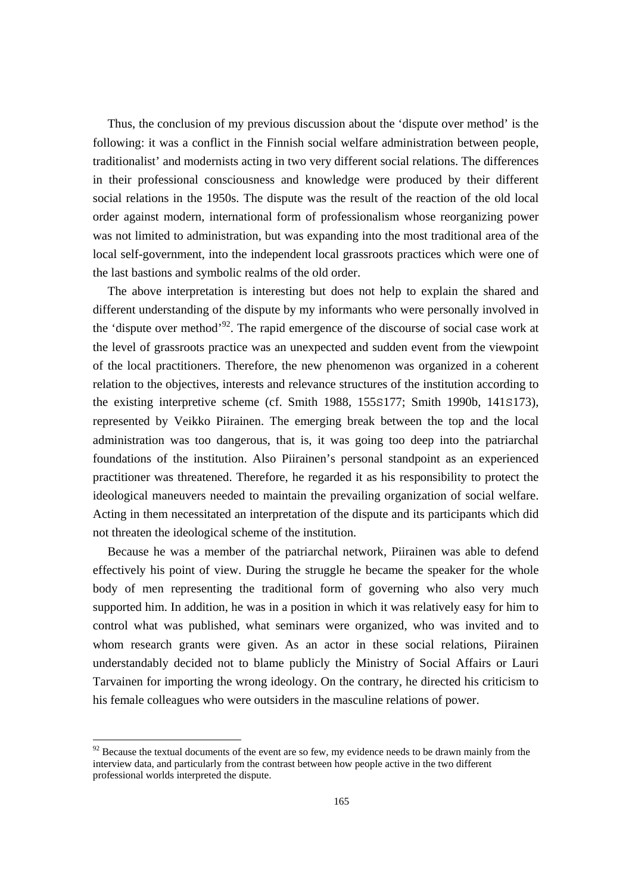Thus, the conclusion of my previous discussion about the 'dispute over method' is the following: it was a conflict in the Finnish social welfare administration between people, traditionalist' and modernists acting in two very different social relations. The differences in their professional consciousness and knowledge were produced by their different social relations in the 1950s. The dispute was the result of the reaction of the old local order against modern, international form of professionalism whose reorganizing power was not limited to administration, but was expanding into the most traditional area of the local self-government, into the independent local grassroots practices which were one of the last bastions and symbolic realms of the old order.

The above interpretation is interesting but does not help to explain the shared and different understanding of the dispute by my informants who were personally involved in the 'dispute over method'[92]. The rapid emergence of the discourse of social case work at the level of grassroots practice was an unexpected and sudden event from the viewpoint of the local practitioners. Therefore, the new phenomenon was organized in a coherent relation to the objectives, interests and relevance structures of the institution according to the existing interpretive scheme (cf. Smith 1988, 155S177; Smith 1990b, 141S173), represented by Veikko Piirainen. The emerging break between the top and the local administration was too dangerous, that is, it was going too deep into the patriarchal foundations of the institution. Also Piirainen's personal standpoint as an experienced practitioner was threatened. Therefore, he regarded it as his responsibility to protect the ideological maneuvers needed to maintain the prevailing organization of social welfare. Acting in them necessitated an interpretation of the dispute and its participants which did not threaten the ideological scheme of the institution.

Because he was a member of the patriarchal network, Piirainen was able to defend effectively his point of view. During the struggle he became the speaker for the whole body of men representing the traditional form of governing who also very much supported him. In addition, he was in a position in which it was relatively easy for him to control what was published, what seminars were organized, who was invited and to whom research grants were given. As an actor in these social relations, Piirainen understandably decided not to blame publicly the Ministry of Social Affairs or Lauri Tarvainen for importing the wrong ideology. On the contrary, he directed his criticism to his female colleagues who were outsiders in the masculine relations of power.

[92] Because the textual documents of the event are so few, my evidence needs to be drawn mainly from the interview data, and particularly from the contrast between how people active in the two different professional worlds interpreted the dispute.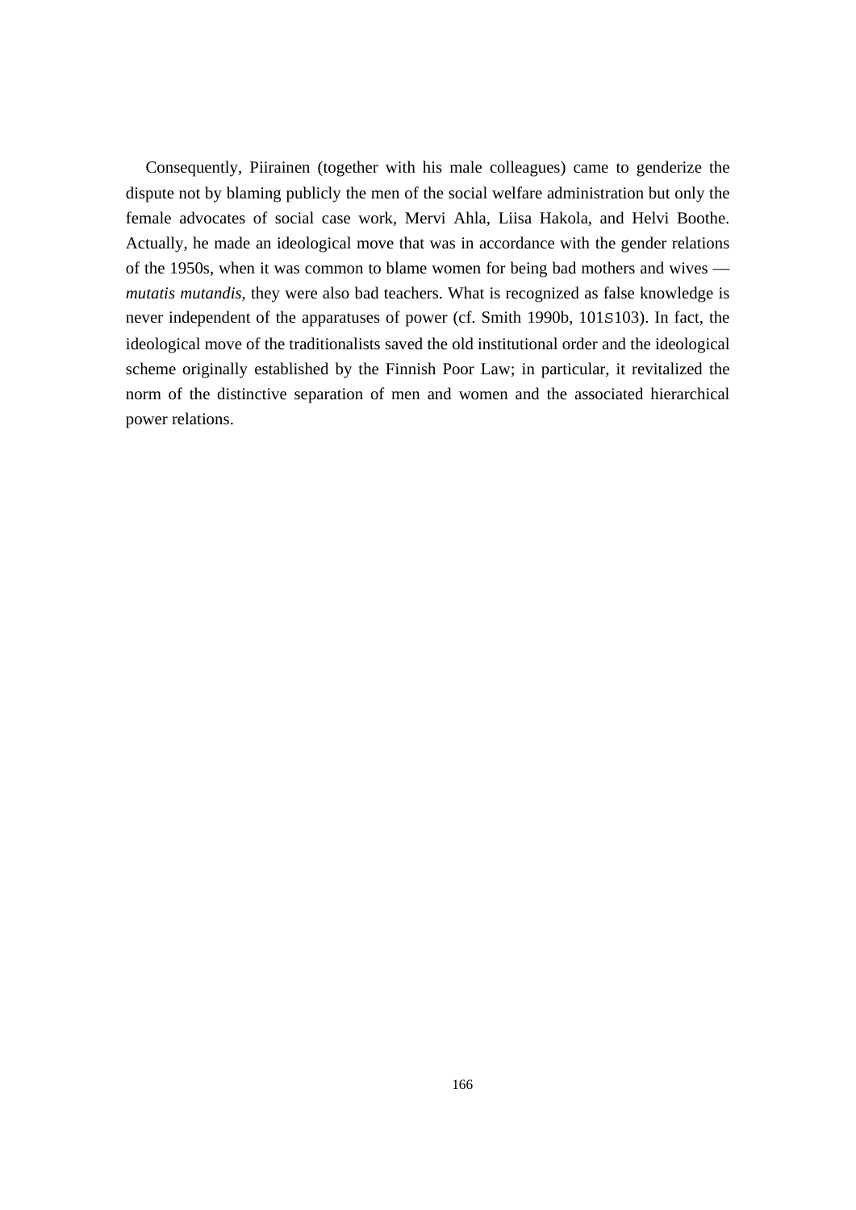Consequently, Piirainen (together with his male colleagues) came to genderize the dispute not by blaming publicly the men of the social welfare administration but only the female advocates of social case work, Mervi Ahla, Liisa Hakola, and Helvi Boothe. Actually, he made an ideological move that was in accordance with the gender relations of the 1950s, when it was common to blame women for being bad mothers and wives — *mutatis mutandis*, they were also bad teachers. What is recognized as false knowledge is never independent of the apparatuses of power (cf. Smith 1990b, 101S103). In fact, the ideological move of the traditionalists saved the old institutional order and the ideological scheme originally established by the Finnish Poor Law; in particular, it revitalized the norm of the distinctive separation of men and women and the associated hierarchical power relations.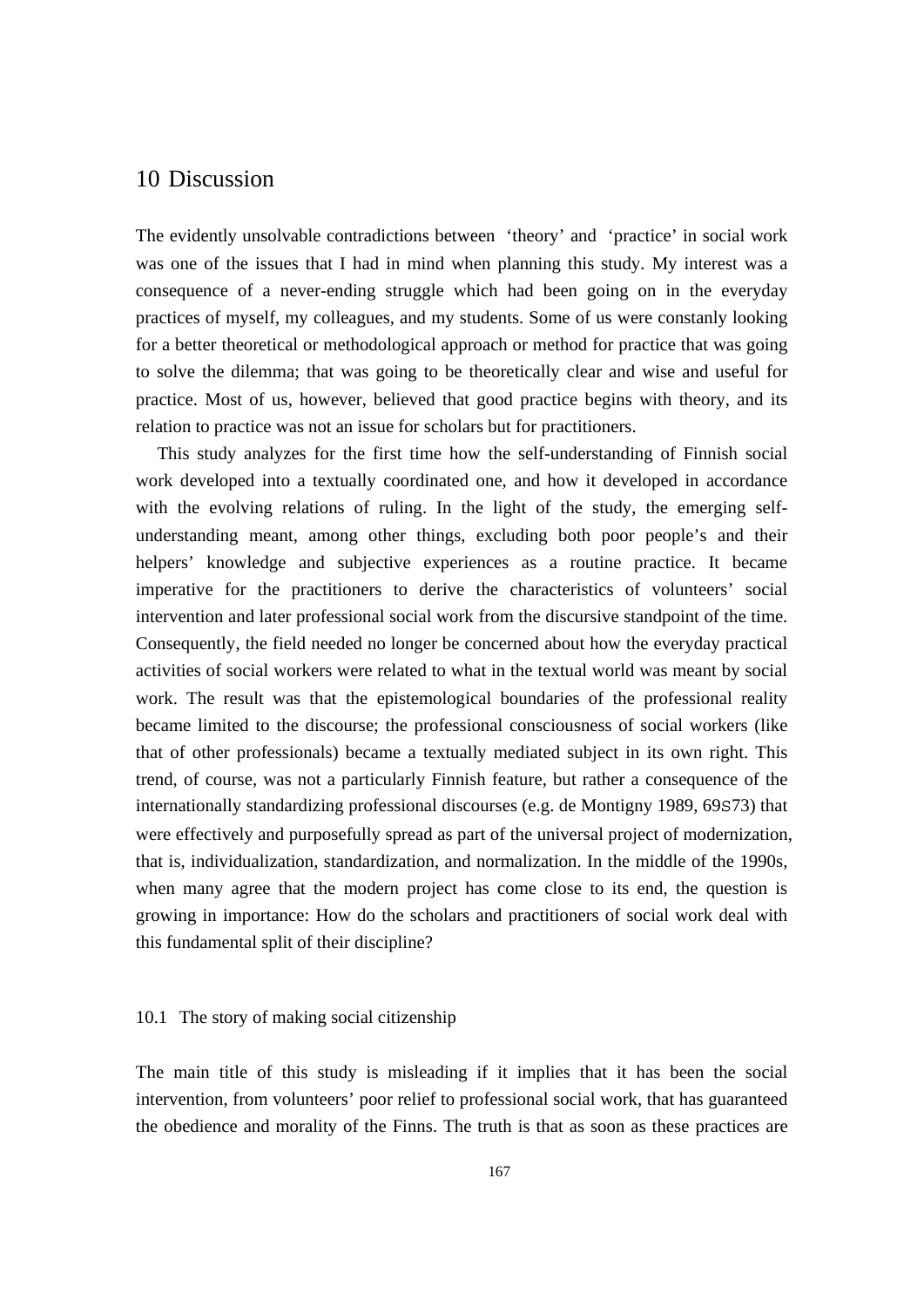# 10 Discussion

The evidently unsolvable contradictions between 'theory' and 'practice' in social work was one of the issues that I had in mind when planning this study. My interest was a consequence of a never-ending struggle which had been going on in the everyday practices of myself, my colleagues, and my students. Some of us were constanly looking for a better theoretical or methodological approach or method for practice that was going to solve the dilemma; that was going to be theoretically clear and wise and useful for practice. Most of us, however, believed that good practice begins with theory, and its relation to practice was not an issue for scholars but for practitioners.

This study analyzes for the first time how the self-understanding of Finnish social work developed into a textually coordinated one, and how it developed in accordance with the evolving relations of ruling. In the light of the study, the emerging self-understanding meant, among other things, excluding both poor people's and their helpers' knowledge and subjective experiences as a routine practice. It became imperative for the practitioners to derive the characteristics of volunteers' social intervention and later professional social work from the discursive standpoint of the time. Consequently, the field needed no longer be concerned about how the everyday practical activities of social workers were related to what in the textual world was meant by social work. The result was that the epistemological boundaries of the professional reality became limited to the discourse; the professional consciousness of social workers (like that of other professionals) became a textually mediated subject in its own right. This trend, of course, was not a particularly Finnish feature, but rather a consequence of the internationally standardizing professional discourses (e.g. de Montigny 1989, 69S73) that were effectively and purposefully spread as part of the universal project of modernization, that is, individualization, standardization, and normalization. In the middle of the 1990s, when many agree that the modern project has come close to its end, the question is growing in importance: How do the scholars and practitioners of social work deal with this fundamental split of their discipline?

## 10.1 The story of making social citizenship

The main title of this study is misleading if it implies that it has been the social intervention, from volunteers' poor relief to professional social work, that has guaranteed the obedience and morality of the Finns. The truth is that as soon as these practices are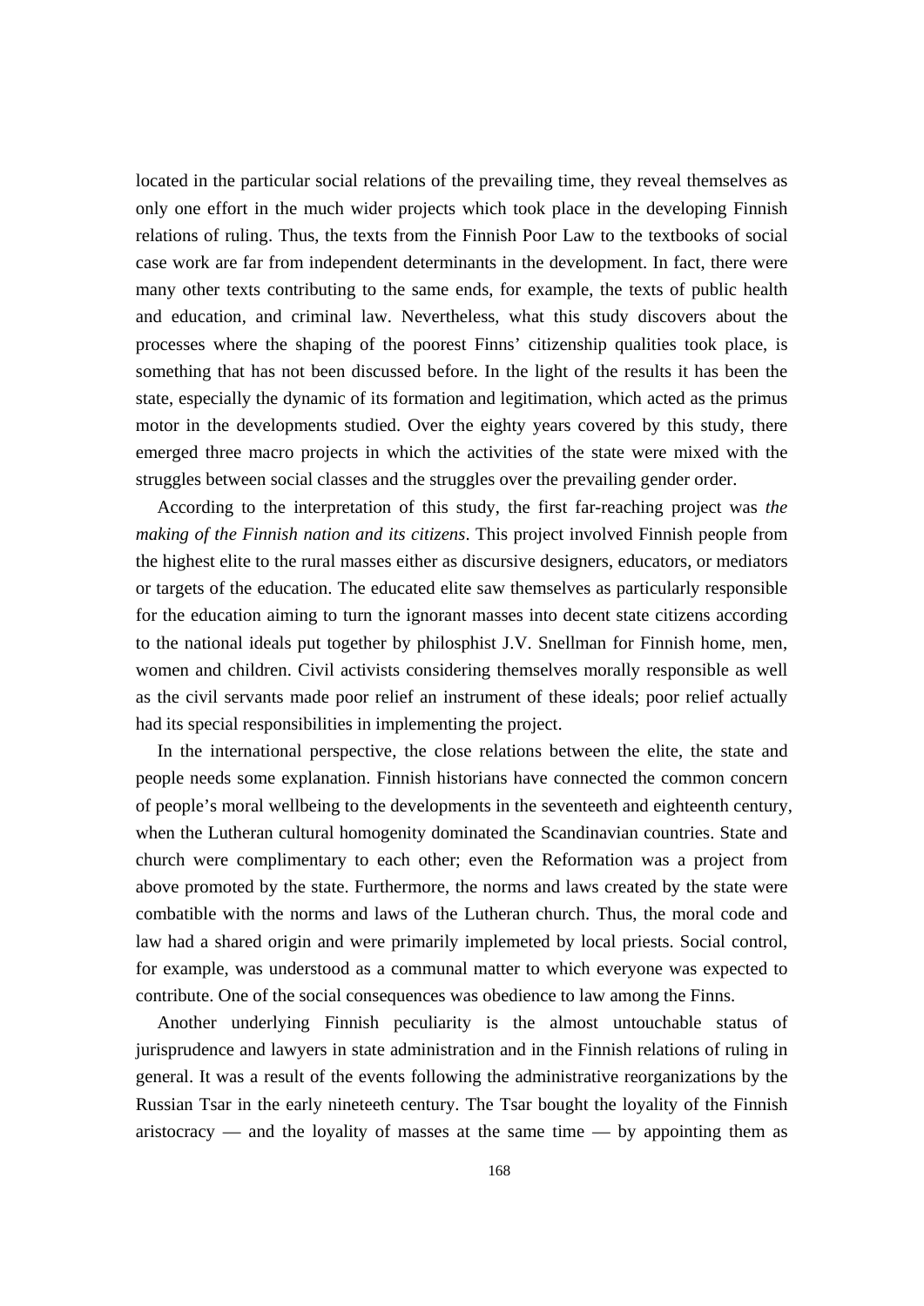located in the particular social relations of the prevailing time, they reveal themselves as only one effort in the much wider projects which took place in the developing Finnish relations of ruling. Thus, the texts from the Finnish Poor Law to the textbooks of social case work are far from independent determinants in the development. In fact, there were many other texts contributing to the same ends, for example, the texts of public health and education, and criminal law. Nevertheless, what this study discovers about the processes where the shaping of the poorest Finns' citizenship qualities took place, is something that has not been discussed before. In the light of the results it has been the state, especially the dynamic of its formation and legitimation, which acted as the primus motor in the developments studied. Over the eighty years covered by this study, there emerged three macro projects in which the activities of the state were mixed with the struggles between social classes and the struggles over the prevailing gender order.

According to the interpretation of this study, the first far-reaching project was *the making of the Finnish nation and its citizens*. This project involved Finnish people from the highest elite to the rural masses either as discursive designers, educators, or mediators or targets of the education. The educated elite saw themselves as particularly responsible for the education aiming to turn the ignorant masses into decent state citizens according to the national ideals put together by philosphist J.V. Snellman for Finnish home, men, women and children. Civil activists considering themselves morally responsible as well as the civil servants made poor relief an instrument of these ideals; poor relief actually had its special responsibilities in implementing the project.

In the international perspective, the close relations between the elite, the state and people needs some explanation. Finnish historians have connected the common concern of people's moral wellbeing to the developments in the seventeeth and eighteenth century, when the Lutheran cultural homogenity dominated the Scandinavian countries. State and church were complimentary to each other; even the Reformation was a project from above promoted by the state. Furthermore, the norms and laws created by the state were combatible with the norms and laws of the Lutheran church. Thus, the moral code and law had a shared origin and were primarily implemeted by local priests. Social control, for example, was understood as a communal matter to which everyone was expected to contribute. One of the social consequences was obedience to law among the Finns.

Another underlying Finnish peculiarity is the almost untouchable status of jurisprudence and lawyers in state administration and in the Finnish relations of ruling in general. It was a result of the events following the administrative reorganizations by the Russian Tsar in the early nineteeth century. The Tsar bought the loyality of the Finnish aristocracy — and the loyality of masses at the same time — by appointing them as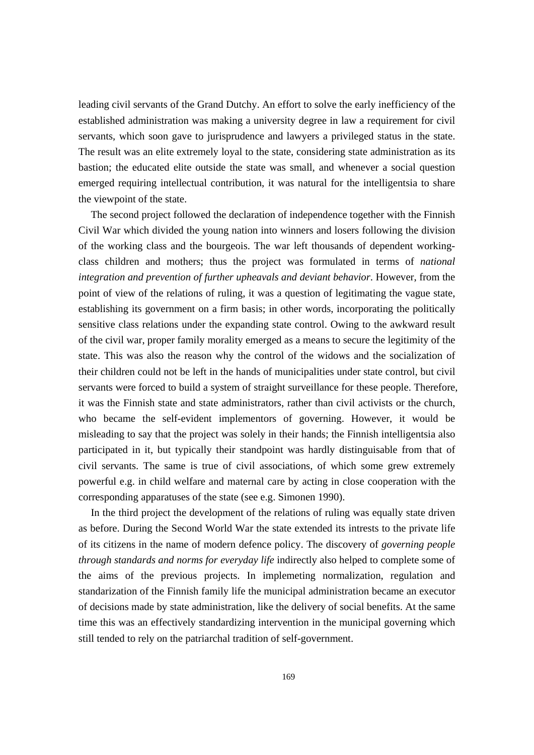leading civil servants of the Grand Dutchy. An effort to solve the early inefficiency of the established administration was making a university degree in law a requirement for civil servants, which soon gave to jurisprudence and lawyers a privileged status in the state. The result was an elite extremely loyal to the state, considering state administration as its bastion; the educated elite outside the state was small, and whenever a social question emerged requiring intellectual contribution, it was natural for the intelligentsia to share the viewpoint of the state.

The second project followed the declaration of independence together with the Finnish Civil War which divided the young nation into winners and losers following the division of the working class and the bourgeois. The war left thousands of dependent working-class children and mothers; thus the project was formulated in terms of *national integration and prevention of further upheavals and deviant behavior*. However, from the point of view of the relations of ruling, it was a question of legitimating the vague state, establishing its government on a firm basis; in other words, incorporating the politically sensitive class relations under the expanding state control. Owing to the awkward result of the civil war, proper family morality emerged as a means to secure the legitimity of the state. This was also the reason why the control of the widows and the socialization of their children could not be left in the hands of municipalities under state control, but civil servants were forced to build a system of straight surveillance for these people. Therefore, it was the Finnish state and state administrators, rather than civil activists or the church, who became the self-evident implementors of governing. However, it would be misleading to say that the project was solely in their hands; the Finnish intelligentsia also participated in it, but typically their standpoint was hardly distinguisable from that of civil servants. The same is true of civil associations, of which some grew extremely powerful e.g. in child welfare and maternal care by acting in close cooperation with the corresponding apparatuses of the state (see e.g. Simonen 1990).

In the third project the development of the relations of ruling was equally state driven as before. During the Second World War the state extended its intrests to the private life of its citizens in the name of modern defence policy. The discovery of *governing people through standards and norms for everyday life* indirectly also helped to complete some of the aims of the previous projects. In implemeting normalization, regulation and standarization of the Finnish family life the municipal administration became an executor of decisions made by state administration, like the delivery of social benefits. At the same time this was an effectively standardizing intervention in the municipal governing which still tended to rely on the patriarchal tradition of self-government.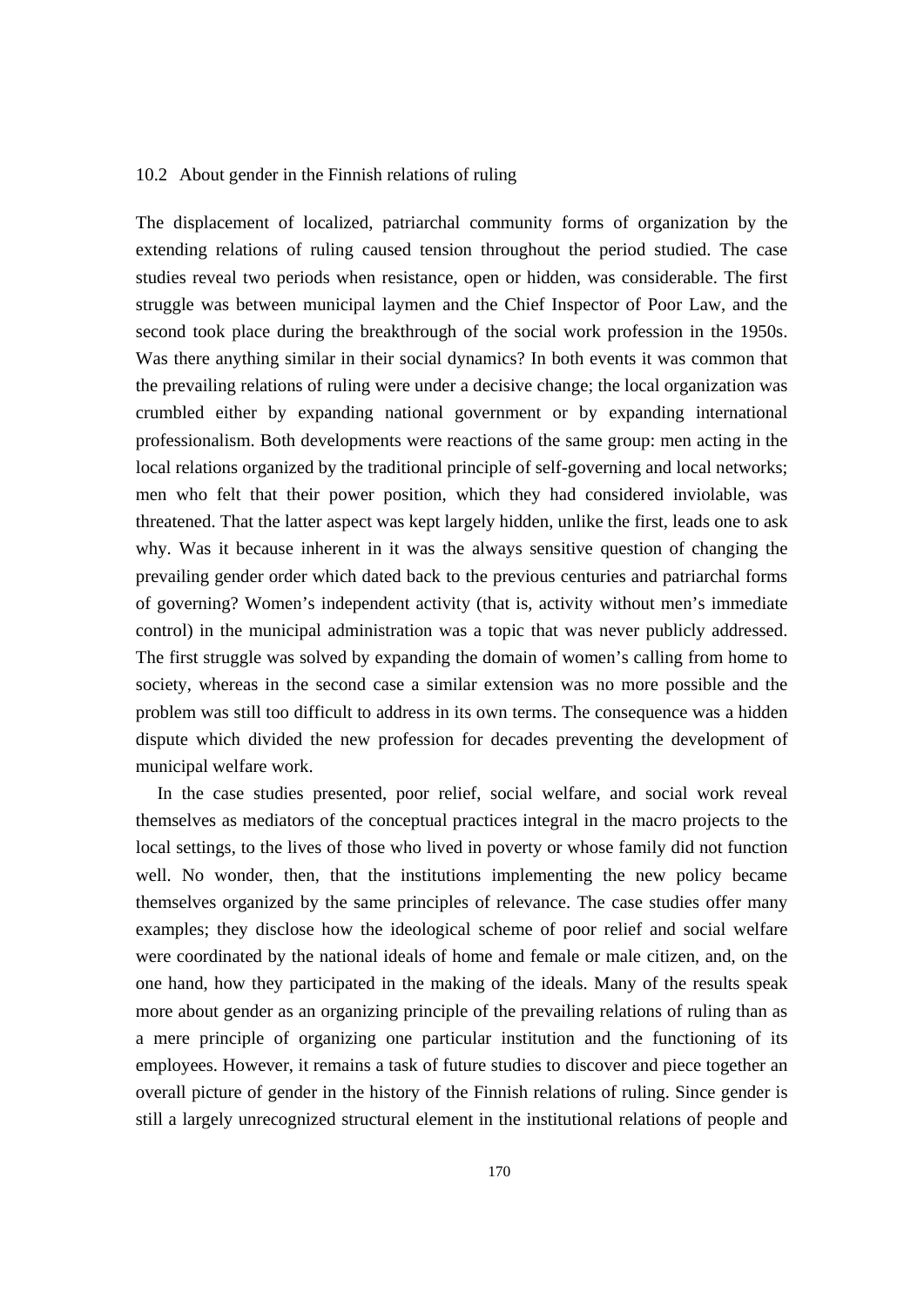## 10.2 About gender in the Finnish relations of ruling

The displacement of localized, patriarchal community forms of organization by the extending relations of ruling caused tension throughout the period studied. The case studies reveal two periods when resistance, open or hidden, was considerable. The first struggle was between municipal laymen and the Chief Inspector of Poor Law, and the second took place during the breakthrough of the social work profession in the 1950s. Was there anything similar in their social dynamics? In both events it was common that the prevailing relations of ruling were under a decisive change; the local organization was crumbled either by expanding national government or by expanding international professionalism. Both developments were reactions of the same group: men acting in the local relations organized by the traditional principle of self-governing and local networks; men who felt that their power position, which they had considered inviolable, was threatened. That the latter aspect was kept largely hidden, unlike the first, leads one to ask why. Was it because inherent in it was the always sensitive question of changing the prevailing gender order which dated back to the previous centuries and patriarchal forms of governing? Women's independent activity (that is, activity without men's immediate control) in the municipal administration was a topic that was never publicly addressed. The first struggle was solved by expanding the domain of women's calling from home to society, whereas in the second case a similar extension was no more possible and the problem was still too difficult to address in its own terms. The consequence was a hidden dispute which divided the new profession for decades preventing the development of municipal welfare work.

In the case studies presented, poor relief, social welfare, and social work reveal themselves as mediators of the conceptual practices integral in the macro projects to the local settings, to the lives of those who lived in poverty or whose family did not function well. No wonder, then, that the institutions implementing the new policy became themselves organized by the same principles of relevance. The case studies offer many examples; they disclose how the ideological scheme of poor relief and social welfare were coordinated by the national ideals of home and female or male citizen, and, on the one hand, how they participated in the making of the ideals. Many of the results speak more about gender as an organizing principle of the prevailing relations of ruling than as a mere principle of organizing one particular institution and the functioning of its employees. However, it remains a task of future studies to discover and piece together an overall picture of gender in the history of the Finnish relations of ruling. Since gender is still a largely unrecognized structural element in the institutional relations of people and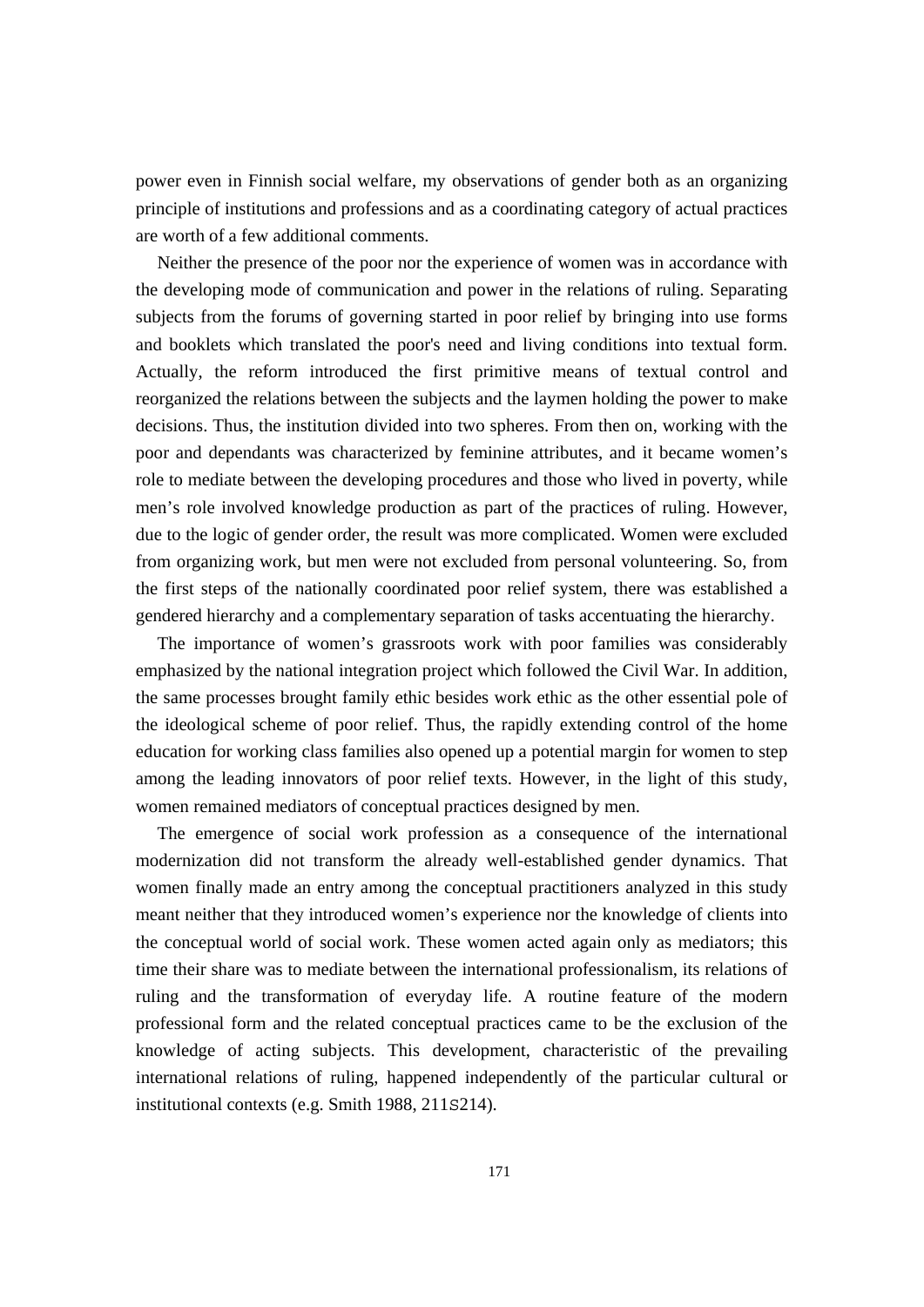power even in Finnish social welfare, my observations of gender both as an organizing principle of institutions and professions and as a coordinating category of actual practices are worth of a few additional comments.

Neither the presence of the poor nor the experience of women was in accordance with the developing mode of communication and power in the relations of ruling. Separating subjects from the forums of governing started in poor relief by bringing into use forms and booklets which translated the poor's need and living conditions into textual form. Actually, the reform introduced the first primitive means of textual control and reorganized the relations between the subjects and the laymen holding the power to make decisions. Thus, the institution divided into two spheres. From then on, working with the poor and dependants was characterized by feminine attributes, and it became women's role to mediate between the developing procedures and those who lived in poverty, while men's role involved knowledge production as part of the practices of ruling. However, due to the logic of gender order, the result was more complicated. Women were excluded from organizing work, but men were not excluded from personal volunteering. So, from the first steps of the nationally coordinated poor relief system, there was established a gendered hierarchy and a complementary separation of tasks accentuating the hierarchy.

The importance of women's grassroots work with poor families was considerably emphasized by the national integration project which followed the Civil War. In addition, the same processes brought family ethic besides work ethic as the other essential pole of the ideological scheme of poor relief. Thus, the rapidly extending control of the home education for working class families also opened up a potential margin for women to step among the leading innovators of poor relief texts. However, in the light of this study, women remained mediators of conceptual practices designed by men.

The emergence of social work profession as a consequence of the international modernization did not transform the already well-established gender dynamics. That women finally made an entry among the conceptual practitioners analyzed in this study meant neither that they introduced women's experience nor the knowledge of clients into the conceptual world of social work. These women acted again only as mediators; this time their share was to mediate between the international professionalism, its relations of ruling and the transformation of everyday life. A routine feature of the modern professional form and the related conceptual practices came to be the exclusion of the knowledge of acting subjects. This development, characteristic of the prevailing international relations of ruling, happened independently of the particular cultural or institutional contexts (e.g. Smith 1988, 211S214).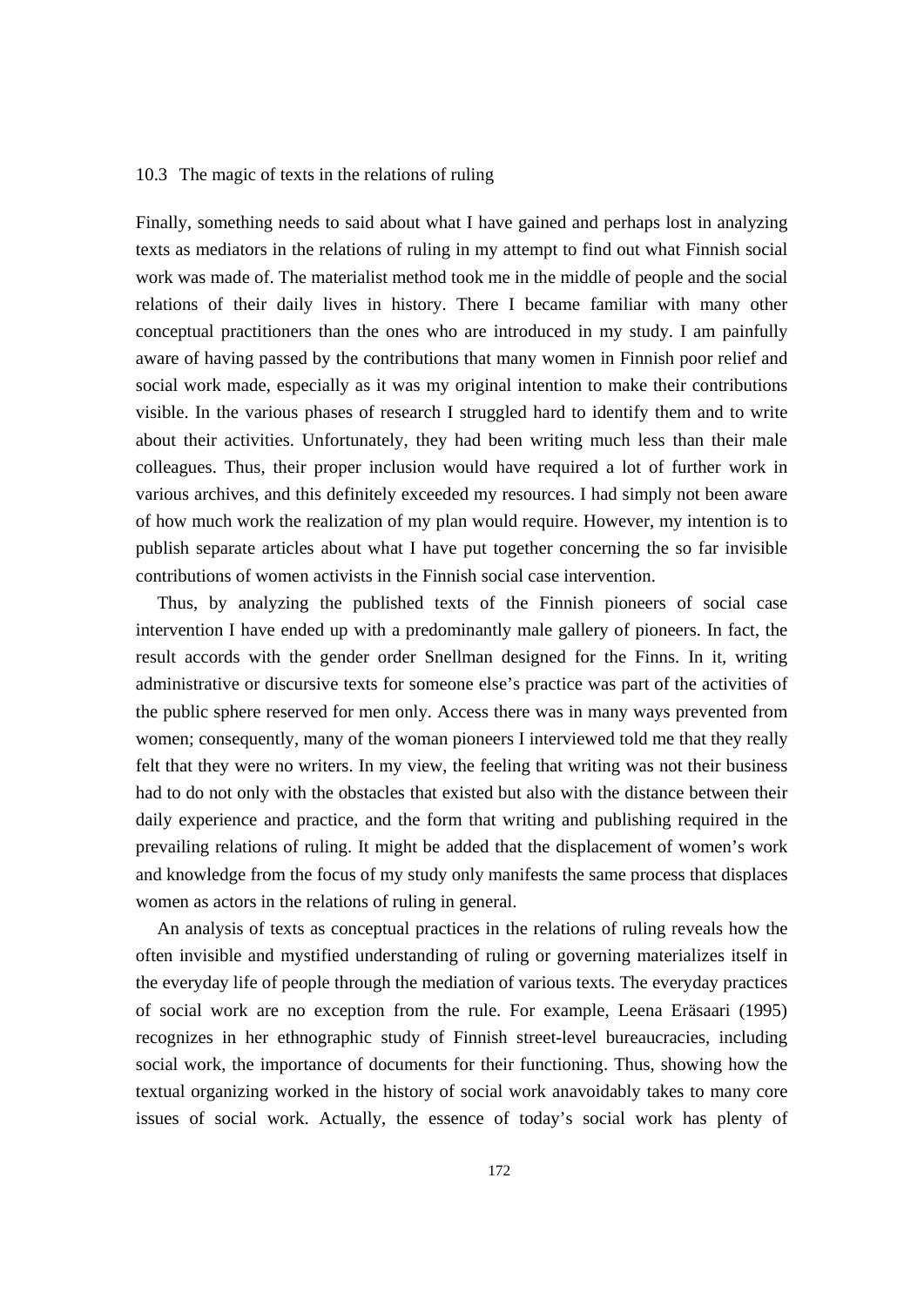### 10.3 The magic of texts in the relations of ruling

Finally, something needs to said about what I have gained and perhaps lost in analyzing texts as mediators in the relations of ruling in my attempt to find out what Finnish social work was made of. The materialist method took me in the middle of people and the social relations of their daily lives in history. There I became familiar with many other conceptual practitioners than the ones who are introduced in my study. I am painfully aware of having passed by the contributions that many women in Finnish poor relief and social work made, especially as it was my original intention to make their contributions visible. In the various phases of research I struggled hard to identify them and to write about their activities. Unfortunately, they had been writing much less than their male colleagues. Thus, their proper inclusion would have required a lot of further work in various archives, and this definitely exceeded my resources. I had simply not been aware of how much work the realization of my plan would require. However, my intention is to publish separate articles about what I have put together concerning the so far invisible contributions of women activists in the Finnish social case intervention.

Thus, by analyzing the published texts of the Finnish pioneers of social case intervention I have ended up with a predominantly male gallery of pioneers. In fact, the result accords with the gender order Snellman designed for the Finns. In it, writing administrative or discursive texts for someone else's practice was part of the activities of the public sphere reserved for men only. Access there was in many ways prevented from women; consequently, many of the woman pioneers I interviewed told me that they really felt that they were no writers. In my view, the feeling that writing was not their business had to do not only with the obstacles that existed but also with the distance between their daily experience and practice, and the form that writing and publishing required in the prevailing relations of ruling. It might be added that the displacement of women's work and knowledge from the focus of my study only manifests the same process that displaces women as actors in the relations of ruling in general.

An analysis of texts as conceptual practices in the relations of ruling reveals how the often invisible and mystified understanding of ruling or governing materializes itself in the everyday life of people through the mediation of various texts. The everyday practices of social work are no exception from the rule. For example, Leena Eräsaari (1995) recognizes in her ethnographic study of Finnish street-level bureaucracies, including social work, the importance of documents for their functioning. Thus, showing how the textual organizing worked in the history of social work anavoidably takes to many core issues of social work. Actually, the essence of today's social work has plenty of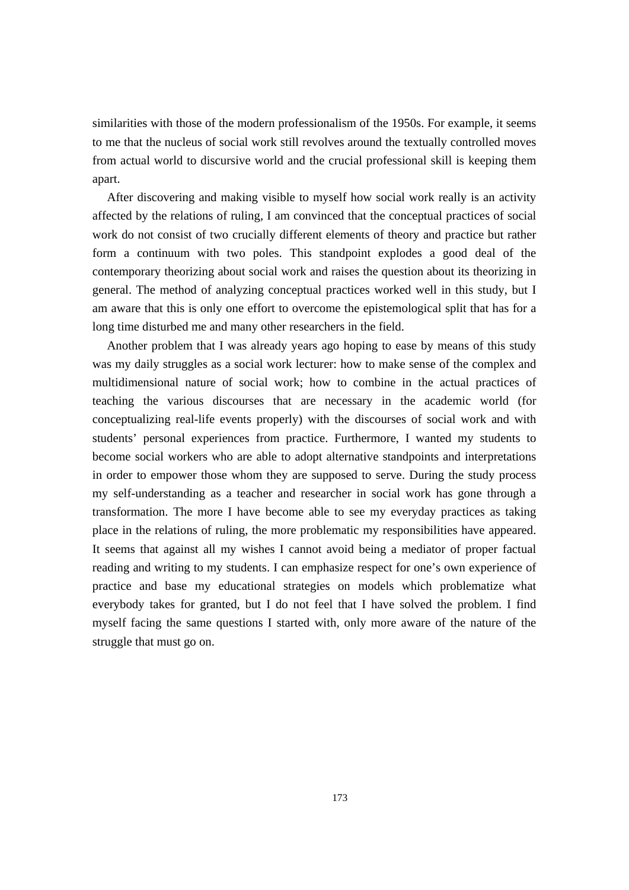similarities with those of the modern professionalism of the 1950s. For example, it seems to me that the nucleus of social work still revolves around the textually controlled moves from actual world to discursive world and the crucial professional skill is keeping them apart.

After discovering and making visible to myself how social work really is an activity affected by the relations of ruling, I am convinced that the conceptual practices of social work do not consist of two crucially different elements of theory and practice but rather form a continuum with two poles. This standpoint explodes a good deal of the contemporary theorizing about social work and raises the question about its theorizing in general. The method of analyzing conceptual practices worked well in this study, but I am aware that this is only one effort to overcome the epistemological split that has for a long time disturbed me and many other researchers in the field.

Another problem that I was already years ago hoping to ease by means of this study was my daily struggles as a social work lecturer: how to make sense of the complex and multidimensional nature of social work; how to combine in the actual practices of teaching the various discourses that are necessary in the academic world (for conceptualizing real-life events properly) with the discourses of social work and with students' personal experiences from practice. Furthermore, I wanted my students to become social workers who are able to adopt alternative standpoints and interpretations in order to empower those whom they are supposed to serve. During the study process my self-understanding as a teacher and researcher in social work has gone through a transformation. The more I have become able to see my everyday practices as taking place in the relations of ruling, the more problematic my responsibilities have appeared. It seems that against all my wishes I cannot avoid being a mediator of proper factual reading and writing to my students. I can emphasize respect for one's own experience of practice and base my educational strategies on models which problematize what everybody takes for granted, but I do not feel that I have solved the problem. I find myself facing the same questions I started with, only more aware of the nature of the struggle that must go on.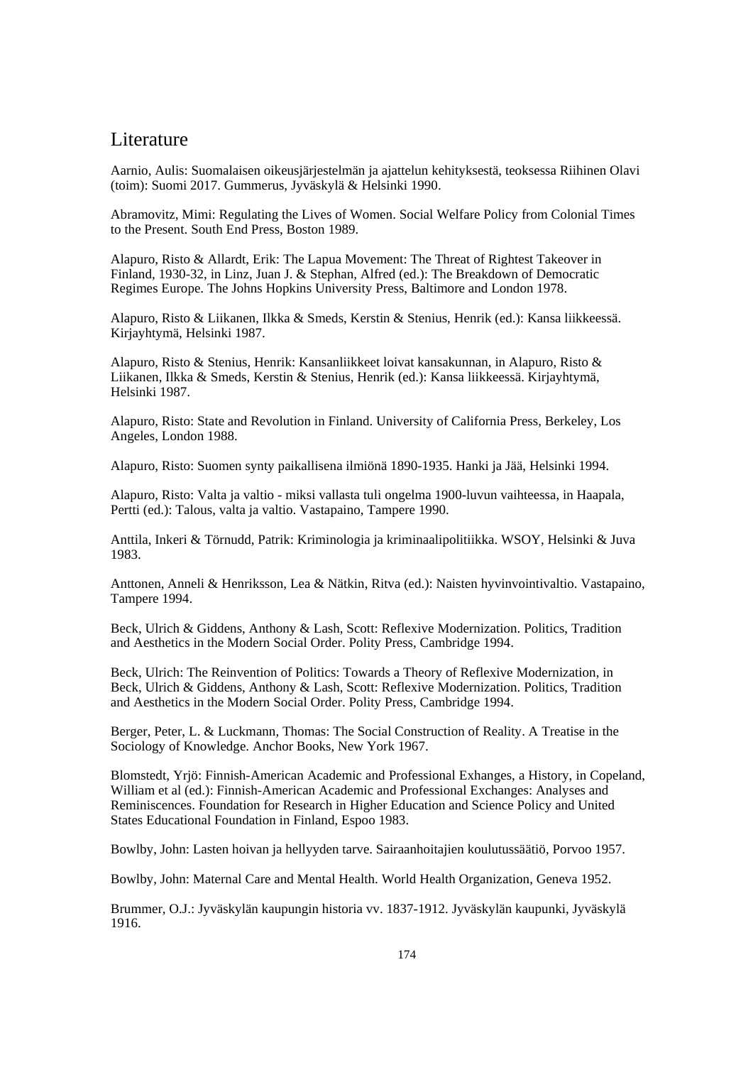# Literature

Aarnio, Aulis: Suomalaisen oikeusjärjestelmän ja ajattelun kehityksestä, teoksessa Riihinen Olavi (toim): Suomi 2017. Gummerus, Jyväskylä & Helsinki 1990.

Abramovitz, Mimi: Regulating the Lives of Women. Social Welfare Policy from Colonial Times to the Present. South End Press, Boston 1989.

Alapuro, Risto & Allardt, Erik: The Lapua Movement: The Threat of Rightest Takeover in Finland, 1930-32, in Linz, Juan J. & Stephan, Alfred (ed.): The Breakdown of Democratic Regimes Europe. The Johns Hopkins University Press, Baltimore and London 1978.

Alapuro, Risto & Liikanen, Ilkka & Smeds, Kerstin & Stenius, Henrik (ed.): Kansa liikkeessä. Kirjayhtymä, Helsinki 1987.

Alapuro, Risto & Stenius, Henrik: Kansanliikkeet loivat kansakunnan, in Alapuro, Risto & Liikanen, Ilkka & Smeds, Kerstin & Stenius, Henrik (ed.): Kansa liikkeessä. Kirjayhtymä, Helsinki 1987.

Alapuro, Risto: State and Revolution in Finland. University of California Press, Berkeley, Los Angeles, London 1988.

Alapuro, Risto: Suomen synty paikallisena ilmiönä 1890-1935. Hanki ja Jää, Helsinki 1994.

Alapuro, Risto: Valta ja valtio - miksi vallasta tuli ongelma 1900-luvun vaihteessa, in Haapala, Pertti (ed.): Talous, valta ja valtio. Vastapaino, Tampere 1990.

Anttila, Inkeri & Törnudd, Patrik: Kriminologia ja kriminaalipolitiikka. WSOY, Helsinki & Juva 1983.

Anttonen, Anneli & Henriksson, Lea & Nätkin, Ritva (ed.): Naisten hyvinvointivaltio. Vastapaino, Tampere 1994.

Beck, Ulrich & Giddens, Anthony & Lash, Scott: Reflexive Modernization. Politics, Tradition and Aesthetics in the Modern Social Order. Polity Press, Cambridge 1994.

Beck, Ulrich: The Reinvention of Politics: Towards a Theory of Reflexive Modernization, in Beck, Ulrich & Giddens, Anthony & Lash, Scott: Reflexive Modernization. Politics, Tradition and Aesthetics in the Modern Social Order. Polity Press, Cambridge 1994.

Berger, Peter, L. & Luckmann, Thomas: The Social Construction of Reality. A Treatise in the Sociology of Knowledge. Anchor Books, New York 1967.

Blomstedt, Yrjö: Finnish-American Academic and Professional Exhanges, a History, in Copeland, William et al (ed.): Finnish-American Academic and Professional Exchanges: Analyses and Reminiscences. Foundation for Research in Higher Education and Science Policy and United States Educational Foundation in Finland, Espoo 1983.

Bowlby, John: Lasten hoivan ja hellyyden tarve. Sairaanhoitajien koulutussäätiö, Porvoo 1957.

Bowlby, John: Maternal Care and Mental Health. World Health Organization, Geneva 1952.

Brummer, O.J.: Jyväskylän kaupungin historia vv. 1837-1912. Jyväskylän kaupunki, Jyväskylä 1916.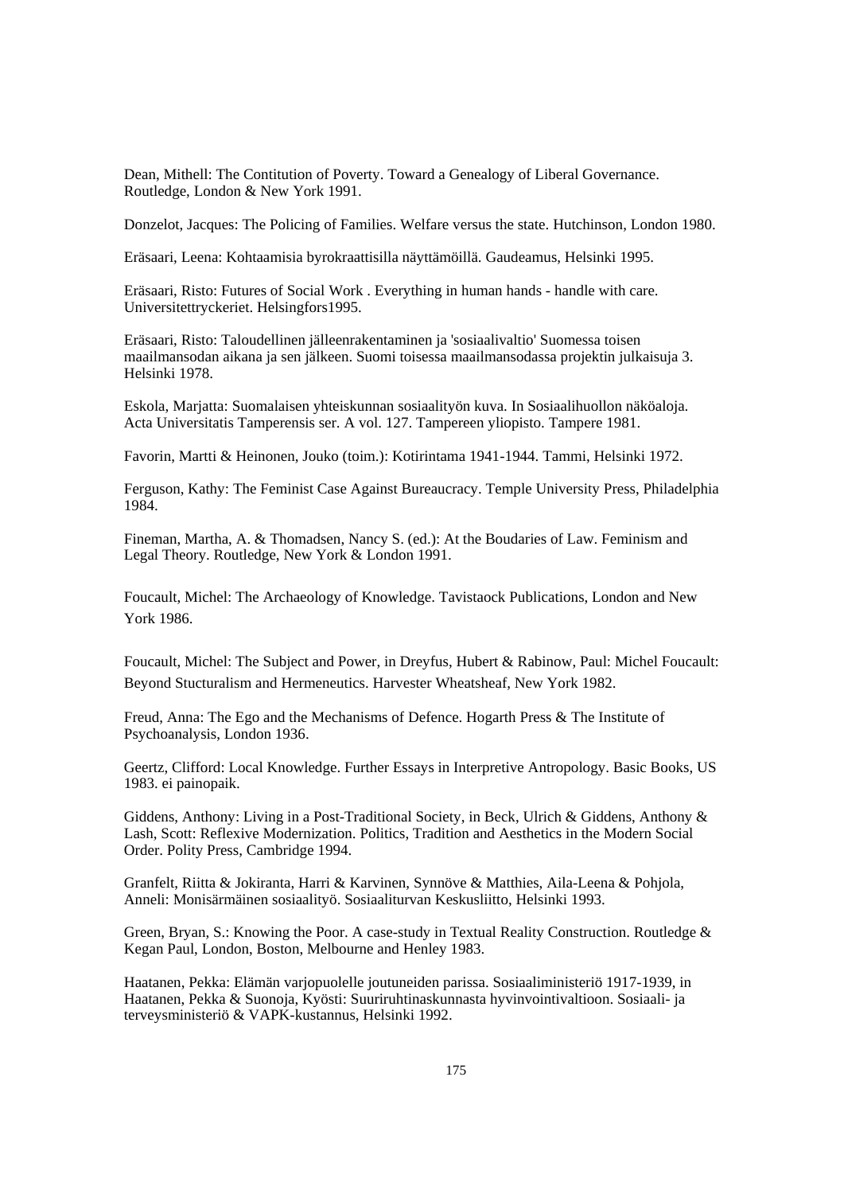Dean, Mithell: The Contitution of Poverty. Toward a Genealogy of Liberal Governance. Routledge, London & New York 1991.

Donzelot, Jacques: The Policing of Families. Welfare versus the state. Hutchinson, London 1980.

Eräsaari, Leena: Kohtaamisia byrokraattisilla näyttämöillä. Gaudeamus, Helsinki 1995.

Eräsaari, Risto: Futures of Social Work . Everything in human hands - handle with care. Universitettryckeriet. Helsingfors1995.

Eräsaari, Risto: Taloudellinen jälleenrakentaminen ja 'sosiaalivaltio' Suomessa toisen maailmansodan aikana ja sen jälkeen. Suomi toisessa maailmansodassa projektin julkaisuja 3. Helsinki 1978.

Eskola, Marjatta: Suomalaisen yhteiskunnan sosiaalityön kuva. In Sosiaalihuollon näköaloja. Acta Universitatis Tamperensis ser. A vol. 127. Tampereen yliopisto. Tampere 1981.

Favorin, Martti & Heinonen, Jouko (toim.): Kotirintama 1941-1944. Tammi, Helsinki 1972.

Ferguson, Kathy: The Feminist Case Against Bureaucracy. Temple University Press, Philadelphia 1984.

Fineman, Martha, A. & Thomadsen, Nancy S. (ed.): At the Boudaries of Law. Feminism and Legal Theory. Routledge, New York & London 1991.

Foucault, Michel: The Archaeology of Knowledge. Tavistaock Publications, London and New York 1986.

Foucault, Michel: The Subject and Power, in Dreyfus, Hubert & Rabinow, Paul: Michel Foucault: Beyond Stucturalism and Hermeneutics. Harvester Wheatsheaf, New York 1982.

Freud, Anna: The Ego and the Mechanisms of Defence. Hogarth Press & The Institute of Psychoanalysis, London 1936.

Geertz, Clifford: Local Knowledge. Further Essays in Interpretive Antropology. Basic Books, US 1983. ei painopaik.

Giddens, Anthony: Living in a Post-Traditional Society, in Beck, Ulrich & Giddens, Anthony & Lash, Scott: Reflexive Modernization. Politics, Tradition and Aesthetics in the Modern Social Order. Polity Press, Cambridge 1994.

Granfelt, Riitta & Jokiranta, Harri & Karvinen, Synnöve & Matthies, Aila-Leena & Pohjola, Anneli: Monisärmäinen sosiaalityö. Sosiaaliturvan Keskusliitto, Helsinki 1993.

Green, Bryan, S.: Knowing the Poor. A case-study in Textual Reality Construction. Routledge & Kegan Paul, London, Boston, Melbourne and Henley 1983.

Haatanen, Pekka: Elämän varjopuolelle joutuneiden parissa. Sosiaaliministeriö 1917-1939, in Haatanen, Pekka & Suonoja, Kyösti: Suuriruhtinaskunnasta hyvinvointivaltioon. Sosiaali- ja terveysministeriö & VAPK-kustannus, Helsinki 1992.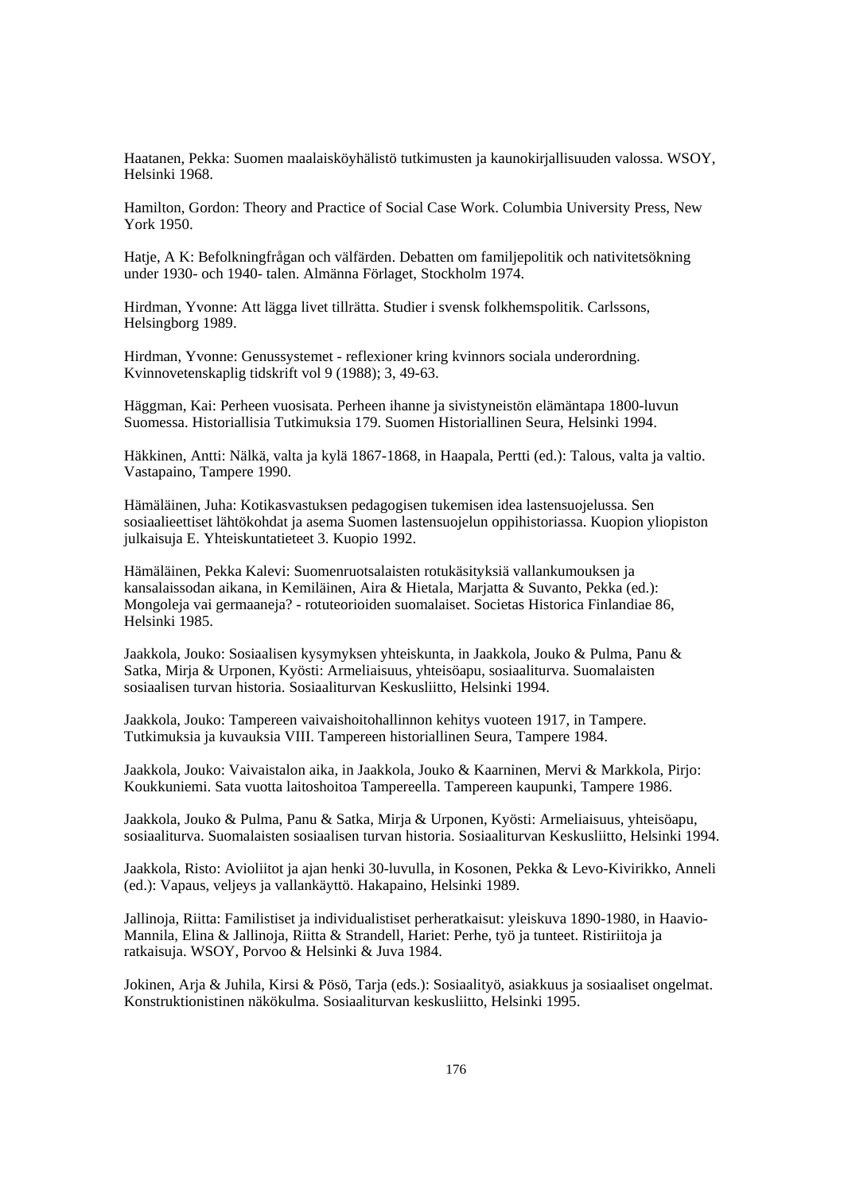Haatanen, Pekka: Suomen maalaisköyhälistö tutkimusten ja kaunokirjallisuuden valossa. WSOY, Helsinki 1968.

Hamilton, Gordon: Theory and Practice of Social Case Work. Columbia University Press, New York 1950.

Hatje, A K: Befolkningfrågan och välfärden. Debatten om familjepolitik och nativitetsökning under 1930- och 1940- talen. Almänna Förlaget, Stockholm 1974.

Hirdman, Yvonne: Att lägga livet tillrätta. Studier i svensk folkhemspolitik. Carlssons, Helsingborg 1989.

Hirdman, Yvonne: Genussystemet - reflexioner kring kvinnors sociala underordning. Kvinnovetenskaplig tidskrift vol 9 (1988); 3, 49-63.

Häggman, Kai: Perheen vuosisata. Perheen ihanne ja sivistyneistön elämäntapa 1800-luvun Suomessa. Historiallisia Tutkimuksia 179. Suomen Historiallinen Seura, Helsinki 1994.

Häkkinen, Antti: Nälkä, valta ja kylä 1867-1868, in Haapala, Pertti (ed.): Talous, valta ja valtio. Vastapaino, Tampere 1990.

Hämäläinen, Juha: Kotikasvatuksen pedagogisen tukemisen idea lastensuojelussa. Sen sosiaalieettiset lähtökohdat ja asema Suomen lastensuojelun oppihistoriassa. Kuopion yliopiston julkaisuja E. Yhteiskuntatieteet 3. Kuopio 1992.

Hämäläinen, Pekka Kalevi: Suomenruotsalaisten rotukäsityksiä vallankumouksen ja kansalaissodan aikana, in Kemiläinen, Aira & Hietala, Marjatta & Suvanto, Pekka (ed.): Mongoleja vai germaaneja? - rotuteorioiden suomalaiset. Societas Historica Finlandiae 86, Helsinki 1985.

Jaakkola, Jouko: Sosiaalisen kysymyksen yhteiskunta, in Jaakkola, Jouko & Pulma, Panu & Satka, Mirja & Urponen, Kyösti: Armeliaisuus, yhteisöapu, sosiaaliturva. Suomalaisten sosiaalisen turvan historia. Sosiaaliturvan Keskusliitto, Helsinki 1994.

Jaakkola, Jouko: Tampereen vaivaishoitohallinnon kehitys vuoteen 1917, in Tampere. Tutkimuksia ja kuvauksia VIII. Tampereen historiallinen Seura, Tampere 1984.

Jaakkola, Jouko: Vaivaistalon aika, in Jaakkola, Jouko & Kaarninen, Mervi & Markkola, Pirjo: Koukkuniemi. Sata vuotta laitoshoitoa Tampereella. Tampereen kaupunki, Tampere 1986.

Jaakkola, Jouko & Pulma, Panu & Satka, Mirja & Urponen, Kyösti: Armeliaisuus, yhteisöapu, sosiaaliturva. Suomalaisten sosiaalisen turvan historia. Sosiaaliturvan Keskusliitto, Helsinki 1994.

Jaakkola, Risto: Avioliitot ja ajan henki 30-luvulla, in Kosonen, Pekka & Levo-Kivirikko, Anneli (ed.): Vapaus, veljeys ja vallankäyttö. Hakapaino, Helsinki 1989.

Jallinoja, Riitta: Familistiset ja individualistiset perheratkaisut: yleiskuva 1890-1980, in Haavio-Mannila, Elina & Jallinoja, Riitta & Strandell, Hariet: Perhe, työ ja tunteet. Ristiriitoja ja ratkaisuja. WSOY, Porvoo & Helsinki & Juva 1984.

Jokinen, Arja & Juhila, Kirsi & Pösö, Tarja (eds.): Sosiaalityö, asiakkuus ja sosiaaliset ongelmat. Konstruktionistinen näkökulma. Sosiaaliturvan keskusliitto, Helsinki 1995.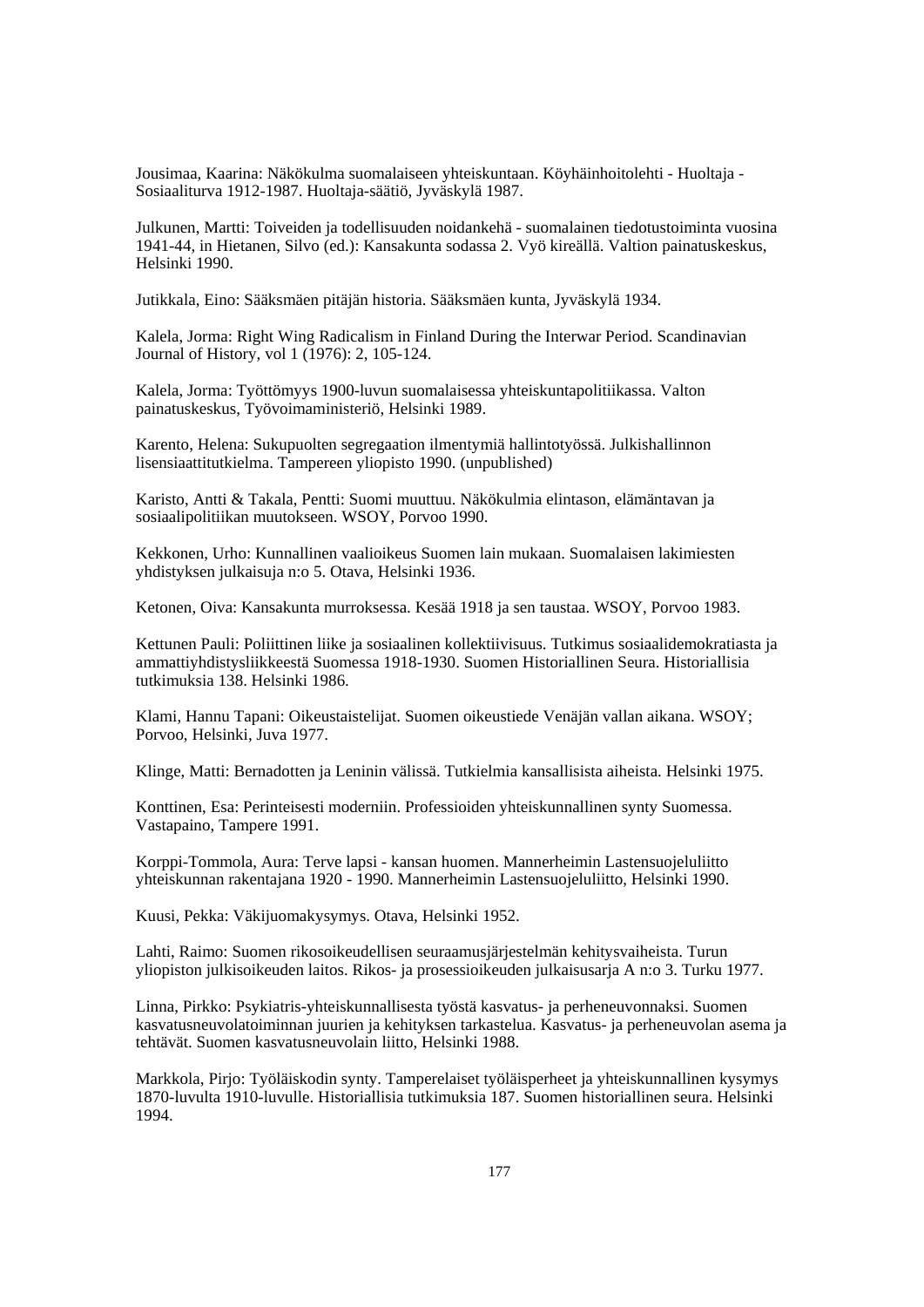Jousimaa, Kaarina: Näkökulma suomalaiseen yhteiskuntaan. Köyhäinhoitolehti - Huoltaja - Sosiaaliturva 1912-1987. Huoltaja-säätiö, Jyväskylä 1987.

Julkunen, Martti: Toiveiden ja todellisuuden noidankehä - suomalainen tiedotustoiminta vuosina 1941-44, in Hietanen, Silvo (ed.): Kansakunta sodassa 2. Vyö kireällä. Valtion painatuskeskus, Helsinki 1990.

Jutikkala, Eino: Sääksmäen pitäjän historia. Sääksmäen kunta, Jyväskylä 1934.

Kalela, Jorma: Right Wing Radicalism in Finland During the Interwar Period. Scandinavian Journal of History, vol 1 (1976): 2, 105-124.

Kalela, Jorma: Työttömyys 1900-luvun suomalaisessa yhteiskuntapolitiikassa. Valton painatuskeskus, Työvoimaministeriö, Helsinki 1989.

Karento, Helena: Sukupuolten segregaation ilmentymiä hallintotyössä. Julkishallinnon lisensiaattitutkielma. Tampereen yliopisto 1990. (unpublished)

Karisto, Antti & Takala, Pentti: Suomi muuttuu. Näkökulmia elintason, elämäntavan ja sosiaalipolitiikan muutokseen. WSOY, Porvoo 1990.

Kekkonen, Urho: Kunnallinen vaalioikeus Suomen lain mukaan. Suomalaisen lakimiesten yhdistyksen julkaisuja n:o 5. Otava, Helsinki 1936.

Ketonen, Oiva: Kansakunta murroksessa. Kesää 1918 ja sen taustaa. WSOY, Porvoo 1983.

Kettunen Pauli: Poliittinen liike ja sosiaalinen kollektiivisuus. Tutkimus sosiaalidemokratiasta ja ammattiyhdistysliikkeestä Suomessa 1918-1930. Suomen Historiallinen Seura. Historiallisia tutkimuksia 138. Helsinki 1986.

Klami, Hannu Tapani: Oikeustaistelijat. Suomen oikeustiede Venäjän vallan aikana. WSOY; Porvoo, Helsinki, Juva 1977.

Klinge, Matti: Bernadotten ja Leninin välissä. Tutkielmia kansallisista aiheista. Helsinki 1975.

Konttinen, Esa: Perinteisesti moderniin. Professioiden yhteiskunnallinen synty Suomessa. Vastapaino, Tampere 1991.

Korppi-Tommola, Aura: Terve lapsi - kansan huomen. Mannerheimin Lastensuojeluliitto yhteiskunnan rakentajana 1920 - 1990. Mannerheimin Lastensuojeluliitto, Helsinki 1990.

Kuusi, Pekka: Väkijuomakysymys. Otava, Helsinki 1952.

Lahti, Raimo: Suomen rikosoikeudellisen seuraamusjärjestelmän kehitysvaiheista. Turun yliopiston julkisoikeuden laitos. Rikos- ja prosessioikeuden julkaisusarja A n:o 3. Turku 1977.

Linna, Pirkko: Psykiatris-yhteiskunnallisesta työstä kasvatus- ja perheneuvonnaksi. Suomen kasvatusneuvolatoiminnan juurien ja kehityksen tarkastelua. Kasvatus- ja perheneuvolan asema ja tehtävät. Suomen kasvatusneuvolain liitto, Helsinki 1988.

Markkola, Pirjo: Työläiskodin synty. Tamperelaiset työläisperheet ja yhteiskunnallinen kysymys 1870-luvulta 1910-luvulle. Historiallisia tutkimuksia 187. Suomen historiallinen seura. Helsinki 1994.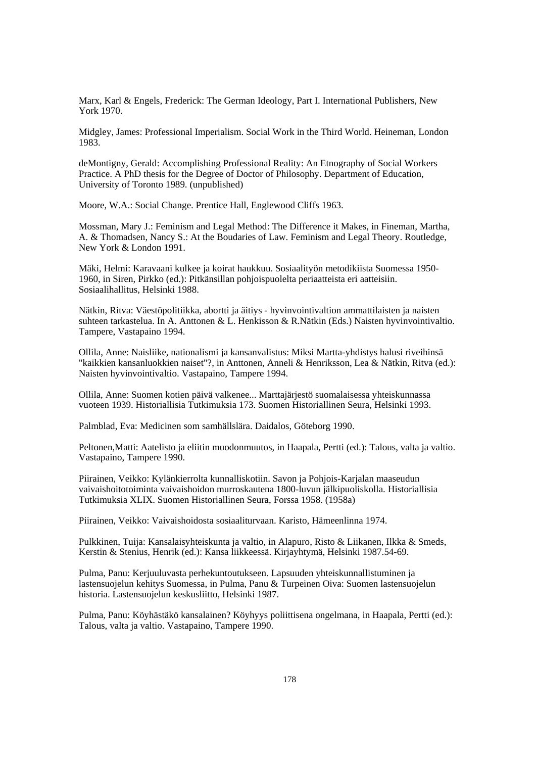Marx, Karl & Engels, Frederick: The German Ideology, Part I. International Publishers, New York 1970.

Midgley, James: Professional Imperialism. Social Work in the Third World. Heineman, London 1983.

deMontigny, Gerald: Accomplishing Professional Reality: An Etnography of Social Workers Practice. A PhD thesis for the Degree of Doctor of Philosophy. Department of Education, University of Toronto 1989. (unpublished)

Moore, W.A.: Social Change. Prentice Hall, Englewood Cliffs 1963.

Mossman, Mary J.: Feminism and Legal Method: The Difference it Makes, in Fineman, Martha, A. & Thomadsen, Nancy S.: At the Boudaries of Law. Feminism and Legal Theory. Routledge, New York & London 1991.

Mäki, Helmi: Karavaani kulkee ja koirat haukkuu. Sosiaalityön metodikiista Suomessa 1950-1960, in Siren, Pirkko (ed.): Pitkänsillan pohjoispuolelta periaatteista eri aatteisiin. Sosiaalihallitus, Helsinki 1988.

Nätkin, Ritva: Väestöpolitiikka, abortti ja äitiys - hyvinvointivaltion ammattilaisten ja naisten suhteen tarkastelua. In A. Anttonen & L. Henkisson & R.Nätkin (Eds.) Naisten hyvinvointivaltio. Tampere, Vastapaino 1994.

Ollila, Anne: Naisliike, nationalismi ja kansanvalistus: Miksi Martta-yhdistys halusi riveihinsä "kaikkien kansanluokkien naiset"?, in Anttonen, Anneli & Henriksson, Lea & Nätkin, Ritva (ed.): Naisten hyvinvointivaltio. Vastapaino, Tampere 1994.

Ollila, Anne: Suomen kotien päivä valkenee... Marttajärjestö suomalaisessa yhteiskunnassa vuoteen 1939. Historiallisia Tutkimuksia 173. Suomen Historiallinen Seura, Helsinki 1993.

Palmblad, Eva: Medicinen som samhällslära. Daidalos, Göteborg 1990.

Peltonen,Matti: Aatelisto ja eliitin muodonmuutos, in Haapala, Pertti (ed.): Talous, valta ja valtio. Vastapaino, Tampere 1990.

Piirainen, Veikko: Kylänkierrolta kunnalliskotiin. Savon ja Pohjois-Karjalan maaseudun vaivaishoitotoiminta vaivaishoidon murroskautena 1800-luvun jälkipuoliskolla. Historiallisia Tutkimuksia XLIX. Suomen Historiallinen Seura, Forssa 1958. (1958a)

Piirainen, Veikko: Vaivaishoidosta sosiaaliturvaan. Karisto, Hämeenlinna 1974.

Pulkkinen, Tuija: Kansalaisyhteiskunta ja valtio, in Alapuro, Risto & Liikanen, Ilkka & Smeds, Kerstin & Stenius, Henrik (ed.): Kansa liikkeessä. Kirjayhtymä, Helsinki 1987.54-69.

Pulma, Panu: Kerjuuluvasta perhekuntoutukseen. Lapsuuden yhteiskunnallistuminen ja lastensuojelun kehitys Suomessa, in Pulma, Panu & Turpeinen Oiva: Suomen lastensuojelun historia. Lastensuojelun keskusliitto, Helsinki 1987.

Pulma, Panu: Köyhästäkö kansalainen? Köyhyys poliittisena ongelmana, in Haapala, Pertti (ed.): Talous, valta ja valtio. Vastapaino, Tampere 1990.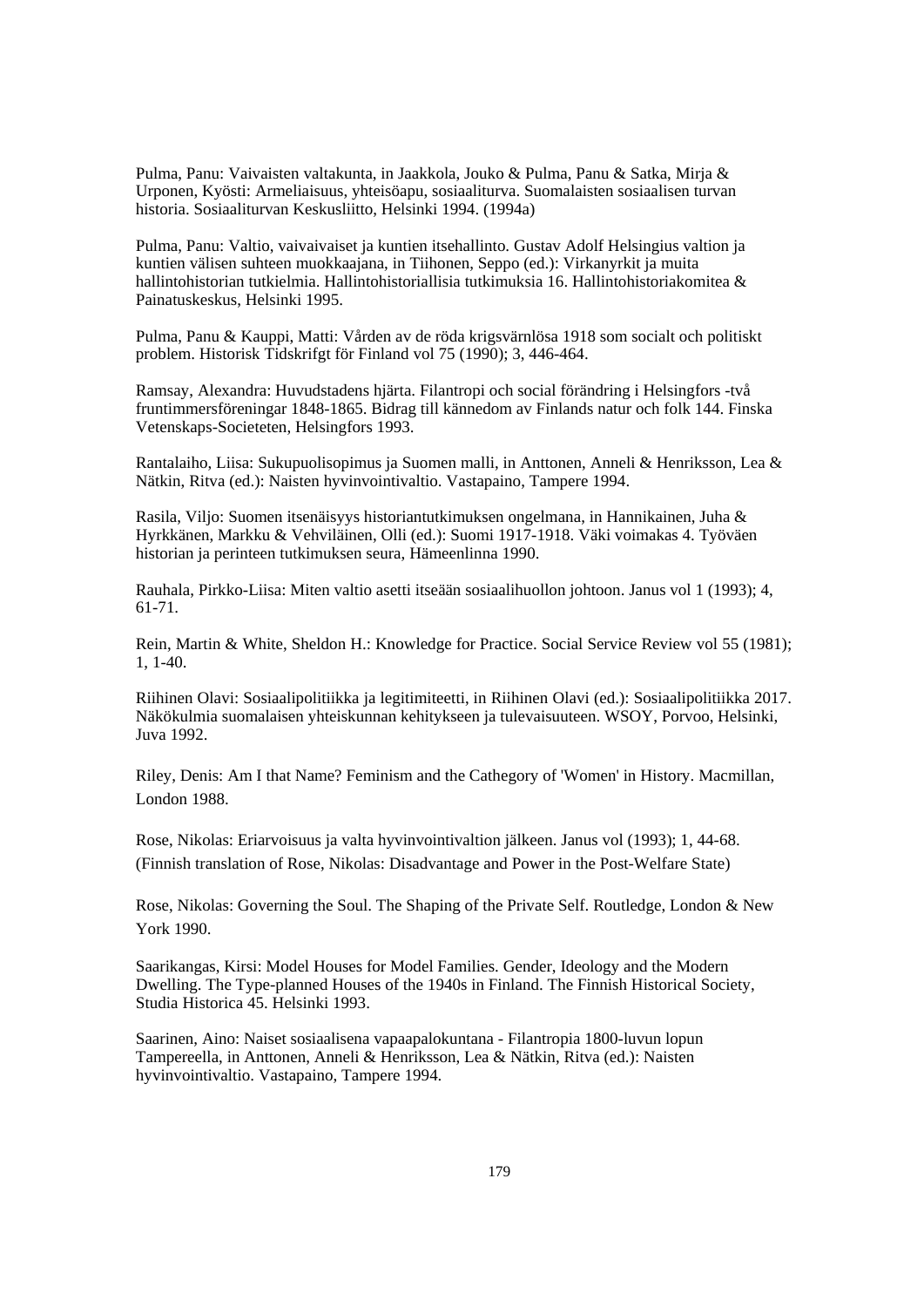Pulma, Panu: Vaivaisten valtakunta, in Jaakkola, Jouko & Pulma, Panu & Satka, Mirja & Urponen, Kyösti: Armeliaisuus, yhteisöapu, sosiaaliturva. Suomalaisten sosiaalisen turvan historia. Sosiaaliturvan Keskusliitto, Helsinki 1994. (1994a)

Pulma, Panu: Valtio, vaivaivaiset ja kuntien itsehallinto. Gustav Adolf Helsingius valtion ja kuntien välisen suhteen muokkaajana, in Tiihonen, Seppo (ed.): Virkanyrkit ja muita hallintohistorian tutkielmia. Hallintohistoriallisia tutkimuksia 16. Hallintohistoriakomitea & Painatuskeskus, Helsinki 1995.

Pulma, Panu & Kauppi, Matti: Vården av de röda krigsvärnlösa 1918 som socialt och politiskt problem. Historisk Tidskrifgt för Finland vol 75 (1990); 3, 446-464.

Ramsay, Alexandra: Huvudstadens hjärta. Filantropi och social förändring i Helsingfors -två fruntimmersföreningar 1848-1865. Bidrag till kännedom av Finlands natur och folk 144. Finska Vetenskaps-Societeten, Helsingfors 1993.

Rantalaiho, Liisa: Sukupuolisopimus ja Suomen malli, in Anttonen, Anneli & Henriksson, Lea & Nätkin, Ritva (ed.): Naisten hyvinvointivaltio. Vastapaino, Tampere 1994.

Rasila, Viljo: Suomen itsenäisyys historiantutkimuksen ongelmana, in Hannikainen, Juha & Hyrkkänen, Markku & Vehviläinen, Olli (ed.): Suomi 1917-1918. Väki voimakas 4. Työväen historian ja perinteen tutkimuksen seura, Hämeenlinna 1990.

Rauhala, Pirkko-Liisa: Miten valtio asetti itseään sosiaalihuollon johtoon. Janus vol 1 (1993); 4, 61-71.

Rein, Martin & White, Sheldon H.: Knowledge for Practice. Social Service Review vol 55 (1981); 1, 1-40.

Riihinen Olavi: Sosiaalipolitiikka ja legitimiteetti, in Riihinen Olavi (ed.): Sosiaalipolitiikka 2017. Näkökulmia suomalaisen yhteiskunnan kehitykseen ja tulevaisuuteen. WSOY, Porvoo, Helsinki, Juva 1992.

Riley, Denis: Am I that Name? Feminism and the Cathegory of 'Women' in History. Macmillan, London 1988.

Rose, Nikolas: Eriarvoisuus ja valta hyvinvointivaltion jälkeen. Janus vol (1993); 1, 44-68. (Finnish translation of Rose, Nikolas: Disadvantage and Power in the Post-Welfare State)

Rose, Nikolas: Governing the Soul. The Shaping of the Private Self. Routledge, London & New York 1990.

Saarikangas, Kirsi: Model Houses for Model Families. Gender, Ideology and the Modern Dwelling. The Type-planned Houses of the 1940s in Finland. The Finnish Historical Society, Studia Historica 45. Helsinki 1993.

Saarinen, Aino: Naiset sosiaalisena vapaapalokuntana - Filantropia 1800-luvun lopun Tampereella, in Anttonen, Anneli & Henriksson, Lea & Nätkin, Ritva (ed.): Naisten hyvinvointivaltio. Vastapaino, Tampere 1994.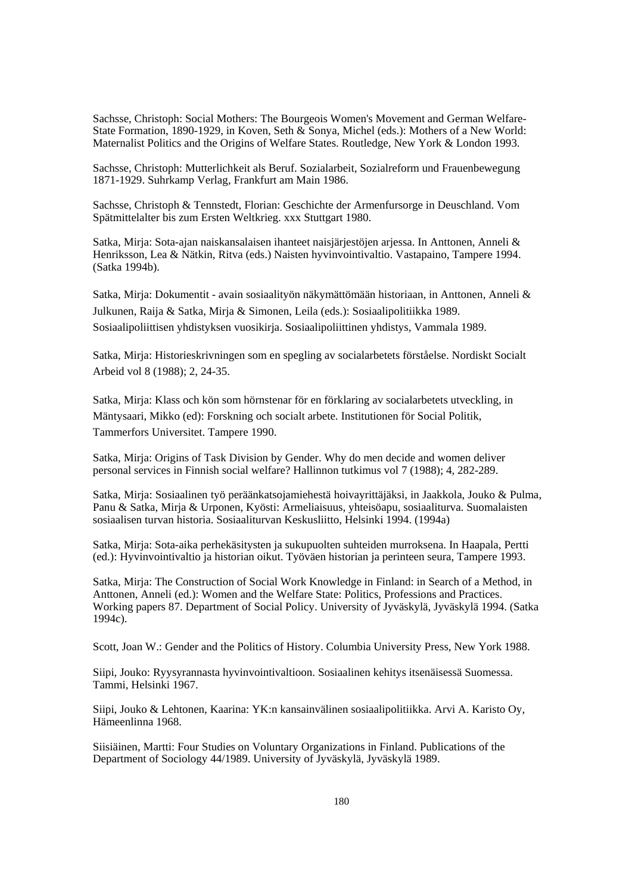Sachsse, Christoph: Social Mothers: The Bourgeois Women's Movement and German Welfare-State Formation, 1890-1929, in Koven, Seth & Sonya, Michel (eds.): Mothers of a New World: Maternalist Politics and the Origins of Welfare States. Routledge, New York & London 1993.

Sachsse, Christoph: Mutterlichkeit als Beruf. Sozialarbeit, Sozialreform und Frauenbewegung 1871-1929. Suhrkamp Verlag, Frankfurt am Main 1986.

Sachsse, Christoph & Tennstedt, Florian: Geschichte der Armenfursorge in Deuschland. Vom Spätmittelalter bis zum Ersten Weltkrieg. xxx Stuttgart 1980.

Satka, Mirja: Sota-ajan naiskansalaisen ihanteet naisjärjestöjen arjessa. In Anttonen, Anneli & Henriksson, Lea & Nätkin, Ritva (eds.) Naisten hyvinvointivaltio. Vastapaino, Tampere 1994. (Satka 1994b).

Satka, Mirja: Dokumentit - avain sosiaalityön näkymättömään historiaan, in Anttonen, Anneli & Julkunen, Raija & Satka, Mirja & Simonen, Leila (eds.): Sosiaalipolitiikka 1989. Sosiaalipoliittisen yhdistyksen vuosikirja. Sosiaalipoliittinen yhdistys, Vammala 1989.

Satka, Mirja: Historieskrivningen som en spegling av socialarbetets förståelse. Nordiskt Socialt Arbeid vol 8 (1988); 2, 24-35.

Satka, Mirja: Klass och kön som hörnstenar för en förklaring av socialarbetets utveckling, in Mäntysaari, Mikko (ed): Forskning och socialt arbete. Institutionen för Social Politik, Tammerfors Universitet. Tampere 1990.

Satka, Mirja: Origins of Task Division by Gender. Why do men decide and women deliver personal services in Finnish social welfare? Hallinnon tutkimus vol 7 (1988); 4, 282-289.

Satka, Mirja: Sosiaalinen työ peräänkatsojamiehestä hoivayrittäjäksi, in Jaakkola, Jouko & Pulma, Panu & Satka, Mirja & Urponen, Kyösti: Armeliaisuus, yhteisöapu, sosiaaliturva. Suomalaisten sosiaalisen turvan historia. Sosiaaliturvan Keskusliitto, Helsinki 1994. (1994a)

Satka, Mirja: Sota-aika perhekäsitysten ja sukupuolten suhteiden murroksena. In Haapala, Pertti (ed.): Hyvinvointivaltio ja historian oikut. Työväen historian ja perinteen seura, Tampere 1993.

Satka, Mirja: The Construction of Social Work Knowledge in Finland: in Search of a Method, in Anttonen, Anneli (ed.): Women and the Welfare State: Politics, Professions and Practices. Working papers 87. Department of Social Policy. University of Jyväskylä, Jyväskylä 1994. (Satka 1994c).

Scott, Joan W.: Gender and the Politics of History. Columbia University Press, New York 1988.

Siipi, Jouko: Ryysyrannasta hyvinvointivaltioon. Sosiaalinen kehitys itsenäisessä Suomessa. Tammi, Helsinki 1967.

Siipi, Jouko & Lehtonen, Kaarina: YK:n kansainvälinen sosiaalipolitiikka. Arvi A. Karisto Oy, Hämeenlinna 1968.

Siisiäinen, Martti: Four Studies on Voluntary Organizations in Finland. Publications of the Department of Sociology 44/1989. University of Jyväskylä, Jyväskylä 1989.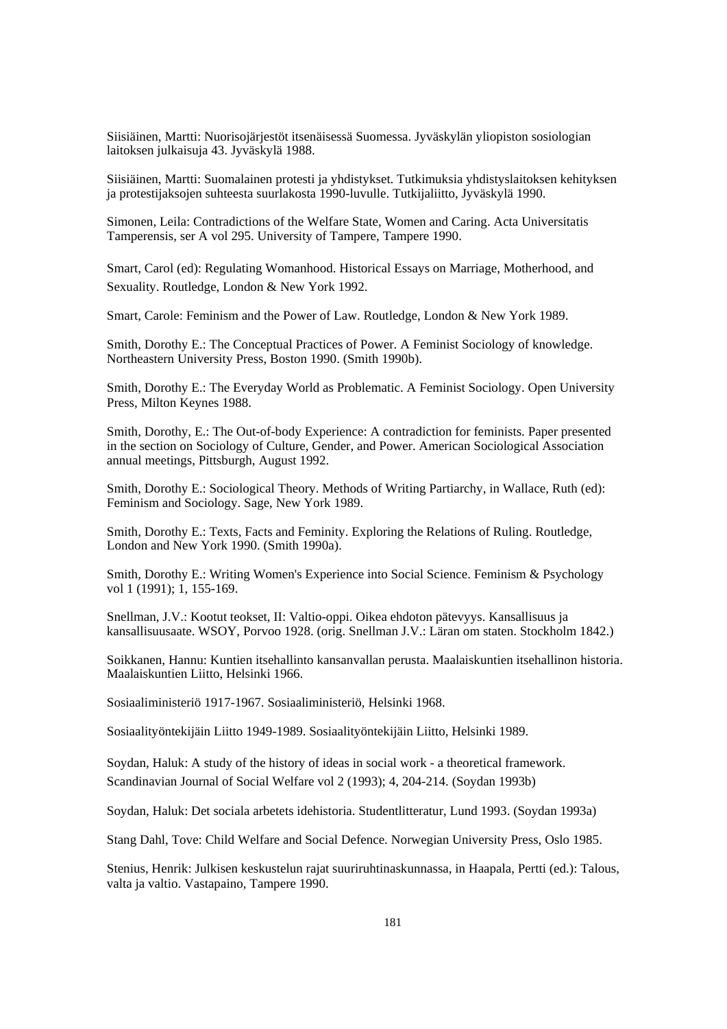Siisiäinen, Martti: Nuorisojärjestöt itsenäisessä Suomessa. Jyväskylän yliopiston sosiologian laitoksen julkaisuja 43. Jyväskylä 1988.

Siisiäinen, Martti: Suomalainen protesti ja yhdistykset. Tutkimuksia yhdistyslaitoksen kehityksen ja protestijaksojen suhteesta suurlakosta 1990-luvulle. Tutkijaliitto, Jyväskylä 1990.

Simonen, Leila: Contradictions of the Welfare State, Women and Caring. Acta Universitatis Tamperensis, ser A vol 295. University of Tampere, Tampere 1990.

Smart, Carol (ed): Regulating Womanhood. Historical Essays on Marriage, Motherhood, and Sexuality. Routledge, London & New York 1992.

Smart, Carole: Feminism and the Power of Law. Routledge, London & New York 1989.

Smith, Dorothy E.: The Conceptual Practices of Power. A Feminist Sociology of knowledge. Northeastern University Press, Boston 1990. (Smith 1990b).

Smith, Dorothy E.: The Everyday World as Problematic. A Feminist Sociology. Open University Press, Milton Keynes 1988.

Smith, Dorothy, E.: The Out-of-body Experience: A contradiction for feminists. Paper presented in the section on Sociology of Culture, Gender, and Power. American Sociological Association annual meetings, Pittsburgh, August 1992.

Smith, Dorothy E.: Sociological Theory. Methods of Writing Partiarchy, in Wallace, Ruth (ed): Feminism and Sociology. Sage, New York 1989.

Smith, Dorothy E.: Texts, Facts and Feminity. Exploring the Relations of Ruling. Routledge, London and New York 1990. (Smith 1990a).

Smith, Dorothy E.: Writing Women's Experience into Social Science. Feminism & Psychology vol 1 (1991); 1, 155-169.

Snellman, J.V.: Kootut teokset, II: Valtio-oppi. Oikea ehdoton pätevyys. Kansallisuus ja kansallisuusaate. WSOY, Porvoo 1928. (orig. Snellman J.V.: Läran om staten. Stockholm 1842.)

Soikkanen, Hannu: Kuntien itsehallinto kansanvallan perusta. Maalaiskuntien itsehallinon historia. Maalaiskuntien Liitto, Helsinki 1966.

Sosiaaliministeriö 1917-1967. Sosiaaliministeriö, Helsinki 1968.

Sosiaalityöntekijäin Liitto 1949-1989. Sosiaalityöntekijäin Liitto, Helsinki 1989.

Soydan, Haluk: A study of the history of ideas in social work - a theoretical framework. Scandinavian Journal of Social Welfare vol 2 (1993); 4, 204-214. (Soydan 1993b)

Soydan, Haluk: Det sociala arbetets idehistoria. Studentlitteratur, Lund 1993. (Soydan 1993a)

Stang Dahl, Tove: Child Welfare and Social Defence. Norwegian University Press, Oslo 1985.

Stenius, Henrik: Julkisen keskustelun rajat suuriruhtinaskunnassa, in Haapala, Pertti (ed.): Talous, valta ja valtio. Vastapaino, Tampere 1990.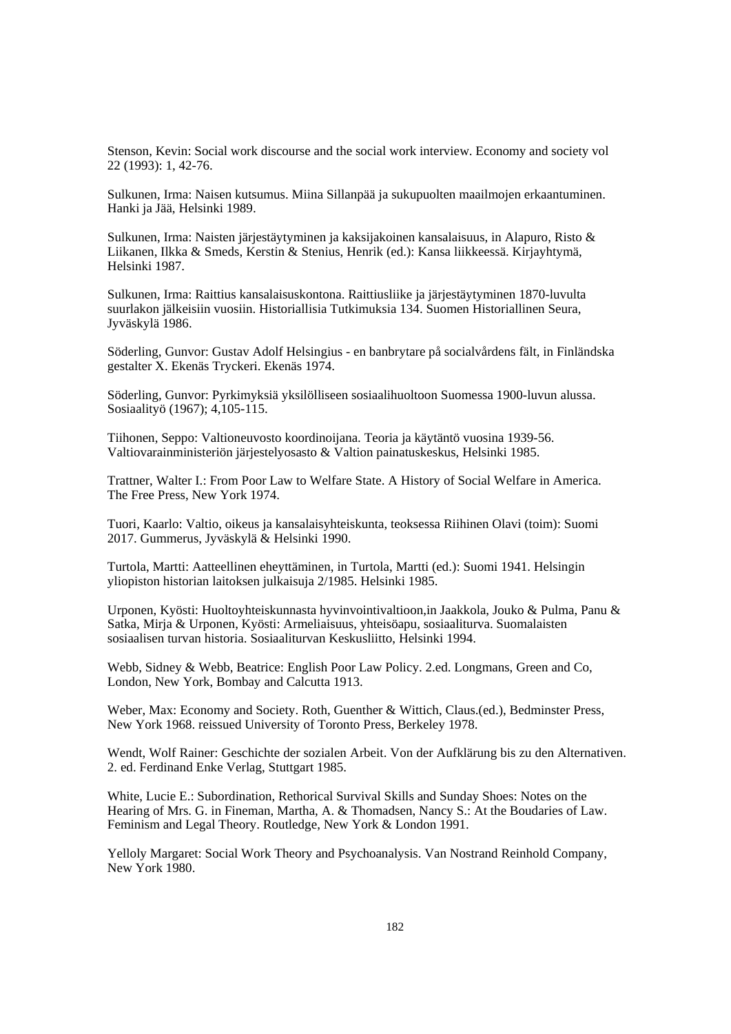Stenson, Kevin: Social work discourse and the social work interview. Economy and society vol 22 (1993): 1, 42-76.

Sulkunen, Irma: Naisen kutsumus. Miina Sillanpää ja sukupuolten maailmojen erkaantuminen. Hanki ja Jää, Helsinki 1989.

Sulkunen, Irma: Naisten järjestäytyminen ja kaksijakoinen kansalaisuus, in Alapuro, Risto & Liikanen, Ilkka & Smeds, Kerstin & Stenius, Henrik (ed.): Kansa liikkeessä. Kirjayhtymä, Helsinki 1987.

Sulkunen, Irma: Raittius kansalaisuskontona. Raittiusliike ja järjestäytyminen 1870-luvulta suurlakon jälkeisiin vuosiin. Historiallisia Tutkimuksia 134. Suomen Historiallinen Seura, Jyväskylä 1986.

Söderling, Gunvor: Gustav Adolf Helsingius - en banbrytare på socialvårdens fält, in Finländska gestalter X. Ekenäs Tryckeri. Ekenäs 1974.

Söderling, Gunvor: Pyrkimyksiä yksilölliseen sosiaalihuoltoon Suomessa 1900-luvun alussa. Sosiaalityö (1967); 4,105-115.

Tiihonen, Seppo: Valtioneuvosto koordinoijana. Teoria ja käytäntö vuosina 1939-56. Valtiovarainministeriön järjestelyosasto & Valtion painatuskeskus, Helsinki 1985.

Trattner, Walter I.: From Poor Law to Welfare State. A History of Social Welfare in America. The Free Press, New York 1974.

Tuori, Kaarlo: Valtio, oikeus ja kansalaisyhteiskunta, teoksessa Riihinen Olavi (toim): Suomi 2017. Gummerus, Jyväskylä & Helsinki 1990.

Turtola, Martti: Aatteellinen eheyttäminen, in Turtola, Martti (ed.): Suomi 1941. Helsingin yliopiston historian laitoksen julkaisuja 2/1985. Helsinki 1985.

Urponen, Kyösti: Huoltoyhteiskunnasta hyvinvointivaltioon,in Jaakkola, Jouko & Pulma, Panu & Satka, Mirja & Urponen, Kyösti: Armeliaisuus, yhteisöapu, sosiaaliturva. Suomalaisten sosiaalisen turvan historia. Sosiaaliturvan Keskusliitto, Helsinki 1994.

Webb, Sidney & Webb, Beatrice: English Poor Law Policy. 2.ed. Longmans, Green and Co, London, New York, Bombay and Calcutta 1913.

Weber, Max: Economy and Society. Roth, Guenther & Wittich, Claus.(ed.), Bedminster Press, New York 1968. reissued University of Toronto Press, Berkeley 1978.

Wendt, Wolf Rainer: Geschichte der sozialen Arbeit. Von der Aufklärung bis zu den Alternativen. 2. ed. Ferdinand Enke Verlag, Stuttgart 1985.

White, Lucie E.: Subordination, Rethorical Survival Skills and Sunday Shoes: Notes on the Hearing of Mrs. G. in Fineman, Martha, A. & Thomadsen, Nancy S.: At the Boudaries of Law. Feminism and Legal Theory. Routledge, New York & London 1991.

Yelloly Margaret: Social Work Theory and Psychoanalysis. Van Nostrand Reinhold Company, New York 1980.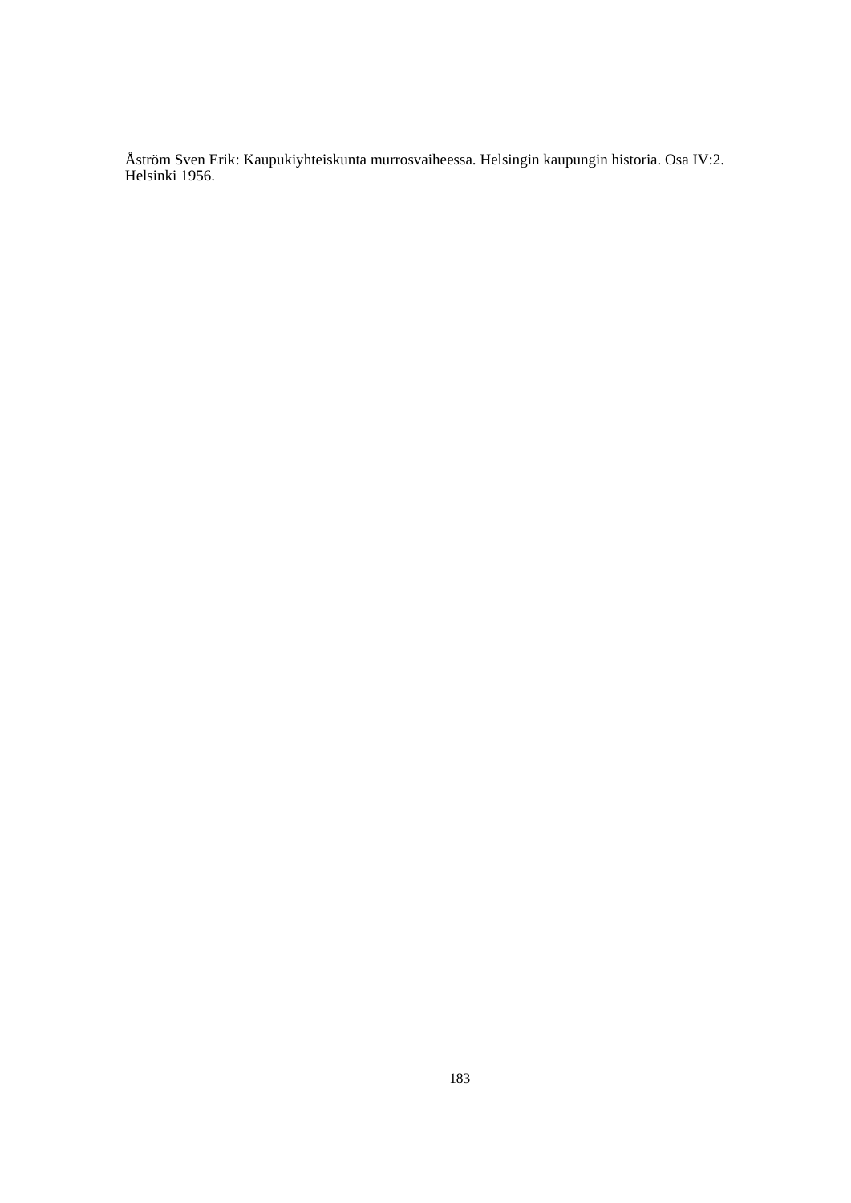Åström Sven Erik: Kaupukiyhteiskunta murrosvaiheessa. Helsingin kaupungin historia. Osa IV:2. Helsinki 1956.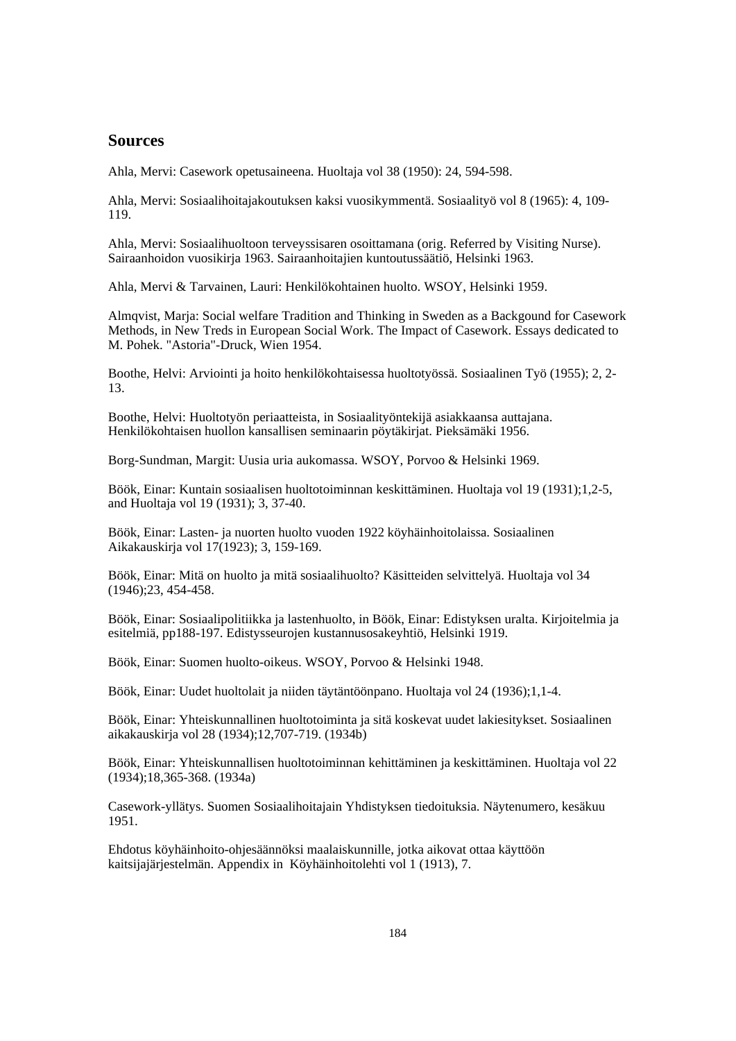## Sources

Ahla, Mervi: Casework opetusaineena. Huoltaja vol 38 (1950): 24, 594-598.

Ahla, Mervi: Sosiaalihoitajakoutuksen kaksi vuosikymmentä. Sosiaalityö vol 8 (1965): 4, 109-119.

Ahla, Mervi: Sosiaalihuoltoon terveyssisaren osoittamana (orig. Referred by Visiting Nurse). Sairaanhoidon vuosikirja 1963. Sairaanhoitajien kuntoutussäätiö, Helsinki 1963.

Ahla, Mervi & Tarvainen, Lauri: Henkilökohtainen huolto. WSOY, Helsinki 1959.

Almqvist, Marja: Social welfare Tradition and Thinking in Sweden as a Backgound for Casework Methods, in New Treds in European Social Work. The Impact of Casework. Essays dedicated to M. Pohek. "Astoria"-Druck, Wien 1954.

Boothe, Helvi: Arviointi ja hoito henkilökohtaisessa huoltotyössä. Sosiaalinen Työ (1955); 2, 2-13.

Boothe, Helvi: Huoltotyön periaatteista, in Sosiaalityöntekijä asiakkaansa auttajana. Henkilökohtaisen huollon kansallisen seminaarin pöytäkirjat. Pieksämäki 1956.

Borg-Sundman, Margit: Uusia uria aukomassa. WSOY, Porvoo & Helsinki 1969.

Böök, Einar: Kuntain sosiaalisen huoltotoiminnan keskittäminen. Huoltaja vol 19 (1931);1,2-5, and Huoltaja vol 19 (1931); 3, 37-40.

Böök, Einar: Lasten- ja nuorten huolto vuoden 1922 köyhäinhoitolaissa. Sosiaalinen Aikakauskirja vol 17(1923); 3, 159-169.

Böök, Einar: Mitä on huolto ja mitä sosiaalihuolto? Käsitteiden selvittelyä. Huoltaja vol 34 (1946);23, 454-458.

Böök, Einar: Sosiaalipolitiikka ja lastenhuolto, in Böök, Einar: Edistyksen uralta. Kirjoitelmia ja esitelmiä, pp188-197. Edistysseurojen kustannusosakeyhtiö, Helsinki 1919.

Böök, Einar: Suomen huolto-oikeus. WSOY, Porvoo & Helsinki 1948.

Böök, Einar: Uudet huoltolait ja niiden täytäntöönpano. Huoltaja vol 24 (1936);1,1-4.

Böök, Einar: Yhteiskunnallinen huoltotoiminta ja sitä koskevat uudet lakiesitykset. Sosiaalinen aikakauskirja vol 28 (1934);12,707-719. (1934b)

Böök, Einar: Yhteiskunnallisen huoltotoiminnan kehittäminen ja keskittäminen. Huoltaja vol 22 (1934);18,365-368. (1934a)

Casework-yllätys. Suomen Sosiaalihoitajain Yhdistyksen tiedoituksia. Näytenumero, kesäkuu 1951.

Ehdotus köyhäinhoito-ohjesäännöksi maalaiskunnille, jotka aikovat ottaa käyttöön kaitsijajärjestelmän. Appendix in Köyhäinhoitolehti vol 1 (1913), 7.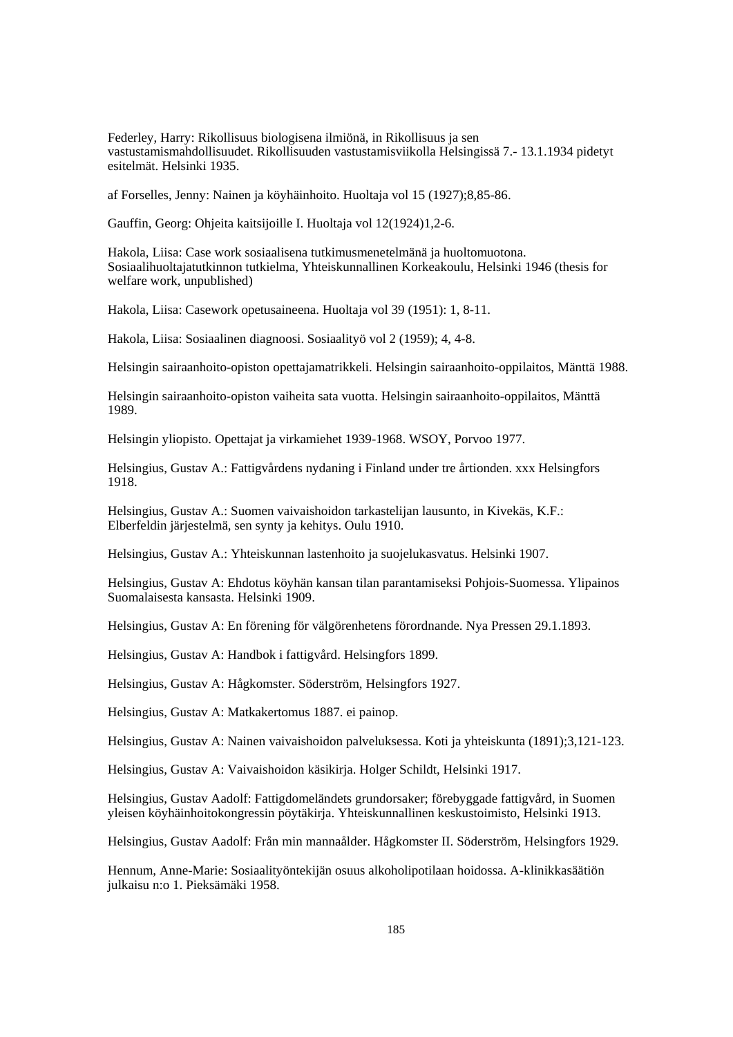Federley, Harry: Rikollisuus biologisena ilmiönä, in Rikollisuus ja sen vastustamismahdollisuudet. Rikollisuuden vastustamisviikolla Helsingissä 7.- 13.1.1934 pidetyt esitelmät. Helsinki 1935.

af Forselles, Jenny: Nainen ja köyhäinhoito. Huoltaja vol 15 (1927);8,85-86.

Gauffin, Georg: Ohjeita kaitsijoille I. Huoltaja vol 12(1924)1,2-6.

Hakola, Liisa: Case work sosiaalisena tutkimusmenetelmänä ja huoltomuotona. Sosiaalihuoltajatutkinnon tutkielma, Yhteiskunnallinen Korkeakoulu, Helsinki 1946 (thesis for welfare work, unpublished)

Hakola, Liisa: Casework opetusaineena. Huoltaja vol 39 (1951): 1, 8-11.

Hakola, Liisa: Sosiaalinen diagnoosi. Sosiaalityö vol 2 (1959); 4, 4-8.

Helsingin sairaanhoito-opiston opettajamatrikkeli. Helsingin sairaanhoito-oppilaitos, Mänttä 1988.

Helsingin sairaanhoito-opiston vaiheita sata vuotta. Helsingin sairaanhoito-oppilaitos, Mänttä 1989.

Helsingin yliopisto. Opettajat ja virkamiehet 1939-1968. WSOY, Porvoo 1977.

Helsingius, Gustav A.: Fattigvårdens nydaning i Finland under tre årtionden. xxx Helsingfors 1918.

Helsingius, Gustav A.: Suomen vaivaishoidon tarkastelijan lausunto, in Kivekäs, K.F.: Elberfeldin järjestelmä, sen synty ja kehitys. Oulu 1910.

Helsingius, Gustav A.: Yhteiskunnan lastenhoito ja suojelukasvatus. Helsinki 1907.

Helsingius, Gustav A: Ehdotus köyhän kansan tilan parantamiseksi Pohjois-Suomessa. Ylipainos Suomalaisesta kansasta. Helsinki 1909.

Helsingius, Gustav A: En förening för välgörenhetens förordnande. Nya Pressen 29.1.1893.

Helsingius, Gustav A: Handbok i fattigvård. Helsingfors 1899.

Helsingius, Gustav A: Hågkomster. Söderström, Helsingfors 1927.

Helsingius, Gustav A: Matkakertomus 1887. ei painop.

Helsingius, Gustav A: Nainen vaivaishoidon palveluksessa. Koti ja yhteiskunta (1891);3,121-123.

Helsingius, Gustav A: Vaivaishoidon käsikirja. Holger Schildt, Helsinki 1917.

Helsingius, Gustav Aadolf: Fattigdomeländets grundorsaker; förebyggade fattigvård, in Suomen yleisen köyhäinhoitokongressin pöytäkirja. Yhteiskunnallinen keskustoimisto, Helsinki 1913.

Helsingius, Gustav Aadolf: Från min mannaålder. Hågkomster II. Söderström, Helsingfors 1929.

Hennum, Anne-Marie: Sosiaalityöntekijän osuus alkoholipotilaan hoidossa. A-klinikkasäätiön julkaisu n:o 1. Pieksämäki 1958.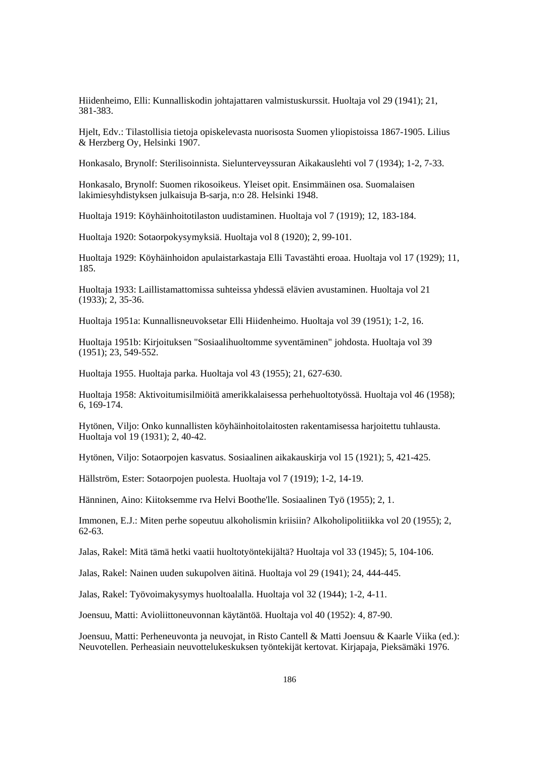Hiidenheimo, Elli: Kunnalliskodin johtajattaren valmistuskurssit. Huoltaja vol 29 (1941); 21, 381-383.

Hjelt, Edv.: Tilastollisia tietoja opiskelevasta nuorisosta Suomen yliopistoissa 1867-1905. Lilius & Herzberg Oy, Helsinki 1907.

Honkasalo, Brynolf: Sterilisoinnista. Sielunterveyssuran Aikakauslehti vol 7 (1934); 1-2, 7-33.

Honkasalo, Brynolf: Suomen rikosoikeus. Yleiset opit. Ensimmäinen osa. Suomalaisen lakimiesyhdistyksen julkaisuja B-sarja, n:o 28. Helsinki 1948.

Huoltaja 1919: Köyhäinhoitotilaston uudistaminen. Huoltaja vol 7 (1919); 12, 183-184.

Huoltaja 1920: Sotaorpokysymyksiä. Huoltaja vol 8 (1920); 2, 99-101.

Huoltaja 1929: Köyhäinhoidon apulaistarkastaja Elli Tavastähti eroaa. Huoltaja vol 17 (1929); 11, 185.

Huoltaja 1933: Laillistamattomissa suhteissa yhdessä elävien avustaminen. Huoltaja vol 21 (1933); 2, 35-36.

Huoltaja 1951a: Kunnallisneuvoksetar Elli Hiidenheimo. Huoltaja vol 39 (1951); 1-2, 16.

Huoltaja 1951b: Kirjoituksen "Sosiaalihuoltomme syventäminen" johdosta. Huoltaja vol 39 (1951); 23, 549-552.

Huoltaja 1955. Huoltaja parka. Huoltaja vol 43 (1955); 21, 627-630.

Huoltaja 1958: Aktivoitumisilmiöitä amerikkalaisessa perhehuoltotyössä. Huoltaja vol 46 (1958); 6, 169-174.

Hytönen, Viljo: Onko kunnallisten köyhäinhoitolaitosten rakentamisessa harjoitettu tuhlausta. Huoltaja vol 19 (1931); 2, 40-42.

Hytönen, Viljo: Sotaorpojen kasvatus. Sosiaalinen aikakauskirja vol 15 (1921); 5, 421-425.

Hällström, Ester: Sotaorpojen puolesta. Huoltaja vol 7 (1919); 1-2, 14-19.

Hänninen, Aino: Kiitoksemme rva Helvi Boothe'lle. Sosiaalinen Työ (1955); 2, 1.

Immonen, E.J.: Miten perhe sopeutuu alkoholismin kriisiin? Alkoholipolitiikka vol 20 (1955); 2, 62-63.

Jalas, Rakel: Mitä tämä hetki vaatii huoltotyöntekijältä? Huoltaja vol 33 (1945); 5, 104-106.

Jalas, Rakel: Nainen uuden sukupolven äitinä. Huoltaja vol 29 (1941); 24, 444-445.

Jalas, Rakel: Työvoimakysymys huoltoalalla. Huoltaja vol 32 (1944); 1-2, 4-11.

Joensuu, Matti: Avioliittoneuvonnan käytäntöä. Huoltaja vol 40 (1952): 4, 87-90.

Joensuu, Matti: Perheneuvonta ja neuvojat, in Risto Cantell & Matti Joensuu & Kaarle Viika (ed.): Neuvotellen. Perheasiain neuvottelukeskuksen työntekijät kertovat. Kirjapaja, Pieksämäki 1976.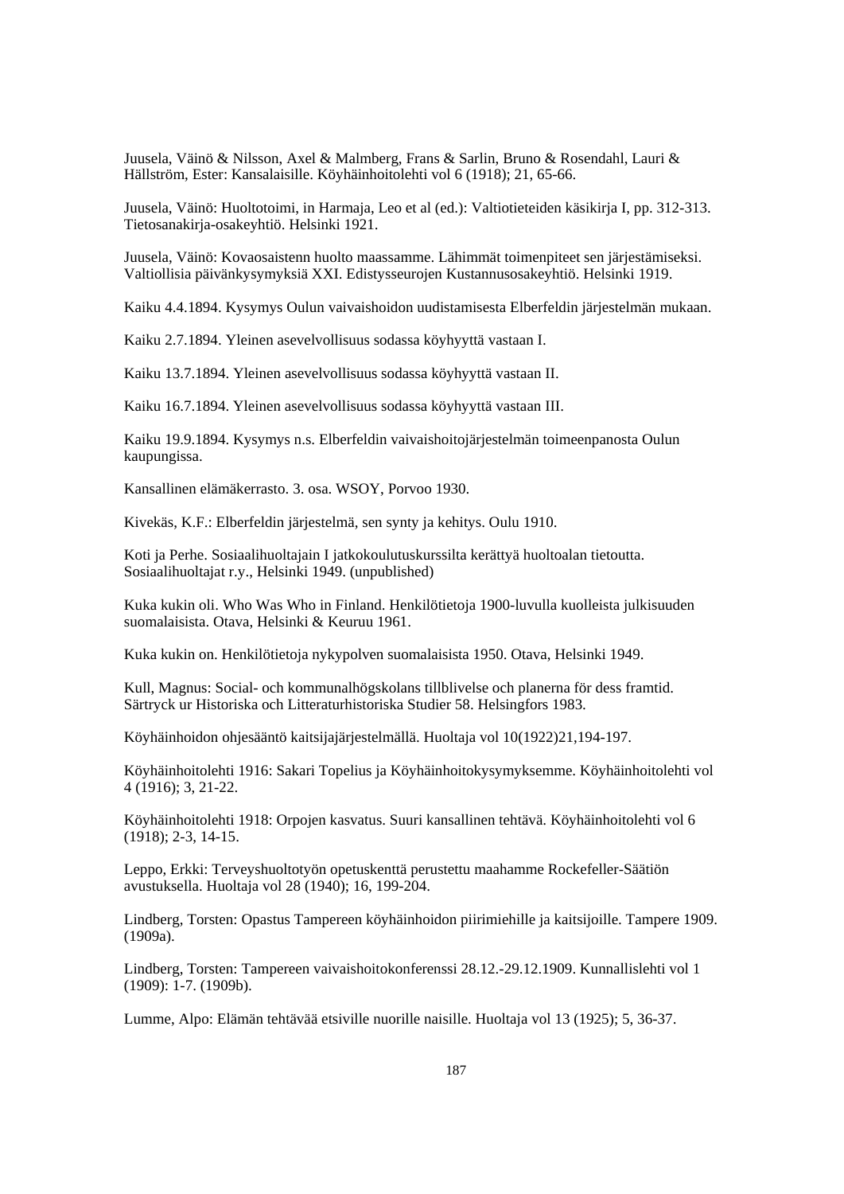Juusela, Väinö & Nilsson, Axel & Malmberg, Frans & Sarlin, Bruno & Rosendahl, Lauri & Hällström, Ester: Kansalaisille. Köyhäinhoitolehti vol 6 (1918); 21, 65-66.

Juusela, Väinö: Huoltotoimi, in Harmaja, Leo et al (ed.): Valtiotieteiden käsikirja I, pp. 312-313. Tietosanakirja-osakeyhtiö. Helsinki 1921.

Juusela, Väinö: Kovaosaistenn huolto maassamme. Lähimmät toimenpiteet sen järjestämiseksi. Valtiollisia päivänkysymyksiä XXI. Edistysseurojen Kustannusosakeyhtiö. Helsinki 1919.

Kaiku 4.4.1894. Kysymys Oulun vaivaishoidon uudistamisesta Elberfeldin järjestelmän mukaan.

Kaiku 2.7.1894. Yleinen asevelvollisuus sodassa köyhyyttä vastaan I.

Kaiku 13.7.1894. Yleinen asevelvollisuus sodassa köyhyyttä vastaan II.

Kaiku 16.7.1894. Yleinen asevelvollisuus sodassa köyhyyttä vastaan III.

Kaiku 19.9.1894. Kysymys n.s. Elberfeldin vaivaishoitojärjestelmän toimeenpanosta Oulun kaupungissa.

Kansallinen elämäkerrasto. 3. osa. WSOY, Porvoo 1930.

Kivekäs, K.F.: Elberfeldin järjestelmä, sen synty ja kehitys. Oulu 1910.

Koti ja Perhe. Sosiaalihuoltajain I jatkokoulutuskurssilta kerättyä huoltoalan tietoutta. Sosiaalihuoltajat r.y., Helsinki 1949. (unpublished)

Kuka kukin oli. Who Was Who in Finland. Henkilötietoja 1900-luvulla kuolleista julkisuuden suomalaisista. Otava, Helsinki & Keuruu 1961.

Kuka kukin on. Henkilötietoja nykypolven suomalaisista 1950. Otava, Helsinki 1949.

Kull, Magnus: Social- och kommunalhögskolans tillblivelse och planerna för dess framtid. Särtryck ur Historiska och Litteraturhistoriska Studier 58. Helsingfors 1983.

Köyhäinhoidon ohjesääntö kaitsijajärjestelmällä. Huoltaja vol 10(1922)21,194-197.

Köyhäinhoitolehti 1916: Sakari Topelius ja Köyhäinhoitokysymyksemme. Köyhäinhoitolehti vol 4 (1916); 3, 21-22.

Köyhäinhoitolehti 1918: Orpojen kasvatus. Suuri kansallinen tehtävä. Köyhäinhoitolehti vol 6 (1918); 2-3, 14-15.

Leppo, Erkki: Terveyshuoltotyön opetuskenttä perustettu maahamme Rockefeller-Säätiön avustuksella. Huoltaja vol 28 (1940); 16, 199-204.

Lindberg, Torsten: Opastus Tampereen köyhäinhoidon piirimiehille ja kaitsijoille. Tampere 1909. (1909a).

Lindberg, Torsten: Tampereen vaivaishoitokonferenssi 28.12.-29.12.1909. Kunnallislehti vol 1 (1909): 1-7. (1909b).

Lumme, Alpo: Elämän tehtävää etsiville nuorille naisille. Huoltaja vol 13 (1925); 5, 36-37.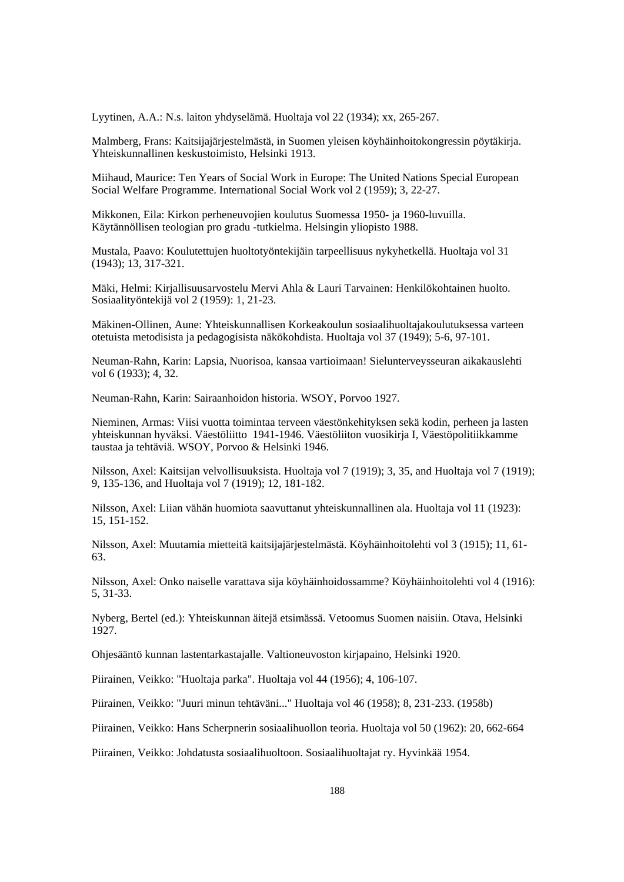Lyytinen, A.A.: N.s. laiton yhdyselämä. Huoltaja vol 22 (1934); xx, 265-267.

Malmberg, Frans: Kaitsijajärjestelmästä, in Suomen yleisen köyhäinhoitokongressin pöytäkirja. Yhteiskunnallinen keskustoimisto, Helsinki 1913.

Miihaud, Maurice: Ten Years of Social Work in Europe: The United Nations Special European Social Welfare Programme. International Social Work vol 2 (1959); 3, 22-27.

Mikkonen, Eila: Kirkon perheneuvojien koulutus Suomessa 1950- ja 1960-luvuilla. Käytännöllisen teologian pro gradu -tutkielma. Helsingin yliopisto 1988.

Mustala, Paavo: Koulutettujen huoltotyöntekijäin tarpeellisuus nykyhetkellä. Huoltaja vol 31 (1943); 13, 317-321.

Mäki, Helmi: Kirjallisuusarvostelu Mervi Ahla & Lauri Tarvainen: Henkilökohtainen huolto. Sosiaalityöntekijä vol 2 (1959): 1, 21-23.

Mäkinen-Ollinen, Aune: Yhteiskunnallisen Korkeakoulun sosiaalihuoltajakoulutuksessa varteen otetuista metodisista ja pedagogisista näkökohdista. Huoltaja vol 37 (1949); 5-6, 97-101.

Neuman-Rahn, Karin: Lapsia, Nuorisoa, kansaa vartioimaan! Sielunterveysseuran aikakauslehti vol 6 (1933); 4, 32.

Neuman-Rahn, Karin: Sairaanhoidon historia. WSOY, Porvoo 1927.

Nieminen, Armas: Viisi vuotta toimintaa terveen väestönkehityksen sekä kodin, perheen ja lasten yhteiskunnan hyväksi. Väestöliitto 1941-1946. Väestöliiton vuosikirja I, Väestöpolitiikkamme taustaa ja tehtäviä. WSOY, Porvoo & Helsinki 1946.

Nilsson, Axel: Kaitsijan velvollisuuksista. Huoltaja vol 7 (1919); 3, 35, and Huoltaja vol 7 (1919); 9, 135-136, and Huoltaja vol 7 (1919); 12, 181-182.

Nilsson, Axel: Liian vähän huomiota saavuttanut yhteiskunnallinen ala. Huoltaja vol 11 (1923): 15, 151-152.

Nilsson, Axel: Muutamia mietteitä kaitsijajärjestelmästä. Köyhäinhoitolehti vol 3 (1915); 11, 61-63.

Nilsson, Axel: Onko naiselle varattava sija köyhäinhoidossamme? Köyhäinhoitolehti vol 4 (1916): 5, 31-33.

Nyberg, Bertel (ed.): Yhteiskunnan äitejä etsimässä. Vetoomus Suomen naisiin. Otava, Helsinki 1927.

Ohjesääntö kunnan lastentarkastajalle. Valtioneuvoston kirjapaino, Helsinki 1920.

Piirainen, Veikko: "Huoltaja parka". Huoltaja vol 44 (1956); 4, 106-107.

Piirainen, Veikko: "Juuri minun tehtäväni..." Huoltaja vol 46 (1958); 8, 231-233. (1958b)

Piirainen, Veikko: Hans Scherpnerin sosiaalihuollon teoria. Huoltaja vol 50 (1962): 20, 662-664

Piirainen, Veikko: Johdatusta sosiaalihuoltoon. Sosiaalihuoltajat ry. Hyvinkää 1954.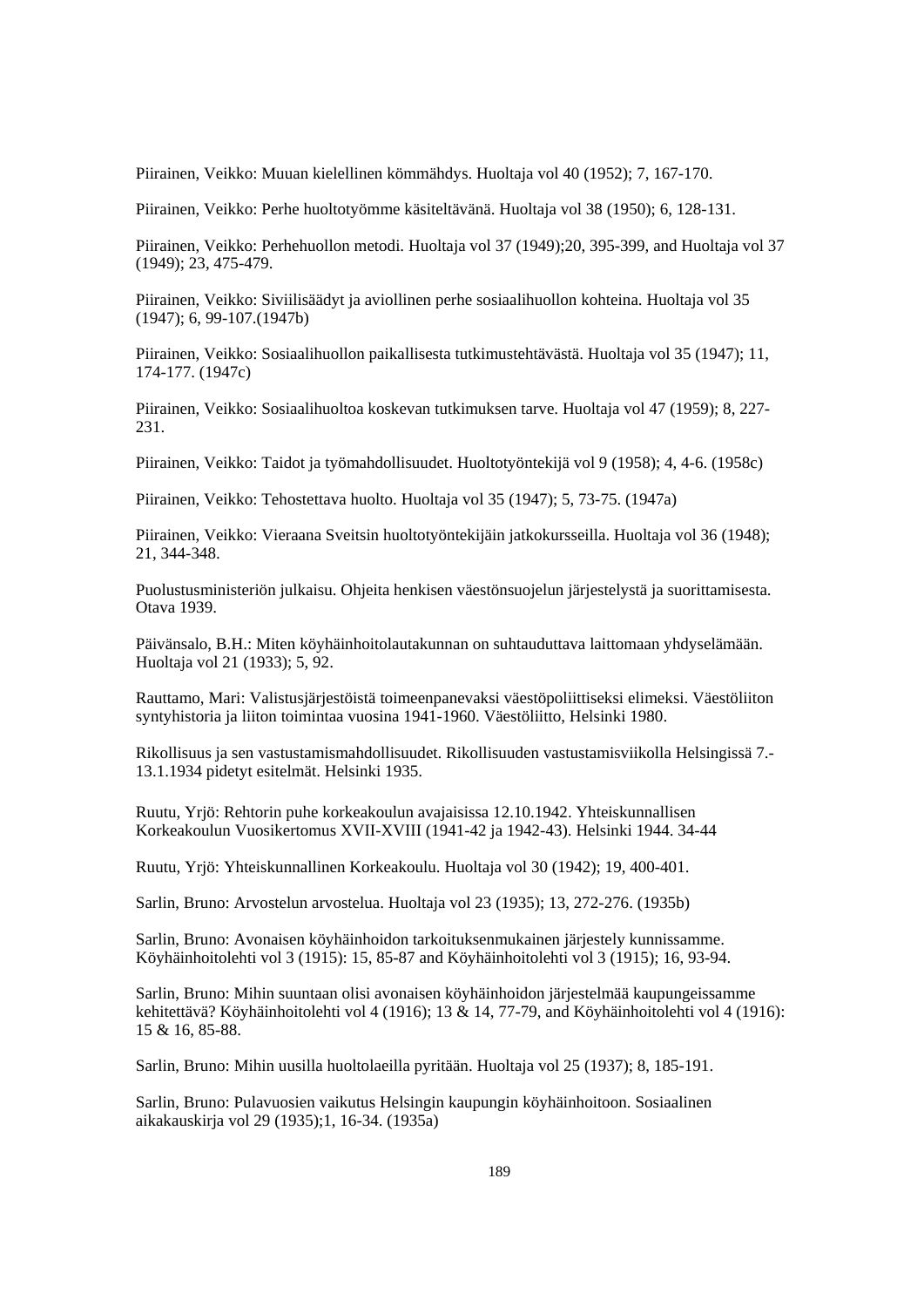Piirainen, Veikko: Muuan kielellinen kömmähdys. Huoltaja vol 40 (1952); 7, 167-170.

Piirainen, Veikko: Perhe huoltotyömme käsiteltävänä. Huoltaja vol 38 (1950); 6, 128-131.

Piirainen, Veikko: Perhehuollon metodi. Huoltaja vol 37 (1949);20, 395-399, and Huoltaja vol 37 (1949); 23, 475-479.

Piirainen, Veikko: Siviilisäädyt ja aviollinen perhe sosiaalihuollon kohteina. Huoltaja vol 35 (1947); 6, 99-107.(1947b)

Piirainen, Veikko: Sosiaalihuollon paikallisesta tutkimustehtävästä. Huoltaja vol 35 (1947); 11, 174-177. (1947c)

Piirainen, Veikko: Sosiaalihuoltoa koskevan tutkimuksen tarve. Huoltaja vol 47 (1959); 8, 227-231.

Piirainen, Veikko: Taidot ja työmahdollisuudet. Huoltotyöntekijä vol 9 (1958); 4, 4-6. (1958c)

Piirainen, Veikko: Tehostettava huolto. Huoltaja vol 35 (1947); 5, 73-75. (1947a)

Piirainen, Veikko: Vieraana Sveitsin huoltotyöntekijäin jatkokursseilla. Huoltaja vol 36 (1948); 21, 344-348.

Puolustusministeriön julkaisu. Ohjeita henkisen väestönsuojelun järjestelystä ja suorittamisesta. Otava 1939.

Pävänsalo, B.H.: Miten köyhäinhoitolautakunnan on suhtauduttava laittomaan yhdyselämään. Huoltaja vol 21 (1933); 5, 92.

Rauttamo, Mari: Valistusjärjestöistä toimeenpanevaksi väestöpoliittiseksi elimeksi. Väestöliiton syntyhistoria ja liiton toimintaa vuosina 1941-1960. Väestöliitto, Helsinki 1980.

Rikollisuus ja sen vastustamismahdollisuudet. Rikollisuuden vastustamisviikolla Helsingissä 7.-13.1.1934 pidetyt esitelmät. Helsinki 1935.

Ruutu, Yrjö: Rehtorin puhe korkeakoulun avajaisissa 12.10.1942. Yhteiskunnallisen Korkeakoulun Vuosikertomus XVII-XVIII (1941-42 ja 1942-43). Helsinki 1944. 34-44

Ruutu, Yrjö: Yhteiskunnallinen Korkeakoulu. Huoltaja vol 30 (1942); 19, 400-401.

Sarlin, Bruno: Arvostelun arvostelua. Huoltaja vol 23 (1935); 13, 272-276. (1935b)

Sarlin, Bruno: Avonaisen köyhäinhoidon tarkoituksenmukainen järjestely kunnissamme. Köyhäinhoitolehti vol 3 (1915): 15, 85-87 and Köyhäinhoitolehti vol 3 (1915); 16, 93-94.

Sarlin, Bruno: Mihin suuntaan olisi avonaisen köyhäinhoidon järjestelmää kaupungeissamme kehitettävä? Köyhäinhoitolehti vol 4 (1916); 13 & 14, 77-79, and Köyhäinhoitolehti vol 4 (1916): 15 & 16, 85-88.

Sarlin, Bruno: Mihin uusilla huoltolaeilla pyritään. Huoltaja vol 25 (1937); 8, 185-191.

Sarlin, Bruno: Pulavuosien vaikutus Helsingin kaupungin köyhäinhoitoon. Sosiaalinen aikakauskirja vol 29 (1935);1, 16-34. (1935a)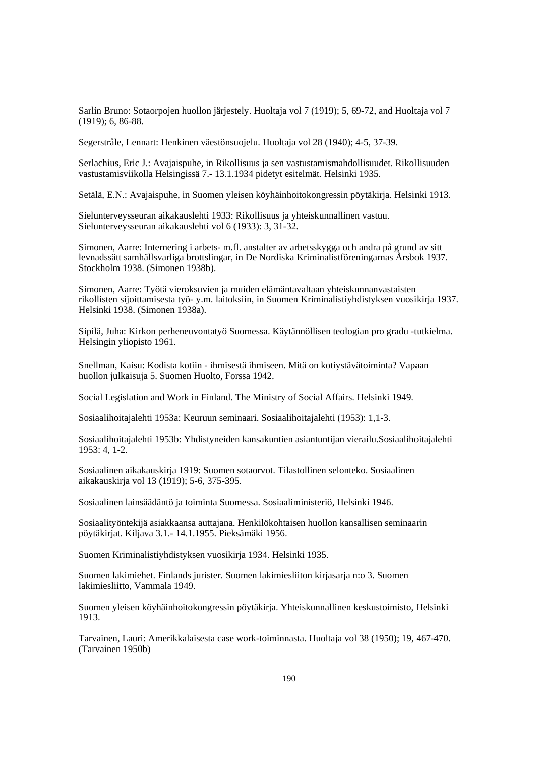Sarlin Bruno: Sotaorpojen huollon järjestely. Huoltaja vol 7 (1919); 5, 69-72, and Huoltaja vol 7 (1919); 6, 86-88.

Segerstråle, Lennart: Henkinen väestönsuojelu. Huoltaja vol 28 (1940); 4-5, 37-39.

Serlachius, Eric J.: Avajaispuhe, in Rikollisuus ja sen vastustamismahdollisuudet. Rikollisuuden vastustamisviikolla Helsingissä 7.- 13.1.1934 pidetyt esitelmät. Helsinki 1935.

Setälä, E.N.: Avajaispuhe, in Suomen yleisen köyhäinhoitokongressin pöytäkirja. Helsinki 1913.

Sielunterveysseuran aikakauslehti 1933: Rikollisuus ja yhteiskunnallinen vastuu. Sielunterveysseuran aikakauslehti vol 6 (1933): 3, 31-32.

Simonen, Aarre: Internering i arbets- m.fl. anstalter av arbetsskygga och andra på grund av sitt levnadssätt samhällsvarliga brottslingar, in De Nordiska Kriminalistföreningarnas Årsbok 1937. Stockholm 1938. (Simonen 1938b).

Simonen, Aarre: Työtä vieroksuvien ja muiden elämäntavaltaan yhteiskunnanvastaisten rikollisten sijoittamisesta työ- y.m. laitoksiin, in Suomen Kriminalistiyhdistyksen vuosikirja 1937. Helsinki 1938. (Simonen 1938a).

Sipilä, Juha: Kirkon perheneuvontatyö Suomessa. Käytännöllisen teologian pro gradu -tutkielma. Helsingin yliopisto 1961.

Snellman, Kaisu: Kodista kotiin - ihmisestä ihmiseen. Mitä on kotiystävätoiminta? Vapaan huollon julkaisuja 5. Suomen Huolto, Forssa 1942.

Social Legislation and Work in Finland. The Ministry of Social Affairs. Helsinki 1949.

Sosiaalihoitajalehti 1953a: Keuruun seminaari. Sosiaalihoitajalehti (1953): 1,1-3.

Sosiaalihoitajalehti 1953b: Yhdistyneiden kansakuntien asiantuntijan vierailu.Sosiaalihoitajalehti 1953: 4, 1-2.

Sosiaalinen aikakauskirja 1919: Suomen sotaorvot. Tilastollinen selonteko. Sosiaalinen aikakauskirja vol 13 (1919); 5-6, 375-395.

Sosiaalinen lainsäädäntö ja toiminta Suomessa. Sosiaaliministeriö, Helsinki 1946.

Sosiaalityöntekijä asiakkaansa auttajana. Henkilökohtaisen huollon kansallisen seminaarin pöytäkirjat. Kiljava 3.1.- 14.1.1955. Pieksämäki 1956.

Suomen Kriminalistiyhdistyksen vuosikirja 1934. Helsinki 1935.

Suomen lakimiehet. Finlands jurister. Suomen lakimiesliiton kirjasarja n:o 3. Suomen lakimiesliitto, Vammala 1949.

Suomen yleisen köyhäinhoitokongressin pöytäkirja. Yhteiskunnallinen keskustoimisto, Helsinki 1913.

Tarvainen, Lauri: Amerikkalaisesta case work-toiminnasta. Huoltaja vol 38 (1950); 19, 467-470. (Tarvainen 1950b)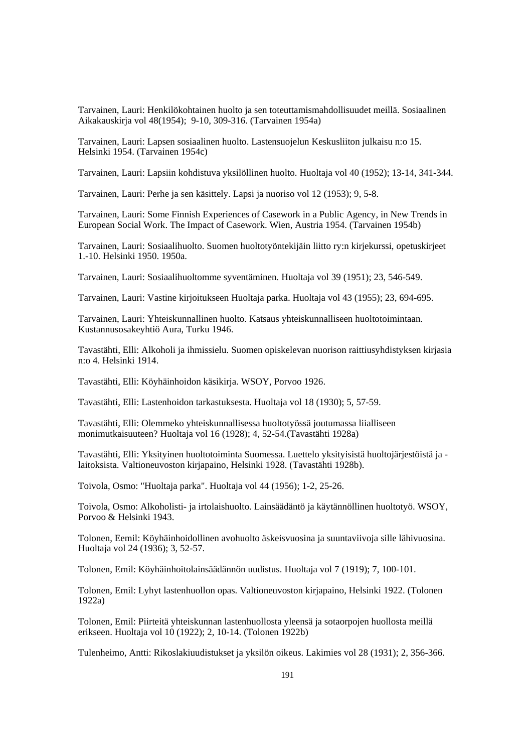Tarvainen, Lauri: Henkilökohtainen huolto ja sen toteuttamismahdollisuudet meillä. Sosiaalinen Aikakauskirja vol 48(1954); 9-10, 309-316. (Tarvainen 1954a)

Tarvainen, Lauri: Lapsen sosiaalinen huolto. Lastensuojelun Keskusliiton julkaisu n:o 15. Helsinki 1954. (Tarvainen 1954c)

Tarvainen, Lauri: Lapsiin kohdistuva yksilöllinen huolto. Huoltaja vol 40 (1952); 13-14, 341-344.

Tarvainen, Lauri: Perhe ja sen käsittely. Lapsi ja nuoriso vol 12 (1953); 9, 5-8.

Tarvainen, Lauri: Some Finnish Experiences of Casework in a Public Agency, in New Trends in European Social Work. The Impact of Casework. Wien, Austria 1954. (Tarvainen 1954b)

Tarvainen, Lauri: Sosiaalihuolto. Suomen huoltotyöntekijäin liitto ry:n kirjekurssi, opetuskirjeet 1.-10. Helsinki 1950. 1950a.

Tarvainen, Lauri: Sosiaalihuoltomme syventäminen. Huoltaja vol 39 (1951); 23, 546-549.

Tarvainen, Lauri: Vastine kirjoitukseen Huoltaja parka. Huoltaja vol 43 (1955); 23, 694-695.

Tarvainen, Lauri: Yhteiskunnallinen huolto. Katsaus yhteiskunnalliseen huoltotoimintaan. Kustannusosakeyhtiö Aura, Turku 1946.

Tavastähti, Elli: Alkoholi ja ihmissielu. Suomen opiskelevan nuorison raittiusyhdistyksen kirjasia n:o 4. Helsinki 1914.

Tavastähti, Elli: Köyhäinhoidon käsikirja. WSOY, Porvoo 1926.

Tavastähti, Elli: Lastenhoidon tarkastuksesta. Huoltaja vol 18 (1930); 5, 57-59.

Tavastähti, Elli: Olemmeko yhteiskunnallisessa huoltotyössä joutumassa liialliseen monimutkaisuuteen? Huoltaja vol 16 (1928); 4, 52-54.(Tavastähti 1928a)

Tavastähti, Elli: Yksityinen huoltotoiminta Suomessa. Luettelo yksityisistä huoltojärjestöistä ja -laitoksista. Valtioneuvoston kirjapaino, Helsinki 1928. (Tavastähti 1928b).

Toivola, Osmo: "Huoltaja parka". Huoltaja vol 44 (1956); 1-2, 25-26.

Toivola, Osmo: Alkoholisti- ja irtolaishuolto. Lainsäädäntö ja käytännöllinen huoltotyö. WSOY, Porvoo & Helsinki 1943.

Tolonen, Eemil: Köyhäinhoidollinen avohuolto äskeisvuosina ja suuntaviivoja sille lähivuosina. Huoltaja vol 24 (1936); 3, 52-57.

Tolonen, Emil: Köyhäinhoitolainsäädännön uudistus. Huoltaja vol 7 (1919); 7, 100-101.

Tolonen, Emil: Lyhyt lastenhuollon opas. Valtioneuvoston kirjapaino, Helsinki 1922. (Tolonen 1922a)

Tolonen, Emil: Piirteitä yhteiskunnan lastenhuollosta yleensä ja sotaorpojen huollosta meillä erikseen. Huoltaja vol 10 (1922); 2, 10-14. (Tolonen 1922b)

Tulenheimo, Antti: Rikoslakiuudistukset ja yksilön oikeus. Lakimies vol 28 (1931); 2, 356-366.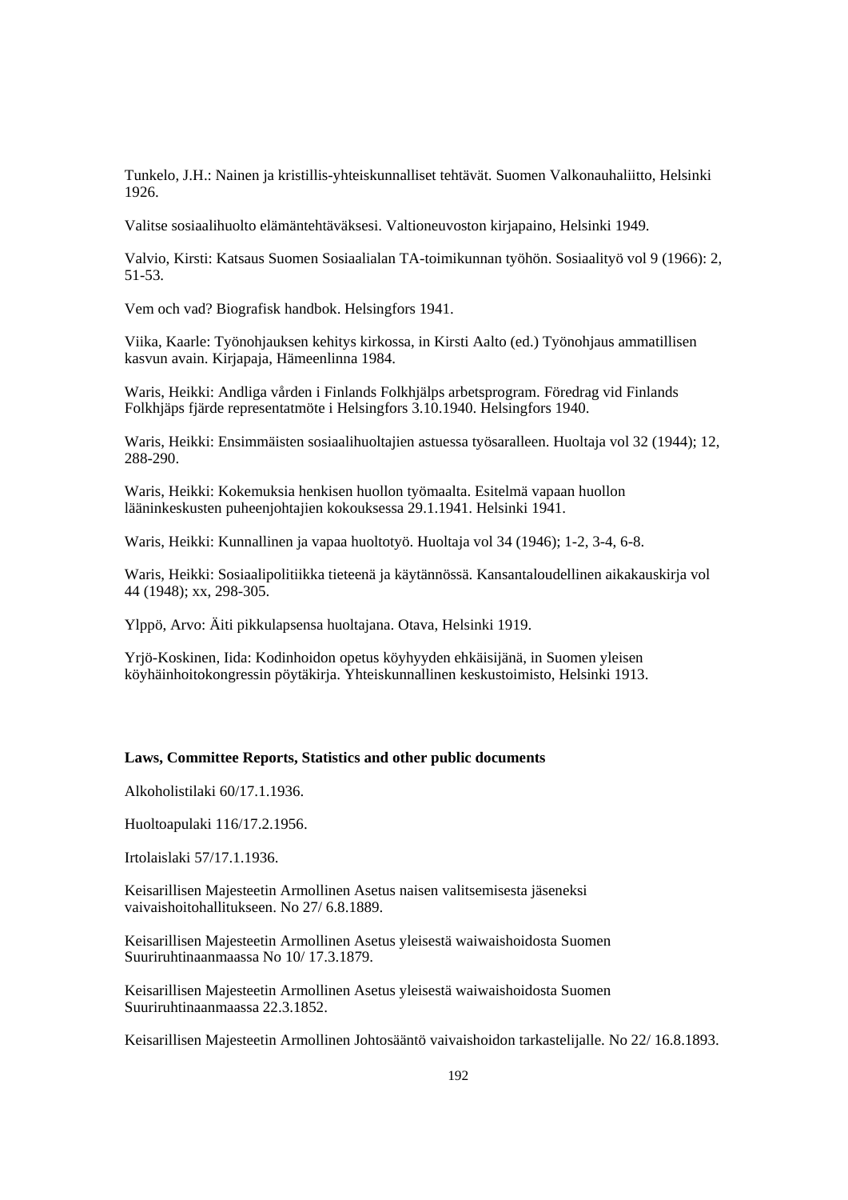Tunkelo, J.H.: Nainen ja kristillis-yhteiskunnalliset tehtävät. Suomen Valkonauhaliitto, Helsinki 1926.

Valitse sosiaalihuolto elämäntehtäväksesi. Valtioneuvoston kirjapaino, Helsinki 1949.

Valvio, Kirsti: Katsaus Suomen Sosiaalialan TA-toimikunnan työhön. Sosiaalityö vol 9 (1966): 2, 51-53.

Vem och vad? Biografisk handbok. Helsingfors 1941.

Viika, Kaarle: Työnohjauksen kehitys kirkossa, in Kirsti Aalto (ed.) Työnohjaus ammatillisen kasvun avain. Kirjapaja, Hämeenlinna 1984.

Waris, Heikki: Andliga vården i Finlands Folkhjälps arbetsprogram. Föredrag vid Finlands Folkhjäps fjärde representatmöte i Helsingfors 3.10.1940. Helsingfors 1940.

Waris, Heikki: Ensimmäisten sosiaalihuoltajien astuessa työsaralleen. Huoltaja vol 32 (1944); 12, 288-290.

Waris, Heikki: Kokemuksia henkisen huollon työmaalta. Esitelmä vapaan huollon lääninkeskusten puheenjohtajien kokouksessa 29.1.1941. Helsinki 1941.

Waris, Heikki: Kunnallinen ja vapaa huoltotyö. Huoltaja vol 34 (1946); 1-2, 3-4, 6-8.

Waris, Heikki: Sosiaalipolitiikka tieteenä ja käytännössä. Kansantaloudellinen aikakauskirja vol 44 (1948); xx, 298-305.

Ylppö, Arvo: Äiti pikkulapsensa huoltajana. Otava, Helsinki 1919.

Yrjö-Koskinen, Iida: Kodinhoidon opetus köyhyyden ehkäisijänä, in Suomen yleisen köyhäinhoitokongressin pöytäkirja. Yhteiskunnallinen keskustoimisto, Helsinki 1913.

**Laws, Committee Reports, Statistics and other public documents**

Alkoholistilaki 60/17.1.1936.

Huoltoapulaki 116/17.2.1956.

Irtolaislaki 57/17.1.1936.

Keisarillisen Majesteetin Armollinen Asetus naisen valitsemisesta jäseneksi vaivaishoitohallitukseen. No 27/ 6.8.1889.

Keisarillisen Majesteetin Armollinen Asetus yleisestä waiwaishoidosta Suomen Suuriruhtinaanmaassa No 10/ 17.3.1879.

Keisarillisen Majesteetin Armollinen Asetus yleisestä waiwaishoidosta Suomen Suuriruhtinaanmaassa 22.3.1852.

Keisarillisen Majesteetin Armollinen Johtosääntö vaivaishoidon tarkastelijalle. No 22/ 16.8.1893.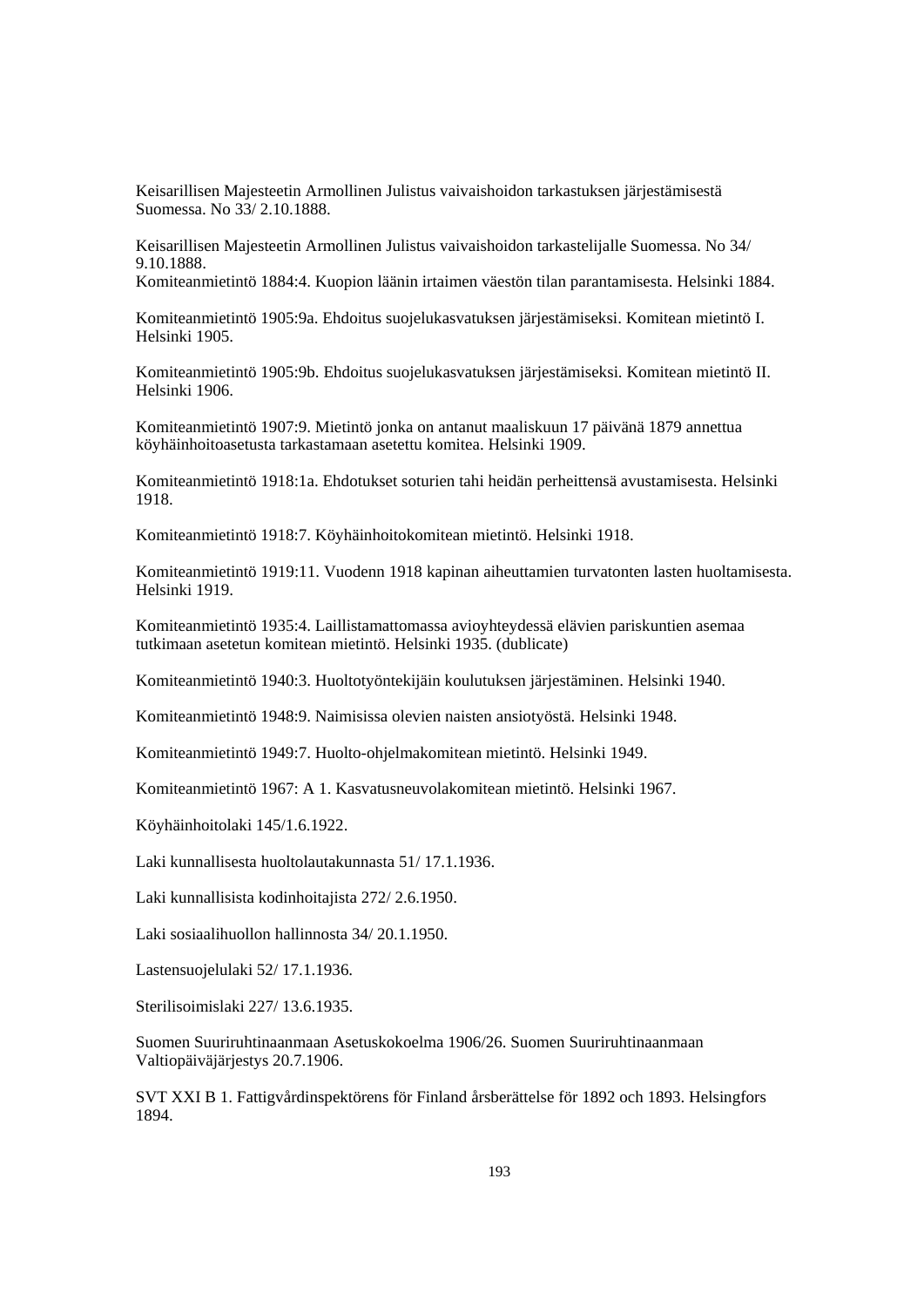Keisarillisen Majesteetin Armollinen Julistus vaivaishoidon tarkastuksen järjestämisestä Suomessa. No 33/ 2.10.1888.

Keisarillisen Majesteetin Armollinen Julistus vaivaishoidon tarkastelijalle Suomessa. No 34/ 9.10.1888.
Komiteanmietintö 1884:4. Kuopion läänin irtaimen väestön tilan parantamisesta. Helsinki 1884.

Komiteanmietintö 1905:9a. Ehdoitus suojelukasvatuksen järjestämiseksi. Komitean mietintö I. Helsinki 1905.

Komiteanmietintö 1905:9b. Ehdoitus suojelukasvatuksen järjestämiseksi. Komitean mietintö II. Helsinki 1906.

Komiteanmietintö 1907:9. Mietintö jonka on antanut maaliskuun 17 päivänä 1879 annettua köyhäinhoitoasetusta tarkastamaan asetettu komitea. Helsinki 1909.

Komiteanmietintö 1918:1a. Ehdotukset soturien tahi heidän perheittensä avustamisesta. Helsinki 1918.

Komiteanmietintö 1918:7. Köyhäinhoitokomitean mietintö. Helsinki 1918.

Komiteanmietintö 1919:11. Vuodenn 1918 kapinan aiheuttamien turvatonten lasten huoltamisesta. Helsinki 1919.

Komiteanmietintö 1935:4. Laillistamattomassa avioyhteydessä elävien pariskuntien asemaa tutkimaan asetetun komitean mietintö. Helsinki 1935. (dublicate)

Komiteanmietintö 1940:3. Huoltotyöntekijäin koulutuksen järjestäminen. Helsinki 1940.

Komiteanmietintö 1948:9. Naimisissa olevien naisten ansiotyöstä. Helsinki 1948.

Komiteanmietintö 1949:7. Huolto-ohjelmakomitean mietintö. Helsinki 1949.

Komiteanmietintö 1967: A 1. Kasvatusneuvolakomitean mietintö. Helsinki 1967.

Köyhäinhoitolaki 145/1.6.1922.

Laki kunnallisesta huoltolautakunnasta 51/ 17.1.1936.

Laki kunnallisista kodinhoitajista 272/ 2.6.1950.

Laki sosiaalihuollon hallinnosta 34/ 20.1.1950.

Lastensuojelulaki 52/ 17.1.1936.

Sterilisoimislaki 227/ 13.6.1935.

Suomen Suuriruhtinaanmaan Asetuskokoelma 1906/26. Suomen Suuriruhtinaanmaan Valtiopäiväjärjestys 20.7.1906.

SVT XXI B 1. Fattigvårdinspektörens för Finland årsberättelse för 1892 och 1893. Helsingfors 1894.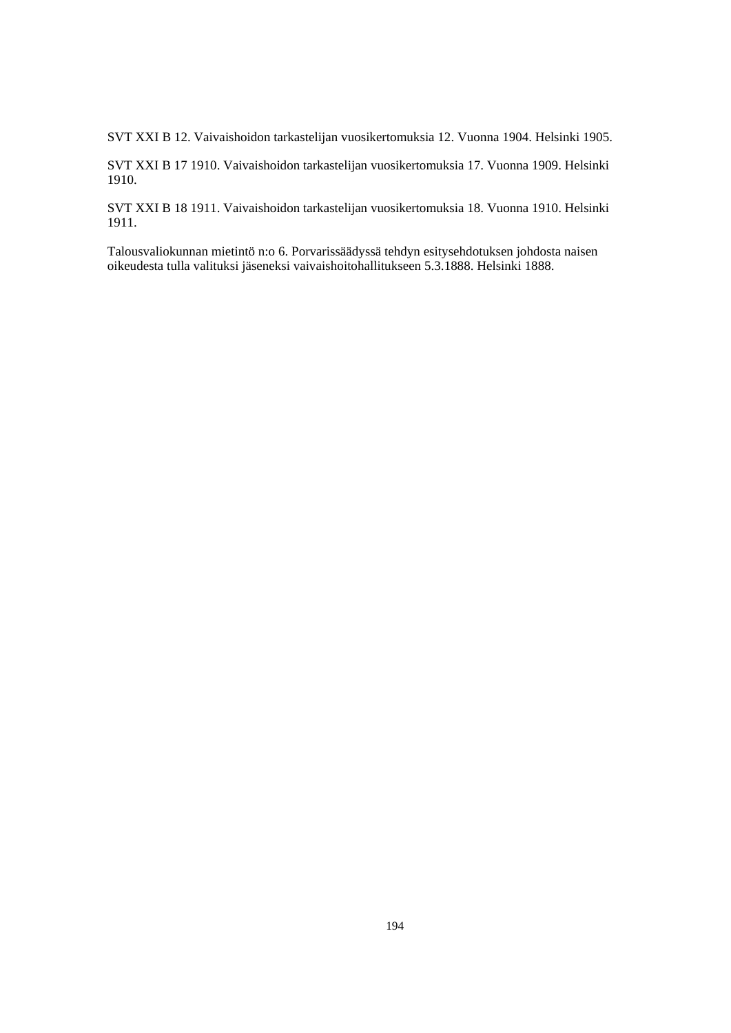SVT XXI B 12. Vaivaishoidon tarkastelijan vuosikertomuksia 12. Vuonna 1904. Helsinki 1905.

SVT XXI B 17 1910. Vaivaishoidon tarkastelijan vuosikertomuksia 17. Vuonna 1909. Helsinki 1910.

SVT XXI B 18 1911. Vaivaishoidon tarkastelijan vuosikertomuksia 18. Vuonna 1910. Helsinki 1911.

Talousvaliokunnan mietintö n:o 6. Porvarissäädyssä tehdyn esitysehdotuksen johdosta naisen oikeudesta tulla valituksi jäseneksi vaivaishoitohallitukseen 5.3.1888. Helsinki 1888.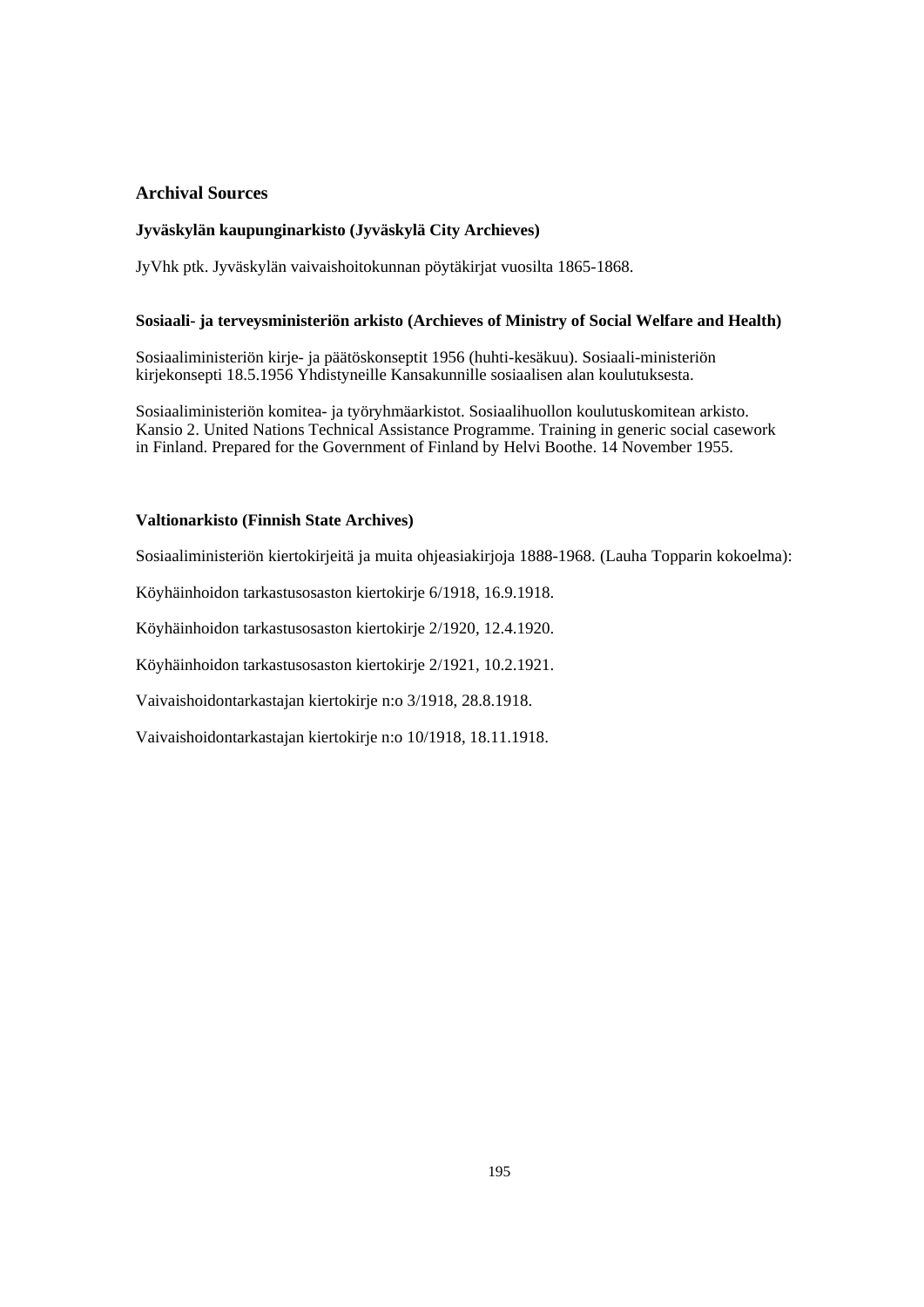## Archival Sources

### Jyväskylän kaupunginarkisto (Jyväskylä City Archieves)

JyVhk ptk. Jyväskylän vaivaishoitokunnan pöytäkirjat vuosilta 1865-1868.

### Sosiaali- ja terveysministeriön arkisto (Archieves of Ministry of Social Welfare and Health)

Sosiaaliministeriön kirje- ja päätöskonseptit 1956 (huhti-kesäkuu). Sosiaali-ministeriön kirjekonsepti 18.5.1956 Yhdistyneille Kansakunnille sosiaalisen alan koulutuksesta.

Sosiaaliministeriön komitea- ja työryhmäarkistot. Sosiaalihuollon koulutuskomitean arkisto. Kansio 2. United Nations Technical Assistance Programme. Training in generic social casework in Finland. Prepared for the Government of Finland by Helvi Boothe. 14 November 1955.

### Valtionarkisto (Finnish State Archives)

Sosiaaliministeriön kiertokirjeitä ja muita ohjeasiakirjoja 1888-1968. (Lauha Topparin kokoelma):

Köyhäinhoidon tarkastusosaston kiertokirje 6/1918, 16.9.1918.

Köyhäinhoidon tarkastusosaston kiertokirje 2/1920, 12.4.1920.

Köyhäinhoidon tarkastusosaston kiertokirje 2/1921, 10.2.1921.

Vaivaishoidontarkastajan kiertokirje n:o 3/1918, 28.8.1918.

Vaivaishoidontarkastajan kiertokirje n:o 10/1918, 18.11.1918.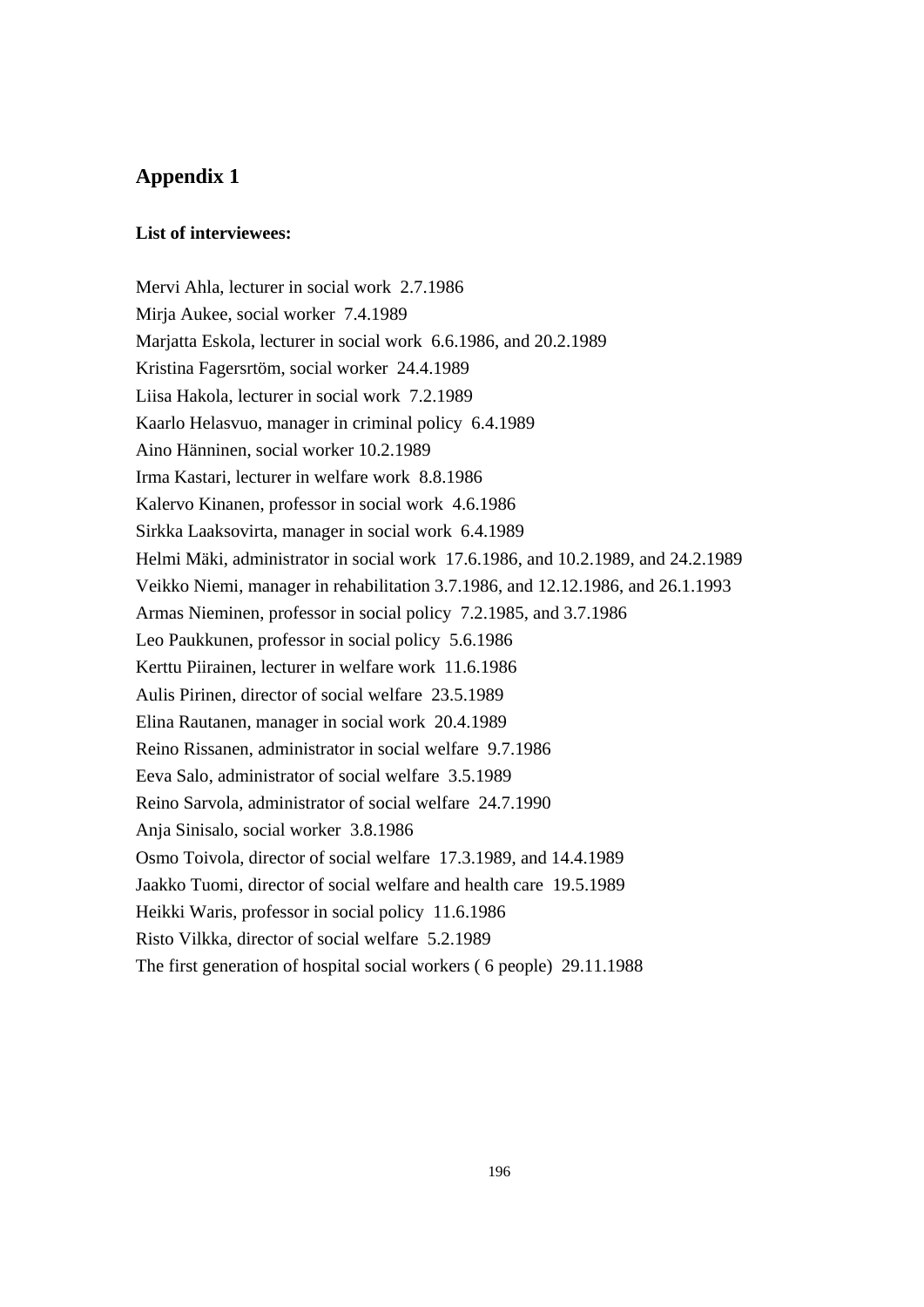# Appendix 1

**List of interviewees:**

Mervi Ahla, lecturer in social work 2.7.1986
Mirja Aukee, social worker 7.4.1989
Marjatta Eskola, lecturer in social work 6.6.1986, and 20.2.1989
Kristina Fagersrtöm, social worker 24.4.1989
Liisa Hakola, lecturer in social work 7.2.1989
Kaarlo Helasvuo, manager in criminal policy 6.4.1989
Aino Hänninen, social worker 10.2.1989
Irma Kastari, lecturer in welfare work 8.8.1986
Kalervo Kinanen, professor in social work 4.6.1986
Sirkka Laaksovirta, manager in social work 6.4.1989
Helmi Mäki, administrator in social work 17.6.1986, and 10.2.1989, and 24.2.1989
Veikko Niemi, manager in rehabilitation 3.7.1986, and 12.12.1986, and 26.1.1993
Armas Nieminen, professor in social policy 7.2.1985, and 3.7.1986
Leo Paukkunen, professor in social policy 5.6.1986
Kerttu Piirainen, lecturer in welfare work 11.6.1986
Aulis Pirinen, director of social welfare 23.5.1989
Elina Rautanen, manager in social work 20.4.1989
Reino Rissanen, administrator in social welfare 9.7.1986
Eeva Salo, administrator of social welfare 3.5.1989
Reino Sarvola, administrator of social welfare 24.7.1990
Anja Sinisalo, social worker 3.8.1986
Osmo Toivola, director of social welfare 17.3.1989, and 14.4.1989
Jaakko Tuomi, director of social welfare and health care 19.5.1989
Heikki Waris, professor in social policy 11.6.1986
Risto Vilkka, director of social welfare 5.2.1989
The first generation of hospital social workers ( 6 people) 29.11.1988